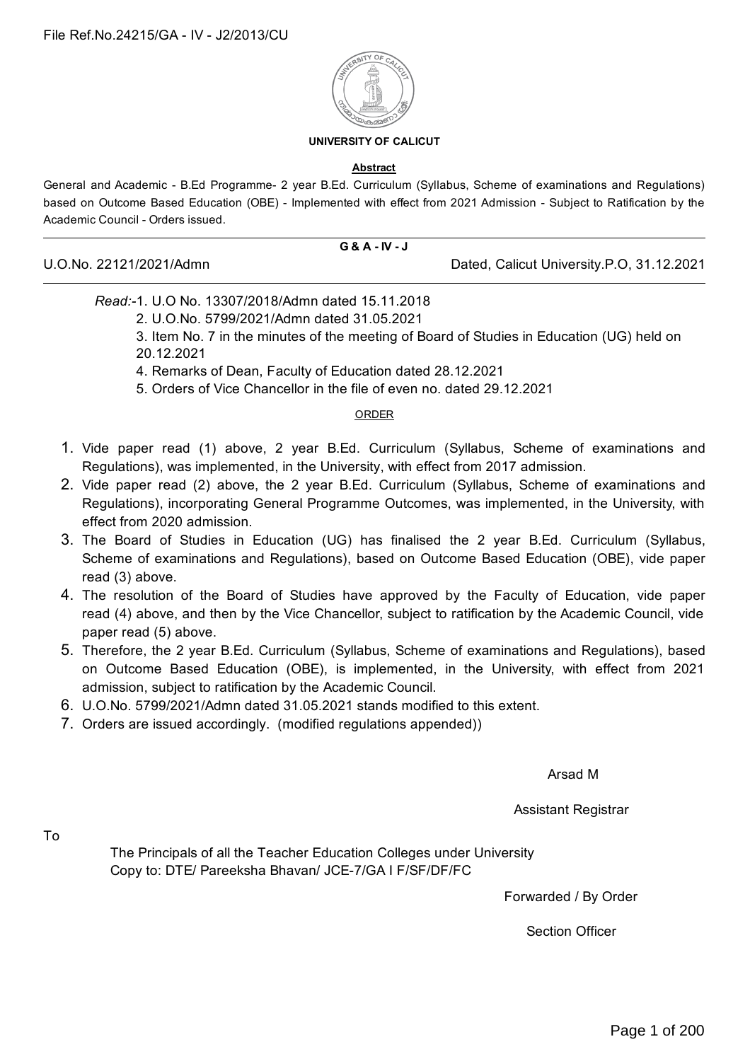File Ref.No.24215/GA - IV - J2/2013/CU

**UNIVERSITY OF CALICUT**

**Abstract**

General and Academic - B.Ed Programme- 2 year B.Ed. Curriculum (Syllabus, Scheme of examinations and Regulations) based on Outcome Based Education (OBE) - Implemented with effect from 2021 Admission - Subject to Ratification by the Academic Council - Orders issued.

**G & A - IV - J**

U.O.No. 22121/2021/Admn    Dated, Calicut University.P.O, 31.12.2021

*Read:*-1. U.O No. 13307/2018/Admn dated 15.11.2018
2. U.O.No. 5799/2021/Admn dated 31.05.2021
3. Item No. 7 in the minutes of the meeting of Board of Studies in Education (UG) held on 20.12.2021
4. Remarks of Dean, Faculty of Education dated 28.12.2021
5. Orders of Vice Chancellor in the file of even no. dated 29.12.2021

ORDER

1. Vide paper read (1) above, 2 year B.Ed. Curriculum (Syllabus, Scheme of examinations and Regulations), was implemented, in the University, with effect from 2017 admission.
2. Vide paper read (2) above, the 2 year B.Ed. Curriculum (Syllabus, Scheme of examinations and Regulations), incorporating General Programme Outcomes, was implemented, in the University, with effect from 2020 admission.
3. The Board of Studies in Education (UG) has finalised the 2 year B.Ed. Curriculum (Syllabus, Scheme of examinations and Regulations), based on Outcome Based Education (OBE), vide paper read (3) above.
4. The resolution of the Board of Studies have approved by the Faculty of Education, vide paper read (4) above, and then by the Vice Chancellor, subject to ratification by the Academic Council, vide paper read (5) above.
5. Therefore, the 2 year B.Ed. Curriculum (Syllabus, Scheme of examinations and Regulations), based on Outcome Based Education (OBE), is implemented, in the University, with effect from 2021 admission, subject to ratification by the Academic Council.
6. U.O.No. 5799/2021/Admn dated 31.05.2021 stands modified to this extent.
7. Orders are issued accordingly. (modified regulations appended))

Arsad M

Assistant Registrar

To

The Principals of all the Teacher Education Colleges under University
Copy to: DTE/ Pareeksha Bhavan/ JCE-7/GA I F/SF/DF/FC

Forwarded / By Order

Section Officer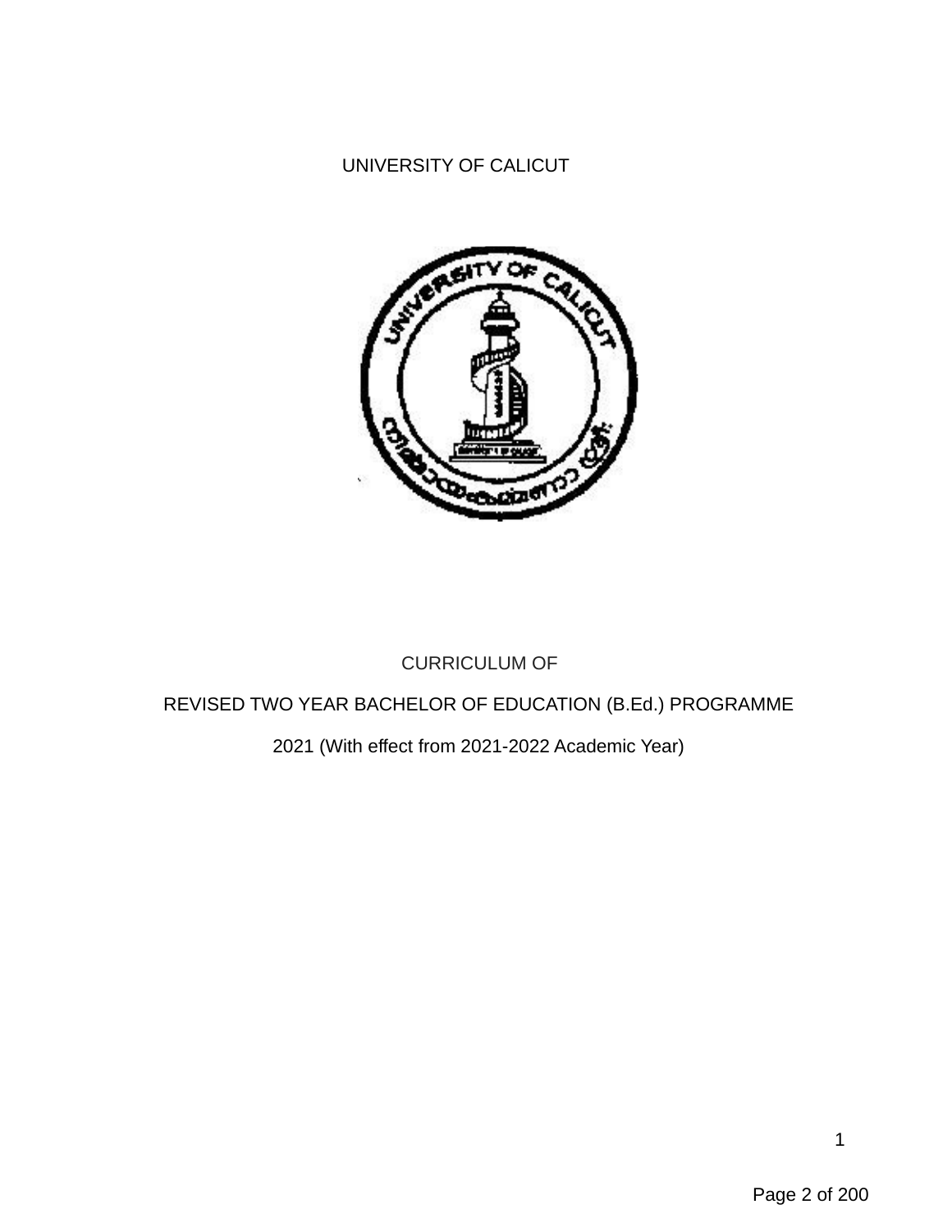# UNIVERSITY OF CALICUT

## CURRICULUM OF

## REVISED TWO YEAR BACHELOR OF EDUCATION (B.Ed.) PROGRAMME

2021 (With effect from 2021-2022 Academic Year)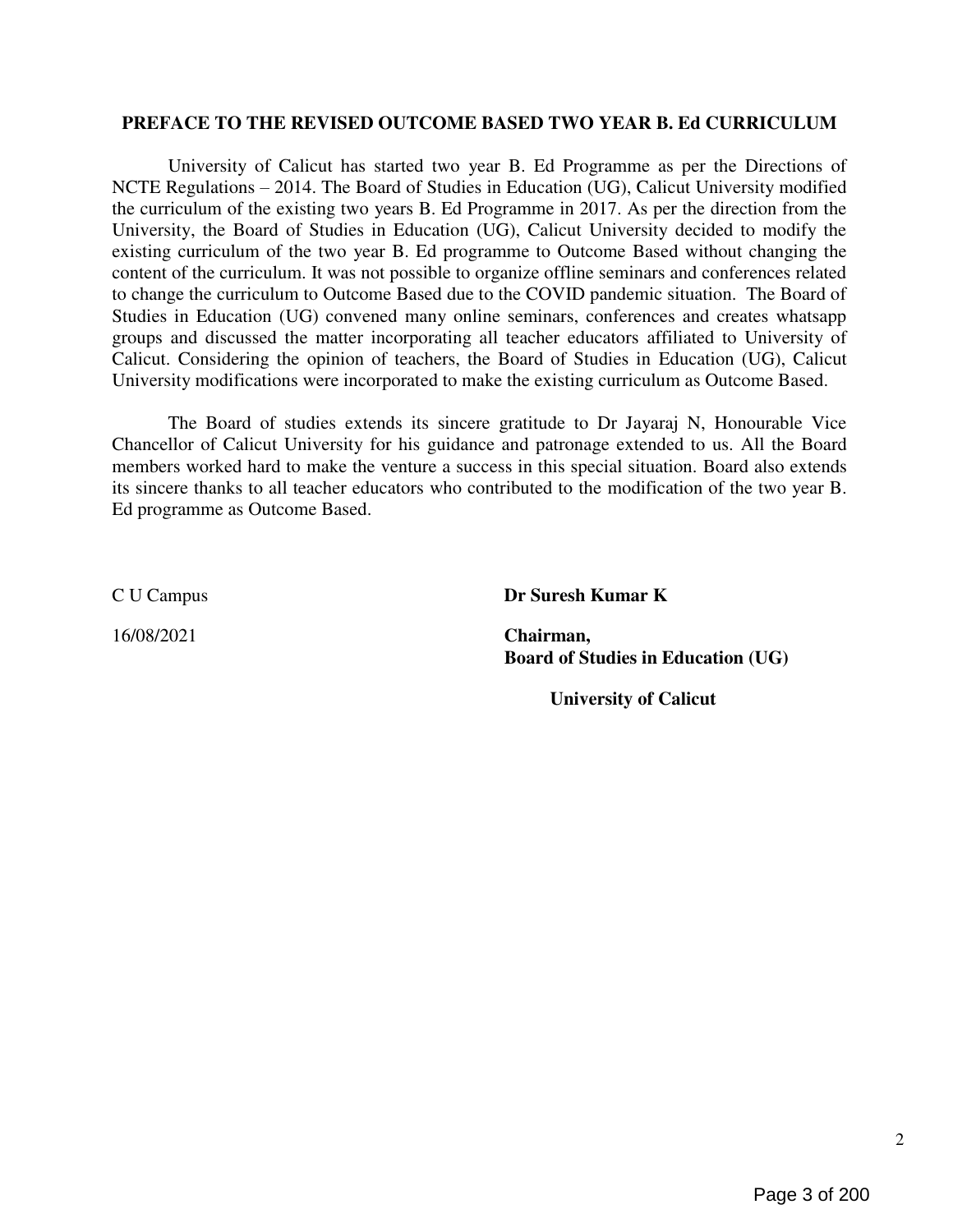## PREFACE TO THE REVISED OUTCOME BASED TWO YEAR B. Ed CURRICULUM

University of Calicut has started two year B. Ed Programme as per the Directions of NCTE Regulations – 2014. The Board of Studies in Education (UG), Calicut University modified the curriculum of the existing two years B. Ed Programme in 2017. As per the direction from the University, the Board of Studies in Education (UG), Calicut University decided to modify the existing curriculum of the two year B. Ed programme to Outcome Based without changing the content of the curriculum. It was not possible to organize offline seminars and conferences related to change the curriculum to Outcome Based due to the COVID pandemic situation. The Board of Studies in Education (UG) convened many online seminars, conferences and creates whatsapp groups and discussed the matter incorporating all teacher educators affiliated to University of Calicut. Considering the opinion of teachers, the Board of Studies in Education (UG), Calicut University modifications were incorporated to make the existing curriculum as Outcome Based.

The Board of studies extends its sincere gratitude to Dr Jayaraj N, Honourable Vice Chancellor of Calicut University for his guidance and patronage extended to us. All the Board members worked hard to make the venture a success in this special situation. Board also extends its sincere thanks to all teacher educators who contributed to the modification of the two year B. Ed programme as Outcome Based.

C U Campus

16/08/2021

**Dr Suresh Kumar K**

**Chairman,**
**Board of Studies in Education (UG)**

**University of Calicut**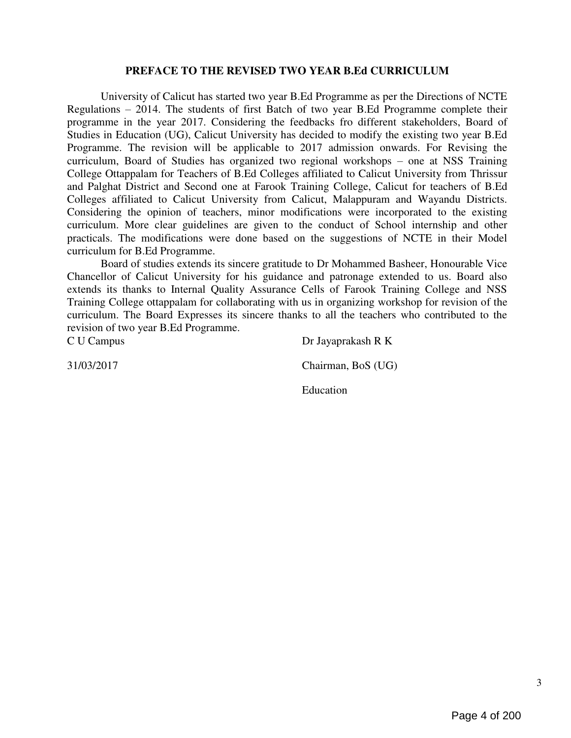## PREFACE TO THE REVISED TWO YEAR B.Ed CURRICULUM

University of Calicut has started two year B.Ed Programme as per the Directions of NCTE Regulations – 2014. The students of first Batch of two year B.Ed Programme complete their programme in the year 2017. Considering the feedbacks fro different stakeholders, Board of Studies in Education (UG), Calicut University has decided to modify the existing two year B.Ed Programme. The revision will be applicable to 2017 admission onwards. For Revising the curriculum, Board of Studies has organized two regional workshops – one at NSS Training College Ottappalam for Teachers of B.Ed Colleges affiliated to Calicut University from Thrissur and Palghat District and Second one at Farook Training College, Calicut for teachers of B.Ed Colleges affiliated to Calicut University from Calicut, Malappuram and Wayandu Districts. Considering the opinion of teachers, minor modifications were incorporated to the existing curriculum. More clear guidelines are given to the conduct of School internship and other practicals. The modifications were done based on the suggestions of NCTE in their Model curriculum for B.Ed Programme.

Board of studies extends its sincere gratitude to Dr Mohammed Basheer, Honourable Vice Chancellor of Calicut University for his guidance and patronage extended to us. Board also extends its thanks to Internal Quality Assurance Cells of Farook Training College and NSS Training College ottappalam for collaborating with us in organizing workshop for revision of the curriculum. The Board Expresses its sincere thanks to all the teachers who contributed to the revision of two year B.Ed Programme.

C U Campus — Dr Jayaprakash R K

31/03/2017 — Chairman, BoS (UG)

Education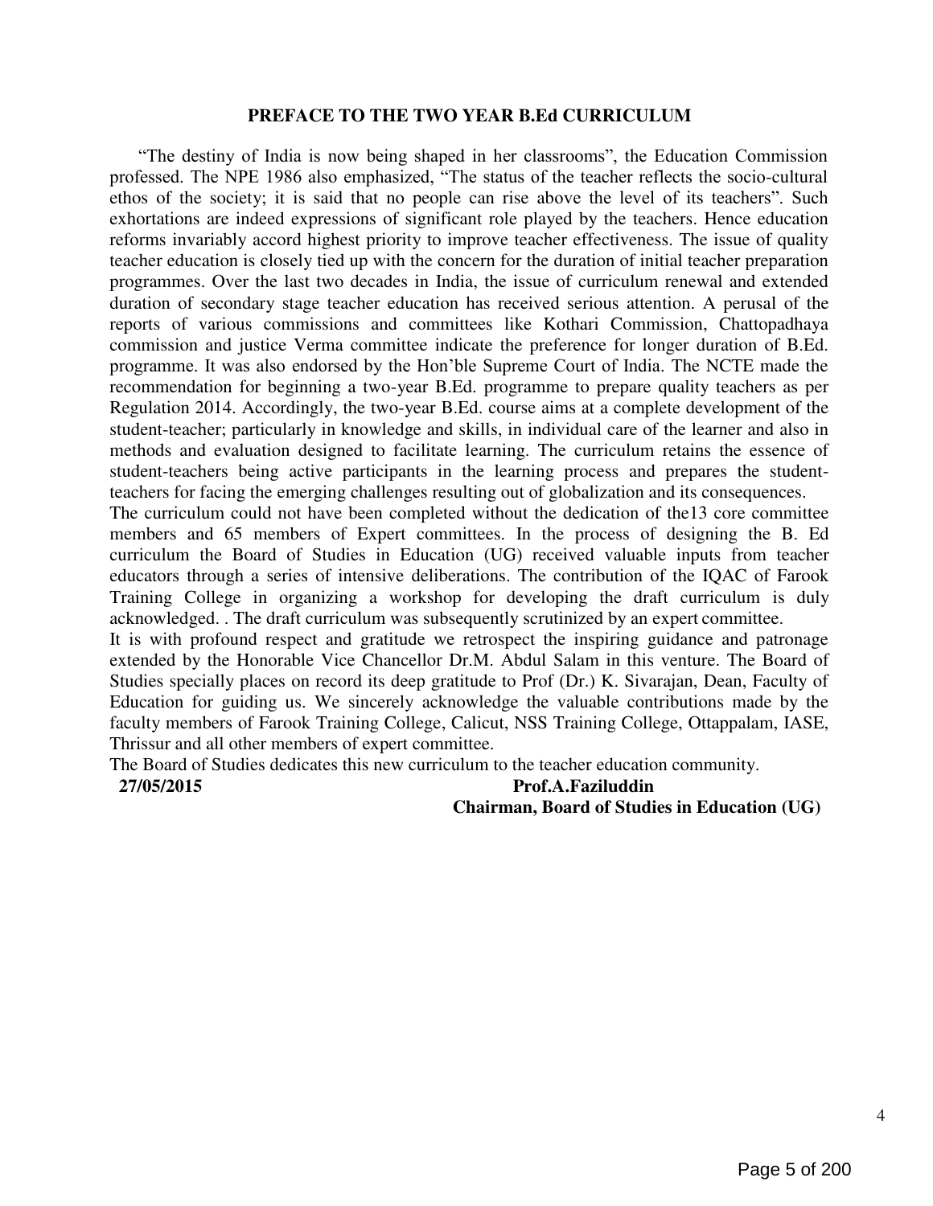## PREFACE TO THE TWO YEAR B.Ed CURRICULUM

"The destiny of India is now being shaped in her classrooms", the Education Commission professed. The NPE 1986 also emphasized, "The status of the teacher reflects the socio-cultural ethos of the society; it is said that no people can rise above the level of its teachers". Such exhortations are indeed expressions of significant role played by the teachers. Hence education reforms invariably accord highest priority to improve teacher effectiveness. The issue of quality teacher education is closely tied up with the concern for the duration of initial teacher preparation programmes. Over the last two decades in India, the issue of curriculum renewal and extended duration of secondary stage teacher education has received serious attention. A perusal of the reports of various commissions and committees like Kothari Commission, Chattopadhaya commission and justice Verma committee indicate the preference for longer duration of B.Ed. programme. It was also endorsed by the Hon'ble Supreme Court of India. The NCTE made the recommendation for beginning a two-year B.Ed. programme to prepare quality teachers as per Regulation 2014. Accordingly, the two-year B.Ed. course aims at a complete development of the student-teacher; particularly in knowledge and skills, in individual care of the learner and also in methods and evaluation designed to facilitate learning. The curriculum retains the essence of student-teachers being active participants in the learning process and prepares the student-teachers for facing the emerging challenges resulting out of globalization and its consequences.

The curriculum could not have been completed without the dedication of the13 core committee members and 65 members of Expert committees. In the process of designing the B. Ed curriculum the Board of Studies in Education (UG) received valuable inputs from teacher educators through a series of intensive deliberations. The contribution of the IQAC of Farook Training College in organizing a workshop for developing the draft curriculum is duly acknowledged. . The draft curriculum was subsequently scrutinized by an expert committee.

It is with profound respect and gratitude we retrospect the inspiring guidance and patronage extended by the Honorable Vice Chancellor Dr.M. Abdul Salam in this venture. The Board of Studies specially places on record its deep gratitude to Prof (Dr.) K. Sivarajan, Dean, Faculty of Education for guiding us. We sincerely acknowledge the valuable contributions made by the faculty members of Farook Training College, Calicut, NSS Training College, Ottappalam, IASE, Thrissur and all other members of expert committee.

The Board of Studies dedicates this new curriculum to the teacher education community.

**27/05/2015**

**Prof.A.Faziluddin**
**Chairman, Board of Studies in Education (UG)**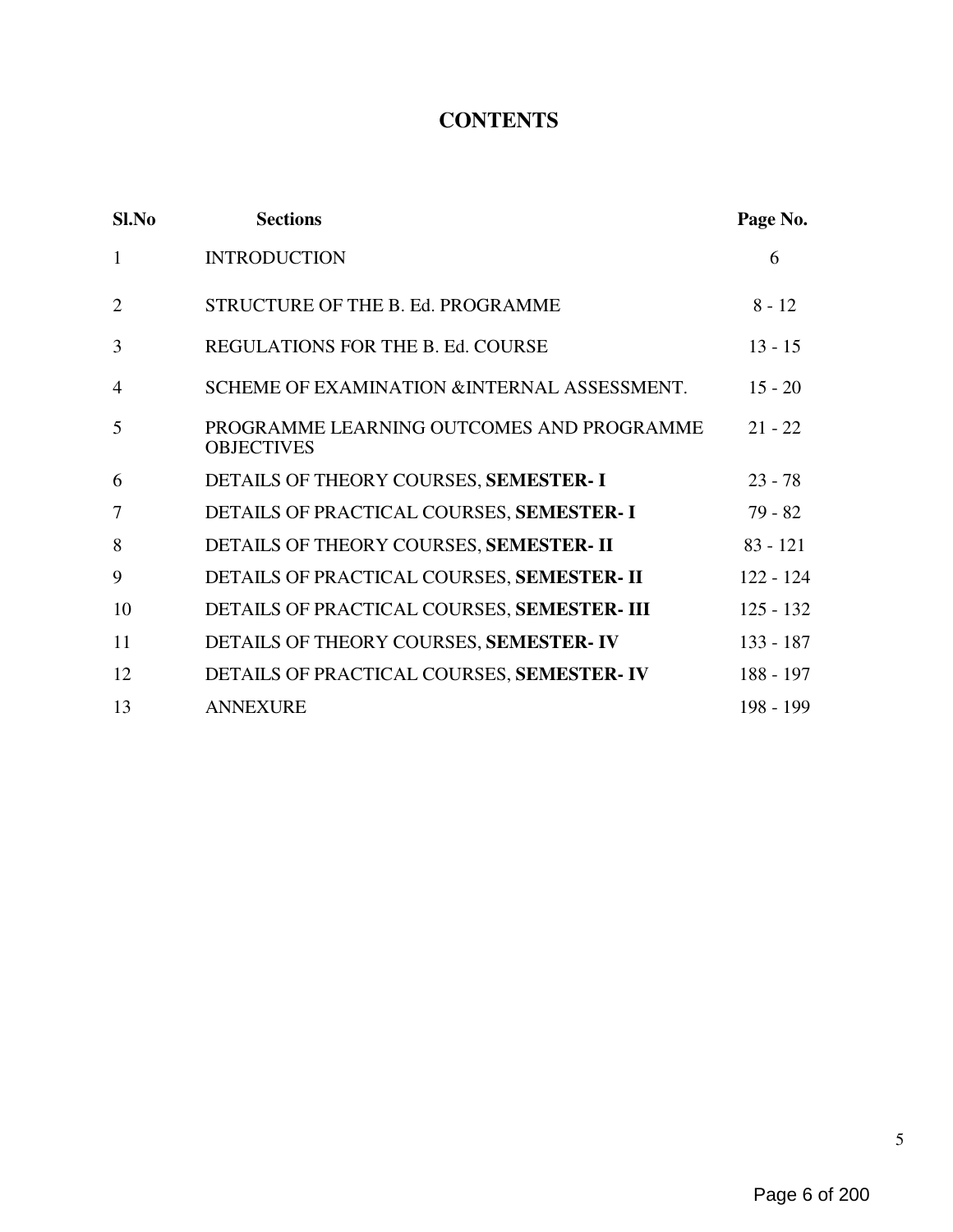# CONTENTS

| Sl.No | Sections | Page No. |
|---|---|---|
| 1 | INTRODUCTION | 6 |
| 2 | STRUCTURE OF THE B. Ed. PROGRAMME | 8 - 12 |
| 3 | REGULATIONS FOR THE B. Ed. COURSE | 13 - 15 |
| 4 | SCHEME OF EXAMINATION &INTERNAL ASSESSMENT. | 15 - 20 |
| 5 | PROGRAMME LEARNING OUTCOMES AND PROGRAMME OBJECTIVES | 21 - 22 |
| 6 | DETAILS OF THEORY COURSES, **SEMESTER- I** | 23 - 78 |
| 7 | DETAILS OF PRACTICAL COURSES, **SEMESTER- I** | 79 - 82 |
| 8 | DETAILS OF THEORY COURSES, **SEMESTER- II** | 83 - 121 |
| 9 | DETAILS OF PRACTICAL COURSES, **SEMESTER- II** | 122 - 124 |
| 10 | DETAILS OF PRACTICAL COURSES, **SEMESTER- III** | 125 - 132 |
| 11 | DETAILS OF THEORY COURSES, **SEMESTER- IV** | 133 - 187 |
| 12 | DETAILS OF PRACTICAL COURSES, **SEMESTER- IV** | 188 - 197 |
| 13 | ANNEXURE | 198 - 199 |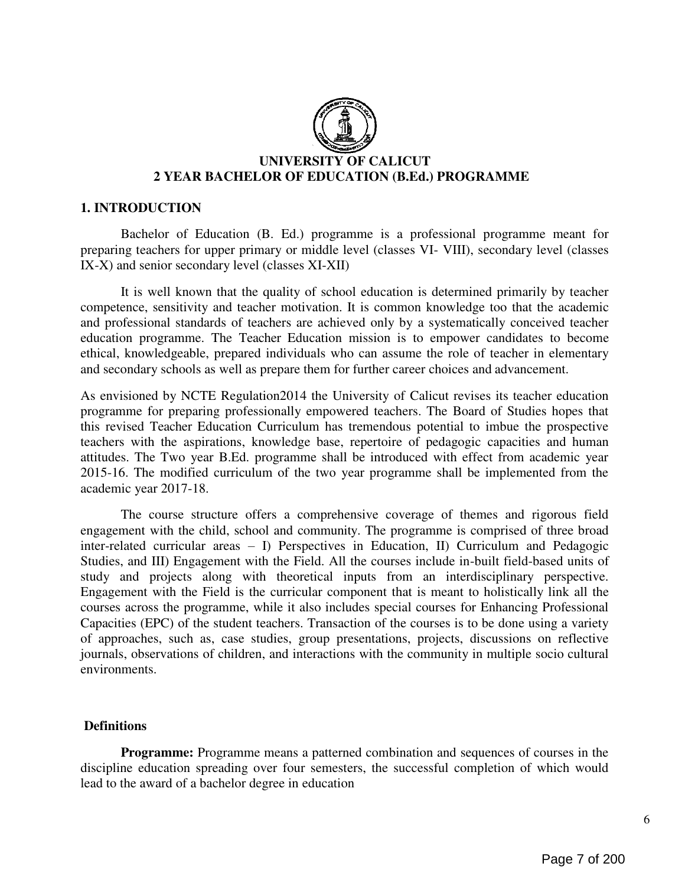# UNIVERSITY OF CALICUT
## 2 YEAR BACHELOR OF EDUCATION (B.Ed.) PROGRAMME

### 1. INTRODUCTION

Bachelor of Education (B. Ed.) programme is a professional programme meant for preparing teachers for upper primary or middle level (classes VI- VIII), secondary level (classes IX-X) and senior secondary level (classes XI-XII)

It is well known that the quality of school education is determined primarily by teacher competence, sensitivity and teacher motivation. It is common knowledge too that the academic and professional standards of teachers are achieved only by a systematically conceived teacher education programme. The Teacher Education mission is to empower candidates to become ethical, knowledgeable, prepared individuals who can assume the role of teacher in elementary and secondary schools as well as prepare them for further career choices and advancement.

As envisioned by NCTE Regulation2014 the University of Calicut revises its teacher education programme for preparing professionally empowered teachers. The Board of Studies hopes that this revised Teacher Education Curriculum has tremendous potential to imbue the prospective teachers with the aspirations, knowledge base, repertoire of pedagogic capacities and human attitudes. The Two year B.Ed. programme shall be introduced with effect from academic year 2015-16. The modified curriculum of the two year programme shall be implemented from the academic year 2017-18.

The course structure offers a comprehensive coverage of themes and rigorous field engagement with the child, school and community. The programme is comprised of three broad inter-related curricular areas – I) Perspectives in Education, II) Curriculum and Pedagogic Studies, and III) Engagement with the Field. All the courses include in-built field-based units of study and projects along with theoretical inputs from an interdisciplinary perspective. Engagement with the Field is the curricular component that is meant to holistically link all the courses across the programme, while it also includes special courses for Enhancing Professional Capacities (EPC) of the student teachers. Transaction of the courses is to be done using a variety of approaches, such as, case studies, group presentations, projects, discussions on reflective journals, observations of children, and interactions with the community in multiple socio cultural environments.

### Definitions

**Programme:** Programme means a patterned combination and sequences of courses in the discipline education spreading over four semesters, the successful completion of which would lead to the award of a bachelor degree in education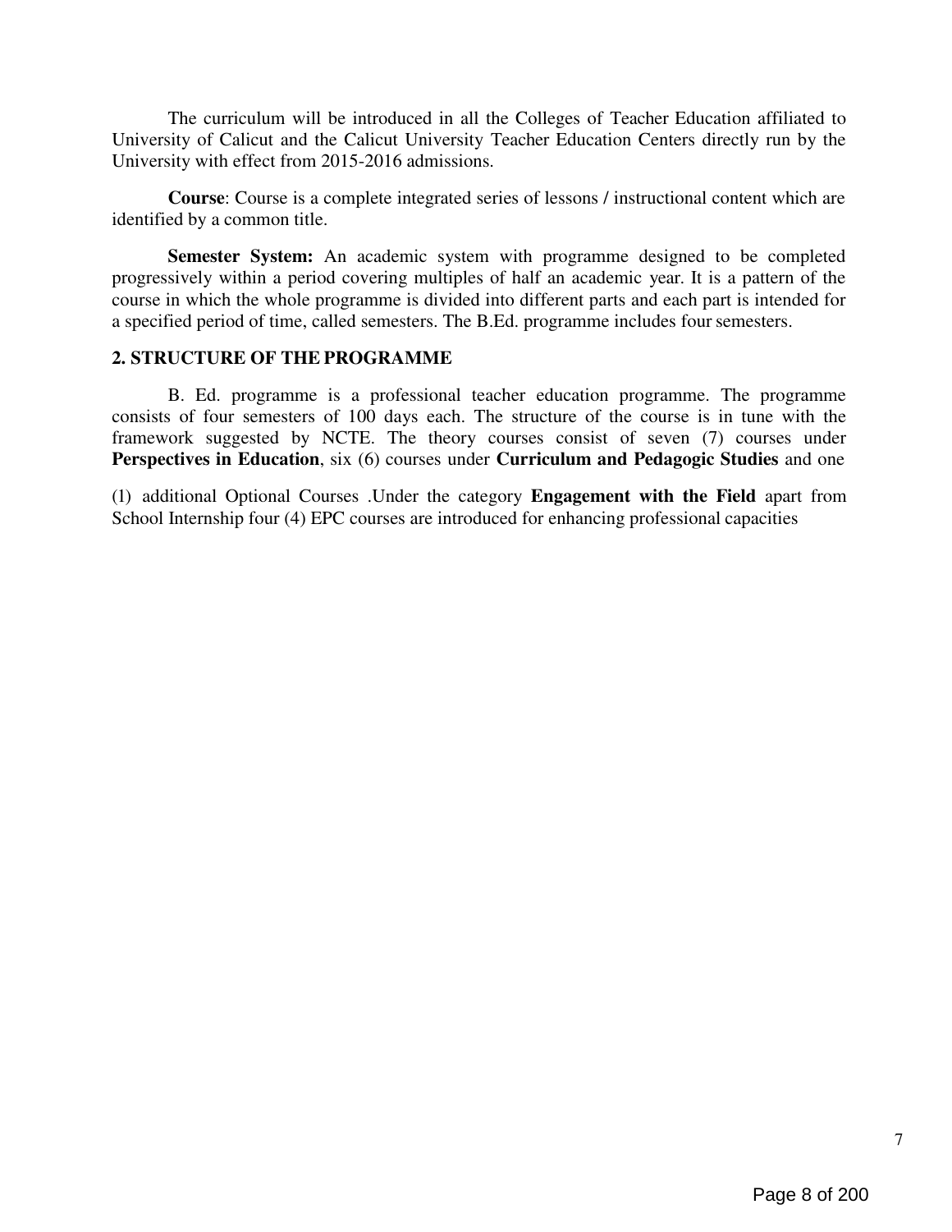The curriculum will be introduced in all the Colleges of Teacher Education affiliated to University of Calicut and the Calicut University Teacher Education Centers directly run by the University with effect from 2015-2016 admissions.

**Course**: Course is a complete integrated series of lessons / instructional content which are identified by a common title.

**Semester System:** An academic system with programme designed to be completed progressively within a period covering multiples of half an academic year. It is a pattern of the course in which the whole programme is divided into different parts and each part is intended for a specified period of time, called semesters. The B.Ed. programme includes four semesters.

## 2. STRUCTURE OF THE PROGRAMME

B. Ed. programme is a professional teacher education programme. The programme consists of four semesters of 100 days each. The structure of the course is in tune with the framework suggested by NCTE. The theory courses consist of seven (7) courses under **Perspectives in Education**, six (6) courses under **Curriculum and Pedagogic Studies** and one

(1) additional Optional Courses .Under the category **Engagement with the Field** apart from School Internship four (4) EPC courses are introduced for enhancing professional capacities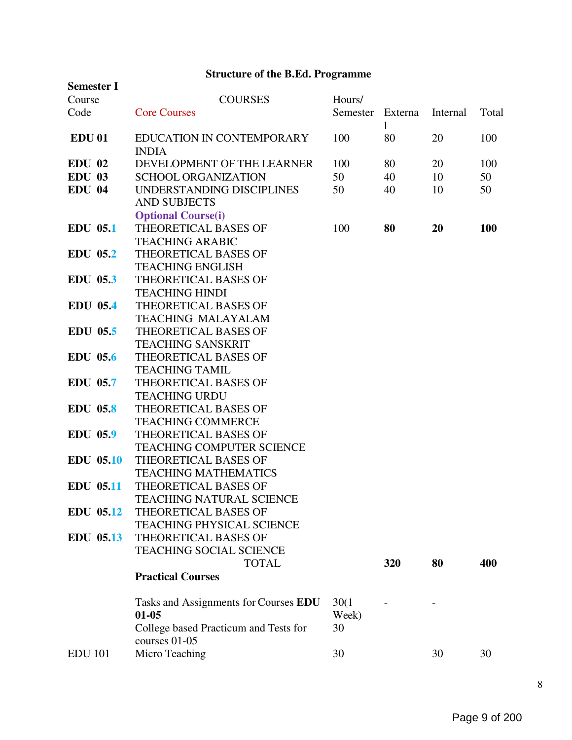## Structure of the B.Ed. Programme

**Semester I**

| Course Code | COURSES | Hours/ Semester | External | Internal | Total |
|---|---|---|---|---|---|
| | Core Courses | | | | |
| **EDU 01** | EDUCATION IN CONTEMPORARY INDIA | 100 | 80 | 20 | 100 |
| **EDU 02** | DEVELOPMENT OF THE LEARNER | 100 | 80 | 20 | 100 |
| **EDU 03** | SCHOOL ORGANIZATION | 50 | 40 | 10 | 50 |
| **EDU 04** | UNDERSTANDING DISCIPLINES AND SUBJECTS | 50 | 40 | 10 | 50 |
| | **Optional Course(i)** | | | | |
| **EDU 05.1** | THEORETICAL BASES OF TEACHING ARABIC | 100 | **80** | **20** | **100** |
| **EDU 05.2** | THEORETICAL BASES OF TEACHING ENGLISH | | | | |
| **EDU 05.3** | THEORETICAL BASES OF TEACHING HINDI | | | | |
| **EDU 05.4** | THEORETICAL BASES OF TEACHING MALAYALAM | | | | |
| **EDU 05.5** | THEORETICAL BASES OF TEACHING SANSKRIT | | | | |
| **EDU 05.6** | THEORETICAL BASES OF TEACHING TAMIL | | | | |
| **EDU 05.7** | THEORETICAL BASES OF TEACHING URDU | | | | |
| **EDU 05.8** | THEORETICAL BASES OF TEACHING COMMERCE | | | | |
| **EDU 05.9** | THEORETICAL BASES OF TEACHING COMPUTER SCIENCE | | | | |
| **EDU 05.10** | THEORETICAL BASES OF TEACHING MATHEMATICS | | | | |
| **EDU 05.11** | THEORETICAL BASES OF TEACHING NATURAL SCIENCE | | | | |
| **EDU 05.12** | THEORETICAL BASES OF TEACHING PHYSICAL SCIENCE | | | | |
| **EDU 05.13** | THEORETICAL BASES OF TEACHING SOCIAL SCIENCE | | | | |
| | TOTAL | | **320** | **80** | **400** |
| | **Practical Courses** | | | | |
| | Tasks and Assignments for Courses **EDU 01-05** | 30(1 Week) | - | - | |
| | College based Practicum and Tests for courses 01-05 | 30 | | | |
| EDU 101 | Micro Teaching | 30 | | 30 | 30 |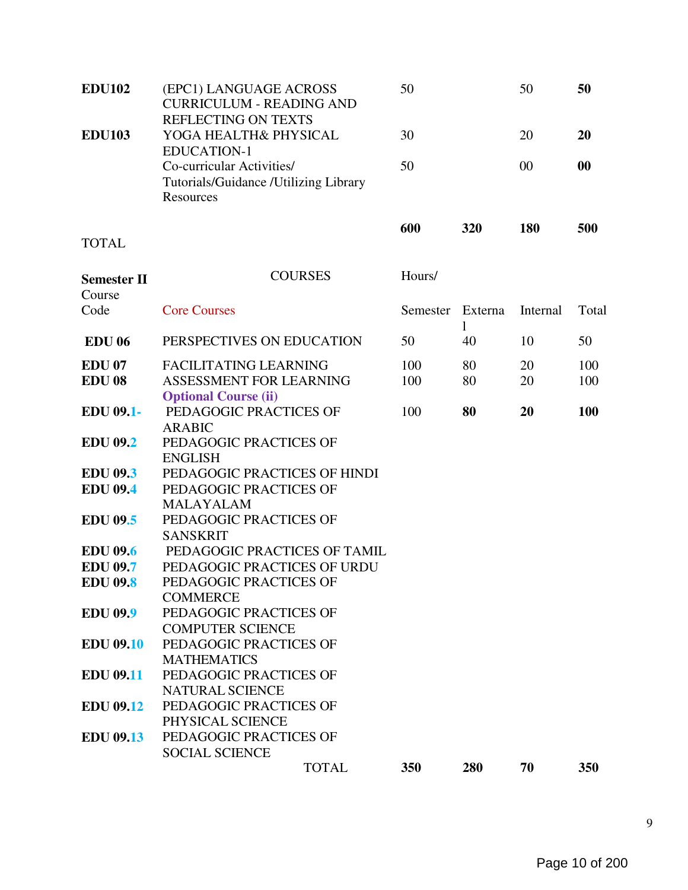| | | | | | |
|---|---|---|---|---|---|
| **EDU102** | (EPC1) LANGUAGE ACROSS CURRICULUM - READING AND REFLECTING ON TEXTS | 50 | | 50 | **50** |
| **EDU103** | YOGA HEALTH& PHYSICAL EDUCATION-1 | 30 | | 20 | **20** |
| | Co-curricular Activities/ Tutorials/Guidance /Utilizing Library Resources | 50 | | 00 | **00** |
| TOTAL | | **600** | **320** | **180** | **500** |

| **Semester II** Course Code | COURSES | Hours/ Semester | External | Internal | Total |
|---|---|---|---|---|---|
| | Core Courses | | | | |
| **EDU 06** | PERSPECTIVES ON EDUCATION | 50 | 40 | 10 | 50 |
| **EDU 07** | FACILITATING LEARNING | 100 | 80 | 20 | 100 |
| **EDU 08** | ASSESSMENT FOR LEARNING | 100 | 80 | 20 | 100 |
| | **Optional Course (ii)** | | | | |
| **EDU 09.1-** | PEDAGOGIC PRACTICES OF ARABIC | 100 | **80** | **20** | **100** |
| **EDU 09.2** | PEDAGOGIC PRACTICES OF ENGLISH | | | | |
| **EDU 09.3** | PEDAGOGIC PRACTICES OF HINDI | | | | |
| **EDU 09.4** | PEDAGOGIC PRACTICES OF MALAYALAM | | | | |
| **EDU 09.5** | PEDAGOGIC PRACTICES OF SANSKRIT | | | | |
| **EDU 09.6** | PEDAGOGIC PRACTICES OF TAMIL | | | | |
| **EDU 09.7** | PEDAGOGIC PRACTICES OF URDU | | | | |
| **EDU 09.8** | PEDAGOGIC PRACTICES OF COMMERCE | | | | |
| **EDU 09.9** | PEDAGOGIC PRACTICES OF COMPUTER SCIENCE | | | | |
| **EDU 09.10** | PEDAGOGIC PRACTICES OF MATHEMATICS | | | | |
| **EDU 09.11** | PEDAGOGIC PRACTICES OF NATURAL SCIENCE | | | | |
| **EDU 09.12** | PEDAGOGIC PRACTICES OF PHYSICAL SCIENCE | | | | |
| **EDU 09.13** | PEDAGOGIC PRACTICES OF SOCIAL SCIENCE | | | | |
| | TOTAL | **350** | **280** | **70** | **350** |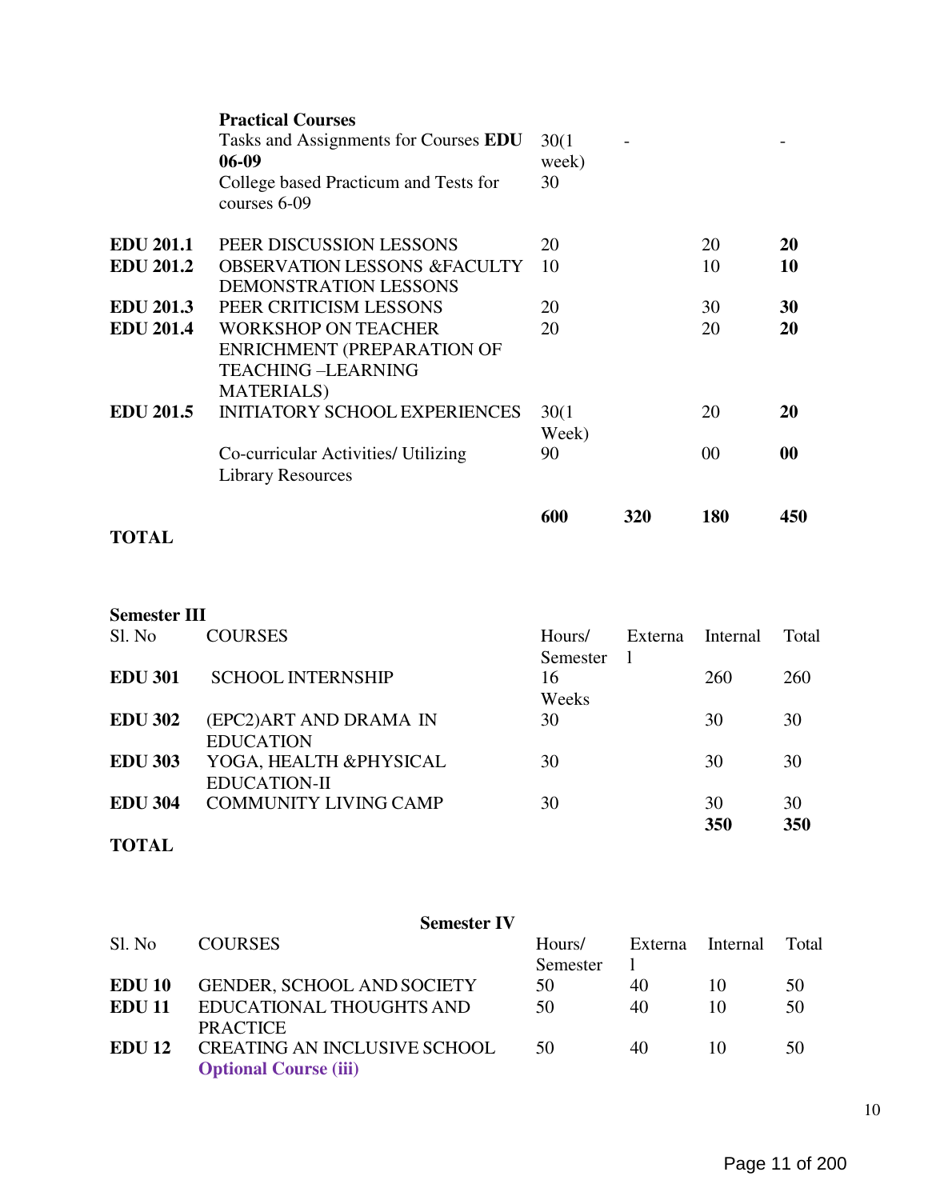| | | | | | |
|---|---|---|---|---|---|
| | **Practical Courses**<br>Tasks and Assignments for Courses **EDU 06-09**<br>College based Practicum and Tests for courses 6-09 | 30(1 week)<br>30 | - | | - |
| **EDU 201.1** | PEER DISCUSSION LESSONS | 20 | | 20 | **20** |
| **EDU 201.2** | OBSERVATION LESSONS &FACULTY DEMONSTRATION LESSONS | 10 | | 10 | **10** |
| **EDU 201.3** | PEER CRITICISM LESSONS | 20 | | 30 | **30** |
| **EDU 201.4** | WORKSHOP ON TEACHER ENRICHMENT (PREPARATION OF TEACHING –LEARNING MATERIALS) | 20 | | 20 | **20** |
| **EDU 201.5** | INITIATORY SCHOOL EXPERIENCES | 30(1 Week) | | 20 | **20** |
| | Co-curricular Activities/ Utilizing Library Resources | 90 | | 00 | **00** |
| **TOTAL** | | **600** | **320** | **180** | **450** |

**Semester III**

| Sl. No | COURSES | Hours/ Semester | External | Internal | Total |
|---|---|---|---|---|---|
| **EDU 301** | SCHOOL INTERNSHIP | 16 Weeks | | 260 | 260 |
| **EDU 302** | (EPC2)ART AND DRAMA IN EDUCATION | 30 | | 30 | 30 |
| **EDU 303** | YOGA, HEALTH &PHYSICAL EDUCATION-II | 30 | | 30 | 30 |
| **EDU 304** | COMMUNITY LIVING CAMP | 30 | | 30 | 30 |
| **TOTAL** | | | | **350** | **350** |

**Semester IV**

| Sl. No | COURSES | Hours/ Semester | External | Internal | Total |
|---|---|---|---|---|---|
| **EDU 10** | GENDER, SCHOOL AND SOCIETY | 50 | 40 | 10 | 50 |
| **EDU 11** | EDUCATIONAL THOUGHTS AND PRACTICE | 50 | 40 | 10 | 50 |
| **EDU 12** | CREATING AN INCLUSIVE SCHOOL | 50 | 40 | 10 | 50 |
| | **Optional Course (iii)** | | | | |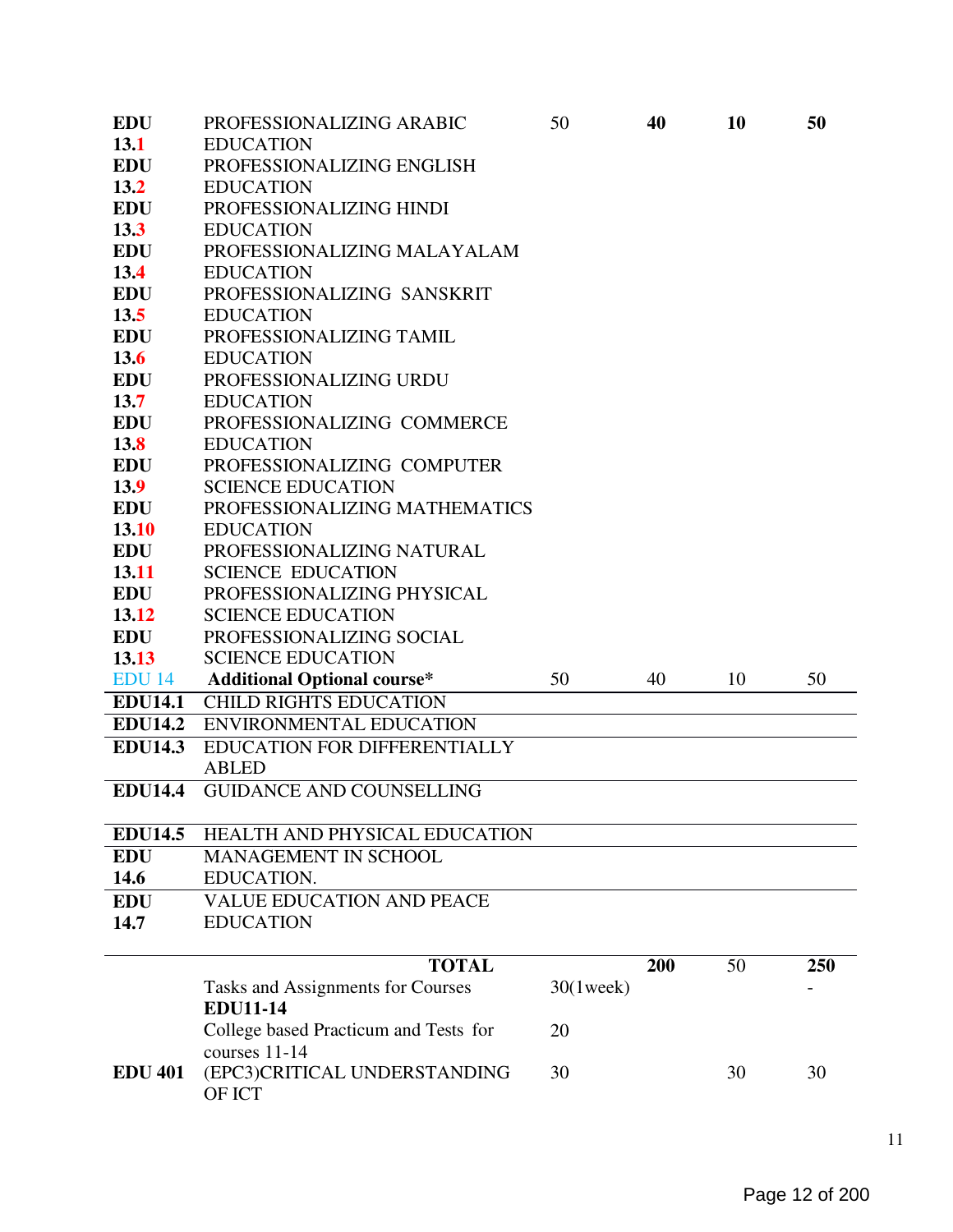| | | | | | |
|---|---|---|---|---|---|
| EDU 13.1 | PROFESSIONALIZING ARABIC EDUCATION | 50 | **40** | **10** | **50** |
| EDU 13.2 | PROFESSIONALIZING ENGLISH EDUCATION | | | | |
| EDU 13.3 | PROFESSIONALIZING HINDI EDUCATION | | | | |
| EDU 13.4 | PROFESSIONALIZING MALAYALAM EDUCATION | | | | |
| EDU 13.5 | PROFESSIONALIZING SANSKRIT EDUCATION | | | | |
| EDU 13.6 | PROFESSIONALIZING TAMIL EDUCATION | | | | |
| EDU 13.7 | PROFESSIONALIZING URDU EDUCATION | | | | |
| EDU 13.8 | PROFESSIONALIZING COMMERCE EDUCATION | | | | |
| EDU 13.9 | PROFESSIONALIZING COMPUTER SCIENCE EDUCATION | | | | |
| EDU 13.10 | PROFESSIONALIZING MATHEMATICS EDUCATION | | | | |
| EDU 13.11 | PROFESSIONALIZING NATURAL SCIENCE EDUCATION | | | | |
| EDU 13.12 | PROFESSIONALIZING PHYSICAL SCIENCE EDUCATION | | | | |
| EDU 13.13 | PROFESSIONALIZING SOCIAL SCIENCE EDUCATION | | | | |
| EDU 14 | **Additional Optional course*** | 50 | 40 | 10 | 50 |
| **EDU14.1** | CHILD RIGHTS EDUCATION | | | | |
| **EDU14.2** | ENVIRONMENTAL EDUCATION | | | | |
| **EDU14.3** | EDUCATION FOR DIFFERENTIALLY ABLED | | | | |
| **EDU14.4** | GUIDANCE AND COUNSELLING | | | | |
| **EDU14.5** | HEALTH AND PHYSICAL EDUCATION | | | | |
| **EDU 14.6** | MANAGEMENT IN SCHOOL EDUCATION. | | | | |
| **EDU 14.7** | VALUE EDUCATION AND PEACE EDUCATION | | | | |
| | **TOTAL** | | **200** | 50 | **250** |
| | Tasks and Assignments for Courses **EDU11-14** | 30(1week) | | | - |
| | College based Practicum and Tests for courses 11-14 | 20 | | | |
| **EDU 401** | (EPC3)CRITICAL UNDERSTANDING OF ICT | 30 | | 30 | 30 |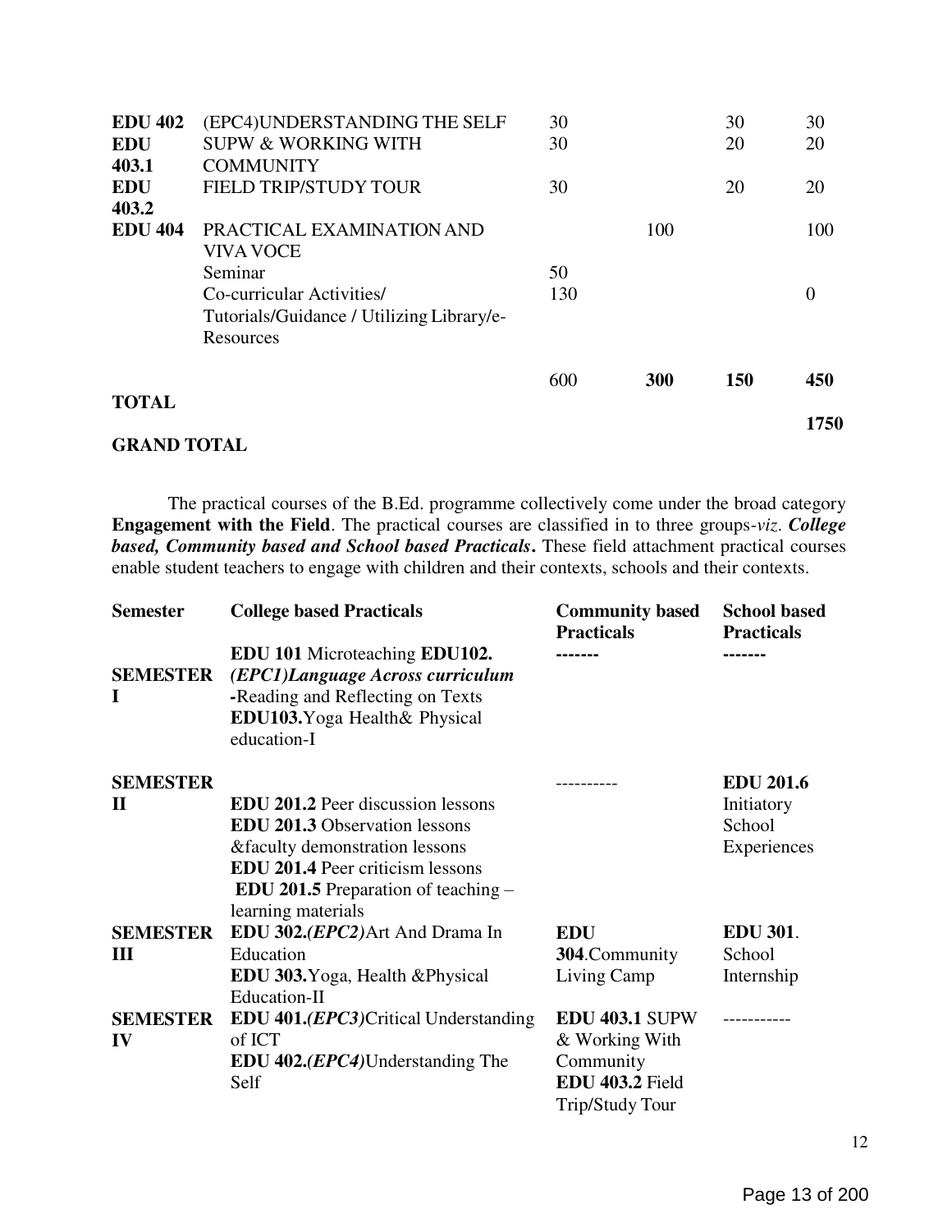| | | | | | |
|---|---|---|---|---|---|
| **EDU 402** | (EPC4)UNDERSTANDING THE SELF | 30 | | 30 | 30 |
| **EDU 403.1** | SUPW & WORKING WITH COMMUNITY | 30 | | 20 | 20 |
| **EDU 403.2** | FIELD TRIP/STUDY TOUR | 30 | | 20 | 20 |
| **EDU 404** | PRACTICAL EXAMINATION AND VIVA VOCE | | 100 | | 100 |
| | Seminar | 50 | | | |
| | Co-curricular Activities/ Tutorials/Guidance / Utilizing Library/e-Resources | 130 | | | 0 |
| **TOTAL** | | 600 | **300** | **150** | **450** |
| **GRAND TOTAL** | | | | | **1750** |

The practical courses of the B.Ed. programme collectively come under the broad category **Engagement with the Field**. The practical courses are classified in to three groups-*viz*. ***College based, Community based and School based Practicals*.** These field attachment practical courses enable student teachers to engage with children and their contexts, schools and their contexts.

| **Semester** | **College based Practicals** | **Community based Practicals** | **School based Practicals** |
|---|---|---|---|
| **SEMESTER I** | **EDU 101** Microteaching **EDU102.** ***(EPC1)Language Across curriculum*** **-**Reading and Reflecting on Texts **EDU103.**Yoga Health& Physical education-I | ------- | ------- |
| **SEMESTER II** | **EDU 201.2** Peer discussion lessons **EDU 201.3** Observation lessons &faculty demonstration lessons **EDU 201.4** Peer criticism lessons **EDU 201.5** Preparation of teaching – learning materials | ---------- | **EDU 201.6** Initiatory School Experiences |
| **SEMESTER III** | **EDU 302.*(EPC2)***Art And Drama In Education **EDU 303.**Yoga, Health &Physical Education-II | **EDU 304**.Community Living Camp | **EDU 301**. School Internship |
| **SEMESTER IV** | **EDU 401.*(EPC3)***Critical Understanding of ICT **EDU 402.*(EPC4)***Understanding The Self | **EDU 403.1** SUPW & Working With Community **EDU 403.2** Field Trip/Study Tour | ----------- |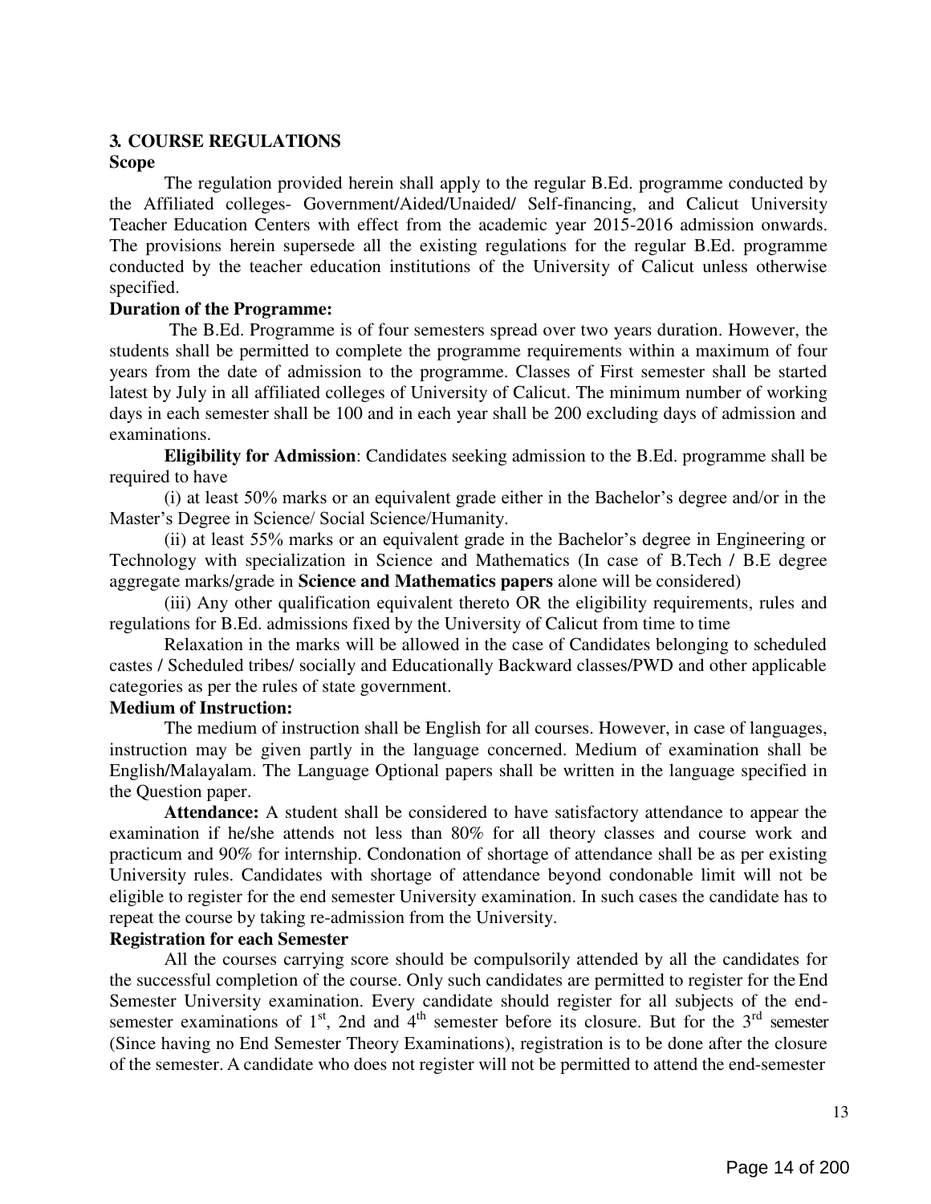## 3. COURSE REGULATIONS

**Scope**

The regulation provided herein shall apply to the regular B.Ed. programme conducted by the Affiliated colleges- Government/Aided/Unaided/ Self-financing, and Calicut University Teacher Education Centers with effect from the academic year 2015-2016 admission onwards. The provisions herein supersede all the existing regulations for the regular B.Ed. programme conducted by the teacher education institutions of the University of Calicut unless otherwise specified.

**Duration of the Programme:**

The B.Ed. Programme is of four semesters spread over two years duration. However, the students shall be permitted to complete the programme requirements within a maximum of four years from the date of admission to the programme. Classes of First semester shall be started latest by July in all affiliated colleges of University of Calicut. The minimum number of working days in each semester shall be 100 and in each year shall be 200 excluding days of admission and examinations.

**Eligibility for Admission**: Candidates seeking admission to the B.Ed. programme shall be required to have

(i) at least 50% marks or an equivalent grade either in the Bachelor's degree and/or in the Master's Degree in Science/ Social Science/Humanity.

(ii) at least 55% marks or an equivalent grade in the Bachelor's degree in Engineering or Technology with specialization in Science and Mathematics (In case of B.Tech / B.E degree aggregate marks/grade in **Science and Mathematics papers** alone will be considered)

(iii) Any other qualification equivalent thereto OR the eligibility requirements, rules and regulations for B.Ed. admissions fixed by the University of Calicut from time to time

Relaxation in the marks will be allowed in the case of Candidates belonging to scheduled castes / Scheduled tribes/ socially and Educationally Backward classes/PWD and other applicable categories as per the rules of state government.

**Medium of Instruction:**

The medium of instruction shall be English for all courses. However, in case of languages, instruction may be given partly in the language concerned. Medium of examination shall be English/Malayalam. The Language Optional papers shall be written in the language specified in the Question paper.

**Attendance:** A student shall be considered to have satisfactory attendance to appear the examination if he/she attends not less than 80% for all theory classes and course work and practicum and 90% for internship. Condonation of shortage of attendance shall be as per existing University rules. Candidates with shortage of attendance beyond condonable limit will not be eligible to register for the end semester University examination. In such cases the candidate has to repeat the course by taking re-admission from the University.

**Registration for each Semester**

All the courses carrying score should be compulsorily attended by all the candidates for the successful completion of the course. Only such candidates are permitted to register for the End Semester University examination. Every candidate should register for all subjects of the end-semester examinations of 1st, 2nd and 4th semester before its closure. But for the 3rd semester (Since having no End Semester Theory Examinations), registration is to be done after the closure of the semester. A candidate who does not register will not be permitted to attend the end-semester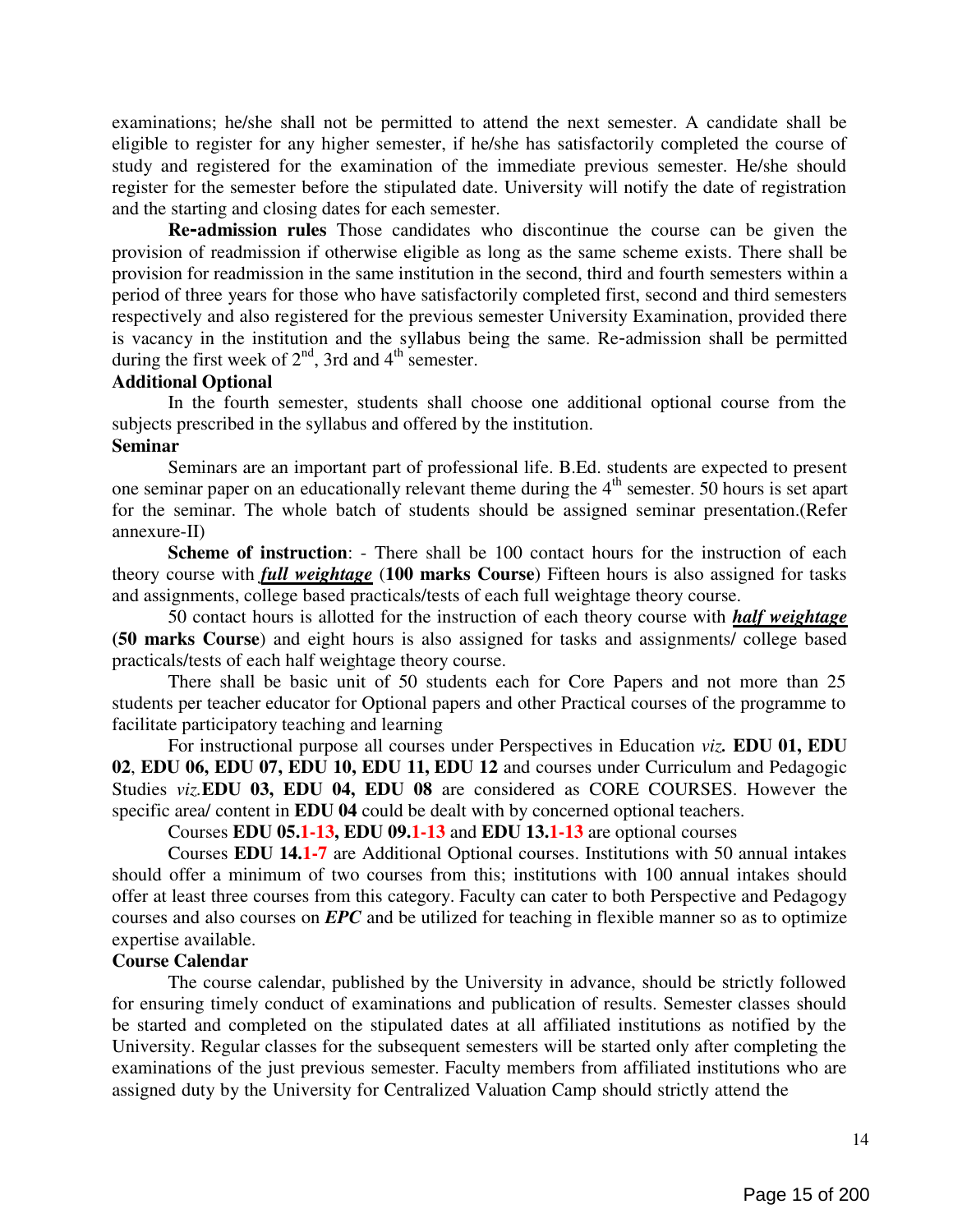examinations; he/she shall not be permitted to attend the next semester. A candidate shall be eligible to register for any higher semester, if he/she has satisfactorily completed the course of study and registered for the examination of the immediate previous semester. He/she should register for the semester before the stipulated date. University will notify the date of registration and the starting and closing dates for each semester.

**Re-admission rules** Those candidates who discontinue the course can be given the provision of readmission if otherwise eligible as long as the same scheme exists. There shall be provision for readmission in the same institution in the second, third and fourth semesters within a period of three years for those who have satisfactorily completed first, second and third semesters respectively and also registered for the previous semester University Examination, provided there is vacancy in the institution and the syllabus being the same. Re-admission shall be permitted during the first week of 2nd, 3rd and 4th semester.

**Additional Optional**

In the fourth semester, students shall choose one additional optional course from the subjects prescribed in the syllabus and offered by the institution.

**Seminar**

Seminars are an important part of professional life. B.Ed. students are expected to present one seminar paper on an educationally relevant theme during the 4th semester. 50 hours is set apart for the seminar. The whole batch of students should be assigned seminar presentation.(Refer annexure-II)

**Scheme of instruction**: - There shall be 100 contact hours for the instruction of each theory course with ***full weightage*** (**100 marks Course**) Fifteen hours is also assigned for tasks and assignments, college based practicals/tests of each full weightage theory course.

50 contact hours is allotted for the instruction of each theory course with ***half weightage*** **(50 marks Course**) and eight hours is also assigned for tasks and assignments/ college based practicals/tests of each half weightage theory course.

There shall be basic unit of 50 students each for Core Papers and not more than 25 students per teacher educator for Optional papers and other Practical courses of the programme to facilitate participatory teaching and learning

For instructional purpose all courses under Perspectives in Education *viz.* **EDU 01, EDU 02**, **EDU 06, EDU 07, EDU 10, EDU 11, EDU 12** and courses under Curriculum and Pedagogic Studies *viz.***EDU 03, EDU 04, EDU 08** are considered as CORE COURSES. However the specific area/ content in **EDU 04** could be dealt with by concerned optional teachers.

Courses **EDU 05.1-13, EDU 09.1-13** and **EDU 13.1-13** are optional courses

Courses **EDU 14.1-7** are Additional Optional courses. Institutions with 50 annual intakes should offer a minimum of two courses from this; institutions with 100 annual intakes should offer at least three courses from this category. Faculty can cater to both Perspective and Pedagogy courses and also courses on ***EPC*** and be utilized for teaching in flexible manner so as to optimize expertise available.

**Course Calendar**

The course calendar, published by the University in advance, should be strictly followed for ensuring timely conduct of examinations and publication of results. Semester classes should be started and completed on the stipulated dates at all affiliated institutions as notified by the University. Regular classes for the subsequent semesters will be started only after completing the examinations of the just previous semester. Faculty members from affiliated institutions who are assigned duty by the University for Centralized Valuation Camp should strictly attend the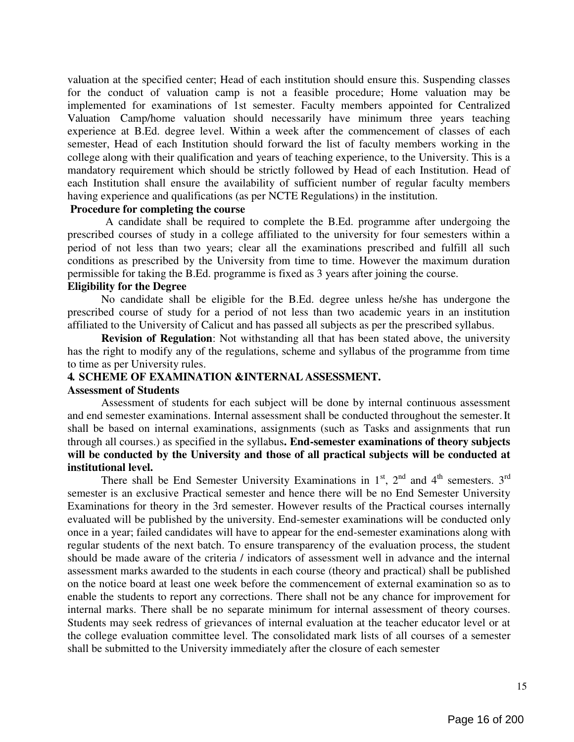valuation at the specified center; Head of each institution should ensure this. Suspending classes for the conduct of valuation camp is not a feasible procedure; Home valuation may be implemented for examinations of 1st semester. Faculty members appointed for Centralized Valuation Camp/home valuation should necessarily have minimum three years teaching experience at B.Ed. degree level. Within a week after the commencement of classes of each semester, Head of each Institution should forward the list of faculty members working in the college along with their qualification and years of teaching experience, to the University. This is a mandatory requirement which should be strictly followed by Head of each Institution. Head of each Institution shall ensure the availability of sufficient number of regular faculty members having experience and qualifications (as per NCTE Regulations) in the institution.

**Procedure for completing the course**

A candidate shall be required to complete the B.Ed. programme after undergoing the prescribed courses of study in a college affiliated to the university for four semesters within a period of not less than two years; clear all the examinations prescribed and fulfill all such conditions as prescribed by the University from time to time. However the maximum duration permissible for taking the B.Ed. programme is fixed as 3 years after joining the course.

**Eligibility for the Degree**

No candidate shall be eligible for the B.Ed. degree unless he/she has undergone the prescribed course of study for a period of not less than two academic years in an institution affiliated to the University of Calicut and has passed all subjects as per the prescribed syllabus.

**Revision of Regulation**: Not withstanding all that has been stated above, the university has the right to modify any of the regulations, scheme and syllabus of the programme from time to time as per University rules.

**4. SCHEME OF EXAMINATION &INTERNAL ASSESSMENT.**

**Assessment of Students**

Assessment of students for each subject will be done by internal continuous assessment and end semester examinations. Internal assessment shall be conducted throughout the semester. It shall be based on internal examinations, assignments (such as Tasks and assignments that run through all courses.) as specified in the syllabus**. End-semester examinations of theory subjects will be conducted by the University and those of all practical subjects will be conducted at institutional level.**

There shall be End Semester University Examinations in 1st, 2nd and 4th semesters. 3rd semester is an exclusive Practical semester and hence there will be no End Semester University Examinations for theory in the 3rd semester. However results of the Practical courses internally evaluated will be published by the university. End-semester examinations will be conducted only once in a year; failed candidates will have to appear for the end-semester examinations along with regular students of the next batch. To ensure transparency of the evaluation process, the student should be made aware of the criteria / indicators of assessment well in advance and the internal assessment marks awarded to the students in each course (theory and practical) shall be published on the notice board at least one week before the commencement of external examination so as to enable the students to report any corrections. There shall not be any chance for improvement for internal marks. There shall be no separate minimum for internal assessment of theory courses. Students may seek redress of grievances of internal evaluation at the teacher educator level or at the college evaluation committee level. The consolidated mark lists of all courses of a semester shall be submitted to the University immediately after the closure of each semester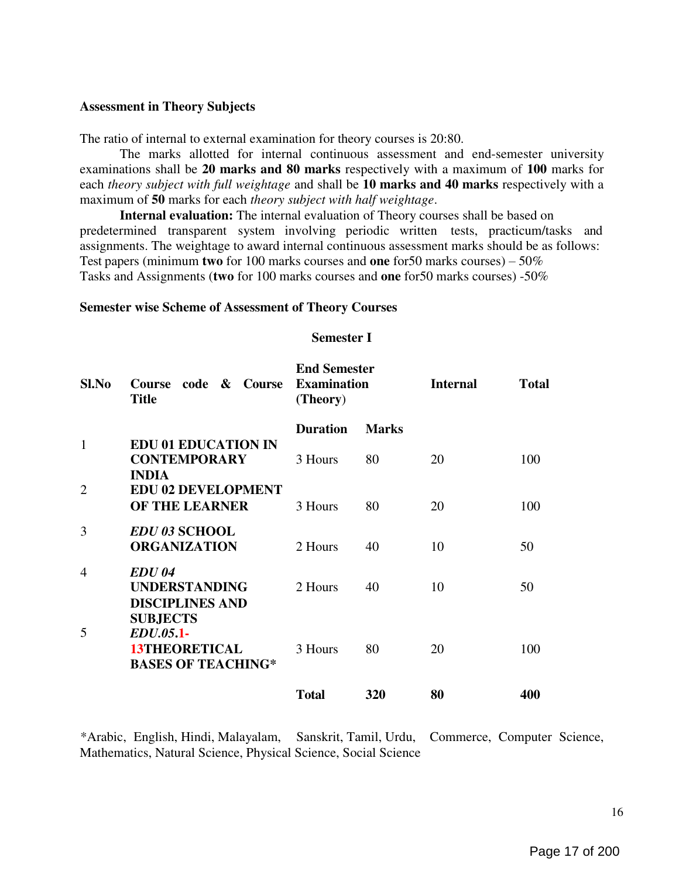**Assessment in Theory Subjects**

The ratio of internal to external examination for theory courses is 20:80.

The marks allotted for internal continuous assessment and end-semester university examinations shall be **20 marks and 80 marks** respectively with a maximum of **100** marks for each *theory subject with full weightage* and shall be **10 marks and 40 marks** respectively with a maximum of **50** marks for each *theory subject with half weightage*.

**Internal evaluation:** The internal evaluation of Theory courses shall be based on predetermined transparent system involving periodic written tests, practicum/tasks and assignments. The weightage to award internal continuous assessment marks should be as follows:
Test papers (minimum **two** for 100 marks courses and **one** for50 marks courses) – 50%
Tasks and Assignments (**two** for 100 marks courses and **one** for50 marks courses) -50%

**Semester wise Scheme of Assessment of Theory Courses**

**Semester I**

| Sl.No | Course code & Course Title | End Semester Examination (Theory) | | Internal | Total |
|---|---|---|---|---|---|
| | | **Duration** | **Marks** | | |
| 1 | **EDU 01 EDUCATION IN CONTEMPORARY INDIA** | 3 Hours | 80 | 20 | 100 |
| 2 | **EDU 02 DEVELOPMENT OF THE LEARNER** | 3 Hours | 80 | 20 | 100 |
| 3 | ***EDU 03* SCHOOL ORGANIZATION** | 2 Hours | 40 | 10 | 50 |
| 4 | ***EDU 04* UNDERSTANDING DISCIPLINES AND SUBJECTS** | 2 Hours | 40 | 10 | 50 |
| 5 | ***EDU.05*.1-13THEORETICAL BASES OF TEACHING*** | 3 Hours | 80 | 20 | 100 |
| | | **Total** | **320** | **80** | **400** |

*Arabic, English, Hindi, Malayalam, Sanskrit, Tamil, Urdu, Commerce, Computer Science, Mathematics, Natural Science, Physical Science, Social Science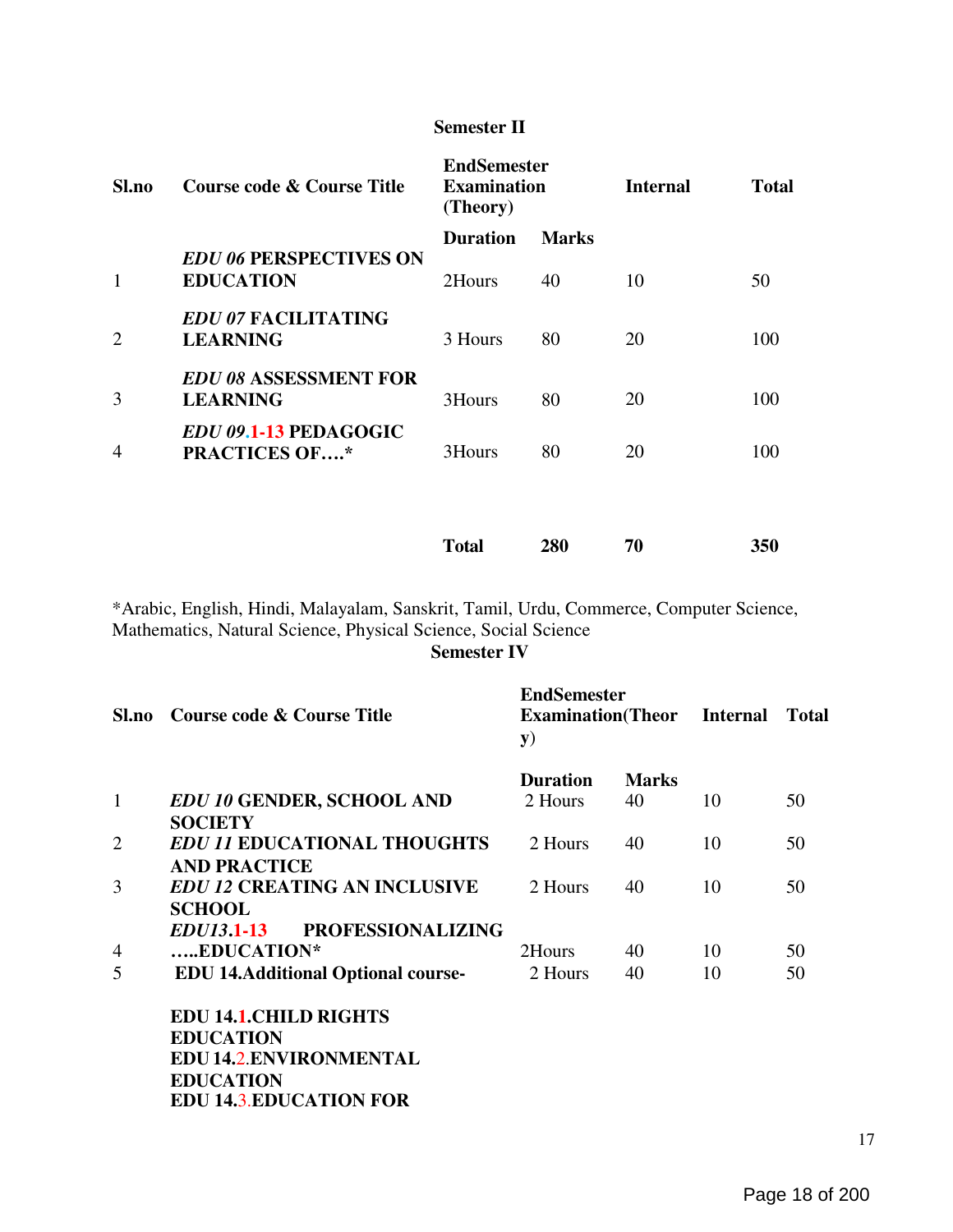### Semester II

| Sl.no | Course code & Course Title | EndSemester Examination (Theory) | | Internal | Total |
|---|---|---|---|---|---|
| | | Duration | Marks | | |
| 1 | ***EDU 06*** **PERSPECTIVES ON EDUCATION** | 2Hours | 40 | 10 | 50 |
| 2 | ***EDU 07*** **FACILITATING LEARNING** | 3 Hours | 80 | 20 | 100 |
| 3 | ***EDU 08*** **ASSESSMENT FOR LEARNING** | 3Hours | 80 | 20 | 100 |
| 4 | ***EDU 09.1-13*** **PEDAGOGIC PRACTICES OF….*** | 3Hours | 80 | 20 | 100 |
| | | **Total** | **280** | **70** | **350** |

*Arabic, English, Hindi, Malayalam, Sanskrit, Tamil, Urdu, Commerce, Computer Science, Mathematics, Natural Science, Physical Science, Social Science

### Semester IV

| Sl.no | Course code & Course Title | EndSemester Examination(Theory) | | Internal | Total |
|---|---|---|---|---|---|
| | | Duration | Marks | | |
| 1 | ***EDU 10*** **GENDER, SCHOOL AND SOCIETY** | 2 Hours | 40 | 10 | 50 |
| 2 | ***EDU 11*** **EDUCATIONAL THOUGHTS AND PRACTICE** | 2 Hours | 40 | 10 | 50 |
| 3 | ***EDU 12*** **CREATING AN INCLUSIVE SCHOOL** | 2 Hours | 40 | 10 | 50 |
| 4 | ***EDU13.1-13*** **PROFESSIONALIZING …..EDUCATION*** | 2Hours | 40 | 10 | 50 |
| 5 | **EDU 14.Additional Optional course-** | 2 Hours | 40 | 10 | 50 |

**EDU 14.1.CHILD RIGHTS EDUCATION**
**EDU 14.2.ENVIRONMENTAL EDUCATION**
**EDU 14.3.EDUCATION FOR**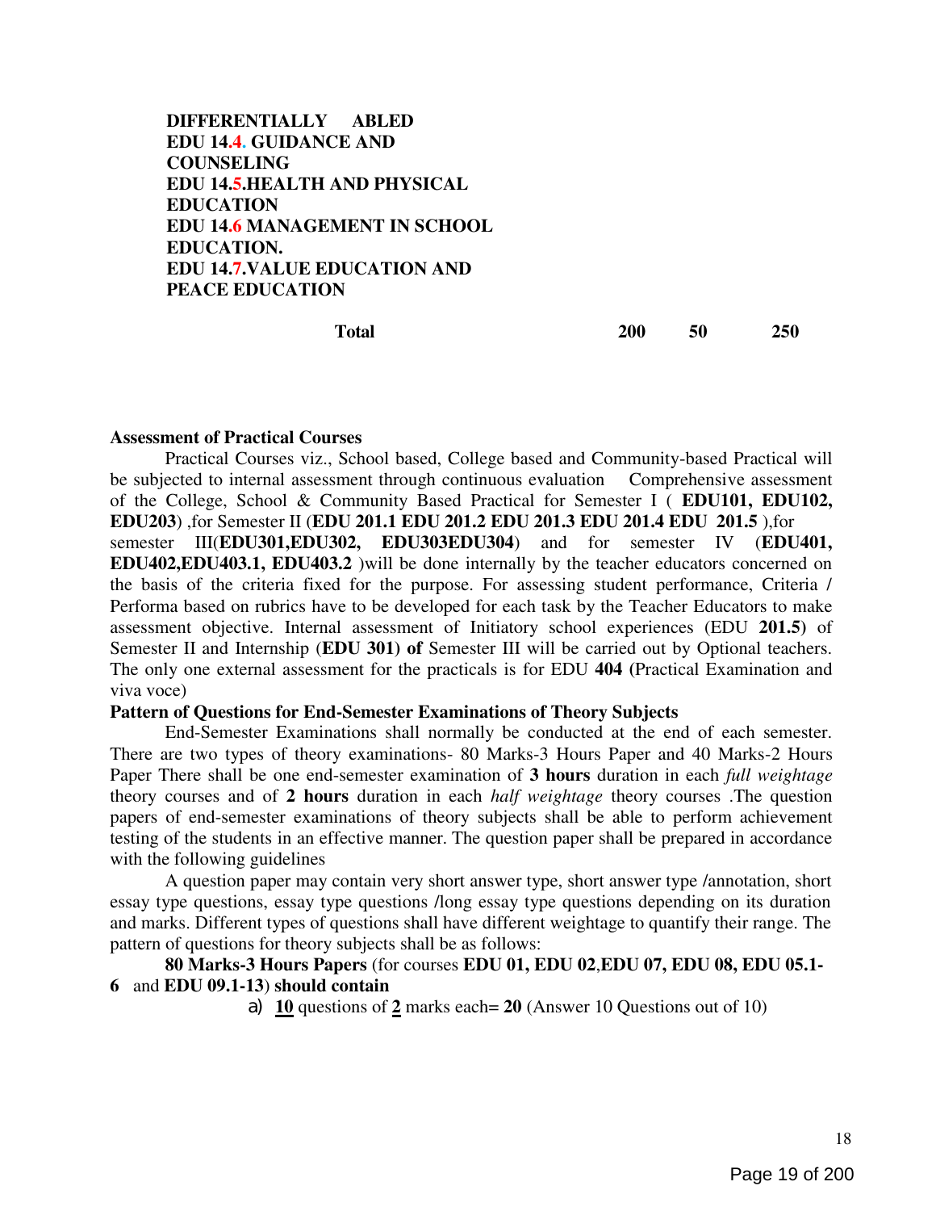| | | | |
|---|---|---|---|
| **DIFFERENTIALLY ABLED**<br>**EDU 14.4. GUIDANCE AND COUNSELING**<br>**EDU 14.5.HEALTH AND PHYSICAL EDUCATION**<br>**EDU 14.6 MANAGEMENT IN SCHOOL EDUCATION.**<br>**EDU 14.7.VALUE EDUCATION AND PEACE EDUCATION** | | | |
| **Total** | **200** | **50** | **250** |

**Assessment of Practical Courses**

Practical Courses viz., School based, College based and Community-based Practical will be subjected to internal assessment through continuous evaluation Comprehensive assessment of the College, School & Community Based Practical for Semester I ( **EDU101, EDU102, EDU203**) ,for Semester II (**EDU 201.1 EDU 201.2 EDU 201.3 EDU 201.4 EDU 201.5** ),for semester III(**EDU301,EDU302, EDU303EDU304**) and for semester IV (**EDU401, EDU402,EDU403.1, EDU403.2** )will be done internally by the teacher educators concerned on the basis of the criteria fixed for the purpose. For assessing student performance, Criteria / Performa based on rubrics have to be developed for each task by the Teacher Educators to make assessment objective. Internal assessment of Initiatory school experiences (EDU **201.5)** of Semester II and Internship (**EDU 301) of** Semester III will be carried out by Optional teachers. The only one external assessment for the practicals is for EDU **404 (**Practical Examination and viva voce)

**Pattern of Questions for End-Semester Examinations of Theory Subjects**

End-Semester Examinations shall normally be conducted at the end of each semester. There are two types of theory examinations- 80 Marks-3 Hours Paper and 40 Marks-2 Hours Paper There shall be one end-semester examination of **3 hours** duration in each *full weightage* theory courses and of **2 hours** duration in each *half weightage* theory courses .The question papers of end-semester examinations of theory subjects shall be able to perform achievement testing of the students in an effective manner. The question paper shall be prepared in accordance with the following guidelines

A question paper may contain very short answer type, short answer type /annotation, short essay type questions, essay type questions /long essay type questions depending on its duration and marks. Different types of questions shall have different weightage to quantify their range. The pattern of questions for theory subjects shall be as follows:

**80 Marks-3 Hours Papers** (for courses **EDU 01, EDU 02**,**EDU 07, EDU 08, EDU 05.1-6** and **EDU 09.1-13**) **should contain**

a) **10** questions of **2** marks each= **20** (Answer 10 Questions out of 10)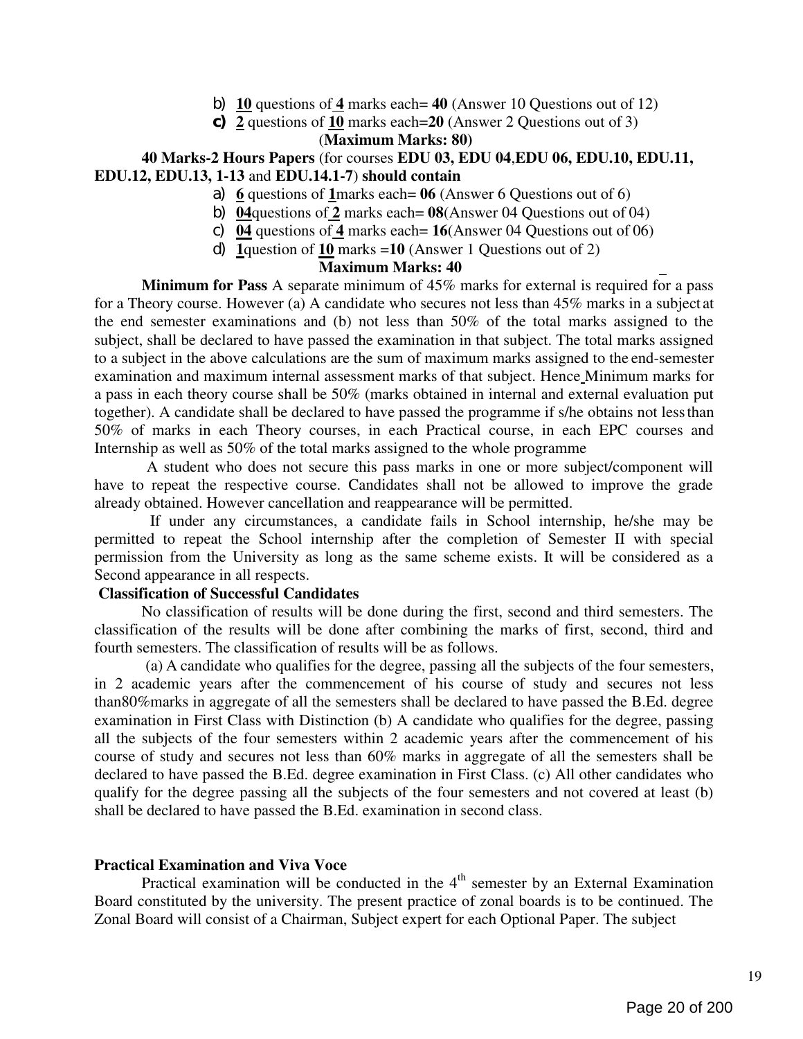b) **10** questions of **4** marks each= **40** (Answer 10 Questions out of 12)

c) **2** questions of **10** marks each=**20** (Answer 2 Questions out of 3)

(**Maximum Marks: 80)**

**40 Marks-2 Hours Papers** (for courses **EDU 03, EDU 04**,**EDU 06, EDU.10, EDU.11, EDU.12, EDU.13, 1-13** and **EDU.14.1-7**) **should contain**

a) **6** questions of **1**marks each= **06** (Answer 6 Questions out of 6)

b) **04**questions of **2** marks each= **08**(Answer 04 Questions out of 04)

c) **04** questions of **4** marks each= **16**(Answer 04 Questions out of 06)

d) **1**question of **10** marks =**10** (Answer 1 Questions out of 2)

**Maximum Marks: 40**

**Minimum for Pass** A separate minimum of 45% marks for external is required for a pass for a Theory course. However (a) A candidate who secures not less than 45% marks in a subject at the end semester examinations and (b) not less than 50% of the total marks assigned to the subject, shall be declared to have passed the examination in that subject. The total marks assigned to a subject in the above calculations are the sum of maximum marks assigned to the end-semester examination and maximum internal assessment marks of that subject. Hence Minimum marks for a pass in each theory course shall be 50% (marks obtained in internal and external evaluation put together). A candidate shall be declared to have passed the programme if s/he obtains not less than 50% of marks in each Theory courses, in each Practical course, in each EPC courses and Internship as well as 50% of the total marks assigned to the whole programme

A student who does not secure this pass marks in one or more subject/component will have to repeat the respective course. Candidates shall not be allowed to improve the grade already obtained. However cancellation and reappearance will be permitted.

If under any circumstances, a candidate fails in School internship, he/she may be permitted to repeat the School internship after the completion of Semester II with special permission from the University as long as the same scheme exists. It will be considered as a Second appearance in all respects.

**Classification of Successful Candidates**

No classification of results will be done during the first, second and third semesters. The classification of the results will be done after combining the marks of first, second, third and fourth semesters. The classification of results will be as follows.

(a) A candidate who qualifies for the degree, passing all the subjects of the four semesters, in 2 academic years after the commencement of his course of study and secures not less than80%marks in aggregate of all the semesters shall be declared to have passed the B.Ed. degree examination in First Class with Distinction (b) A candidate who qualifies for the degree, passing all the subjects of the four semesters within 2 academic years after the commencement of his course of study and secures not less than 60% marks in aggregate of all the semesters shall be declared to have passed the B.Ed. degree examination in First Class. (c) All other candidates who qualify for the degree passing all the subjects of the four semesters and not covered at least (b) shall be declared to have passed the B.Ed. examination in second class.

**Practical Examination and Viva Voce**

Practical examination will be conducted in the 4th semester by an External Examination Board constituted by the university. The present practice of zonal boards is to be continued. The Zonal Board will consist of a Chairman, Subject expert for each Optional Paper. The subject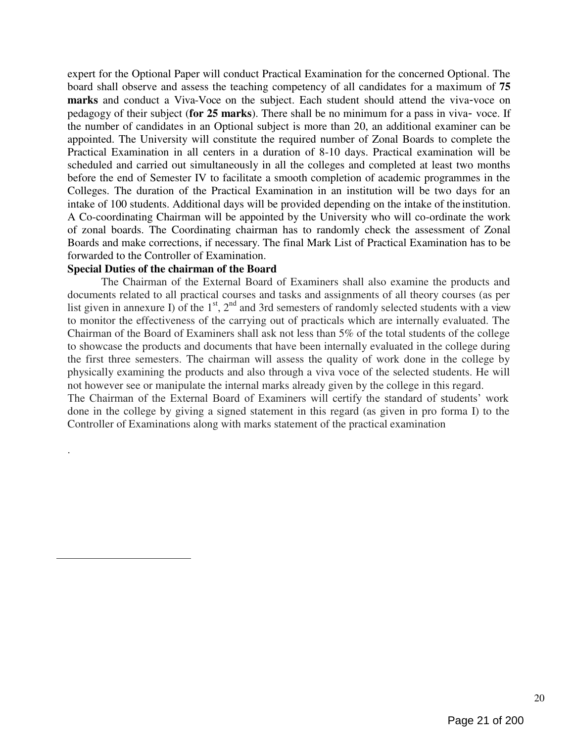expert for the Optional Paper will conduct Practical Examination for the concerned Optional. The board shall observe and assess the teaching competency of all candidates for a maximum of **75 marks** and conduct a Viva-Voce on the subject. Each student should attend the viva-voce on pedagogy of their subject (**for 25 marks**). There shall be no minimum for a pass in viva- voce. If the number of candidates in an Optional subject is more than 20, an additional examiner can be appointed. The University will constitute the required number of Zonal Boards to complete the Practical Examination in all centers in a duration of 8-10 days. Practical examination will be scheduled and carried out simultaneously in all the colleges and completed at least two months before the end of Semester IV to facilitate a smooth completion of academic programmes in the Colleges. The duration of the Practical Examination in an institution will be two days for an intake of 100 students. Additional days will be provided depending on the intake of the institution. A Co-coordinating Chairman will be appointed by the University who will co-ordinate the work of zonal boards. The Coordinating chairman has to randomly check the assessment of Zonal Boards and make corrections, if necessary. The final Mark List of Practical Examination has to be forwarded to the Controller of Examination.

**Special Duties of the chairman of the Board**

The Chairman of the External Board of Examiners shall also examine the products and documents related to all practical courses and tasks and assignments of all theory courses (as per list given in annexure I) of the 1st, 2nd and 3rd semesters of randomly selected students with a view to monitor the effectiveness of the carrying out of practicals which are internally evaluated. The Chairman of the Board of Examiners shall ask not less than 5% of the total students of the college to showcase the products and documents that have been internally evaluated in the college during the first three semesters. The chairman will assess the quality of work done in the college by physically examining the products and also through a viva voce of the selected students. He will not however see or manipulate the internal marks already given by the college in this regard.

The Chairman of the External Board of Examiners will certify the standard of students' work done in the college by giving a signed statement in this regard (as given in pro forma I) to the Controller of Examinations along with marks statement of the practical examination

.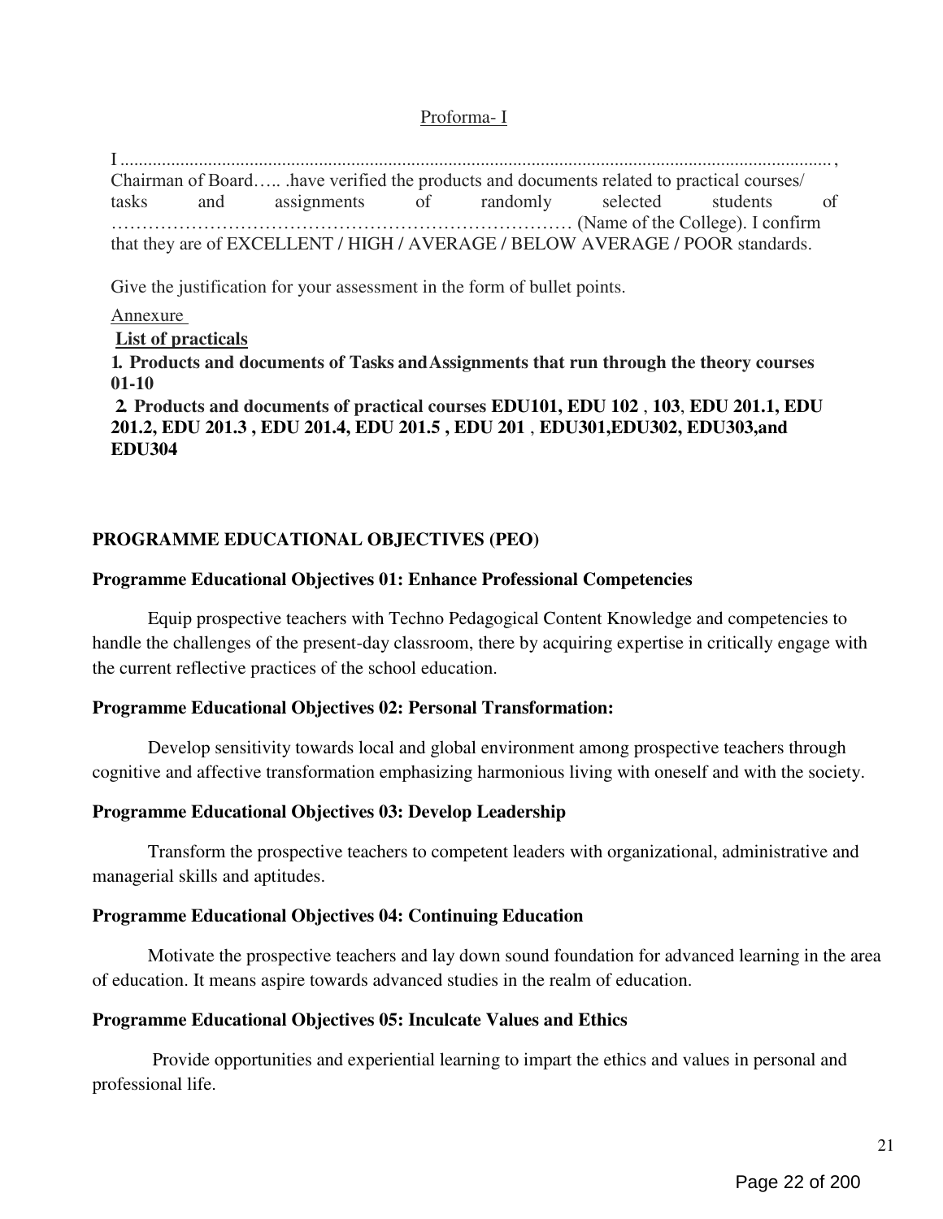Proforma- I

I .......................................................................................................................................................,
Chairman of Board….. .have verified the products and documents related to practical courses/ tasks and assignments of randomly selected students of ………………………………………………………………… (Name of the College). I confirm that they are of EXCELLENT / HIGH / AVERAGE / BELOW AVERAGE / POOR standards.

Give the justification for your assessment in the form of bullet points.

Annexure

**List of practicals**

**1. Products and documents of Tasks and Assignments that run through the theory courses 01-10**

**2. Products and documents of practical courses EDU101, EDU 102 , 103, EDU 201.1, EDU 201.2, EDU 201.3 , EDU 201.4, EDU 201.5 , EDU 201 , EDU301,EDU302, EDU303,and EDU304**

## PROGRAMME EDUCATIONAL OBJECTIVES (PEO)

**Programme Educational Objectives 01: Enhance Professional Competencies**

Equip prospective teachers with Techno Pedagogical Content Knowledge and competencies to handle the challenges of the present-day classroom, there by acquiring expertise in critically engage with the current reflective practices of the school education.

**Programme Educational Objectives 02: Personal Transformation:**

Develop sensitivity towards local and global environment among prospective teachers through cognitive and affective transformation emphasizing harmonious living with oneself and with the society.

**Programme Educational Objectives 03: Develop Leadership**

Transform the prospective teachers to competent leaders with organizational, administrative and managerial skills and aptitudes.

**Programme Educational Objectives 04: Continuing Education**

Motivate the prospective teachers and lay down sound foundation for advanced learning in the area of education. It means aspire towards advanced studies in the realm of education.

**Programme Educational Objectives 05: Inculcate Values and Ethics**

Provide opportunities and experiential learning to impart the ethics and values in personal and professional life.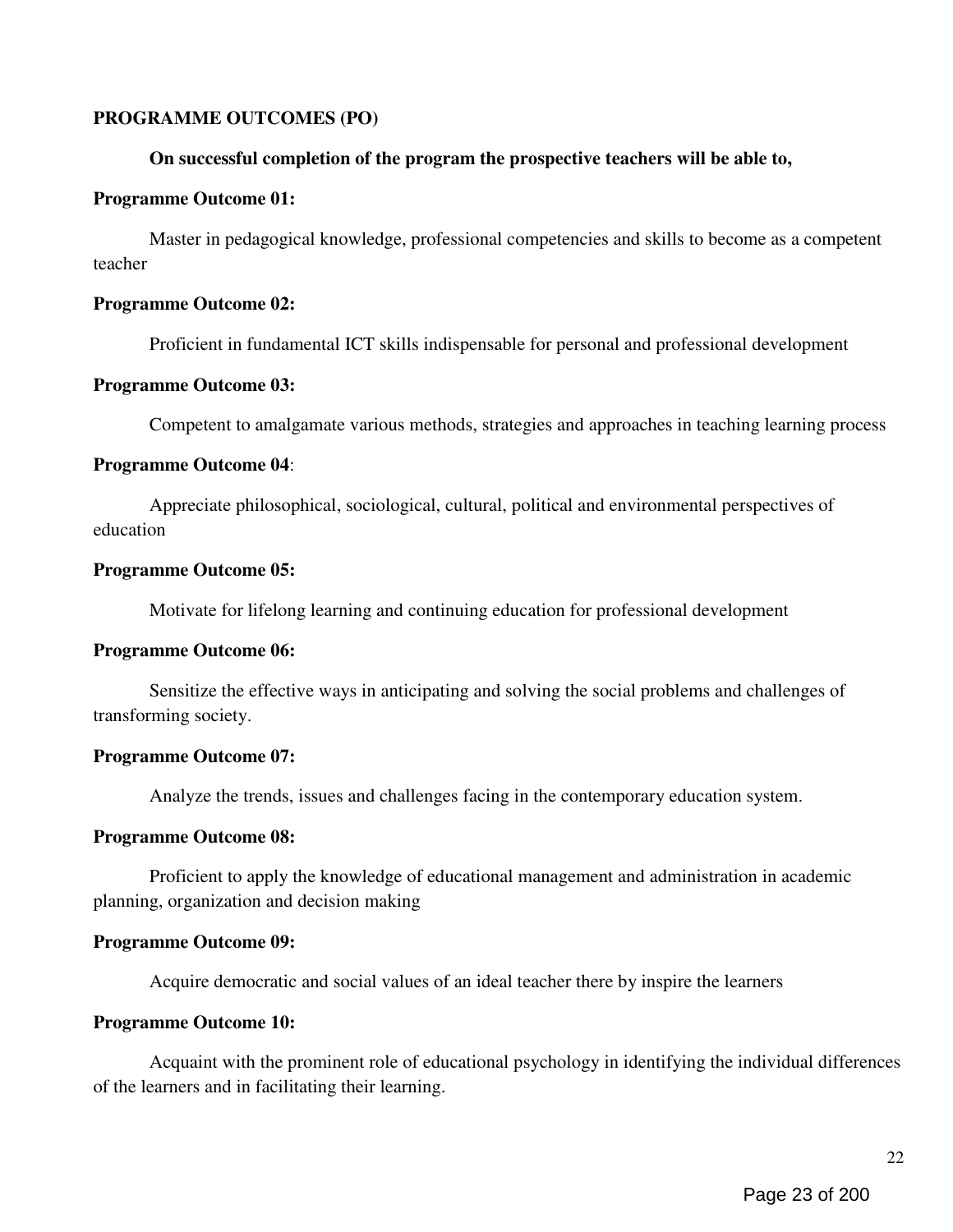**PROGRAMME OUTCOMES (PO)**

**On successful completion of the program the prospective teachers will be able to,**

**Programme Outcome 01:**

Master in pedagogical knowledge, professional competencies and skills to become as a competent teacher

**Programme Outcome 02:**

Proficient in fundamental ICT skills indispensable for personal and professional development

**Programme Outcome 03:**

Competent to amalgamate various methods, strategies and approaches in teaching learning process

**Programme Outcome 04**:

Appreciate philosophical, sociological, cultural, political and environmental perspectives of education

**Programme Outcome 05:**

Motivate for lifelong learning and continuing education for professional development

**Programme Outcome 06:**

Sensitize the effective ways in anticipating and solving the social problems and challenges of transforming society.

**Programme Outcome 07:**

Analyze the trends, issues and challenges facing in the contemporary education system.

**Programme Outcome 08:**

Proficient to apply the knowledge of educational management and administration in academic planning, organization and decision making

**Programme Outcome 09:**

Acquire democratic and social values of an ideal teacher there by inspire the learners

**Programme Outcome 10:**

Acquaint with the prominent role of educational psychology in identifying the individual differences of the learners and in facilitating their learning.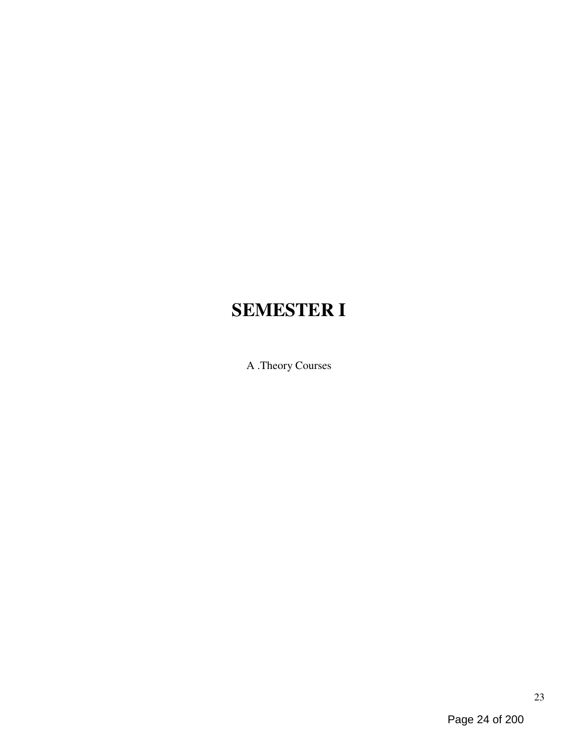# SEMESTER I

A .Theory Courses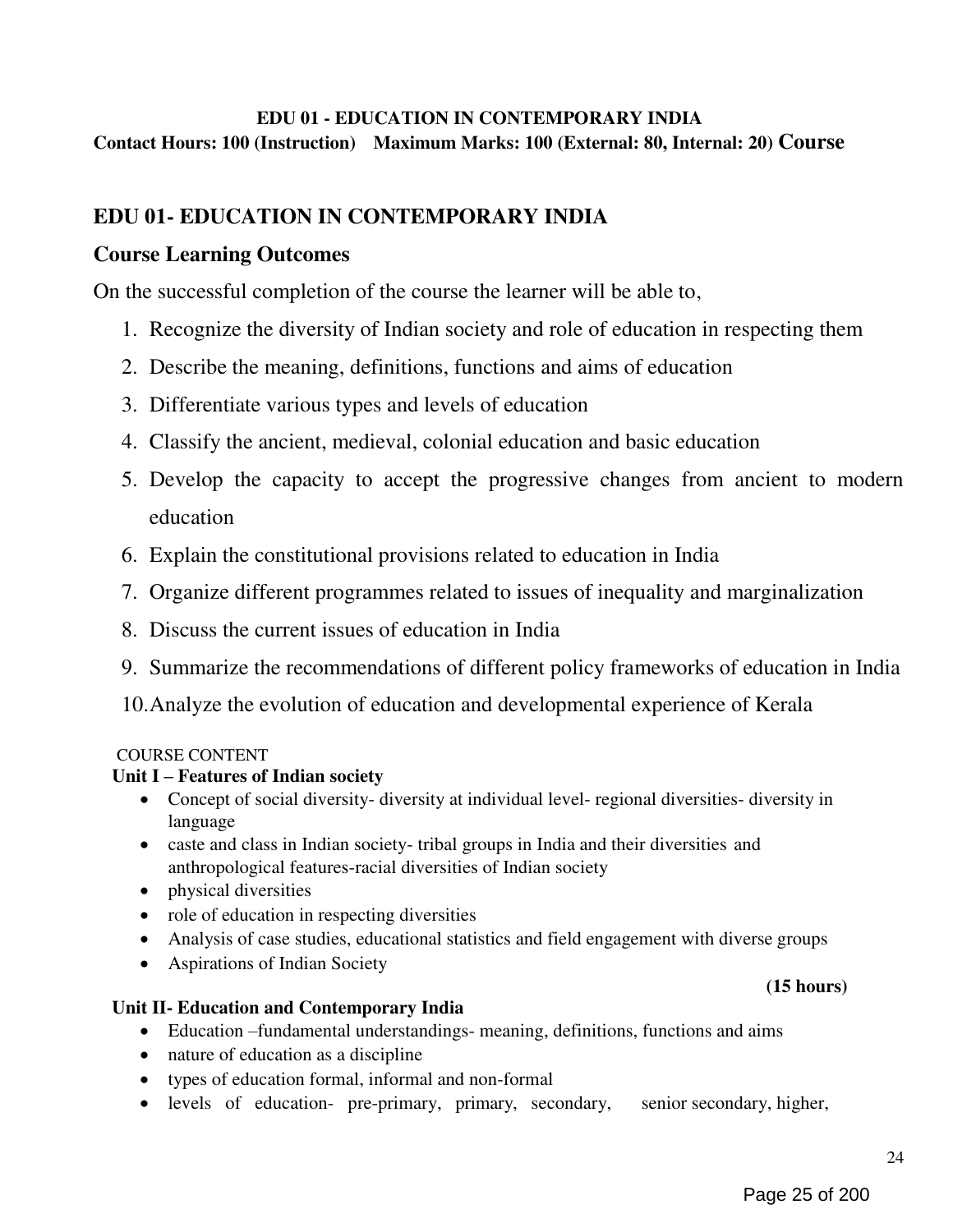**EDU 01 - EDUCATION IN CONTEMPORARY INDIA**

**Contact Hours: 100 (Instruction) Maximum Marks: 100 (External: 80, Internal: 20) Course**

## EDU 01- EDUCATION IN CONTEMPORARY INDIA

### Course Learning Outcomes

On the successful completion of the course the learner will be able to,

1. Recognize the diversity of Indian society and role of education in respecting them
2. Describe the meaning, definitions, functions and aims of education
3. Differentiate various types and levels of education
4. Classify the ancient, medieval, colonial education and basic education
5. Develop the capacity to accept the progressive changes from ancient to modern education
6. Explain the constitutional provisions related to education in India
7. Organize different programmes related to issues of inequality and marginalization
8. Discuss the current issues of education in India
9. Summarize the recommendations of different policy frameworks of education in India
10. Analyze the evolution of education and developmental experience of Kerala

COURSE CONTENT

**Unit I – Features of Indian society**

- Concept of social diversity- diversity at individual level- regional diversities- diversity in language
- caste and class in Indian society- tribal groups in India and their diversities and anthropological features-racial diversities of Indian society
- physical diversities
- role of education in respecting diversities
- Analysis of case studies, educational statistics and field engagement with diverse groups
- Aspirations of Indian Society

**(15 hours)**

**Unit II- Education and Contemporary India**

- Education –fundamental understandings- meaning, definitions, functions and aims
- nature of education as a discipline
- types of education formal, informal and non-formal
- levels of education- pre-primary, primary, secondary, senior secondary, higher,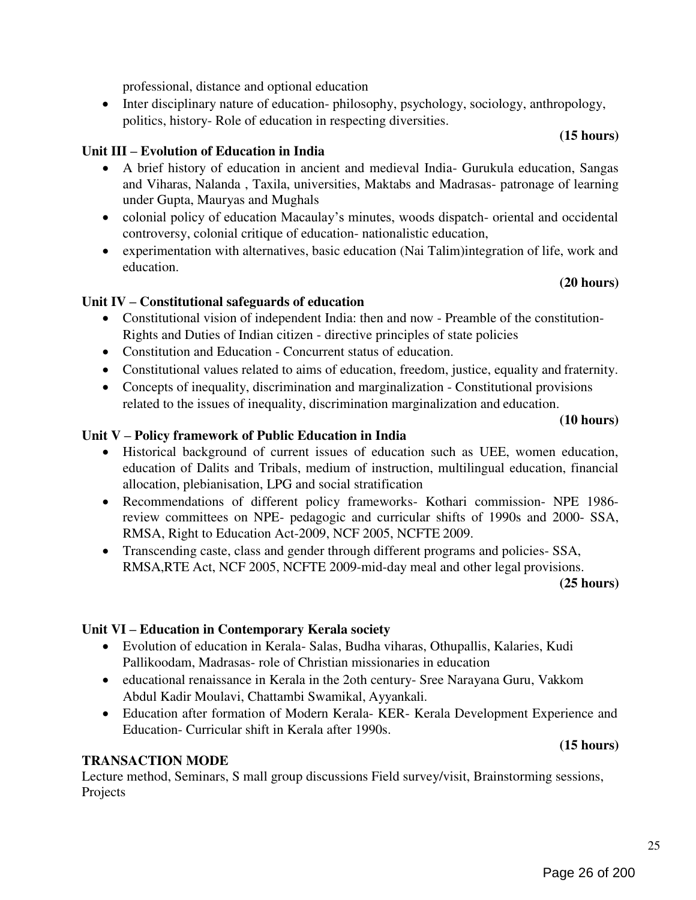professional, distance and optional education

- Inter disciplinary nature of education- philosophy, psychology, sociology, anthropology, politics, history- Role of education in respecting diversities.

**(15 hours)**

**Unit III – Evolution of Education in India**

- A brief history of education in ancient and medieval India- Gurukula education, Sangas and Viharas, Nalanda , Taxila, universities, Maktabs and Madrasas- patronage of learning under Gupta, Mauryas and Mughals
- colonial policy of education Macaulay's minutes, woods dispatch- oriental and occidental controversy, colonial critique of education- nationalistic education,
- experimentation with alternatives, basic education (Nai Talim)integration of life, work and education.

**(20 hours)**

**Unit IV – Constitutional safeguards of education**

- Constitutional vision of independent India: then and now - Preamble of the constitution- Rights and Duties of Indian citizen - directive principles of state policies
- Constitution and Education - Concurrent status of education.
- Constitutional values related to aims of education, freedom, justice, equality and fraternity.
- Concepts of inequality, discrimination and marginalization - Constitutional provisions related to the issues of inequality, discrimination marginalization and education.

**(10 hours)**

**Unit V – Policy framework of Public Education in India**

- Historical background of current issues of education such as UEE, women education, education of Dalits and Tribals, medium of instruction, multilingual education, financial allocation, plebianisation, LPG and social stratification
- Recommendations of different policy frameworks- Kothari commission- NPE 1986- review committees on NPE- pedagogic and curricular shifts of 1990s and 2000- SSA, RMSA, Right to Education Act-2009, NCF 2005, NCFTE 2009.
- Transcending caste, class and gender through different programs and policies- SSA, RMSA,RTE Act, NCF 2005, NCFTE 2009-mid-day meal and other legal provisions.

**(25 hours)**

**Unit VI – Education in Contemporary Kerala society**

- Evolution of education in Kerala- Salas, Budha viharas, Othupallis, Kalaries, Kudi Pallikoodam, Madrasas- role of Christian missionaries in education
- educational renaissance in Kerala in the 2oth century- Sree Narayana Guru, Vakkom Abdul Kadir Moulavi, Chattambi Swamikal, Ayyankali.
- Education after formation of Modern Kerala- KER- Kerala Development Experience and Education- Curricular shift in Kerala after 1990s.

**(15 hours)**

**TRANSACTION MODE**

Lecture method, Seminars, S mall group discussions Field survey/visit, Brainstorming sessions, Projects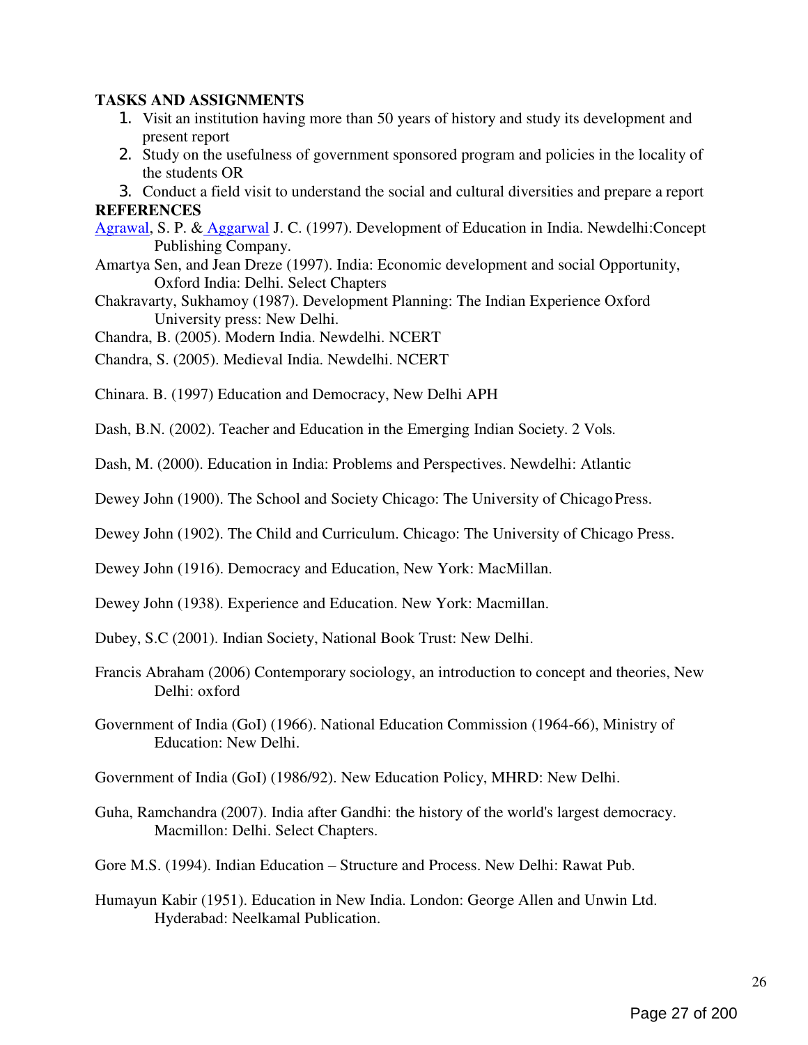**TASKS AND ASSIGNMENTS**

1. Visit an institution having more than 50 years of history and study its development and present report
2. Study on the usefulness of government sponsored program and policies in the locality of the students OR
3. Conduct a field visit to understand the social and cultural diversities and prepare a report

**REFERENCES**

Agrawal, S. P. & Aggarwal J. C. (1997). Development of Education in India. Newdelhi:Concept Publishing Company.

Amartya Sen, and Jean Dreze (1997). India: Economic development and social Opportunity, Oxford India: Delhi. Select Chapters

Chakravarty, Sukhamoy (1987). Development Planning: The Indian Experience Oxford University press: New Delhi.

Chandra, B. (2005). Modern India. Newdelhi. NCERT

Chandra, S. (2005). Medieval India. Newdelhi. NCERT

Chinara. B. (1997) Education and Democracy, New Delhi APH

Dash, B.N. (2002). Teacher and Education in the Emerging Indian Society. 2 Vols.

Dash, M. (2000). Education in India: Problems and Perspectives. Newdelhi: Atlantic

Dewey John (1900). The School and Society Chicago: The University of Chicago Press.

Dewey John (1902). The Child and Curriculum. Chicago: The University of Chicago Press.

Dewey John (1916). Democracy and Education, New York: MacMillan.

Dewey John (1938). Experience and Education. New York: Macmillan.

Dubey, S.C (2001). Indian Society, National Book Trust: New Delhi.

Francis Abraham (2006) Contemporary sociology, an introduction to concept and theories, New Delhi: oxford

Government of India (GoI) (1966). National Education Commission (1964-66), Ministry of Education: New Delhi.

Government of India (GoI) (1986/92). New Education Policy, MHRD: New Delhi.

Guha, Ramchandra (2007). India after Gandhi: the history of the world's largest democracy. Macmillon: Delhi. Select Chapters.

Gore M.S. (1994). Indian Education – Structure and Process. New Delhi: Rawat Pub.

Humayun Kabir (1951). Education in New India. London: George Allen and Unwin Ltd. Hyderabad: Neelkamal Publication.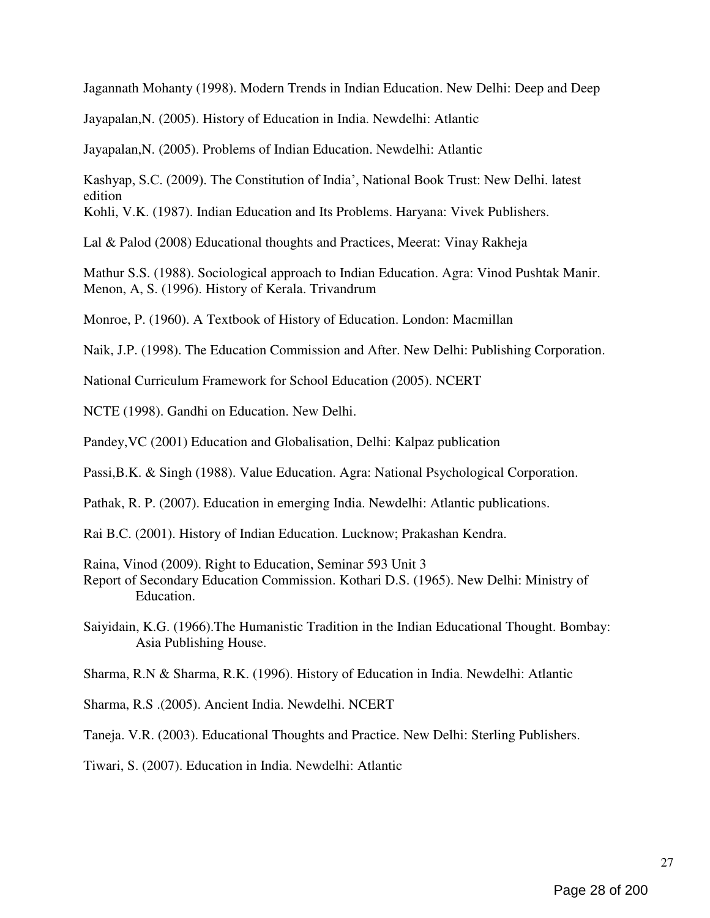Jagannath Mohanty (1998). Modern Trends in Indian Education. New Delhi: Deep and Deep

Jayapalan,N. (2005). History of Education in India. Newdelhi: Atlantic

Jayapalan,N. (2005). Problems of Indian Education. Newdelhi: Atlantic

Kashyap, S.C. (2009). The Constitution of India', National Book Trust: New Delhi. latest edition

Kohli, V.K. (1987). Indian Education and Its Problems. Haryana: Vivek Publishers.

Lal & Palod (2008) Educational thoughts and Practices, Meerat: Vinay Rakheja

Mathur S.S. (1988). Sociological approach to Indian Education. Agra: Vinod Pushtak Manir.

Menon, A, S. (1996). History of Kerala. Trivandrum

Monroe, P. (1960). A Textbook of History of Education. London: Macmillan

Naik, J.P. (1998). The Education Commission and After. New Delhi: Publishing Corporation.

National Curriculum Framework for School Education (2005). NCERT

NCTE (1998). Gandhi on Education. New Delhi.

Pandey,VC (2001) Education and Globalisation, Delhi: Kalpaz publication

Passi,B.K. & Singh (1988). Value Education. Agra: National Psychological Corporation.

Pathak, R. P. (2007). Education in emerging India. Newdelhi: Atlantic publications.

Rai B.C. (2001). History of Indian Education. Lucknow; Prakashan Kendra.

Raina, Vinod (2009). Right to Education, Seminar 593 Unit 3

Report of Secondary Education Commission. Kothari D.S. (1965). New Delhi: Ministry of Education.

Saiyidain, K.G. (1966).The Humanistic Tradition in the Indian Educational Thought. Bombay: Asia Publishing House.

Sharma, R.N & Sharma, R.K. (1996). History of Education in India. Newdelhi: Atlantic

Sharma, R.S .(2005). Ancient India. Newdelhi. NCERT

Taneja. V.R. (2003). Educational Thoughts and Practice. New Delhi: Sterling Publishers.

Tiwari, S. (2007). Education in India. Newdelhi: Atlantic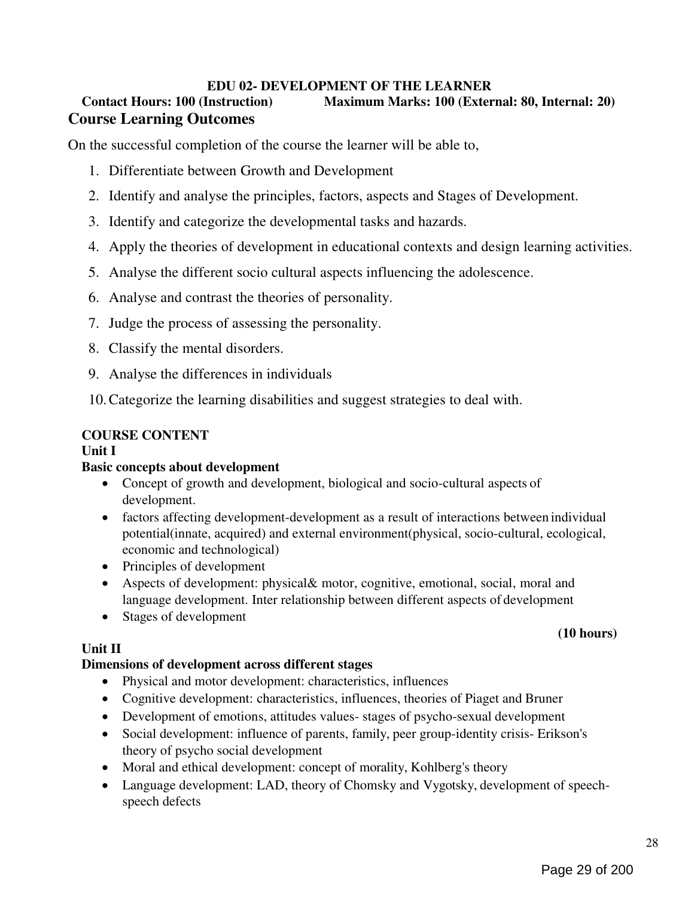## EDU 02- DEVELOPMENT OF THE LEARNER

**Contact Hours: 100 (Instruction)** **Maximum Marks: 100 (External: 80, Internal: 20)**

## Course Learning Outcomes

On the successful completion of the course the learner will be able to,

1. Differentiate between Growth and Development
2. Identify and analyse the principles, factors, aspects and Stages of Development.
3. Identify and categorize the developmental tasks and hazards.
4. Apply the theories of development in educational contexts and design learning activities.
5. Analyse the different socio cultural aspects influencing the adolescence.
6. Analyse and contrast the theories of personality.
7. Judge the process of assessing the personality.
8. Classify the mental disorders.
9. Analyse the differences in individuals
10. Categorize the learning disabilities and suggest strategies to deal with.

### COURSE CONTENT

#### Unit I

**Basic concepts about development**

- Concept of growth and development, biological and socio-cultural aspects of development.
- factors affecting development-development as a result of interactions between individual potential(innate, acquired) and external environment(physical, socio-cultural, ecological, economic and technological)
- Principles of development
- Aspects of development: physical& motor, cognitive, emotional, social, moral and language development. Inter relationship between different aspects of development
- Stages of development

**(10 hours)**

#### Unit II

**Dimensions of development across different stages**

- Physical and motor development: characteristics, influences
- Cognitive development: characteristics, influences, theories of Piaget and Bruner
- Development of emotions, attitudes values- stages of psycho-sexual development
- Social development: influence of parents, family, peer group-identity crisis- Erikson's theory of psycho social development
- Moral and ethical development: concept of morality, Kohlberg's theory
- Language development: LAD, theory of Chomsky and Vygotsky, development of speech-speech defects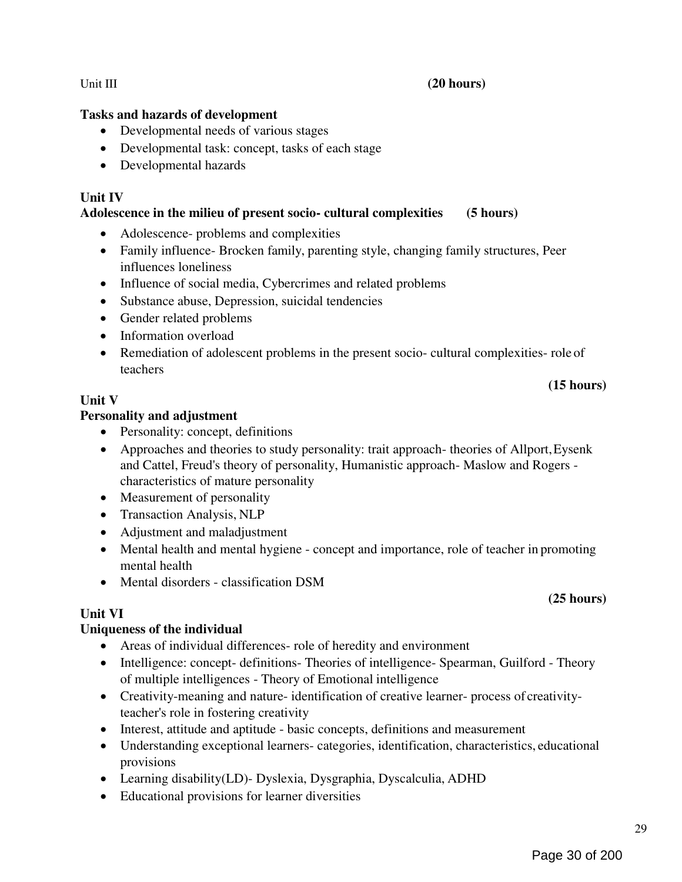Unit III **(20 hours)**

**Tasks and hazards of development**

- Developmental needs of various stages
- Developmental task: concept, tasks of each stage
- Developmental hazards

**Unit IV**

**Adolescence in the milieu of present socio- cultural complexities (5 hours)**

- Adolescence- problems and complexities
- Family influence- Brocken family, parenting style, changing family structures, Peer influences loneliness
- Influence of social media, Cybercrimes and related problems
- Substance abuse, Depression, suicidal tendencies
- Gender related problems
- Information overload
- Remediation of adolescent problems in the present socio- cultural complexities- role of teachers

**(15 hours)**

**Unit V**

**Personality and adjustment**

- Personality: concept, definitions
- Approaches and theories to study personality: trait approach- theories of Allport, Eysenk and Cattel, Freud's theory of personality, Humanistic approach- Maslow and Rogers - characteristics of mature personality
- Measurement of personality
- Transaction Analysis, NLP
- Adjustment and maladjustment
- Mental health and mental hygiene - concept and importance, role of teacher in promoting mental health
- Mental disorders - classification DSM

**(25 hours)**

**Unit VI**

**Uniqueness of the individual**

- Areas of individual differences- role of heredity and environment
- Intelligence: concept- definitions- Theories of intelligence- Spearman, Guilford - Theory of multiple intelligences - Theory of Emotional intelligence
- Creativity-meaning and nature- identification of creative learner- process of creativity- teacher's role in fostering creativity
- Interest, attitude and aptitude - basic concepts, definitions and measurement
- Understanding exceptional learners- categories, identification, characteristics, educational provisions
- Learning disability(LD)- Dyslexia, Dysgraphia, Dyscalculia, ADHD
- Educational provisions for learner diversities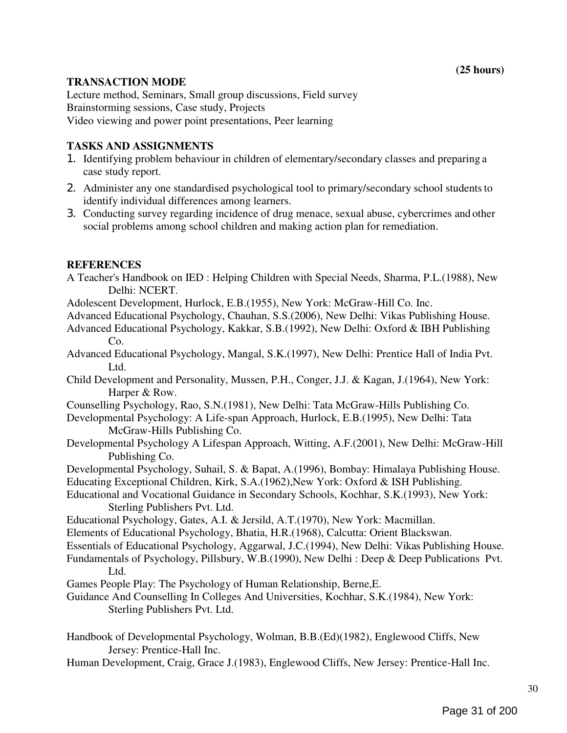**(25 hours)**

**TRANSACTION MODE**

Lecture method, Seminars, Small group discussions, Field survey
Brainstorming sessions, Case study, Projects
Video viewing and power point presentations, Peer learning

**TASKS AND ASSIGNMENTS**

1. Identifying problem behaviour in children of elementary/secondary classes and preparing a case study report.
2. Administer any one standardised psychological tool to primary/secondary school students to identify individual differences among learners.
3. Conducting survey regarding incidence of drug menace, sexual abuse, cybercrimes and other social problems among school children and making action plan for remediation.

**REFERENCES**

A Teacher's Handbook on IED : Helping Children with Special Needs, Sharma, P.L.(1988), New Delhi: NCERT.

Adolescent Development, Hurlock, E.B.(1955), New York: McGraw-Hill Co. Inc.

Advanced Educational Psychology, Chauhan, S.S.(2006), New Delhi: Vikas Publishing House.

Advanced Educational Psychology, Kakkar, S.B.(1992), New Delhi: Oxford & IBH Publishing Co.

Advanced Educational Psychology, Mangal, S.K.(1997), New Delhi: Prentice Hall of India Pvt. Ltd.

Child Development and Personality, Mussen, P.H., Conger, J.J. & Kagan, J.(1964), New York: Harper & Row.

Counselling Psychology, Rao, S.N.(1981), New Delhi: Tata McGraw-Hills Publishing Co.

Developmental Psychology: A Life-span Approach, Hurlock, E.B.(1995), New Delhi: Tata McGraw-Hills Publishing Co.

Developmental Psychology A Lifespan Approach, Witting, A.F.(2001), New Delhi: McGraw-Hill Publishing Co.

Developmental Psychology, Suhail, S. & Bapat, A.(1996), Bombay: Himalaya Publishing House.

Educating Exceptional Children, Kirk, S.A.(1962),New York: Oxford & ISH Publishing.

Educational and Vocational Guidance in Secondary Schools, Kochhar, S.K.(1993), New York: Sterling Publishers Pvt. Ltd.

Educational Psychology, Gates, A.I. & Jersild, A.T.(1970), New York: Macmillan.

Elements of Educational Psychology, Bhatia, H.R.(1968), Calcutta: Orient Blackswan.

Essentials of Educational Psychology, Aggarwal, J.C.(1994), New Delhi: Vikas Publishing House.

Fundamentals of Psychology, Pillsbury, W.B.(1990), New Delhi : Deep & Deep Publications Pvt. Ltd.

Games People Play: The Psychology of Human Relationship, Berne,E.

Guidance And Counselling In Colleges And Universities, Kochhar, S.K.(1984), New York: Sterling Publishers Pvt. Ltd.

Handbook of Developmental Psychology, Wolman, B.B.(Ed)(1982), Englewood Cliffs, New Jersey: Prentice-Hall Inc.

Human Development, Craig, Grace J.(1983), Englewood Cliffs, New Jersey: Prentice-Hall Inc.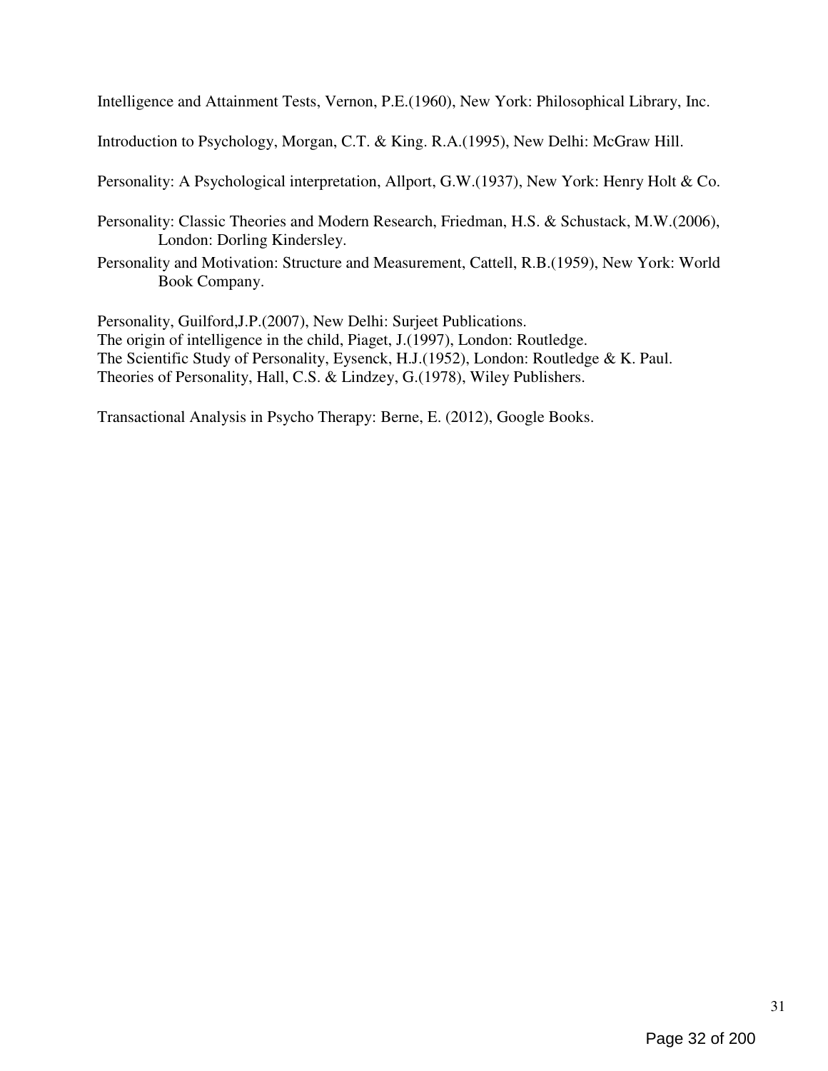Intelligence and Attainment Tests, Vernon, P.E.(1960), New York: Philosophical Library, Inc.

Introduction to Psychology, Morgan, C.T. & King. R.A.(1995), New Delhi: McGraw Hill.

Personality: A Psychological interpretation, Allport, G.W.(1937), New York: Henry Holt & Co.

Personality: Classic Theories and Modern Research, Friedman, H.S. & Schustack, M.W.(2006), London: Dorling Kindersley.

Personality and Motivation: Structure and Measurement, Cattell, R.B.(1959), New York: World Book Company.

Personality, Guilford,J.P.(2007), New Delhi: Surjeet Publications.

The origin of intelligence in the child, Piaget, J.(1997), London: Routledge.

The Scientific Study of Personality, Eysenck, H.J.(1952), London: Routledge & K. Paul.

Theories of Personality, Hall, C.S. & Lindzey, G.(1978), Wiley Publishers.

Transactional Analysis in Psycho Therapy: Berne, E. (2012), Google Books.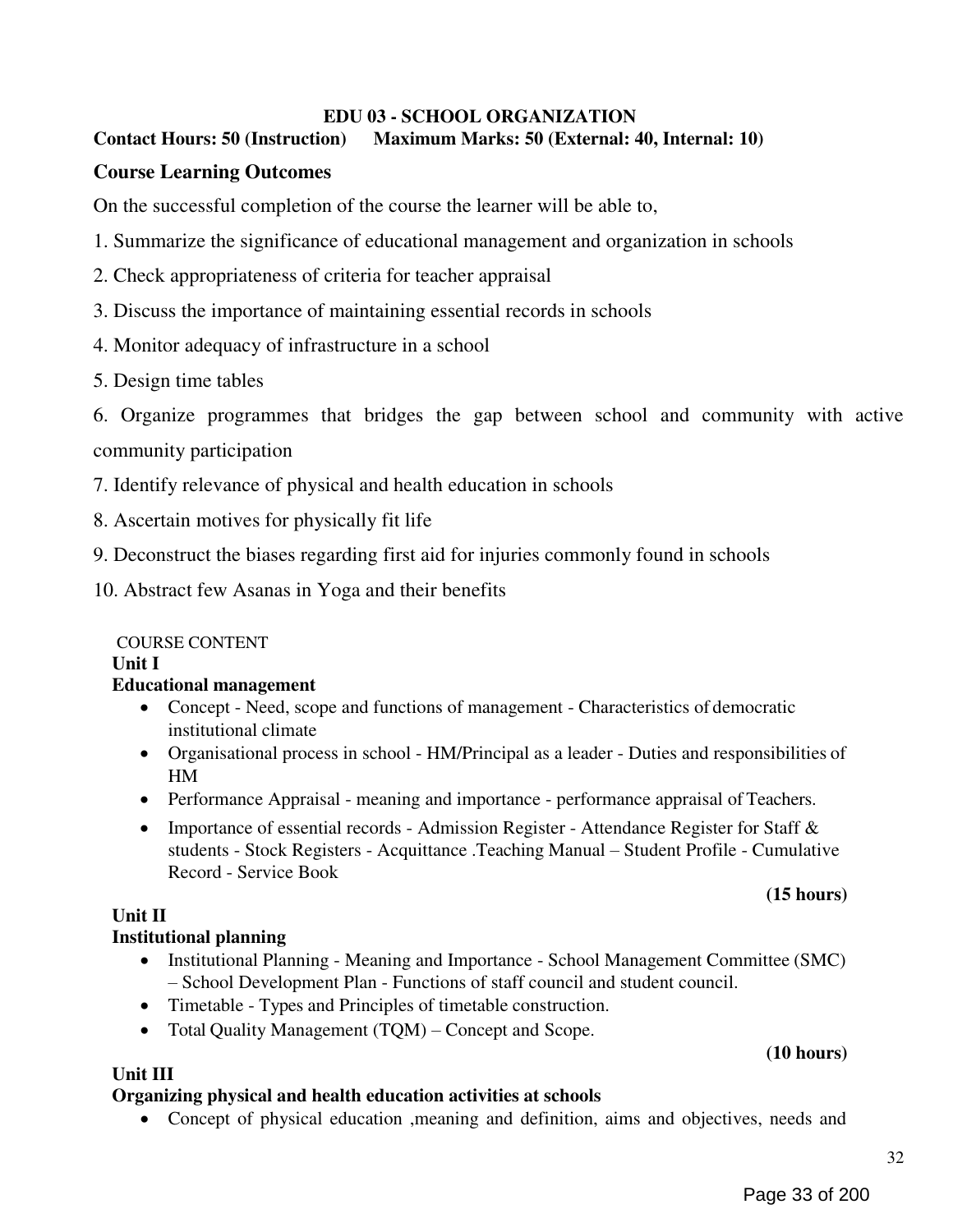## EDU 03 - SCHOOL ORGANIZATION

**Contact Hours: 50 (Instruction)      Maximum Marks: 50 (External: 40, Internal: 10)**

### Course Learning Outcomes

On the successful completion of the course the learner will be able to,

1. Summarize the significance of educational management and organization in schools
2. Check appropriateness of criteria for teacher appraisal
3. Discuss the importance of maintaining essential records in schools
4. Monitor adequacy of infrastructure in a school
5. Design time tables
6. Organize programmes that bridges the gap between school and community with active community participation
7. Identify relevance of physical and health education in schools
8. Ascertain motives for physically fit life
9. Deconstruct the biases regarding first aid for injuries commonly found in schools
10. Abstract few Asanas in Yoga and their benefits

COURSE CONTENT

**Unit I**

**Educational management**

- Concept - Need, scope and functions of management - Characteristics of democratic institutional climate
- Organisational process in school - HM/Principal as a leader - Duties and responsibilities of HM
- Performance Appraisal - meaning and importance - performance appraisal of Teachers.
- Importance of essential records - Admission Register - Attendance Register for Staff & students - Stock Registers - Acquittance .Teaching Manual – Student Profile - Cumulative Record - Service Book

**(15 hours)**

**Unit II**

**Institutional planning**

- Institutional Planning - Meaning and Importance - School Management Committee (SMC) – School Development Plan - Functions of staff council and student council.
- Timetable - Types and Principles of timetable construction.
- Total Quality Management (TQM) – Concept and Scope.

**(10 hours)**

**Unit III**

**Organizing physical and health education activities at schools**

- Concept of physical education ,meaning and definition, aims and objectives, needs and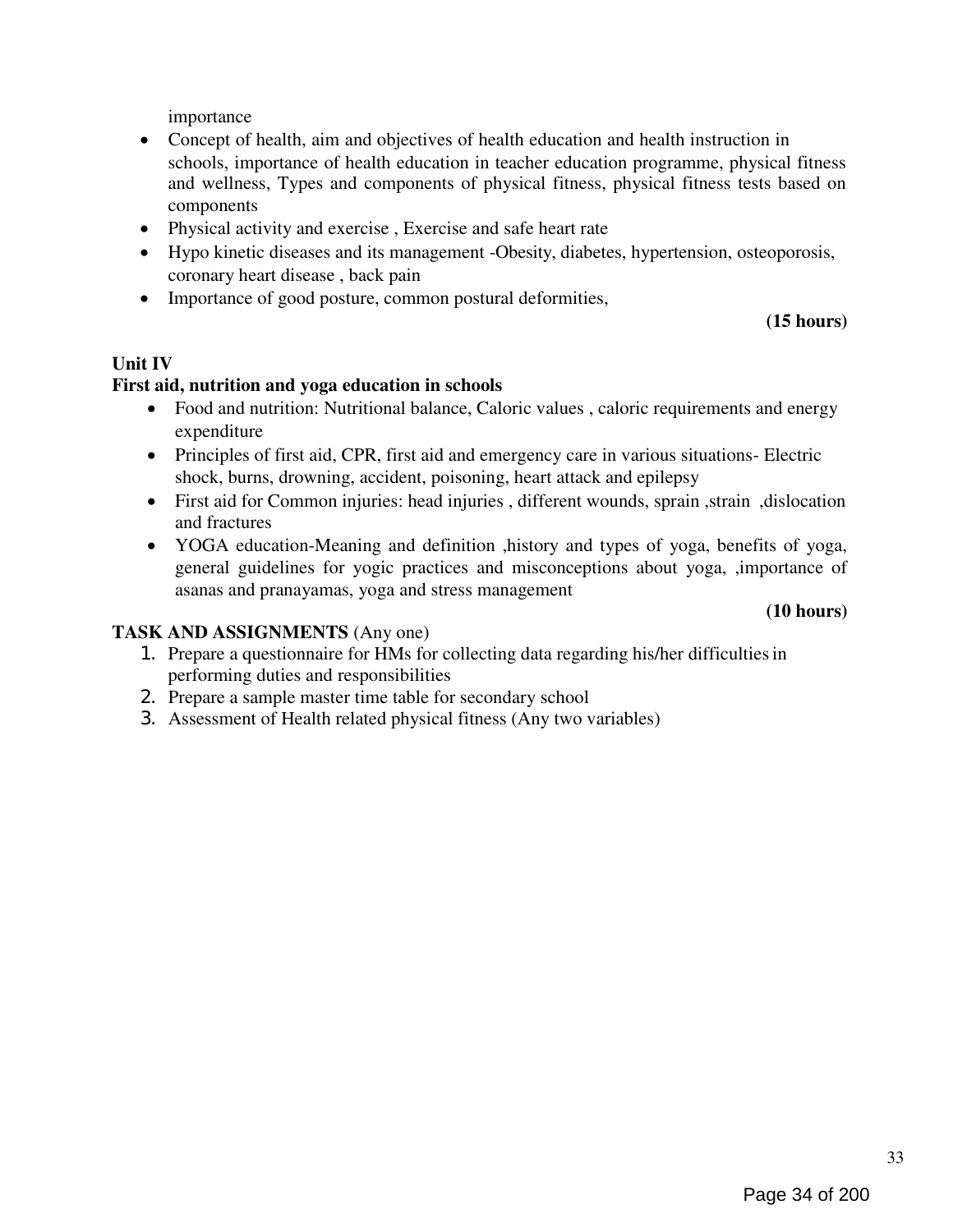importance

- Concept of health, aim and objectives of health education and health instruction in schools, importance of health education in teacher education programme, physical fitness and wellness, Types and components of physical fitness, physical fitness tests based on components
- Physical activity and exercise , Exercise and safe heart rate
- Hypo kinetic diseases and its management -Obesity, diabetes, hypertension, osteoporosis, coronary heart disease , back pain
- Importance of good posture, common postural deformities,

**(15 hours)**

**Unit IV**

**First aid, nutrition and yoga education in schools**

- Food and nutrition: Nutritional balance, Caloric values , caloric requirements and energy expenditure
- Principles of first aid, CPR, first aid and emergency care in various situations- Electric shock, burns, drowning, accident, poisoning, heart attack and epilepsy
- First aid for Common injuries: head injuries , different wounds, sprain ,strain ,dislocation and fractures
- YOGA education-Meaning and definition ,history and types of yoga, benefits of yoga, general guidelines for yogic practices and misconceptions about yoga, ,importance of asanas and pranayamas, yoga and stress management

**(10 hours)**

**TASK AND ASSIGNMENTS** (Any one)

1. Prepare a questionnaire for HMs for collecting data regarding his/her difficulties in performing duties and responsibilities
2. Prepare a sample master time table for secondary school
3. Assessment of Health related physical fitness (Any two variables)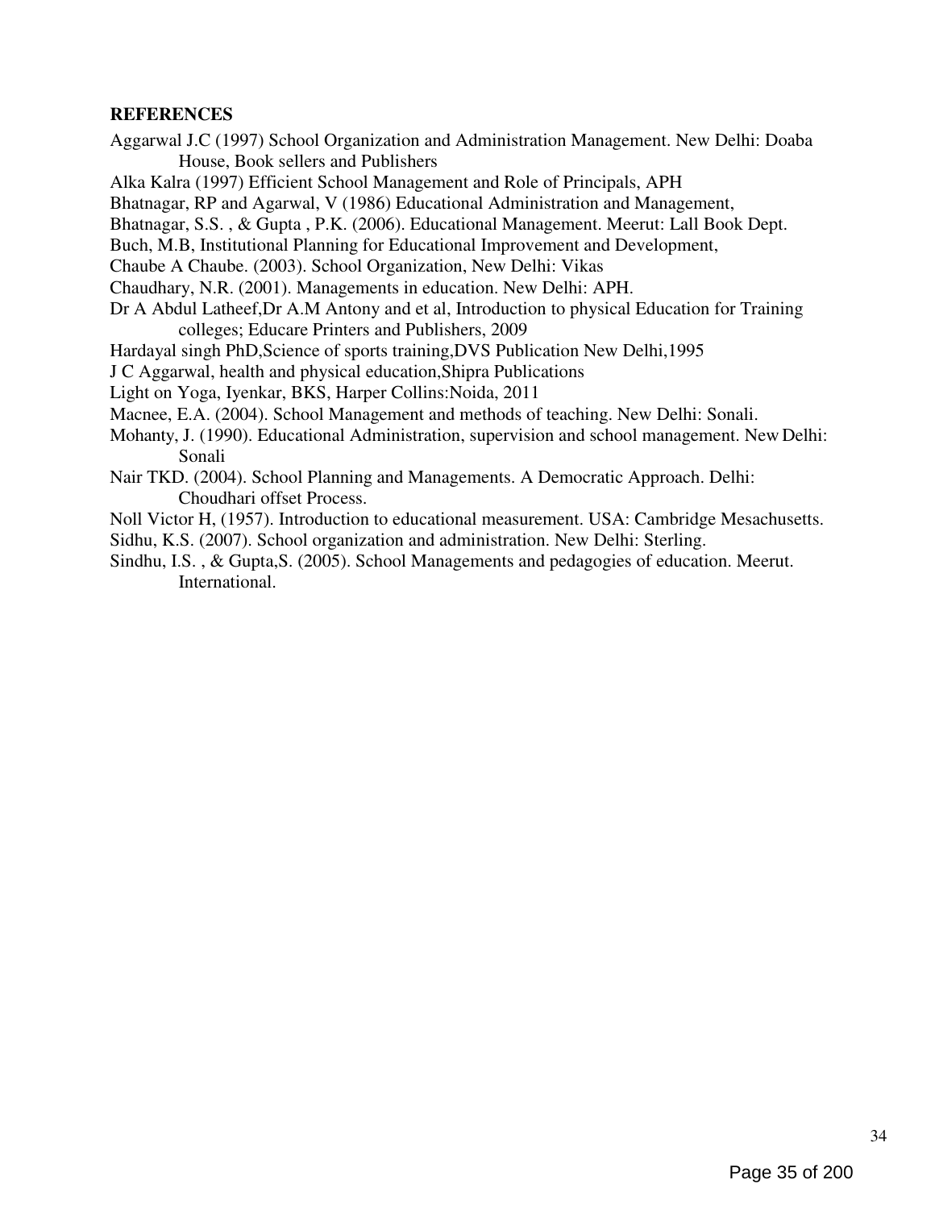**REFERENCES**

Aggarwal J.C (1997) School Organization and Administration Management. New Delhi: Doaba House, Book sellers and Publishers

Alka Kalra (1997) Efficient School Management and Role of Principals, APH

Bhatnagar, RP and Agarwal, V (1986) Educational Administration and Management,

Bhatnagar, S.S. , & Gupta , P.K. (2006). Educational Management. Meerut: Lall Book Dept.

Buch, M.B, Institutional Planning for Educational Improvement and Development,

Chaube A Chaube. (2003). School Organization, New Delhi: Vikas

Chaudhary, N.R. (2001). Managements in education. New Delhi: APH.

Dr A Abdul Latheef,Dr A.M Antony and et al, Introduction to physical Education for Training colleges; Educare Printers and Publishers, 2009

Hardayal singh PhD,Science of sports training,DVS Publication New Delhi,1995

J C Aggarwal, health and physical education,Shipra Publications

Light on Yoga, Iyenkar, BKS, Harper Collins:Noida, 2011

Macnee, E.A. (2004). School Management and methods of teaching. New Delhi: Sonali.

Mohanty, J. (1990). Educational Administration, supervision and school management. New Delhi: Sonali

Nair TKD. (2004). School Planning and Managements. A Democratic Approach. Delhi: Choudhari offset Process.

Noll Victor H, (1957). Introduction to educational measurement. USA: Cambridge Mesachusetts.

Sidhu, K.S. (2007). School organization and administration. New Delhi: Sterling.

Sindhu, I.S. , & Gupta,S. (2005). School Managements and pedagogies of education. Meerut. International.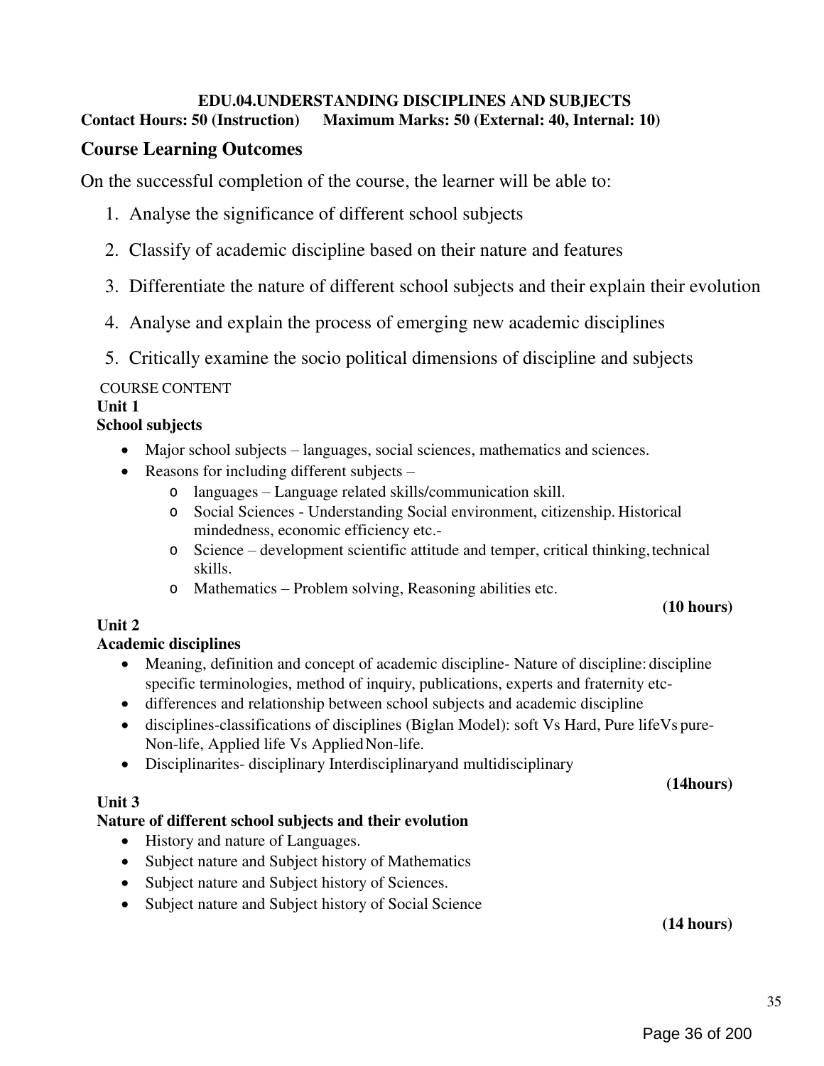**EDU.04.UNDERSTANDING DISCIPLINES AND SUBJECTS**

**Contact Hours: 50 (Instruction) Maximum Marks: 50 (External: 40, Internal: 10)**

## Course Learning Outcomes

On the successful completion of the course, the learner will be able to:

1. Analyse the significance of different school subjects
2. Classify of academic discipline based on their nature and features
3. Differentiate the nature of different school subjects and their explain their evolution
4. Analyse and explain the process of emerging new academic disciplines
5. Critically examine the socio political dimensions of discipline and subjects

COURSE CONTENT

**Unit 1**

**School subjects**

- Major school subjects – languages, social sciences, mathematics and sciences.
- Reasons for including different subjects –
  - languages – Language related skills/communication skill.
  - Social Sciences - Understanding Social environment, citizenship. Historical mindedness, economic efficiency etc.-
  - Science – development scientific attitude and temper, critical thinking, technical skills.
  - Mathematics – Problem solving, Reasoning abilities etc.

**(10 hours)**

**Unit 2**

**Academic disciplines**

- Meaning, definition and concept of academic discipline- Nature of discipline: discipline specific terminologies, method of inquiry, publications, experts and fraternity etc-
- differences and relationship between school subjects and academic discipline
- disciplines-classifications of disciplines (Biglan Model): soft Vs Hard, Pure lifeVs pure-Non-life, Applied life Vs Applied Non-life.
- Disciplinarites- disciplinary Interdisciplinaryand multidisciplinary

**(14hours)**

**Unit 3**

**Nature of different school subjects and their evolution**

- History and nature of Languages.
- Subject nature and Subject history of Mathematics
- Subject nature and Subject history of Sciences.
- Subject nature and Subject history of Social Science

**(14 hours)**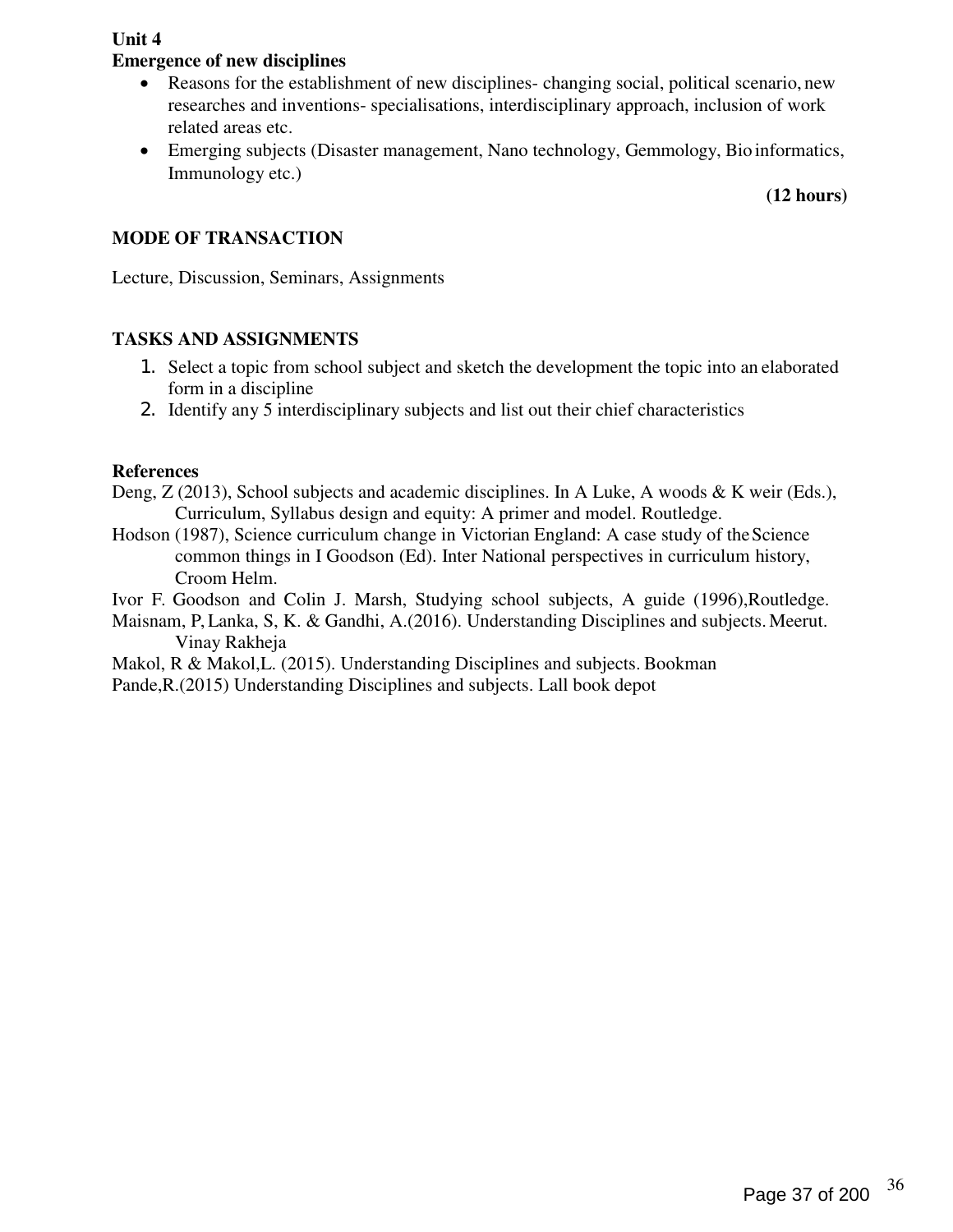**Unit 4**

**Emergence of new disciplines**

- Reasons for the establishment of new disciplines- changing social, political scenario, new researches and inventions- specialisations, interdisciplinary approach, inclusion of work related areas etc.
- Emerging subjects (Disaster management, Nano technology, Gemmology, Bio informatics, Immunology etc.)

**(12 hours)**

**MODE OF TRANSACTION**

Lecture, Discussion, Seminars, Assignments

**TASKS AND ASSIGNMENTS**

1. Select a topic from school subject and sketch the development the topic into an elaborated form in a discipline
2. Identify any 5 interdisciplinary subjects and list out their chief characteristics

**References**

Deng, Z (2013), School subjects and academic disciplines. In A Luke, A woods & K weir (Eds.), Curriculum, Syllabus design and equity: A primer and model. Routledge.

Hodson (1987), Science curriculum change in Victorian England: A case study of the Science common things in I Goodson (Ed). Inter National perspectives in curriculum history, Croom Helm.

Ivor F. Goodson and Colin J. Marsh, Studying school subjects, A guide (1996),Routledge.

Maisnam, P, Lanka, S, K. & Gandhi, A.(2016). Understanding Disciplines and subjects. Meerut. Vinay Rakheja

Makol, R & Makol,L. (2015). Understanding Disciplines and subjects. Bookman

Pande,R.(2015) Understanding Disciplines and subjects. Lall book depot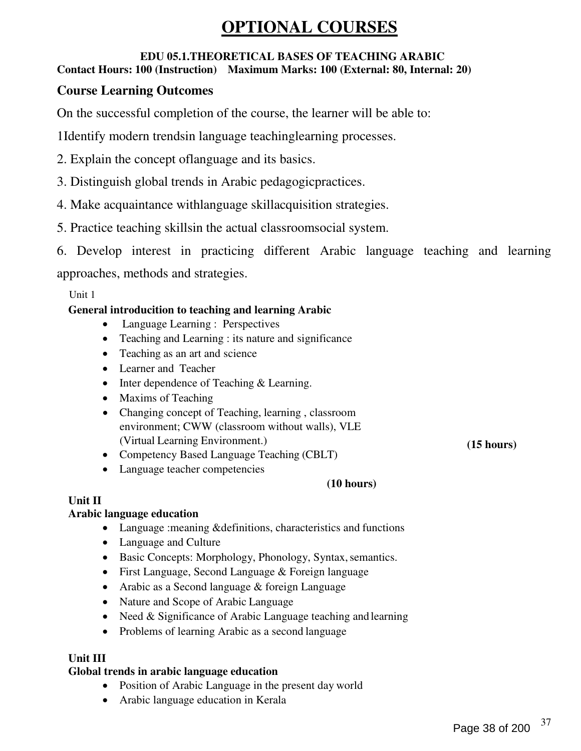# OPTIONAL COURSES

**EDU 05.1.THEORETICAL BASES OF TEACHING ARABIC**

**Contact Hours: 100 (Instruction)    Maximum Marks: 100 (External: 80, Internal: 20)**

## Course Learning Outcomes

On the successful completion of the course, the learner will be able to:

1Identify modern trendsin language teachinglearning processes.

2. Explain the concept oflanguage and its basics.

3. Distinguish global trends in Arabic pedagogicpractices.

4. Make acquaintance withlanguage skillacquisition strategies.

5. Practice teaching skillsin the actual classroomsocial system.

6. Develop interest in practicing different Arabic language teaching and learning approaches, methods and strategies.

Unit 1

**General introducition to teaching and learning Arabic**

- Language Learning : Perspectives
- Teaching and Learning : its nature and significance
- Teaching as an art and science
- Learner and Teacher
- Inter dependence of Teaching & Learning.
- Maxims of Teaching
- Changing concept of Teaching, learning , classroom environment; CWW (classroom without walls), VLE (Virtual Learning Environment.) **(15 hours)**
- Competency Based Language Teaching (CBLT)
- Language teacher competencies

**(10 hours)**

**Unit II**

**Arabic language education**

- Language :meaning &definitions, characteristics and functions
- Language and Culture
- Basic Concepts: Morphology, Phonology, Syntax, semantics.
- First Language, Second Language & Foreign language
- Arabic as a Second language & foreign Language
- Nature and Scope of Arabic Language
- Need & Significance of Arabic Language teaching and learning
- Problems of learning Arabic as a second language

**Unit III**

**Global trends in arabic language education**

- Position of Arabic Language in the present day world
- Arabic language education in Kerala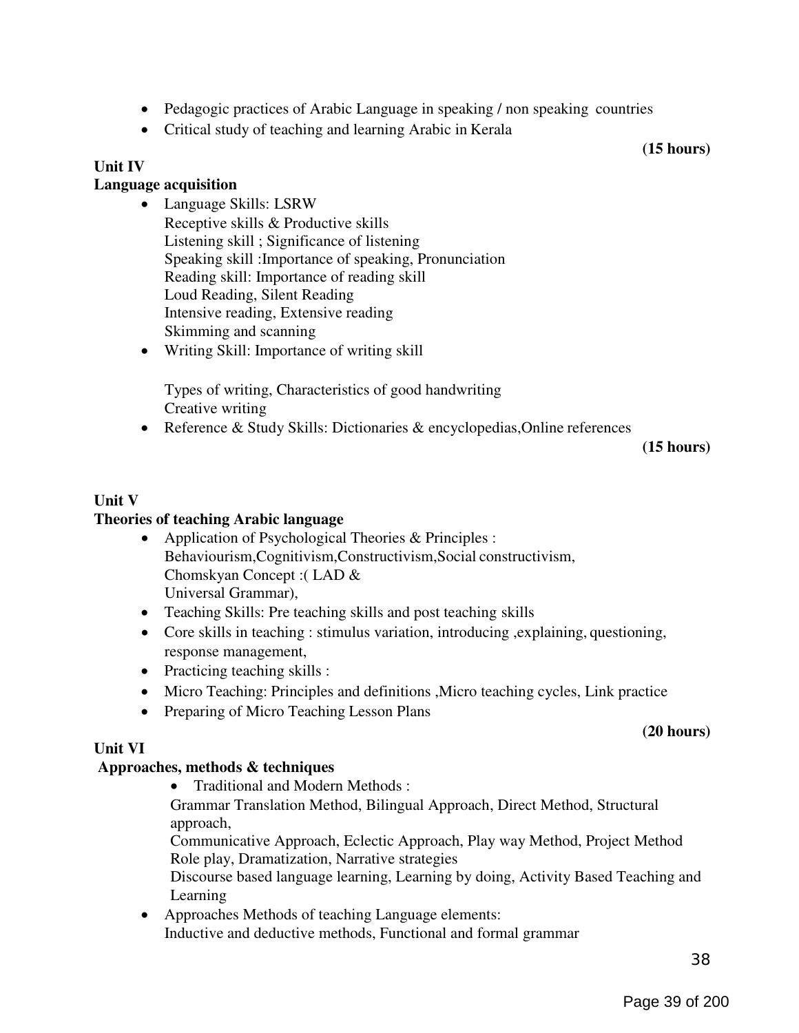- Pedagogic practices of Arabic Language in speaking / non speaking countries
- Critical study of teaching and learning Arabic in Kerala

**(15 hours)**

**Unit IV**

**Language acquisition**

- Language Skills: LSRW
  Receptive skills & Productive skills
  Listening skill ; Significance of listening
  Speaking skill :Importance of speaking, Pronunciation
  Reading skill: Importance of reading skill
  Loud Reading, Silent Reading
  Intensive reading, Extensive reading
  Skimming and scanning
- Writing Skill: Importance of writing skill

  Types of writing, Characteristics of good handwriting
  Creative writing
- Reference & Study Skills: Dictionaries & encyclopedias,Online references

**(15 hours)**

**Unit V**

**Theories of teaching Arabic language**

- Application of Psychological Theories & Principles :
  Behaviourism,Cognitivism,Constructivism,Social constructivism,
  Chomskyan Concept :( LAD &
  Universal Grammar),
- Teaching Skills: Pre teaching skills and post teaching skills
- Core skills in teaching : stimulus variation, introducing ,explaining, questioning, response management,
- Practicing teaching skills :
- Micro Teaching: Principles and definitions ,Micro teaching cycles, Link practice
- Preparing of Micro Teaching Lesson Plans

**(20 hours)**

**Unit VI**

**Approaches, methods & techniques**

- Traditional and Modern Methods :
  Grammar Translation Method, Bilingual Approach, Direct Method, Structural approach,
  Communicative Approach, Eclectic Approach, Play way Method, Project Method
  Role play, Dramatization, Narrative strategies
  Discourse based language learning, Learning by doing, Activity Based Teaching and Learning
- Approaches Methods of teaching Language elements:
  Inductive and deductive methods, Functional and formal grammar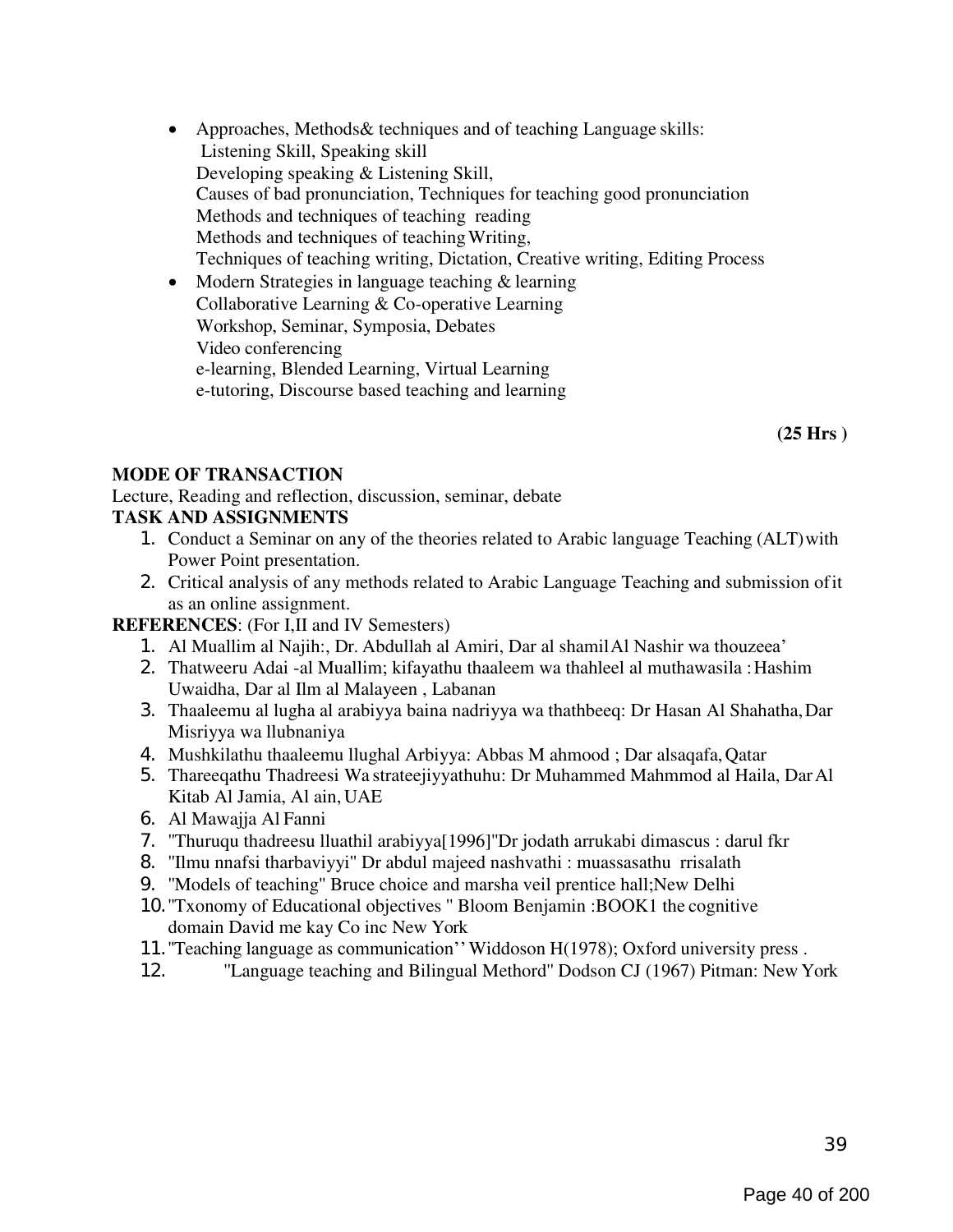- Approaches, Methods& techniques and of teaching Language skills:
  Listening Skill, Speaking skill
  Developing speaking & Listening Skill,
  Causes of bad pronunciation, Techniques for teaching good pronunciation
  Methods and techniques of teaching reading
  Methods and techniques of teaching Writing,
  Techniques of teaching writing, Dictation, Creative writing, Editing Process
- Modern Strategies in language teaching & learning
  Collaborative Learning & Co-operative Learning
  Workshop, Seminar, Symposia, Debates
  Video conferencing
  e-learning, Blended Learning, Virtual Learning
  e-tutoring, Discourse based teaching and learning

**(25 Hrs )**

**MODE OF TRANSACTION**

Lecture, Reading and reflection, discussion, seminar, debate

**TASK AND ASSIGNMENTS**

1. Conduct a Seminar on any of the theories related to Arabic language Teaching (ALT) with Power Point presentation.
2. Critical analysis of any methods related to Arabic Language Teaching and submission of it as an online assignment.

**REFERENCES**: (For I,II and IV Semesters)

1. Al Muallim al Najih:, Dr. Abdullah al Amiri, Dar al shamil Al Nashir wa thouzeea'
2. Thatweeru Adai -al Muallim; kifayathu thaaleem wa thahleel al muthawasila : Hashim Uwaidha, Dar al Ilm al Malayeen , Labanan
3. Thaaleemu al lugha al arabiyya baina nadriyya wa thathbeeq: Dr Hasan Al Shahatha, Dar Misriyya wa llubnaniya
4. Mushkilathu thaaleemu llughal Arbiyya: Abbas M ahmood ; Dar alsaqafa, Qatar
5. Thareeqathu Thadreesi Wa strateejiyyathuhu: Dr Muhammed Mahmmod al Haila, Dar Al Kitab Al Jamia, Al ain, UAE
6. Al Mawajja Al Fanni
7. "Thuruqu thadreesu lluathil arabiyya[1996]"Dr jodath arrukabi dimascus : darul fkr
8. "Ilmu nnafsi tharbaviyyi" Dr abdul majeed nashvathi : muassasathu rrisalath
9. "Models of teaching" Bruce choice and marsha veil prentice hall;New Delhi
10. "Txonomy of Educational objectives " Bloom Benjamin :BOOK1 the cognitive domain David me kay Co inc New York
11. "Teaching language as communication'' Widdoson H(1978); Oxford university press .
12. "Language teaching and Bilingual Methord" Dodson CJ (1967) Pitman: New York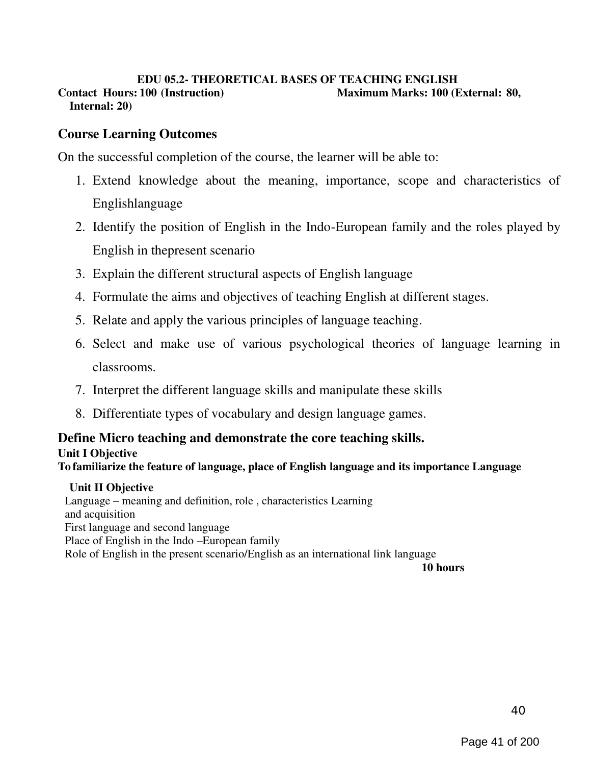**EDU 05.2- THEORETICAL BASES OF TEACHING ENGLISH**

**Contact Hours: 100 (Instruction)** **Maximum Marks: 100 (External: 80, Internal: 20)**

## Course Learning Outcomes

On the successful completion of the course, the learner will be able to:

1. Extend knowledge about the meaning, importance, scope and characteristics of Englishlanguage
2. Identify the position of English in the Indo-European family and the roles played by English in thepresent scenario
3. Explain the different structural aspects of English language
4. Formulate the aims and objectives of teaching English at different stages.
5. Relate and apply the various principles of language teaching.
6. Select and make use of various psychological theories of language learning in classrooms.
7. Interpret the different language skills and manipulate these skills
8. Differentiate types of vocabulary and design language games.

## Define Micro teaching and demonstrate the core teaching skills.

**Unit I Objective**

**To familiarize the feature of language, place of English language and its importance Language**

**Unit II Objective**

Language – meaning and definition, role , characteristics Learning and acquisition

First language and second language

Place of English in the Indo –European family

Role of English in the present scenario/English as an international link language

**10 hours**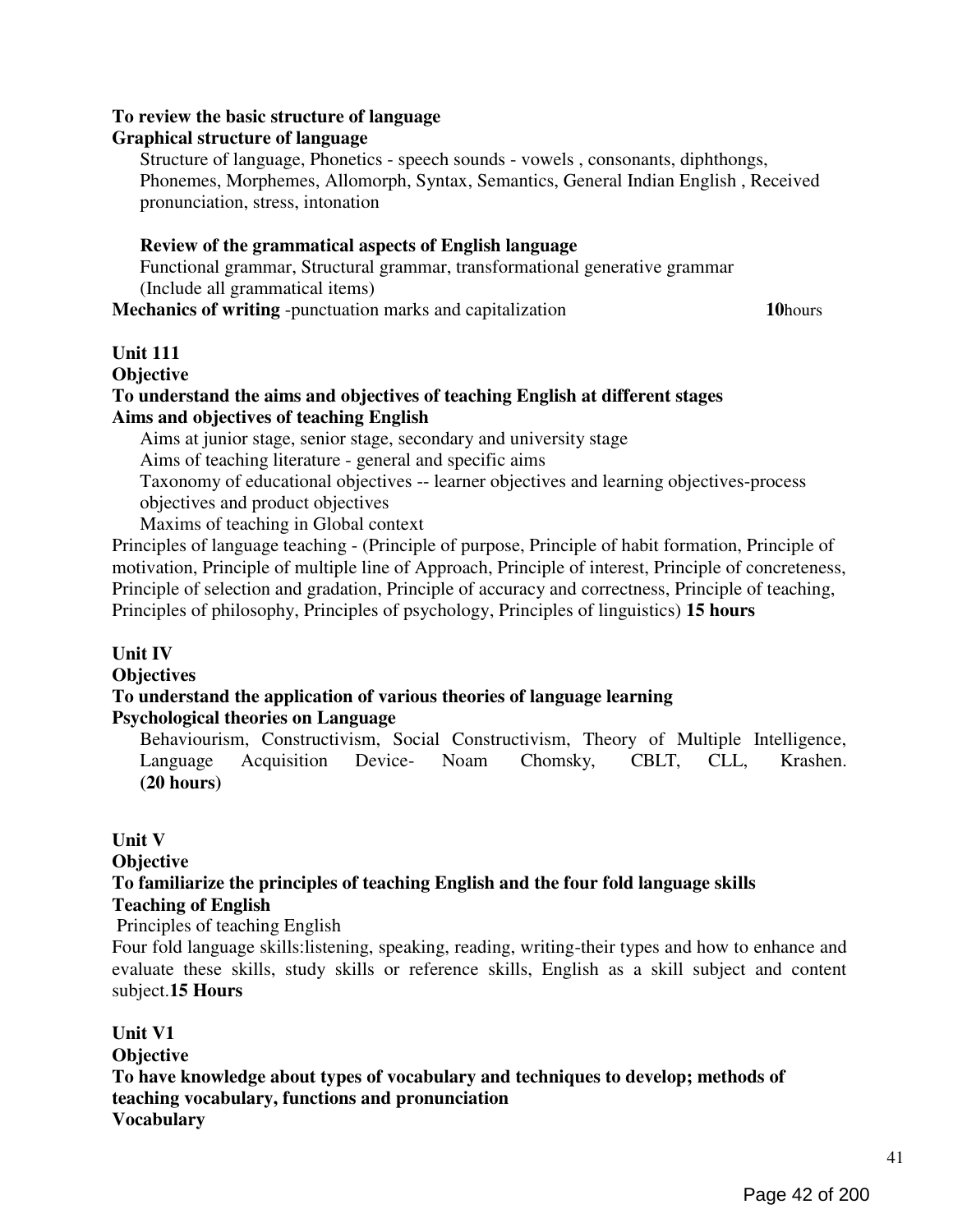**To review the basic structure of language**

**Graphical structure of language**

Structure of language, Phonetics - speech sounds - vowels , consonants, diphthongs, Phonemes, Morphemes, Allomorph, Syntax, Semantics, General Indian English , Received pronunciation, stress, intonation

**Review of the grammatical aspects of English language**

Functional grammar, Structural grammar, transformational generative grammar (Include all grammatical items)

**Mechanics of writing** -punctuation marks and capitalization **10**hours

**Unit 111**

**Objective**

**To understand the aims and objectives of teaching English at different stages**

**Aims and objectives of teaching English**

Aims at junior stage, senior stage, secondary and university stage

Aims of teaching literature - general and specific aims

Taxonomy of educational objectives -- learner objectives and learning objectives-process objectives and product objectives

Maxims of teaching in Global context

Principles of language teaching - (Principle of purpose, Principle of habit formation, Principle of motivation, Principle of multiple line of Approach, Principle of interest, Principle of concreteness, Principle of selection and gradation, Principle of accuracy and correctness, Principle of teaching, Principles of philosophy, Principles of psychology, Principles of linguistics) **15 hours**

**Unit IV**

**Objectives**

**To understand the application of various theories of language learning**

**Psychological theories on Language**

Behaviourism, Constructivism, Social Constructivism, Theory of Multiple Intelligence, Language Acquisition Device- Noam Chomsky, CBLT, CLL, Krashen. **(20 hours)**

**Unit V**

**Objective**

**To familiarize the principles of teaching English and the four fold language skills**

**Teaching of English**

Principles of teaching English

Four fold language skills:listening, speaking, reading, writing-their types and how to enhance and evaluate these skills, study skills or reference skills, English as a skill subject and content subject.**15 Hours**

**Unit V1**

**Objective**

**To have knowledge about types of vocabulary and techniques to develop; methods of teaching vocabulary, functions and pronunciation**

**Vocabulary**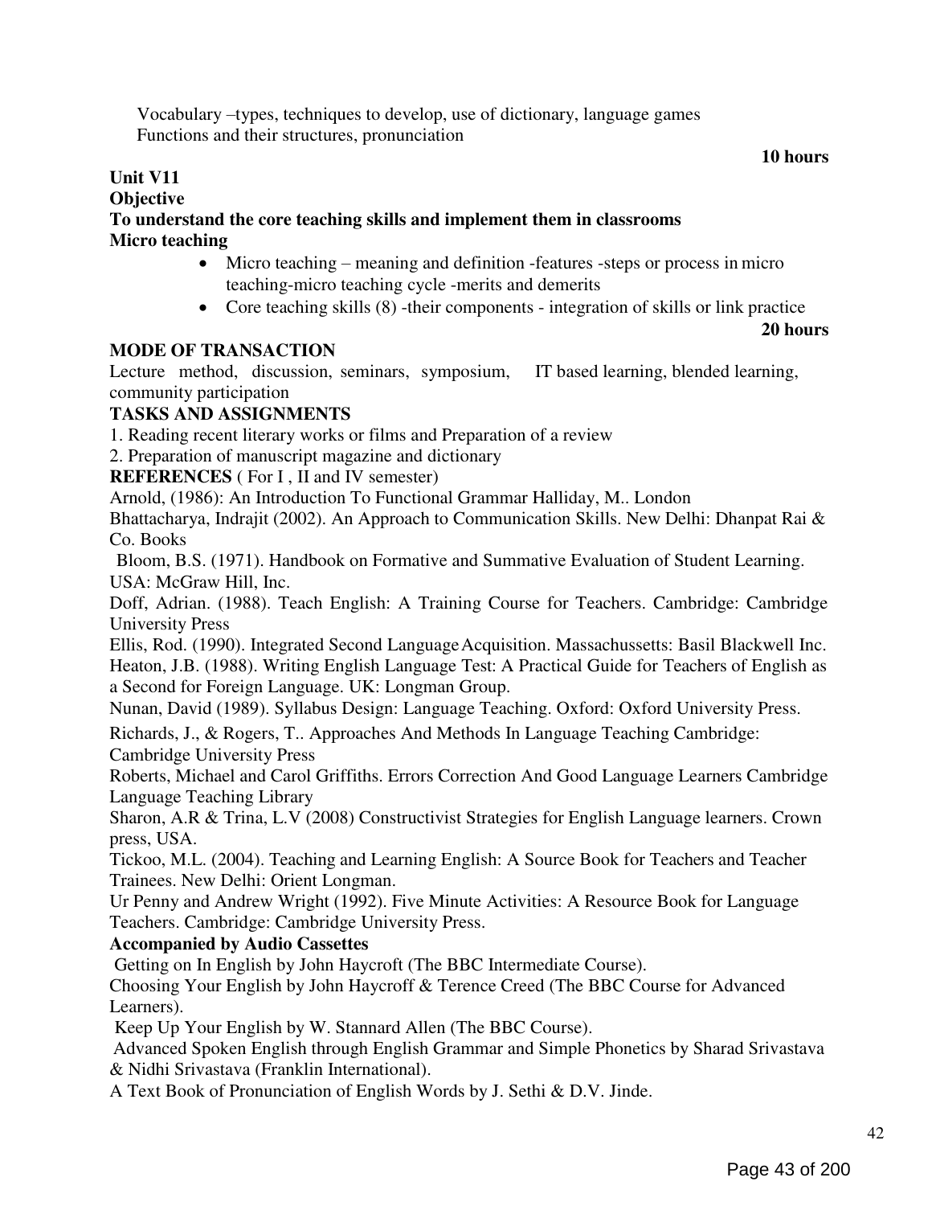Vocabulary –types, techniques to develop, use of dictionary, language games
Functions and their structures, pronunciation

**10 hours**

**Unit V11**

**Objective**

**To understand the core teaching skills and implement them in classrooms**

**Micro teaching**

- Micro teaching – meaning and definition -features -steps or process in micro teaching-micro teaching cycle -merits and demerits
- Core teaching skills (8) -their components - integration of skills or link practice

**20 hours**

**MODE OF TRANSACTION**

Lecture method, discussion, seminars, symposium, IT based learning, blended learning, community participation

**TASKS AND ASSIGNMENTS**

1. Reading recent literary works or films and Preparation of a review
2. Preparation of manuscript magazine and dictionary

**REFERENCES** ( For I , II and IV semester)

Arnold, (1986): An Introduction To Functional Grammar Halliday, M.. London

Bhattacharya, Indrajit (2002). An Approach to Communication Skills. New Delhi: Dhanpat Rai & Co. Books

Bloom, B.S. (1971). Handbook on Formative and Summative Evaluation of Student Learning. USA: McGraw Hill, Inc.

Doff, Adrian. (1988). Teach English: A Training Course for Teachers. Cambridge: Cambridge University Press

Ellis, Rod. (1990). Integrated Second Language Acquisition. Massachussetts: Basil Blackwell Inc.

Heaton, J.B. (1988). Writing English Language Test: A Practical Guide for Teachers of English as a Second for Foreign Language. UK: Longman Group.

Nunan, David (1989). Syllabus Design: Language Teaching. Oxford: Oxford University Press.

Richards, J., & Rogers, T.. Approaches And Methods In Language Teaching Cambridge: Cambridge University Press

Roberts, Michael and Carol Griffiths. Errors Correction And Good Language Learners Cambridge Language Teaching Library

Sharon, A.R & Trina, L.V (2008) Constructivist Strategies for English Language learners. Crown press, USA.

Tickoo, M.L. (2004). Teaching and Learning English: A Source Book for Teachers and Teacher Trainees. New Delhi: Orient Longman.

Ur Penny and Andrew Wright (1992). Five Minute Activities: A Resource Book for Language Teachers. Cambridge: Cambridge University Press.

**Accompanied by Audio Cassettes**

Getting on In English by John Haycroft (The BBC Intermediate Course).

Choosing Your English by John Haycroff & Terence Creed (The BBC Course for Advanced Learners).

Keep Up Your English by W. Stannard Allen (The BBC Course).

Advanced Spoken English through English Grammar and Simple Phonetics by Sharad Srivastava & Nidhi Srivastava (Franklin International).

A Text Book of Pronunciation of English Words by J. Sethi & D.V. Jinde.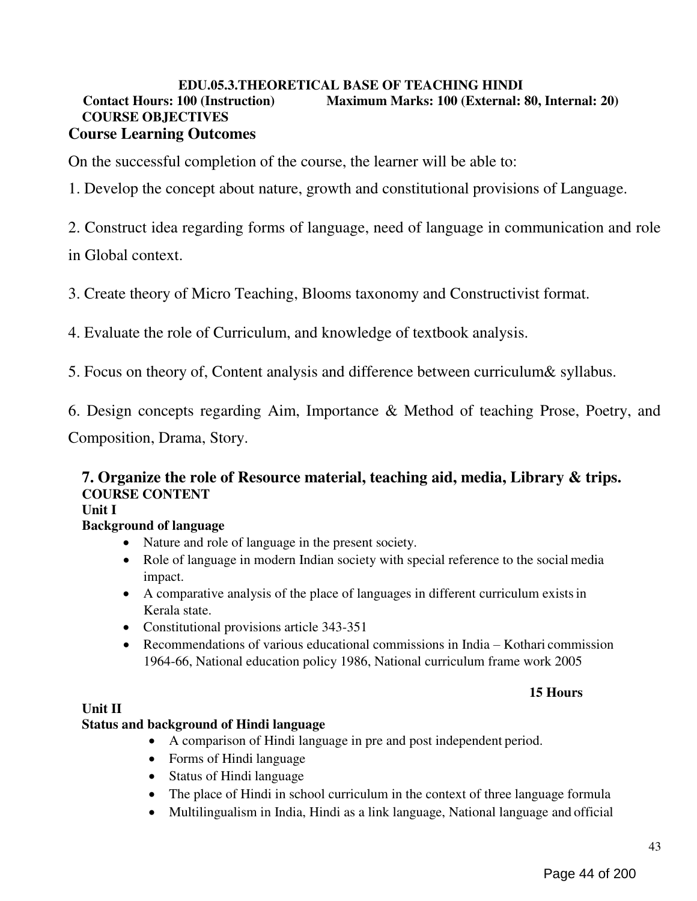**EDU.05.3.THEORETICAL BASE OF TEACHING HINDI**

**Contact Hours: 100 (Instruction)** **Maximum Marks: 100 (External: 80, Internal: 20)**

**COURSE OBJECTIVES**

## Course Learning Outcomes

On the successful completion of the course, the learner will be able to:

1. Develop the concept about nature, growth and constitutional provisions of Language.

2. Construct idea regarding forms of language, need of language in communication and role in Global context.

3. Create theory of Micro Teaching, Blooms taxonomy and Constructivist format.

4. Evaluate the role of Curriculum, and knowledge of textbook analysis.

5. Focus on theory of, Content analysis and difference between curriculum& syllabus.

6. Design concepts regarding Aim, Importance & Method of teaching Prose, Poetry, and Composition, Drama, Story.

**7. Organize the role of Resource material, teaching aid, media, Library & trips.**

**COURSE CONTENT**

**Unit I**

**Background of language**

- Nature and role of language in the present society.
- Role of language in modern Indian society with special reference to the social media impact.
- A comparative analysis of the place of languages in different curriculum exists in Kerala state.
- Constitutional provisions article 343-351
- Recommendations of various educational commissions in India – Kothari commission 1964-66, National education policy 1986, National curriculum frame work 2005

**15 Hours**

**Unit II**

**Status and background of Hindi language**

- A comparison of Hindi language in pre and post independent period.
- Forms of Hindi language
- Status of Hindi language
- The place of Hindi in school curriculum in the context of three language formula
- Multilingualism in India, Hindi as a link language, National language and official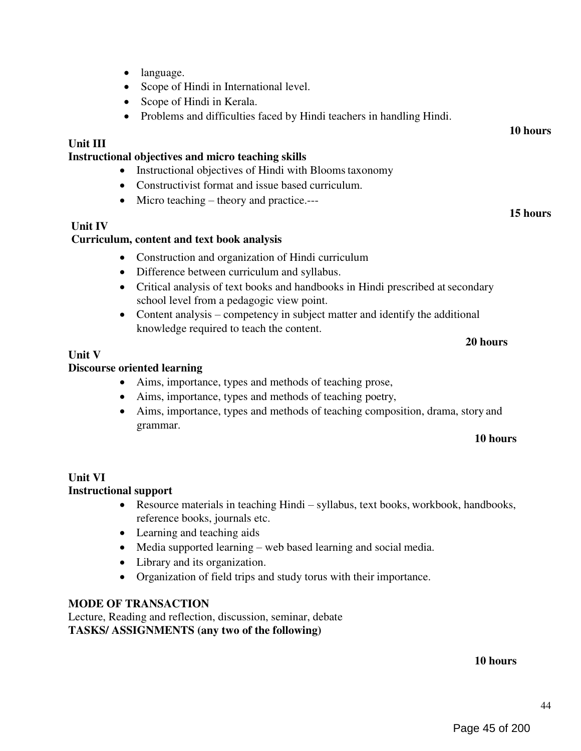- language.
- Scope of Hindi in International level.
- Scope of Hindi in Kerala.
- Problems and difficulties faced by Hindi teachers in handling Hindi.

**10 hours**

**Unit III**
**Instructional objectives and micro teaching skills**

- Instructional objectives of Hindi with Blooms taxonomy
- Constructivist format and issue based curriculum.
- Micro teaching – theory and practice.---

**15 hours**

**Unit IV**
**Curriculum, content and text book analysis**

- Construction and organization of Hindi curriculum
- Difference between curriculum and syllabus.
- Critical analysis of text books and handbooks in Hindi prescribed at secondary school level from a pedagogic view point.
- Content analysis – competency in subject matter and identify the additional knowledge required to teach the content.

**20 hours**

**Unit V**
**Discourse oriented learning**

- Aims, importance, types and methods of teaching prose,
- Aims, importance, types and methods of teaching poetry,
- Aims, importance, types and methods of teaching composition, drama, story and grammar.

**10 hours**

**Unit VI**
**Instructional support**

- Resource materials in teaching Hindi – syllabus, text books, workbook, handbooks, reference books, journals etc.
- Learning and teaching aids
- Media supported learning – web based learning and social media.
- Library and its organization.
- Organization of field trips and study torus with their importance.

**MODE OF TRANSACTION**
Lecture, Reading and reflection, discussion, seminar, debate
**TASKS/ ASSIGNMENTS (any two of the following)**

**10 hours**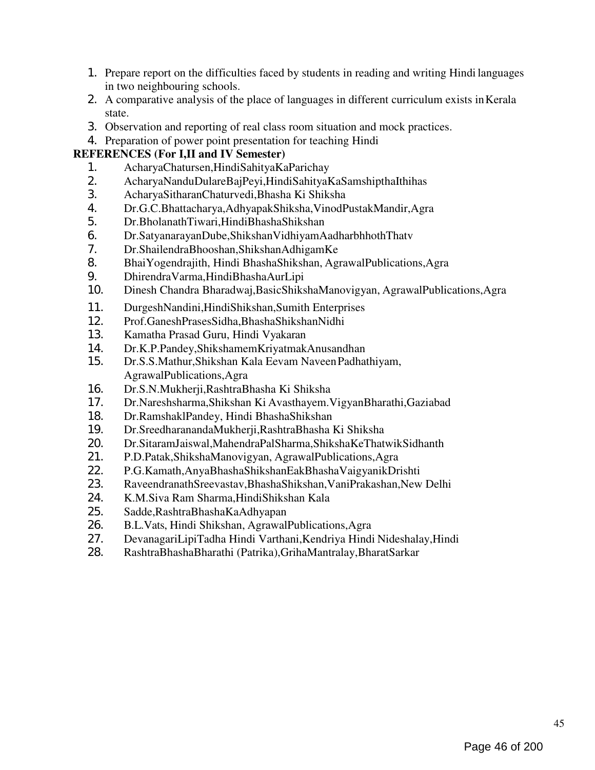1. Prepare report on the difficulties faced by students in reading and writing Hindi languages in two neighbouring schools.
2. A comparative analysis of the place of languages in different curriculum exists in Kerala state.
3. Observation and reporting of real class room situation and mock practices.
4. Preparation of power point presentation for teaching Hindi

**REFERENCES (For I,II and IV Semester)**

1. AcharyaChatursen,HindiSahityaKaParichay
2. AcharyaNanduDulareBajPeyi,HindiSahityaKaSamshipthaIthihas
3. AcharyaSitharanChaturvedi,Bhasha Ki Shiksha
4. Dr.G.C.Bhattacharya,AdhyapakShiksha,VinodPustakMandir,Agra
5. Dr.BholanathTiwari,HindiBhashaShikshan
6. Dr.SatyanarayanDube,ShikshanVidhiyamAadharbhhothThatv
7. Dr.ShailendraBhooshan,ShikshanAdhigamKe
8. BhaiYogendrajith, Hindi BhashaShikshan, AgrawalPublications,Agra
9. DhirendraVarma,HindiBhashaAurLipi
10. Dinesh Chandra Bharadwaj,BasicShikshaManovigyan, AgrawalPublications,Agra
11. DurgeshNandini,HindiShikshan,Sumith Enterprises
12. Prof.GaneshPrasesSidha,BhashaShikshanNidhi
13. Kamatha Prasad Guru, Hindi Vyakaran
14. Dr.K.P.Pandey,ShikshamemKriyatmakAnusandhan
15. Dr.S.S.Mathur,Shikshan Kala Eevam Naveen Padhathiyam, AgrawalPublications,Agra
16. Dr.S.N.Mukherji,RashtraBhasha Ki Shiksha
17. Dr.Nareshsharma,Shikshan Ki Avasthayem.VigyanBharathi,Gaziabad
18. Dr.RamshaklPandey, Hindi BhashaShikshan
19. Dr.SreedharanandaMukherji,RashtraBhasha Ki Shiksha
20. Dr.SitaramJaiswal,MahendraPalSharma,ShikshaKeThatwikSidhanth
21. P.D.Patak,ShikshaManovigyan, AgrawalPublications,Agra
22. P.G.Kamath,AnyaBhashaShikshanEakBhashaVaigyanikDrishti
23. RaveendranathSreevastav,BhashaShikshan,VaniPrakashan,New Delhi
24. K.M.Siva Ram Sharma,HindiShikshan Kala
25. Sadde,RashtraBhashaKaAdhyapan
26. B.L.Vats, Hindi Shikshan, AgrawalPublications,Agra
27. DevanagariLipiTadha Hindi Varthani,Kendriya Hindi Nideshalay,Hindi
28. RashtraBhashaBharathi (Patrika),GrihaMantralay,BharatSarkar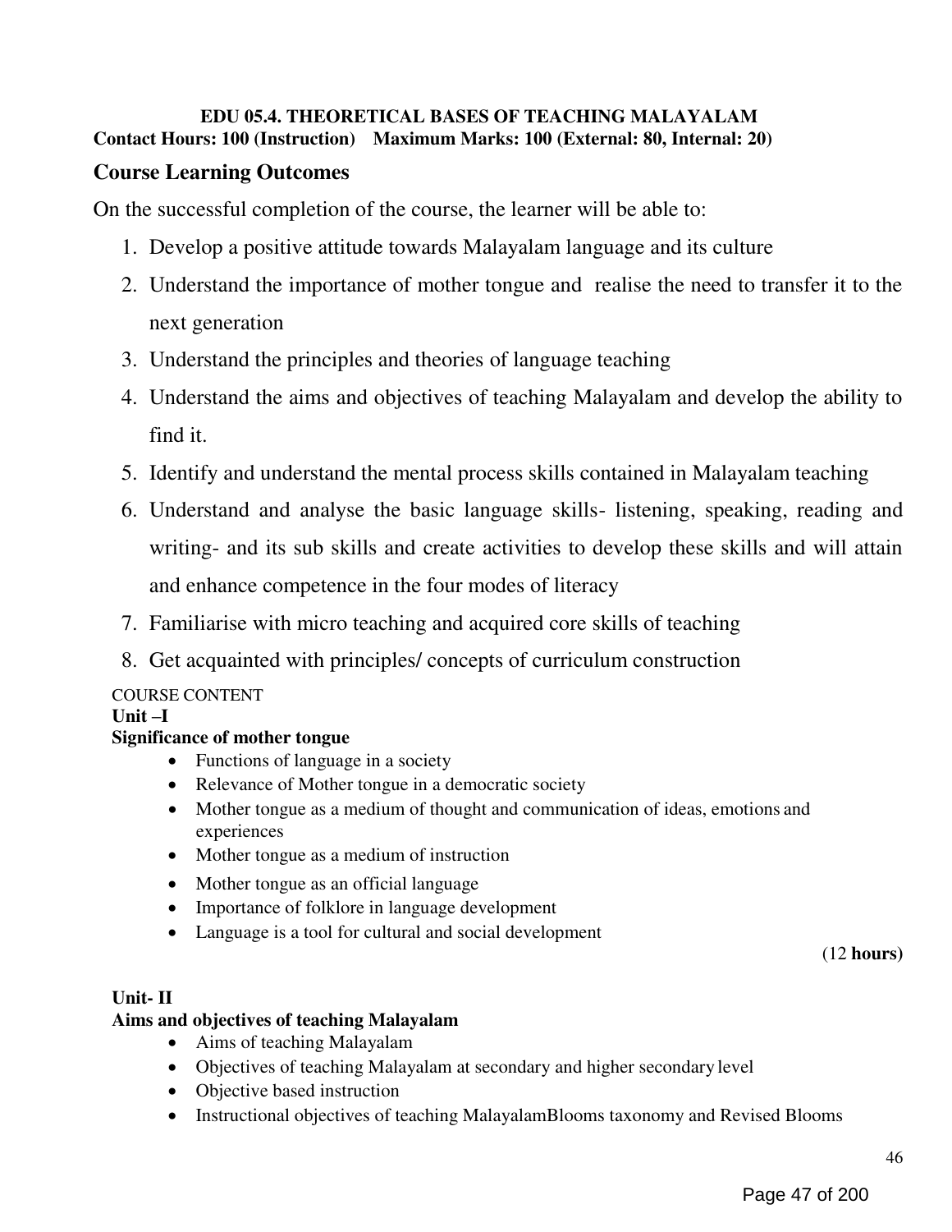**EDU 05.4. THEORETICAL BASES OF TEACHING MALAYALAM**

**Contact Hours: 100 (Instruction) Maximum Marks: 100 (External: 80, Internal: 20)**

## Course Learning Outcomes

On the successful completion of the course, the learner will be able to:

1. Develop a positive attitude towards Malayalam language and its culture
2. Understand the importance of mother tongue and realise the need to transfer it to the next generation
3. Understand the principles and theories of language teaching
4. Understand the aims and objectives of teaching Malayalam and develop the ability to find it.
5. Identify and understand the mental process skills contained in Malayalam teaching
6. Understand and analyse the basic language skills- listening, speaking, reading and writing- and its sub skills and create activities to develop these skills and will attain and enhance competence in the four modes of literacy
7. Familiarise with micro teaching and acquired core skills of teaching
8. Get acquainted with principles/ concepts of curriculum construction

COURSE CONTENT

**Unit –I**

**Significance of mother tongue**

- Functions of language in a society
- Relevance of Mother tongue in a democratic society
- Mother tongue as a medium of thought and communication of ideas, emotions and experiences
- Mother tongue as a medium of instruction
- Mother tongue as an official language
- Importance of folklore in language development
- Language is a tool for cultural and social development

(12 **hours)**

**Unit- II**

**Aims and objectives of teaching Malayalam**

- Aims of teaching Malayalam
- Objectives of teaching Malayalam at secondary and higher secondary level
- Objective based instruction
- Instructional objectives of teaching MalayalamBlooms taxonomy and Revised Blooms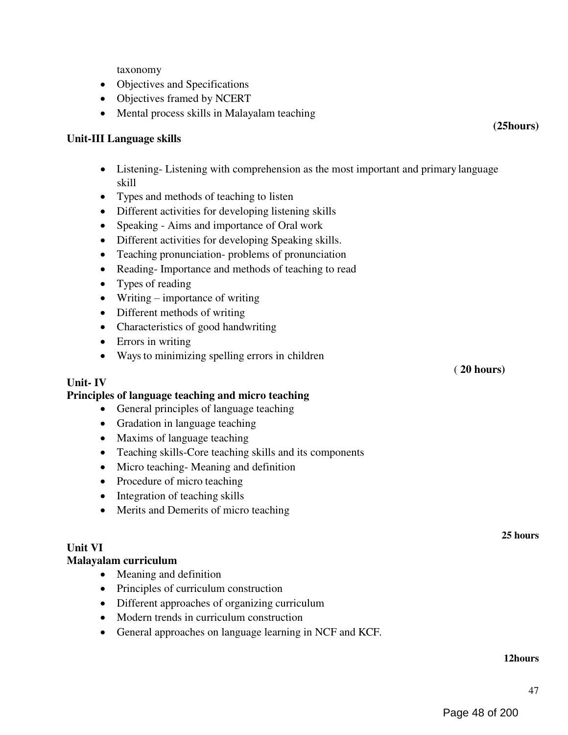taxonomy

- Objectives and Specifications
- Objectives framed by NCERT
- Mental process skills in Malayalam teaching

**(25hours)**

**Unit-III Language skills**

- Listening- Listening with comprehension as the most important and primary language skill
- Types and methods of teaching to listen
- Different activities for developing listening skills
- Speaking - Aims and importance of Oral work
- Different activities for developing Speaking skills.
- Teaching pronunciation- problems of pronunciation
- Reading- Importance and methods of teaching to read
- Types of reading
- Writing – importance of writing
- Different methods of writing
- Characteristics of good handwriting
- Errors in writing
- Ways to minimizing spelling errors in children

**( 20 hours)**

**Unit- IV**
**Principles of language teaching and micro teaching**

- General principles of language teaching
- Gradation in language teaching
- Maxims of language teaching
- Teaching skills-Core teaching skills and its components
- Micro teaching- Meaning and definition
- Procedure of micro teaching
- Integration of teaching skills
- Merits and Demerits of micro teaching

**25 hours**

**Unit VI**
**Malayalam curriculum**

- Meaning and definition
- Principles of curriculum construction
- Different approaches of organizing curriculum
- Modern trends in curriculum construction
- General approaches on language learning in NCF and KCF.

**12hours**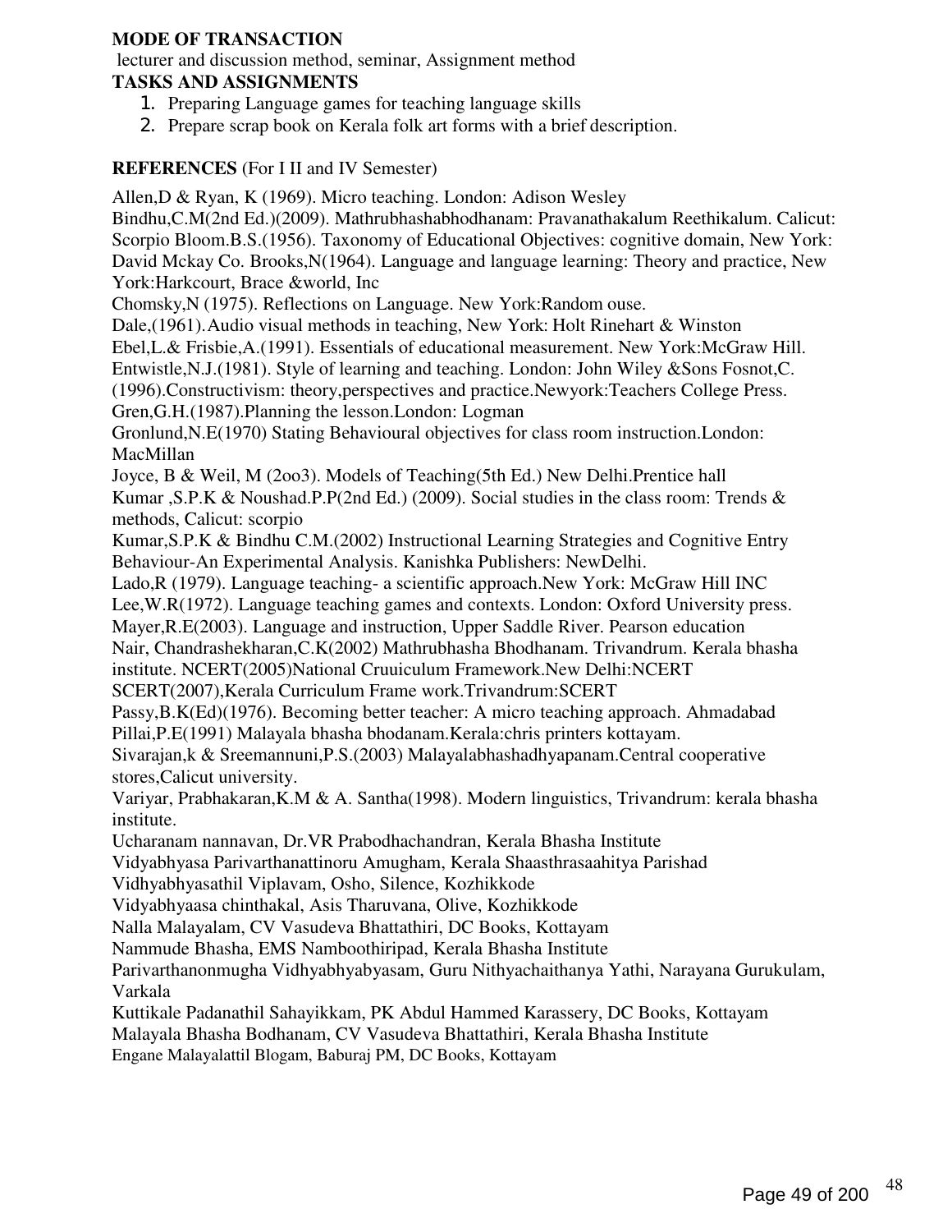**MODE OF TRANSACTION**

lecturer and discussion method, seminar, Assignment method

**TASKS AND ASSIGNMENTS**

1. Preparing Language games for teaching language skills
2. Prepare scrap book on Kerala folk art forms with a brief description.

**REFERENCES** (For I II and IV Semester)

Allen,D & Ryan, K (1969). Micro teaching. London: Adison Wesley

Bindhu,C.M(2nd Ed.)(2009). Mathrubhashabhodhanam: Pravanathakalum Reethikalum. Calicut: Scorpio Bloom.B.S.(1956). Taxonomy of Educational Objectives: cognitive domain, New York: David Mckay Co. Brooks,N(1964). Language and language learning: Theory and practice, New York:Harkcourt, Brace &world, Inc

Chomsky,N (1975). Reflections on Language. New York:Random ouse.

Dale,(1961).Audio visual methods in teaching, New York: Holt Rinehart & Winston

Ebel,L.& Frisbie,A.(1991). Essentials of educational measurement. New York:McGraw Hill.

Entwistle,N.J.(1981). Style of learning and teaching. London: John Wiley &Sons Fosnot,C. (1996).Constructivism: theory,perspectives and practice.Newyork:Teachers College Press.

Gren,G.H.(1987).Planning the lesson.London: Logman

Gronlund,N.E(1970) Stating Behavioural objectives for class room instruction.London: MacMillan

Joyce, B & Weil, M (2oo3). Models of Teaching(5th Ed.) New Delhi.Prentice hall

Kumar ,S.P.K & Noushad.P.P(2nd Ed.) (2009). Social studies in the class room: Trends & methods, Calicut: scorpio

Kumar,S.P.K & Bindhu C.M.(2002) Instructional Learning Strategies and Cognitive Entry Behaviour-An Experimental Analysis. Kanishka Publishers: NewDelhi.

Lado,R (1979). Language teaching- a scientific approach.New York: McGraw Hill INC

Lee,W.R(1972). Language teaching games and contexts. London: Oxford University press.

Mayer,R.E(2003). Language and instruction, Upper Saddle River. Pearson education

Nair, Chandrashekharan,C.K(2002) Mathrubhasha Bhodhanam. Trivandrum. Kerala bhasha institute. NCERT(2005)National Cruuiculum Framework.New Delhi:NCERT

SCERT(2007),Kerala Curriculum Frame work.Trivandrum:SCERT

Passy,B.K(Ed)(1976). Becoming better teacher: A micro teaching approach. Ahmadabad

Pillai,P.E(1991) Malayala bhasha bhodanam.Kerala:chris printers kottayam.

Sivarajan,k & Sreemannuni,P.S.(2003) Malayalabhashadhyapanam.Central cooperative stores,Calicut university.

Variyar, Prabhakaran,K.M & A. Santha(1998). Modern linguistics, Trivandrum: kerala bhasha institute.

Ucharanam nannavan, Dr.VR Prabodhachandran, Kerala Bhasha Institute

Vidyabhyasa Parivarthanattinoru Amugham, Kerala Shaasthrasaahitya Parishad

Vidhyabhyasathil Viplavam, Osho, Silence, Kozhikkode

Vidyabhyaasa chinthakal, Asis Tharuvana, Olive, Kozhikkode

Nalla Malayalam, CV Vasudeva Bhattathiri, DC Books, Kottayam

Nammude Bhasha, EMS Namboothiripad, Kerala Bhasha Institute

Parivarthanonmugha Vidhyabhyabyasam, Guru Nithyachaithanya Yathi, Narayana Gurukulam, Varkala

Kuttikale Padanathil Sahayikkam, PK Abdul Hammed Karassery, DC Books, Kottayam

Malayala Bhasha Bodhanam, CV Vasudeva Bhattathiri, Kerala Bhasha Institute

Engane Malayalattil Blogam, Baburaj PM, DC Books, Kottayam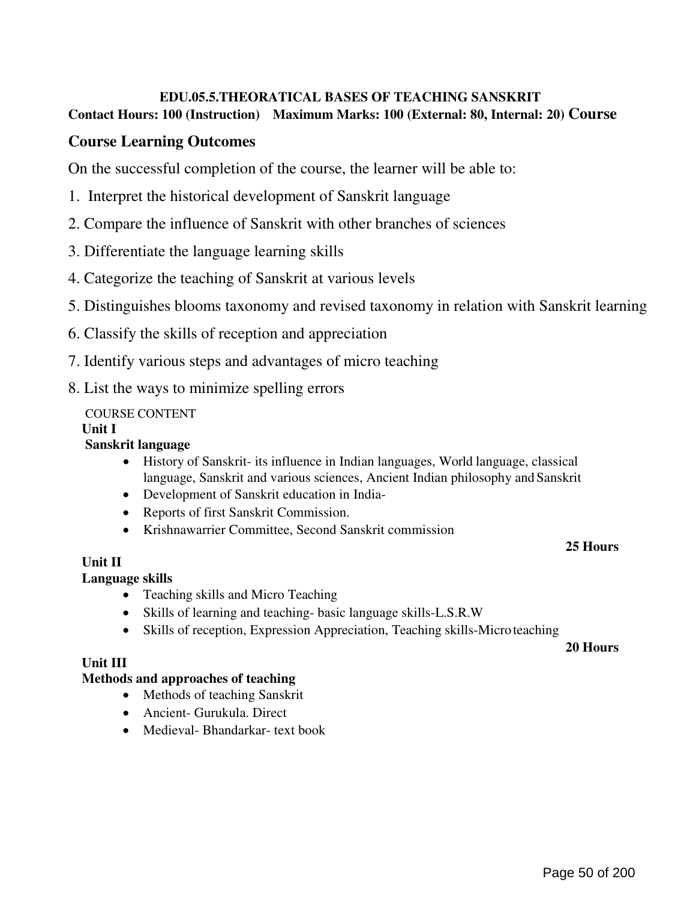**EDU.05.5.THEORATICAL BASES OF TEACHING SANSKRIT**

**Contact Hours: 100 (Instruction) Maximum Marks: 100 (External: 80, Internal: 20) Course**

## Course Learning Outcomes

On the successful completion of the course, the learner will be able to:

1. Interpret the historical development of Sanskrit language
2. Compare the influence of Sanskrit with other branches of sciences
3. Differentiate the language learning skills
4. Categorize the teaching of Sanskrit at various levels
5. Distinguishes blooms taxonomy and revised taxonomy in relation with Sanskrit learning
6. Classify the skills of reception and appreciation
7. Identify various steps and advantages of micro teaching
8. List the ways to minimize spelling errors

COURSE CONTENT

**Unit I**

**Sanskrit language**

- History of Sanskrit- its influence in Indian languages, World language, classical language, Sanskrit and various sciences, Ancient Indian philosophy and Sanskrit
- Development of Sanskrit education in India-
- Reports of first Sanskrit Commission.
- Krishnawarrier Committee, Second Sanskrit commission

**25 Hours**

**Unit II**

**Language skills**

- Teaching skills and Micro Teaching
- Skills of learning and teaching- basic language skills-L.S.R.W
- Skills of reception, Expression Appreciation, Teaching skills-Micro teaching

**20 Hours**

**Unit III**

**Methods and approaches of teaching**

- Methods of teaching Sanskrit
- Ancient- Gurukula. Direct
- Medieval- Bhandarkar- text book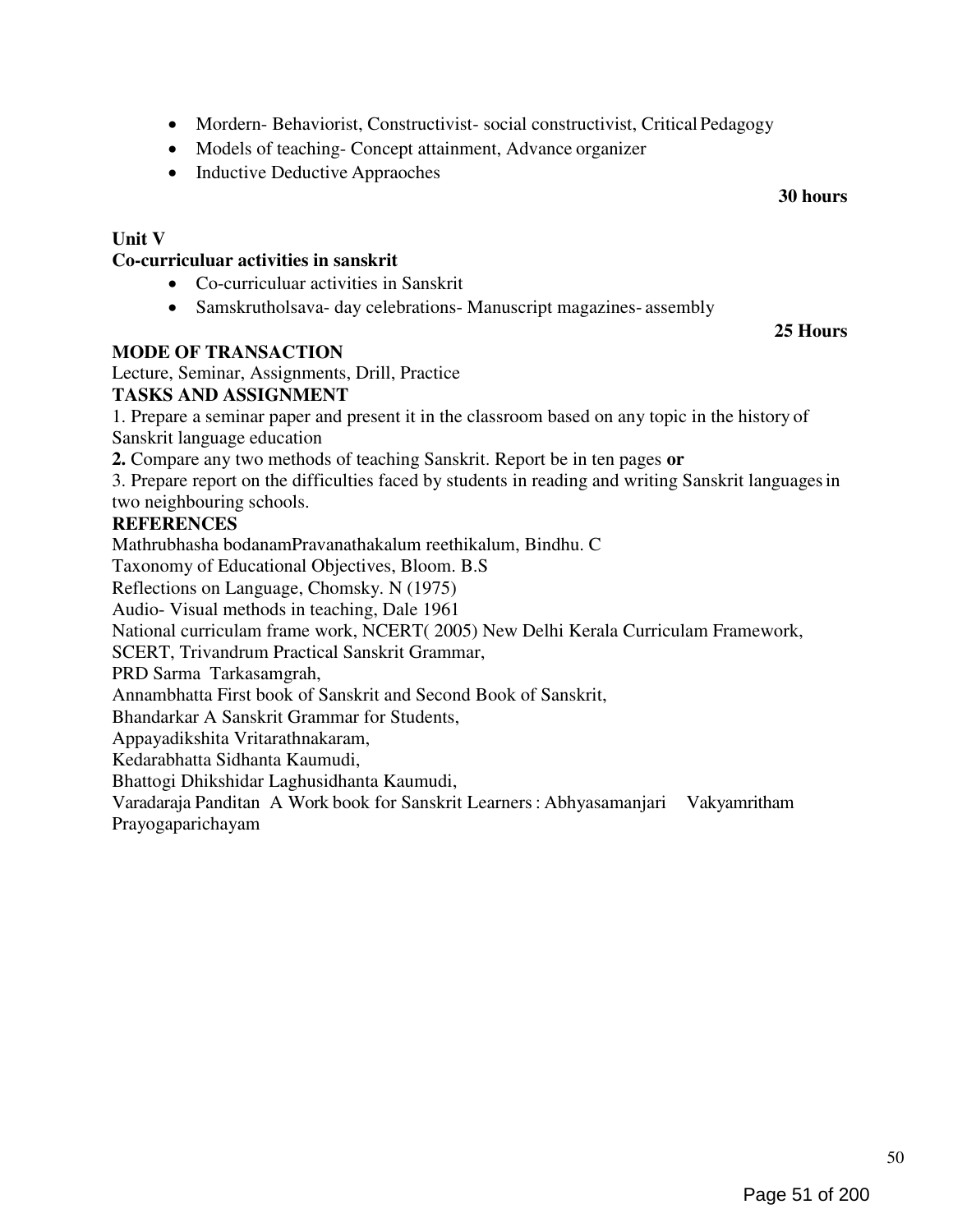- Mordern- Behaviorist, Constructivist- social constructivist, Critical Pedagogy
- Models of teaching- Concept attainment, Advance organizer
- Inductive Deductive Appraoches

**30 hours**

**Unit V**

**Co-curriculuar activities in sanskrit**

- Co-curriculuar activities in Sanskrit
- Samskrutholsava- day celebrations- Manuscript magazines- assembly

**25 Hours**

**MODE OF TRANSACTION**

Lecture, Seminar, Assignments, Drill, Practice

**TASKS AND ASSIGNMENT**

1. Prepare a seminar paper and present it in the classroom based on any topic in the history of Sanskrit language education

**2.** Compare any two methods of teaching Sanskrit. Report be in ten pages **or**

3. Prepare report on the difficulties faced by students in reading and writing Sanskrit languages in two neighbouring schools.

**REFERENCES**

Mathrubhasha bodanamPravanathakalum reethikalum, Bindhu. C
Taxonomy of Educational Objectives, Bloom. B.S
Reflections on Language, Chomsky. N (1975)
Audio- Visual methods in teaching, Dale 1961
National curriculam frame work, NCERT( 2005) New Delhi Kerala Curriculam Framework,
SCERT, Trivandrum Practical Sanskrit Grammar,
PRD Sarma Tarkasamgrah,
Annambhatta First book of Sanskrit and Second Book of Sanskrit,
Bhandarkar A Sanskrit Grammar for Students,
Appayadikshita Vritarathnakaram,
Kedarabhatta Sidhanta Kaumudi,
Bhattogi Dhikshidar Laghusidhanta Kaumudi,
Varadaraja Panditan A Work book for Sanskrit Learners : Abhyasamanjari Vakyamritham
Prayogaparichayam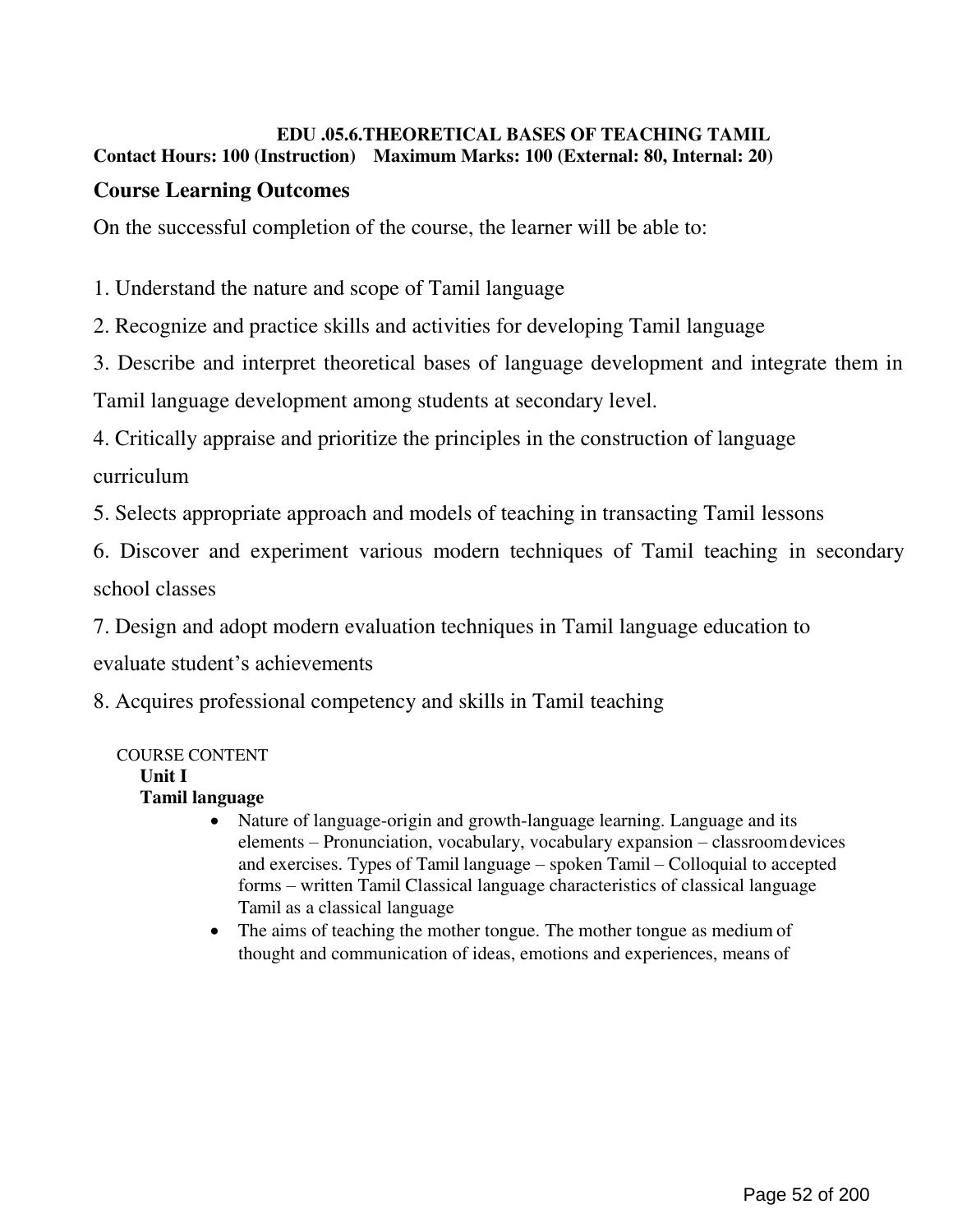**EDU .05.6.THEORETICAL BASES OF TEACHING TAMIL**

**Contact Hours: 100 (Instruction) Maximum Marks: 100 (External: 80, Internal: 20)**

## Course Learning Outcomes

On the successful completion of the course, the learner will be able to:

1. Understand the nature and scope of Tamil language
2. Recognize and practice skills and activities for developing Tamil language
3. Describe and interpret theoretical bases of language development and integrate them in Tamil language development among students at secondary level.
4. Critically appraise and prioritize the principles in the construction of language curriculum
5. Selects appropriate approach and models of teaching in transacting Tamil lessons
6. Discover and experiment various modern techniques of Tamil teaching in secondary school classes
7. Design and adopt modern evaluation techniques in Tamil language education to evaluate student's achievements
8. Acquires professional competency and skills in Tamil teaching

COURSE CONTENT

**Unit I**

**Tamil language**

- Nature of language-origin and growth-language learning. Language and its elements – Pronunciation, vocabulary, vocabulary expansion – classroom devices and exercises. Types of Tamil language – spoken Tamil – Colloquial to accepted forms – written Tamil Classical language characteristics of classical language Tamil as a classical language
- The aims of teaching the mother tongue. The mother tongue as medium of thought and communication of ideas, emotions and experiences, means of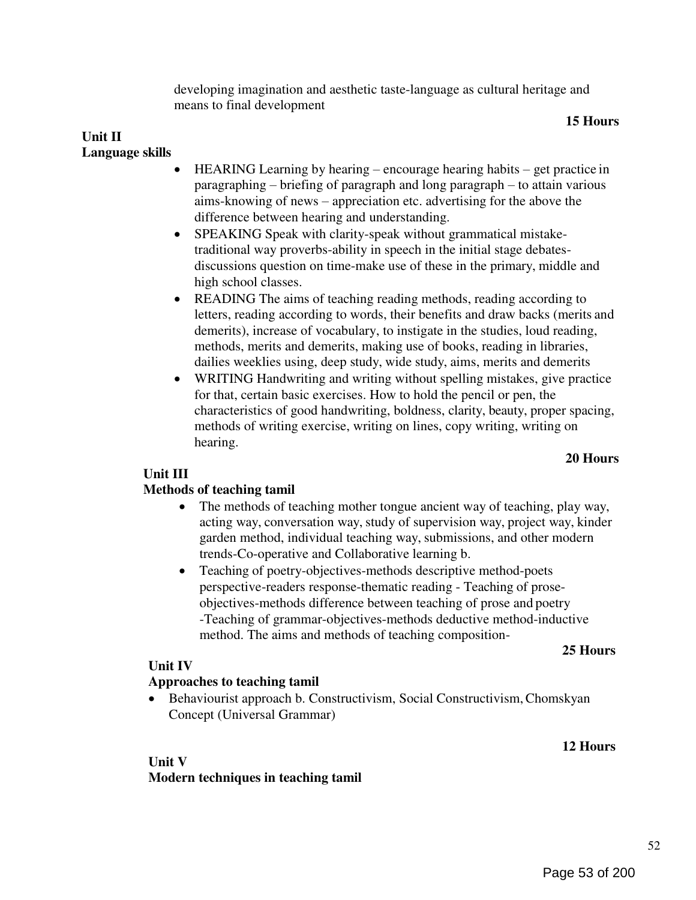developing imagination and aesthetic taste-language as cultural heritage and means to final development

**15 Hours**

**Unit II**
**Language skills**

- HEARING Learning by hearing – encourage hearing habits – get practice in paragraphing – briefing of paragraph and long paragraph – to attain various aims-knowing of news – appreciation etc. advertising for the above the difference between hearing and understanding.
- SPEAKING Speak with clarity-speak without grammatical mistake- traditional way proverbs-ability in speech in the initial stage debates- discussions question on time-make use of these in the primary, middle and high school classes.
- READING The aims of teaching reading methods, reading according to letters, reading according to words, their benefits and draw backs (merits and demerits), increase of vocabulary, to instigate in the studies, loud reading, methods, merits and demerits, making use of books, reading in libraries, dailies weeklies using, deep study, wide study, aims, merits and demerits
- WRITING Handwriting and writing without spelling mistakes, give practice for that, certain basic exercises. How to hold the pencil or pen, the characteristics of good handwriting, boldness, clarity, beauty, proper spacing, methods of writing exercise, writing on lines, copy writing, writing on hearing.

**20 Hours**

**Unit III**
**Methods of teaching tamil**

- The methods of teaching mother tongue ancient way of teaching, play way, acting way, conversation way, study of supervision way, project way, kinder garden method, individual teaching way, submissions, and other modern trends-Co-operative and Collaborative learning b.
- Teaching of poetry-objectives-methods descriptive method-poets perspective-readers response-thematic reading - Teaching of prose- objectives-methods difference between teaching of prose and poetry -Teaching of grammar-objectives-methods deductive method-inductive method. The aims and methods of teaching composition-

**25 Hours**

**Unit IV**
**Approaches to teaching tamil**

- Behaviourist approach b. Constructivism, Social Constructivism, Chomskyan Concept (Universal Grammar)

**12 Hours**

**Unit V**
**Modern techniques in teaching tamil**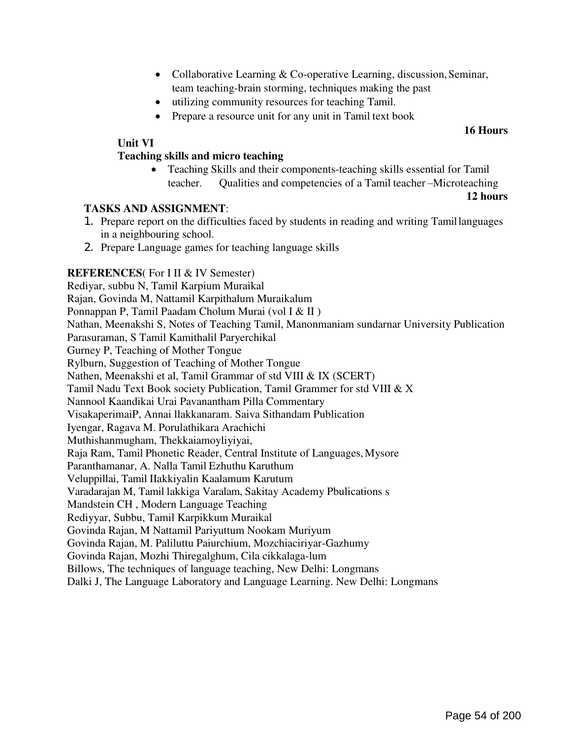- Collaborative Learning & Co-operative Learning, discussion, Seminar, team teaching-brain storming, techniques making the past
- utilizing community resources for teaching Tamil.
- Prepare a resource unit for any unit in Tamil text book

**16 Hours**

**Unit VI**

**Teaching skills and micro teaching**

- Teaching Skills and their components-teaching skills essential for Tamil teacher. Qualities and competencies of a Tamil teacher –Microteaching

**12 hours**

**TASKS AND ASSIGNMENT**:

1. Prepare report on the difficulties faced by students in reading and writing Tamil languages in a neighbouring school.
2. Prepare Language games for teaching language skills

**REFERENCES**( For I II & IV Semester)

Rediyar, subbu N, Tamil Karpium Muraikal
Rajan, Govinda M, Nattamil Karpithalum Muraikalum
Ponnappan P, Tamil Paadam Cholum Murai (vol I & II )
Nathan, Meenakshi S, Notes of Teaching Tamil, Manonmaniam sundarnar University Publication
Parasuraman, S Tamil Kamithalil Paryerchikal
Gurney P, Teaching of Mother Tongue
Rylburn, Suggestion of Teaching of Mother Tongue
Nathen, Meenakshi et al, Tamil Grammar of std VIII & IX (SCERT)
Tamil Nadu Text Book society Publication, Tamil Grammer for std VIII & X
Nannool Kaandikai Urai Pavanantham Pilla Commentary
VisakaperimaiP, Annai llakkanaram. Saiva Sithandam Publication
Iyengar, Ragava M. Porulathikara Arachichi
Muthishanmugham, Thekkaiamoyliyiyai,
Raja Ram, Tamil Phonetic Reader, Central Institute of Languages, Mysore
Paranthamanar, A. Nalla Tamil Ezhuthu Karuthum
Veluppillai, Tamil IIakkiyalin Kaalamum Karutum
Varadarajan M, Tamil lakkiga Varalam, Sakitay Academy Pbulications s
Mandstein CH , Modern Language Teaching
Rediyyar, Subbu, Tamil Karpikkum Muraikal
Govinda Rajan, M Nattamil Pariyuttum Nookam Muriyum
Govinda Rajan, M. Paliluttu Paiurchium, Mozchiaciriyar-Gazhumy
Govinda Rajan, Mozhi Thiregalghum, Cila cikkalaga-lum
Billows, The techniques of language teaching, New Delhi: Longmans
Dalki J, The Language Laboratory and Language Learning. New Delhi: Longmans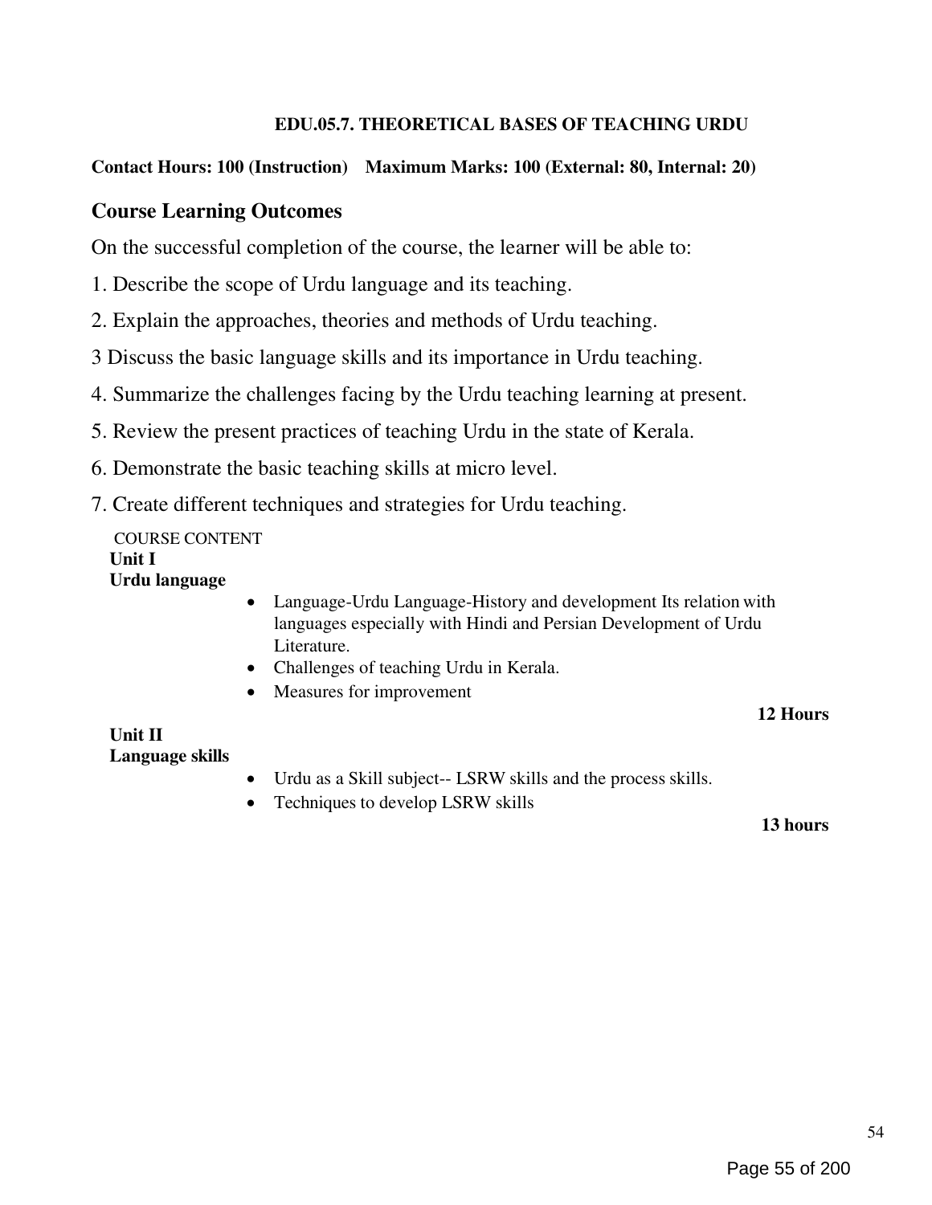#### EDU.05.7. THEORETICAL BASES OF TEACHING URDU

**Contact Hours: 100 (Instruction)    Maximum Marks: 100 (External: 80, Internal: 20)**

## Course Learning Outcomes

On the successful completion of the course, the learner will be able to:

1. Describe the scope of Urdu language and its teaching.

2. Explain the approaches, theories and methods of Urdu teaching.

3 Discuss the basic language skills and its importance in Urdu teaching.

4. Summarize the challenges facing by the Urdu teaching learning at present.

5. Review the present practices of teaching Urdu in the state of Kerala.

6. Demonstrate the basic teaching skills at micro level.

7. Create different techniques and strategies for Urdu teaching.

COURSE CONTENT

**Unit I**
**Urdu language**

- Language-Urdu Language-History and development Its relation with languages especially with Hindi and Persian Development of Urdu Literature.
- Challenges of teaching Urdu in Kerala.
- Measures for improvement

**12 Hours**

**Unit II**
**Language skills**

- Urdu as a Skill subject-- LSRW skills and the process skills.
- Techniques to develop LSRW skills

**13 hours**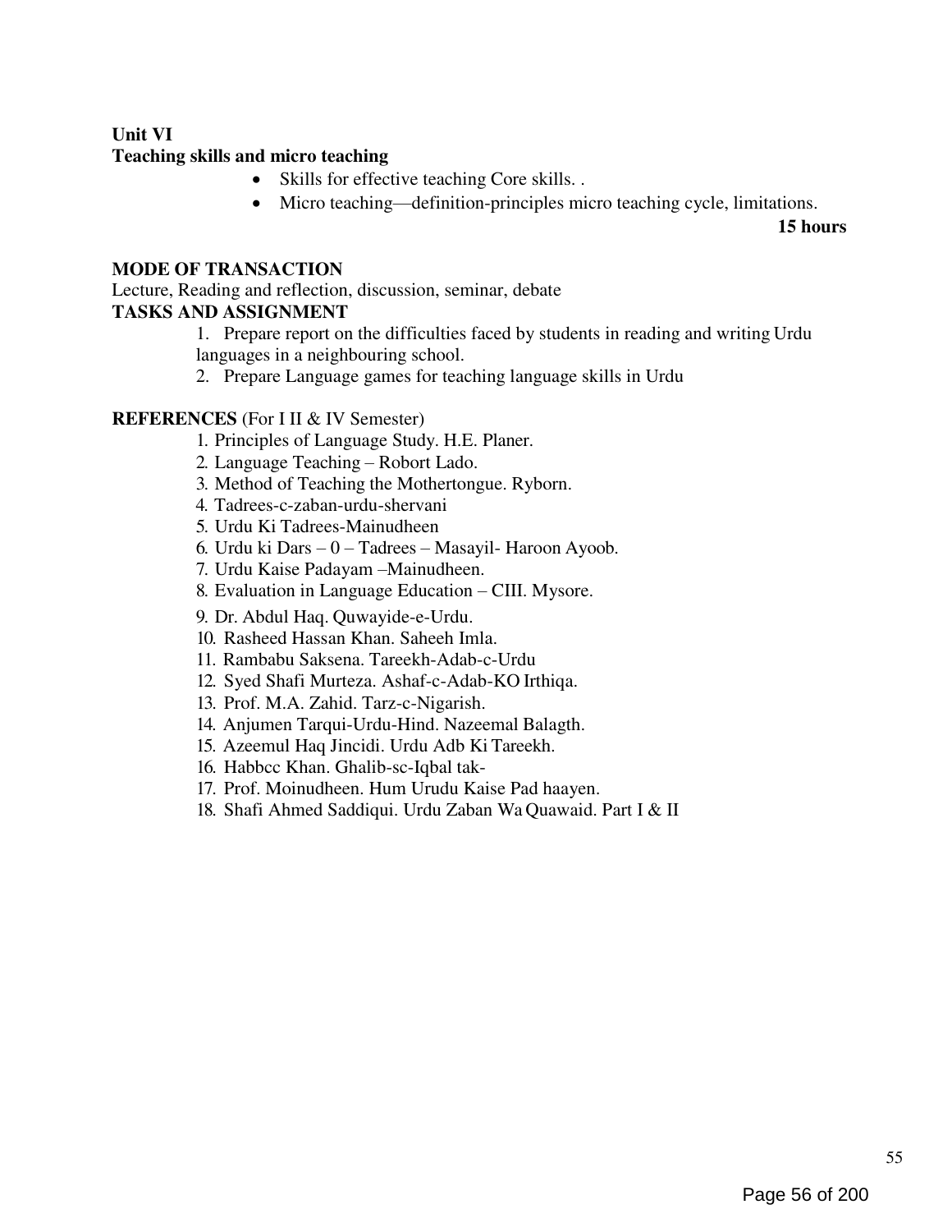**Unit VI**

**Teaching skills and micro teaching**

- Skills for effective teaching Core skills. .
- Micro teaching—definition-principles micro teaching cycle, limitations.

**15 hours**

**MODE OF TRANSACTION**

Lecture, Reading and reflection, discussion, seminar, debate

**TASKS AND ASSIGNMENT**

1. Prepare report on the difficulties faced by students in reading and writing Urdu languages in a neighbouring school.
2. Prepare Language games for teaching language skills in Urdu

**REFERENCES** (For I II & IV Semester)

1. Principles of Language Study. H.E. Planer.
2. Language Teaching – Robort Lado.
3. Method of Teaching the Mothertongue. Ryborn.
4. Tadrees-c-zaban-urdu-shervani
5. Urdu Ki Tadrees-Mainudheen
6. Urdu ki Dars – 0 – Tadrees – Masayil- Haroon Ayoob.
7. Urdu Kaise Padayam –Mainudheen.
8. Evaluation in Language Education – CIII. Mysore.
9. Dr. Abdul Haq. Quwayide-e-Urdu.
10. Rasheed Hassan Khan. Saheeh Imla.
11. Rambabu Saksena. Tareekh-Adab-c-Urdu
12. Syed Shafi Murteza. Ashaf-c-Adab-KO Irthiqa.
13. Prof. M.A. Zahid. Tarz-c-Nigarish.
14. Anjumen Tarqui-Urdu-Hind. Nazeemal Balagth.
15. Azeemul Haq Jincidi. Urdu Adb Ki Tareekh.
16. Habbcc Khan. Ghalib-sc-Iqbal tak-
17. Prof. Moinudheen. Hum Urudu Kaise Pad haayen.
18. Shafi Ahmed Saddiqui. Urdu Zaban Wa Quawaid. Part I & II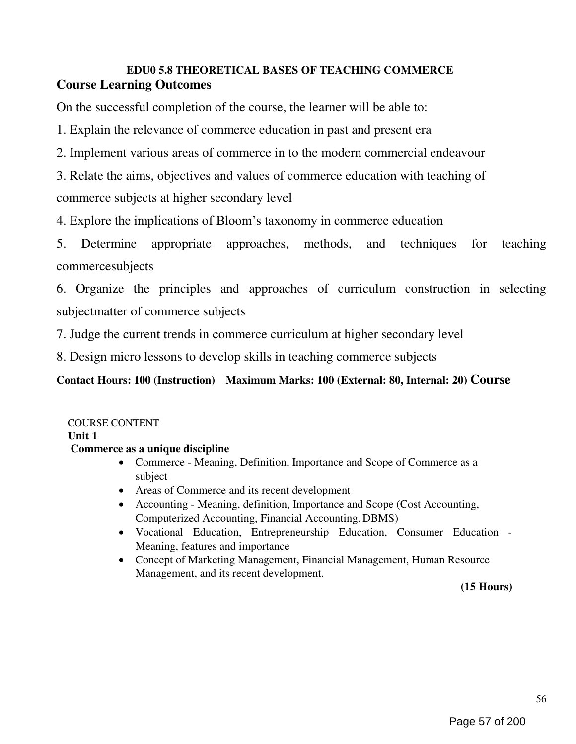## EDU0 5.8 THEORETICAL BASES OF TEACHING COMMERCE

### Course Learning Outcomes

On the successful completion of the course, the learner will be able to:

1. Explain the relevance of commerce education in past and present era
2. Implement various areas of commerce in to the modern commercial endeavour
3. Relate the aims, objectives and values of commerce education with teaching of commerce subjects at higher secondary level
4. Explore the implications of Bloom's taxonomy in commerce education
5. Determine appropriate approaches, methods, and techniques for teaching commercesubjects
6. Organize the principles and approaches of curriculum construction in selecting subjectmatter of commerce subjects
7. Judge the current trends in commerce curriculum at higher secondary level
8. Design micro lessons to develop skills in teaching commerce subjects

**Contact Hours: 100 (Instruction) Maximum Marks: 100 (External: 80, Internal: 20) Course**

COURSE CONTENT

**Unit 1**

**Commerce as a unique discipline**

- Commerce - Meaning, Definition, Importance and Scope of Commerce as a subject
- Areas of Commerce and its recent development
- Accounting - Meaning, definition, Importance and Scope (Cost Accounting, Computerized Accounting, Financial Accounting. DBMS)
- Vocational Education, Entrepreneurship Education, Consumer Education - Meaning, features and importance
- Concept of Marketing Management, Financial Management, Human Resource Management, and its recent development.

**(15 Hours)**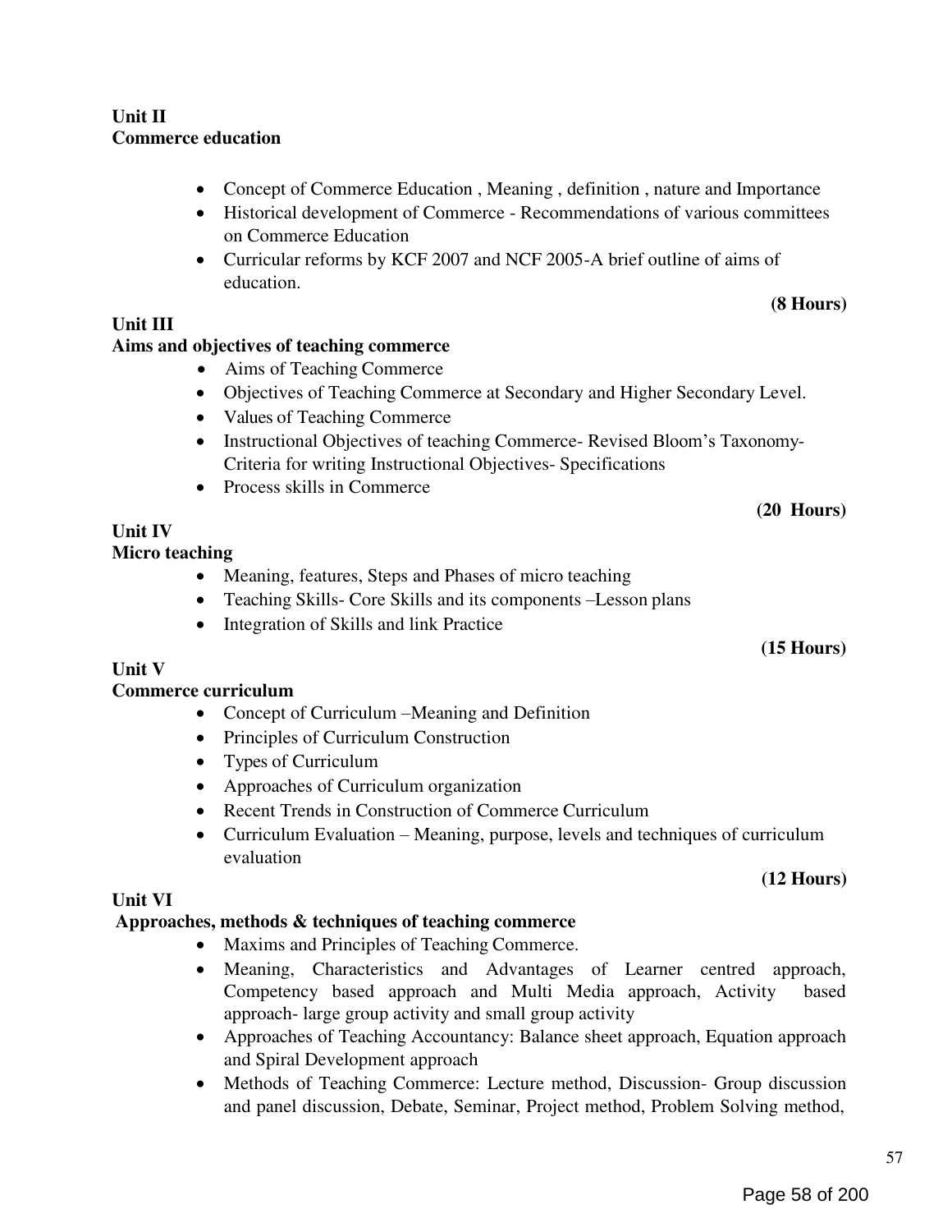**Unit II**
**Commerce education**

- Concept of Commerce Education , Meaning , definition , nature and Importance
- Historical development of Commerce - Recommendations of various committees on Commerce Education
- Curricular reforms by KCF 2007 and NCF 2005-A brief outline of aims of education.

**(8 Hours)**

**Unit III**
**Aims and objectives of teaching commerce**

- Aims of Teaching Commerce
- Objectives of Teaching Commerce at Secondary and Higher Secondary Level.
- Values of Teaching Commerce
- Instructional Objectives of teaching Commerce- Revised Bloom's Taxonomy- Criteria for writing Instructional Objectives- Specifications
- Process skills in Commerce

**(20 Hours)**

**Unit IV**
**Micro teaching**

- Meaning, features, Steps and Phases of micro teaching
- Teaching Skills- Core Skills and its components –Lesson plans
- Integration of Skills and link Practice

**(15 Hours)**

**Unit V**
**Commerce curriculum**

- Concept of Curriculum –Meaning and Definition
- Principles of Curriculum Construction
- Types of Curriculum
- Approaches of Curriculum organization
- Recent Trends in Construction of Commerce Curriculum
- Curriculum Evaluation – Meaning, purpose, levels and techniques of curriculum evaluation

**(12 Hours)**

**Unit VI**
**Approaches, methods & techniques of teaching commerce**

- Maxims and Principles of Teaching Commerce.
- Meaning, Characteristics and Advantages of Learner centred approach, Competency based approach and Multi Media approach, Activity based approach- large group activity and small group activity
- Approaches of Teaching Accountancy: Balance sheet approach, Equation approach and Spiral Development approach
- Methods of Teaching Commerce: Lecture method, Discussion- Group discussion and panel discussion, Debate, Seminar, Project method, Problem Solving method,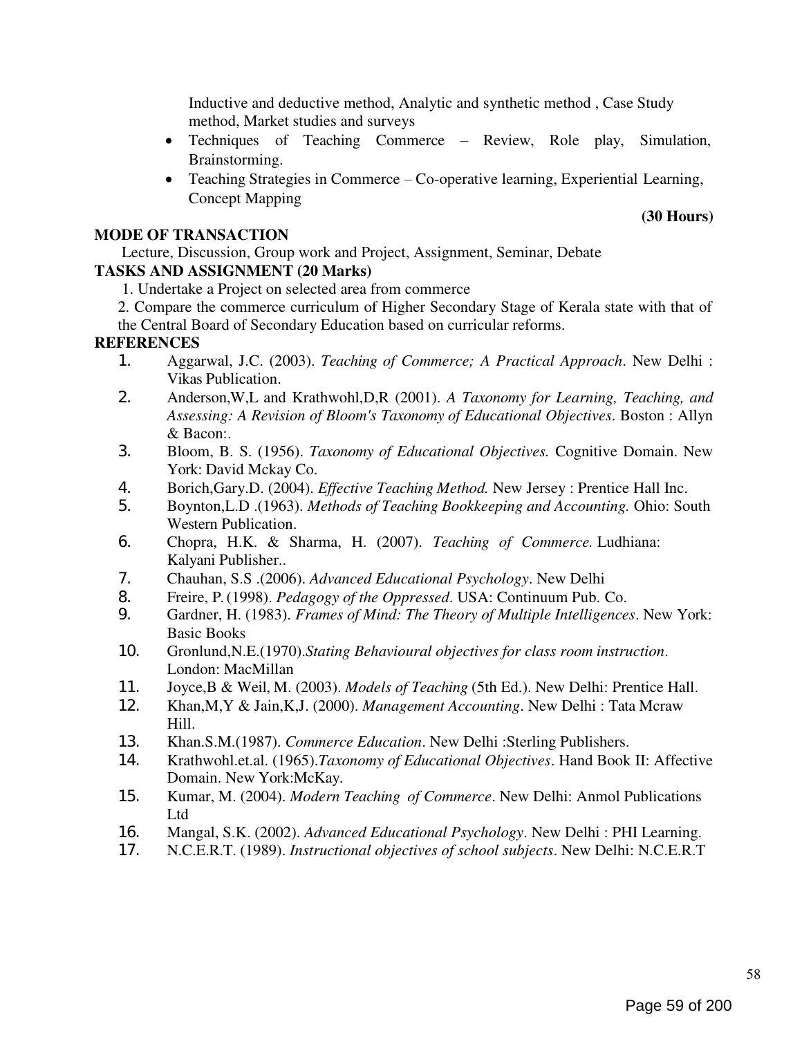Inductive and deductive method, Analytic and synthetic method , Case Study method, Market studies and surveys

- Techniques of Teaching Commerce – Review, Role play, Simulation, Brainstorming.
- Teaching Strategies in Commerce – Co-operative learning, Experiential Learning, Concept Mapping

**(30 Hours)**

**MODE OF TRANSACTION**

Lecture, Discussion, Group work and Project, Assignment, Seminar, Debate

**TASKS AND ASSIGNMENT (20 Marks)**

1. Undertake a Project on selected area from commerce
2. Compare the commerce curriculum of Higher Secondary Stage of Kerala state with that of the Central Board of Secondary Education based on curricular reforms.

**REFERENCES**

1. Aggarwal, J.C. (2003). *Teaching of Commerce; A Practical Approach*. New Delhi : Vikas Publication.
2. Anderson,W,L and Krathwohl,D,R (2001). *A Taxonomy for Learning, Teaching, and Assessing: A Revision of Bloom's Taxonomy of Educational Objectives*. Boston : Allyn & Bacon:.
3. Bloom, B. S. (1956). *Taxonomy of Educational Objectives.* Cognitive Domain. New York: David Mckay Co.
4. Borich,Gary.D. (2004). *Effective Teaching Method.* New Jersey : Prentice Hall Inc.
5. Boynton,L.D .(1963). *Methods of Teaching Bookkeeping and Accounting.* Ohio: South Western Publication.
6. Chopra, H.K. & Sharma, H. (2007). *Teaching of Commerce.* Ludhiana: Kalyani Publisher..
7. Chauhan, S.S .(2006). *Advanced Educational Psychology*. New Delhi
8. Freire, P. (1998). *Pedagogy of the Oppressed*. USA: Continuum Pub. Co.
9. Gardner, H. (1983). *Frames of Mind: The Theory of Multiple Intelligences*. New York: Basic Books
10. Gronlund,N.E.(1970).*Stating Behavioural objectives for class room instruction*. London: MacMillan
11. Joyce,B & Weil, M. (2003). *Models of Teaching* (5th Ed.). New Delhi: Prentice Hall.
12. Khan,M,Y & Jain,K,J. (2000). *Management Accounting*. New Delhi : Tata Mcraw Hill.
13. Khan.S.M.(1987). *Commerce Education*. New Delhi :Sterling Publishers.
14. Krathwohl.et.al. (1965).*Taxonomy of Educational Objectives*. Hand Book II: Affective Domain. New York:McKay.
15. Kumar, M. (2004). *Modern Teaching of Commerce*. New Delhi: Anmol Publications Ltd
16. Mangal, S.K. (2002). *Advanced Educational Psychology*. New Delhi : PHI Learning.
17. N.C.E.R.T. (1989). *Instructional objectives of school subjects*. New Delhi: N.C.E.R.T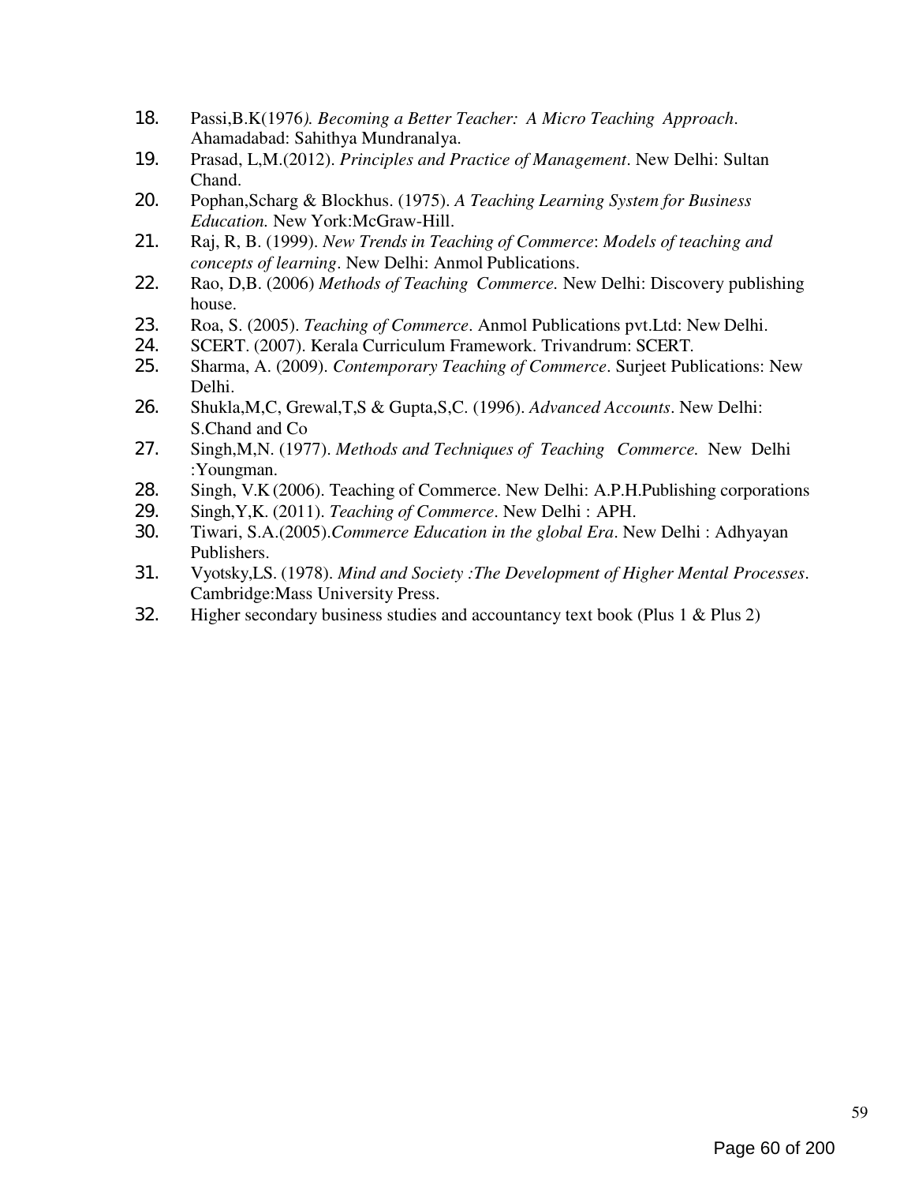18. Passi,B.K(1976*). Becoming a Better Teacher: A Micro Teaching Approach*. Ahamadabad: Sahithya Mundranalya.
19. Prasad, L,M.(2012). *Principles and Practice of Management*. New Delhi: Sultan Chand.
20. Pophan,Scharg & Blockhus. (1975). *A Teaching Learning System for Business Education.* New York:McGraw-Hill.
21. Raj, R, B. (1999). *New Trends in Teaching of Commerce*: *Models of teaching and concepts of learning*. New Delhi: Anmol Publications.
22. Rao, D,B. (2006) *Methods of Teaching Commerce.* New Delhi: Discovery publishing house.
23. Roa, S. (2005). *Teaching of Commerce*. Anmol Publications pvt.Ltd: New Delhi.
24. SCERT. (2007). Kerala Curriculum Framework. Trivandrum: SCERT.
25. Sharma, A. (2009). *Contemporary Teaching of Commerce*. Surjeet Publications: New Delhi.
26. Shukla,M,C, Grewal,T,S & Gupta,S,C. (1996). *Advanced Accounts*. New Delhi: S.Chand and Co
27. Singh,M,N. (1977). *Methods and Techniques of Teaching Commerce.* New Delhi :Youngman.
28. Singh, V.K (2006). Teaching of Commerce. New Delhi: A.P.H.Publishing corporations
29. Singh,Y,K. (2011). *Teaching of Commerce*. New Delhi : APH.
30. Tiwari, S.A.(2005).*Commerce Education in the global Era*. New Delhi : Adhyayan Publishers.
31. Vyotsky,LS. (1978). *Mind and Society :The Development of Higher Mental Processes*. Cambridge:Mass University Press.
32. Higher secondary business studies and accountancy text book (Plus 1 & Plus 2)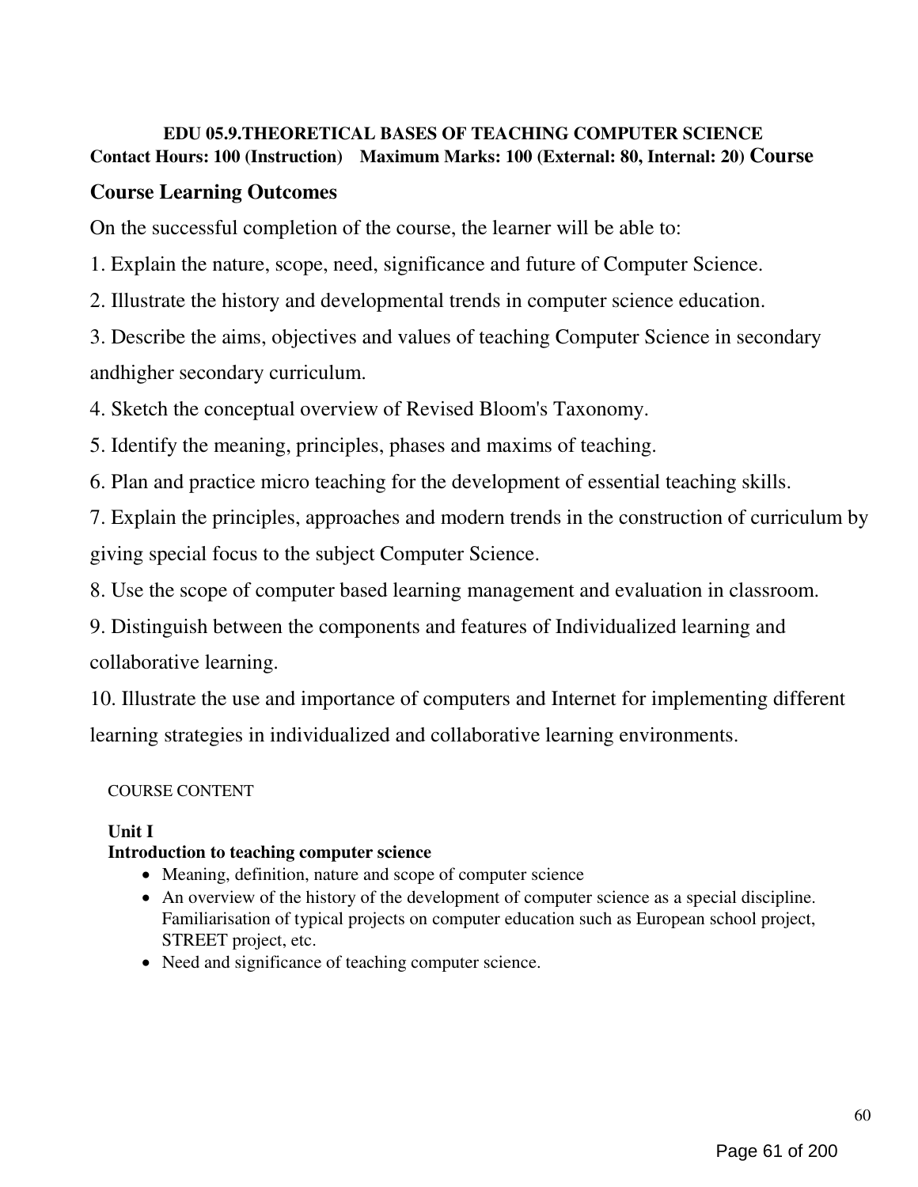### EDU 05.9.THEORETICAL BASES OF TEACHING COMPUTER SCIENCE

**Contact Hours: 100 (Instruction) Maximum Marks: 100 (External: 80, Internal: 20) Course**

## Course Learning Outcomes

On the successful completion of the course, the learner will be able to:

1. Explain the nature, scope, need, significance and future of Computer Science.
2. Illustrate the history and developmental trends in computer science education.
3. Describe the aims, objectives and values of teaching Computer Science in secondary andhigher secondary curriculum.
4. Sketch the conceptual overview of Revised Bloom's Taxonomy.
5. Identify the meaning, principles, phases and maxims of teaching.
6. Plan and practice micro teaching for the development of essential teaching skills.
7. Explain the principles, approaches and modern trends in the construction of curriculum by giving special focus to the subject Computer Science.
8. Use the scope of computer based learning management and evaluation in classroom.
9. Distinguish between the components and features of Individualized learning and collaborative learning.
10. Illustrate the use and importance of computers and Internet for implementing different learning strategies in individualized and collaborative learning environments.

COURSE CONTENT

**Unit I**
**Introduction to teaching computer science**

- Meaning, definition, nature and scope of computer science
- An overview of the history of the development of computer science as a special discipline. Familiarisation of typical projects on computer education such as European school project, STREET project, etc.
- Need and significance of teaching computer science.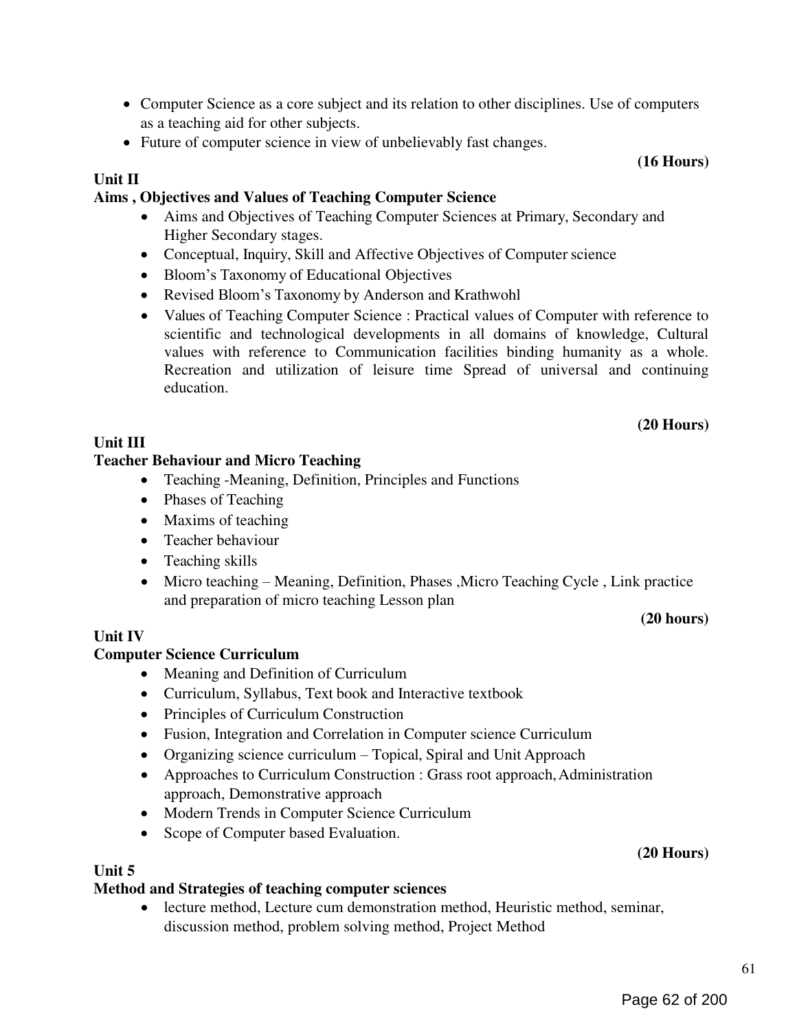- Computer Science as a core subject and its relation to other disciplines. Use of computers as a teaching aid for other subjects.
- Future of computer science in view of unbelievably fast changes.

**(16 Hours)**

**Unit II**

**Aims , Objectives and Values of Teaching Computer Science**

- Aims and Objectives of Teaching Computer Sciences at Primary, Secondary and Higher Secondary stages.
- Conceptual, Inquiry, Skill and Affective Objectives of Computer science
- Bloom's Taxonomy of Educational Objectives
- Revised Bloom's Taxonomy by Anderson and Krathwohl
- Values of Teaching Computer Science : Practical values of Computer with reference to scientific and technological developments in all domains of knowledge, Cultural values with reference to Communication facilities binding humanity as a whole. Recreation and utilization of leisure time Spread of universal and continuing education.

**(20 Hours)**

**Unit III**

**Teacher Behaviour and Micro Teaching**

- Teaching -Meaning, Definition, Principles and Functions
- Phases of Teaching
- Maxims of teaching
- Teacher behaviour
- Teaching skills
- Micro teaching – Meaning, Definition, Phases ,Micro Teaching Cycle , Link practice and preparation of micro teaching Lesson plan

**(20 hours)**

**Unit IV**

**Computer Science Curriculum**

- Meaning and Definition of Curriculum
- Curriculum, Syllabus, Text book and Interactive textbook
- Principles of Curriculum Construction
- Fusion, Integration and Correlation in Computer science Curriculum
- Organizing science curriculum – Topical, Spiral and Unit Approach
- Approaches to Curriculum Construction : Grass root approach, Administration approach, Demonstrative approach
- Modern Trends in Computer Science Curriculum
- Scope of Computer based Evaluation.

**(20 Hours)**

**Unit 5**

**Method and Strategies of teaching computer sciences**

- lecture method, Lecture cum demonstration method, Heuristic method, seminar, discussion method, problem solving method, Project Method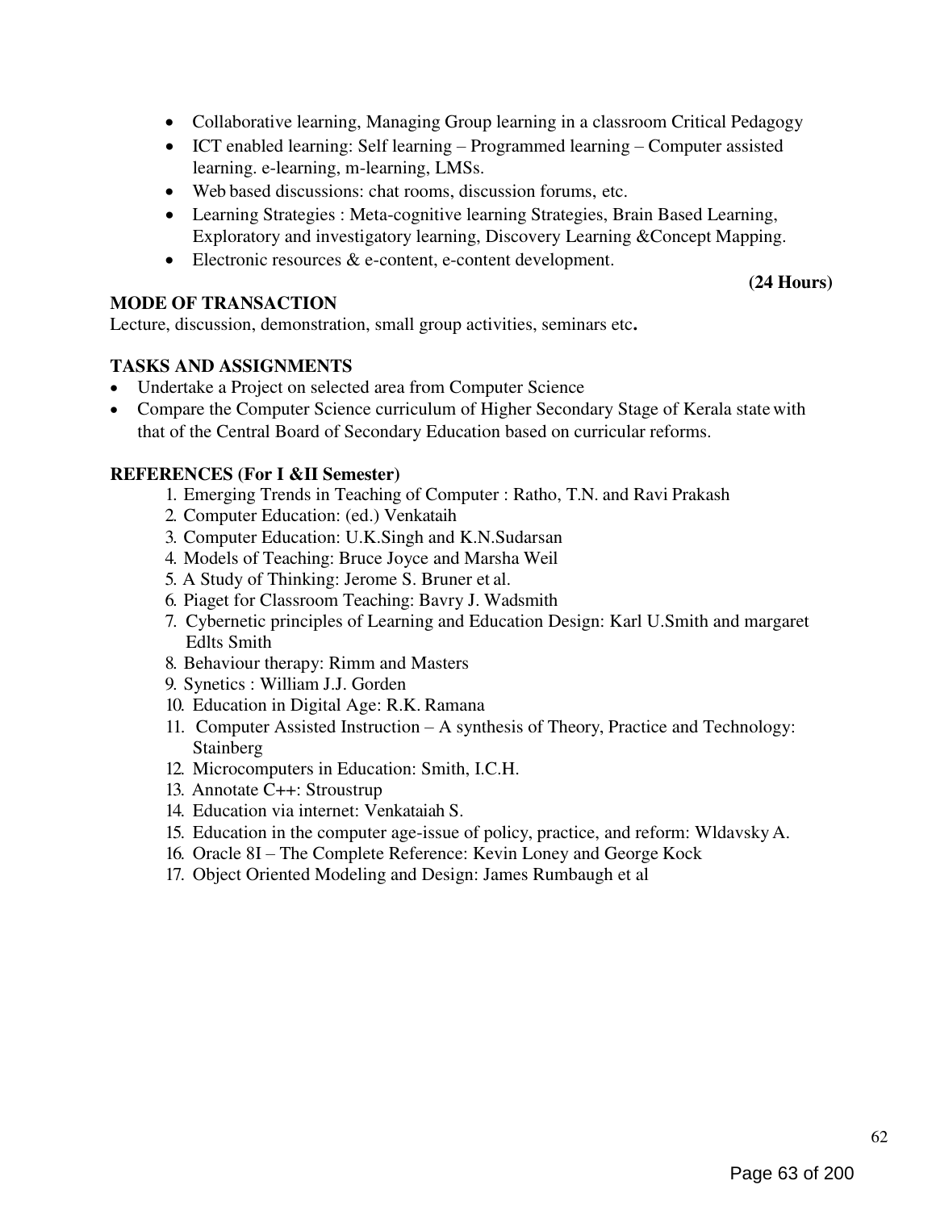- Collaborative learning, Managing Group learning in a classroom Critical Pedagogy
- ICT enabled learning: Self learning – Programmed learning – Computer assisted learning. e-learning, m-learning, LMSs.
- Web based discussions: chat rooms, discussion forums, etc.
- Learning Strategies : Meta-cognitive learning Strategies, Brain Based Learning, Exploratory and investigatory learning, Discovery Learning &Concept Mapping.
- Electronic resources & e-content, e-content development.

**(24 Hours)**

**MODE OF TRANSACTION**

Lecture, discussion, demonstration, small group activities, seminars etc**.**

**TASKS AND ASSIGNMENTS**

- Undertake a Project on selected area from Computer Science
- Compare the Computer Science curriculum of Higher Secondary Stage of Kerala state with that of the Central Board of Secondary Education based on curricular reforms.

**REFERENCES (For I &II Semester)**

1. Emerging Trends in Teaching of Computer : Ratho, T.N. and Ravi Prakash
2. Computer Education: (ed.) Venkataih
3. Computer Education: U.K.Singh and K.N.Sudarsan
4. Models of Teaching: Bruce Joyce and Marsha Weil
5. A Study of Thinking: Jerome S. Bruner et al.
6. Piaget for Classroom Teaching: Bavry J. Wadsmith
7. Cybernetic principles of Learning and Education Design: Karl U.Smith and margaret Edlts Smith
8. Behaviour therapy: Rimm and Masters
9. Synetics : William J.J. Gorden
10. Education in Digital Age: R.K. Ramana
11. Computer Assisted Instruction – A synthesis of Theory, Practice and Technology: Stainberg
12. Microcomputers in Education: Smith, I.C.H.
13. Annotate C++: Stroustrup
14. Education via internet: Venkataiah S.
15. Education in the computer age-issue of policy, practice, and reform: Wldavsky A.
16. Oracle 8I – The Complete Reference: Kevin Loney and George Kock
17. Object Oriented Modeling and Design: James Rumbaugh et al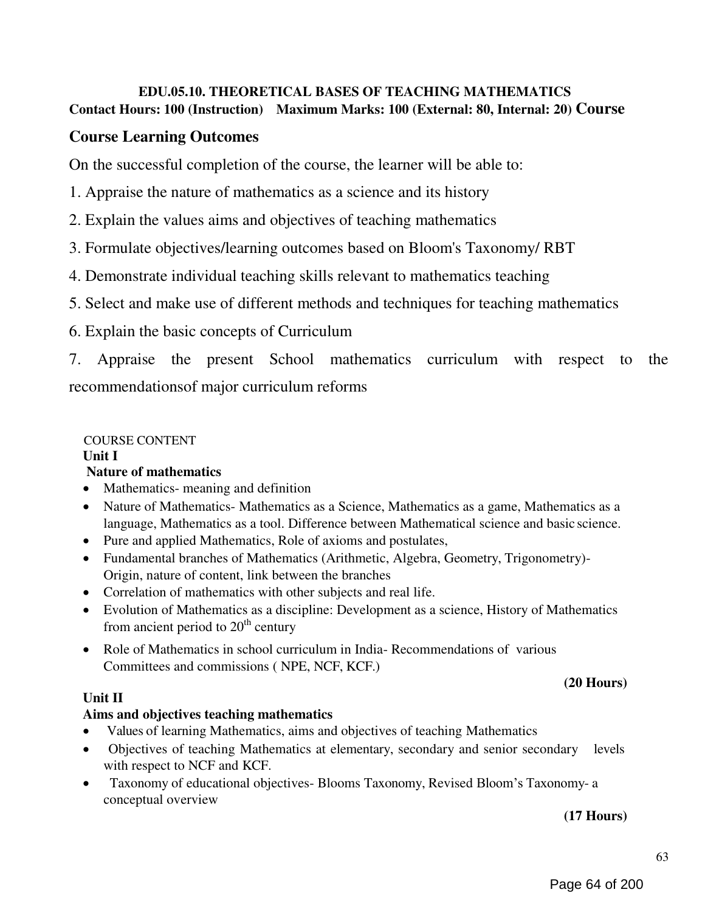**EDU.05.10. THEORETICAL BASES OF TEACHING MATHEMATICS**

**Contact Hours: 100 (Instruction) Maximum Marks: 100 (External: 80, Internal: 20) Course**

## Course Learning Outcomes

On the successful completion of the course, the learner will be able to:

1. Appraise the nature of mathematics as a science and its history
2. Explain the values aims and objectives of teaching mathematics
3. Formulate objectives/learning outcomes based on Bloom's Taxonomy/ RBT
4. Demonstrate individual teaching skills relevant to mathematics teaching
5. Select and make use of different methods and techniques for teaching mathematics
6. Explain the basic concepts of Curriculum
7. Appraise the present School mathematics curriculum with respect to the recommendationsof major curriculum reforms

COURSE CONTENT

**Unit I**

**Nature of mathematics**

- Mathematics- meaning and definition
- Nature of Mathematics- Mathematics as a Science, Mathematics as a game, Mathematics as a language, Mathematics as a tool. Difference between Mathematical science and basic science.
- Pure and applied Mathematics, Role of axioms and postulates,
- Fundamental branches of Mathematics (Arithmetic, Algebra, Geometry, Trigonometry)- Origin, nature of content, link between the branches
- Correlation of mathematics with other subjects and real life.
- Evolution of Mathematics as a discipline: Development as a science, History of Mathematics from ancient period to 20th century
- Role of Mathematics in school curriculum in India- Recommendations of various Committees and commissions ( NPE, NCF, KCF.)

**(20 Hours)**

**Unit II**

**Aims and objectives teaching mathematics**

- Values of learning Mathematics, aims and objectives of teaching Mathematics
- Objectives of teaching Mathematics at elementary, secondary and senior secondary levels with respect to NCF and KCF.
- Taxonomy of educational objectives- Blooms Taxonomy, Revised Bloom's Taxonomy- a conceptual overview

**(17 Hours)**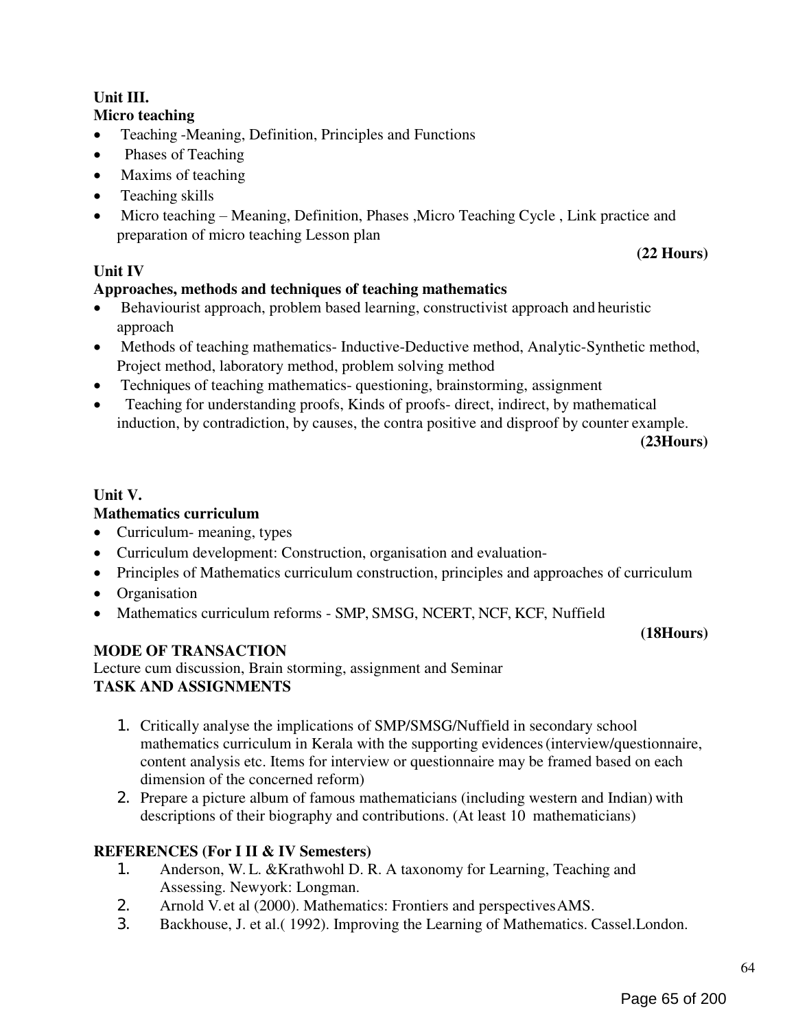**Unit III.**

**Micro teaching**

- Teaching -Meaning, Definition, Principles and Functions
- Phases of Teaching
- Maxims of teaching
- Teaching skills
- Micro teaching – Meaning, Definition, Phases ,Micro Teaching Cycle , Link practice and preparation of micro teaching Lesson plan

**(22 Hours)**

**Unit IV**

**Approaches, methods and techniques of teaching mathematics**

- Behaviourist approach, problem based learning, constructivist approach and heuristic approach
- Methods of teaching mathematics- Inductive-Deductive method, Analytic-Synthetic method, Project method, laboratory method, problem solving method
- Techniques of teaching mathematics- questioning, brainstorming, assignment
- Teaching for understanding proofs, Kinds of proofs- direct, indirect, by mathematical induction, by contradiction, by causes, the contra positive and disproof by counter example.

**(23Hours)**

**Unit V.**

**Mathematics curriculum**

- Curriculum- meaning, types
- Curriculum development: Construction, organisation and evaluation-
- Principles of Mathematics curriculum construction, principles and approaches of curriculum
- Organisation
- Mathematics curriculum reforms - SMP, SMSG, NCERT, NCF, KCF, Nuffield

**(18Hours)**

**MODE OF TRANSACTION**

Lecture cum discussion, Brain storming, assignment and Seminar

**TASK AND ASSIGNMENTS**

1. Critically analyse the implications of SMP/SMSG/Nuffield in secondary school mathematics curriculum in Kerala with the supporting evidences (interview/questionnaire, content analysis etc. Items for interview or questionnaire may be framed based on each dimension of the concerned reform)
2. Prepare a picture album of famous mathematicians (including western and Indian) with descriptions of their biography and contributions. (At least 10 mathematicians)

**REFERENCES (For I II & IV Semesters)**

1. Anderson, W. L. &Krathwohl D. R. A taxonomy for Learning, Teaching and Assessing. Newyork: Longman.
2. Arnold V. et al (2000). Mathematics: Frontiers and perspectives AMS.
3. Backhouse, J. et al.( 1992). Improving the Learning of Mathematics. Cassel.London.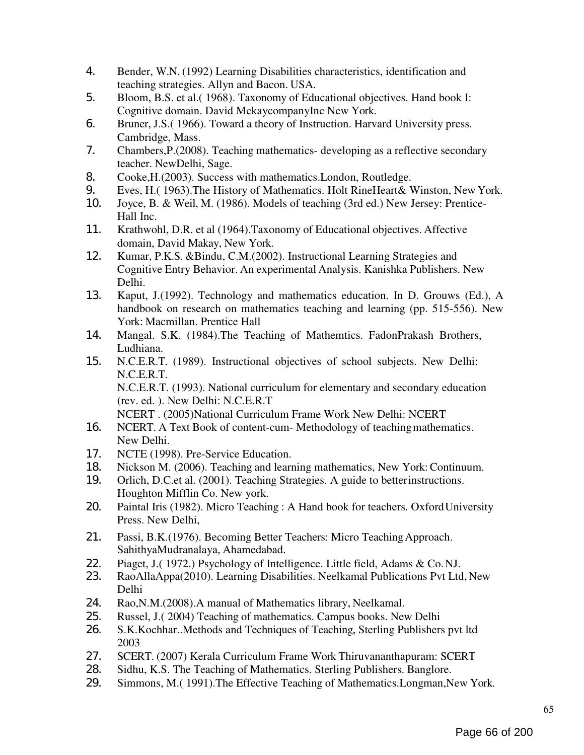4. Bender, W.N. (1992) Learning Disabilities characteristics, identification and teaching strategies. Allyn and Bacon. USA.
5. Bloom, B.S. et al.( 1968). Taxonomy of Educational objectives. Hand book I: Cognitive domain. David MckaycompanyInc New York.
6. Bruner, J.S.( 1966). Toward a theory of Instruction. Harvard University press. Cambridge, Mass.
7. Chambers,P.(2008). Teaching mathematics- developing as a reflective secondary teacher. NewDelhi, Sage.
8. Cooke,H.(2003). Success with mathematics.London, Routledge.
9. Eves, H.( 1963).The History of Mathematics. Holt RineHeart& Winston, New York.
10. Joyce, B. & Weil, M. (1986). Models of teaching (3rd ed.) New Jersey: Prentice-Hall Inc.
11. Krathwohl, D.R. et al (1964).Taxonomy of Educational objectives. Affective domain, David Makay, New York.
12. Kumar, P.K.S. &Bindu, C.M.(2002). Instructional Learning Strategies and Cognitive Entry Behavior. An experimental Analysis. Kanishka Publishers. New Delhi.
13. Kaput, J.(1992). Technology and mathematics education. In D. Grouws (Ed.), A handbook on research on mathematics teaching and learning (pp. 515-556). New York: Macmillan. Prentice Hall
14. Mangal. S.K. (1984).The Teaching of Mathemtics. FadonPrakash Brothers, Ludhiana.
15. N.C.E.R.T. (1989). Instructional objectives of school subjects. New Delhi: N.C.E.R.T.
    N.C.E.R.T. (1993). National curriculum for elementary and secondary education (rev. ed. ). New Delhi: N.C.E.R.T
    NCERT . (2005)National Curriculum Frame Work New Delhi: NCERT
16. NCERT. A Text Book of content-cum- Methodology of teaching mathematics. New Delhi.
17. NCTE (1998). Pre-Service Education.
18. Nickson M. (2006). Teaching and learning mathematics, New York: Continuum.
19. Orlich, D.C.et al. (2001). Teaching Strategies. A guide to better instructions. Houghton Mifflin Co. New york.
20. Paintal Iris (1982). Micro Teaching : A Hand book for teachers. Oxford University Press. New Delhi,
21. Passi, B.K.(1976). Becoming Better Teachers: Micro Teaching Approach. SahithyaMudranalaya, Ahamedabad.
22. Piaget, J.( 1972.) Psychology of Intelligence. Little field, Adams & Co. NJ.
23. RaoAllaAppa(2010). Learning Disabilities. Neelkamal Publications Pvt Ltd, New Delhi
24. Rao,N.M.(2008).A manual of Mathematics library, Neelkamal.
25. Russel, J.( 2004) Teaching of mathematics. Campus books. New Delhi
26. S.K.Kochhar..Methods and Techniques of Teaching, Sterling Publishers pvt ltd 2003
27. SCERT. (2007) Kerala Curriculum Frame Work Thiruvananthapuram: SCERT
28. Sidhu, K.S. The Teaching of Mathematics. Sterling Publishers. Banglore.
29. Simmons, M.( 1991).The Effective Teaching of Mathematics.Longman,New York.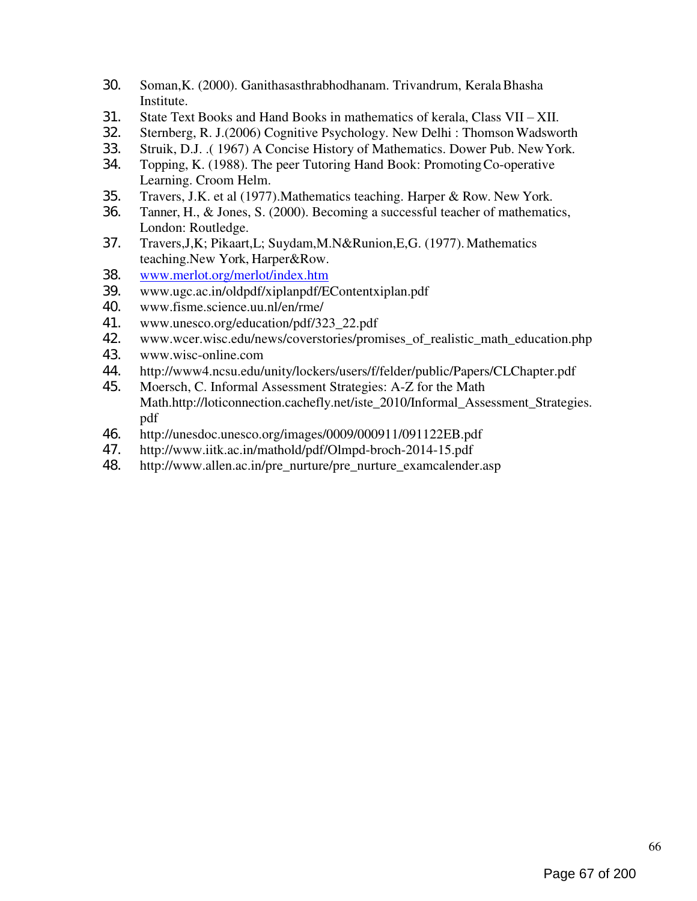30. Soman,K. (2000). Ganithasasthrabhodhanam. Trivandrum, Kerala Bhasha Institute.
31. State Text Books and Hand Books in mathematics of kerala, Class VII – XII.
32. Sternberg, R. J.(2006) Cognitive Psychology. New Delhi : Thomson Wadsworth
33. Struik, D.J. .( 1967) A Concise History of Mathematics. Dower Pub. New York.
34. Topping, K. (1988). The peer Tutoring Hand Book: Promoting Co-operative Learning. Croom Helm.
35. Travers, J.K. et al (1977).Mathematics teaching. Harper & Row. New York.
36. Tanner, H., & Jones, S. (2000). Becoming a successful teacher of mathematics, London: Routledge.
37. Travers,J,K; Pikaart,L; Suydam,M.N&Runion,E,G. (1977). Mathematics teaching.New York, Harper&Row.
38. www.merlot.org/merlot/index.htm
39. www.ugc.ac.in/oldpdf/xiplanpdf/EContentxiplan.pdf
40. www.fisme.science.uu.nl/en/rme/
41. www.unesco.org/education/pdf/323_22.pdf
42. www.wcer.wisc.edu/news/coverstories/promises_of_realistic_math_education.php
43. www.wisc-online.com
44. http://www4.ncsu.edu/unity/lockers/users/f/felder/public/Papers/CLChapter.pdf
45. Moersch, C. Informal Assessment Strategies: A-Z for the Math Math.http://loticonnection.cachefly.net/iste_2010/Informal_Assessment_Strategies.pdf
46. http://unesdoc.unesco.org/images/0009/000911/091122EB.pdf
47. http://www.iitk.ac.in/mathold/pdf/Olmpd-broch-2014-15.pdf
48. http://www.allen.ac.in/pre_nurture/pre_nurture_examcalender.asp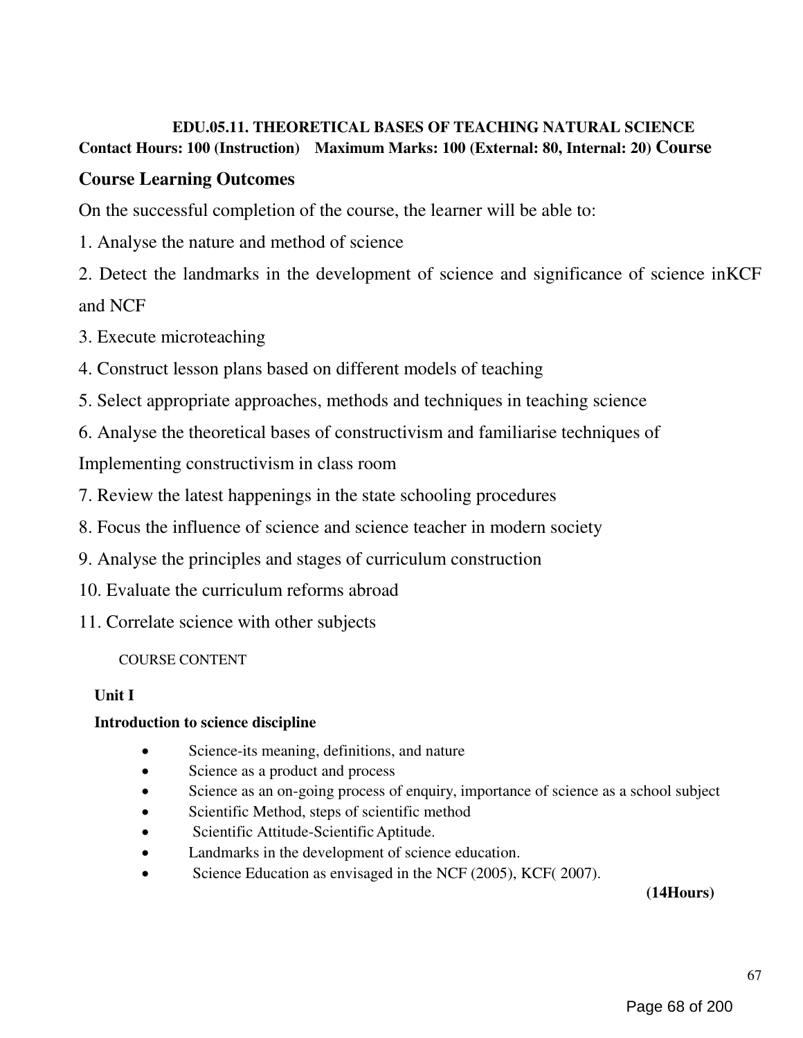### EDU.05.11. THEORETICAL BASES OF TEACHING NATURAL SCIENCE

**Contact Hours: 100 (Instruction) Maximum Marks: 100 (External: 80, Internal: 20) Course**

## Course Learning Outcomes

On the successful completion of the course, the learner will be able to:

1. Analyse the nature and method of science
2. Detect the landmarks in the development of science and significance of science inKCF and NCF
3. Execute microteaching
4. Construct lesson plans based on different models of teaching
5. Select appropriate approaches, methods and techniques in teaching science
6. Analyse the theoretical bases of constructivism and familiarise techniques of Implementing constructivism in class room
7. Review the latest happenings in the state schooling procedures
8. Focus the influence of science and science teacher in modern society
9. Analyse the principles and stages of curriculum construction
10. Evaluate the curriculum reforms abroad
11. Correlate science with other subjects

COURSE CONTENT

**Unit I**

**Introduction to science discipline**

- Science-its meaning, definitions, and nature
- Science as a product and process
- Science as an on-going process of enquiry, importance of science as a school subject
- Scientific Method, steps of scientific method
- Scientific Attitude-Scientific Aptitude.
- Landmarks in the development of science education.
- Science Education as envisaged in the NCF (2005), KCF( 2007).

**(14Hours)**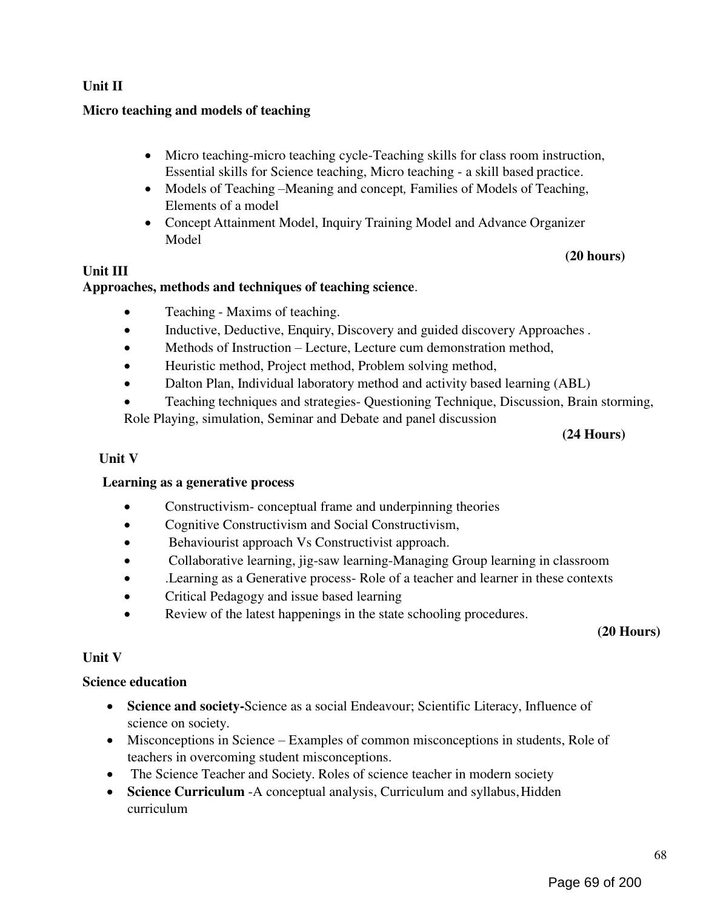**Unit II**

**Micro teaching and models of teaching**

- Micro teaching-micro teaching cycle-Teaching skills for class room instruction, Essential skills for Science teaching, Micro teaching - a skill based practice.
- Models of Teaching –Meaning and concept, Families of Models of Teaching, Elements of a model
- Concept Attainment Model, Inquiry Training Model and Advance Organizer Model

**(20 hours)**

**Unit III**
**Approaches, methods and techniques of teaching science**.

- Teaching - Maxims of teaching.
- Inductive, Deductive, Enquiry, Discovery and guided discovery Approaches .
- Methods of Instruction – Lecture, Lecture cum demonstration method,
- Heuristic method, Project method, Problem solving method,
- Dalton Plan, Individual laboratory method and activity based learning (ABL)
- Teaching techniques and strategies- Questioning Technique, Discussion, Brain storming, Role Playing, simulation, Seminar and Debate and panel discussion

**(24 Hours)**

**Unit V**

**Learning as a generative process**

- Constructivism- conceptual frame and underpinning theories
- Cognitive Constructivism and Social Constructivism,
- Behaviourist approach Vs Constructivist approach.
- Collaborative learning, jig-saw learning-Managing Group learning in classroom
- .Learning as a Generative process- Role of a teacher and learner in these contexts
- Critical Pedagogy and issue based learning
- Review of the latest happenings in the state schooling procedures.

**(20 Hours)**

**Unit V**

**Science education**

- **Science and society-**Science as a social Endeavour; Scientific Literacy, Influence of science on society.
- Misconceptions in Science – Examples of common misconceptions in students, Role of teachers in overcoming student misconceptions.
- The Science Teacher and Society. Roles of science teacher in modern society
- **Science Curriculum** -A conceptual analysis, Curriculum and syllabus, Hidden curriculum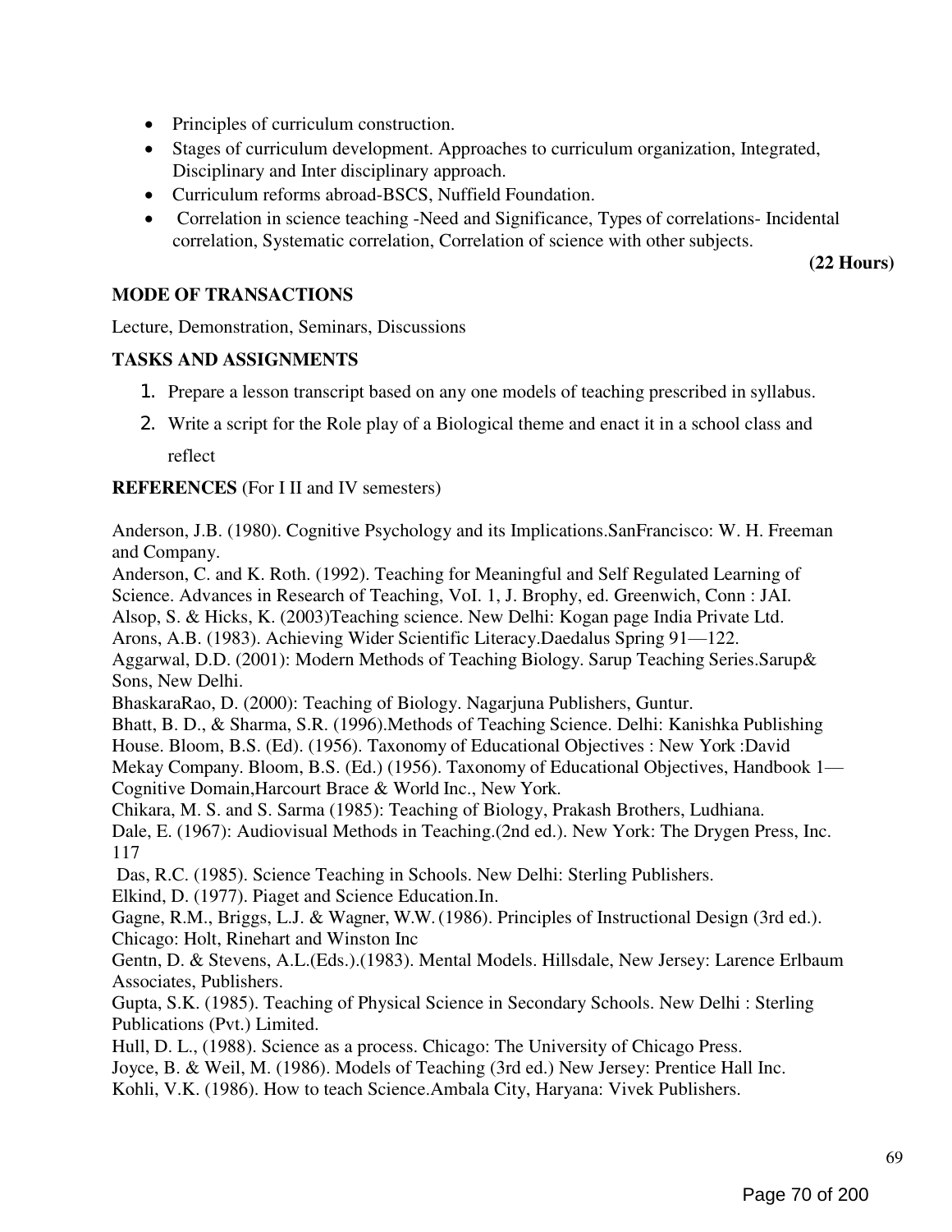- Principles of curriculum construction.
- Stages of curriculum development. Approaches to curriculum organization, Integrated, Disciplinary and Inter disciplinary approach.
- Curriculum reforms abroad-BSCS, Nuffield Foundation.
- Correlation in science teaching -Need and Significance, Types of correlations- Incidental correlation, Systematic correlation, Correlation of science with other subjects.

**(22 Hours)**

**MODE OF TRANSACTIONS**

Lecture, Demonstration, Seminars, Discussions

**TASKS AND ASSIGNMENTS**

1. Prepare a lesson transcript based on any one models of teaching prescribed in syllabus.
2. Write a script for the Role play of a Biological theme and enact it in a school class and reflect

**REFERENCES** (For I II and IV semesters)

Anderson, J.B. (1980). Cognitive Psychology and its Implications.SanFrancisco: W. H. Freeman and Company.
Anderson, C. and K. Roth. (1992). Teaching for Meaningful and Self Regulated Learning of Science. Advances in Research of Teaching, VoI. 1, J. Brophy, ed. Greenwich, Conn : JAI.
Alsop, S. & Hicks, K. (2003)Teaching science. New Delhi: Kogan page India Private Ltd.
Arons, A.B. (1983). Achieving Wider Scientific Literacy.Daedalus Spring 91—122.
Aggarwal, D.D. (2001): Modern Methods of Teaching Biology. Sarup Teaching Series.Sarup& Sons, New Delhi.
BhaskaraRao, D. (2000): Teaching of Biology. Nagarjuna Publishers, Guntur.
Bhatt, B. D., & Sharma, S.R. (1996).Methods of Teaching Science. Delhi: Kanishka Publishing House. Bloom, B.S. (Ed). (1956). Taxonomy of Educational Objectives : New York :David Mekay Company. Bloom, B.S. (Ed.) (1956). Taxonomy of Educational Objectives, Handbook 1—Cognitive Domain,Harcourt Brace & World Inc., New York.
Chikara, M. S. and S. Sarma (1985): Teaching of Biology, Prakash Brothers, Ludhiana.
Dale, E. (1967): Audiovisual Methods in Teaching.(2nd ed.). New York: The Drygen Press, Inc. 117
Das, R.C. (1985). Science Teaching in Schools. New Delhi: Sterling Publishers.
Elkind, D. (1977). Piaget and Science Education.In.
Gagne, R.M., Briggs, L.J. & Wagner, W.W. (1986). Principles of Instructional Design (3rd ed.). Chicago: Holt, Rinehart and Winston Inc
Gentn, D. & Stevens, A.L.(Eds.).(1983). Mental Models. Hillsdale, New Jersey: Larence Erlbaum Associates, Publishers.
Gupta, S.K. (1985). Teaching of Physical Science in Secondary Schools. New Delhi : Sterling Publications (Pvt.) Limited.
Hull, D. L., (1988). Science as a process. Chicago: The University of Chicago Press.
Joyce, B. & Weil, M. (1986). Models of Teaching (3rd ed.) New Jersey: Prentice Hall Inc.
Kohli, V.K. (1986). How to teach Science.Ambala City, Haryana: Vivek Publishers.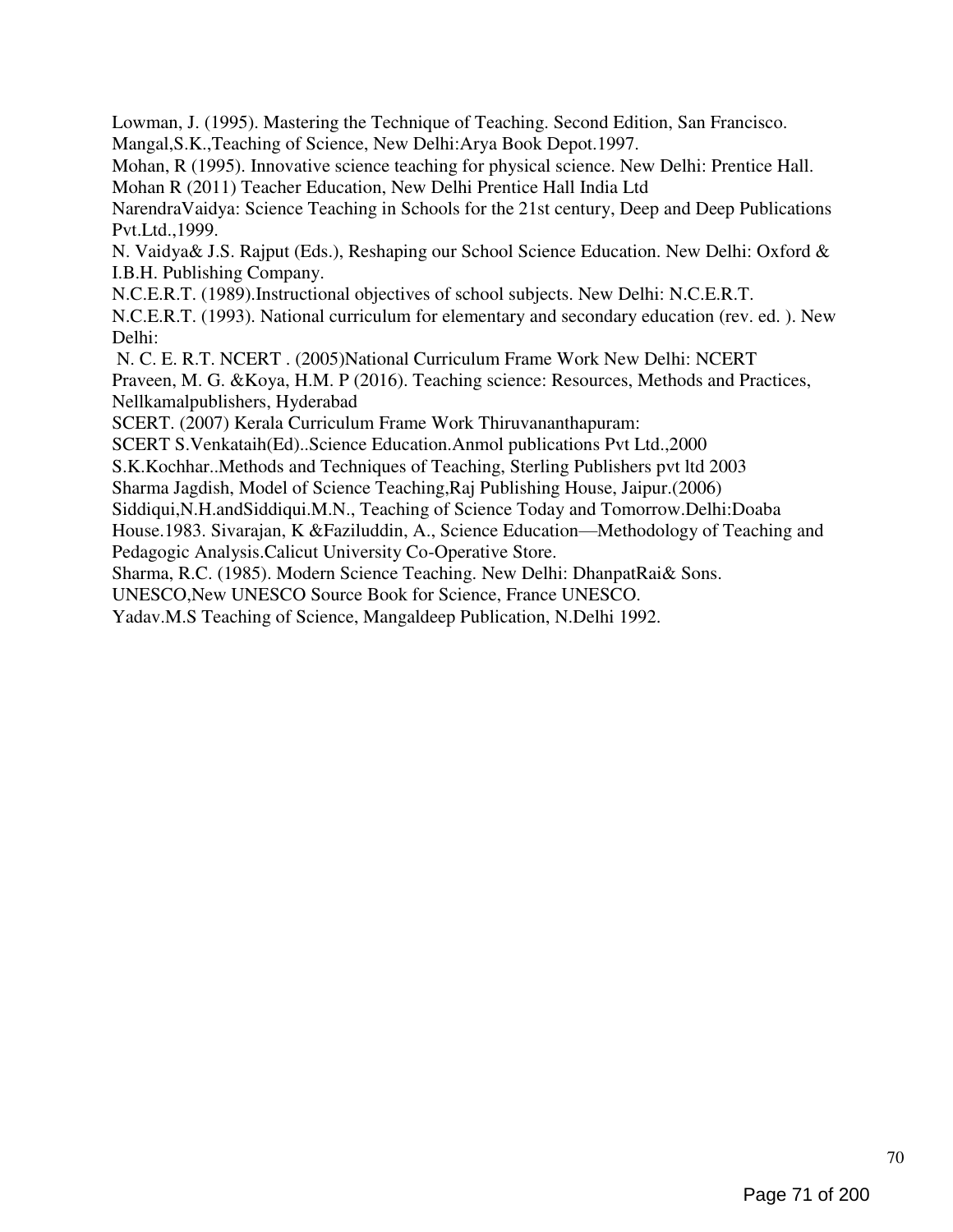Lowman, J. (1995). Mastering the Technique of Teaching. Second Edition, San Francisco.
Mangal,S.K.,Teaching of Science, New Delhi:Arya Book Depot.1997.
Mohan, R (1995). Innovative science teaching for physical science. New Delhi: Prentice Hall.
Mohan R (2011) Teacher Education, New Delhi Prentice Hall India Ltd
NarendraVaidya: Science Teaching in Schools for the 21st century, Deep and Deep Publications Pvt.Ltd.,1999.
N. Vaidya& J.S. Rajput (Eds.), Reshaping our School Science Education. New Delhi: Oxford & I.B.H. Publishing Company.
N.C.E.R.T. (1989).Instructional objectives of school subjects. New Delhi: N.C.E.R.T.
N.C.E.R.T. (1993). National curriculum for elementary and secondary education (rev. ed. ). New Delhi:
N. C. E. R.T. NCERT . (2005)National Curriculum Frame Work New Delhi: NCERT
Praveen, M. G. &Koya, H.M. P (2016). Teaching science: Resources, Methods and Practices, Nellkamalpublishers, Hyderabad
SCERT. (2007) Kerala Curriculum Frame Work Thiruvananthapuram:
SCERT S.Venkataih(Ed)..Science Education.Anmol publications Pvt Ltd.,2000
S.K.Kochhar..Methods and Techniques of Teaching, Sterling Publishers pvt ltd 2003
Sharma Jagdish, Model of Science Teaching,Raj Publishing House, Jaipur.(2006)
Siddiqui,N.H.andSiddiqui.M.N., Teaching of Science Today and Tomorrow.Delhi:Doaba House.1983. Sivarajan, K &Faziluddin, A., Science Education—Methodology of Teaching and Pedagogic Analysis.Calicut University Co-Operative Store.
Sharma, R.C. (1985). Modern Science Teaching. New Delhi: DhanpatRai& Sons.
UNESCO,New UNESCO Source Book for Science, France UNESCO.
Yadav.M.S Teaching of Science, Mangaldeep Publication, N.Delhi 1992.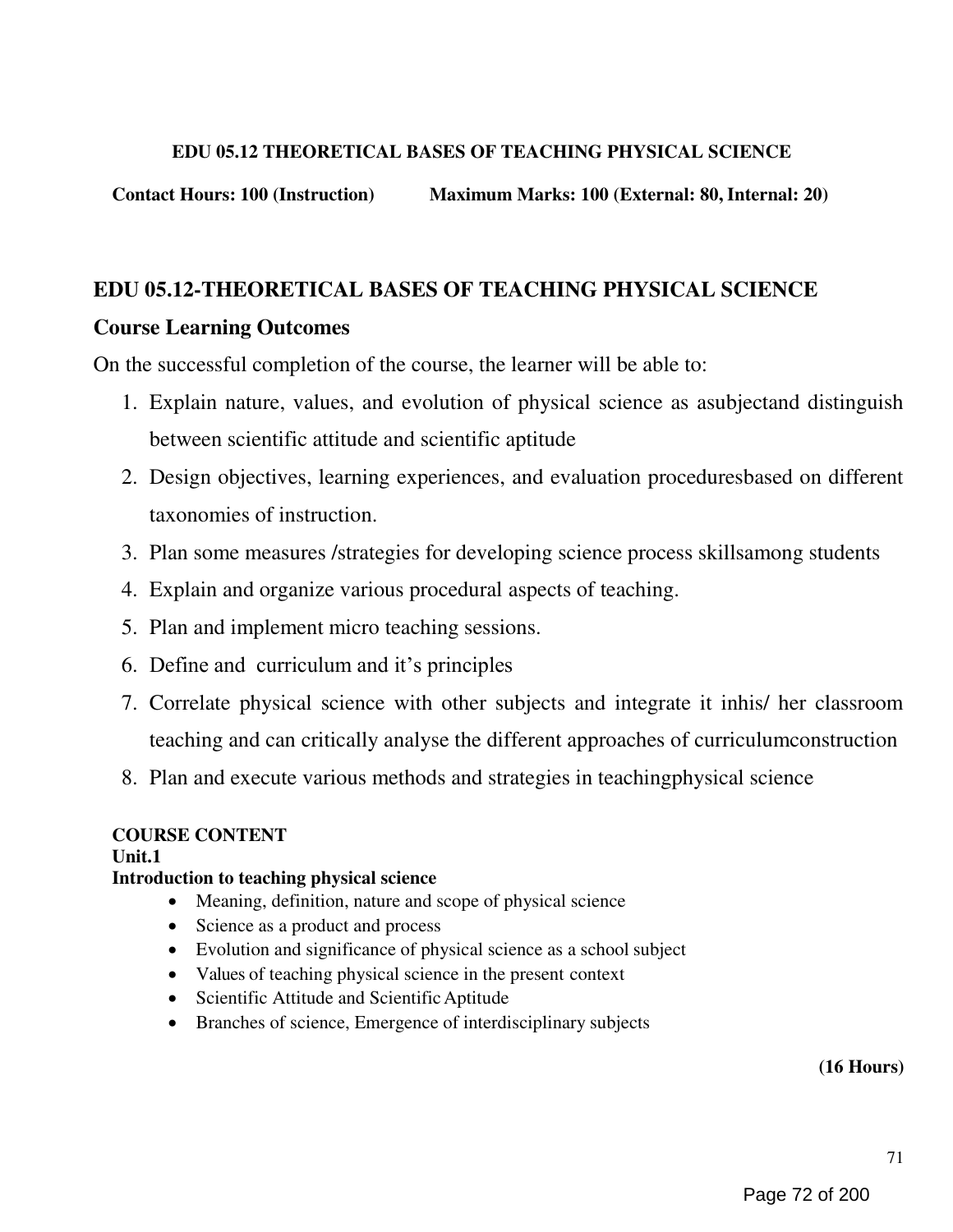**EDU 05.12 THEORETICAL BASES OF TEACHING PHYSICAL SCIENCE**

**Contact Hours: 100 (Instruction)** **Maximum Marks: 100 (External: 80, Internal: 20)**

## EDU 05.12-THEORETICAL BASES OF TEACHING PHYSICAL SCIENCE

### Course Learning Outcomes

On the successful completion of the course, the learner will be able to:

1. Explain nature, values, and evolution of physical science as asubjectand distinguish between scientific attitude and scientific aptitude
2. Design objectives, learning experiences, and evaluation proceduresbased on different taxonomies of instruction.
3. Plan some measures /strategies for developing science process skillsamong students
4. Explain and organize various procedural aspects of teaching.
5. Plan and implement micro teaching sessions.
6. Define and curriculum and it's principles
7. Correlate physical science with other subjects and integrate it inhis/ her classroom teaching and can critically analyse the different approaches of curriculumconstruction
8. Plan and execute various methods and strategies in teachingphysical science

**COURSE CONTENT**

**Unit.1**

**Introduction to teaching physical science**

- Meaning, definition, nature and scope of physical science
- Science as a product and process
- Evolution and significance of physical science as a school subject
- Values of teaching physical science in the present context
- Scientific Attitude and Scientific Aptitude
- Branches of science, Emergence of interdisciplinary subjects

**(16 Hours)**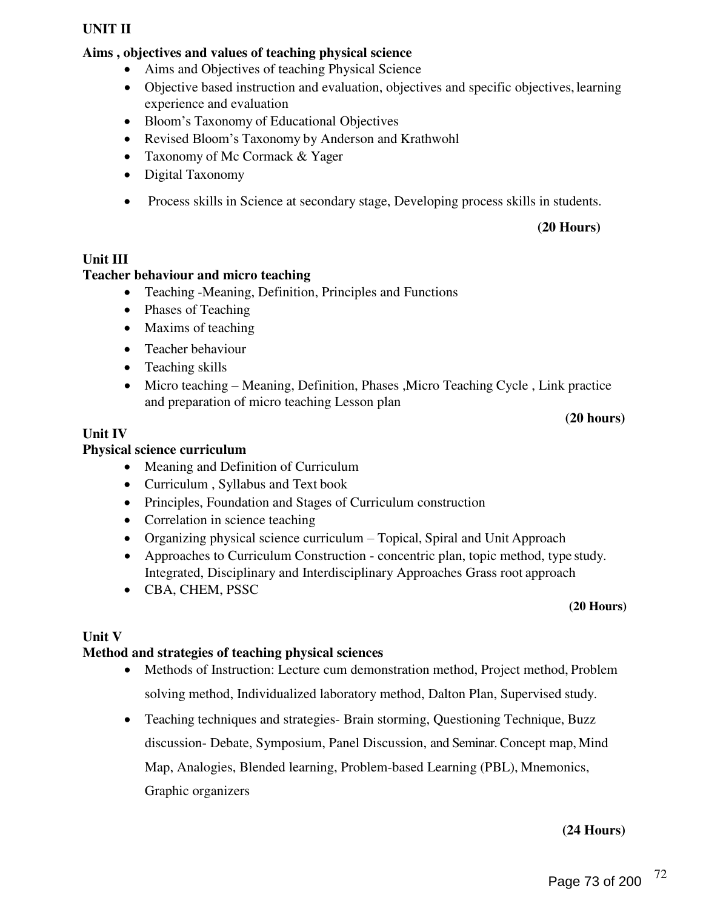## UNIT II

### Aims , objectives and values of teaching physical science

- Aims and Objectives of teaching Physical Science
- Objective based instruction and evaluation, objectives and specific objectives, learning experience and evaluation
- Bloom's Taxonomy of Educational Objectives
- Revised Bloom's Taxonomy by Anderson and Krathwohl
- Taxonomy of Mc Cormack & Yager
- Digital Taxonomy
- Process skills in Science at secondary stage, Developing process skills in students.

**(20 Hours)**

## Unit III

### Teacher behaviour and micro teaching

- Teaching -Meaning, Definition, Principles and Functions
- Phases of Teaching
- Maxims of teaching
- Teacher behaviour
- Teaching skills
- Micro teaching – Meaning, Definition, Phases ,Micro Teaching Cycle , Link practice and preparation of micro teaching Lesson plan

**(20 hours)**

## Unit IV

### Physical science curriculum

- Meaning and Definition of Curriculum
- Curriculum , Syllabus and Text book
- Principles, Foundation and Stages of Curriculum construction
- Correlation in science teaching
- Organizing physical science curriculum – Topical, Spiral and Unit Approach
- Approaches to Curriculum Construction - concentric plan, topic method, type study. Integrated, Disciplinary and Interdisciplinary Approaches Grass root approach
- CBA, CHEM, PSSC

**(20 Hours)**

## Unit V

### Method and strategies of teaching physical sciences

- Methods of Instruction: Lecture cum demonstration method, Project method, Problem solving method, Individualized laboratory method, Dalton Plan, Supervised study.
- Teaching techniques and strategies- Brain storming, Questioning Technique, Buzz discussion- Debate, Symposium, Panel Discussion, and Seminar. Concept map, Mind Map, Analogies, Blended learning, Problem-based Learning (PBL), Mnemonics, Graphic organizers

**(24 Hours)**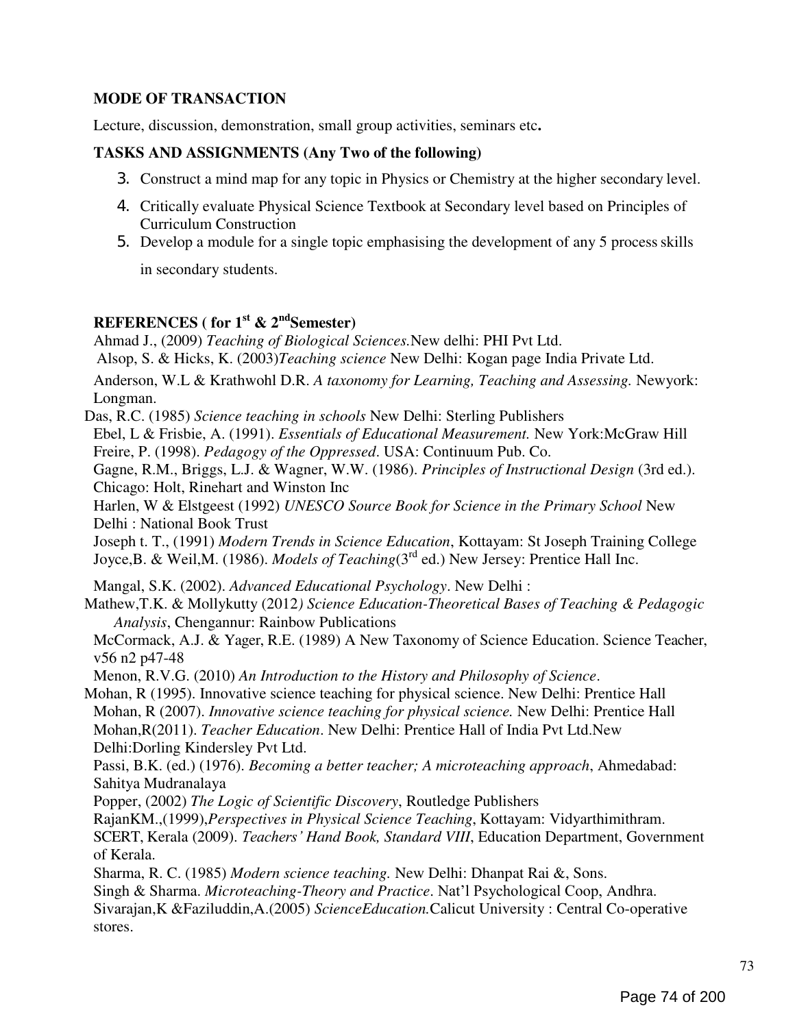**MODE OF TRANSACTION**

Lecture, discussion, demonstration, small group activities, seminars etc**.**

**TASKS AND ASSIGNMENTS (Any Two of the following)**

3. Construct a mind map for any topic in Physics or Chemistry at the higher secondary level.
4. Critically evaluate Physical Science Textbook at Secondary level based on Principles of Curriculum Construction
5. Develop a module for a single topic emphasising the development of any 5 process skills in secondary students.

**REFERENCES ( for 1st & 2nd Semester)**

Ahmad J., (2009) *Teaching of Biological Sciences.*New delhi: PHI Pvt Ltd.

Alsop, S. & Hicks, K. (2003)*Teaching science* New Delhi: Kogan page India Private Ltd.

Anderson, W.L & Krathwohl D.R. *A taxonomy for Learning, Teaching and Assessing.* Newyork: Longman.

Das, R.C. (1985) *Science teaching in schools* New Delhi: Sterling Publishers

Ebel, L & Frisbie, A. (1991). *Essentials of Educational Measurement.* New York:McGraw Hill

Freire, P. (1998). *Pedagogy of the Oppressed*. USA: Continuum Pub. Co.

Gagne, R.M., Briggs, L.J. & Wagner, W.W. (1986). *Principles of Instructional Design* (3rd ed.). Chicago: Holt, Rinehart and Winston Inc

Harlen, W & Elstgeest (1992) *UNESCO Source Book for Science in the Primary School* New Delhi : National Book Trust

Joseph t. T., (1991) *Modern Trends in Science Education*, Kottayam: St Joseph Training College

Joyce,B. & Weil,M. (1986). *Models of Teaching*(3rd ed.) New Jersey: Prentice Hall Inc.

Mangal, S.K. (2002). *Advanced Educational Psychology*. New Delhi :

Mathew,T.K. & Mollykutty (2012*) Science Education-Theoretical Bases of Teaching & Pedagogic Analysis*, Chengannur: Rainbow Publications

McCormack, A.J. & Yager, R.E. (1989) A New Taxonomy of Science Education. Science Teacher, v56 n2 p47-48

Menon, R.V.G. (2010) *An Introduction to the History and Philosophy of Science*.

Mohan, R (1995). Innovative science teaching for physical science. New Delhi: Prentice Hall

Mohan, R (2007). *Innovative science teaching for physical science.* New Delhi: Prentice Hall

Mohan,R(2011). *Teacher Education*. New Delhi: Prentice Hall of India Pvt Ltd.New Delhi:Dorling Kindersley Pvt Ltd.

Passi, B.K. (ed.) (1976). *Becoming a better teacher; A microteaching approach*, Ahmedabad: Sahitya Mudranalaya

Popper, (2002) *The Logic of Scientific Discovery*, Routledge Publishers

RajanKM.,(1999),*Perspectives in Physical Science Teaching*, Kottayam: Vidyarthimithram.

SCERT, Kerala (2009). *Teachers' Hand Book, Standard VIII*, Education Department, Government of Kerala.

Sharma, R. C. (1985) *Modern science teaching.* New Delhi: Dhanpat Rai &, Sons.

Singh & Sharma. *Microteaching-Theory and Practice*. Nat'l Psychological Coop, Andhra.

Sivarajan,K &Faziluddin,A.(2005) *ScienceEducation.*Calicut University : Central Co-operative stores.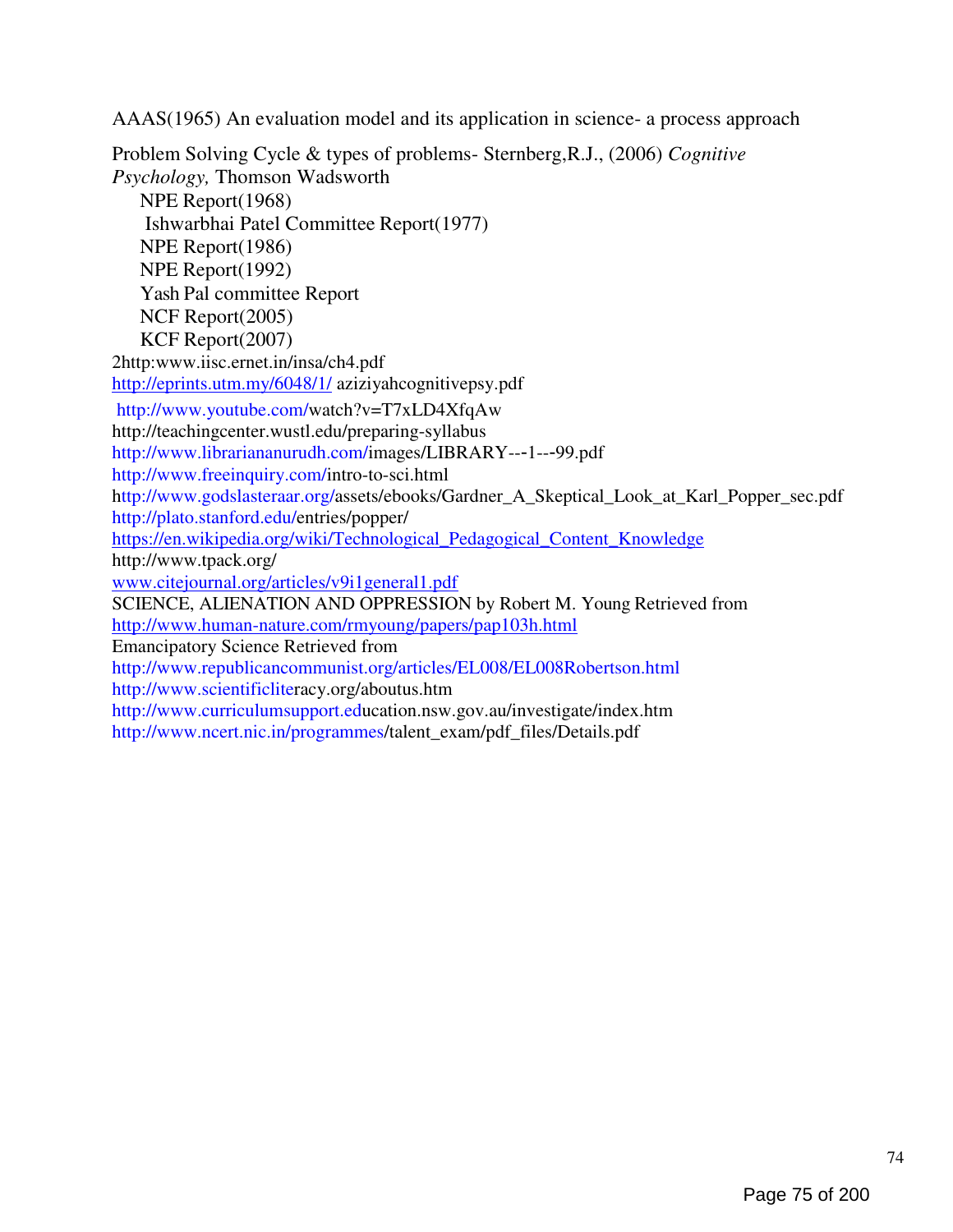AAAS(1965) An evaluation model and its application in science- a process approach

Problem Solving Cycle & types of problems- Sternberg,R.J., (2006) *Cognitive Psychology,* Thomson Wadsworth

NPE Report(1968)

Ishwarbhai Patel Committee Report(1977)

NPE Report(1986)

NPE Report(1992)

Yash Pal committee Report

NCF Report(2005)

KCF Report(2007)

2http:www.iisc.ernet.in/insa/ch4.pdf

http://eprints.utm.my/6048/1/ aziziyahcognitivepsy.pdf

http://www.youtube.com/watch?v=T7xLD4XfqAw

http://teachingcenter.wustl.edu/preparing-syllabus

http://www.librariananurudh.com/images/LIBRARY---1---99.pdf

http://www.freeinquiry.com/intro-to-sci.html

http://www.godslasteraar.org/assets/ebooks/Gardner_A_Skeptical_Look_at_Karl_Popper_sec.pdf

http://plato.stanford.edu/entries/popper/

https://en.wikipedia.org/wiki/Technological_Pedagogical_Content_Knowledge

http://www.tpack.org/

www.citejournal.org/articles/v9i1general1.pdf

SCIENCE, ALIENATION AND OPPRESSION by Robert M. Young Retrieved from

http://www.human-nature.com/rmyoung/papers/pap103h.html

Emancipatory Science Retrieved from

http://www.republicancommunist.org/articles/EL008/EL008Robertson.html

http://www.scientificliteracy.org/aboutus.htm

http://www.curriculumsupport.education.nsw.gov.au/investigate/index.htm

http://www.ncert.nic.in/programmes/talent_exam/pdf_files/Details.pdf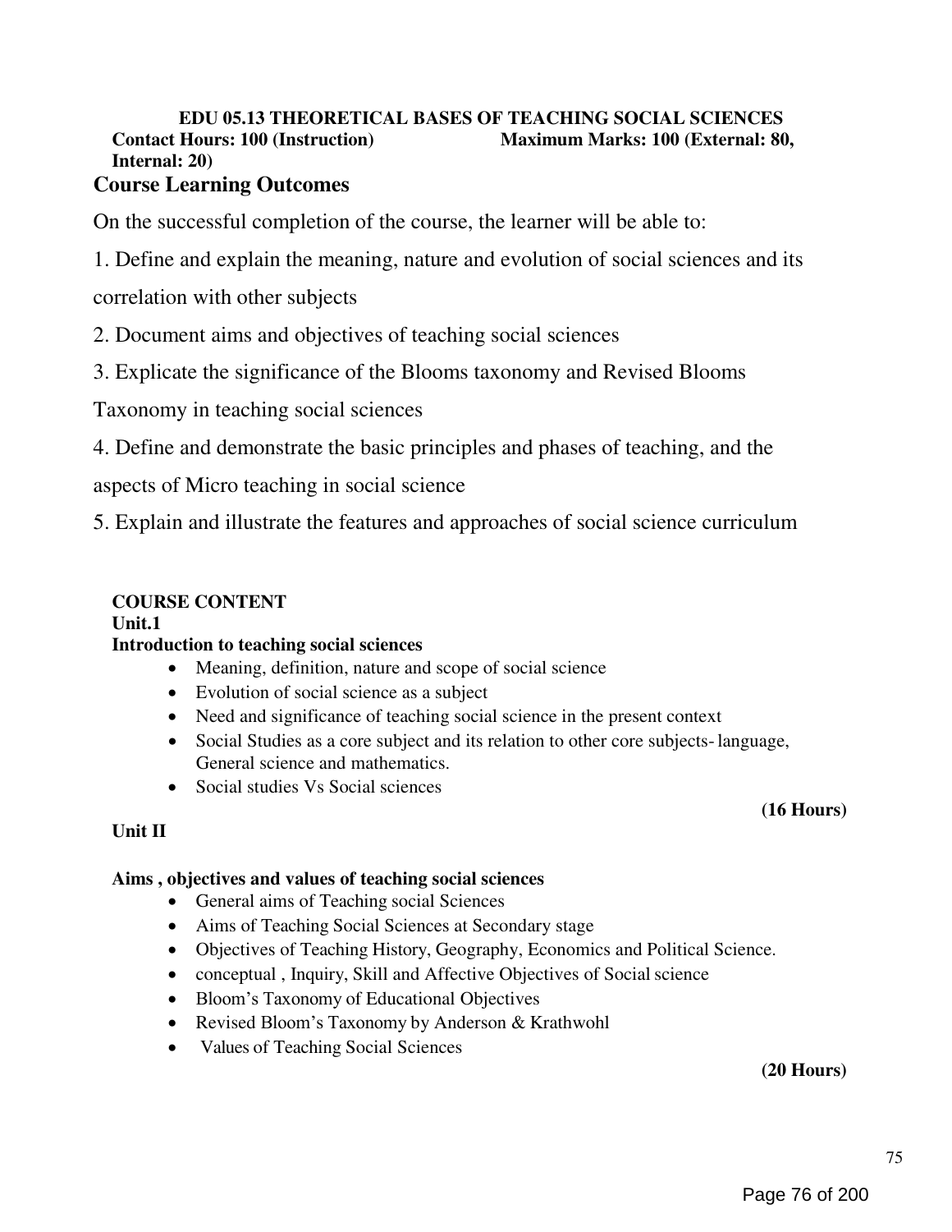**EDU 05.13 THEORETICAL BASES OF TEACHING SOCIAL SCIENCES**

**Contact Hours: 100 (Instruction)** **Maximum Marks: 100 (External: 80, Internal: 20)**

## Course Learning Outcomes

On the successful completion of the course, the learner will be able to:

1. Define and explain the meaning, nature and evolution of social sciences and its correlation with other subjects
2. Document aims and objectives of teaching social sciences
3. Explicate the significance of the Blooms taxonomy and Revised Blooms Taxonomy in teaching social sciences
4. Define and demonstrate the basic principles and phases of teaching, and the aspects of Micro teaching in social science
5. Explain and illustrate the features and approaches of social science curriculum

**COURSE CONTENT**

**Unit.1**

**Introduction to teaching social sciences**

- Meaning, definition, nature and scope of social science
- Evolution of social science as a subject
- Need and significance of teaching social science in the present context
- Social Studies as a core subject and its relation to other core subjects- language, General science and mathematics.
- Social studies Vs Social sciences

**(16 Hours)**

**Unit II**

**Aims , objectives and values of teaching social sciences**

- General aims of Teaching social Sciences
- Aims of Teaching Social Sciences at Secondary stage
- Objectives of Teaching History, Geography, Economics and Political Science.
- conceptual , Inquiry, Skill and Affective Objectives of Social science
- Bloom's Taxonomy of Educational Objectives
- Revised Bloom's Taxonomy by Anderson & Krathwohl
- Values of Teaching Social Sciences

**(20 Hours)**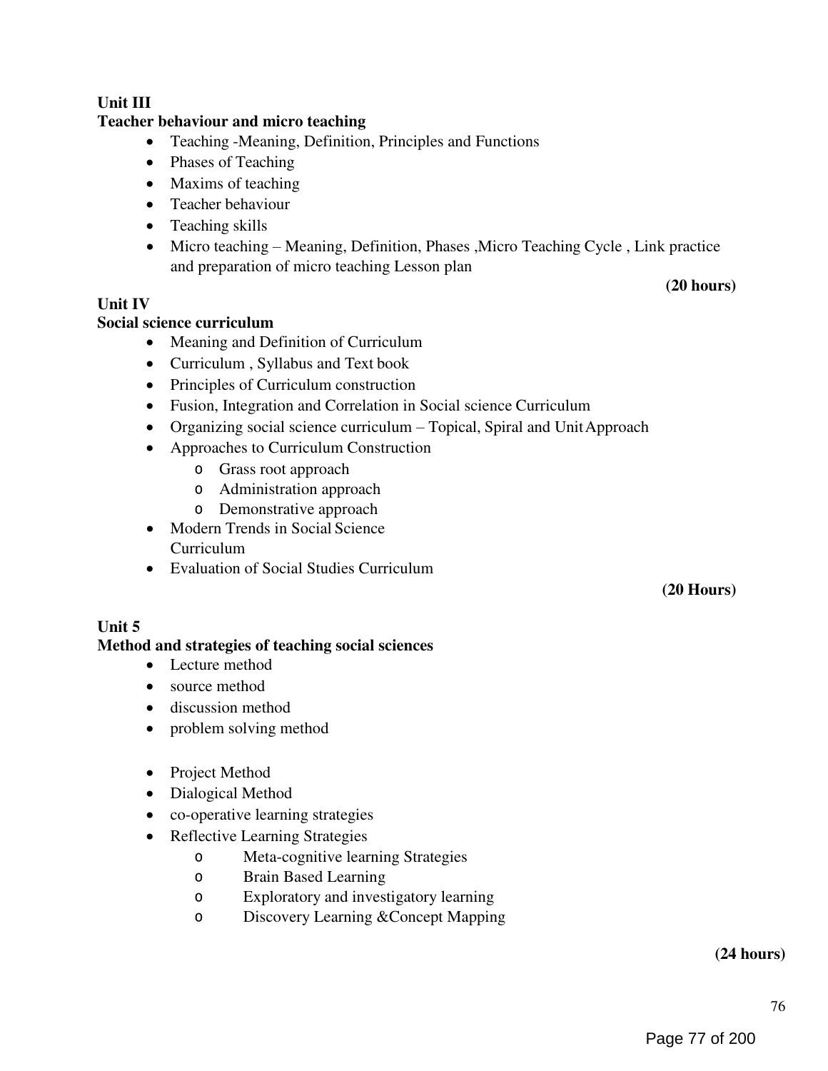**Unit III**

**Teacher behaviour and micro teaching**

- Teaching -Meaning, Definition, Principles and Functions
- Phases of Teaching
- Maxims of teaching
- Teacher behaviour
- Teaching skills
- Micro teaching – Meaning, Definition, Phases ,Micro Teaching Cycle , Link practice and preparation of micro teaching Lesson plan

**(20 hours)**

**Unit IV**

**Social science curriculum**

- Meaning and Definition of Curriculum
- Curriculum , Syllabus and Text book
- Principles of Curriculum construction
- Fusion, Integration and Correlation in Social science Curriculum
- Organizing social science curriculum – Topical, Spiral and Unit Approach
- Approaches to Curriculum Construction
  - Grass root approach
  - Administration approach
  - Demonstrative approach
- Modern Trends in Social Science Curriculum
- Evaluation of Social Studies Curriculum

**(20 Hours)**

**Unit 5**

**Method and strategies of teaching social sciences**

- Lecture method
- source method
- discussion method
- problem solving method
- Project Method
- Dialogical Method
- co-operative learning strategies
- Reflective Learning Strategies
  - Meta-cognitive learning Strategies
  - Brain Based Learning
  - Exploratory and investigatory learning
  - Discovery Learning &Concept Mapping

**(24 hours)**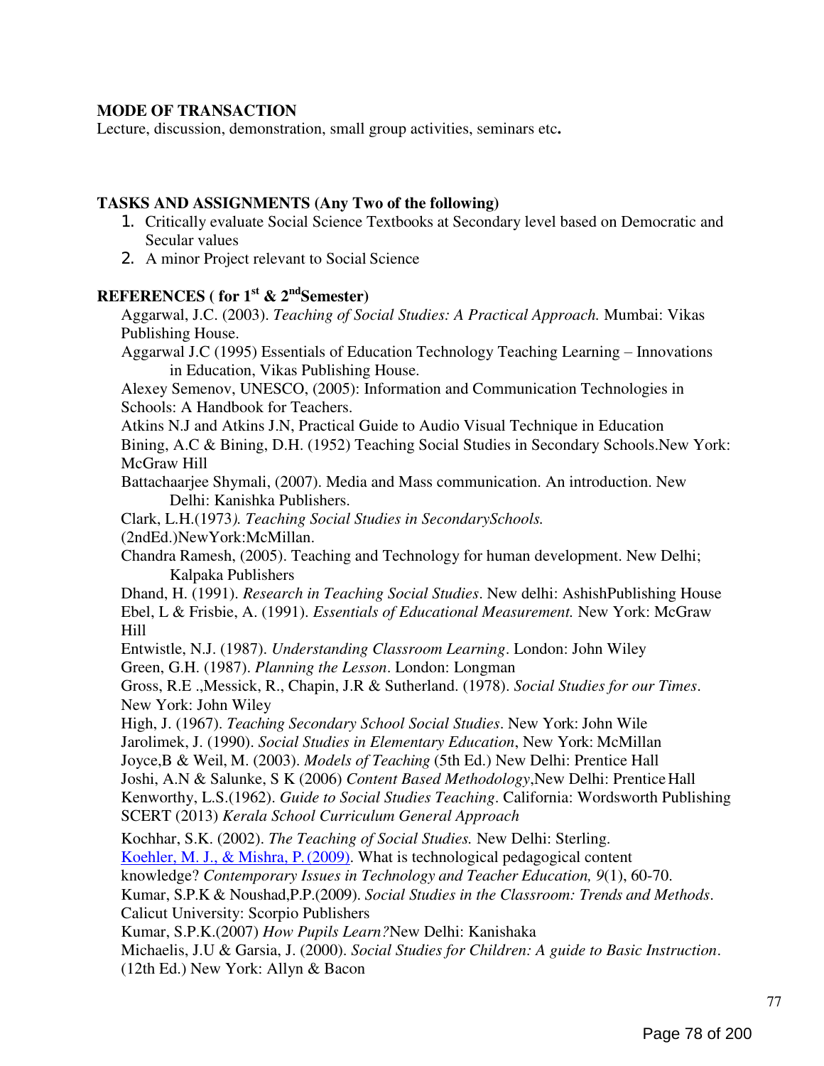**MODE OF TRANSACTION**

Lecture, discussion, demonstration, small group activities, seminars etc**.**

**TASKS AND ASSIGNMENTS (Any Two of the following)**

1. Critically evaluate Social Science Textbooks at Secondary level based on Democratic and Secular values
2. A minor Project relevant to Social Science

**REFERENCES ( for 1st & 2ndSemester)**

Aggarwal, J.C. (2003). *Teaching of Social Studies: A Practical Approach.* Mumbai: Vikas Publishing House.

Aggarwal J.C (1995) Essentials of Education Technology Teaching Learning – Innovations in Education, Vikas Publishing House.

Alexey Semenov, UNESCO, (2005): Information and Communication Technologies in Schools: A Handbook for Teachers.

Atkins N.J and Atkins J.N, Practical Guide to Audio Visual Technique in Education

Bining, A.C & Bining, D.H. (1952) Teaching Social Studies in Secondary Schools.New York: McGraw Hill

Battachaarjee Shymali, (2007). Media and Mass communication. An introduction. New Delhi: Kanishka Publishers.

Clark, L.H.(1973*). Teaching Social Studies in SecondarySchools.* (2ndEd.)NewYork:McMillan.

Chandra Ramesh, (2005). Teaching and Technology for human development. New Delhi; Kalpaka Publishers

Dhand, H. (1991). *Research in Teaching Social Studies*. New delhi: AshishPublishing House

Ebel, L & Frisbie, A. (1991). *Essentials of Educational Measurement.* New York: McGraw Hill

Entwistle, N.J. (1987). *Understanding Classroom Learning*. London: John Wiley

Green, G.H. (1987). *Planning the Lesson*. London: Longman

Gross, R.E .,Messick, R., Chapin, J.R & Sutherland. (1978). *Social Studies for our Times*. New York: John Wiley

High, J. (1967). *Teaching Secondary School Social Studies*. New York: John Wile

Jarolimek, J. (1990). *Social Studies in Elementary Education*, New York: McMillan

Joyce,B & Weil, M. (2003). *Models of Teaching* (5th Ed.) New Delhi: Prentice Hall

Joshi, A.N & Salunke, S K (2006) *Content Based Methodology*,New Delhi: Prentice Hall

Kenworthy, L.S.(1962). *Guide to Social Studies Teaching*. California: Wordsworth Publishing

SCERT (2013) *Kerala School Curriculum General Approach*

Kochhar, S.K. (2002). *The Teaching of Social Studies.* New Delhi: Sterling.

Koehler, M. J., & Mishra, P. (2009). What is technological pedagogical content knowledge? *Contemporary Issues in Technology and Teacher Education, 9*(1), 60-70.

Kumar, S.P.K & Noushad,P.P.(2009). *Social Studies in the Classroom: Trends and Methods*. Calicut University: Scorpio Publishers

Kumar, S.P.K.(2007) *How Pupils Learn?*New Delhi: Kanishaka

Michaelis, J.U & Garsia, J. (2000). *Social Studies for Children: A guide to Basic Instruction*. (12th Ed.) New York: Allyn & Bacon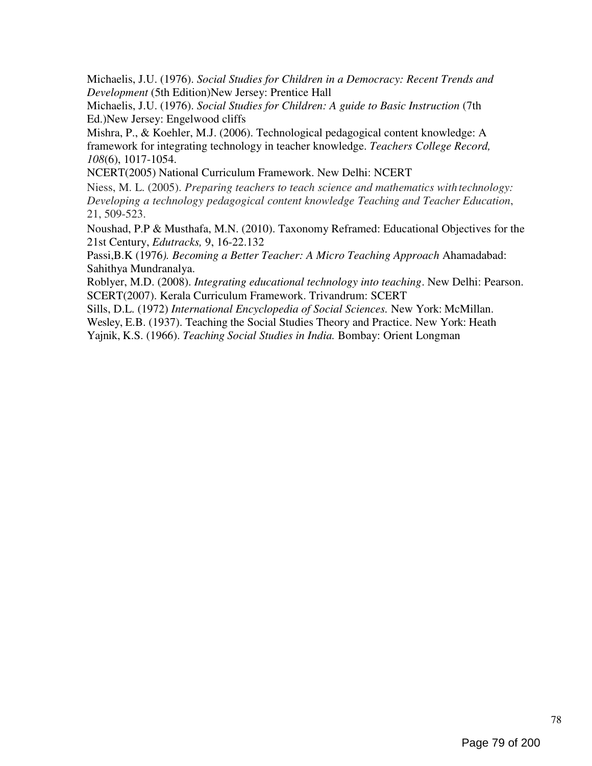Michaelis, J.U. (1976). *Social Studies for Children in a Democracy: Recent Trends and Development* (5th Edition)New Jersey: Prentice Hall

Michaelis, J.U. (1976). *Social Studies for Children: A guide to Basic Instruction* (7th Ed.)New Jersey: Engelwood cliffs

Mishra, P., & Koehler, M.J. (2006). Technological pedagogical content knowledge: A framework for integrating technology in teacher knowledge. *Teachers College Record, 108*(6), 1017-1054.

NCERT(2005) National Curriculum Framework. New Delhi: NCERT

Niess, M. L. (2005). *Preparing teachers to teach science and mathematics with technology: Developing a technology pedagogical content knowledge Teaching and Teacher Education*, 21, 509-523.

Noushad, P.P & Musthafa, M.N. (2010). Taxonomy Reframed: Educational Objectives for the 21st Century, *Edutracks,* 9, 16-22.132

Passi,B.K (1976*). Becoming a Better Teacher: A Micro Teaching Approach* Ahamadabad: Sahithya Mundranalya.

Roblyer, M.D. (2008). *Integrating educational technology into teaching*. New Delhi: Pearson.

SCERT(2007). Kerala Curriculum Framework. Trivandrum: SCERT

Sills, D.L. (1972) *International Encyclopedia of Social Sciences.* New York: McMillan.

Wesley, E.B. (1937). Teaching the Social Studies Theory and Practice. New York: Heath

Yajnik, K.S. (1966). *Teaching Social Studies in India.* Bombay: Orient Longman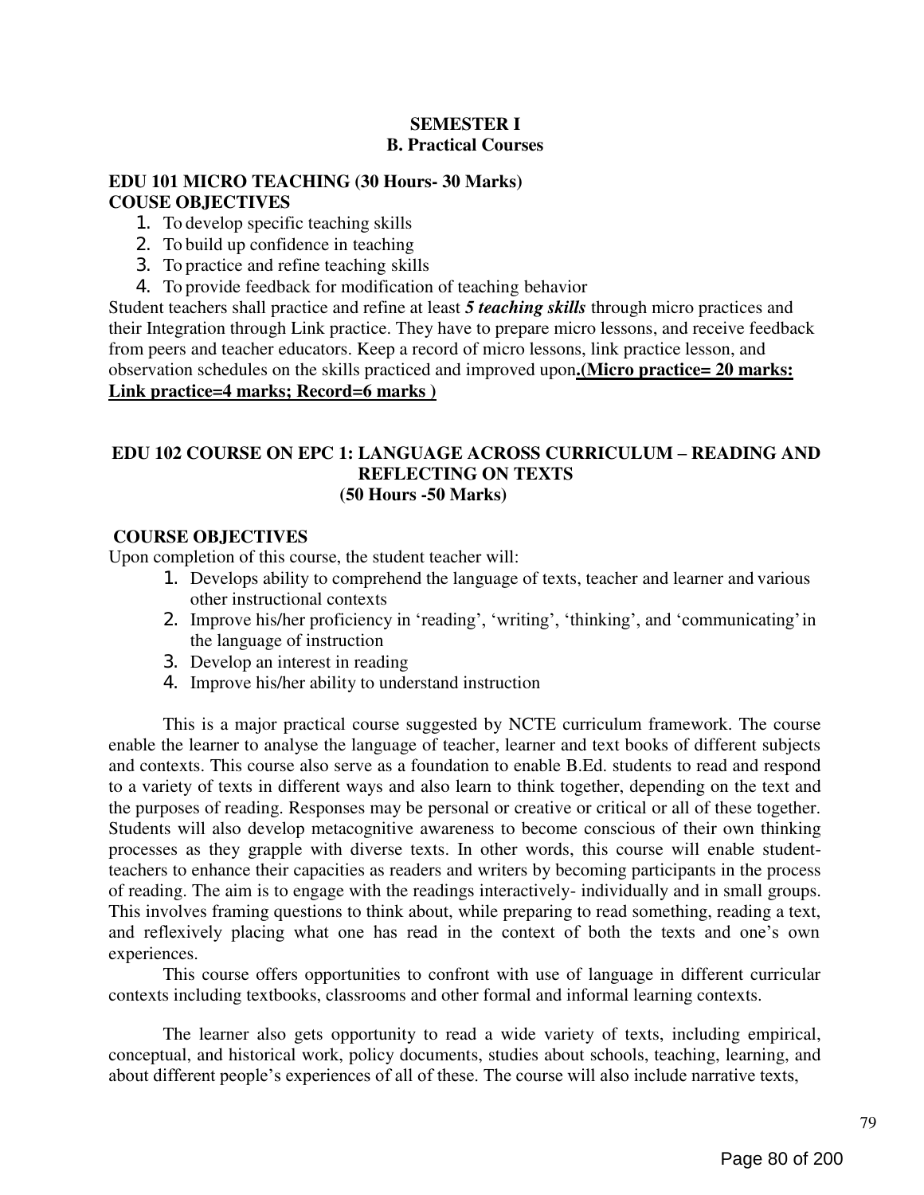## SEMESTER I
## B. Practical Courses

### EDU 101 MICRO TEACHING (30 Hours- 30 Marks)
### COUSE OBJECTIVES

1. To develop specific teaching skills
2. To build up confidence in teaching
3. To practice and refine teaching skills
4. To provide feedback for modification of teaching behavior

Student teachers shall practice and refine at least ***5 teaching skills*** through micro practices and their Integration through Link practice. They have to prepare micro lessons, and receive feedback from peers and teacher educators. Keep a record of micro lessons, link practice lesson, and observation schedules on the skills practiced and improved upon**.(Micro practice= 20 marks: Link practice=4 marks; Record=6 marks )**

### EDU 102 COURSE ON EPC 1: LANGUAGE ACROSS CURRICULUM – READING AND REFLECTING ON TEXTS
### (50 Hours -50 Marks)

### COURSE OBJECTIVES

Upon completion of this course, the student teacher will:

1. Develops ability to comprehend the language of texts, teacher and learner and various other instructional contexts
2. Improve his/her proficiency in 'reading', 'writing', 'thinking', and 'communicating' in the language of instruction
3. Develop an interest in reading
4. Improve his/her ability to understand instruction

This is a major practical course suggested by NCTE curriculum framework. The course enable the learner to analyse the language of teacher, learner and text books of different subjects and contexts. This course also serve as a foundation to enable B.Ed. students to read and respond to a variety of texts in different ways and also learn to think together, depending on the text and the purposes of reading. Responses may be personal or creative or critical or all of these together. Students will also develop metacognitive awareness to become conscious of their own thinking processes as they grapple with diverse texts. In other words, this course will enable student-teachers to enhance their capacities as readers and writers by becoming participants in the process of reading. The aim is to engage with the readings interactively- individually and in small groups. This involves framing questions to think about, while preparing to read something, reading a text, and reflexively placing what one has read in the context of both the texts and one's own experiences.

This course offers opportunities to confront with use of language in different curricular contexts including textbooks, classrooms and other formal and informal learning contexts.

The learner also gets opportunity to read a wide variety of texts, including empirical, conceptual, and historical work, policy documents, studies about schools, teaching, learning, and about different people's experiences of all of these. The course will also include narrative texts,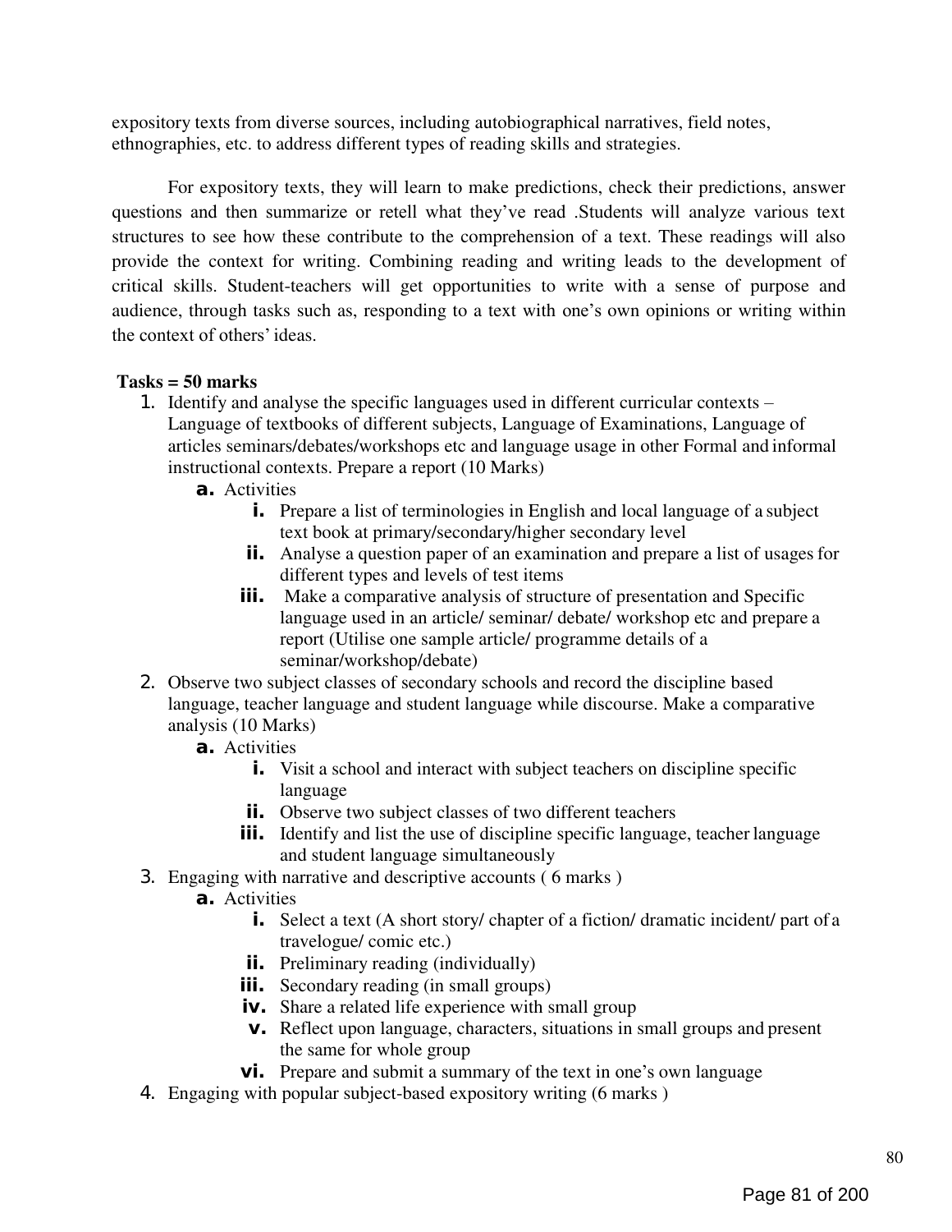expository texts from diverse sources, including autobiographical narratives, field notes, ethnographies, etc. to address different types of reading skills and strategies.

For expository texts, they will learn to make predictions, check their predictions, answer questions and then summarize or retell what they've read .Students will analyze various text structures to see how these contribute to the comprehension of a text. These readings will also provide the context for writing. Combining reading and writing leads to the development of critical skills. Student-teachers will get opportunities to write with a sense of purpose and audience, through tasks such as, responding to a text with one's own opinions or writing within the context of others' ideas.

**Tasks = 50 marks**

1. Identify and analyse the specific languages used in different curricular contexts – Language of textbooks of different subjects, Language of Examinations, Language of articles seminars/debates/workshops etc and language usage in other Formal and informal instructional contexts. Prepare a report (10 Marks)
    a. Activities
        i. Prepare a list of terminologies in English and local language of a subject text book at primary/secondary/higher secondary level
        ii. Analyse a question paper of an examination and prepare a list of usages for different types and levels of test items
        iii. Make a comparative analysis of structure of presentation and Specific language used in an article/ seminar/ debate/ workshop etc and prepare a report (Utilise one sample article/ programme details of a seminar/workshop/debate)
2. Observe two subject classes of secondary schools and record the discipline based language, teacher language and student language while discourse. Make a comparative analysis (10 Marks)
    a. Activities
        i. Visit a school and interact with subject teachers on discipline specific language
        ii. Observe two subject classes of two different teachers
        iii. Identify and list the use of discipline specific language, teacher language and student language simultaneously
3. Engaging with narrative and descriptive accounts ( 6 marks )
    a. Activities
        i. Select a text (A short story/ chapter of a fiction/ dramatic incident/ part of a travelogue/ comic etc.)
        ii. Preliminary reading (individually)
        iii. Secondary reading (in small groups)
        iv. Share a related life experience with small group
        v. Reflect upon language, characters, situations in small groups and present the same for whole group
        vi. Prepare and submit a summary of the text in one's own language
4. Engaging with popular subject-based expository writing (6 marks )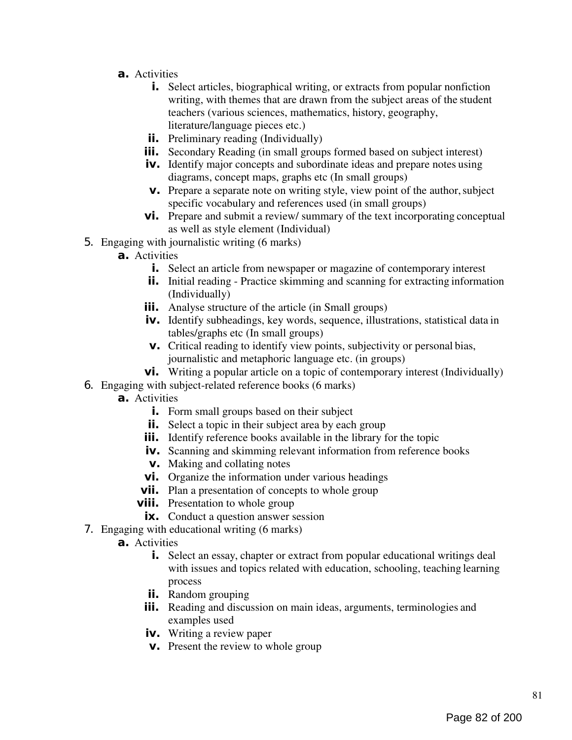- a. Activities
  - i. Select articles, biographical writing, or extracts from popular nonfiction writing, with themes that are drawn from the subject areas of the student teachers (various sciences, mathematics, history, geography, literature/language pieces etc.)
  - ii. Preliminary reading (Individually)
  - iii. Secondary Reading (in small groups formed based on subject interest)
  - iv. Identify major concepts and subordinate ideas and prepare notes using diagrams, concept maps, graphs etc (In small groups)
  - v. Prepare a separate note on writing style, view point of the author, subject specific vocabulary and references used (in small groups)
  - vi. Prepare and submit a review/ summary of the text incorporating conceptual as well as style element (Individual)

5. Engaging with journalistic writing (6 marks)
   - a. Activities
     - i. Select an article from newspaper or magazine of contemporary interest
     - ii. Initial reading - Practice skimming and scanning for extracting information (Individually)
     - iii. Analyse structure of the article (in Small groups)
     - iv. Identify subheadings, key words, sequence, illustrations, statistical data in tables/graphs etc (In small groups)
     - v. Critical reading to identify view points, subjectivity or personal bias, journalistic and metaphoric language etc. (in groups)
     - vi. Writing a popular article on a topic of contemporary interest (Individually)
6. Engaging with subject-related reference books (6 marks)
   - a. Activities
     - i. Form small groups based on their subject
     - ii. Select a topic in their subject area by each group
     - iii. Identify reference books available in the library for the topic
     - iv. Scanning and skimming relevant information from reference books
     - v. Making and collating notes
     - vi. Organize the information under various headings
     - vii. Plan a presentation of concepts to whole group
     - viii. Presentation to whole group
     - ix. Conduct a question answer session
7. Engaging with educational writing (6 marks)
   - a. Activities
     - i. Select an essay, chapter or extract from popular educational writings deal with issues and topics related with education, schooling, teaching learning process
     - ii. Random grouping
     - iii. Reading and discussion on main ideas, arguments, terminologies and examples used
     - iv. Writing a review paper
     - v. Present the review to whole group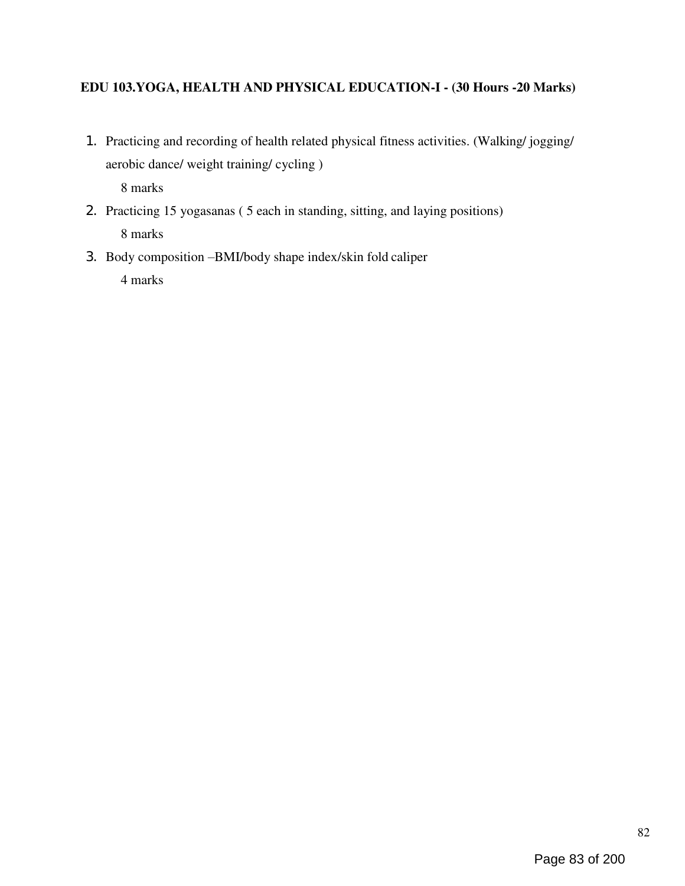**EDU 103.YOGA, HEALTH AND PHYSICAL EDUCATION-I - (30 Hours -20 Marks)**

1. Practicing and recording of health related physical fitness activities. (Walking/ jogging/ aerobic dance/ weight training/ cycling )

   8 marks

2. Practicing 15 yogasanas ( 5 each in standing, sitting, and laying positions)

   8 marks

3. Body composition –BMI/body shape index/skin fold caliper

   4 marks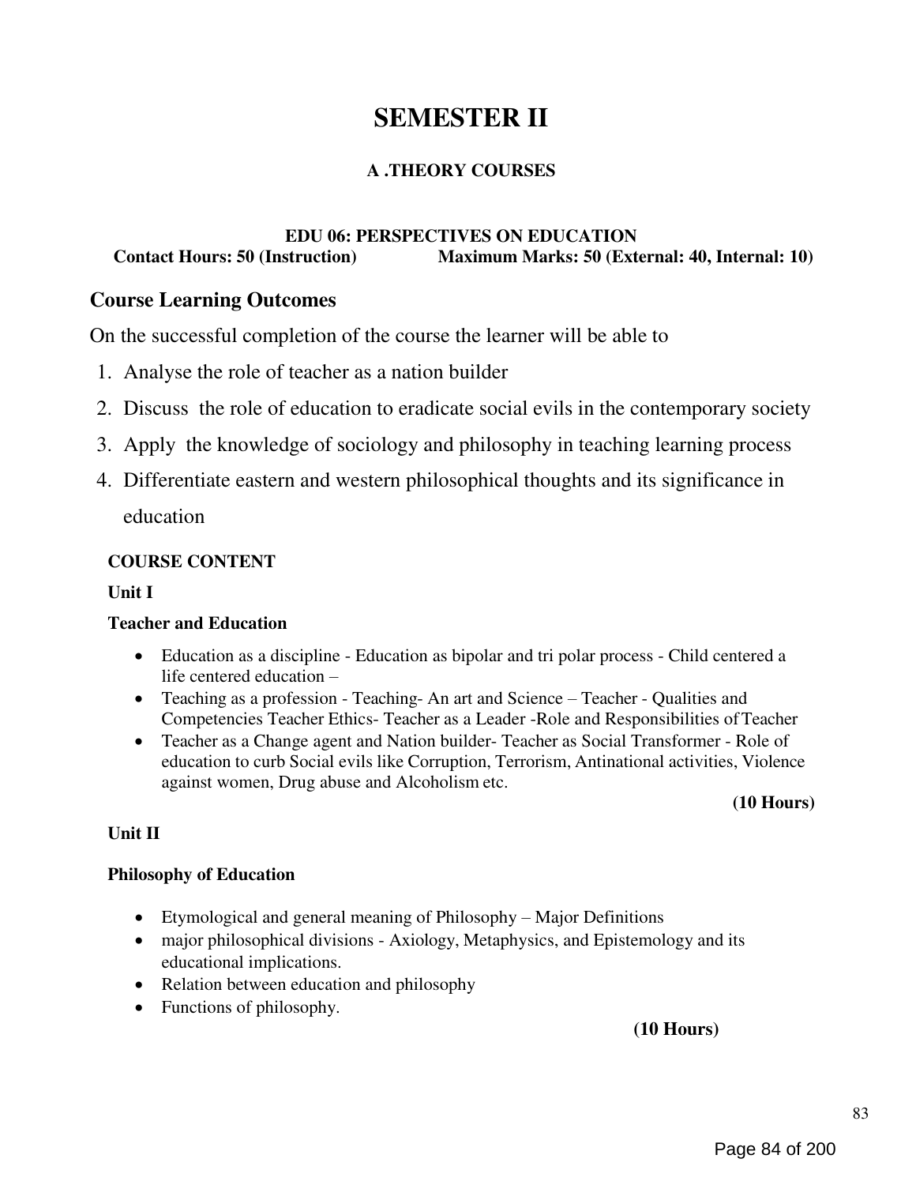# SEMESTER II

### A .THEORY COURSES

**EDU 06: PERSPECTIVES ON EDUCATION**

**Contact Hours: 50 (Instruction) Maximum Marks: 50 (External: 40, Internal: 10)**

## Course Learning Outcomes

On the successful completion of the course the learner will be able to

1. Analyse the role of teacher as a nation builder
2. Discuss the role of education to eradicate social evils in the contemporary society
3. Apply the knowledge of sociology and philosophy in teaching learning process
4. Differentiate eastern and western philosophical thoughts and its significance in education

**COURSE CONTENT**

**Unit I**

**Teacher and Education**

- Education as a discipline - Education as bipolar and tri polar process - Child centered a life centered education –
- Teaching as a profession - Teaching- An art and Science – Teacher - Qualities and Competencies Teacher Ethics- Teacher as a Leader -Role and Responsibilities of Teacher
- Teacher as a Change agent and Nation builder- Teacher as Social Transformer - Role of education to curb Social evils like Corruption, Terrorism, Antinational activities, Violence against women, Drug abuse and Alcoholism etc.

**(10 Hours)**

**Unit II**

**Philosophy of Education**

- Etymological and general meaning of Philosophy – Major Definitions
- major philosophical divisions - Axiology, Metaphysics, and Epistemology and its educational implications.
- Relation between education and philosophy
- Functions of philosophy.

**(10 Hours)**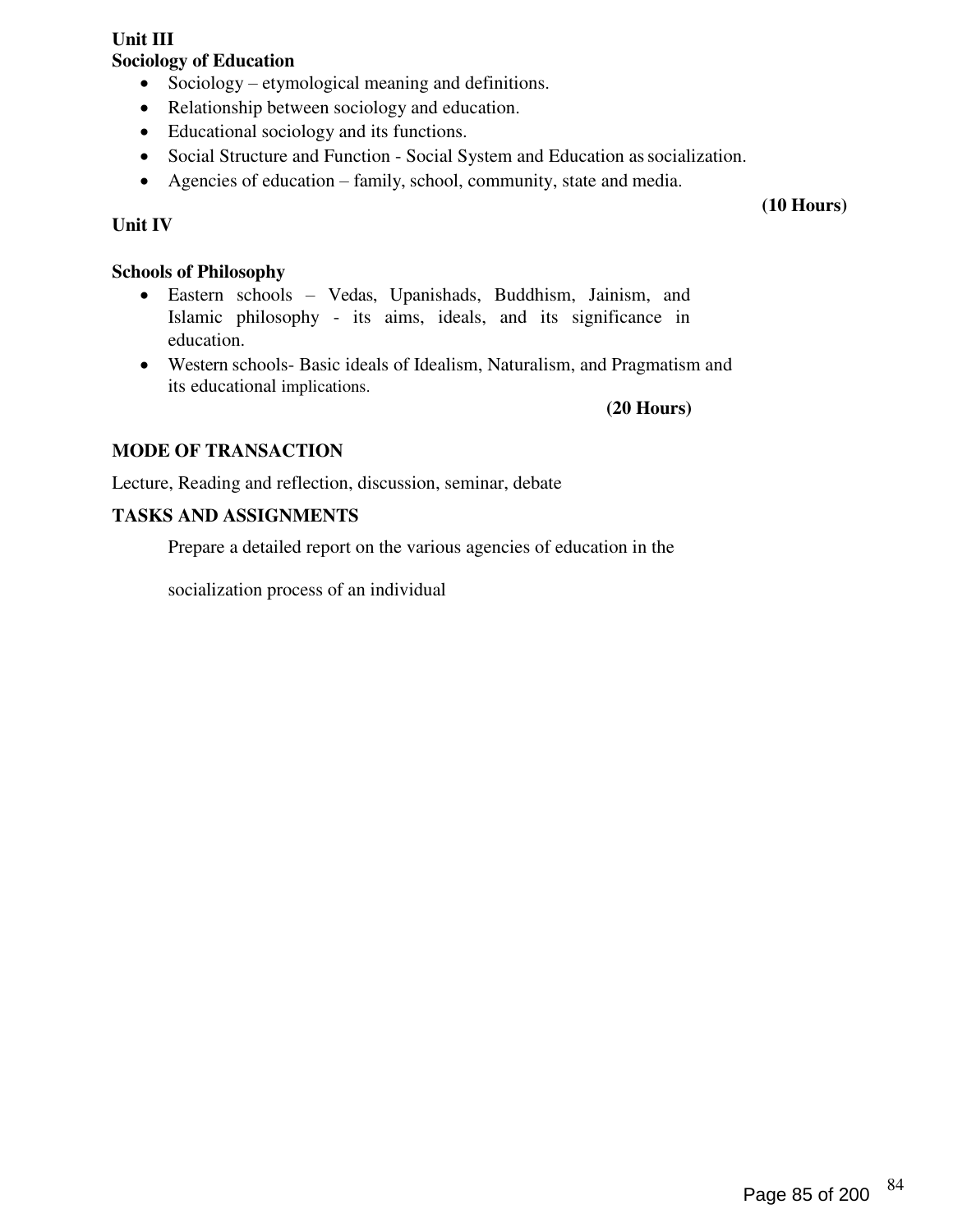**Unit III**

**Sociology of Education**

- Sociology – etymological meaning and definitions.
- Relationship between sociology and education.
- Educational sociology and its functions.
- Social Structure and Function - Social System and Education as socialization.
- Agencies of education – family, school, community, state and media.

**(10 Hours)**

**Unit IV**

**Schools of Philosophy**

- Eastern schools – Vedas, Upanishads, Buddhism, Jainism, and Islamic philosophy - its aims, ideals, and its significance in education.
- Western schools- Basic ideals of Idealism, Naturalism, and Pragmatism and its educational implications.

**(20 Hours)**

**MODE OF TRANSACTION**

Lecture, Reading and reflection, discussion, seminar, debate

**TASKS AND ASSIGNMENTS**

Prepare a detailed report on the various agencies of education in the socialization process of an individual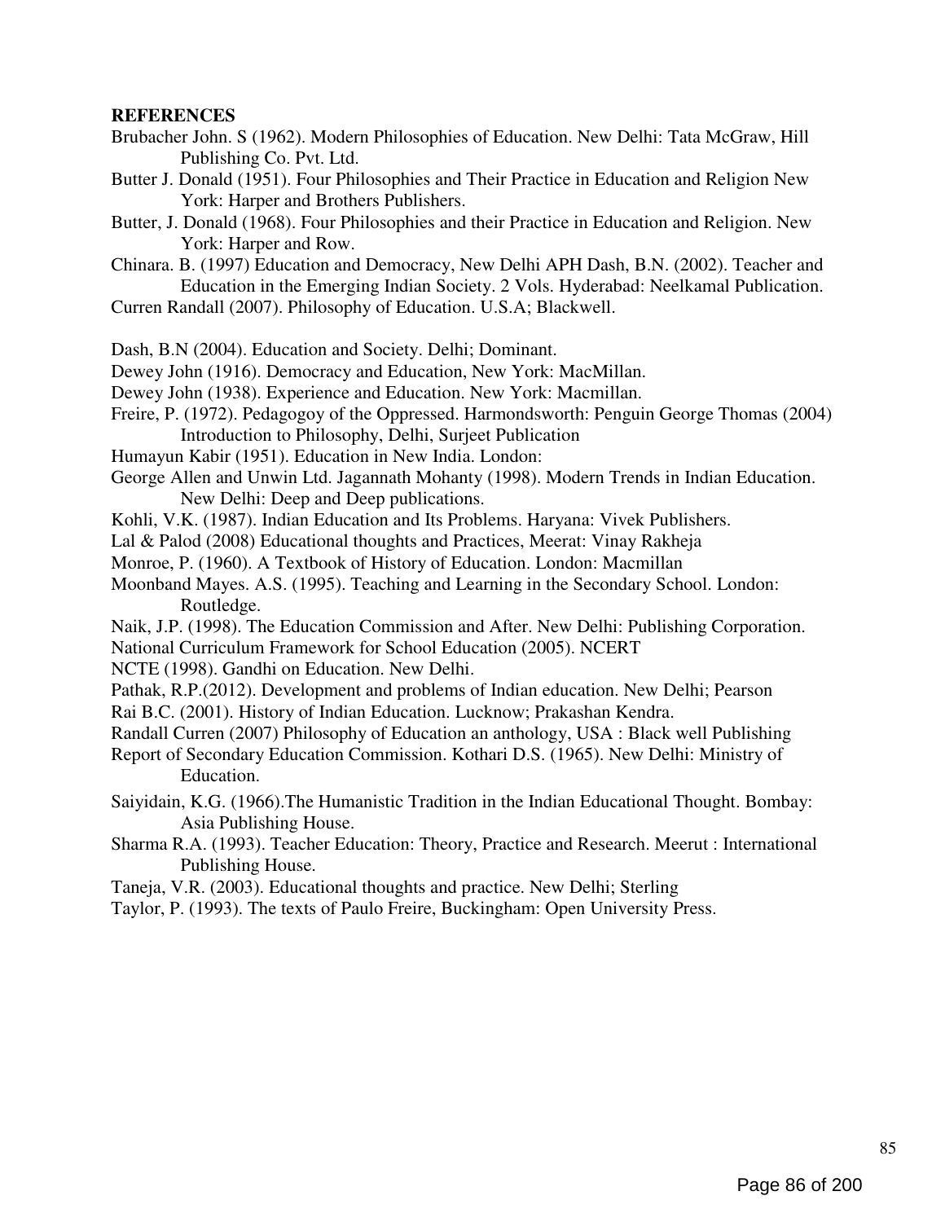**REFERENCES**

Brubacher John. S (1962). Modern Philosophies of Education. New Delhi: Tata McGraw, Hill Publishing Co. Pvt. Ltd.

Butter J. Donald (1951). Four Philosophies and Their Practice in Education and Religion New York: Harper and Brothers Publishers.

Butter, J. Donald (1968). Four Philosophies and their Practice in Education and Religion. New York: Harper and Row.

Chinara. B. (1997) Education and Democracy, New Delhi APH Dash, B.N. (2002). Teacher and Education in the Emerging Indian Society. 2 Vols. Hyderabad: Neelkamal Publication.

Curren Randall (2007). Philosophy of Education. U.S.A; Blackwell.

Dash, B.N (2004). Education and Society. Delhi; Dominant.

Dewey John (1916). Democracy and Education, New York: MacMillan.

Dewey John (1938). Experience and Education. New York: Macmillan.

Freire, P. (1972). Pedagogoy of the Oppressed. Harmondsworth: Penguin George Thomas (2004) Introduction to Philosophy, Delhi, Surjeet Publication

Humayun Kabir (1951). Education in New India. London:

George Allen and Unwin Ltd. Jagannath Mohanty (1998). Modern Trends in Indian Education. New Delhi: Deep and Deep publications.

Kohli, V.K. (1987). Indian Education and Its Problems. Haryana: Vivek Publishers.

Lal & Palod (2008) Educational thoughts and Practices, Meerat: Vinay Rakheja

Monroe, P. (1960). A Textbook of History of Education. London: Macmillan

Moonband Mayes. A.S. (1995). Teaching and Learning in the Secondary School. London: Routledge.

Naik, J.P. (1998). The Education Commission and After. New Delhi: Publishing Corporation.

National Curriculum Framework for School Education (2005). NCERT

NCTE (1998). Gandhi on Education. New Delhi.

Pathak, R.P.(2012). Development and problems of Indian education. New Delhi; Pearson

Rai B.C. (2001). History of Indian Education. Lucknow; Prakashan Kendra.

Randall Curren (2007) Philosophy of Education an anthology, USA : Black well Publishing

Report of Secondary Education Commission. Kothari D.S. (1965). New Delhi: Ministry of Education.

Saiyidain, K.G. (1966).The Humanistic Tradition in the Indian Educational Thought. Bombay: Asia Publishing House.

Sharma R.A. (1993). Teacher Education: Theory, Practice and Research. Meerut : International Publishing House.

Taneja, V.R. (2003). Educational thoughts and practice. New Delhi; Sterling

Taylor, P. (1993). The texts of Paulo Freire, Buckingham: Open University Press.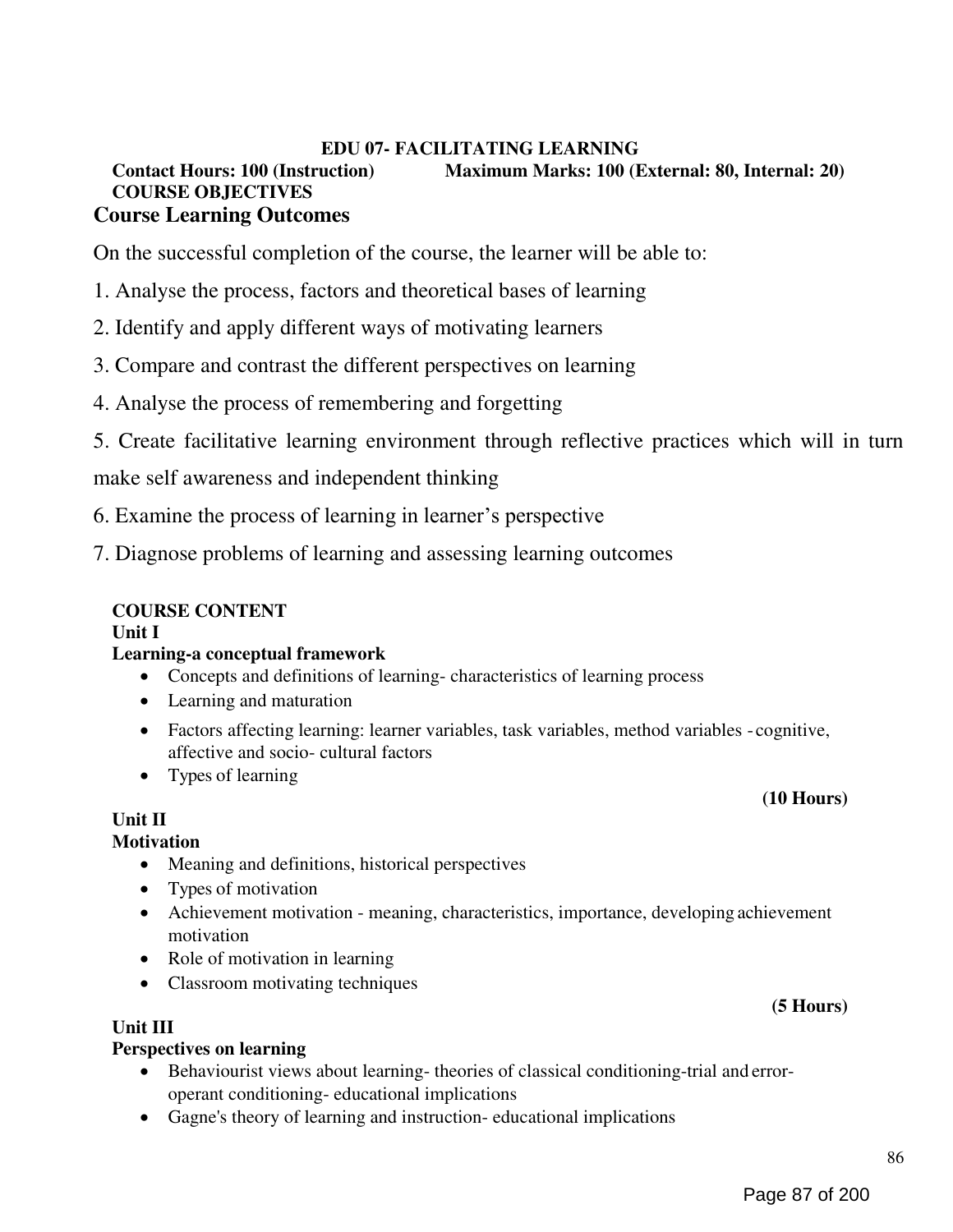## EDU 07- FACILITATING LEARNING

**Contact Hours: 100 (Instruction)** **Maximum Marks: 100 (External: 80, Internal: 20)**

**COURSE OBJECTIVES**

### Course Learning Outcomes

On the successful completion of the course, the learner will be able to:

1. Analyse the process, factors and theoretical bases of learning
2. Identify and apply different ways of motivating learners
3. Compare and contrast the different perspectives on learning
4. Analyse the process of remembering and forgetting
5. Create facilitative learning environment through reflective practices which will in turn make self awareness and independent thinking
6. Examine the process of learning in learner's perspective
7. Diagnose problems of learning and assessing learning outcomes

**COURSE CONTENT**

**Unit I**

**Learning-a conceptual framework**

- Concepts and definitions of learning- characteristics of learning process
- Learning and maturation
- Factors affecting learning: learner variables, task variables, method variables - cognitive, affective and socio- cultural factors
- Types of learning

**(10 Hours)**

**Unit II**

**Motivation**

- Meaning and definitions, historical perspectives
- Types of motivation
- Achievement motivation - meaning, characteristics, importance, developing achievement motivation
- Role of motivation in learning
- Classroom motivating techniques

**(5 Hours)**

**Unit III**

**Perspectives on learning**

- Behaviourist views about learning- theories of classical conditioning-trial and error-operant conditioning- educational implications
- Gagne's theory of learning and instruction- educational implications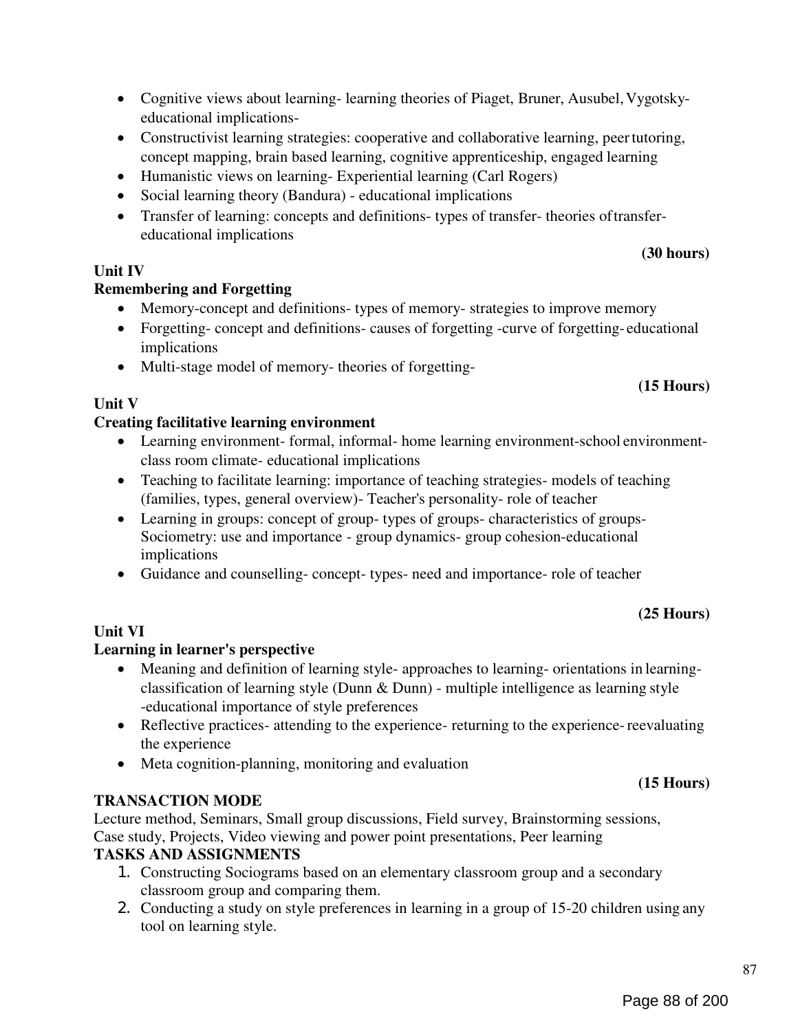- Cognitive views about learning- learning theories of Piaget, Bruner, Ausubel, Vygotsky- educational implications-
- Constructivist learning strategies: cooperative and collaborative learning, peer tutoring, concept mapping, brain based learning, cognitive apprenticeship, engaged learning
- Humanistic views on learning- Experiential learning (Carl Rogers)
- Social learning theory (Bandura) - educational implications
- Transfer of learning: concepts and definitions- types of transfer- theories of transfer- educational implications

**(30 hours)**

**Unit IV**

**Remembering and Forgetting**

- Memory-concept and definitions- types of memory- strategies to improve memory
- Forgetting- concept and definitions- causes of forgetting -curve of forgetting- educational implications
- Multi-stage model of memory- theories of forgetting-

**(15 Hours)**

**Unit V**

**Creating facilitative learning environment**

- Learning environment- formal, informal- home learning environment-school environment- class room climate- educational implications
- Teaching to facilitate learning: importance of teaching strategies- models of teaching (families, types, general overview)- Teacher's personality- role of teacher
- Learning in groups: concept of group- types of groups- characteristics of groups- Sociometry: use and importance - group dynamics- group cohesion-educational implications
- Guidance and counselling- concept- types- need and importance- role of teacher

**(25 Hours)**

**Unit VI**

**Learning in learner's perspective**

- Meaning and definition of learning style- approaches to learning- orientations in learning- classification of learning style (Dunn & Dunn) - multiple intelligence as learning style -educational importance of style preferences
- Reflective practices- attending to the experience- returning to the experience- reevaluating the experience
- Meta cognition-planning, monitoring and evaluation

**(15 Hours)**

**TRANSACTION MODE**

Lecture method, Seminars, Small group discussions, Field survey, Brainstorming sessions, Case study, Projects, Video viewing and power point presentations, Peer learning

**TASKS AND ASSIGNMENTS**

1. Constructing Sociograms based on an elementary classroom group and a secondary classroom group and comparing them.
2. Conducting a study on style preferences in learning in a group of 15-20 children using any tool on learning style.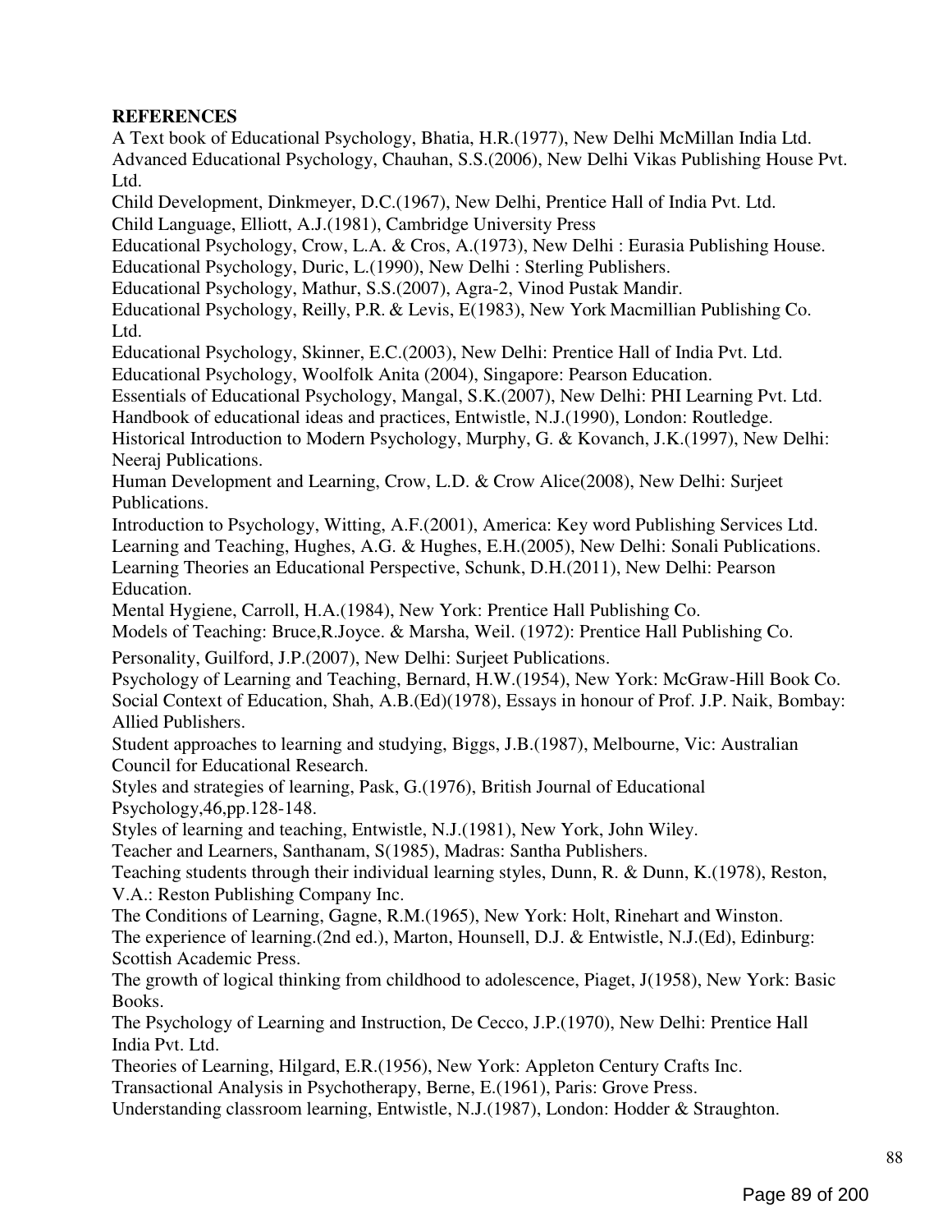**REFERENCES**

A Text book of Educational Psychology, Bhatia, H.R.(1977), New Delhi McMillan India Ltd.
Advanced Educational Psychology, Chauhan, S.S.(2006), New Delhi Vikas Publishing House Pvt. Ltd.
Child Development, Dinkmeyer, D.C.(1967), New Delhi, Prentice Hall of India Pvt. Ltd.
Child Language, Elliott, A.J.(1981), Cambridge University Press
Educational Psychology, Crow, L.A. & Cros, A.(1973), New Delhi : Eurasia Publishing House.
Educational Psychology, Duric, L.(1990), New Delhi : Sterling Publishers.
Educational Psychology, Mathur, S.S.(2007), Agra-2, Vinod Pustak Mandir.
Educational Psychology, Reilly, P.R. & Levis, E(1983), New York Macmillian Publishing Co. Ltd.
Educational Psychology, Skinner, E.C.(2003), New Delhi: Prentice Hall of India Pvt. Ltd.
Educational Psychology, Woolfolk Anita (2004), Singapore: Pearson Education.
Essentials of Educational Psychology, Mangal, S.K.(2007), New Delhi: PHI Learning Pvt. Ltd.
Handbook of educational ideas and practices, Entwistle, N.J.(1990), London: Routledge.
Historical Introduction to Modern Psychology, Murphy, G. & Kovanch, J.K.(1997), New Delhi: Neeraj Publications.
Human Development and Learning, Crow, L.D. & Crow Alice(2008), New Delhi: Surjeet Publications.
Introduction to Psychology, Witting, A.F.(2001), America: Key word Publishing Services Ltd.
Learning and Teaching, Hughes, A.G. & Hughes, E.H.(2005), New Delhi: Sonali Publications.
Learning Theories an Educational Perspective, Schunk, D.H.(2011), New Delhi: Pearson Education.
Mental Hygiene, Carroll, H.A.(1984), New York: Prentice Hall Publishing Co.
Models of Teaching: Bruce,R.Joyce. & Marsha, Weil. (1972): Prentice Hall Publishing Co.
Personality, Guilford, J.P.(2007), New Delhi: Surjeet Publications.
Psychology of Learning and Teaching, Bernard, H.W.(1954), New York: McGraw-Hill Book Co.
Social Context of Education, Shah, A.B.(Ed)(1978), Essays in honour of Prof. J.P. Naik, Bombay: Allied Publishers.
Student approaches to learning and studying, Biggs, J.B.(1987), Melbourne, Vic: Australian Council for Educational Research.
Styles and strategies of learning, Pask, G.(1976), British Journal of Educational Psychology,46,pp.128-148.
Styles of learning and teaching, Entwistle, N.J.(1981), New York, John Wiley.
Teacher and Learners, Santhanam, S(1985), Madras: Santha Publishers.
Teaching students through their individual learning styles, Dunn, R. & Dunn, K.(1978), Reston, V.A.: Reston Publishing Company Inc.
The Conditions of Learning, Gagne, R.M.(1965), New York: Holt, Rinehart and Winston.
The experience of learning.(2nd ed.), Marton, Hounsell, D.J. & Entwistle, N.J.(Ed), Edinburg: Scottish Academic Press.
The growth of logical thinking from childhood to adolescence, Piaget, J(1958), New York: Basic Books.
The Psychology of Learning and Instruction, De Cecco, J.P.(1970), New Delhi: Prentice Hall India Pvt. Ltd.
Theories of Learning, Hilgard, E.R.(1956), New York: Appleton Century Crafts Inc.
Transactional Analysis in Psychotherapy, Berne, E.(1961), Paris: Grove Press.
Understanding classroom learning, Entwistle, N.J.(1987), London: Hodder & Straughton.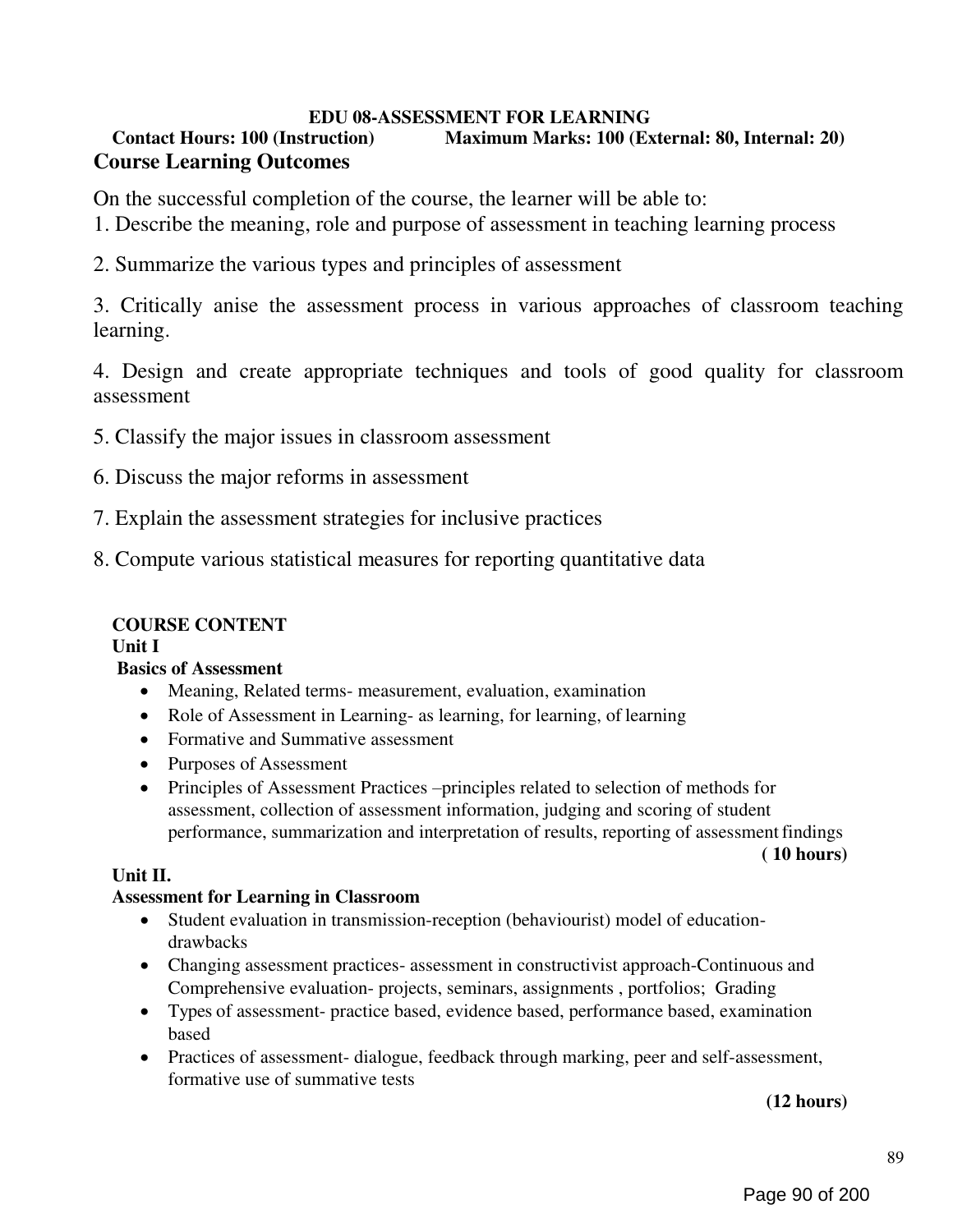## EDU 08-ASSESSMENT FOR LEARNING

**Contact Hours: 100 (Instruction)** **Maximum Marks: 100 (External: 80, Internal: 20)**

## Course Learning Outcomes

On the successful completion of the course, the learner will be able to:

1. Describe the meaning, role and purpose of assessment in teaching learning process
2. Summarize the various types and principles of assessment
3. Critically anise the assessment process in various approaches of classroom teaching learning.
4. Design and create appropriate techniques and tools of good quality for classroom assessment
5. Classify the major issues in classroom assessment
6. Discuss the major reforms in assessment
7. Explain the assessment strategies for inclusive practices
8. Compute various statistical measures for reporting quantitative data

### COURSE CONTENT

**Unit I**

**Basics of Assessment**

- Meaning, Related terms- measurement, evaluation, examination
- Role of Assessment in Learning- as learning, for learning, of learning
- Formative and Summative assessment
- Purposes of Assessment
- Principles of Assessment Practices –principles related to selection of methods for assessment, collection of assessment information, judging and scoring of student performance, summarization and interpretation of results, reporting of assessment findings

**( 10 hours)**

**Unit II.**

**Assessment for Learning in Classroom**

- Student evaluation in transmission-reception (behaviourist) model of education-drawbacks
- Changing assessment practices- assessment in constructivist approach-Continuous and Comprehensive evaluation- projects, seminars, assignments , portfolios; Grading
- Types of assessment- practice based, evidence based, performance based, examination based
- Practices of assessment- dialogue, feedback through marking, peer and self-assessment, formative use of summative tests

**(12 hours)**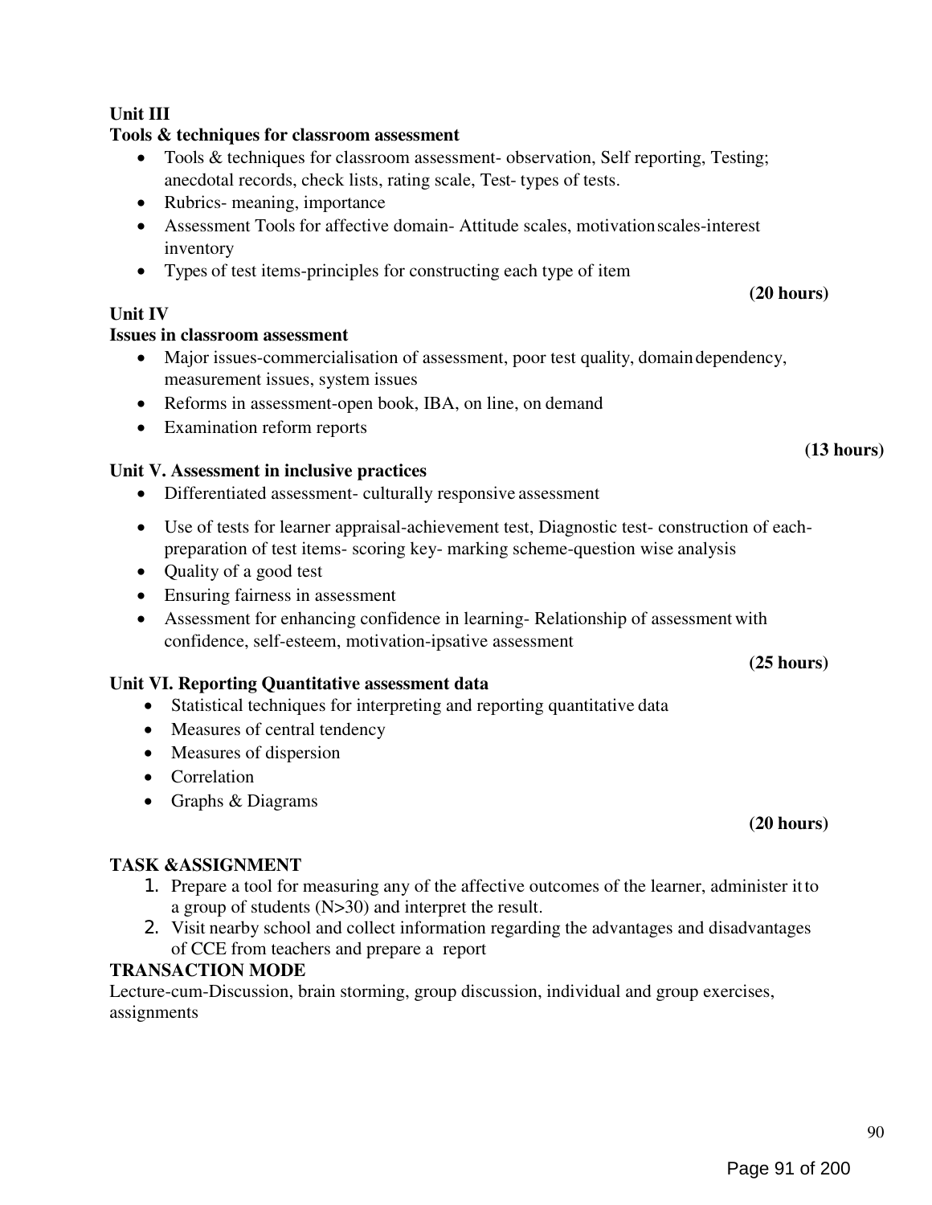**Unit III**

**Tools & techniques for classroom assessment**

- Tools & techniques for classroom assessment- observation, Self reporting, Testing; anecdotal records, check lists, rating scale, Test- types of tests.
- Rubrics- meaning, importance
- Assessment Tools for affective domain- Attitude scales, motivation scales-interest inventory
- Types of test items-principles for constructing each type of item

**(20 hours)**

**Unit IV**

**Issues in classroom assessment**

- Major issues-commercialisation of assessment, poor test quality, domain dependency, measurement issues, system issues
- Reforms in assessment-open book, IBA, on line, on demand
- Examination reform reports

**(13 hours)**

**Unit V. Assessment in inclusive practices**

- Differentiated assessment- culturally responsive assessment
- Use of tests for learner appraisal-achievement test, Diagnostic test- construction of each- preparation of test items- scoring key- marking scheme-question wise analysis
- Quality of a good test
- Ensuring fairness in assessment
- Assessment for enhancing confidence in learning- Relationship of assessment with confidence, self-esteem, motivation-ipsative assessment

**(25 hours)**

**Unit VI. Reporting Quantitative assessment data**

- Statistical techniques for interpreting and reporting quantitative data
- Measures of central tendency
- Measures of dispersion
- Correlation
- Graphs & Diagrams

**(20 hours)**

**TASK &ASSIGNMENT**

1. Prepare a tool for measuring any of the affective outcomes of the learner, administer it to a group of students (N>30) and interpret the result.
2. Visit nearby school and collect information regarding the advantages and disadvantages of CCE from teachers and prepare a report

**TRANSACTION MODE**

Lecture-cum-Discussion, brain storming, group discussion, individual and group exercises, assignments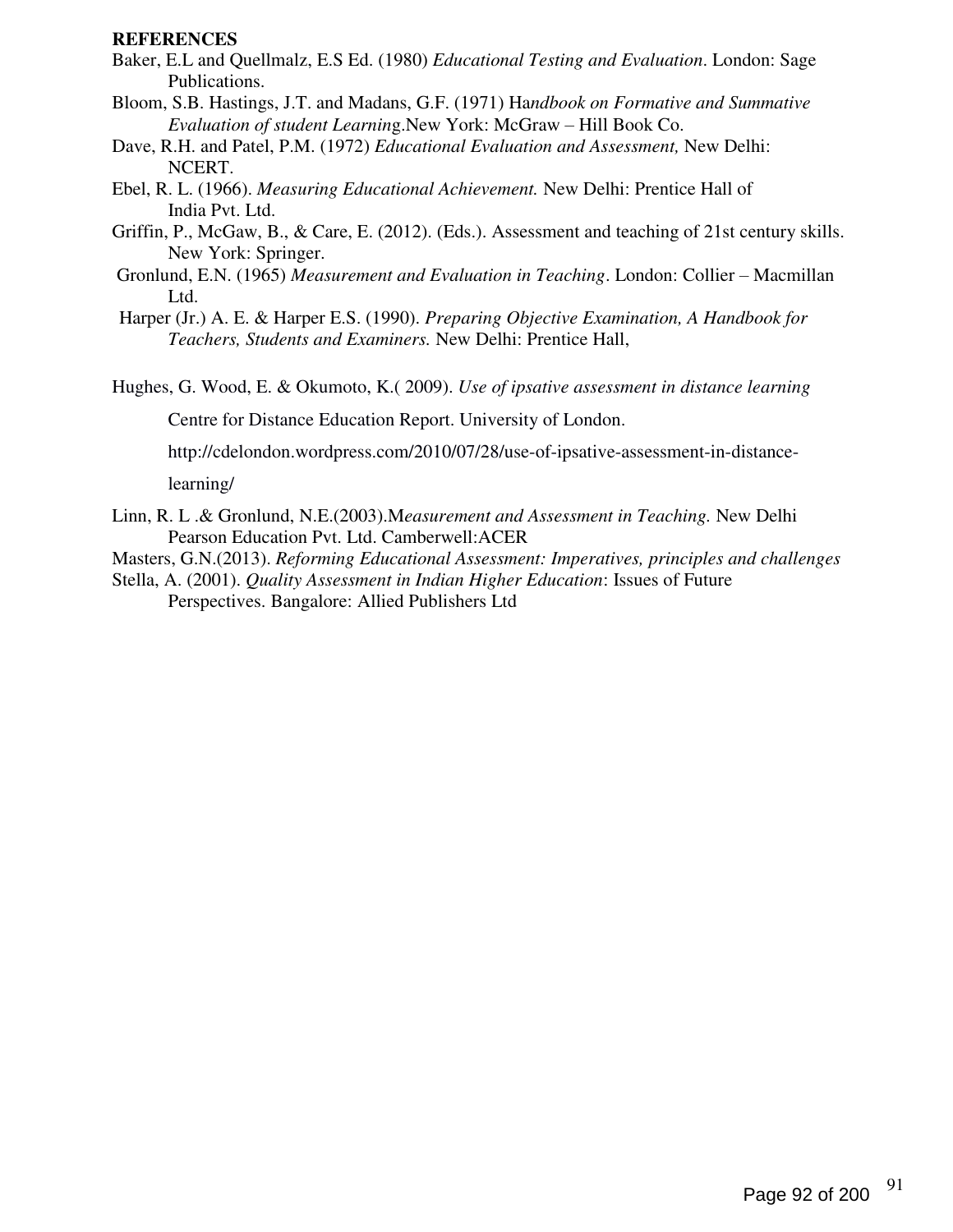**REFERENCES**

Baker, E.L and Quellmalz, E.S Ed. (1980) *Educational Testing and Evaluation*. London: Sage Publications.

Bloom, S.B. Hastings, J.T. and Madans, G.F. (1971) Ha*ndbook on Formative and Summative Evaluation of student Learnin*g.New York: McGraw – Hill Book Co.

Dave, R.H. and Patel, P.M. (1972) *Educational Evaluation and Assessment,* New Delhi: NCERT.

Ebel, R. L. (1966). *Measuring Educational Achievement.* New Delhi: Prentice Hall of India Pvt. Ltd.

Griffin, P., McGaw, B., & Care, E. (2012). (Eds.). Assessment and teaching of 21st century skills. New York: Springer.

Gronlund, E.N. (1965) *Measurement and Evaluation in Teaching*. London: Collier – Macmillan Ltd.

Harper (Jr.) A. E. & Harper E.S. (1990). *Preparing Objective Examination, A Handbook for Teachers, Students and Examiners.* New Delhi: Prentice Hall,

Hughes, G. Wood, E. & Okumoto, K.( 2009). *Use of ipsative assessment in distance learning*

Centre for Distance Education Report. University of London.

http://cdelondon.wordpress.com/2010/07/28/use-of-ipsative-assessment-in-distance-learning/

Linn, R. L .& Gronlund, N.E.(2003).M*easurement and Assessment in Teaching.* New Delhi Pearson Education Pvt. Ltd. Camberwell:ACER

Masters, G.N.(2013). *Reforming Educational Assessment: Imperatives, principles and challenges*

Stella, A. (2001). *Quality Assessment in Indian Higher Education*: Issues of Future Perspectives. Bangalore: Allied Publishers Ltd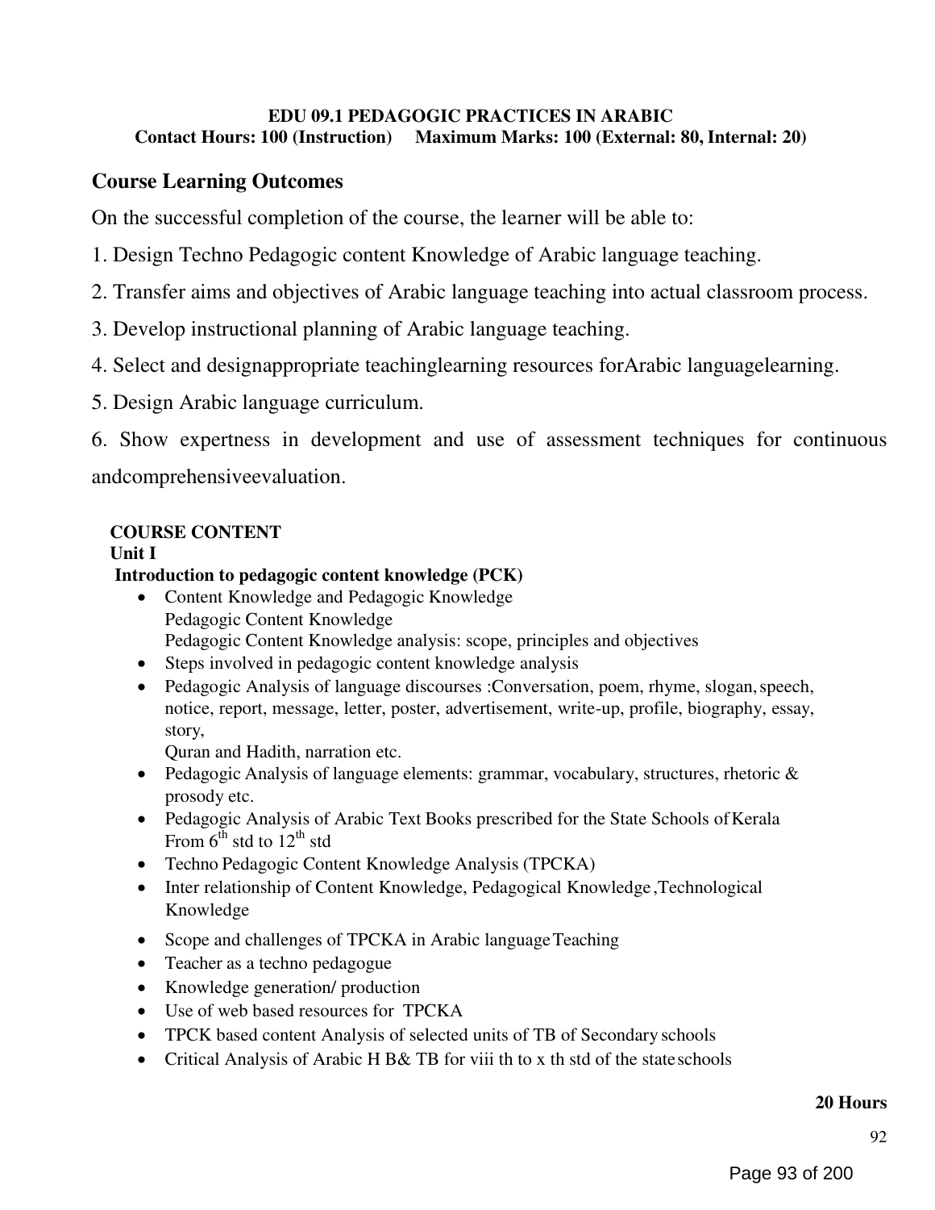**EDU 09.1 PEDAGOGIC PRACTICES IN ARABIC**
**Contact Hours: 100 (Instruction) Maximum Marks: 100 (External: 80, Internal: 20)**

## Course Learning Outcomes

On the successful completion of the course, the learner will be able to:

1. Design Techno Pedagogic content Knowledge of Arabic language teaching.
2. Transfer aims and objectives of Arabic language teaching into actual classroom process.
3. Develop instructional planning of Arabic language teaching.
4. Select and designappropriate teachinglearning resources forArabic languagelearning.
5. Design Arabic language curriculum.
6. Show expertness in development and use of assessment techniques for continuous andcomprehensiveevaluation.

**COURSE CONTENT**

**Unit I**

**Introduction to pedagogic content knowledge (PCK)**

- Content Knowledge and Pedagogic Knowledge
  Pedagogic Content Knowledge
  Pedagogic Content Knowledge analysis: scope, principles and objectives
- Steps involved in pedagogic content knowledge analysis
- Pedagogic Analysis of language discourses :Conversation, poem, rhyme, slogan, speech, notice, report, message, letter, poster, advertisement, write-up, profile, biography, essay, story,
  Quran and Hadith, narration etc.
- Pedagogic Analysis of language elements: grammar, vocabulary, structures, rhetoric & prosody etc.
- Pedagogic Analysis of Arabic Text Books prescribed for the State Schools of Kerala From 6th std to 12th std
- Techno Pedagogic Content Knowledge Analysis (TPCKA)
- Inter relationship of Content Knowledge, Pedagogical Knowledge ,Technological Knowledge
- Scope and challenges of TPCKA in Arabic language Teaching
- Teacher as a techno pedagogue
- Knowledge generation/ production
- Use of web based resources for TPCKA
- TPCK based content Analysis of selected units of TB of Secondary schools
- Critical Analysis of Arabic H B& TB for viii th to x th std of the state schools

**20 Hours**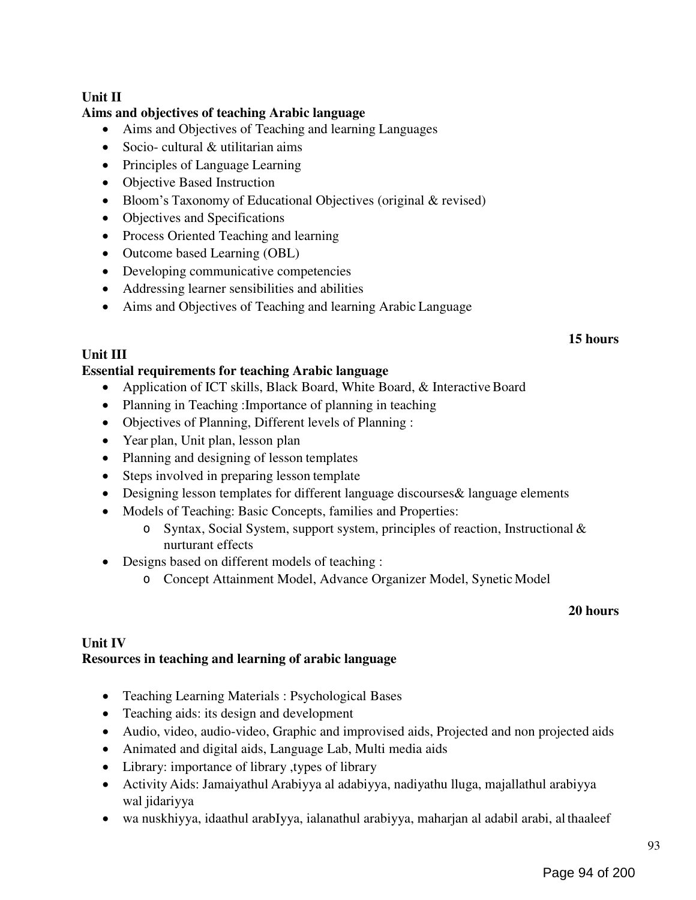**Unit II**
**Aims and objectives of teaching Arabic language**

- Aims and Objectives of Teaching and learning Languages
- Socio- cultural & utilitarian aims
- Principles of Language Learning
- Objective Based Instruction
- Bloom's Taxonomy of Educational Objectives (original & revised)
- Objectives and Specifications
- Process Oriented Teaching and learning
- Outcome based Learning (OBL)
- Developing communicative competencies
- Addressing learner sensibilities and abilities
- Aims and Objectives of Teaching and learning Arabic Language

**15 hours**

**Unit III**
**Essential requirements for teaching Arabic language**

- Application of ICT skills, Black Board, White Board, & Interactive Board
- Planning in Teaching :Importance of planning in teaching
- Objectives of Planning, Different levels of Planning :
- Year plan, Unit plan, lesson plan
- Planning and designing of lesson templates
- Steps involved in preparing lesson template
- Designing lesson templates for different language discourses& language elements
- Models of Teaching: Basic Concepts, families and Properties:
    - Syntax, Social System, support system, principles of reaction, Instructional & nurturant effects
- Designs based on different models of teaching :
    - Concept Attainment Model, Advance Organizer Model, Synetic Model

**20 hours**

**Unit IV**
**Resources in teaching and learning of arabic language**

- Teaching Learning Materials : Psychological Bases
- Teaching aids: its design and development
- Audio, video, audio-video, Graphic and improvised aids, Projected and non projected aids
- Animated and digital aids, Language Lab, Multi media aids
- Library: importance of library ,types of library
- Activity Aids: Jamaiyathul Arabiyya al adabiyya, nadiyathu lluga, majallathul arabiyya wal jidariyya
- wa nuskhiyya, idaathul arabIyya, ialanathul arabiyya, maharjan al adabil arabi, al thaaleef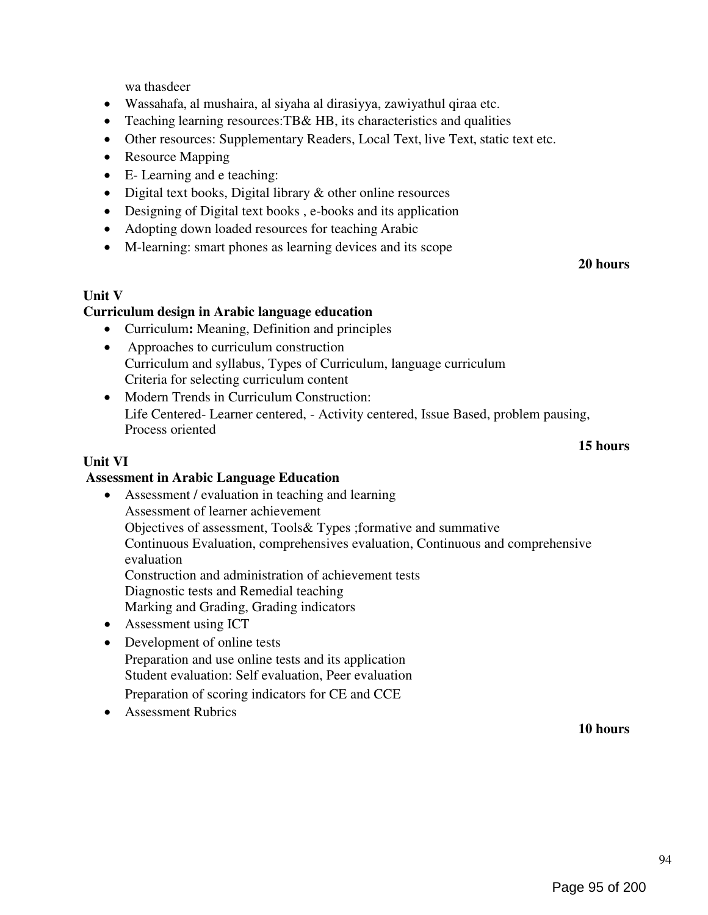wa thasdeer

- Wassahafa, al mushaira, al siyaha al dirasiyya, zawiyathul qiraa etc.
- Teaching learning resources:TB& HB, its characteristics and qualities
- Other resources: Supplementary Readers, Local Text, live Text, static text etc.
- Resource Mapping
- E- Learning and e teaching:
- Digital text books, Digital library & other online resources
- Designing of Digital text books , e-books and its application
- Adopting down loaded resources for teaching Arabic
- M-learning: smart phones as learning devices and its scope

**20 hours**

**Unit V**

**Curriculum design in Arabic language education**

- Curriculum**:** Meaning, Definition and principles
- Approaches to curriculum construction
  Curriculum and syllabus, Types of Curriculum, language curriculum
  Criteria for selecting curriculum content
- Modern Trends in Curriculum Construction:
  Life Centered- Learner centered, - Activity centered, Issue Based, problem pausing, Process oriented

**15 hours**

**Unit VI**

**Assessment in Arabic Language Education**

- Assessment / evaluation in teaching and learning
  Assessment of learner achievement
  Objectives of assessment, Tools& Types ;formative and summative
  Continuous Evaluation, comprehensives evaluation, Continuous and comprehensive evaluation
  Construction and administration of achievement tests
  Diagnostic tests and Remedial teaching
  Marking and Grading, Grading indicators
- Assessment using ICT
- Development of online tests
  Preparation and use online tests and its application
  Student evaluation: Self evaluation, Peer evaluation
  Preparation of scoring indicators for CE and CCE
- Assessment Rubrics

**10 hours**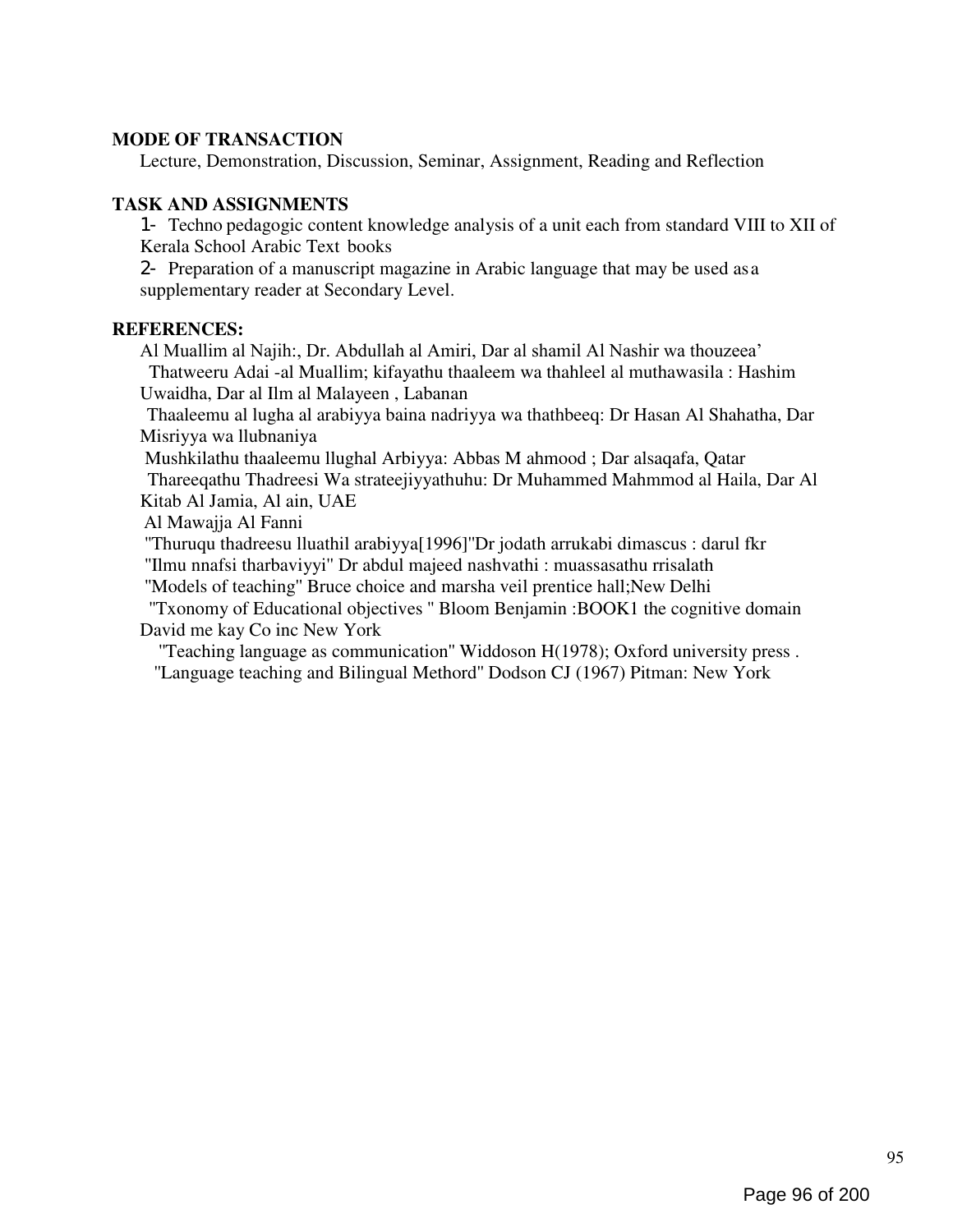**MODE OF TRANSACTION**

Lecture, Demonstration, Discussion, Seminar, Assignment, Reading and Reflection

**TASK AND ASSIGNMENTS**

1- Techno pedagogic content knowledge analysis of a unit each from standard VIII to XII of Kerala School Arabic Text books

2- Preparation of a manuscript magazine in Arabic language that may be used as a supplementary reader at Secondary Level.

**REFERENCES:**

Al Muallim al Najih:, Dr. Abdullah al Amiri, Dar al shamil Al Nashir wa thouzeea'

Thatweeru Adai -al Muallim; kifayathu thaaleem wa thahleel al muthawasila : Hashim Uwaidha, Dar al Ilm al Malayeen , Labanan

Thaaleemu al lugha al arabiyya baina nadriyya wa thathbeeq: Dr Hasan Al Shahatha, Dar Misriyya wa llubnaniya

Mushkilathu thaaleemu llughal Arbiyya: Abbas M ahmood ; Dar alsaqafa, Qatar

Thareeqathu Thadreesi Wa strateejiyyathuhu: Dr Muhammed Mahmmod al Haila, Dar Al Kitab Al Jamia, Al ain, UAE

Al Mawajja Al Fanni

"Thuruqu thadreesu lluathil arabiyya[1996]"Dr jodath arrukabi dimascus : darul fkr

"Ilmu nnafsi tharbaviyyi" Dr abdul majeed nashvathi : muassasathu rrisalath

"Models of teaching" Bruce choice and marsha veil prentice hall;New Delhi

"Txonomy of Educational objectives " Bloom Benjamin :BOOK1 the cognitive domain David me kay Co inc New York

"Teaching language as communication" Widdoson H(1978); Oxford university press .

"Language teaching and Bilingual Methord" Dodson CJ (1967) Pitman: New York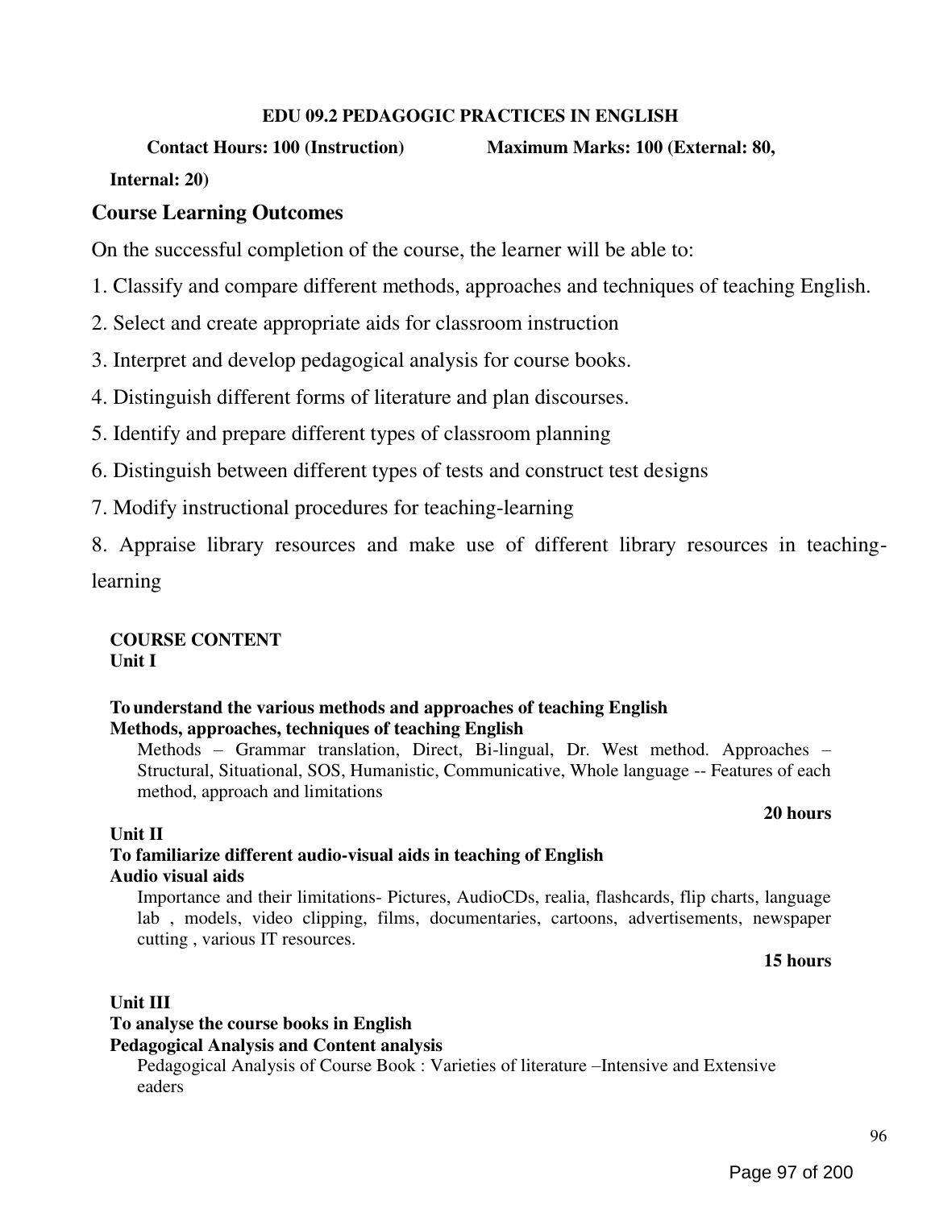**EDU 09.2 PEDAGOGIC PRACTICES IN ENGLISH**

**Contact Hours: 100 (Instruction) Maximum Marks: 100 (External: 80, Internal: 20)**

## Course Learning Outcomes

On the successful completion of the course, the learner will be able to:

1. Classify and compare different methods, approaches and techniques of teaching English.
2. Select and create appropriate aids for classroom instruction
3. Interpret and develop pedagogical analysis for course books.
4. Distinguish different forms of literature and plan discourses.
5. Identify and prepare different types of classroom planning
6. Distinguish between different types of tests and construct test designs
7. Modify instructional procedures for teaching-learning
8. Appraise library resources and make use of different library resources in teaching-learning

**COURSE CONTENT**

**Unit I**

**To understand the various methods and approaches of teaching English**
**Methods, approaches, techniques of teaching English**

Methods – Grammar translation, Direct, Bi-lingual, Dr. West method. Approaches – Structural, Situational, SOS, Humanistic, Communicative, Whole language -- Features of each method, approach and limitations

**20 hours**

**Unit II**

**To familiarize different audio-visual aids in teaching of English**
**Audio visual aids**

Importance and their limitations- Pictures, AudioCDs, realia, flashcards, flip charts, language lab , models, video clipping, films, documentaries, cartoons, advertisements, newspaper cutting , various IT resources.

**15 hours**

**Unit III**

**To analyse the course books in English**
**Pedagogical Analysis and Content analysis**

Pedagogical Analysis of Course Book : Varieties of literature –Intensive and Extensive eaders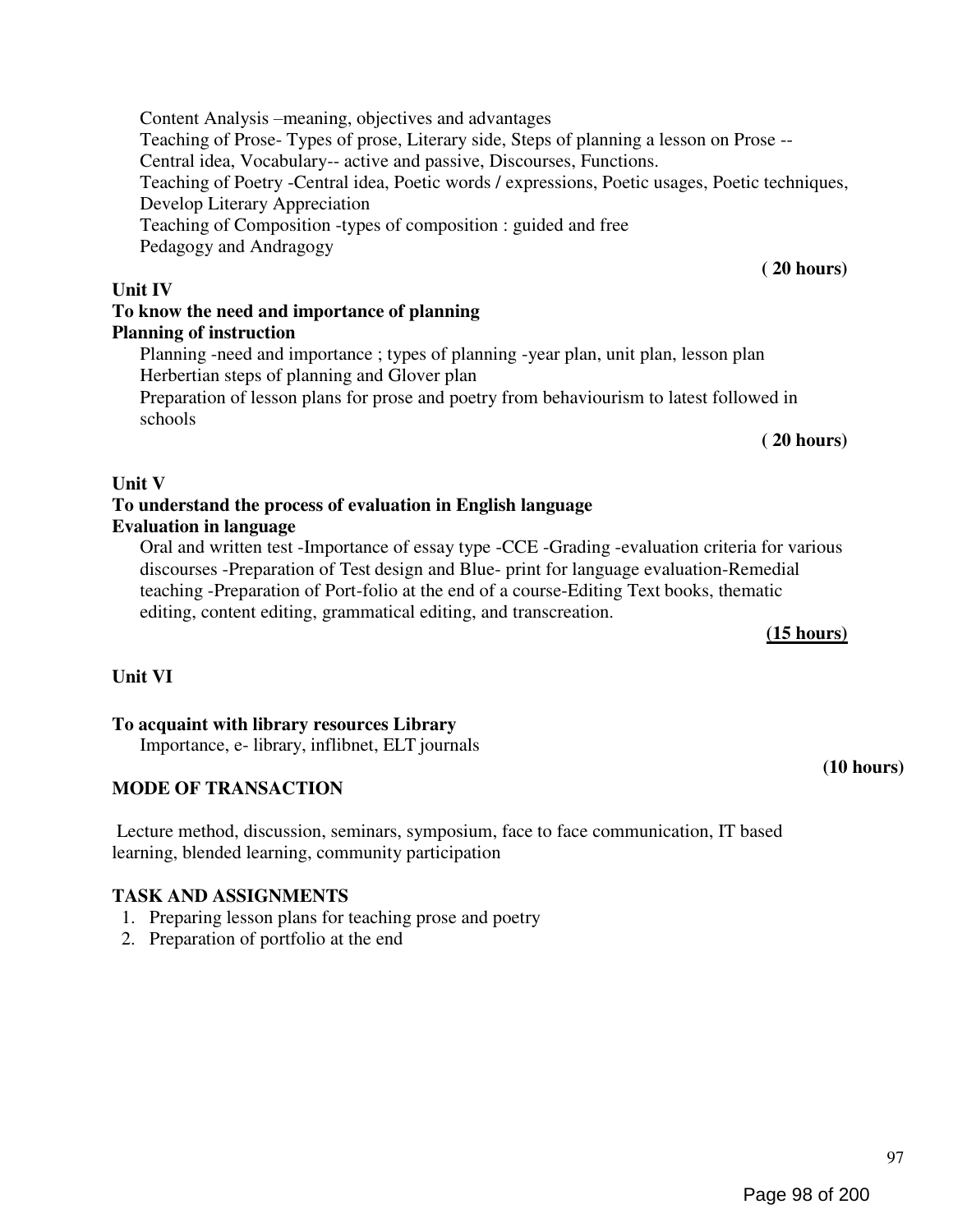Content Analysis –meaning, objectives and advantages
Teaching of Prose- Types of prose, Literary side, Steps of planning a lesson on Prose -- Central idea, Vocabulary-- active and passive, Discourses, Functions.
Teaching of Poetry -Central idea, Poetic words / expressions, Poetic usages, Poetic techniques, Develop Literary Appreciation
Teaching of Composition -types of composition : guided and free
Pedagogy and Andragogy

**( 20 hours)**

**Unit IV**

**To know the need and importance of planning**

**Planning of instruction**

Planning -need and importance ; types of planning -year plan, unit plan, lesson plan
Herbertian steps of planning and Glover plan
Preparation of lesson plans for prose and poetry from behaviourism to latest followed in schools

**( 20 hours)**

**Unit V**

**To understand the process of evaluation in English language**

**Evaluation in language**

Oral and written test -Importance of essay type -CCE -Grading -evaluation criteria for various discourses -Preparation of Test design and Blue- print for language evaluation-Remedial teaching -Preparation of Port-folio at the end of a course-Editing Text books, thematic editing, content editing, grammatical editing, and transcreation.

**(15 hours)**

**Unit VI**

**To acquaint with library resources Library**

Importance, e- library, inflibnet, ELT journals

**(10 hours)**

**MODE OF TRANSACTION**

Lecture method, discussion, seminars, symposium, face to face communication, IT based learning, blended learning, community participation

**TASK AND ASSIGNMENTS**

1. Preparing lesson plans for teaching prose and poetry
2. Preparation of portfolio at the end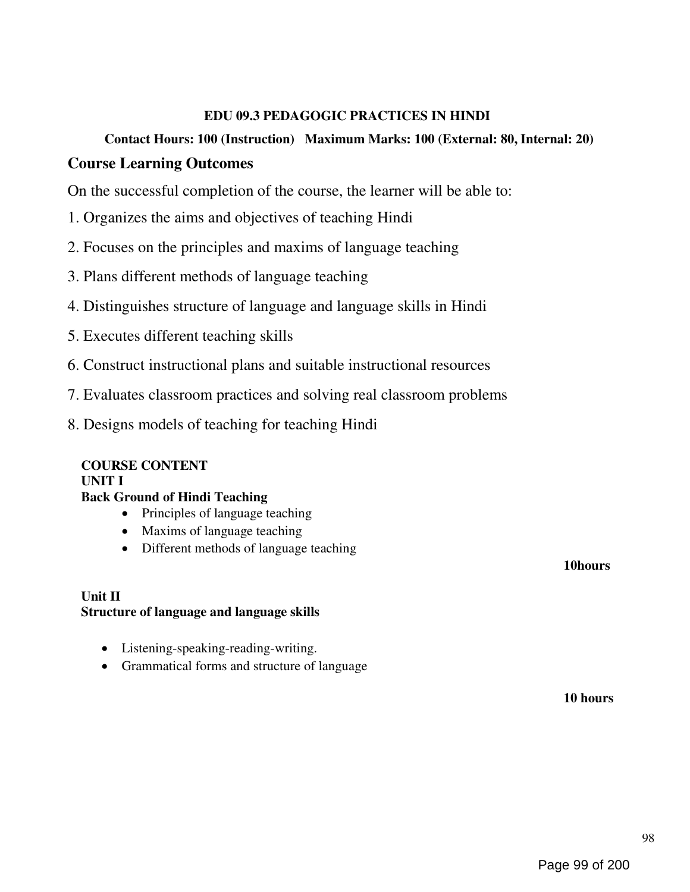**EDU 09.3 PEDAGOGIC PRACTICES IN HINDI**

**Contact Hours: 100 (Instruction) Maximum Marks: 100 (External: 80, Internal: 20)**

## Course Learning Outcomes

On the successful completion of the course, the learner will be able to:

1. Organizes the aims and objectives of teaching Hindi
2. Focuses on the principles and maxims of language teaching
3. Plans different methods of language teaching
4. Distinguishes structure of language and language skills in Hindi
5. Executes different teaching skills
6. Construct instructional plans and suitable instructional resources
7. Evaluates classroom practices and solving real classroom problems
8. Designs models of teaching for teaching Hindi

**COURSE CONTENT**

**UNIT I**

**Back Ground of Hindi Teaching**

- Principles of language teaching
- Maxims of language teaching
- Different methods of language teaching

**10hours**

**Unit II**

**Structure of language and language skills**

- Listening-speaking-reading-writing.
- Grammatical forms and structure of language

**10 hours**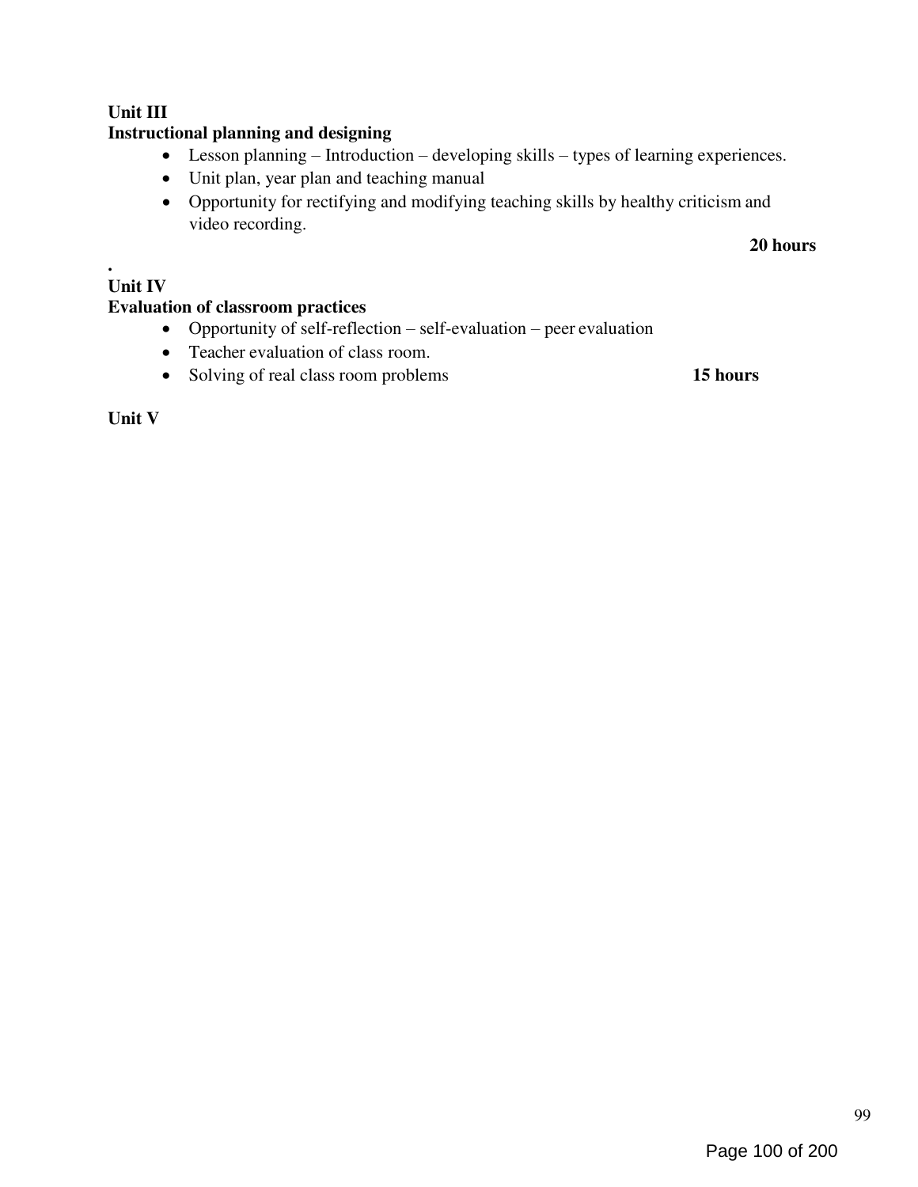**Unit III**

**Instructional planning and designing**

- Lesson planning – Introduction – developing skills – types of learning experiences.
- Unit plan, year plan and teaching manual
- Opportunity for rectifying and modifying teaching skills by healthy criticism and video recording.

**20 hours**

.

**Unit IV**

**Evaluation of classroom practices**

- Opportunity of self-reflection – self-evaluation – peer evaluation
- Teacher evaluation of class room.
- Solving of real class room problems **15 hours**

**Unit V**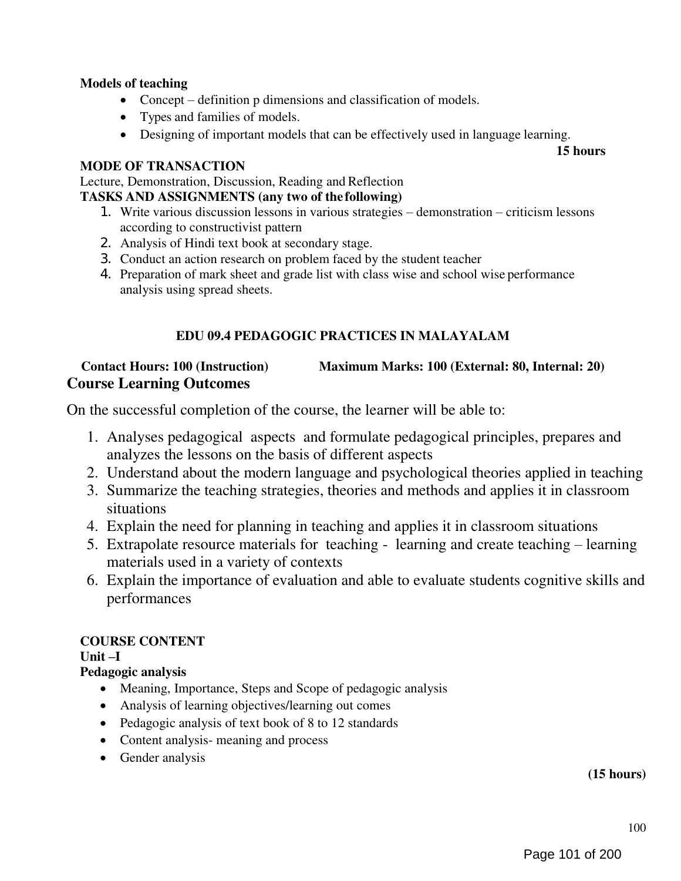**Models of teaching**

- Concept – definition p dimensions and classification of models.
- Types and families of models.
- Designing of important models that can be effectively used in language learning.

**15 hours**

**MODE OF TRANSACTION**

Lecture, Demonstration, Discussion, Reading and Reflection

**TASKS AND ASSIGNMENTS (any two of the following)**

1. Write various discussion lessons in various strategies – demonstration – criticism lessons according to constructivist pattern
2. Analysis of Hindi text book at secondary stage.
3. Conduct an action research on problem faced by the student teacher
4. Preparation of mark sheet and grade list with class wise and school wise performance analysis using spread sheets.

## EDU 09.4 PEDAGOGIC PRACTICES IN MALAYALAM

**Contact Hours: 100 (Instruction)** **Maximum Marks: 100 (External: 80, Internal: 20)**

### Course Learning Outcomes

On the successful completion of the course, the learner will be able to:

1. Analyses pedagogical aspects and formulate pedagogical principles, prepares and analyzes the lessons on the basis of different aspects
2. Understand about the modern language and psychological theories applied in teaching
3. Summarize the teaching strategies, theories and methods and applies it in classroom situations
4. Explain the need for planning in teaching and applies it in classroom situations
5. Extrapolate resource materials for teaching - learning and create teaching – learning materials used in a variety of contexts
6. Explain the importance of evaluation and able to evaluate students cognitive skills and performances

**COURSE CONTENT**

**Unit –I**

**Pedagogic analysis**

- Meaning, Importance, Steps and Scope of pedagogic analysis
- Analysis of learning objectives/learning out comes
- Pedagogic analysis of text book of 8 to 12 standards
- Content analysis- meaning and process
- Gender analysis

**(15 hours)**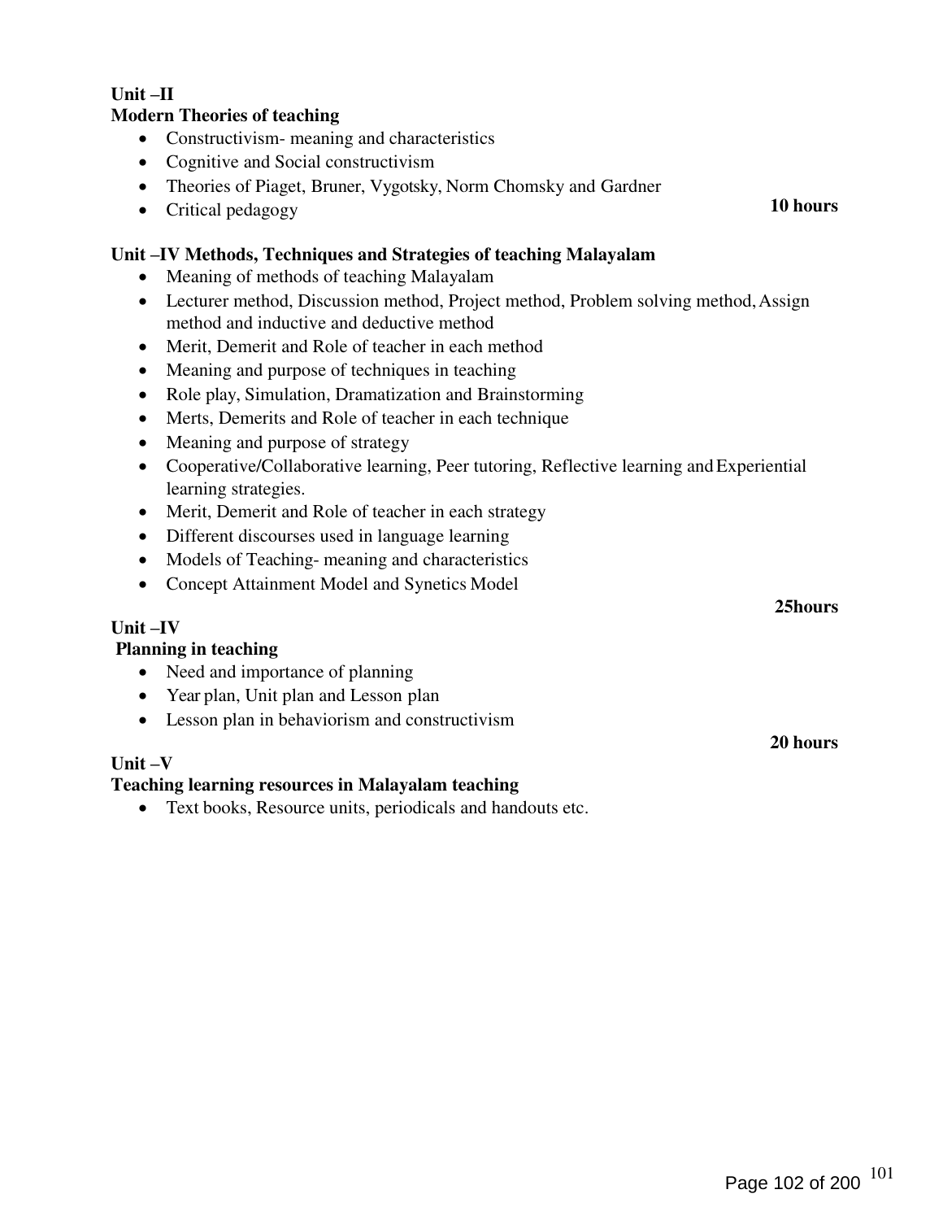**Unit –II**

**Modern Theories of teaching**

- Constructivism- meaning and characteristics
- Cognitive and Social constructivism
- Theories of Piaget, Bruner, Vygotsky, Norm Chomsky and Gardner
- Critical pedagogy

**10 hours**

**Unit –IV Methods, Techniques and Strategies of teaching Malayalam**

- Meaning of methods of teaching Malayalam
- Lecturer method, Discussion method, Project method, Problem solving method, Assign method and inductive and deductive method
- Merit, Demerit and Role of teacher in each method
- Meaning and purpose of techniques in teaching
- Role play, Simulation, Dramatization and Brainstorming
- Merts, Demerits and Role of teacher in each technique
- Meaning and purpose of strategy
- Cooperative/Collaborative learning, Peer tutoring, Reflective learning and Experiential learning strategies.
- Merit, Demerit and Role of teacher in each strategy
- Different discourses used in language learning
- Models of Teaching- meaning and characteristics
- Concept Attainment Model and Synetics Model

**25hours**

**Unit –IV**

**Planning in teaching**

- Need and importance of planning
- Year plan, Unit plan and Lesson plan
- Lesson plan in behaviorism and constructivism

**20 hours**

**Unit –V**

**Teaching learning resources in Malayalam teaching**

- Text books, Resource units, periodicals and handouts etc.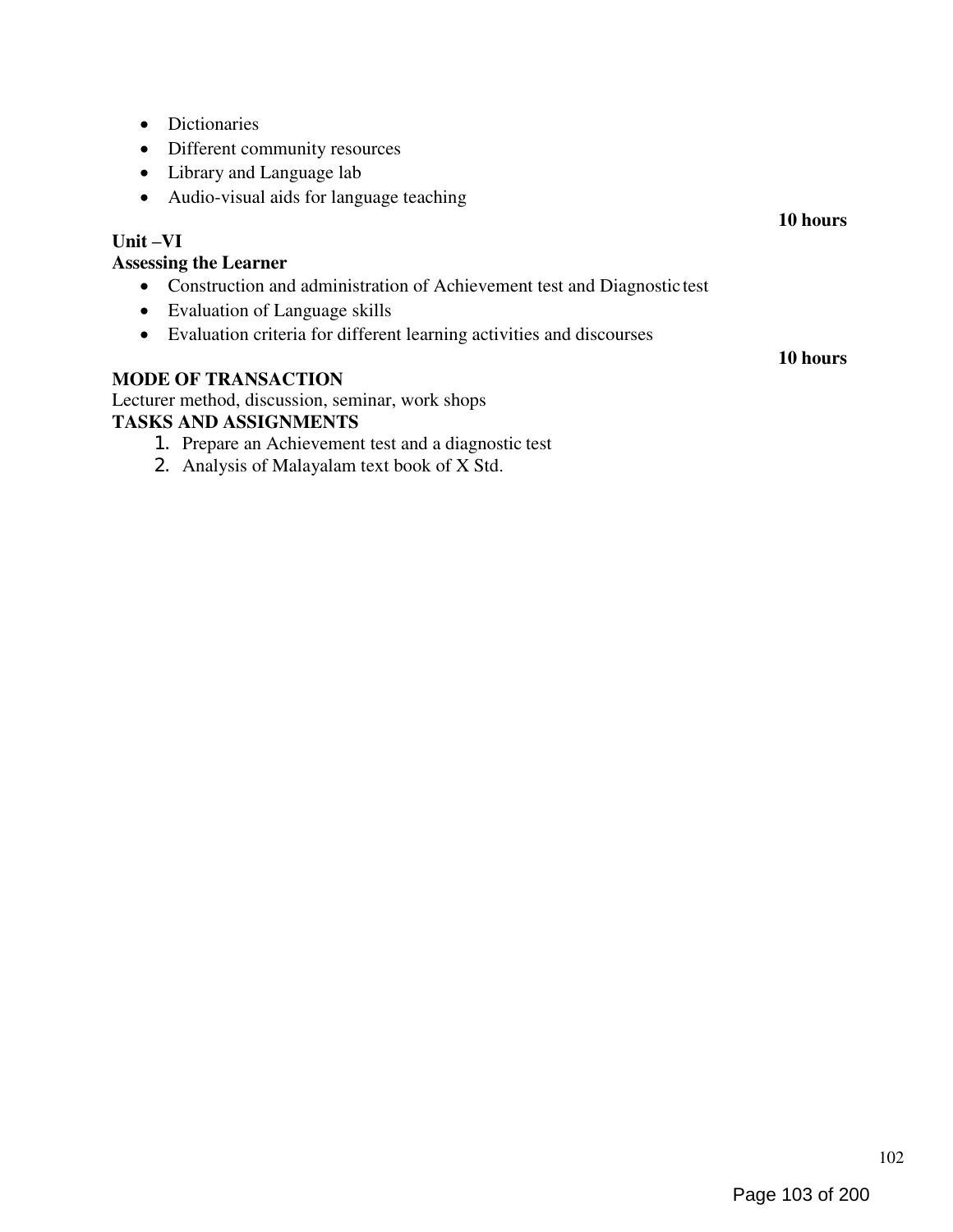- Dictionaries
- Different community resources
- Library and Language lab
- Audio-visual aids for language teaching

**10 hours**

**Unit –VI**

**Assessing the Learner**

- Construction and administration of Achievement test and Diagnostic test
- Evaluation of Language skills
- Evaluation criteria for different learning activities and discourses

**10 hours**

**MODE OF TRANSACTION**

Lecturer method, discussion, seminar, work shops

**TASKS AND ASSIGNMENTS**

1. Prepare an Achievement test and a diagnostic test
2. Analysis of Malayalam text book of X Std.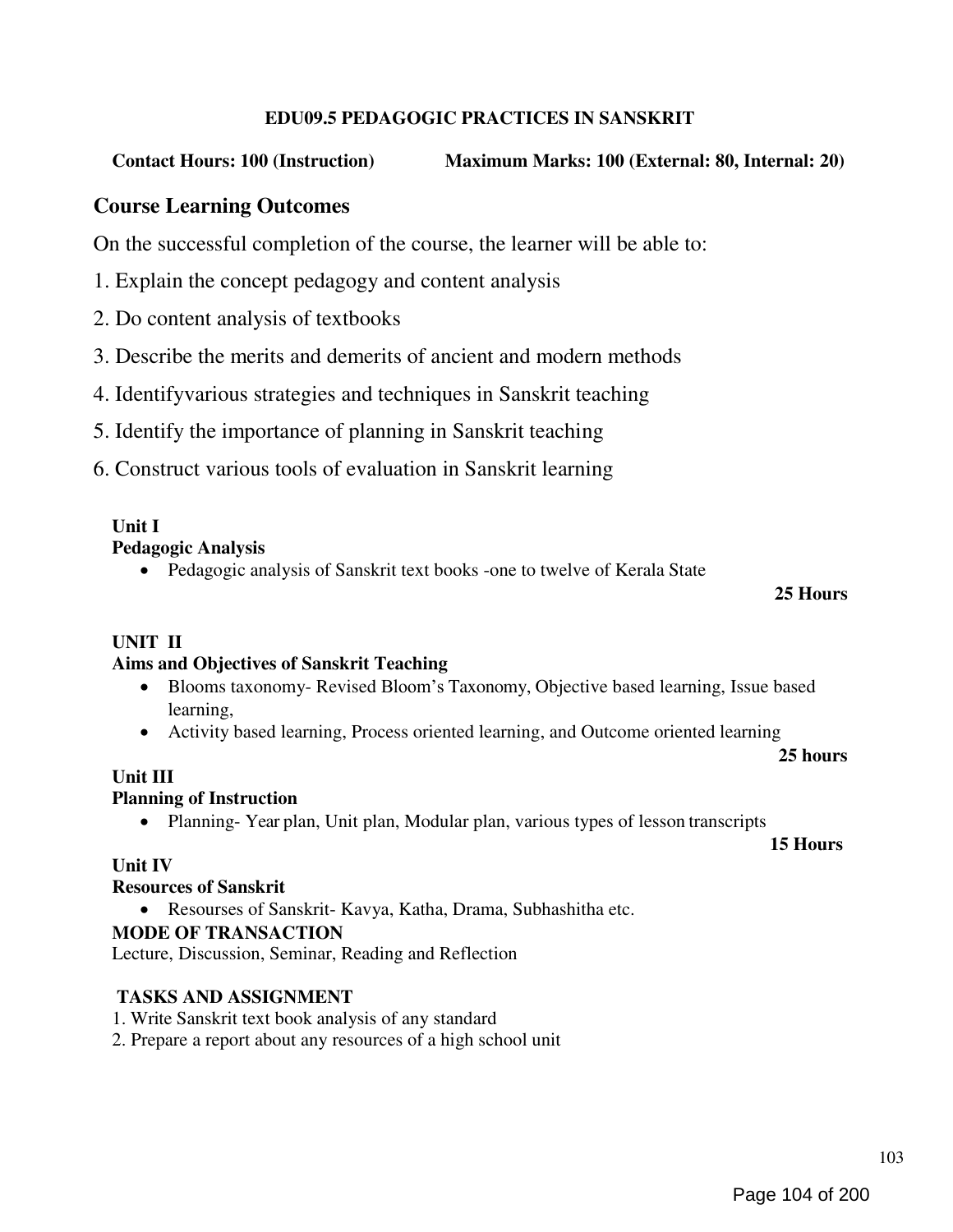**EDU09.5 PEDAGOGIC PRACTICES IN SANSKRIT**

**Contact Hours: 100 (Instruction)** **Maximum Marks: 100 (External: 80, Internal: 20)**

## Course Learning Outcomes

On the successful completion of the course, the learner will be able to:

1. Explain the concept pedagogy and content analysis
2. Do content analysis of textbooks
3. Describe the merits and demerits of ancient and modern methods
4. Identifyvarious strategies and techniques in Sanskrit teaching
5. Identify the importance of planning in Sanskrit teaching
6. Construct various tools of evaluation in Sanskrit learning

**Unit I**
**Pedagogic Analysis**

- Pedagogic analysis of Sanskrit text books -one to twelve of Kerala State

**25 Hours**

**UNIT II**
**Aims and Objectives of Sanskrit Teaching**

- Blooms taxonomy- Revised Bloom's Taxonomy, Objective based learning, Issue based learning,
- Activity based learning, Process oriented learning, and Outcome oriented learning

**25 hours**

**Unit III**
**Planning of Instruction**

- Planning- Year plan, Unit plan, Modular plan, various types of lesson transcripts

**15 Hours**

**Unit IV**
**Resources of Sanskrit**

- Resourses of Sanskrit- Kavya, Katha, Drama, Subhashitha etc.

**MODE OF TRANSACTION**

Lecture, Discussion, Seminar, Reading and Reflection

**TASKS AND ASSIGNMENT**

1. Write Sanskrit text book analysis of any standard
2. Prepare a report about any resources of a high school unit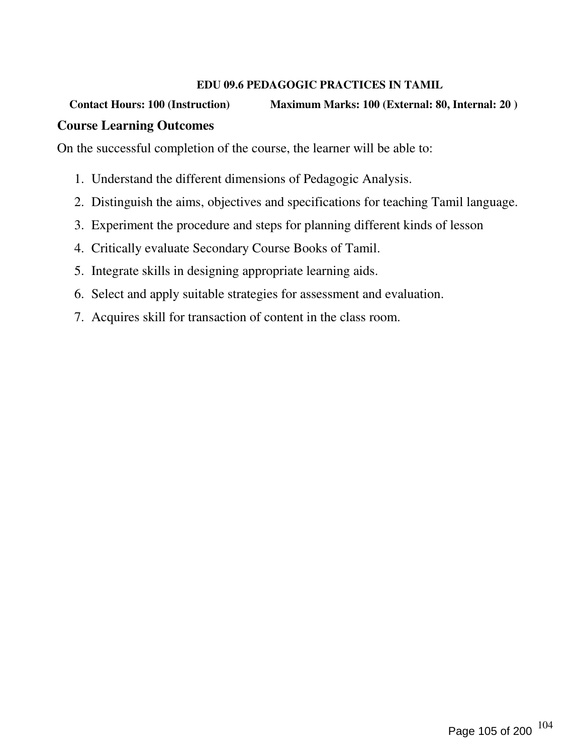**EDU 09.6 PEDAGOGIC PRACTICES IN TAMIL**

**Contact Hours: 100 (Instruction)** **Maximum Marks: 100 (External: 80, Internal: 20 )**

## Course Learning Outcomes

On the successful completion of the course, the learner will be able to:

1. Understand the different dimensions of Pedagogic Analysis.
2. Distinguish the aims, objectives and specifications for teaching Tamil language.
3. Experiment the procedure and steps for planning different kinds of lesson
4. Critically evaluate Secondary Course Books of Tamil.
5. Integrate skills in designing appropriate learning aids.
6. Select and apply suitable strategies for assessment and evaluation.
7. Acquires skill for transaction of content in the class room.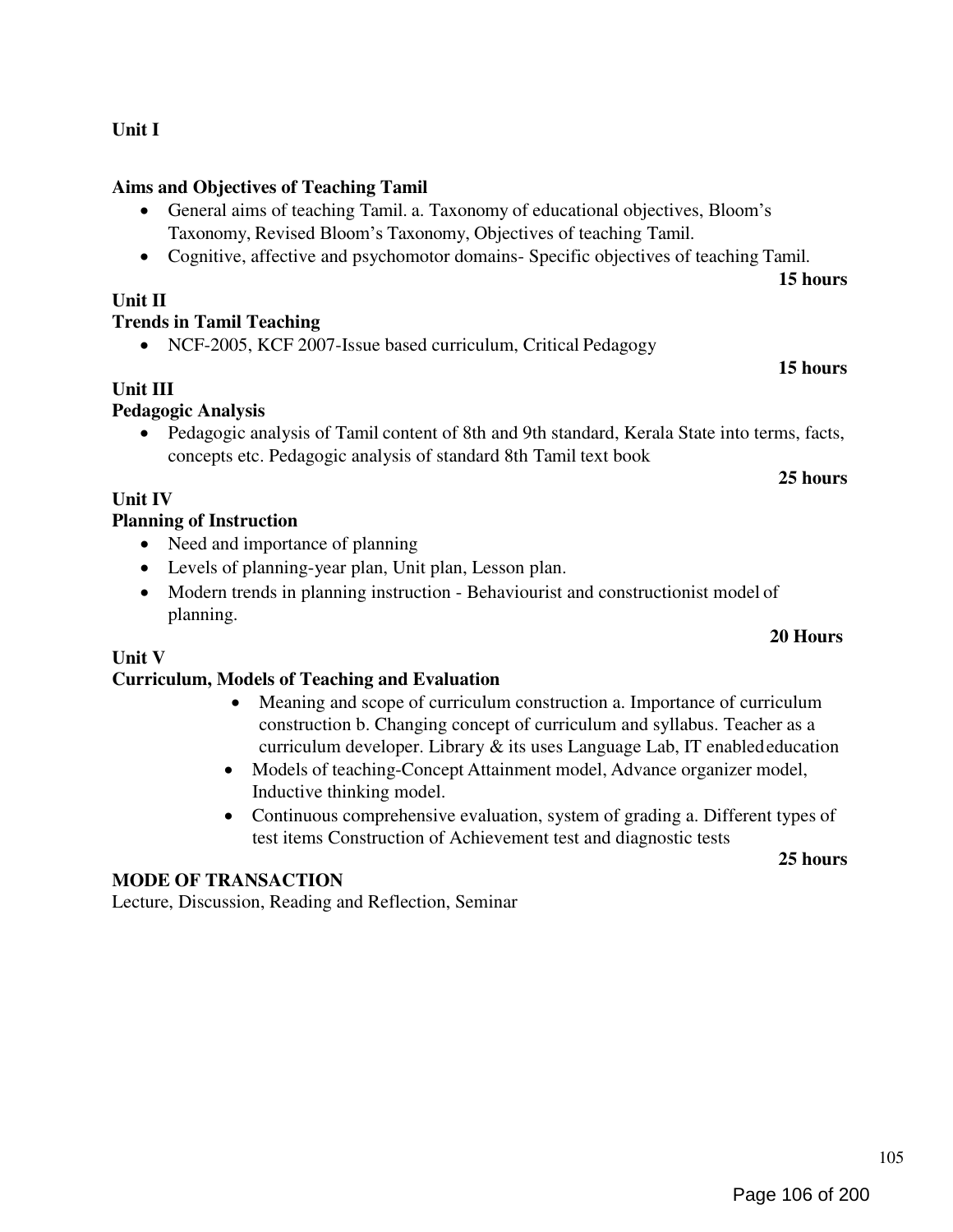**Unit I**

**Aims and Objectives of Teaching Tamil**

- General aims of teaching Tamil. a. Taxonomy of educational objectives, Bloom's Taxonomy, Revised Bloom's Taxonomy, Objectives of teaching Tamil.
- Cognitive, affective and psychomotor domains- Specific objectives of teaching Tamil.

**15 hours**

**Unit II**

**Trends in Tamil Teaching**

- NCF-2005, KCF 2007-Issue based curriculum, Critical Pedagogy

**15 hours**

**Unit III**

**Pedagogic Analysis**

- Pedagogic analysis of Tamil content of 8th and 9th standard, Kerala State into terms, facts, concepts etc. Pedagogic analysis of standard 8th Tamil text book

**25 hours**

**Unit IV**

**Planning of Instruction**

- Need and importance of planning
- Levels of planning-year plan, Unit plan, Lesson plan.
- Modern trends in planning instruction - Behaviourist and constructionist model of planning.

**20 Hours**

**Unit V**

**Curriculum, Models of Teaching and Evaluation**

- Meaning and scope of curriculum construction a. Importance of curriculum construction b. Changing concept of curriculum and syllabus. Teacher as a curriculum developer. Library & its uses Language Lab, IT enabled education
- Models of teaching-Concept Attainment model, Advance organizer model, Inductive thinking model.
- Continuous comprehensive evaluation, system of grading a. Different types of test items Construction of Achievement test and diagnostic tests

**25 hours**

**MODE OF TRANSACTION**

Lecture, Discussion, Reading and Reflection, Seminar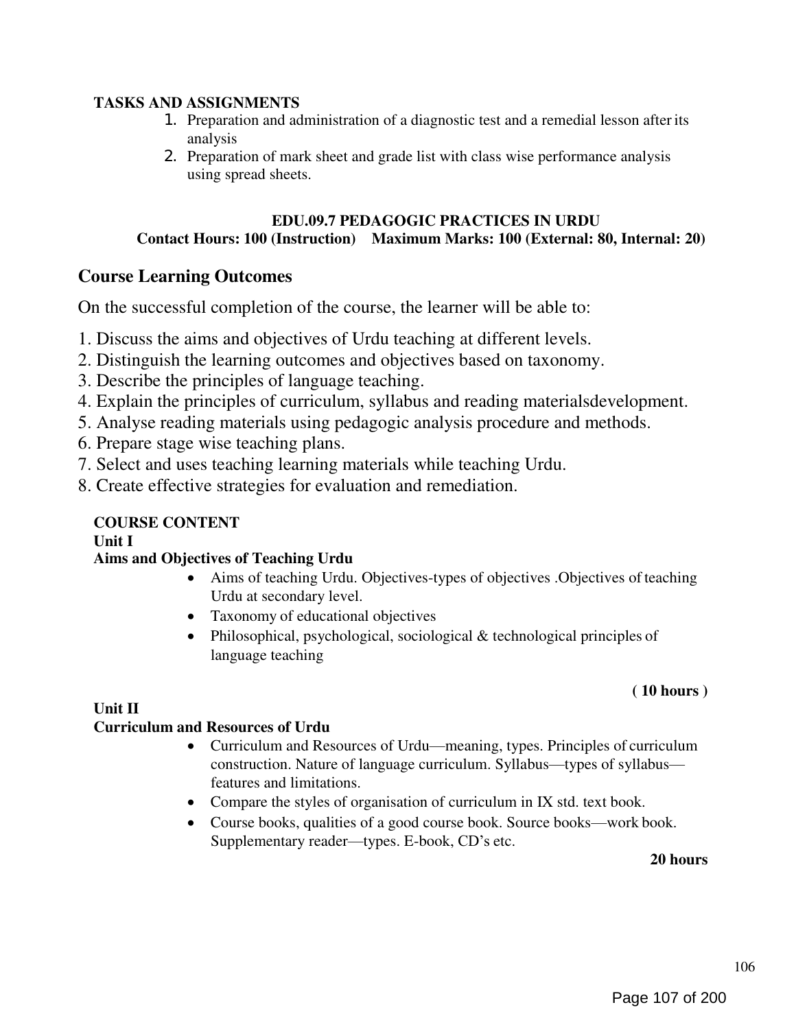**TASKS AND ASSIGNMENTS**

1. Preparation and administration of a diagnostic test and a remedial lesson after its analysis
2. Preparation of mark sheet and grade list with class wise performance analysis using spread sheets.

### EDU.09.7 PEDAGOGIC PRACTICES IN URDU

**Contact Hours: 100 (Instruction) Maximum Marks: 100 (External: 80, Internal: 20)**

## Course Learning Outcomes

On the successful completion of the course, the learner will be able to:

1. Discuss the aims and objectives of Urdu teaching at different levels.
2. Distinguish the learning outcomes and objectives based on taxonomy.
3. Describe the principles of language teaching.
4. Explain the principles of curriculum, syllabus and reading materialsdevelopment.
5. Analyse reading materials using pedagogic analysis procedure and methods.
6. Prepare stage wise teaching plans.
7. Select and uses teaching learning materials while teaching Urdu.
8. Create effective strategies for evaluation and remediation.

**COURSE CONTENT**

**Unit I**

**Aims and Objectives of Teaching Urdu**

- Aims of teaching Urdu. Objectives-types of objectives .Objectives of teaching Urdu at secondary level.
- Taxonomy of educational objectives
- Philosophical, psychological, sociological & technological principles of language teaching

**( 10 hours )**

**Unit II**

**Curriculum and Resources of Urdu**

- Curriculum and Resources of Urdu—meaning, types. Principles of curriculum construction. Nature of language curriculum. Syllabus—types of syllabus—features and limitations.
- Compare the styles of organisation of curriculum in IX std. text book.
- Course books, qualities of a good course book. Source books—work book. Supplementary reader—types. E-book, CD's etc.

**20 hours**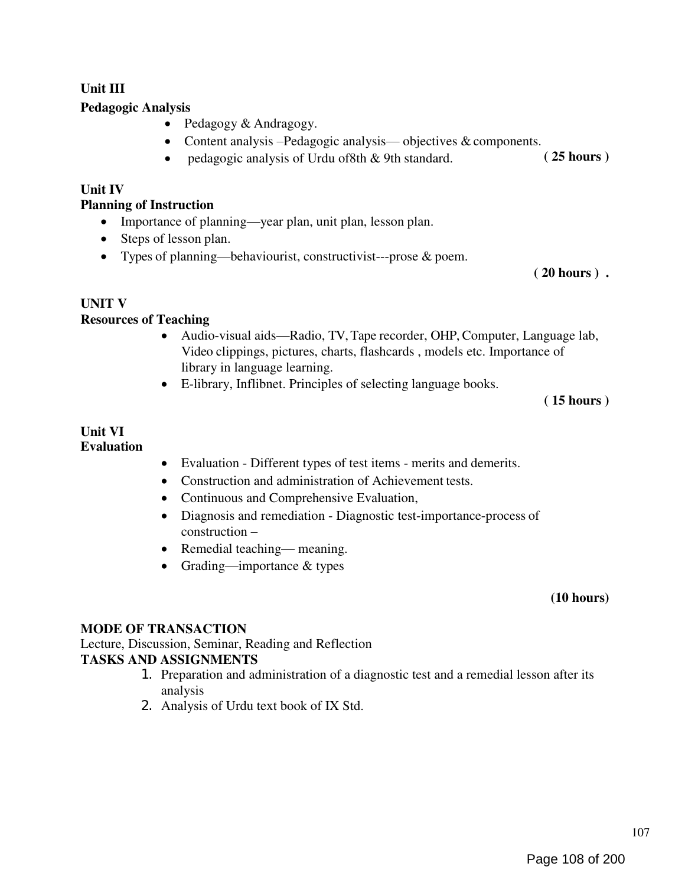**Unit III**

**Pedagogic Analysis**

- Pedagogy & Andragogy.
- Content analysis –Pedagogic analysis— objectives & components.
- pedagogic analysis of Urdu of8th & 9th standard. **( 25 hours )**

**Unit IV**

**Planning of Instruction**

- Importance of planning—year plan, unit plan, lesson plan.
- Steps of lesson plan.
- Types of planning—behaviourist, constructivist---prose & poem.

**( 20 hours ) .**

**UNIT V**

**Resources of Teaching**

- Audio-visual aids—Radio, TV, Tape recorder, OHP, Computer, Language lab, Video clippings, pictures, charts, flashcards , models etc. Importance of library in language learning.
- E-library, Inflibnet. Principles of selecting language books.

**( 15 hours )**

**Unit VI**

**Evaluation**

- Evaluation - Different types of test items - merits and demerits.
- Construction and administration of Achievement tests.
- Continuous and Comprehensive Evaluation,
- Diagnosis and remediation - Diagnostic test-importance-process of construction –
- Remedial teaching— meaning.
- Grading—importance & types

**(10 hours)**

**MODE OF TRANSACTION**

Lecture, Discussion, Seminar, Reading and Reflection

**TASKS AND ASSIGNMENTS**

1. Preparation and administration of a diagnostic test and a remedial lesson after its analysis
2. Analysis of Urdu text book of IX Std.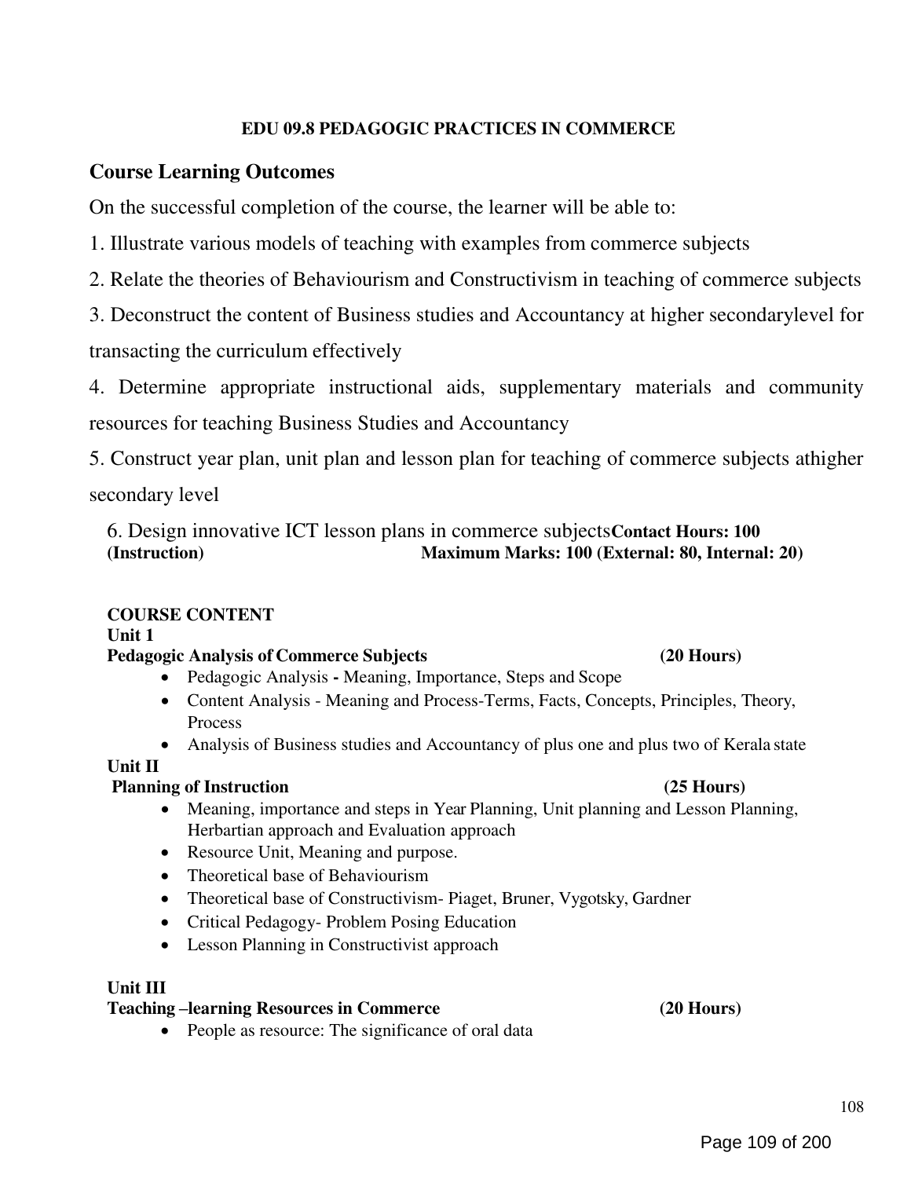**EDU 09.8 PEDAGOGIC PRACTICES IN COMMERCE**

## Course Learning Outcomes

On the successful completion of the course, the learner will be able to:

1. Illustrate various models of teaching with examples from commerce subjects
2. Relate the theories of Behaviourism and Constructivism in teaching of commerce subjects
3. Deconstruct the content of Business studies and Accountancy at higher secondarylevel for transacting the curriculum effectively
4. Determine appropriate instructional aids, supplementary materials and community resources for teaching Business Studies and Accountancy
5. Construct year plan, unit plan and lesson plan for teaching of commerce subjects athigher secondary level
6. Design innovative ICT lesson plans in commerce subjects

**Contact Hours: 100 (Instruction)** **Maximum Marks: 100 (External: 80, Internal: 20)**

**COURSE CONTENT**

**Unit 1**

**Pedagogic Analysis of Commerce Subjects (20 Hours)**

- Pedagogic Analysis **-** Meaning, Importance, Steps and Scope
- Content Analysis - Meaning and Process-Terms, Facts, Concepts, Principles, Theory, Process
- Analysis of Business studies and Accountancy of plus one and plus two of Kerala state

**Unit II**

**Planning of Instruction (25 Hours)**

- Meaning, importance and steps in Year Planning, Unit planning and Lesson Planning, Herbartian approach and Evaluation approach
- Resource Unit, Meaning and purpose.
- Theoretical base of Behaviourism
- Theoretical base of Constructivism- Piaget, Bruner, Vygotsky, Gardner
- Critical Pedagogy- Problem Posing Education
- Lesson Planning in Constructivist approach

**Unit III**

**Teaching –learning Resources in Commerce (20 Hours)**

- People as resource: The significance of oral data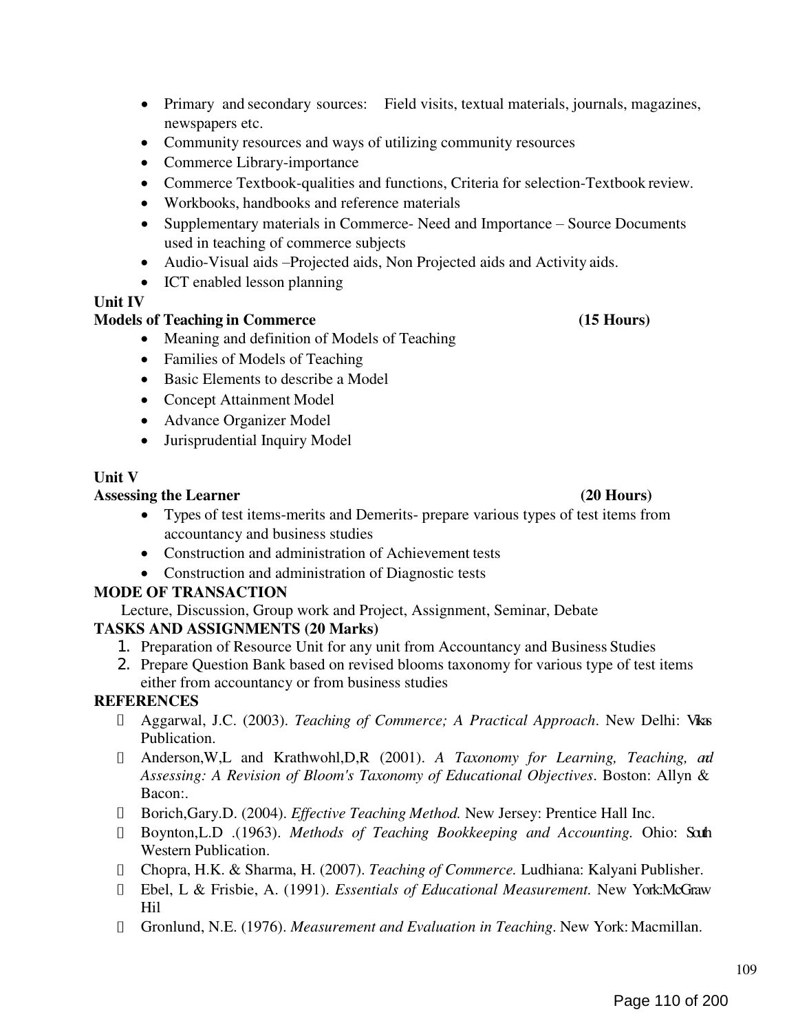- Primary and secondary sources: Field visits, textual materials, journals, magazines, newspapers etc.
- Community resources and ways of utilizing community resources
- Commerce Library-importance
- Commerce Textbook-qualities and functions, Criteria for selection-Textbook review.
- Workbooks, handbooks and reference materials
- Supplementary materials in Commerce- Need and Importance – Source Documents used in teaching of commerce subjects
- Audio-Visual aids –Projected aids, Non Projected aids and Activity aids.
- ICT enabled lesson planning

**Unit IV**

**Models of Teaching in Commerce (15 Hours)**

- Meaning and definition of Models of Teaching
- Families of Models of Teaching
- Basic Elements to describe a Model
- Concept Attainment Model
- Advance Organizer Model
- Jurisprudential Inquiry Model

**Unit V**

**Assessing the Learner (20 Hours)**

- Types of test items-merits and Demerits- prepare various types of test items from accountancy and business studies
- Construction and administration of Achievement tests
- Construction and administration of Diagnostic tests

**MODE OF TRANSACTION**

Lecture, Discussion, Group work and Project, Assignment, Seminar, Debate

**TASKS AND ASSIGNMENTS (20 Marks)**

1. Preparation of Resource Unit for any unit from Accountancy and Business Studies
2. Prepare Question Bank based on revised blooms taxonomy for various type of test items either from accountancy or from business studies

**REFERENCES**

- Aggarwal, J.C. (2003). *Teaching of Commerce; A Practical Approach*. New Delhi: Vikas Publication.
- Anderson,W,L and Krathwohl,D,R (2001). *A Taxonomy for Learning, Teaching, and Assessing: A Revision of Bloom's Taxonomy of Educational Objectives*. Boston: Allyn & Bacon:.
- Borich,Gary.D. (2004). *Effective Teaching Method.* New Jersey: Prentice Hall Inc.
- Boynton,L.D .(1963). *Methods of Teaching Bookkeeping and Accounting.* Ohio: South Western Publication.
- Chopra, H.K. & Sharma, H. (2007). *Teaching of Commerce.* Ludhiana: Kalyani Publisher.
- Ebel, L & Frisbie, A. (1991). *Essentials of Educational Measurement.* New York:McGraw Hil
- Gronlund, N.E. (1976). *Measurement and Evaluation in Teaching.* New York: Macmillan.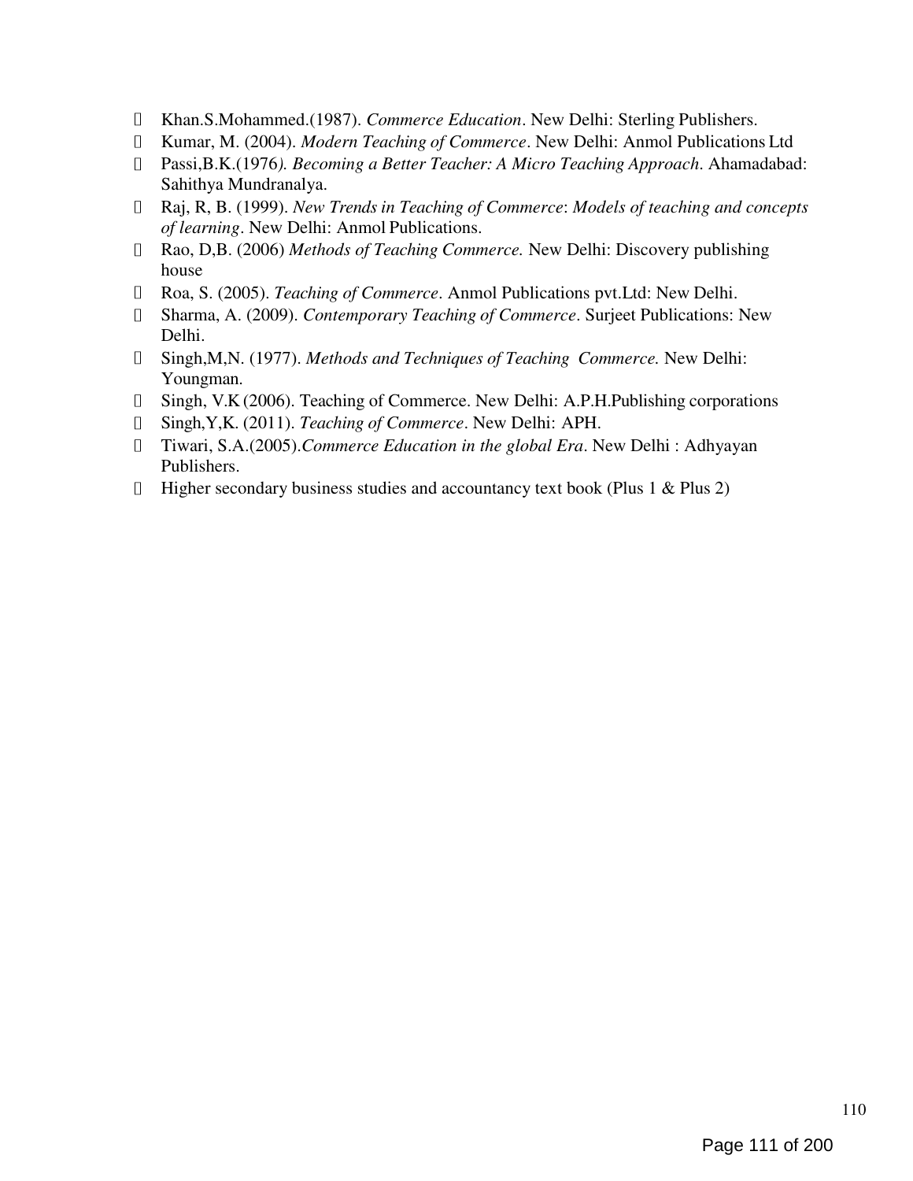- Khan.S.Mohammed.(1987). *Commerce Education*. New Delhi: Sterling Publishers.
- Kumar, M. (2004). *Modern Teaching of Commerce*. New Delhi: Anmol Publications Ltd
- Passi,B.K.(1976*). Becoming a Better Teacher: A Micro Teaching Approach*. Ahamadabad: Sahithya Mundranalya.
- Raj, R, B. (1999). *New Trends in Teaching of Commerce*: *Models of teaching and concepts of learning*. New Delhi: Anmol Publications.
- Rao, D,B. (2006) *Methods of Teaching Commerce.* New Delhi: Discovery publishing house
- Roa, S. (2005). *Teaching of Commerce*. Anmol Publications pvt.Ltd: New Delhi.
- Sharma, A. (2009). *Contemporary Teaching of Commerce*. Surjeet Publications: New Delhi.
- Singh,M,N. (1977). *Methods and Techniques of Teaching Commerce.* New Delhi: Youngman.
- Singh, V.K (2006). Teaching of Commerce. New Delhi: A.P.H.Publishing corporations
- Singh,Y,K. (2011). *Teaching of Commerce*. New Delhi: APH.
- Tiwari, S.A.(2005).*Commerce Education in the global Era*. New Delhi : Adhyayan Publishers.
- Higher secondary business studies and accountancy text book (Plus 1 & Plus 2)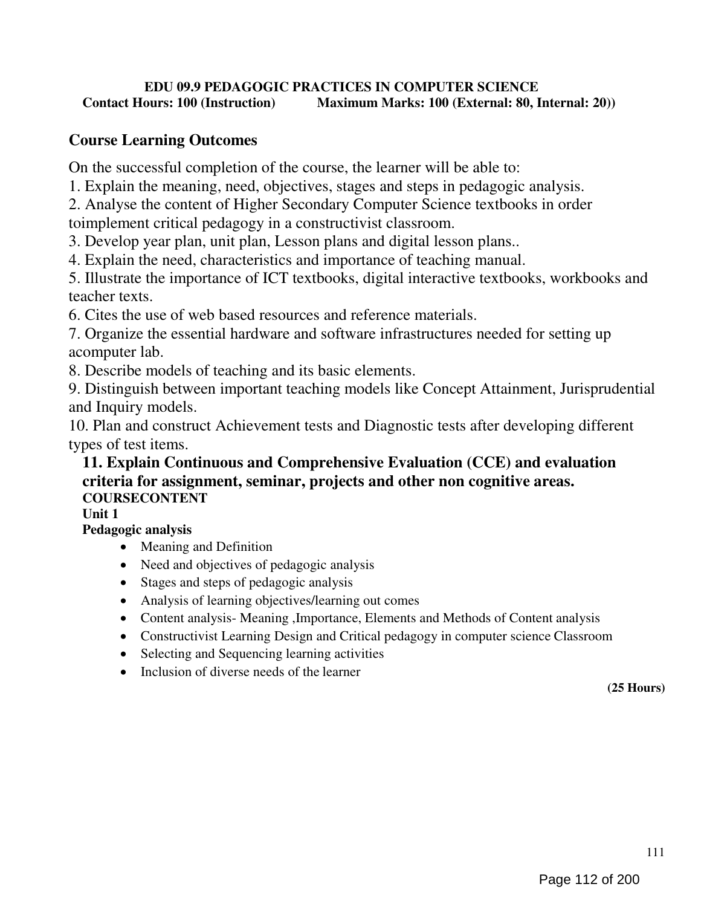**EDU 09.9 PEDAGOGIC PRACTICES IN COMPUTER SCIENCE**

**Contact Hours: 100 (Instruction)   Maximum Marks: 100 (External: 80, Internal: 20))**

## Course Learning Outcomes

On the successful completion of the course, the learner will be able to:

1. Explain the meaning, need, objectives, stages and steps in pedagogic analysis.
2. Analyse the content of Higher Secondary Computer Science textbooks in order toimplement critical pedagogy in a constructivist classroom.
3. Develop year plan, unit plan, Lesson plans and digital lesson plans..
4. Explain the need, characteristics and importance of teaching manual.
5. Illustrate the importance of ICT textbooks, digital interactive textbooks, workbooks and teacher texts.
6. Cites the use of web based resources and reference materials.
7. Organize the essential hardware and software infrastructures needed for setting up acomputer lab.
8. Describe models of teaching and its basic elements.
9. Distinguish between important teaching models like Concept Attainment, Jurisprudential and Inquiry models.
10. Plan and construct Achievement tests and Diagnostic tests after developing different types of test items.
11. **Explain Continuous and Comprehensive Evaluation (CCE) and evaluation criteria for assignment, seminar, projects and other non cognitive areas.**

**COURSECONTENT**

**Unit 1**

**Pedagogic analysis**

- Meaning and Definition
- Need and objectives of pedagogic analysis
- Stages and steps of pedagogic analysis
- Analysis of learning objectives/learning out comes
- Content analysis- Meaning ,Importance, Elements and Methods of Content analysis
- Constructivist Learning Design and Critical pedagogy in computer science Classroom
- Selecting and Sequencing learning activities
- Inclusion of diverse needs of the learner

**(25 Hours)**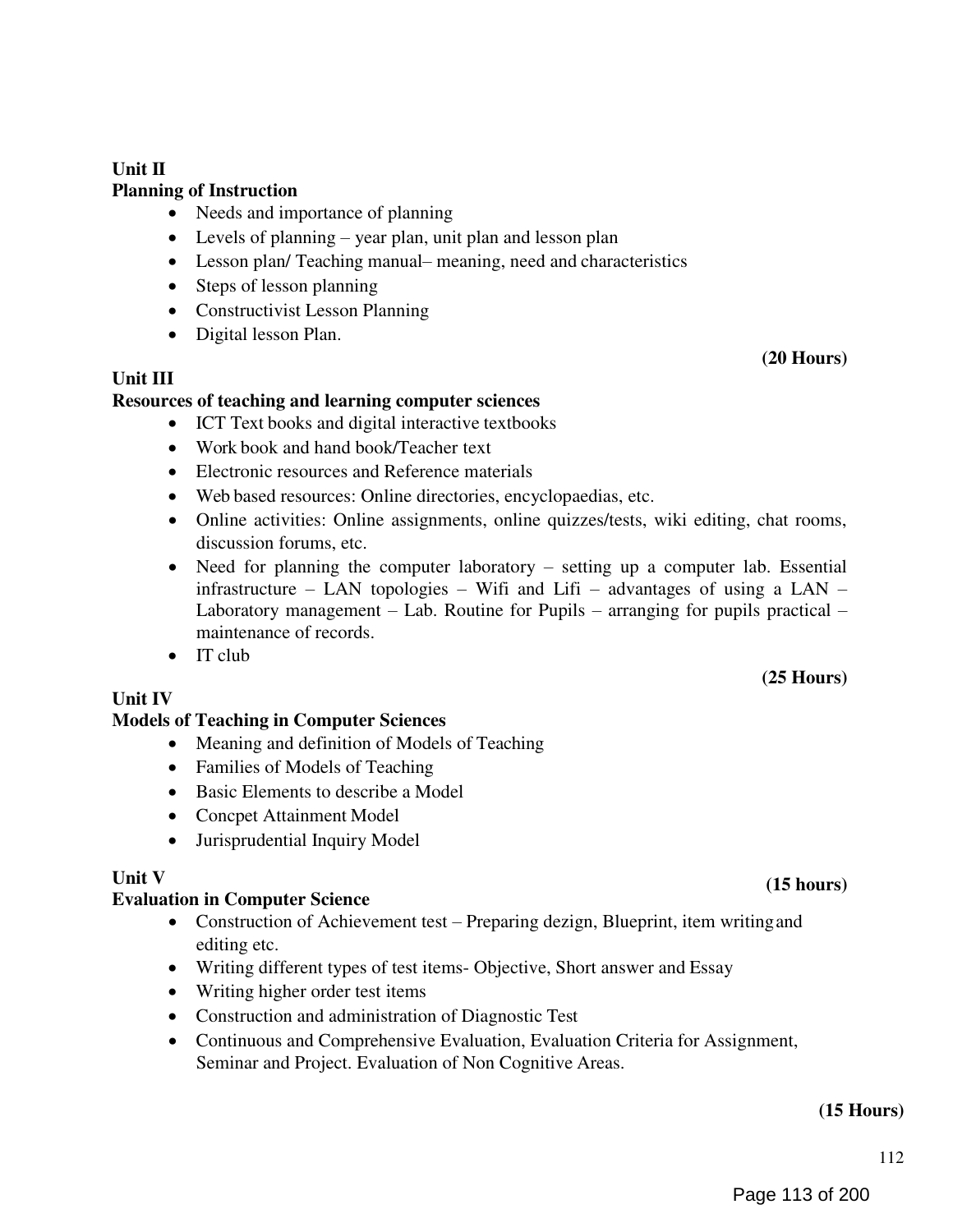**Unit II**

**Planning of Instruction**

- Needs and importance of planning
- Levels of planning – year plan, unit plan and lesson plan
- Lesson plan/ Teaching manual– meaning, need and characteristics
- Steps of lesson planning
- Constructivist Lesson Planning
- Digital lesson Plan.

**(20 Hours)**

**Unit III**

**Resources of teaching and learning computer sciences**

- ICT Text books and digital interactive textbooks
- Work book and hand book/Teacher text
- Electronic resources and Reference materials
- Web based resources: Online directories, encyclopaedias, etc.
- Online activities: Online assignments, online quizzes/tests, wiki editing, chat rooms, discussion forums, etc.
- Need for planning the computer laboratory – setting up a computer lab. Essential infrastructure – LAN topologies – Wifi and Lifi – advantages of using a LAN – Laboratory management – Lab. Routine for Pupils – arranging for pupils practical – maintenance of records.
- IT club

**(25 Hours)**

**Unit IV**

**Models of Teaching in Computer Sciences**

- Meaning and definition of Models of Teaching
- Families of Models of Teaching
- Basic Elements to describe a Model
- Concpet Attainment Model
- Jurisprudential Inquiry Model

**(15 hours)**

**Unit V**

**Evaluation in Computer Science**

- Construction of Achievement test – Preparing dezign, Blueprint, item writing and editing etc.
- Writing different types of test items- Objective, Short answer and Essay
- Writing higher order test items
- Construction and administration of Diagnostic Test
- Continuous and Comprehensive Evaluation, Evaluation Criteria for Assignment, Seminar and Project. Evaluation of Non Cognitive Areas.

**(15 Hours)**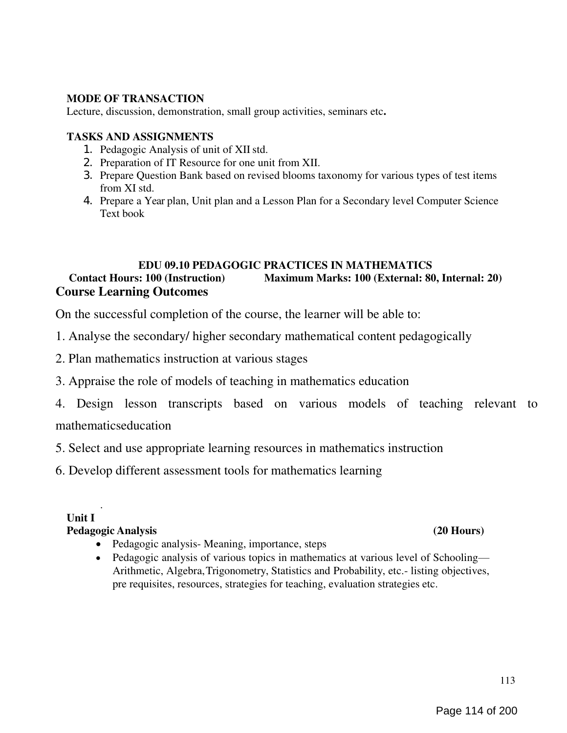**MODE OF TRANSACTION**

Lecture, discussion, demonstration, small group activities, seminars etc**.**

**TASKS AND ASSIGNMENTS**

1. Pedagogic Analysis of unit of XII std.
2. Preparation of IT Resource for one unit from XII.
3. Prepare Question Bank based on revised blooms taxonomy for various types of test items from XI std.
4. Prepare a Year plan, Unit plan and a Lesson Plan for a Secondary level Computer Science Text book

## EDU 09.10 PEDAGOGIC PRACTICES IN MATHEMATICS

**Contact Hours: 100 (Instruction)** **Maximum Marks: 100 (External: 80, Internal: 20)**

### Course Learning Outcomes

On the successful completion of the course, the learner will be able to:

1. Analyse the secondary/ higher secondary mathematical content pedagogically
2. Plan mathematics instruction at various stages
3. Appraise the role of models of teaching in mathematics education
4. Design lesson transcripts based on various models of teaching relevant to mathematicseducation
5. Select and use appropriate learning resources in mathematics instruction
6. Develop different assessment tools for mathematics learning

.

**Unit I**

**Pedagogic Analysis** **(20 Hours)**

- Pedagogic analysis- Meaning, importance, steps
- Pedagogic analysis of various topics in mathematics at various level of Schooling—Arithmetic, Algebra,Trigonometry, Statistics and Probability, etc.- listing objectives, pre requisites, resources, strategies for teaching, evaluation strategies etc.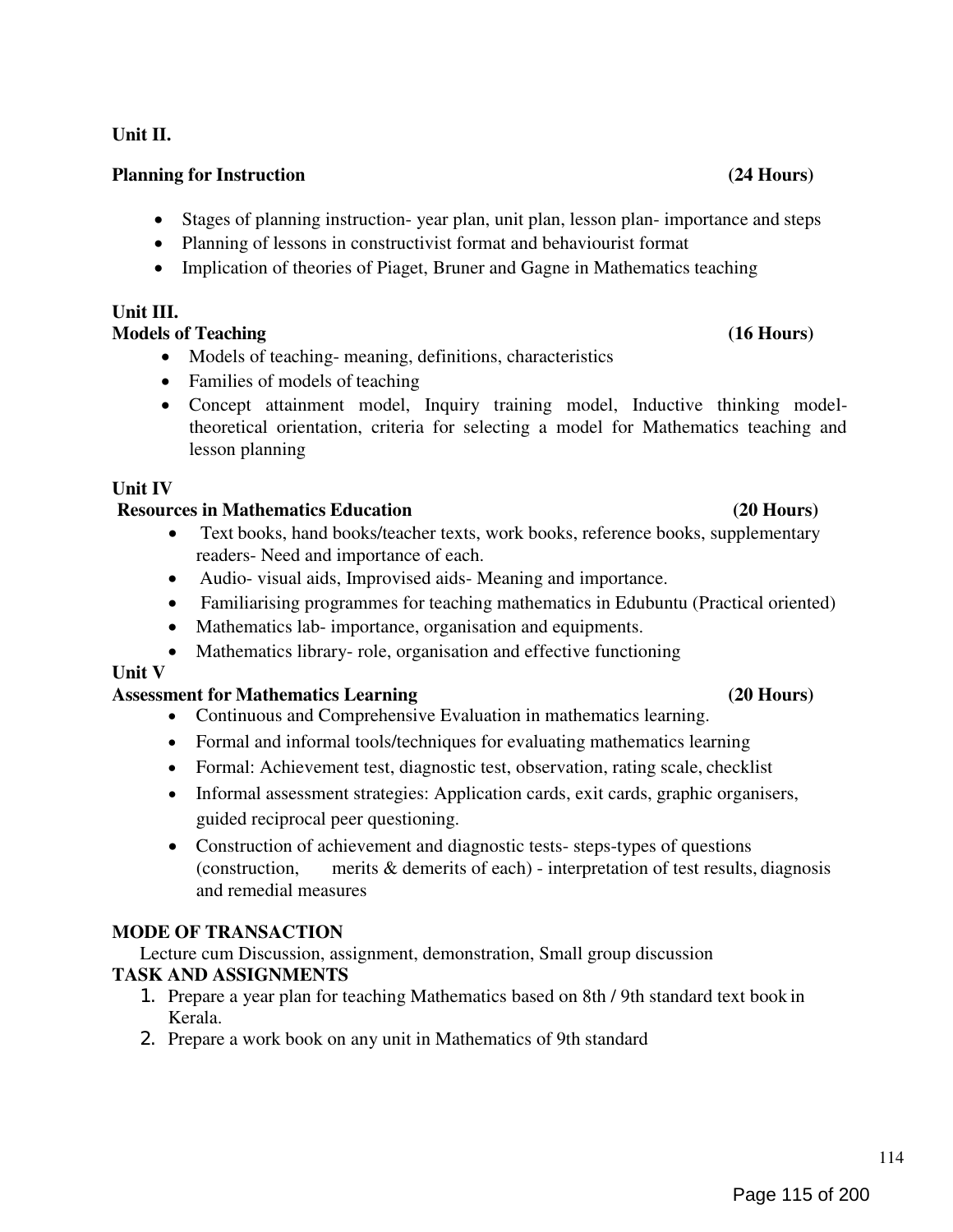**Unit II.**

**Planning for Instruction** **(24 Hours)**

- Stages of planning instruction- year plan, unit plan, lesson plan- importance and steps
- Planning of lessons in constructivist format and behaviourist format
- Implication of theories of Piaget, Bruner and Gagne in Mathematics teaching

**Unit III.**

**Models of Teaching** **(16 Hours)**

- Models of teaching- meaning, definitions, characteristics
- Families of models of teaching
- Concept attainment model, Inquiry training model, Inductive thinking model- theoretical orientation, criteria for selecting a model for Mathematics teaching and lesson planning

**Unit IV**

**Resources in Mathematics Education** **(20 Hours)**

- Text books, hand books/teacher texts, work books, reference books, supplementary readers- Need and importance of each.
- Audio- visual aids, Improvised aids- Meaning and importance.
- Familiarising programmes for teaching mathematics in Edubuntu (Practical oriented)
- Mathematics lab- importance, organisation and equipments.
- Mathematics library- role, organisation and effective functioning

**Unit V**

**Assessment for Mathematics Learning** **(20 Hours)**

- Continuous and Comprehensive Evaluation in mathematics learning.
- Formal and informal tools/techniques for evaluating mathematics learning
- Formal: Achievement test, diagnostic test, observation, rating scale, checklist
- Informal assessment strategies: Application cards, exit cards, graphic organisers, guided reciprocal peer questioning.
- Construction of achievement and diagnostic tests- steps-types of questions (construction, merits & demerits of each) - interpretation of test results, diagnosis and remedial measures

**MODE OF TRANSACTION**

Lecture cum Discussion, assignment, demonstration, Small group discussion

**TASK AND ASSIGNMENTS**

1. Prepare a year plan for teaching Mathematics based on 8th / 9th standard text book in Kerala.
2. Prepare a work book on any unit in Mathematics of 9th standard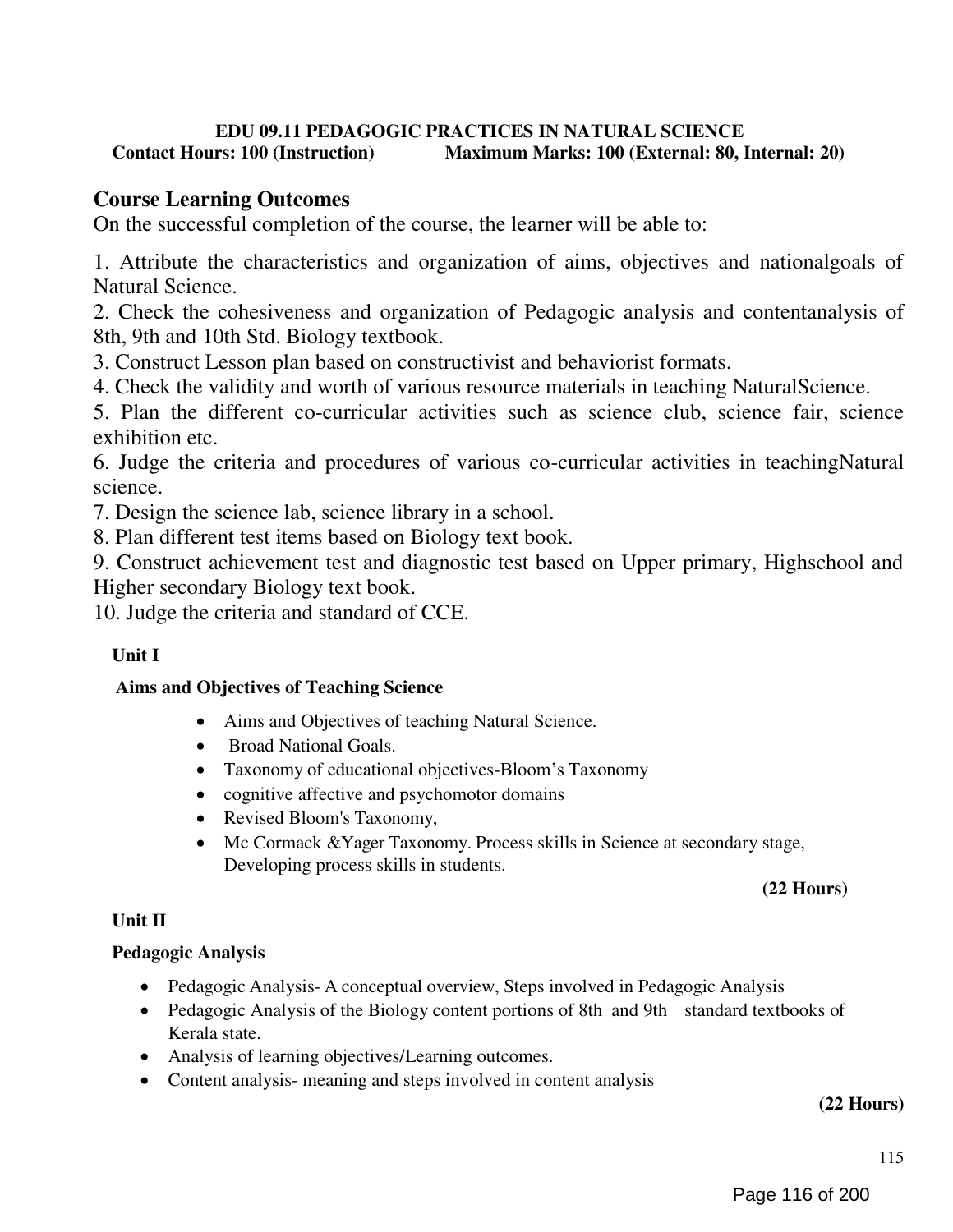**EDU 09.11 PEDAGOGIC PRACTICES IN NATURAL SCIENCE**

**Contact Hours: 100 (Instruction)** **Maximum Marks: 100 (External: 80, Internal: 20)**

## Course Learning Outcomes

On the successful completion of the course, the learner will be able to:

1. Attribute the characteristics and organization of aims, objectives and nationalgoals of Natural Science.
2. Check the cohesiveness and organization of Pedagogic analysis and contentanalysis of 8th, 9th and 10th Std. Biology textbook.
3. Construct Lesson plan based on constructivist and behaviorist formats.
4. Check the validity and worth of various resource materials in teaching NaturalScience.
5. Plan the different co-curricular activities such as science club, science fair, science exhibition etc.
6. Judge the criteria and procedures of various co-curricular activities in teachingNatural science.
7. Design the science lab, science library in a school.
8. Plan different test items based on Biology text book.
9. Construct achievement test and diagnostic test based on Upper primary, Highschool and Higher secondary Biology text book.
10. Judge the criteria and standard of CCE.

**Unit I**

**Aims and Objectives of Teaching Science**

- Aims and Objectives of teaching Natural Science.
- Broad National Goals.
- Taxonomy of educational objectives-Bloom's Taxonomy
- cognitive affective and psychomotor domains
- Revised Bloom's Taxonomy,
- Mc Cormack &Yager Taxonomy. Process skills in Science at secondary stage, Developing process skills in students.

**(22 Hours)**

**Unit II**

**Pedagogic Analysis**

- Pedagogic Analysis- A conceptual overview, Steps involved in Pedagogic Analysis
- Pedagogic Analysis of the Biology content portions of 8th and 9th standard textbooks of Kerala state.
- Analysis of learning objectives/Learning outcomes.
- Content analysis- meaning and steps involved in content analysis

**(22 Hours)**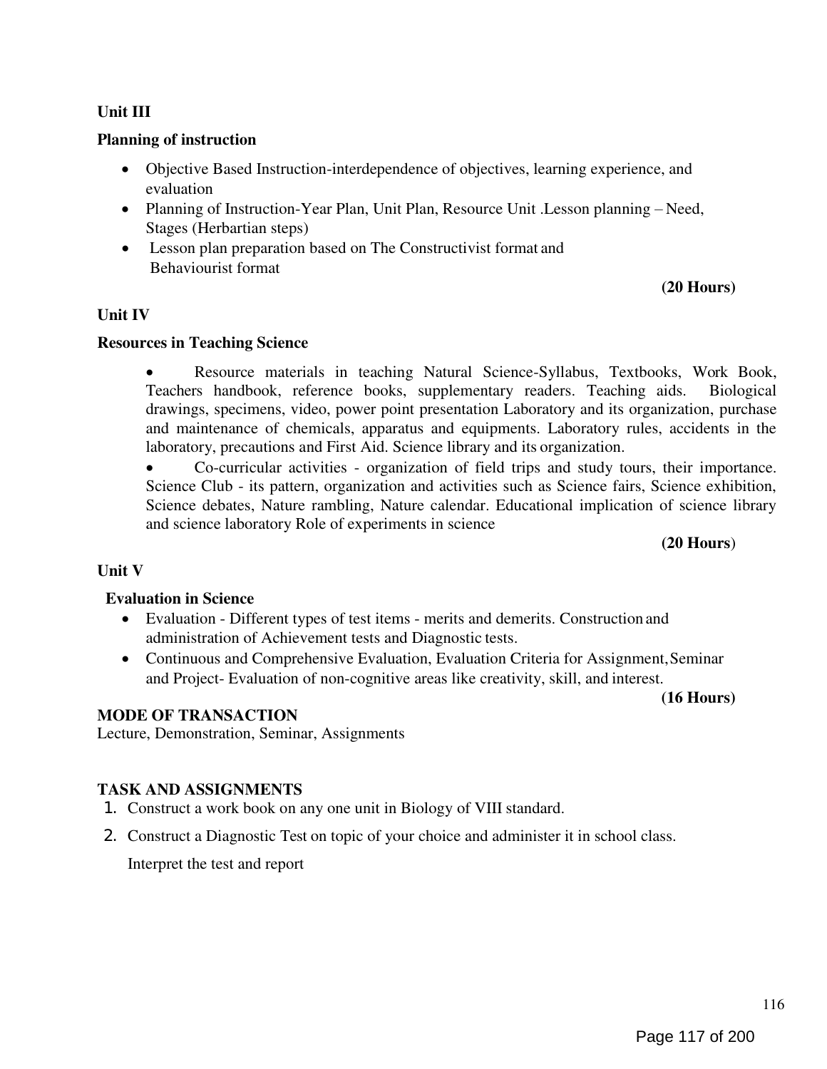**Unit III**

**Planning of instruction**

- Objective Based Instruction-interdependence of objectives, learning experience, and evaluation
- Planning of Instruction-Year Plan, Unit Plan, Resource Unit .Lesson planning – Need, Stages (Herbartian steps)
- Lesson plan preparation based on The Constructivist format and Behaviourist format

**(20 Hours)**

**Unit IV**

**Resources in Teaching Science**

- Resource materials in teaching Natural Science-Syllabus, Textbooks, Work Book, Teachers handbook, reference books, supplementary readers. Teaching aids. Biological drawings, specimens, video, power point presentation Laboratory and its organization, purchase and maintenance of chemicals, apparatus and equipments. Laboratory rules, accidents in the laboratory, precautions and First Aid. Science library and its organization.
- Co-curricular activities - organization of field trips and study tours, their importance. Science Club - its pattern, organization and activities such as Science fairs, Science exhibition, Science debates, Nature rambling, Nature calendar. Educational implication of science library and science laboratory Role of experiments in science

**(20 Hours)**

**Unit V**

**Evaluation in Science**

- Evaluation - Different types of test items - merits and demerits. Construction and administration of Achievement tests and Diagnostic tests.
- Continuous and Comprehensive Evaluation, Evaluation Criteria for Assignment, Seminar and Project- Evaluation of non-cognitive areas like creativity, skill, and interest.

**(16 Hours)**

**MODE OF TRANSACTION**

Lecture, Demonstration, Seminar, Assignments

**TASK AND ASSIGNMENTS**

1. Construct a work book on any one unit in Biology of VIII standard.
2. Construct a Diagnostic Test on topic of your choice and administer it in school class.

   Interpret the test and report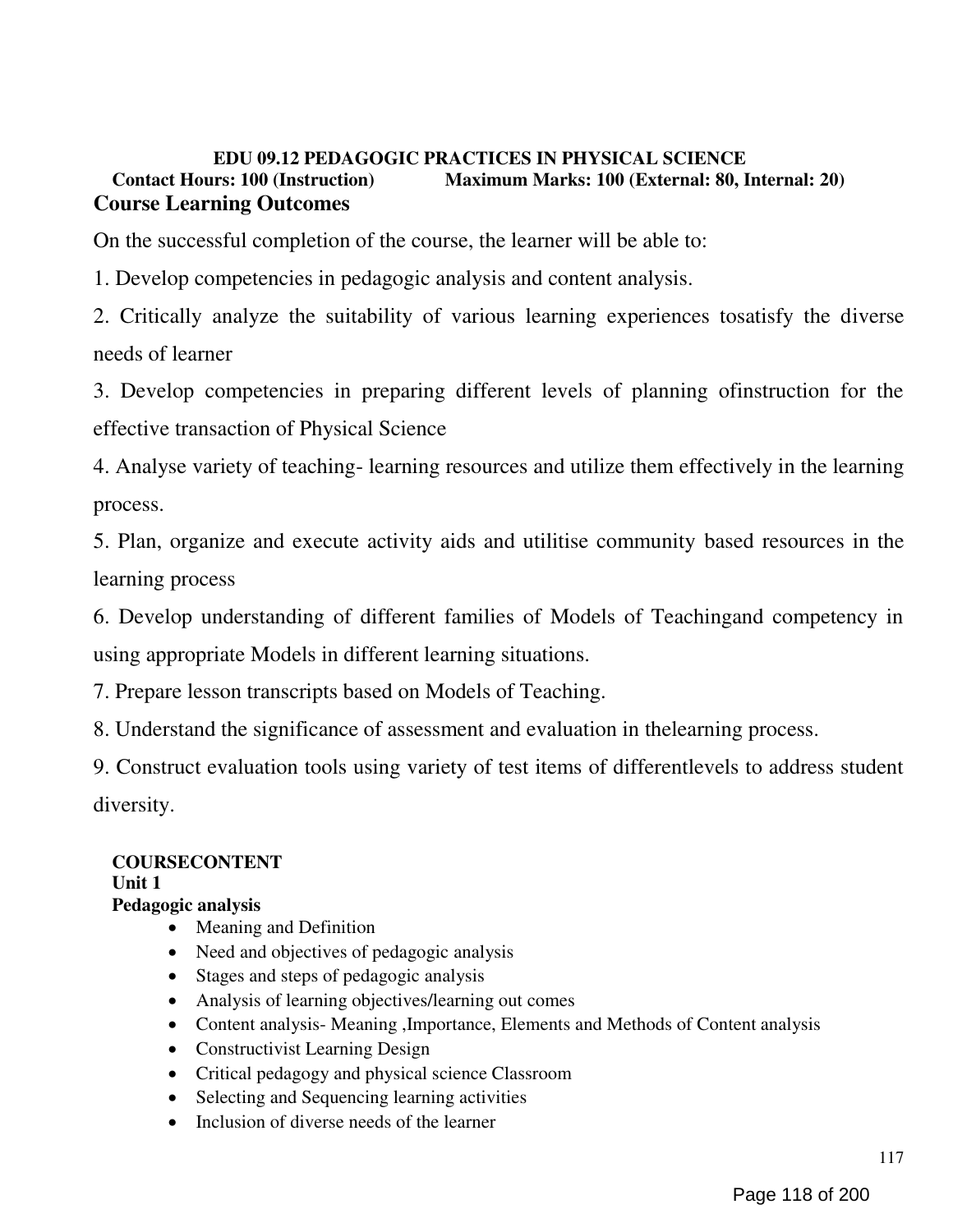**EDU 09.12 PEDAGOGIC PRACTICES IN PHYSICAL SCIENCE**

**Contact Hours: 100 (Instruction) Maximum Marks: 100 (External: 80, Internal: 20)**

## Course Learning Outcomes

On the successful completion of the course, the learner will be able to:

1. Develop competencies in pedagogic analysis and content analysis.
2. Critically analyze the suitability of various learning experiences tosatisfy the diverse needs of learner
3. Develop competencies in preparing different levels of planning ofinstruction for the effective transaction of Physical Science
4. Analyse variety of teaching- learning resources and utilize them effectively in the learning process.
5. Plan, organize and execute activity aids and utilitise community based resources in the learning process
6. Develop understanding of different families of Models of Teachingand competency in using appropriate Models in different learning situations.
7. Prepare lesson transcripts based on Models of Teaching.
8. Understand the significance of assessment and evaluation in thelearning process.
9. Construct evaluation tools using variety of test items of differentlevels to address student diversity.

**COURSECONTENT**

**Unit 1**

**Pedagogic analysis**

- Meaning and Definition
- Need and objectives of pedagogic analysis
- Stages and steps of pedagogic analysis
- Analysis of learning objectives/learning out comes
- Content analysis- Meaning ,Importance, Elements and Methods of Content analysis
- Constructivist Learning Design
- Critical pedagogy and physical science Classroom
- Selecting and Sequencing learning activities
- Inclusion of diverse needs of the learner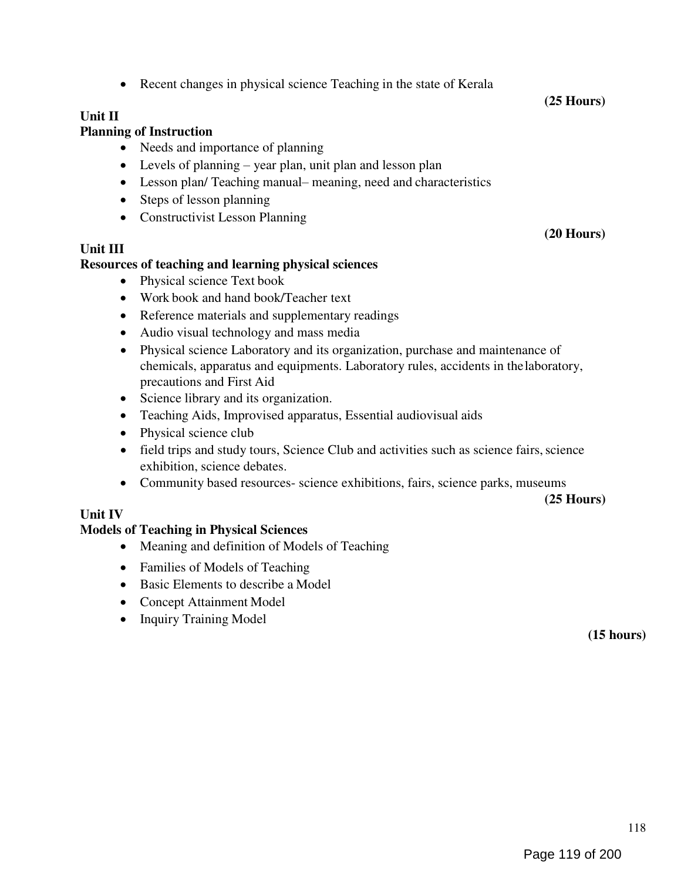- Recent changes in physical science Teaching in the state of Kerala

**(25 Hours)**

**Unit II**

**Planning of Instruction**

- Needs and importance of planning
- Levels of planning – year plan, unit plan and lesson plan
- Lesson plan/ Teaching manual– meaning, need and characteristics
- Steps of lesson planning
- Constructivist Lesson Planning

**(20 Hours)**

**Unit III**

**Resources of teaching and learning physical sciences**

- Physical science Text book
- Work book and hand book/Teacher text
- Reference materials and supplementary readings
- Audio visual technology and mass media
- Physical science Laboratory and its organization, purchase and maintenance of chemicals, apparatus and equipments. Laboratory rules, accidents in the laboratory, precautions and First Aid
- Science library and its organization.
- Teaching Aids, Improvised apparatus, Essential audiovisual aids
- Physical science club
- field trips and study tours, Science Club and activities such as science fairs, science exhibition, science debates.
- Community based resources- science exhibitions, fairs, science parks, museums

**(25 Hours)**

**Unit IV**

**Models of Teaching in Physical Sciences**

- Meaning and definition of Models of Teaching
- Families of Models of Teaching
- Basic Elements to describe a Model
- Concept Attainment Model
- Inquiry Training Model

**(15 hours)**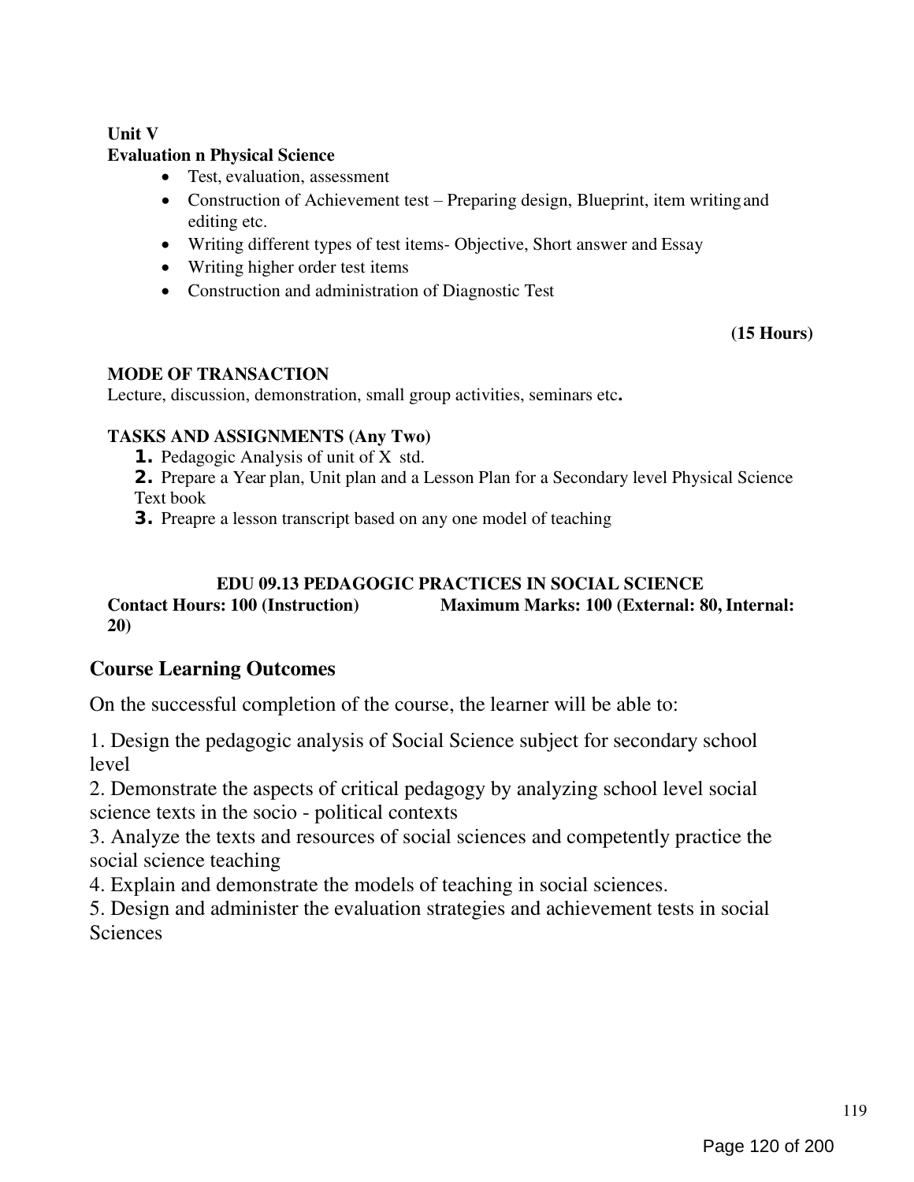**Unit V**

**Evaluation n Physical Science**

- Test, evaluation, assessment
- Construction of Achievement test – Preparing design, Blueprint, item writing and editing etc.
- Writing different types of test items- Objective, Short answer and Essay
- Writing higher order test items
- Construction and administration of Diagnostic Test

**(15 Hours)**

**MODE OF TRANSACTION**

Lecture, discussion, demonstration, small group activities, seminars etc**.**

**TASKS AND ASSIGNMENTS (Any Two)**

1. Pedagogic Analysis of unit of X std.
2. Prepare a Year plan, Unit plan and a Lesson Plan for a Secondary level Physical Science Text book
3. Preapre a lesson transcript based on any one model of teaching

**EDU 09.13 PEDAGOGIC PRACTICES IN SOCIAL SCIENCE**

**Contact Hours: 100 (Instruction) Maximum Marks: 100 (External: 80, Internal: 20)**

## Course Learning Outcomes

On the successful completion of the course, the learner will be able to:

1. Design the pedagogic analysis of Social Science subject for secondary school level
2. Demonstrate the aspects of critical pedagogy by analyzing school level social science texts in the socio - political contexts
3. Analyze the texts and resources of social sciences and competently practice the social science teaching
4. Explain and demonstrate the models of teaching in social sciences.
5. Design and administer the evaluation strategies and achievement tests in social Sciences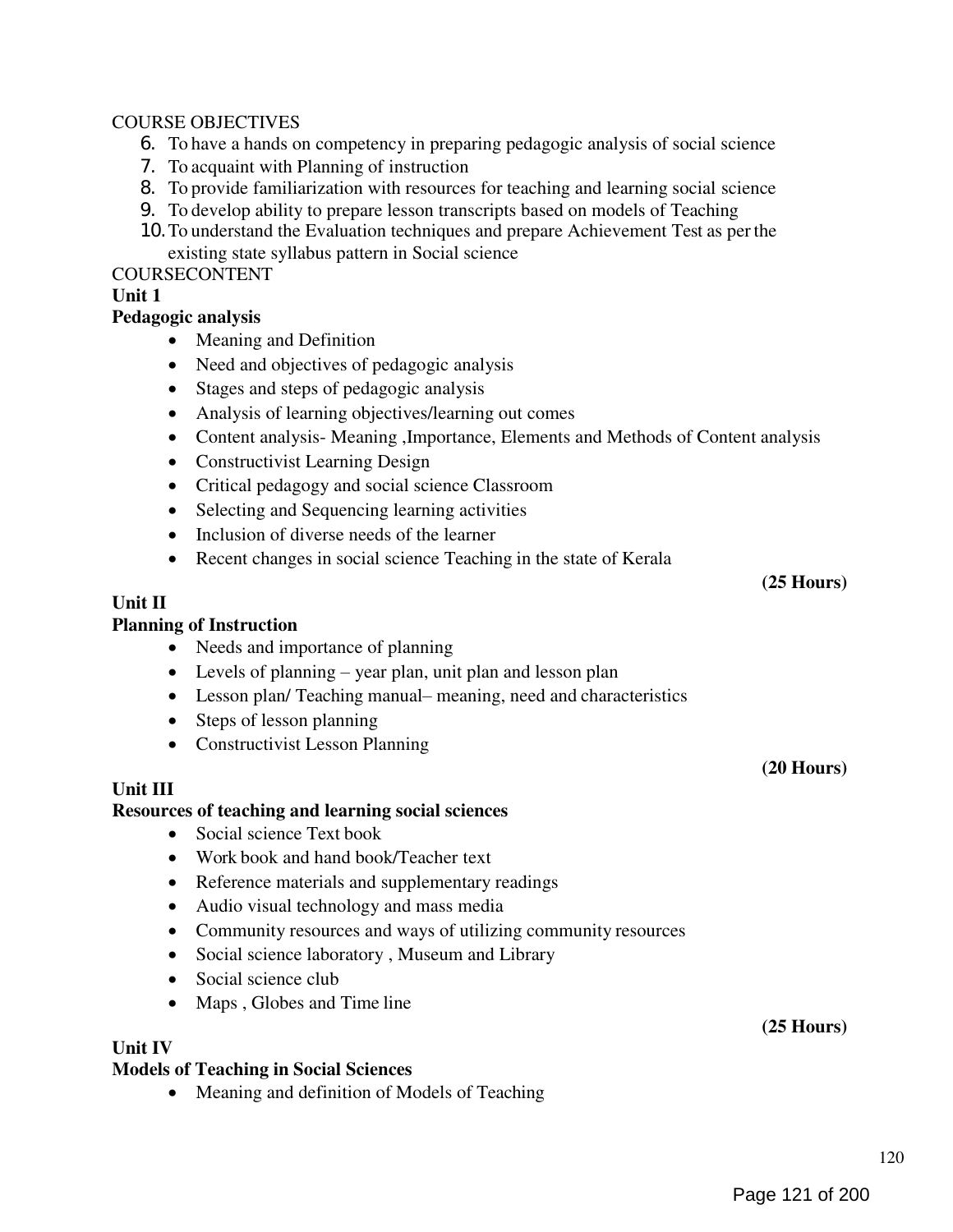COURSE OBJECTIVES

6. To have a hands on competency in preparing pedagogic analysis of social science
7. To acquaint with Planning of instruction
8. To provide familiarization with resources for teaching and learning social science
9. To develop ability to prepare lesson transcripts based on models of Teaching
10. To understand the Evaluation techniques and prepare Achievement Test as per the existing state syllabus pattern in Social science

COURSECONTENT

**Unit 1**

**Pedagogic analysis**

- Meaning and Definition
- Need and objectives of pedagogic analysis
- Stages and steps of pedagogic analysis
- Analysis of learning objectives/learning out comes
- Content analysis- Meaning ,Importance, Elements and Methods of Content analysis
- Constructivist Learning Design
- Critical pedagogy and social science Classroom
- Selecting and Sequencing learning activities
- Inclusion of diverse needs of the learner
- Recent changes in social science Teaching in the state of Kerala

**(25 Hours)**

**Unit II**

**Planning of Instruction**

- Needs and importance of planning
- Levels of planning – year plan, unit plan and lesson plan
- Lesson plan/ Teaching manual– meaning, need and characteristics
- Steps of lesson planning
- Constructivist Lesson Planning

**(20 Hours)**

**Unit III**

**Resources of teaching and learning social sciences**

- Social science Text book
- Work book and hand book/Teacher text
- Reference materials and supplementary readings
- Audio visual technology and mass media
- Community resources and ways of utilizing community resources
- Social science laboratory , Museum and Library
- Social science club
- Maps , Globes and Time line

**(25 Hours)**

**Unit IV**

**Models of Teaching in Social Sciences**

- Meaning and definition of Models of Teaching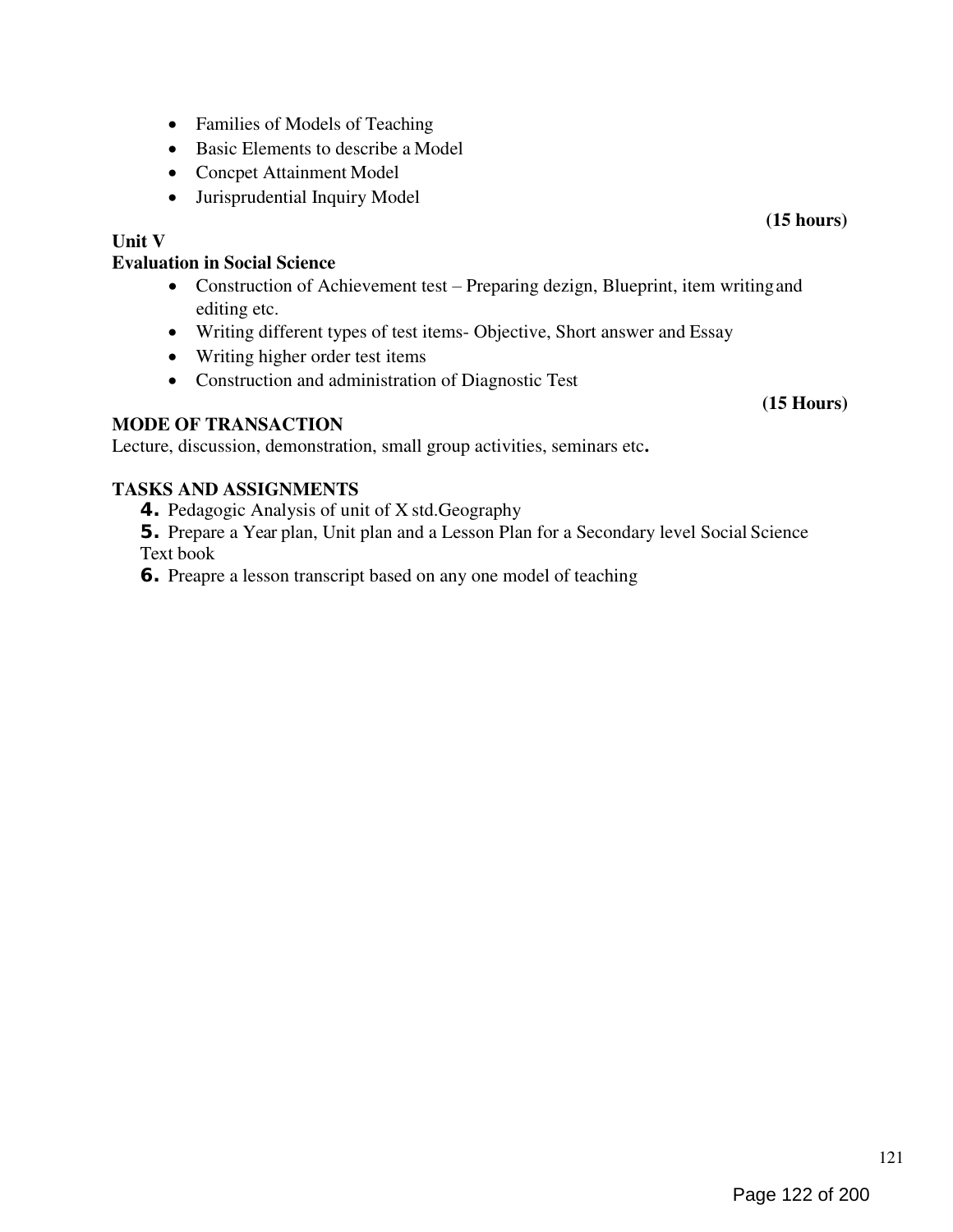- Families of Models of Teaching
- Basic Elements to describe a Model
- Concpet Attainment Model
- Jurisprudential Inquiry Model

**(15 hours)**

**Unit V**

**Evaluation in Social Science**

- Construction of Achievement test – Preparing dezign, Blueprint, item writing and editing etc.
- Writing different types of test items- Objective, Short answer and Essay
- Writing higher order test items
- Construction and administration of Diagnostic Test

**(15 Hours)**

**MODE OF TRANSACTION**

Lecture, discussion, demonstration, small group activities, seminars etc**.**

**TASKS AND ASSIGNMENTS**

4. Pedagogic Analysis of unit of X std.Geography
5. Prepare a Year plan, Unit plan and a Lesson Plan for a Secondary level Social Science Text book
6. Preapre a lesson transcript based on any one model of teaching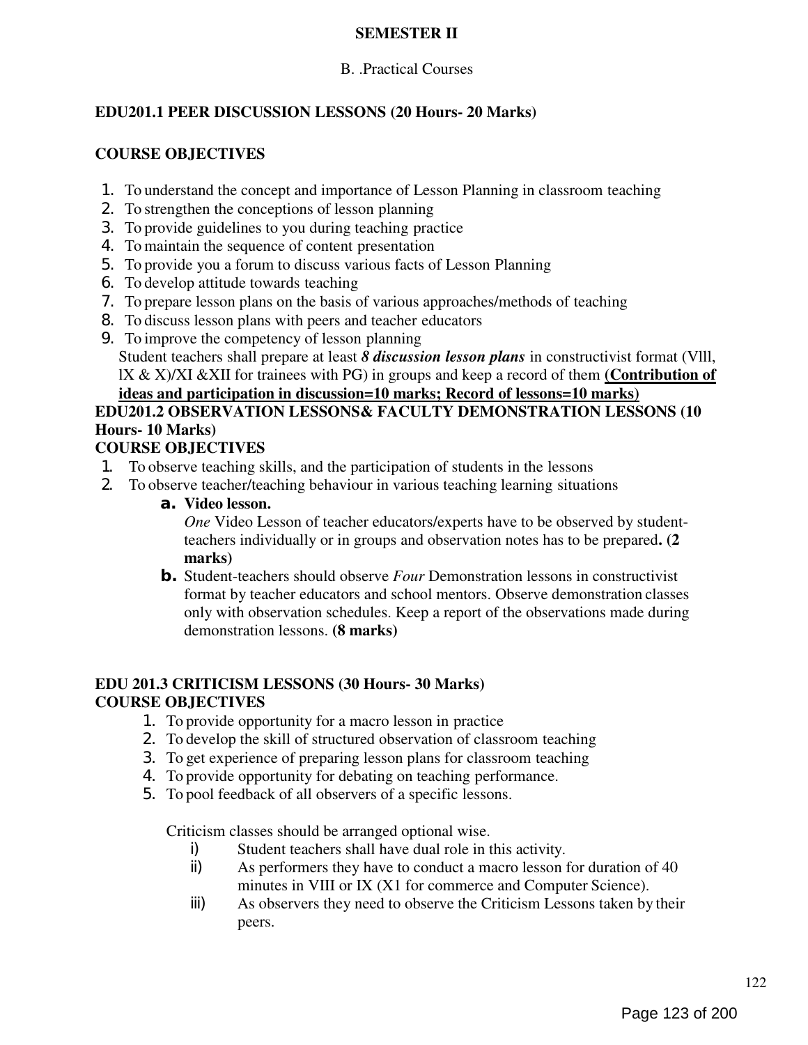**SEMESTER II**

B. .Practical Courses

**EDU201.1 PEER DISCUSSION LESSONS (20 Hours- 20 Marks)**

**COURSE OBJECTIVES**

1. To understand the concept and importance of Lesson Planning in classroom teaching
2. To strengthen the conceptions of lesson planning
3. To provide guidelines to you during teaching practice
4. To maintain the sequence of content presentation
5. To provide you a forum to discuss various facts of Lesson Planning
6. To develop attitude towards teaching
7. To prepare lesson plans on the basis of various approaches/methods of teaching
8. To discuss lesson plans with peers and teacher educators
9. To improve the competency of lesson planning

Student teachers shall prepare at least ***8 discussion lesson plans*** in constructivist format (Vlll, lX & X)/XI &XII for trainees with PG) in groups and keep a record of them **(Contribution of ideas and participation in discussion=10 marks; Record of lessons=10 marks)**

**EDU201.2 OBSERVATION LESSONS& FACULTY DEMONSTRATION LESSONS (10 Hours- 10 Marks)**

**COURSE OBJECTIVES**

1. To observe teaching skills, and the participation of students in the lessons
2. To observe teacher/teaching behaviour in various teaching learning situations
   a. **Video lesson.**
      *One* Video Lesson of teacher educators/experts have to be observed by student-teachers individually or in groups and observation notes has to be prepared**. (2 marks)**
   b. Student-teachers should observe *Four* Demonstration lessons in constructivist format by teacher educators and school mentors. Observe demonstration classes only with observation schedules. Keep a report of the observations made during demonstration lessons. **(8 marks)**

**EDU 201.3 CRITICISM LESSONS (30 Hours- 30 Marks)**

**COURSE OBJECTIVES**

1. To provide opportunity for a macro lesson in practice
2. To develop the skill of structured observation of classroom teaching
3. To get experience of preparing lesson plans for classroom teaching
4. To provide opportunity for debating on teaching performance.
5. To pool feedback of all observers of a specific lessons.

Criticism classes should be arranged optional wise.

i) Student teachers shall have dual role in this activity.
ii) As performers they have to conduct a macro lesson for duration of 40 minutes in VIII or IX (X1 for commerce and Computer Science).
iii) As observers they need to observe the Criticism Lessons taken by their peers.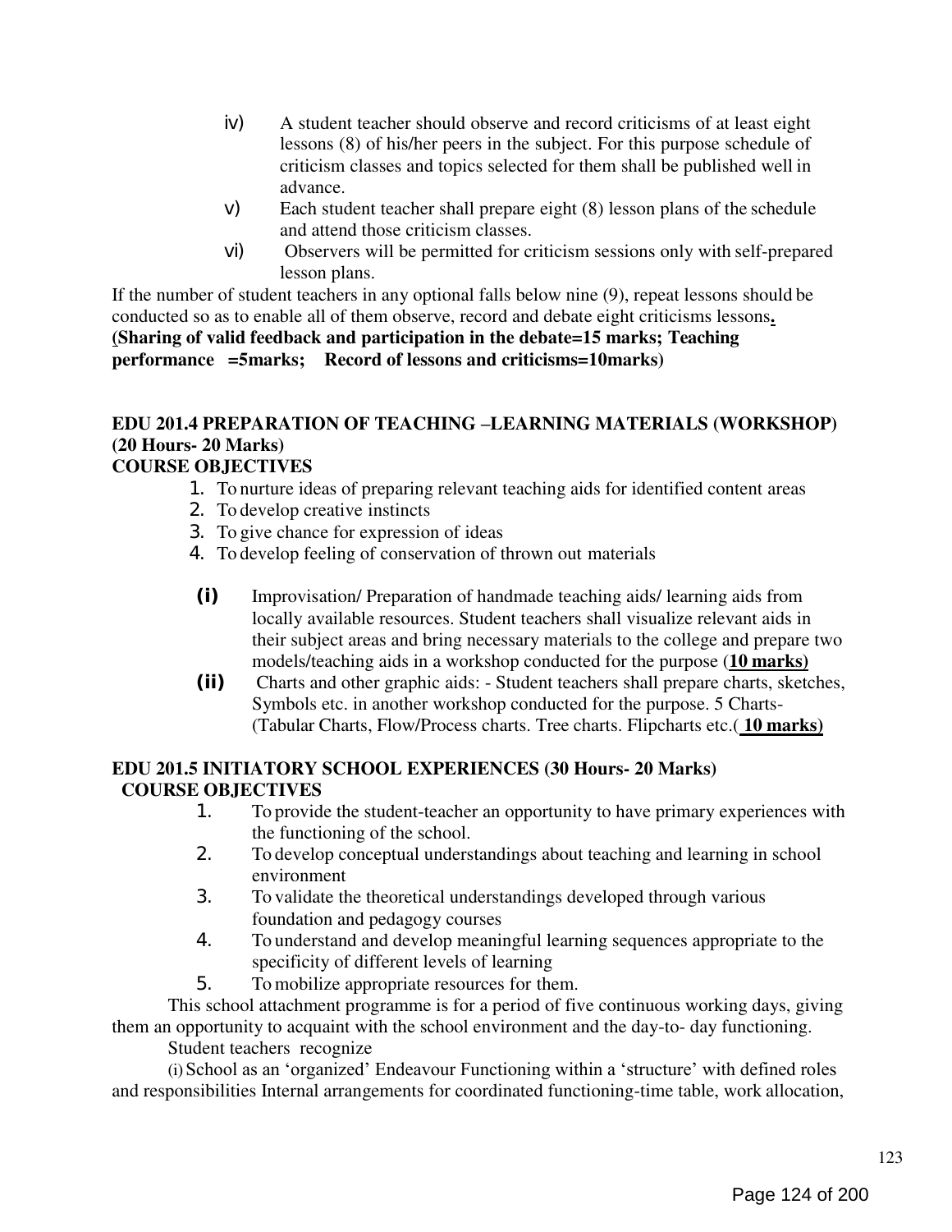iv) A student teacher should observe and record criticisms of at least eight lessons (8) of his/her peers in the subject. For this purpose schedule of criticism classes and topics selected for them shall be published well in advance.

v) Each student teacher shall prepare eight (8) lesson plans of the schedule and attend those criticism classes.

vi) Observers will be permitted for criticism sessions only with self-prepared lesson plans.

If the number of student teachers in any optional falls below nine (9), repeat lessons should be conducted so as to enable all of them observe, record and debate eight criticisms lessons.
**(Sharing of valid feedback and participation in the debate=15 marks; Teaching performance =5marks; Record of lessons and criticisms=10marks)**

**EDU 201.4 PREPARATION OF TEACHING –LEARNING MATERIALS (WORKSHOP) (20 Hours- 20 Marks)**

**COURSE OBJECTIVES**

1. To nurture ideas of preparing relevant teaching aids for identified content areas
2. To develop creative instincts
3. To give chance for expression of ideas
4. To develop feeling of conservation of thrown out materials

**(i)** Improvisation/ Preparation of handmade teaching aids/ learning aids from locally available resources. Student teachers shall visualize relevant aids in their subject areas and bring necessary materials to the college and prepare two models/teaching aids in a workshop conducted for the purpose (**10 marks)**

**(ii)** Charts and other graphic aids: - Student teachers shall prepare charts, sketches, Symbols etc. in another workshop conducted for the purpose. 5 Charts- (Tabular Charts, Flow/Process charts. Tree charts. Flipcharts etc.( **10 marks)**

**EDU 201.5 INITIATORY SCHOOL EXPERIENCES (30 Hours- 20 Marks)**

**COURSE OBJECTIVES**

1. To provide the student-teacher an opportunity to have primary experiences with the functioning of the school.
2. To develop conceptual understandings about teaching and learning in school environment
3. To validate the theoretical understandings developed through various foundation and pedagogy courses
4. To understand and develop meaningful learning sequences appropriate to the specificity of different levels of learning
5. To mobilize appropriate resources for them.

This school attachment programme is for a period of five continuous working days, giving them an opportunity to acquaint with the school environment and the day-to- day functioning.

Student teachers recognize

(i) School as an 'organized' Endeavour Functioning within a 'structure' with defined roles and responsibilities Internal arrangements for coordinated functioning-time table, work allocation,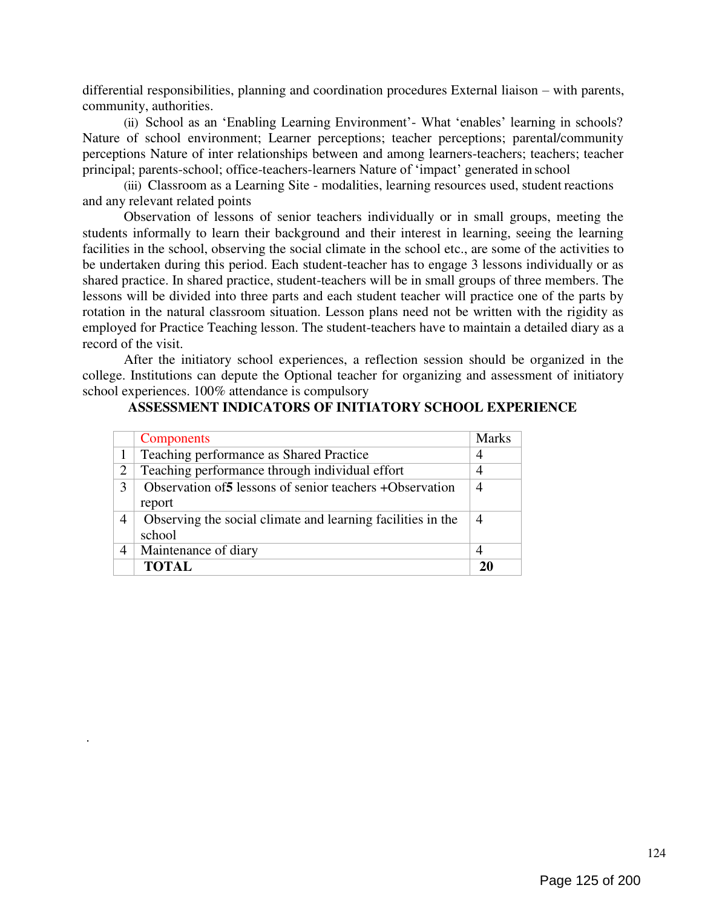differential responsibilities, planning and coordination procedures External liaison – with parents, community, authorities.

(ii) School as an 'Enabling Learning Environment'- What 'enables' learning in schools? Nature of school environment; Learner perceptions; teacher perceptions; parental/community perceptions Nature of inter relationships between and among learners-teachers; teachers; teacher principal; parents-school; office-teachers-learners Nature of 'impact' generated in school

(iii) Classroom as a Learning Site - modalities, learning resources used, student reactions and any relevant related points

Observation of lessons of senior teachers individually or in small groups, meeting the students informally to learn their background and their interest in learning, seeing the learning facilities in the school, observing the social climate in the school etc., are some of the activities to be undertaken during this period. Each student-teacher has to engage 3 lessons individually or as shared practice. In shared practice, student-teachers will be in small groups of three members. The lessons will be divided into three parts and each student teacher will practice one of the parts by rotation in the natural classroom situation. Lesson plans need not be written with the rigidity as employed for Practice Teaching lesson. The student-teachers have to maintain a detailed diary as a record of the visit.

After the initiatory school experiences, a reflection session should be organized in the college. Institutions can depute the Optional teacher for organizing and assessment of initiatory school experiences. 100% attendance is compulsory

**ASSESSMENT INDICATORS OF INITIATORY SCHOOL EXPERIENCE**

| | Components | Marks |
|---|---|---|
| 1 | Teaching performance as Shared Practice | 4 |
| 2 | Teaching performance through individual effort | 4 |
| 3 | Observation of **5** lessons of senior teachers +Observation report | 4 |
| 4 | Observing the social climate and learning facilities in the school | 4 |
| 4 | Maintenance of diary | 4 |
| | **TOTAL** | **20** |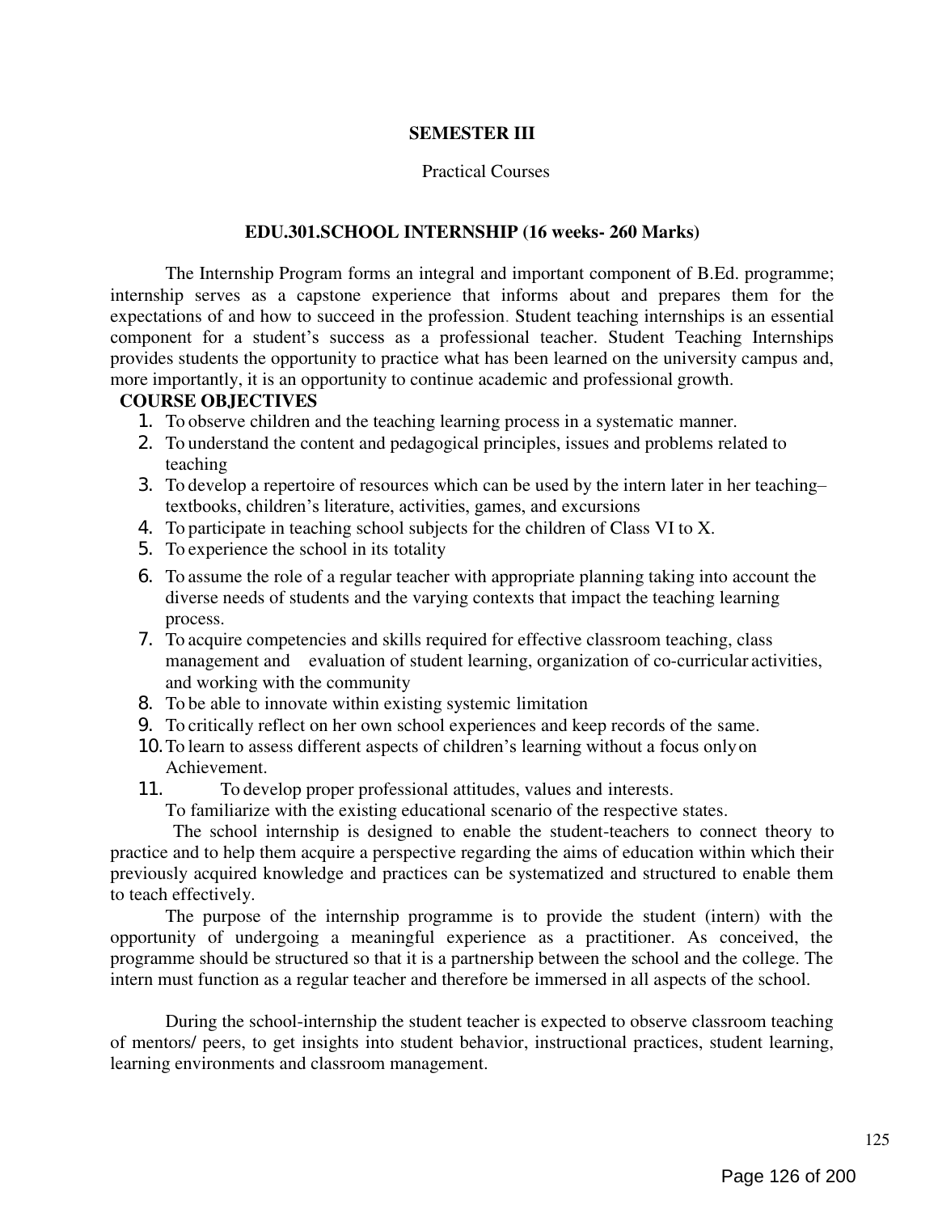## SEMESTER III

Practical Courses

### EDU.301.SCHOOL INTERNSHIP (16 weeks- 260 Marks)

The Internship Program forms an integral and important component of B.Ed. programme; internship serves as a capstone experience that informs about and prepares them for the expectations of and how to succeed in the profession. Student teaching internships is an essential component for a student's success as a professional teacher. Student Teaching Internships provides students the opportunity to practice what has been learned on the university campus and, more importantly, it is an opportunity to continue academic and professional growth.

**COURSE OBJECTIVES**

1. To observe children and the teaching learning process in a systematic manner.
2. To understand the content and pedagogical principles, issues and problems related to teaching
3. To develop a repertoire of resources which can be used by the intern later in her teaching– textbooks, children's literature, activities, games, and excursions
4. To participate in teaching school subjects for the children of Class VI to X.
5. To experience the school in its totality
6. To assume the role of a regular teacher with appropriate planning taking into account the diverse needs of students and the varying contexts that impact the teaching learning process.
7. To acquire competencies and skills required for effective classroom teaching, class management and evaluation of student learning, organization of co-curricular activities, and working with the community
8. To be able to innovate within existing systemic limitation
9. To critically reflect on her own school experiences and keep records of the same.
10. To learn to assess different aspects of children's learning without a focus only on Achievement.
11. To develop proper professional attitudes, values and interests.

   To familiarize with the existing educational scenario of the respective states.

The school internship is designed to enable the student-teachers to connect theory to practice and to help them acquire a perspective regarding the aims of education within which their previously acquired knowledge and practices can be systematized and structured to enable them to teach effectively.

The purpose of the internship programme is to provide the student (intern) with the opportunity of undergoing a meaningful experience as a practitioner. As conceived, the programme should be structured so that it is a partnership between the school and the college. The intern must function as a regular teacher and therefore be immersed in all aspects of the school.

During the school-internship the student teacher is expected to observe classroom teaching of mentors/ peers, to get insights into student behavior, instructional practices, student learning, learning environments and classroom management.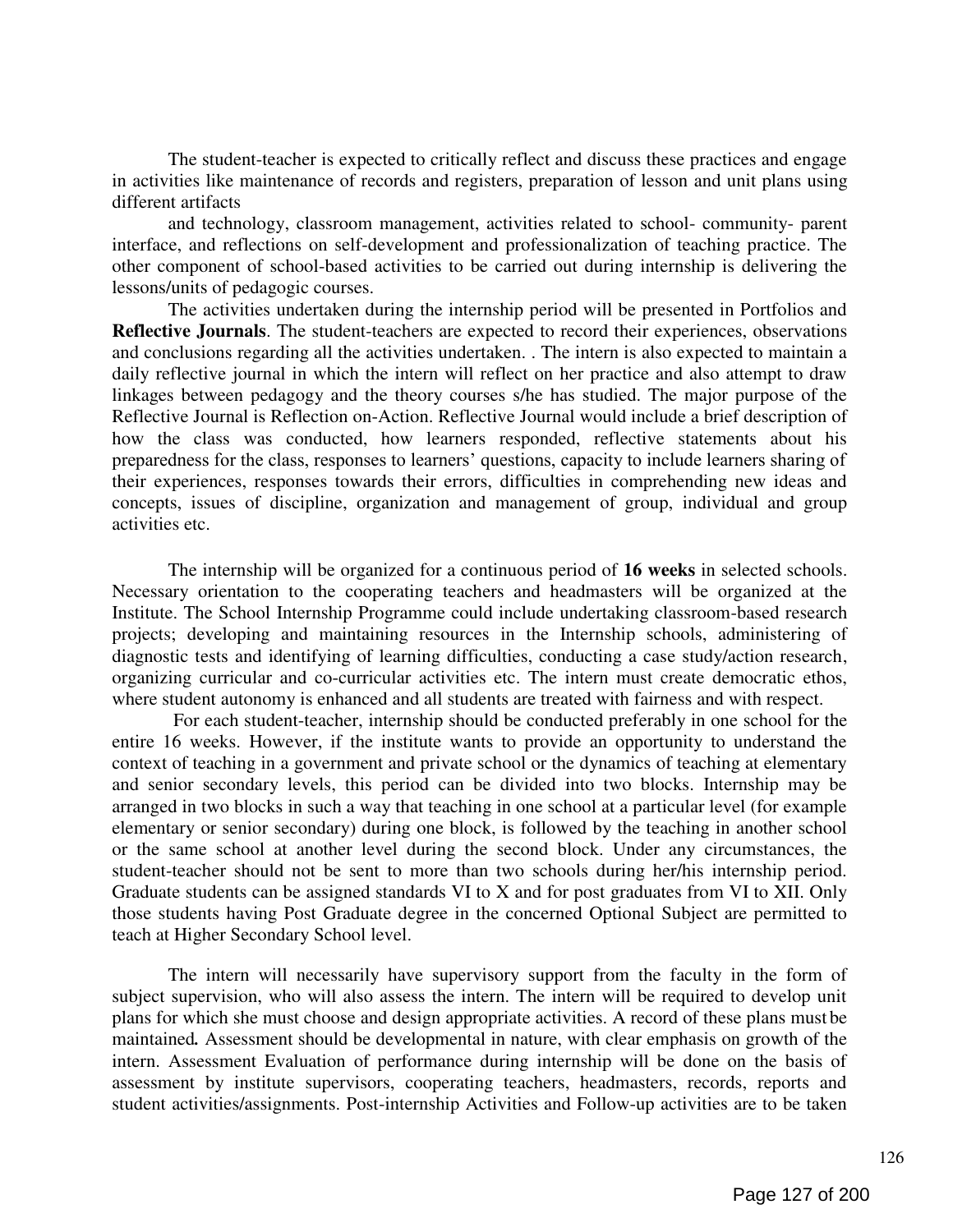The student-teacher is expected to critically reflect and discuss these practices and engage in activities like maintenance of records and registers, preparation of lesson and unit plans using different artifacts

and technology, classroom management, activities related to school- community- parent interface, and reflections on self-development and professionalization of teaching practice. The other component of school-based activities to be carried out during internship is delivering the lessons/units of pedagogic courses.

The activities undertaken during the internship period will be presented in Portfolios and **Reflective Journals**. The student-teachers are expected to record their experiences, observations and conclusions regarding all the activities undertaken. . The intern is also expected to maintain a daily reflective journal in which the intern will reflect on her practice and also attempt to draw linkages between pedagogy and the theory courses s/he has studied. The major purpose of the Reflective Journal is Reflection on-Action. Reflective Journal would include a brief description of how the class was conducted, how learners responded, reflective statements about his preparedness for the class, responses to learners' questions, capacity to include learners sharing of their experiences, responses towards their errors, difficulties in comprehending new ideas and concepts, issues of discipline, organization and management of group, individual and group activities etc.

The internship will be organized for a continuous period of **16 weeks** in selected schools. Necessary orientation to the cooperating teachers and headmasters will be organized at the Institute. The School Internship Programme could include undertaking classroom-based research projects; developing and maintaining resources in the Internship schools, administering of diagnostic tests and identifying of learning difficulties, conducting a case study/action research, organizing curricular and co-curricular activities etc. The intern must create democratic ethos, where student autonomy is enhanced and all students are treated with fairness and with respect.

For each student-teacher, internship should be conducted preferably in one school for the entire 16 weeks. However, if the institute wants to provide an opportunity to understand the context of teaching in a government and private school or the dynamics of teaching at elementary and senior secondary levels, this period can be divided into two blocks. Internship may be arranged in two blocks in such a way that teaching in one school at a particular level (for example elementary or senior secondary) during one block, is followed by the teaching in another school or the same school at another level during the second block. Under any circumstances, the student-teacher should not be sent to more than two schools during her/his internship period. Graduate students can be assigned standards VI to X and for post graduates from VI to XII. Only those students having Post Graduate degree in the concerned Optional Subject are permitted to teach at Higher Secondary School level.

The intern will necessarily have supervisory support from the faculty in the form of subject supervision, who will also assess the intern. The intern will be required to develop unit plans for which she must choose and design appropriate activities. A record of these plans must be maintained*.* Assessment should be developmental in nature, with clear emphasis on growth of the intern. Assessment Evaluation of performance during internship will be done on the basis of assessment by institute supervisors, cooperating teachers, headmasters, records, reports and student activities/assignments. Post-internship Activities and Follow-up activities are to be taken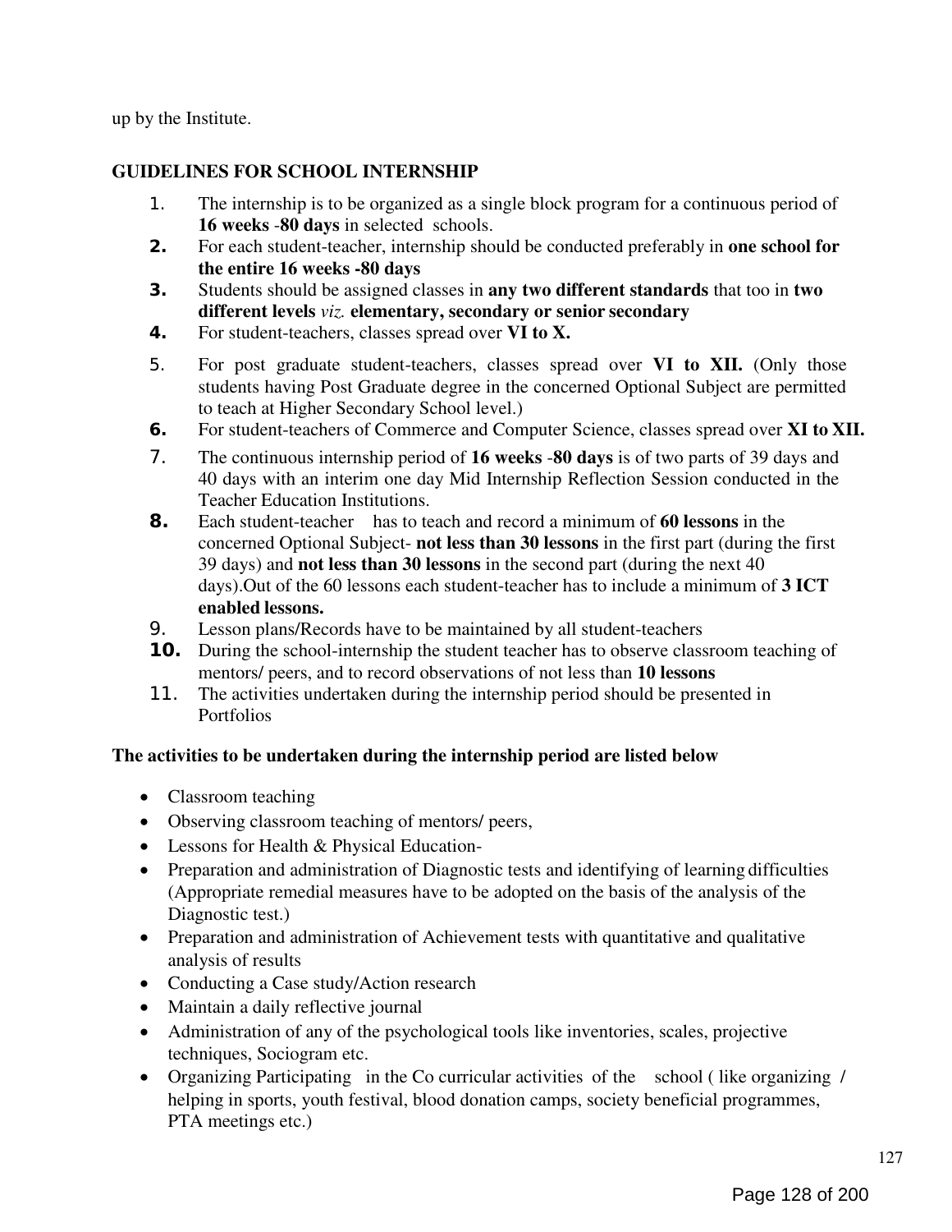up by the Institute.

## GUIDELINES FOR SCHOOL INTERNSHIP

1. The internship is to be organized as a single block program for a continuous period of **16 weeks** -**80 days** in selected schools.
2. For each student-teacher, internship should be conducted preferably in **one school for the entire 16 weeks -80 days**
3. Students should be assigned classes in **any two different standards** that too in **two different levels** *viz.* **elementary, secondary or senior secondary**
4. For student-teachers, classes spread over **VI to X.**
5. For post graduate student-teachers, classes spread over **VI to XII.** (Only those students having Post Graduate degree in the concerned Optional Subject are permitted to teach at Higher Secondary School level.)
6. For student-teachers of Commerce and Computer Science, classes spread over **XI to XII.**
7. The continuous internship period of **16 weeks** -**80 days** is of two parts of 39 days and 40 days with an interim one day Mid Internship Reflection Session conducted in the Teacher Education Institutions.
8. Each student-teacher has to teach and record a minimum of **60 lessons** in the concerned Optional Subject- **not less than 30 lessons** in the first part (during the first 39 days) and **not less than 30 lessons** in the second part (during the next 40 days).Out of the 60 lessons each student-teacher has to include a minimum of **3 ICT enabled lessons.**
9. Lesson plans/Records have to be maintained by all student-teachers
10. During the school-internship the student teacher has to observe classroom teaching of mentors/ peers, and to record observations of not less than **10 lessons**
11. The activities undertaken during the internship period should be presented in Portfolios

**The activities to be undertaken during the internship period are listed below**

- Classroom teaching
- Observing classroom teaching of mentors/ peers,
- Lessons for Health & Physical Education-
- Preparation and administration of Diagnostic tests and identifying of learning difficulties (Appropriate remedial measures have to be adopted on the basis of the analysis of the Diagnostic test.)
- Preparation and administration of Achievement tests with quantitative and qualitative analysis of results
- Conducting a Case study/Action research
- Maintain a daily reflective journal
- Administration of any of the psychological tools like inventories, scales, projective techniques, Sociogram etc.
- Organizing Participating in the Co curricular activities of the school ( like organizing / helping in sports, youth festival, blood donation camps, society beneficial programmes, PTA meetings etc.)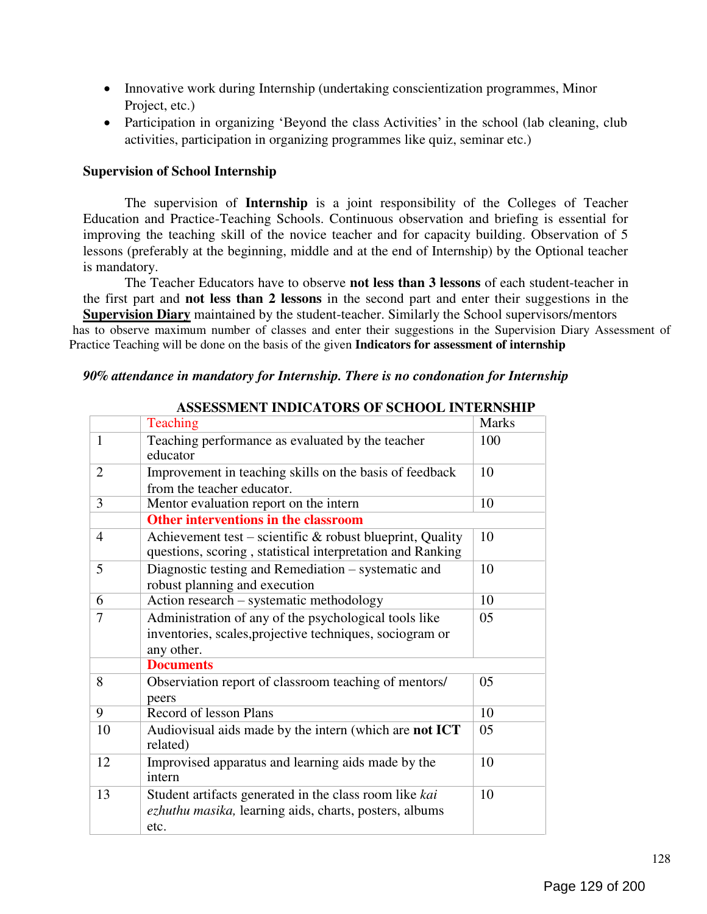- Innovative work during Internship (undertaking conscientization programmes, Minor Project, etc.)
- Participation in organizing 'Beyond the class Activities' in the school (lab cleaning, club activities, participation in organizing programmes like quiz, seminar etc.)

**Supervision of School Internship**

The supervision of **Internship** is a joint responsibility of the Colleges of Teacher Education and Practice-Teaching Schools. Continuous observation and briefing is essential for improving the teaching skill of the novice teacher and for capacity building. Observation of 5 lessons (preferably at the beginning, middle and at the end of Internship) by the Optional teacher is mandatory.

The Teacher Educators have to observe **not less than 3 lessons** of each student-teacher in the first part and **not less than 2 lessons** in the second part and enter their suggestions in the **Supervision Diary** maintained by the student-teacher. Similarly the School supervisors/mentors has to observe maximum number of classes and enter their suggestions in the Supervision Diary Assessment of Practice Teaching will be done on the basis of the given **Indicators for assessment of internship**

***90% attendance in mandatory for Internship. There is no condonation for Internship***

**ASSESSMENT INDICATORS OF SCHOOL INTERNSHIP**

| | Teaching | Marks |
|---|---|---|
| 1 | Teaching performance as evaluated by the teacher educator | 100 |
| 2 | Improvement in teaching skills on the basis of feedback from the teacher educator. | 10 |
| 3 | Mentor evaluation report on the intern | 10 |
| | **Other interventions in the classroom** | |
| 4 | Achievement test – scientific & robust blueprint, Quality questions, scoring , statistical interpretation and Ranking | 10 |
| 5 | Diagnostic testing and Remediation – systematic and robust planning and execution | 10 |
| 6 | Action research – systematic methodology | 10 |
| 7 | Administration of any of the psychological tools like inventories, scales,projective techniques, sociogram or any other. | 05 |
| | **Documents** | |
| 8 | Observiation report of classroom teaching of mentors/ peers | 05 |
| 9 | Record of lesson Plans | 10 |
| 10 | Audiovisual aids made by the intern (which are **not ICT** related) | 05 |
| 12 | Improvised apparatus and learning aids made by the intern | 10 |
| 13 | Student artifacts generated in the class room like *kai ezhuthu masika,* learning aids, charts, posters, albums etc. | 10 |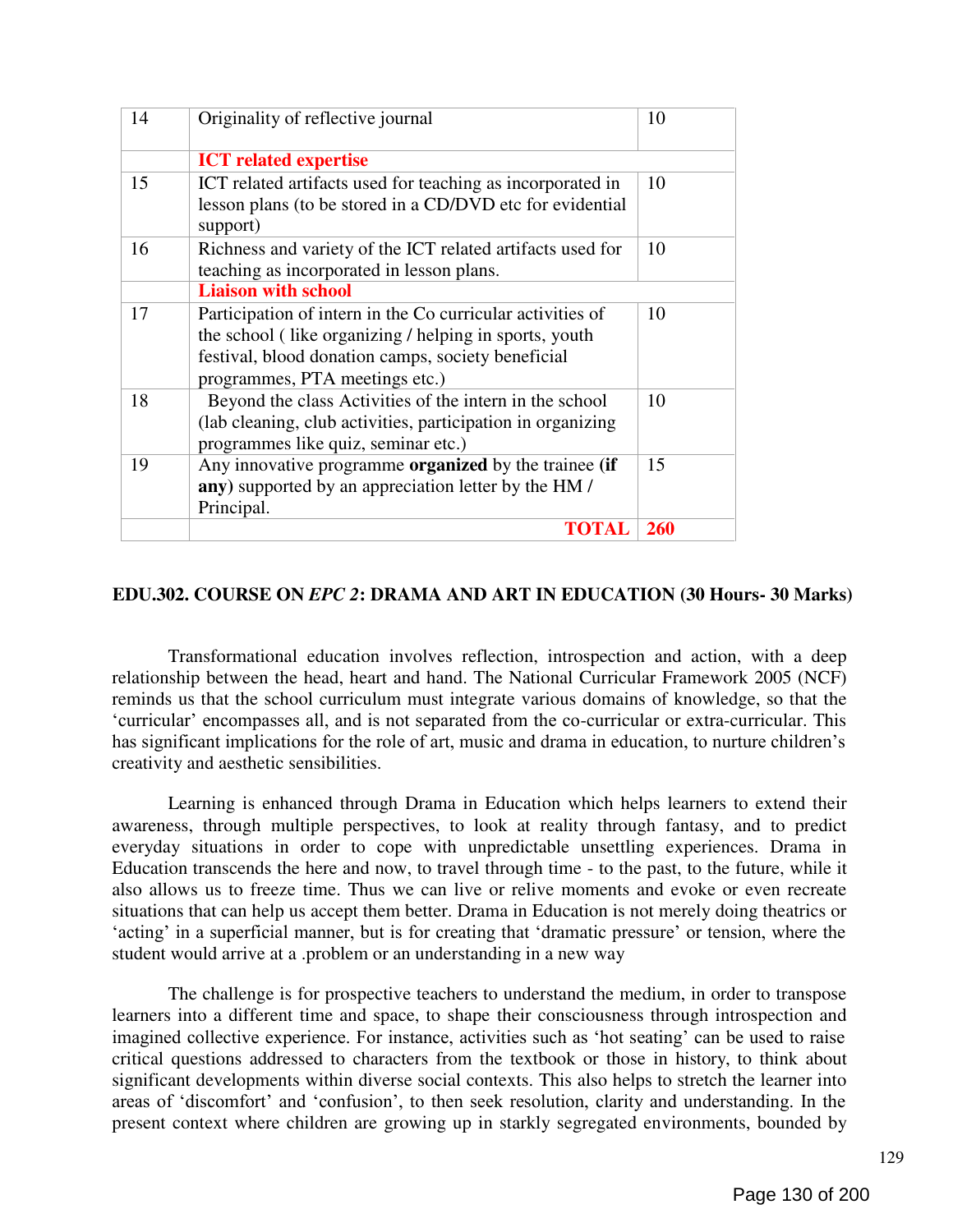| 14 | Originality of reflective journal | 10 |
|---|---|---|
| | **ICT related expertise** | |
| 15 | ICT related artifacts used for teaching as incorporated in lesson plans (to be stored in a CD/DVD etc for evidential support) | 10 |
| 16 | Richness and variety of the ICT related artifacts used for teaching as incorporated in lesson plans. | 10 |
| | **Liaison with school** | |
| 17 | Participation of intern in the Co curricular activities of the school ( like organizing / helping in sports, youth festival, blood donation camps, society beneficial programmes, PTA meetings etc.) | 10 |
| 18 | Beyond the class Activities of the intern in the school (lab cleaning, club activities, participation in organizing programmes like quiz, seminar etc.) | 10 |
| 19 | Any innovative programme **organized** by the trainee **(if any)** supported by an appreciation letter by the HM / Principal. | 15 |
| | **TOTAL** | **260** |

### EDU.302. COURSE ON *EPC 2*: DRAMA AND ART IN EDUCATION (30 Hours- 30 Marks)

Transformational education involves reflection, introspection and action, with a deep relationship between the head, heart and hand. The National Curricular Framework 2005 (NCF) reminds us that the school curriculum must integrate various domains of knowledge, so that the 'curricular' encompasses all, and is not separated from the co-curricular or extra-curricular. This has significant implications for the role of art, music and drama in education, to nurture children's creativity and aesthetic sensibilities.

Learning is enhanced through Drama in Education which helps learners to extend their awareness, through multiple perspectives, to look at reality through fantasy, and to predict everyday situations in order to cope with unpredictable unsettling experiences. Drama in Education transcends the here and now, to travel through time - to the past, to the future, while it also allows us to freeze time. Thus we can live or relive moments and evoke or even recreate situations that can help us accept them better. Drama in Education is not merely doing theatrics or 'acting' in a superficial manner, but is for creating that 'dramatic pressure' or tension, where the student would arrive at a .problem or an understanding in a new way

The challenge is for prospective teachers to understand the medium, in order to transpose learners into a different time and space, to shape their consciousness through introspection and imagined collective experience. For instance, activities such as 'hot seating' can be used to raise critical questions addressed to characters from the textbook or those in history, to think about significant developments within diverse social contexts. This also helps to stretch the learner into areas of 'discomfort' and 'confusion', to then seek resolution, clarity and understanding. In the present context where children are growing up in starkly segregated environments, bounded by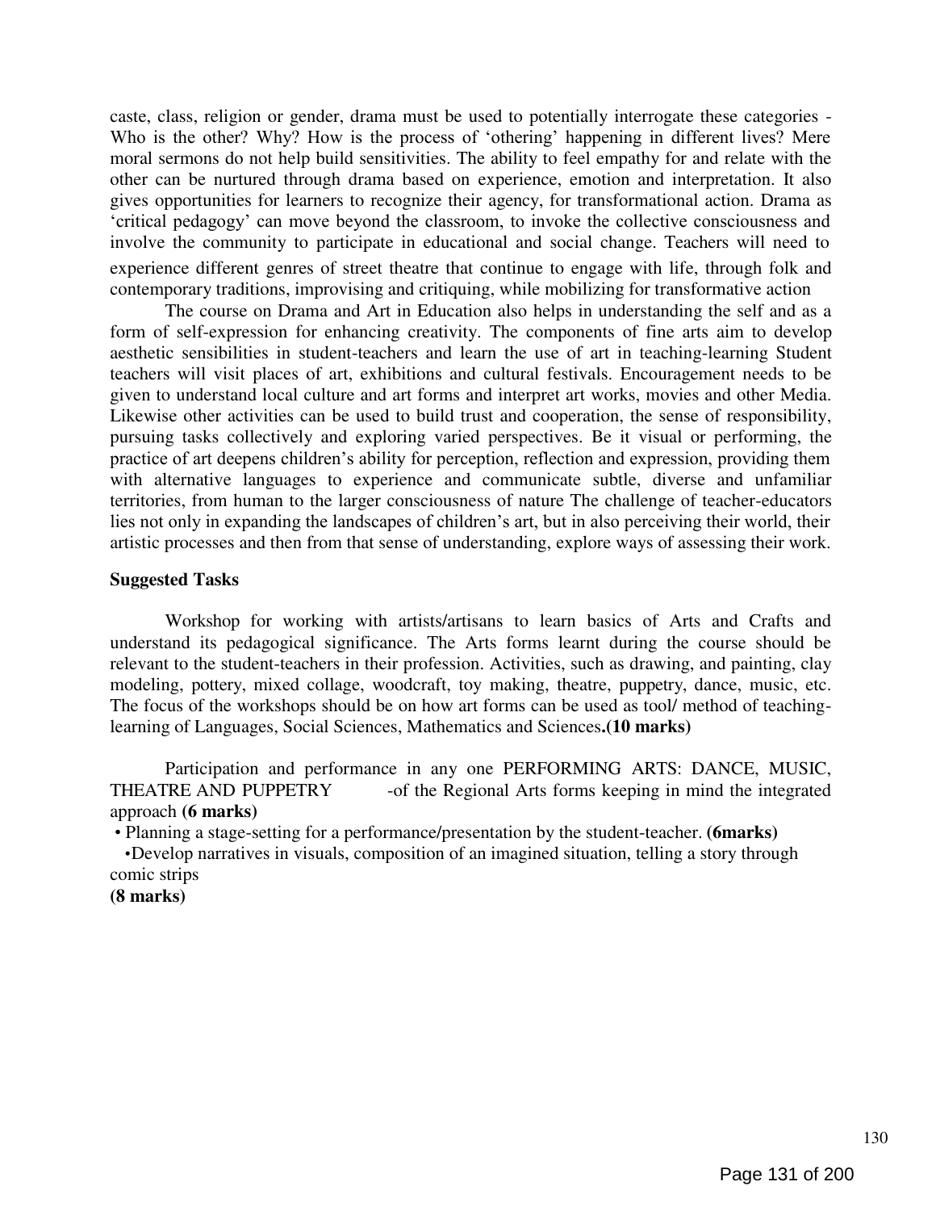caste, class, religion or gender, drama must be used to potentially interrogate these categories - Who is the other? Why? How is the process of 'othering' happening in different lives? Mere moral sermons do not help build sensitivities. The ability to feel empathy for and relate with the other can be nurtured through drama based on experience, emotion and interpretation. It also gives opportunities for learners to recognize their agency, for transformational action. Drama as 'critical pedagogy' can move beyond the classroom, to invoke the collective consciousness and involve the community to participate in educational and social change. Teachers will need to experience different genres of street theatre that continue to engage with life, through folk and contemporary traditions, improvising and critiquing, while mobilizing for transformative action

The course on Drama and Art in Education also helps in understanding the self and as a form of self-expression for enhancing creativity. The components of fine arts aim to develop aesthetic sensibilities in student-teachers and learn the use of art in teaching-learning Student teachers will visit places of art, exhibitions and cultural festivals. Encouragement needs to be given to understand local culture and art forms and interpret art works, movies and other Media. Likewise other activities can be used to build trust and cooperation, the sense of responsibility, pursuing tasks collectively and exploring varied perspectives. Be it visual or performing, the practice of art deepens children's ability for perception, reflection and expression, providing them with alternative languages to experience and communicate subtle, diverse and unfamiliar territories, from human to the larger consciousness of nature The challenge of teacher-educators lies not only in expanding the landscapes of children's art, but in also perceiving their world, their artistic processes and then from that sense of understanding, explore ways of assessing their work.

**Suggested Tasks**

Workshop for working with artists/artisans to learn basics of Arts and Crafts and understand its pedagogical significance. The Arts forms learnt during the course should be relevant to the student-teachers in their profession. Activities, such as drawing, and painting, clay modeling, pottery, mixed collage, woodcraft, toy making, theatre, puppetry, dance, music, etc. The focus of the workshops should be on how art forms can be used as tool/ method of teaching-learning of Languages, Social Sciences, Mathematics and Sciences**.(10 marks)**

Participation and performance in any one PERFORMING ARTS: DANCE, MUSIC, THEATRE AND PUPPETRY -of the Regional Arts forms keeping in mind the integrated approach **(6 marks)**

- Planning a stage-setting for a performance/presentation by the student-teacher. **(6marks)**
- Develop narratives in visuals, composition of an imagined situation, telling a story through comic strips

**(8 marks)**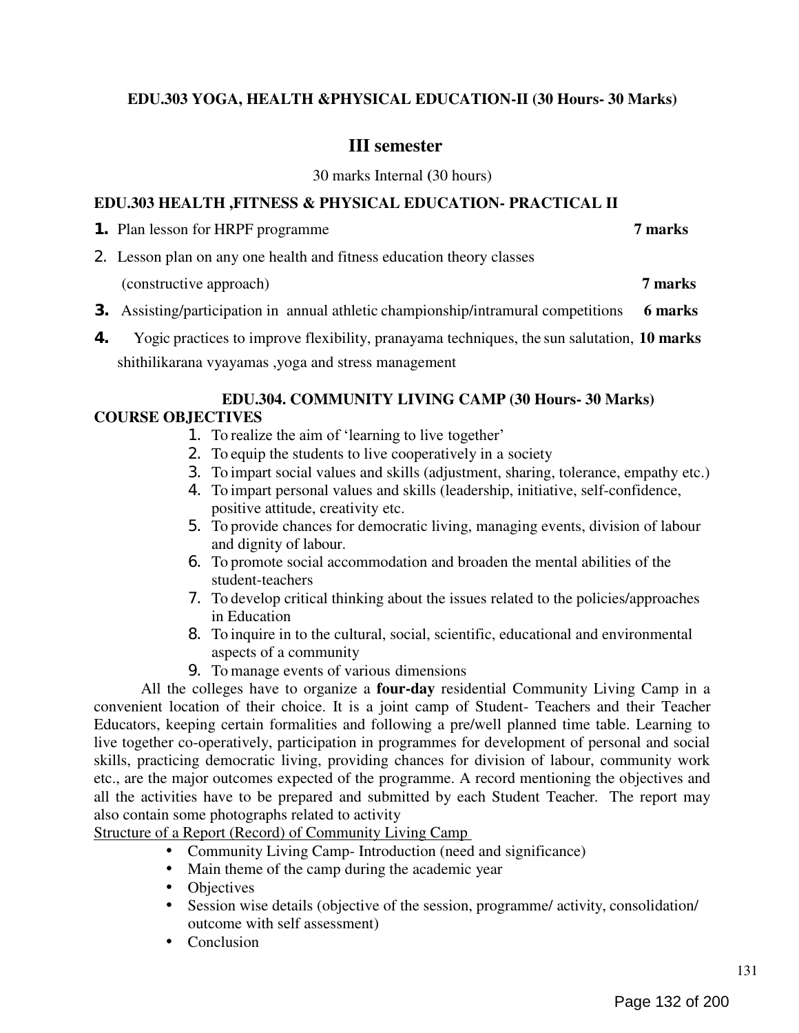**EDU.303 YOGA, HEALTH &PHYSICAL EDUCATION-II (30 Hours- 30 Marks)**

## III semester

30 marks Internal (30 hours)

**EDU.303 HEALTH ,FITNESS & PHYSICAL EDUCATION- PRACTICAL II**

1. Plan lesson for HRPF programme **7 marks**
2. Lesson plan on any one health and fitness education theory classes (constructive approach) **7 marks**
3. Assisting/participation in annual athletic championship/intramural competitions **6 marks**
4. Yogic practices to improve flexibility, pranayama techniques, the sun salutation, shithilikarana vyayamas ,yoga and stress management **10 marks**

**EDU.304. COMMUNITY LIVING CAMP (30 Hours- 30 Marks)**

**COURSE OBJECTIVES**

1. To realize the aim of 'learning to live together'
2. To equip the students to live cooperatively in a society
3. To impart social values and skills (adjustment, sharing, tolerance, empathy etc.)
4. To impart personal values and skills (leadership, initiative, self-confidence, positive attitude, creativity etc.
5. To provide chances for democratic living, managing events, division of labour and dignity of labour.
6. To promote social accommodation and broaden the mental abilities of the student-teachers
7. To develop critical thinking about the issues related to the policies/approaches in Education
8. To inquire in to the cultural, social, scientific, educational and environmental aspects of a community
9. To manage events of various dimensions

All the colleges have to organize a **four-day** residential Community Living Camp in a convenient location of their choice. It is a joint camp of Student- Teachers and their Teacher Educators, keeping certain formalities and following a pre/well planned time table. Learning to live together co-operatively, participation in programmes for development of personal and social skills, practicing democratic living, providing chances for division of labour, community work etc., are the major outcomes expected of the programme. A record mentioning the objectives and all the activities have to be prepared and submitted by each Student Teacher. The report may also contain some photographs related to activity

<u>Structure of a Report (Record) of Community Living Camp</u>

- Community Living Camp- Introduction (need and significance)
- Main theme of the camp during the academic year
- Objectives
- Session wise details (objective of the session, programme/ activity, consolidation/ outcome with self assessment)
- Conclusion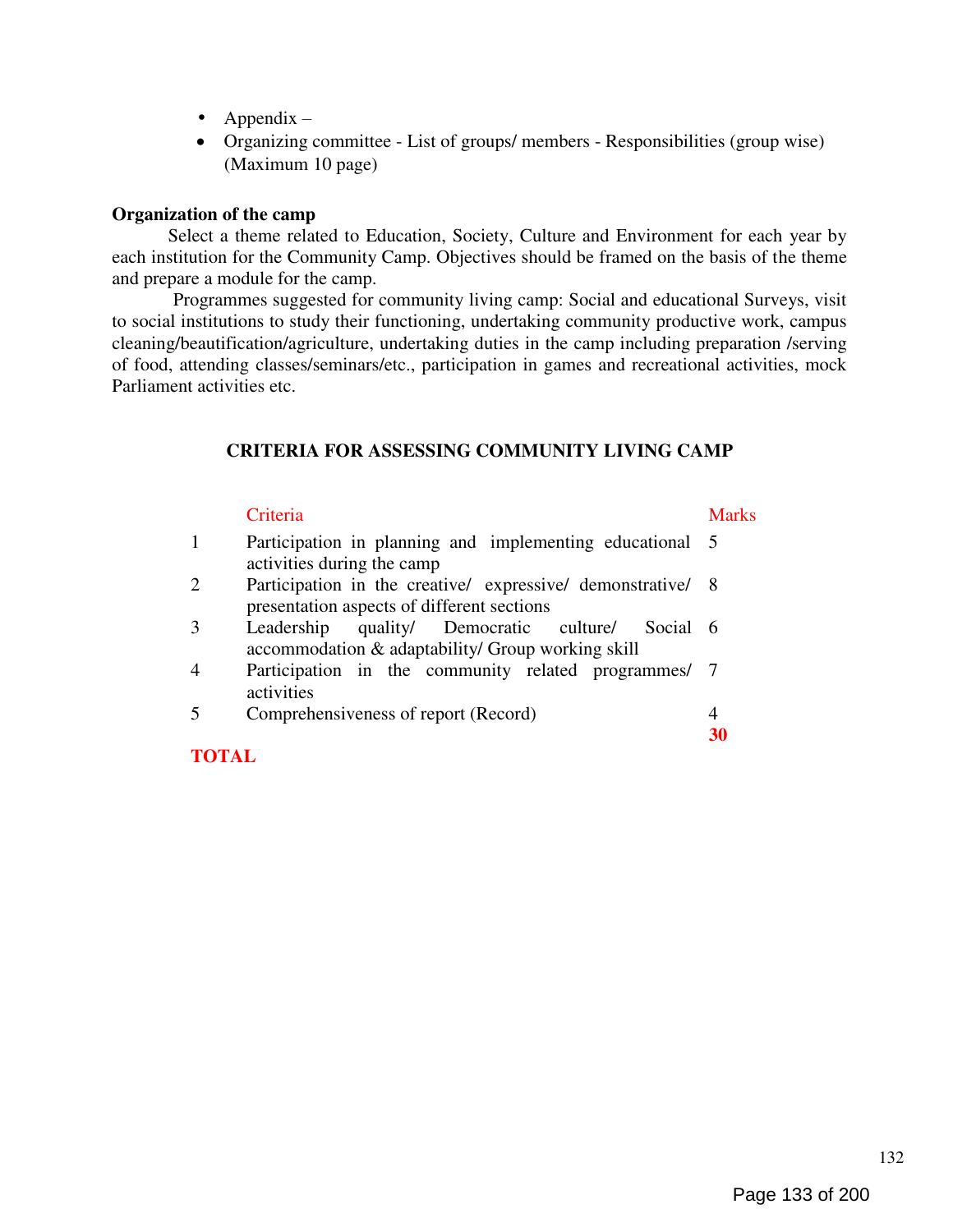- Appendix –
- Organizing committee - List of groups/ members - Responsibilities (group wise) (Maximum 10 page)

**Organization of the camp**

Select a theme related to Education, Society, Culture and Environment for each year by each institution for the Community Camp. Objectives should be framed on the basis of the theme and prepare a module for the camp.

Programmes suggested for community living camp: Social and educational Surveys, visit to social institutions to study their functioning, undertaking community productive work, campus cleaning/beautification/agriculture, undertaking duties in the camp including preparation /serving of food, attending classes/seminars/etc., participation in games and recreational activities, mock Parliament activities etc.

**CRITERIA FOR ASSESSING COMMUNITY LIVING CAMP**

| | Criteria | Marks |
|---|---|---|
| 1 | Participation in planning and implementing educational activities during the camp | 5 |
| 2 | Participation in the creative/ expressive/ demonstrative/ presentation aspects of different sections | 8 |
| 3 | Leadership quality/ Democratic culture/ Social accommodation & adaptability/ Group working skill | 6 |
| 4 | Participation in the community related programmes/ activities | 7 |
| 5 | Comprehensiveness of report (Record) | 4 |
| **TOTAL** | | **30** |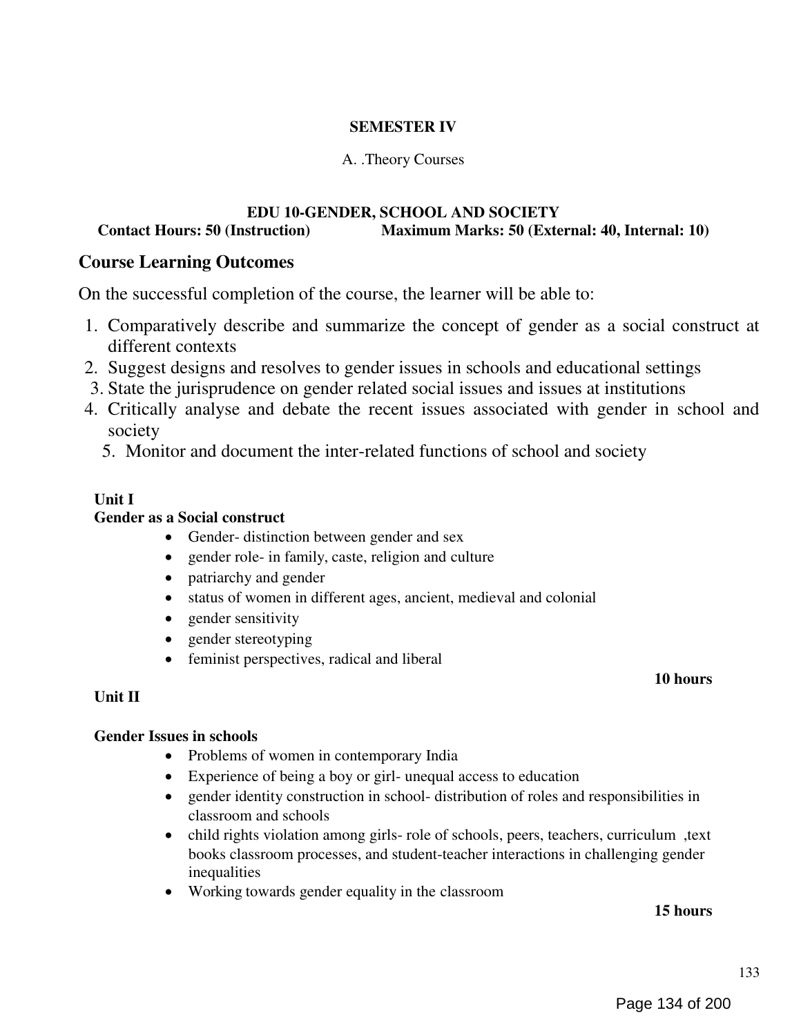**SEMESTER IV**

A. .Theory Courses

**EDU 10-GENDER, SCHOOL AND SOCIETY**

**Contact Hours: 50 (Instruction)** **Maximum Marks: 50 (External: 40, Internal: 10)**

## Course Learning Outcomes

On the successful completion of the course, the learner will be able to:

1. Comparatively describe and summarize the concept of gender as a social construct at different contexts
2. Suggest designs and resolves to gender issues in schools and educational settings
3. State the jurisprudence on gender related social issues and issues at institutions
4. Critically analyse and debate the recent issues associated with gender in school and society
5. Monitor and document the inter-related functions of school and society

**Unit I**

**Gender as a Social construct**

- Gender- distinction between gender and sex
- gender role- in family, caste, religion and culture
- patriarchy and gender
- status of women in different ages, ancient, medieval and colonial
- gender sensitivity
- gender stereotyping
- feminist perspectives, radical and liberal

**10 hours**

**Unit II**

**Gender Issues in schools**

- Problems of women in contemporary India
- Experience of being a boy or girl- unequal access to education
- gender identity construction in school- distribution of roles and responsibilities in classroom and schools
- child rights violation among girls- role of schools, peers, teachers, curriculum ,text books classroom processes, and student-teacher interactions in challenging gender inequalities
- Working towards gender equality in the classroom

**15 hours**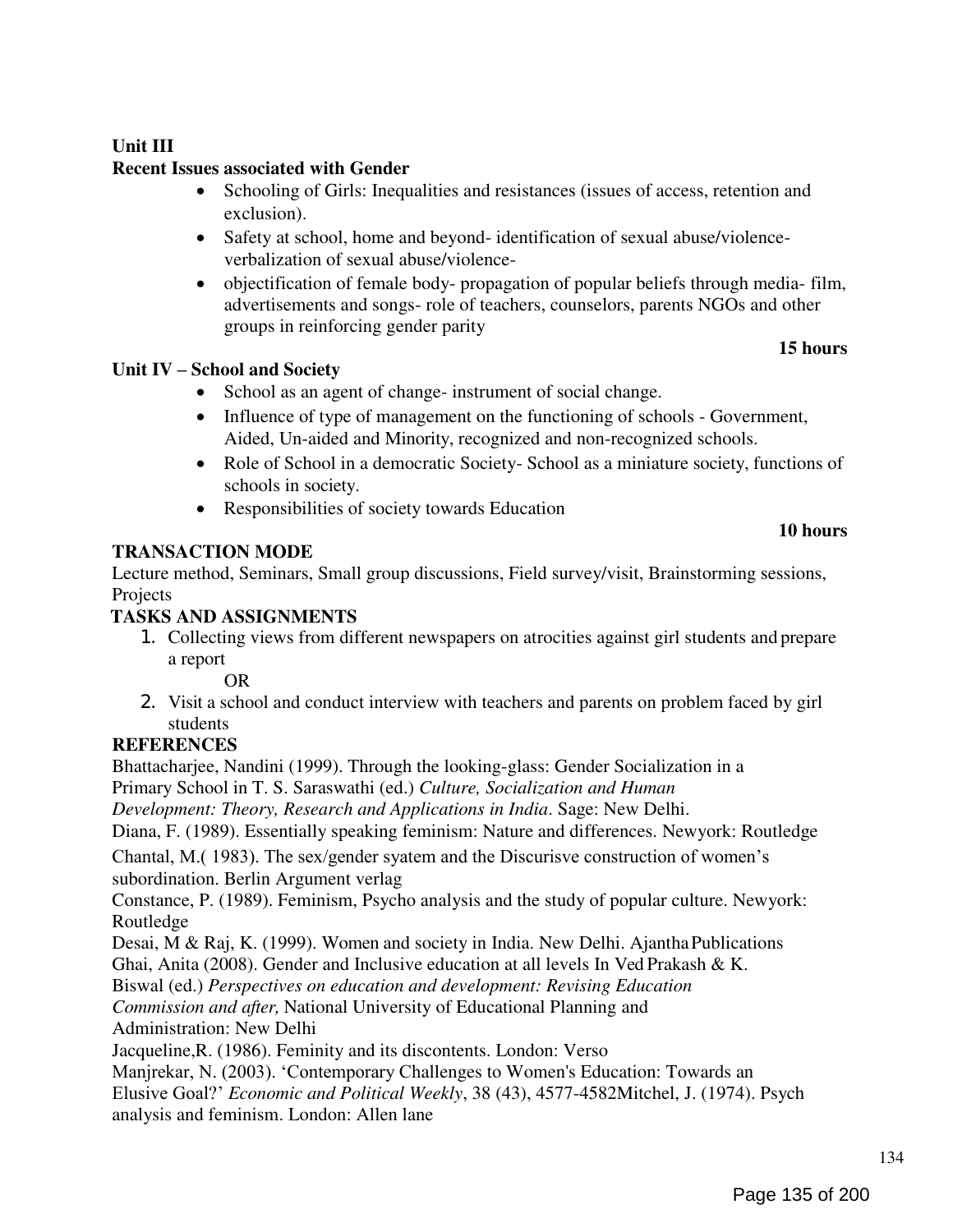**Unit III**

**Recent Issues associated with Gender**

- Schooling of Girls: Inequalities and resistances (issues of access, retention and exclusion).
- Safety at school, home and beyond- identification of sexual abuse/violence- verbalization of sexual abuse/violence-
- objectification of female body- propagation of popular beliefs through media- film, advertisements and songs- role of teachers, counselors, parents NGOs and other groups in reinforcing gender parity

**15 hours**

**Unit IV – School and Society**

- School as an agent of change- instrument of social change.
- Influence of type of management on the functioning of schools - Government, Aided, Un-aided and Minority, recognized and non-recognized schools.
- Role of School in a democratic Society- School as a miniature society, functions of schools in society.
- Responsibilities of society towards Education

**10 hours**

**TRANSACTION MODE**

Lecture method, Seminars, Small group discussions, Field survey/visit, Brainstorming sessions, Projects

**TASKS AND ASSIGNMENTS**

1. Collecting views from different newspapers on atrocities against girl students and prepare a report

   OR

2. Visit a school and conduct interview with teachers and parents on problem faced by girl students

**REFERENCES**

Bhattacharjee, Nandini (1999). Through the looking-glass: Gender Socialization in a Primary School in T. S. Saraswathi (ed.) *Culture, Socialization and Human Development: Theory, Research and Applications in India*. Sage: New Delhi.

Diana, F. (1989). Essentially speaking feminism: Nature and differences. Newyork: Routledge

Chantal, M.( 1983). The sex/gender syatem and the Discurisve construction of women's subordination. Berlin Argument verlag

Constance, P. (1989). Feminism, Psycho analysis and the study of popular culture. Newyork: Routledge

Desai, M & Raj, K. (1999). Women and society in India. New Delhi. Ajantha Publications

Ghai, Anita (2008). Gender and Inclusive education at all levels In Ved Prakash & K. Biswal (ed.) *Perspectives on education and development: Revising Education Commission and after,* National University of Educational Planning and Administration: New Delhi

Jacqueline,R. (1986). Feminity and its discontents. London: Verso

Manjrekar, N. (2003). 'Contemporary Challenges to Women's Education: Towards an Elusive Goal?' *Economic and Political Weekly*, 38 (43), 4577-4582Mitchel, J. (1974). Psych analysis and feminism. London: Allen lane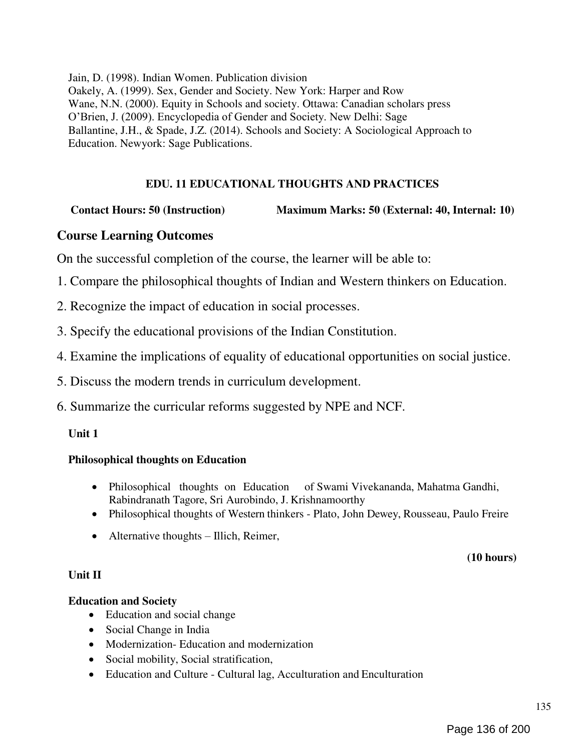Jain, D. (1998). Indian Women. Publication division
Oakely, A. (1999). Sex, Gender and Society. New York: Harper and Row
Wane, N.N. (2000). Equity in Schools and society. Ottawa: Canadian scholars press
O'Brien, J. (2009). Encyclopedia of Gender and Society. New Delhi: Sage
Ballantine, J.H., & Spade, J.Z. (2014). Schools and Society: A Sociological Approach to Education. Newyork: Sage Publications.

## EDU. 11 EDUCATIONAL THOUGHTS AND PRACTICES

**Contact Hours: 50 (Instruction)** **Maximum Marks: 50 (External: 40, Internal: 10)**

## Course Learning Outcomes

On the successful completion of the course, the learner will be able to:

1. Compare the philosophical thoughts of Indian and Western thinkers on Education.
2. Recognize the impact of education in social processes.
3. Specify the educational provisions of the Indian Constitution.
4. Examine the implications of equality of educational opportunities on social justice.
5. Discuss the modern trends in curriculum development.
6. Summarize the curricular reforms suggested by NPE and NCF.

### Unit 1

**Philosophical thoughts on Education**

- Philosophical thoughts on Education of Swami Vivekananda, Mahatma Gandhi, Rabindranath Tagore, Sri Aurobindo, J. Krishnamoorthy
- Philosophical thoughts of Western thinkers - Plato, John Dewey, Rousseau, Paulo Freire
- Alternative thoughts – Illich, Reimer,

**(10 hours)**

### Unit II

**Education and Society**

- Education and social change
- Social Change in India
- Modernization- Education and modernization
- Social mobility, Social stratification,
- Education and Culture - Cultural lag, Acculturation and Enculturation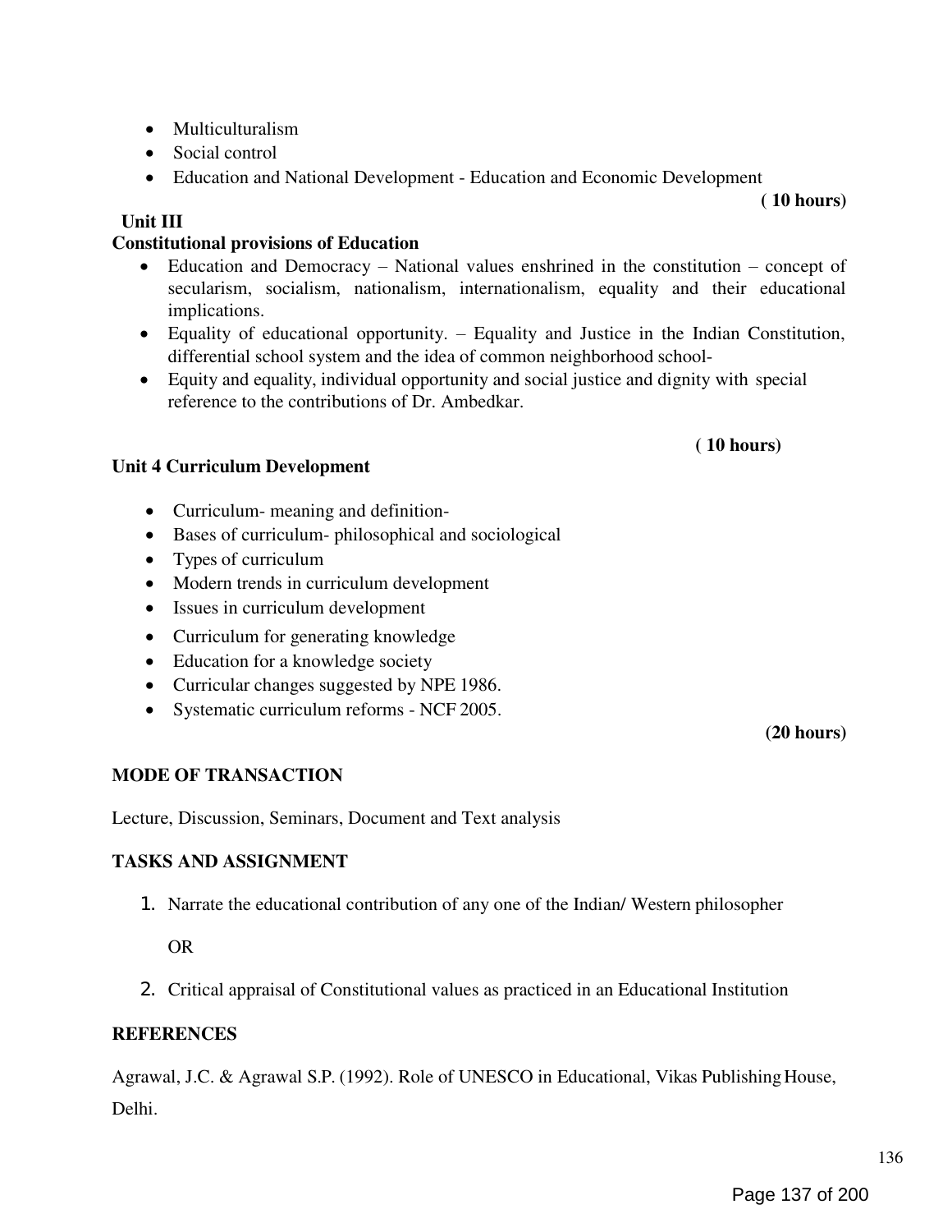- Multiculturalism
- Social control
- Education and National Development - Education and Economic Development

**( 10 hours)**

**Unit III**

**Constitutional provisions of Education**

- Education and Democracy – National values enshrined in the constitution – concept of secularism, socialism, nationalism, internationalism, equality and their educational implications.
- Equality of educational opportunity. – Equality and Justice in the Indian Constitution, differential school system and the idea of common neighborhood school-
- Equity and equality, individual opportunity and social justice and dignity with special reference to the contributions of Dr. Ambedkar.

**( 10 hours)**

**Unit 4 Curriculum Development**

- Curriculum- meaning and definition-
- Bases of curriculum- philosophical and sociological
- Types of curriculum
- Modern trends in curriculum development
- Issues in curriculum development
- Curriculum for generating knowledge
- Education for a knowledge society
- Curricular changes suggested by NPE 1986.
- Systematic curriculum reforms - NCF 2005.

**(20 hours)**

**MODE OF TRANSACTION**

Lecture, Discussion, Seminars, Document and Text analysis

**TASKS AND ASSIGNMENT**

1. Narrate the educational contribution of any one of the Indian/ Western philosopher

   OR

2. Critical appraisal of Constitutional values as practiced in an Educational Institution

**REFERENCES**

Agrawal, J.C. & Agrawal S.P. (1992). Role of UNESCO in Educational, Vikas Publishing House, Delhi.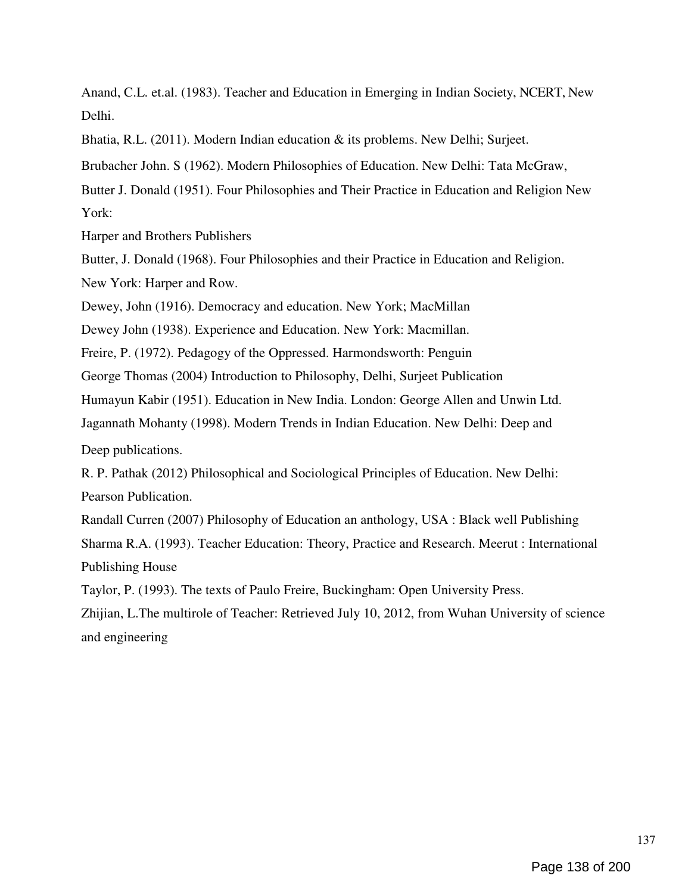Anand, C.L. et.al. (1983). Teacher and Education in Emerging in Indian Society, NCERT, New Delhi.

Bhatia, R.L. (2011). Modern Indian education & its problems. New Delhi; Surjeet.

Brubacher John. S (1962). Modern Philosophies of Education. New Delhi: Tata McGraw,

Butter J. Donald (1951). Four Philosophies and Their Practice in Education and Religion New York:

Harper and Brothers Publishers

Butter, J. Donald (1968). Four Philosophies and their Practice in Education and Religion. New York: Harper and Row.

Dewey, John (1916). Democracy and education. New York; MacMillan

Dewey John (1938). Experience and Education. New York: Macmillan.

Freire, P. (1972). Pedagogy of the Oppressed. Harmondsworth: Penguin

George Thomas (2004) Introduction to Philosophy, Delhi, Surjeet Publication

Humayun Kabir (1951). Education in New India. London: George Allen and Unwin Ltd.

Jagannath Mohanty (1998). Modern Trends in Indian Education. New Delhi: Deep and Deep publications.

R. P. Pathak (2012) Philosophical and Sociological Principles of Education. New Delhi: Pearson Publication.

Randall Curren (2007) Philosophy of Education an anthology, USA : Black well Publishing

Sharma R.A. (1993). Teacher Education: Theory, Practice and Research. Meerut : International Publishing House

Taylor, P. (1993). The texts of Paulo Freire, Buckingham: Open University Press.

Zhijian, L.The multirole of Teacher: Retrieved July 10, 2012, from Wuhan University of science and engineering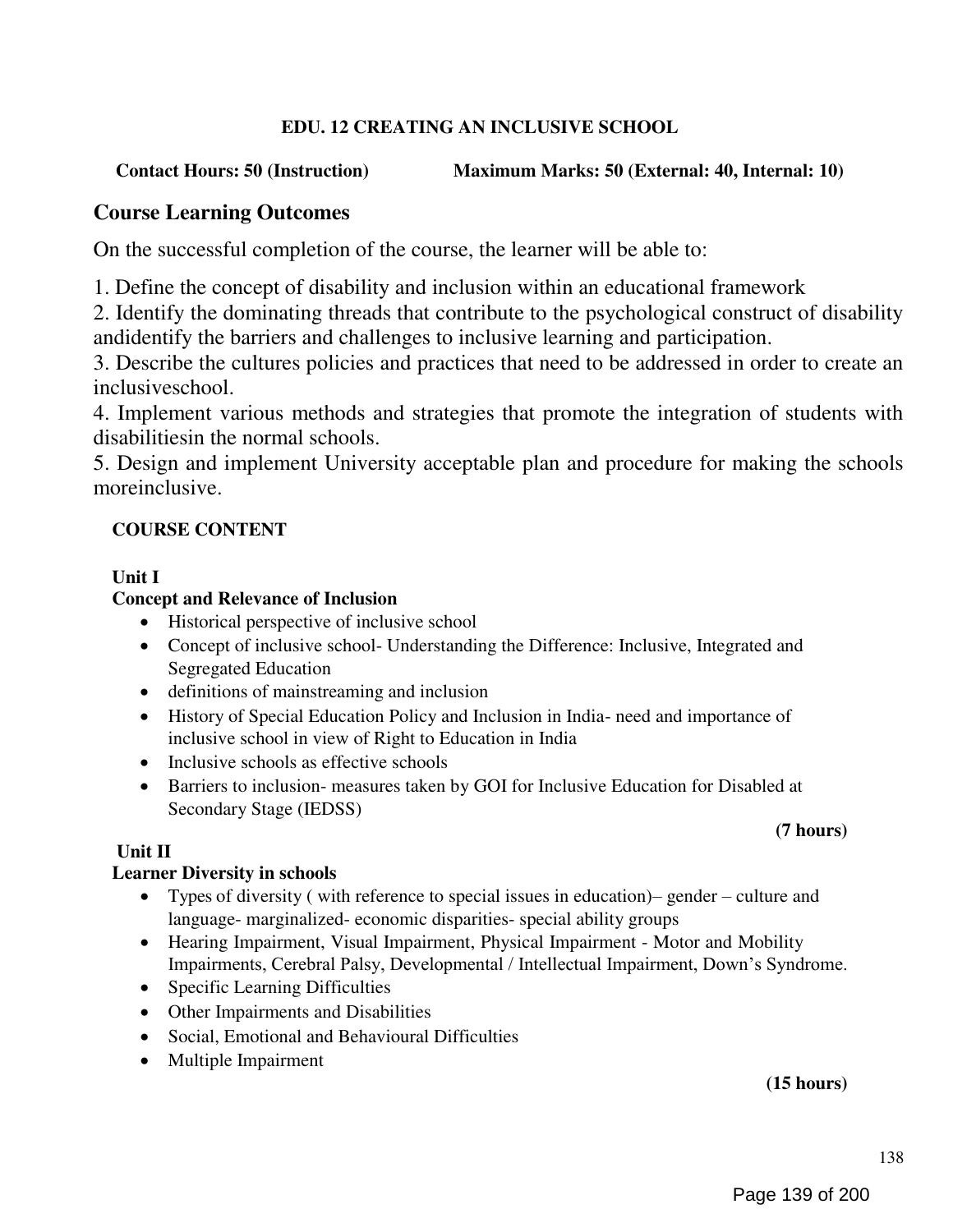**EDU. 12 CREATING AN INCLUSIVE SCHOOL**

**Contact Hours: 50 (Instruction)** **Maximum Marks: 50 (External: 40, Internal: 10)**

## Course Learning Outcomes

On the successful completion of the course, the learner will be able to:

1. Define the concept of disability and inclusion within an educational framework
2. Identify the dominating threads that contribute to the psychological construct of disability andidentify the barriers and challenges to inclusive learning and participation.
3. Describe the cultures policies and practices that need to be addressed in order to create an inclusiveschool.
4. Implement various methods and strategies that promote the integration of students with disabilitiesin the normal schools.
5. Design and implement University acceptable plan and procedure for making the schools moreinclusive.

**COURSE CONTENT**

**Unit I**
**Concept and Relevance of Inclusion**

- Historical perspective of inclusive school
- Concept of inclusive school- Understanding the Difference: Inclusive, Integrated and Segregated Education
- definitions of mainstreaming and inclusion
- History of Special Education Policy and Inclusion in India- need and importance of inclusive school in view of Right to Education in India
- Inclusive schools as effective schools
- Barriers to inclusion- measures taken by GOI for Inclusive Education for Disabled at Secondary Stage (IEDSS)

**(7 hours)**

**Unit II**
**Learner Diversity in schools**

- Types of diversity ( with reference to special issues in education)– gender – culture and language- marginalized- economic disparities- special ability groups
- Hearing Impairment, Visual Impairment, Physical Impairment - Motor and Mobility Impairments, Cerebral Palsy, Developmental / Intellectual Impairment, Down's Syndrome.
- Specific Learning Difficulties
- Other Impairments and Disabilities
- Social, Emotional and Behavioural Difficulties
- Multiple Impairment

**(15 hours)**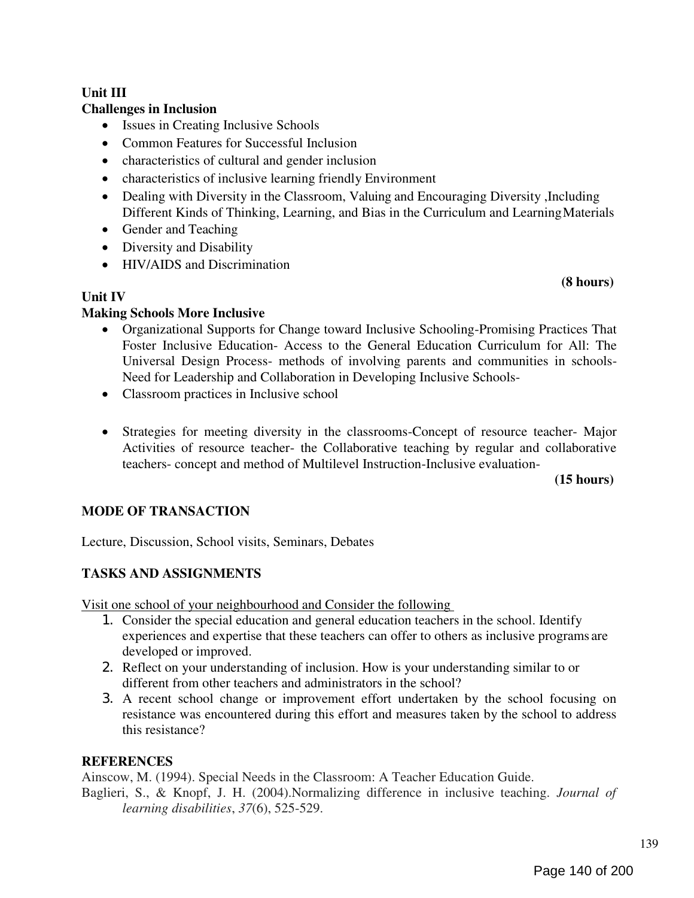**Unit III**

**Challenges in Inclusion**

- Issues in Creating Inclusive Schools
- Common Features for Successful Inclusion
- characteristics of cultural and gender inclusion
- characteristics of inclusive learning friendly Environment
- Dealing with Diversity in the Classroom, Valuing and Encouraging Diversity ,Including Different Kinds of Thinking, Learning, and Bias in the Curriculum and Learning Materials
- Gender and Teaching
- Diversity and Disability
- HIV/AIDS and Discrimination

**(8 hours)**

**Unit IV**

**Making Schools More Inclusive**

- Organizational Supports for Change toward Inclusive Schooling-Promising Practices That Foster Inclusive Education- Access to the General Education Curriculum for All: The Universal Design Process- methods of involving parents and communities in schools-Need for Leadership and Collaboration in Developing Inclusive Schools-
- Classroom practices in Inclusive school

- Strategies for meeting diversity in the classrooms-Concept of resource teacher- Major Activities of resource teacher- the Collaborative teaching by regular and collaborative teachers- concept and method of Multilevel Instruction-Inclusive evaluation-

**(15 hours)**

**MODE OF TRANSACTION**

Lecture, Discussion, School visits, Seminars, Debates

**TASKS AND ASSIGNMENTS**

Visit one school of your neighbourhood and Consider the following

1. Consider the special education and general education teachers in the school. Identify experiences and expertise that these teachers can offer to others as inclusive programs are developed or improved.
2. Reflect on your understanding of inclusion. How is your understanding similar to or different from other teachers and administrators in the school?
3. A recent school change or improvement effort undertaken by the school focusing on resistance was encountered during this effort and measures taken by the school to address this resistance?

**REFERENCES**

Ainscow, M. (1994). Special Needs in the Classroom: A Teacher Education Guide.

Baglieri, S., & Knopf, J. H. (2004).Normalizing difference in inclusive teaching. *Journal of learning disabilities*, *37*(6), 525-529.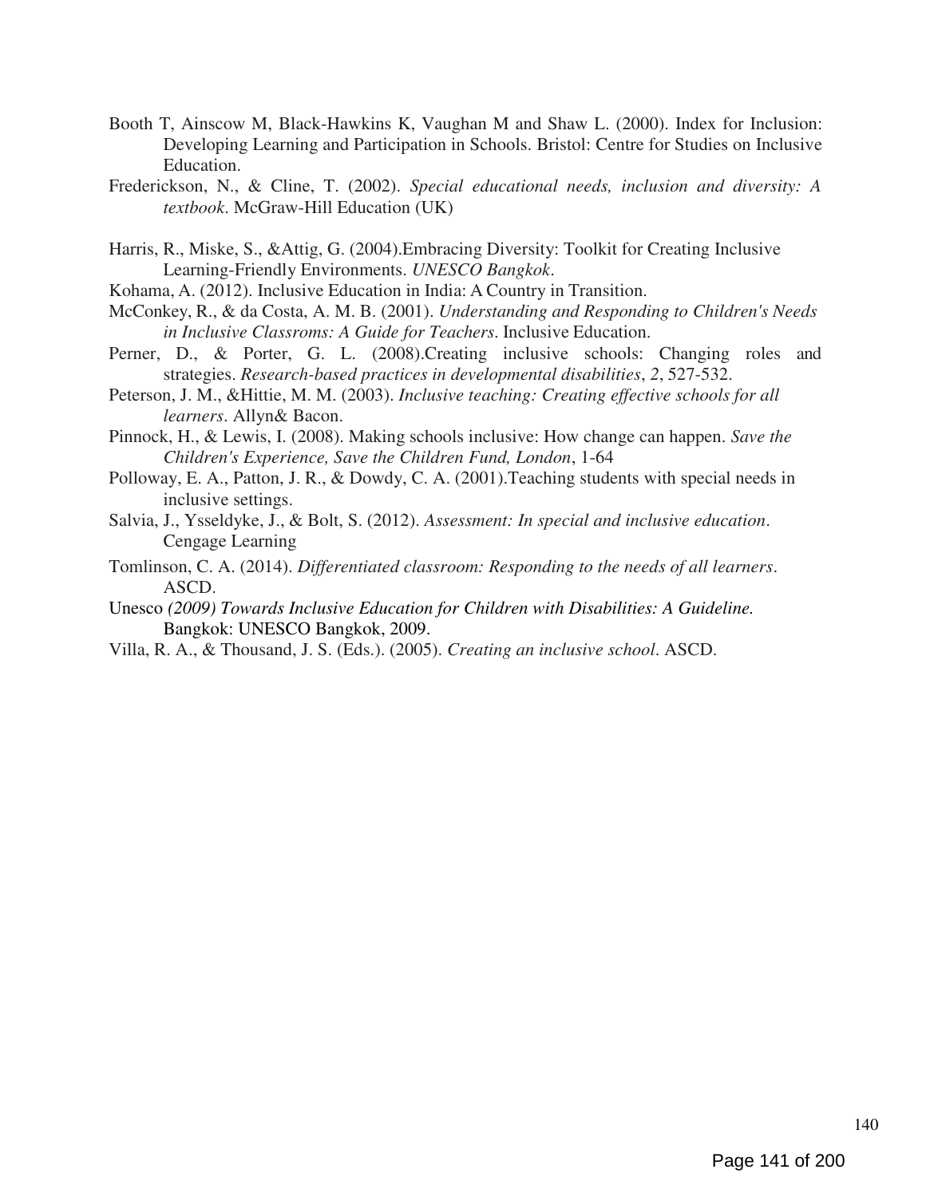Booth T, Ainscow M, Black-Hawkins K, Vaughan M and Shaw L. (2000). Index for Inclusion: Developing Learning and Participation in Schools. Bristol: Centre for Studies on Inclusive Education.

Frederickson, N., & Cline, T. (2002). *Special educational needs, inclusion and diversity: A textbook*. McGraw-Hill Education (UK)

Harris, R., Miske, S., &Attig, G. (2004).Embracing Diversity: Toolkit for Creating Inclusive Learning-Friendly Environments. *UNESCO Bangkok*.

Kohama, A. (2012). Inclusive Education in India: A Country in Transition.

McConkey, R., & da Costa, A. M. B. (2001). *Understanding and Responding to Children's Needs in Inclusive Classroms: A Guide for Teachers*. Inclusive Education.

Perner, D., & Porter, G. L. (2008).Creating inclusive schools: Changing roles and strategies. *Research-based practices in developmental disabilities*, *2*, 527-532.

Peterson, J. M., &Hittie, M. M. (2003). *Inclusive teaching: Creating effective schools for all learners*. Allyn& Bacon.

Pinnock, H., & Lewis, I. (2008). Making schools inclusive: How change can happen. *Save the Children's Experience, Save the Children Fund, London*, 1-64

Polloway, E. A., Patton, J. R., & Dowdy, C. A. (2001).Teaching students with special needs in inclusive settings.

Salvia, J., Ysseldyke, J., & Bolt, S. (2012). *Assessment: In special and inclusive education*. Cengage Learning

Tomlinson, C. A. (2014). *Differentiated classroom: Responding to the needs of all learners*. ASCD.

Unesco *(2009) Towards Inclusive Education for Children with Disabilities: A Guideline.* Bangkok: UNESCO Bangkok, 2009.

Villa, R. A., & Thousand, J. S. (Eds.). (2005). *Creating an inclusive school*. ASCD.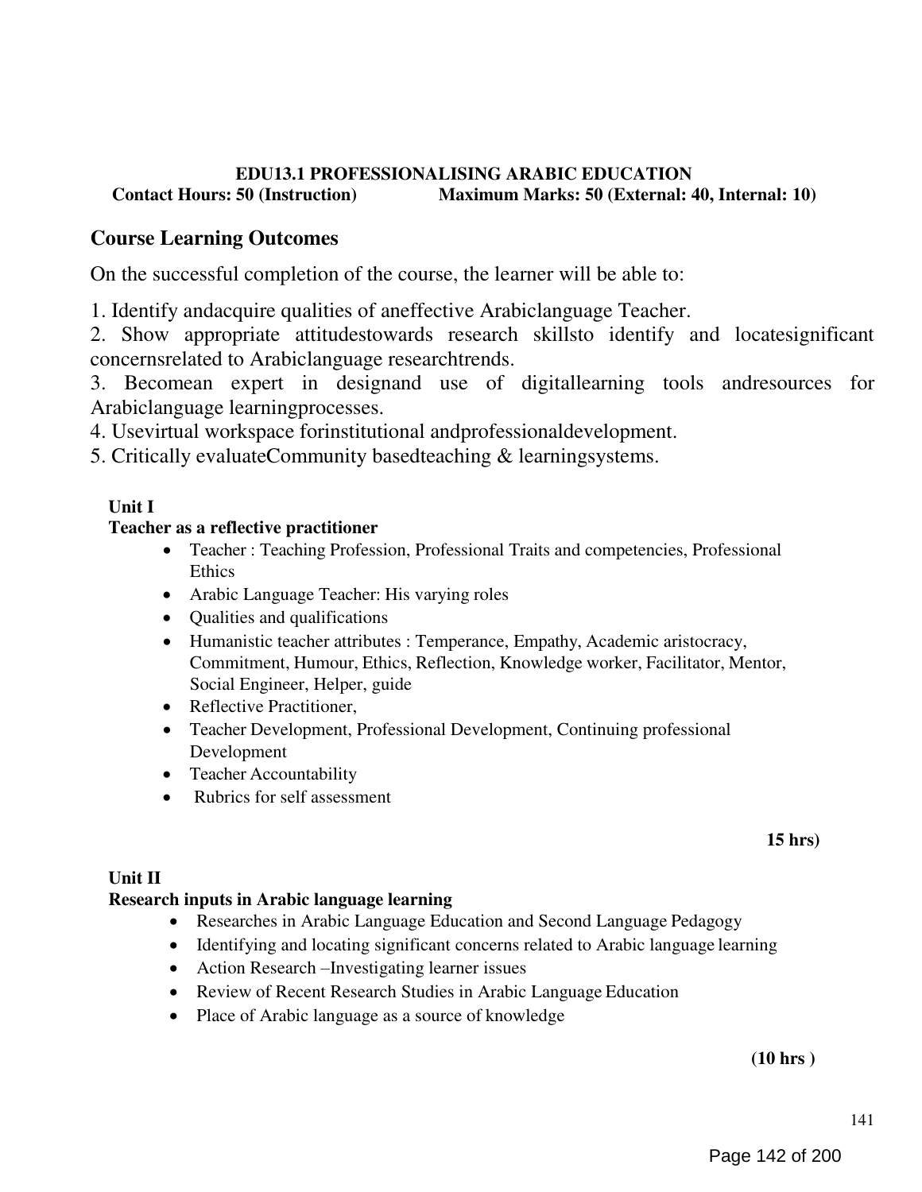**EDU13.1 PROFESSIONALISING ARABIC EDUCATION**

**Contact Hours: 50 (Instruction) Maximum Marks: 50 (External: 40, Internal: 10)**

## Course Learning Outcomes

On the successful completion of the course, the learner will be able to:

1. Identify andacquire qualities of aneffective Arabiclanguage Teacher.
2. Show appropriate attitudestowards research skillsto identify and locatesignificant concernsrelated to Arabiclanguage researchtrends.
3. Becomean expert in designand use of digitallearning tools andresources for Arabiclanguage learningprocesses.
4. Usevirtual workspace forinstitutional andprofessionaldevelopment.
5. Critically evaluateCommunity basedteaching & learningsystems.

**Unit I**

**Teacher as a reflective practitioner**

- Teacher : Teaching Profession, Professional Traits and competencies, Professional Ethics
- Arabic Language Teacher: His varying roles
- Qualities and qualifications
- Humanistic teacher attributes : Temperance, Empathy, Academic aristocracy, Commitment, Humour, Ethics, Reflection, Knowledge worker, Facilitator, Mentor, Social Engineer, Helper, guide
- Reflective Practitioner,
- Teacher Development, Professional Development, Continuing professional Development
- Teacher Accountability
- Rubrics for self assessment

**15 hrs)**

**Unit II**

**Research inputs in Arabic language learning**

- Researches in Arabic Language Education and Second Language Pedagogy
- Identifying and locating significant concerns related to Arabic language learning
- Action Research –Investigating learner issues
- Review of Recent Research Studies in Arabic Language Education
- Place of Arabic language as a source of knowledge

**(10 hrs )**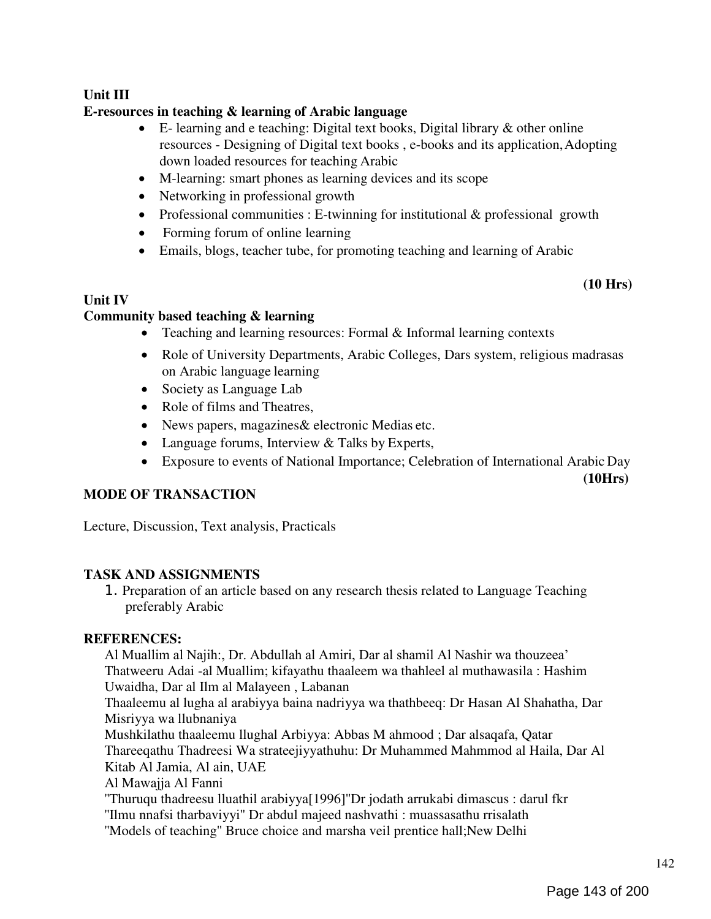**Unit III**

**E-resources in teaching & learning of Arabic language**

- E- learning and e teaching: Digital text books, Digital library & other online resources - Designing of Digital text books , e-books and its application, Adopting down loaded resources for teaching Arabic
- M-learning: smart phones as learning devices and its scope
- Networking in professional growth
- Professional communities : E-twinning for institutional & professional growth
- Forming forum of online learning
- Emails, blogs, teacher tube, for promoting teaching and learning of Arabic

**(10 Hrs)**

**Unit IV**

**Community based teaching & learning**

- Teaching and learning resources: Formal & Informal learning contexts
- Role of University Departments, Arabic Colleges, Dars system, religious madrasas on Arabic language learning
- Society as Language Lab
- Role of films and Theatres,
- News papers, magazines& electronic Medias etc.
- Language forums, Interview & Talks by Experts,
- Exposure to events of National Importance; Celebration of International Arabic Day

**(10Hrs)**

**MODE OF TRANSACTION**

Lecture, Discussion, Text analysis, Practicals

**TASK AND ASSIGNMENTS**

1. Preparation of an article based on any research thesis related to Language Teaching preferably Arabic

**REFERENCES:**

Al Muallim al Najih:, Dr. Abdullah al Amiri, Dar al shamil Al Nashir wa thouzeea'
Thatweeru Adai -al Muallim; kifayathu thaaleem wa thahleel al muthawasila : Hashim Uwaidha, Dar al Ilm al Malayeen , Labanan
Thaaleemu al lugha al arabiyya baina nadriyya wa thathbeeq: Dr Hasan Al Shahatha, Dar Misriyya wa llubnaniya
Mushkilathu thaaleemu llughal Arbiyya: Abbas M ahmood ; Dar alsaqafa, Qatar
Thareeqathu Thadreesi Wa strateejiyyathuhu: Dr Muhammed Mahmmod al Haila, Dar Al Kitab Al Jamia, Al ain, UAE
Al Mawajja Al Fanni
"Thuruqu thadreesu lluathil arabiyya[1996]"Dr jodath arrukabi dimascus : darul fkr
"Ilmu nnafsi tharbaviyyi" Dr abdul majeed nashvathi : muassasathu rrisalath
"Models of teaching" Bruce choice and marsha veil prentice hall;New Delhi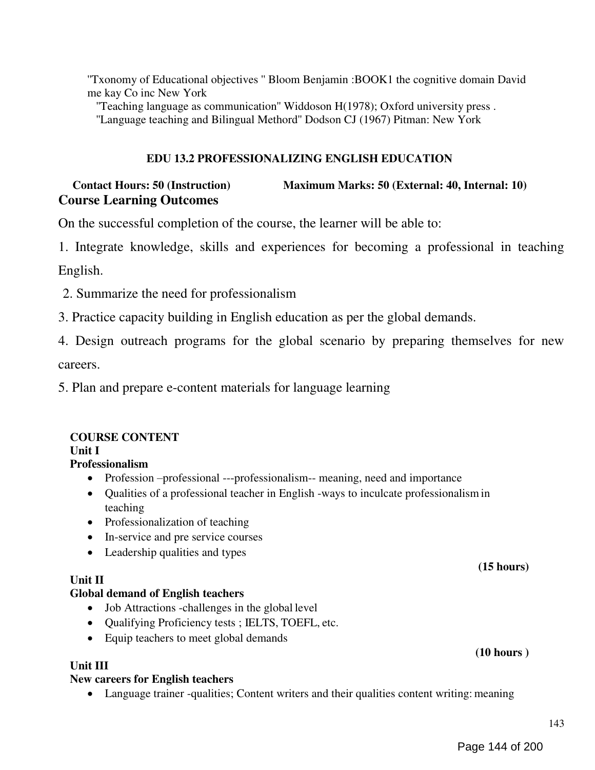"Txonomy of Educational objectives " Bloom Benjamin :BOOK1 the cognitive domain David me kay Co inc New York

"Teaching language as communication" Widdoson H(1978); Oxford university press .

"Language teaching and Bilingual Methord" Dodson CJ (1967) Pitman: New York

## EDU 13.2 PROFESSIONALIZING ENGLISH EDUCATION

**Contact Hours: 50 (Instruction)** **Maximum Marks: 50 (External: 40, Internal: 10)**

### Course Learning Outcomes

On the successful completion of the course, the learner will be able to:

1. Integrate knowledge, skills and experiences for becoming a professional in teaching English.
2. Summarize the need for professionalism
3. Practice capacity building in English education as per the global demands.
4. Design outreach programs for the global scenario by preparing themselves for new careers.
5. Plan and prepare e-content materials for language learning

### COURSE CONTENT

**Unit I**

**Professionalism**

- Profession –professional ---professionalism-- meaning, need and importance
- Qualities of a professional teacher in English -ways to inculcate professionalism in teaching
- Professionalization of teaching
- In-service and pre service courses
- Leadership qualities and types

**(15 hours)**

**Unit II**

**Global demand of English teachers**

- Job Attractions -challenges in the global level
- Qualifying Proficiency tests ; IELTS, TOEFL, etc.
- Equip teachers to meet global demands

**(10 hours )**

**Unit III**

**New careers for English teachers**

- Language trainer -qualities; Content writers and their qualities content writing: meaning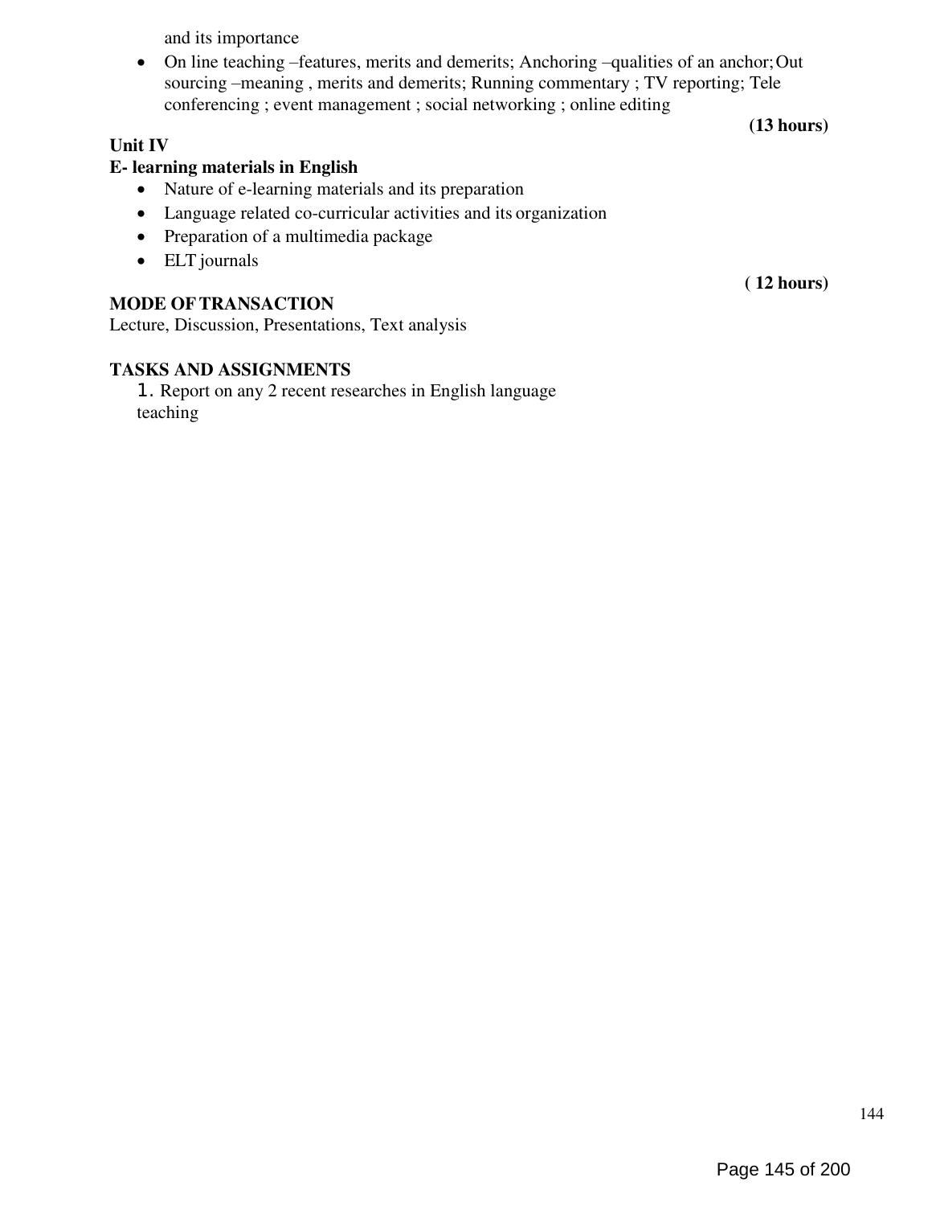and its importance

- On line teaching –features, merits and demerits; Anchoring –qualities of an anchor; Out sourcing –meaning , merits and demerits; Running commentary ; TV reporting; Tele conferencing ; event management ; social networking ; online editing

**(13 hours)**

**Unit IV**

**E- learning materials in English**

- Nature of e-learning materials and its preparation
- Language related co-curricular activities and its organization
- Preparation of a multimedia package
- ELT journals

**( 12 hours)**

**MODE OF TRANSACTION**

Lecture, Discussion, Presentations, Text analysis

**TASKS AND ASSIGNMENTS**

1. Report on any 2 recent researches in English language teaching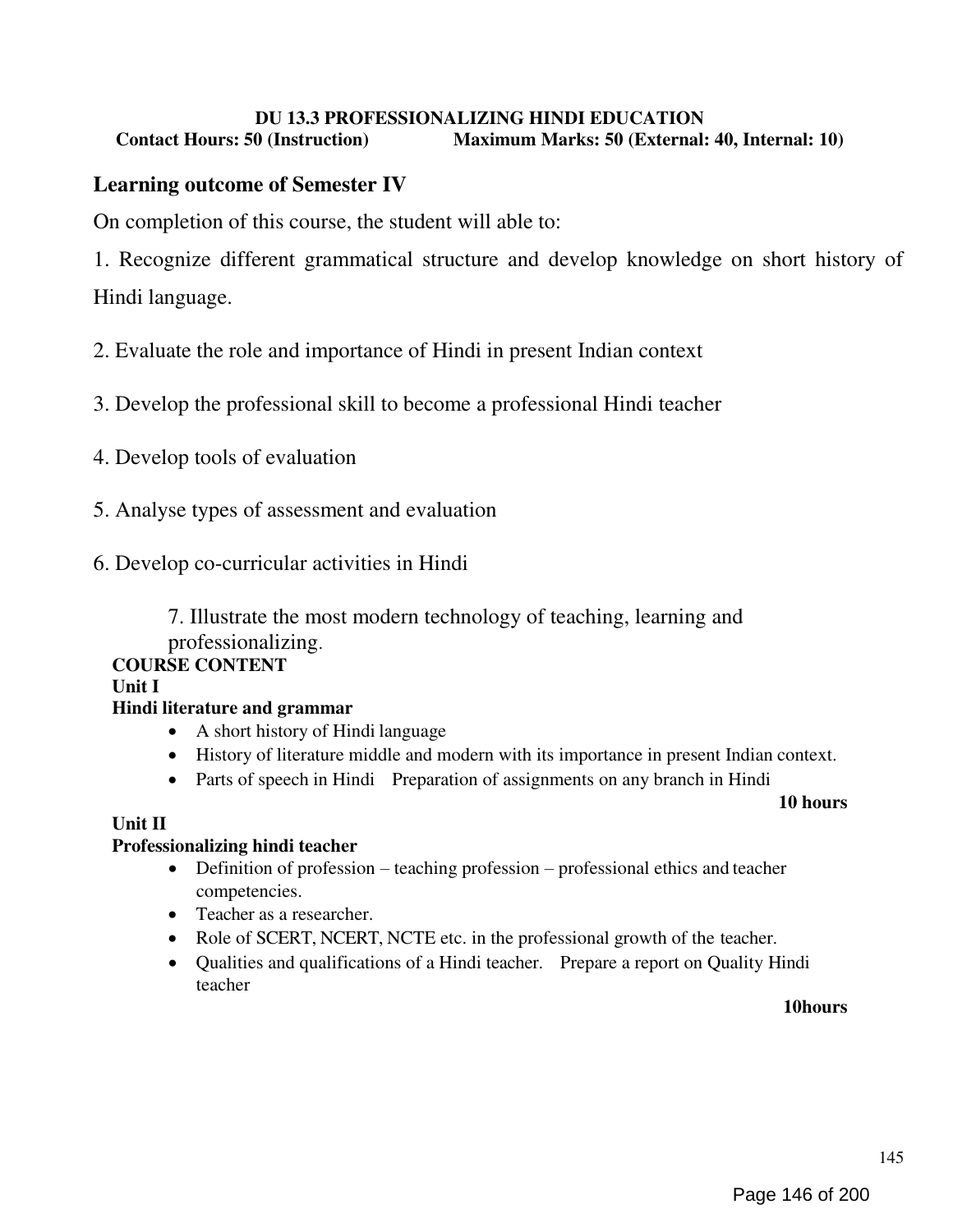**DU 13.3 PROFESSIONALIZING HINDI EDUCATION**

**Contact Hours: 50 (Instruction)** **Maximum Marks: 50 (External: 40, Internal: 10)**

## Learning outcome of Semester IV

On completion of this course, the student will able to:

1. Recognize different grammatical structure and develop knowledge on short history of Hindi language.

2. Evaluate the role and importance of Hindi in present Indian context

3. Develop the professional skill to become a professional Hindi teacher

4. Develop tools of evaluation

5. Analyse types of assessment and evaluation

6. Develop co-curricular activities in Hindi

7. Illustrate the most modern technology of teaching, learning and professionalizing.

**COURSE CONTENT**

**Unit I**

**Hindi literature and grammar**

- A short history of Hindi language
- History of literature middle and modern with its importance in present Indian context.
- Parts of speech in Hindi Preparation of assignments on any branch in Hindi

**10 hours**

**Unit II**

**Professionalizing hindi teacher**

- Definition of profession – teaching profession – professional ethics and teacher competencies.
- Teacher as a researcher.
- Role of SCERT, NCERT, NCTE etc. in the professional growth of the teacher.
- Qualities and qualifications of a Hindi teacher. Prepare a report on Quality Hindi teacher

**10hours**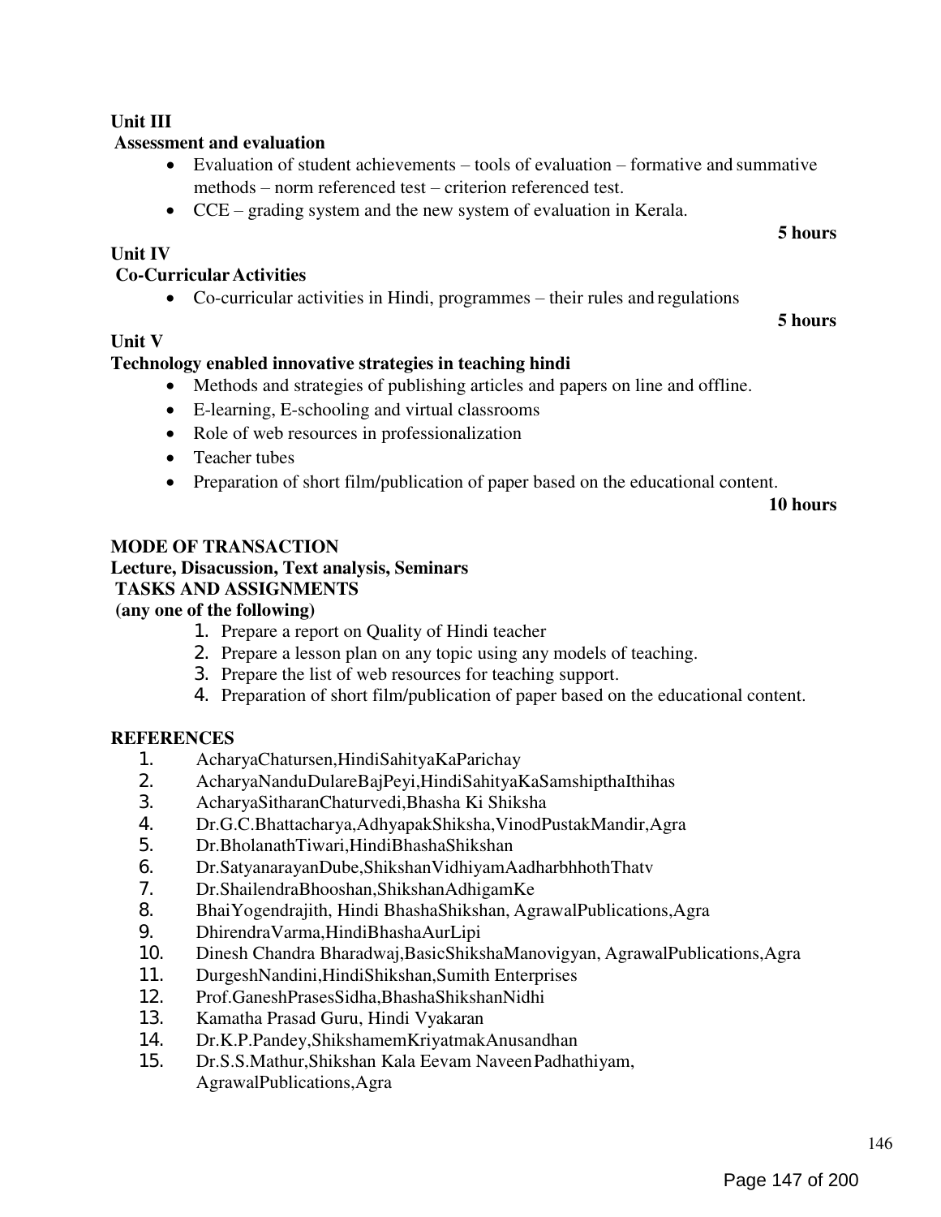**Unit III**

**Assessment and evaluation**

- Evaluation of student achievements – tools of evaluation – formative and summative methods – norm referenced test – criterion referenced test.
- CCE – grading system and the new system of evaluation in Kerala.

**5 hours**

**Unit IV**

**Co-Curricular Activities**

- Co-curricular activities in Hindi, programmes – their rules and regulations

**5 hours**

**Unit V**

**Technology enabled innovative strategies in teaching hindi**

- Methods and strategies of publishing articles and papers on line and offline.
- E-learning, E-schooling and virtual classrooms
- Role of web resources in professionalization
- Teacher tubes
- Preparation of short film/publication of paper based on the educational content.

**10 hours**

**MODE OF TRANSACTION**

**Lecture, Disacussion, Text analysis, Seminars**

**TASKS AND ASSIGNMENTS**

**(any one of the following)**

1. Prepare a report on Quality of Hindi teacher
2. Prepare a lesson plan on any topic using any models of teaching.
3. Prepare the list of web resources for teaching support.
4. Preparation of short film/publication of paper based on the educational content.

**REFERENCES**

1. AcharyaChatursen,HindiSahityaKaParichay
2. AcharyaNanduDulareBajPeyi,HindiSahityaKaSamshipthaIthihas
3. AcharyaSitharanChaturvedi,Bhasha Ki Shiksha
4. Dr.G.C.Bhattacharya,AdhyapakShiksha,VinodPustakMandir,Agra
5. Dr.BholanathTiwari,HindiBhashaShikshan
6. Dr.SatyanarayanDube,ShikshanVidhiyamAadharbhhothThatv
7. Dr.ShailendraBhooshan,ShikshanAdhigamKe
8. BhaiYogendrajith, Hindi BhashaShikshan, AgrawalPublications,Agra
9. DhirendraVarma,HindiBhashaAurLipi
10. Dinesh Chandra Bharadwaj,BasicShikshaManovigyan, AgrawalPublications,Agra
11. DurgeshNandini,HindiShikshan,Sumith Enterprises
12. Prof.GaneshPrasesSidha,BhashaShikshanNidhi
13. Kamatha Prasad Guru, Hindi Vyakaran
14. Dr.K.P.Pandey,ShikshamemKriyatmakAnusandhan
15. Dr.S.S.Mathur,Shikshan Kala Eevam Naveen Padhathiyam, AgrawalPublications,Agra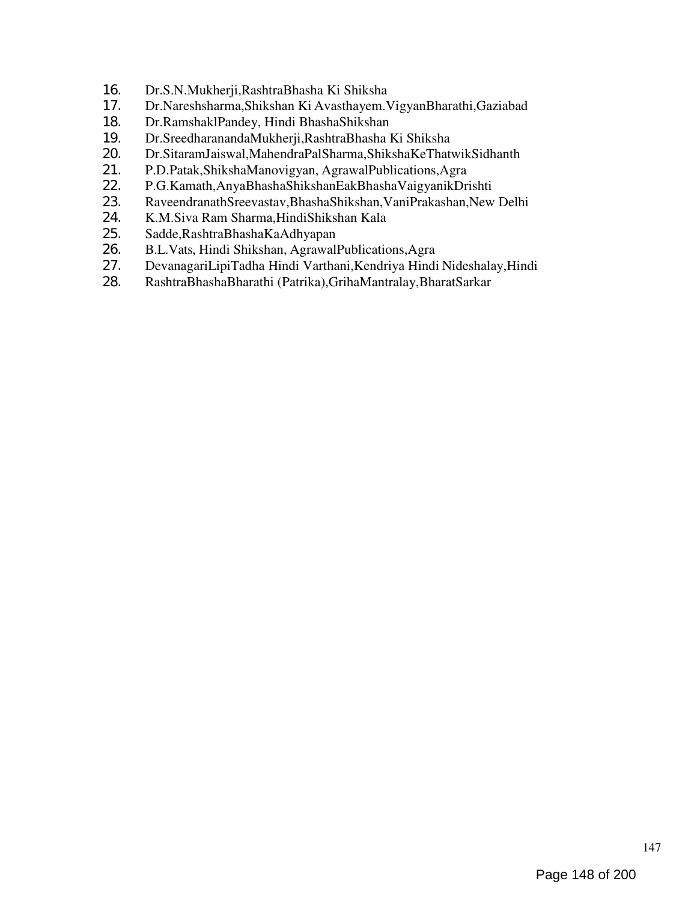16. Dr.S.N.Mukherji,RashtraBhasha Ki Shiksha
17. Dr.Nareshsharma,Shikshan Ki Avasthayem.VigyanBharathi,Gaziabad
18. Dr.RamshaklPandey, Hindi BhashaShikshan
19. Dr.SreedharanandaMukherji,RashtraBhasha Ki Shiksha
20. Dr.SitaramJaiswal,MahendraPalSharma,ShikshaKeThatwikSidhanth
21. P.D.Patak,ShikshaManovigyan, AgrawalPublications,Agra
22. P.G.Kamath,AnyaBhashaShikshanEakBhashaVaigyanikDrishti
23. RaveendranathSreevastav,BhashaShikshan,VaniPrakashan,New Delhi
24. K.M.Siva Ram Sharma,HindiShikshan Kala
25. Sadde,RashtraBhashaKaAdhyapan
26. B.L.Vats, Hindi Shikshan, AgrawalPublications,Agra
27. DevanagariLipiTadha Hindi Varthani,Kendriya Hindi Nideshalay,Hindi
28. RashtraBhashaBharathi (Patrika),GrihaMantralay,BharatSarkar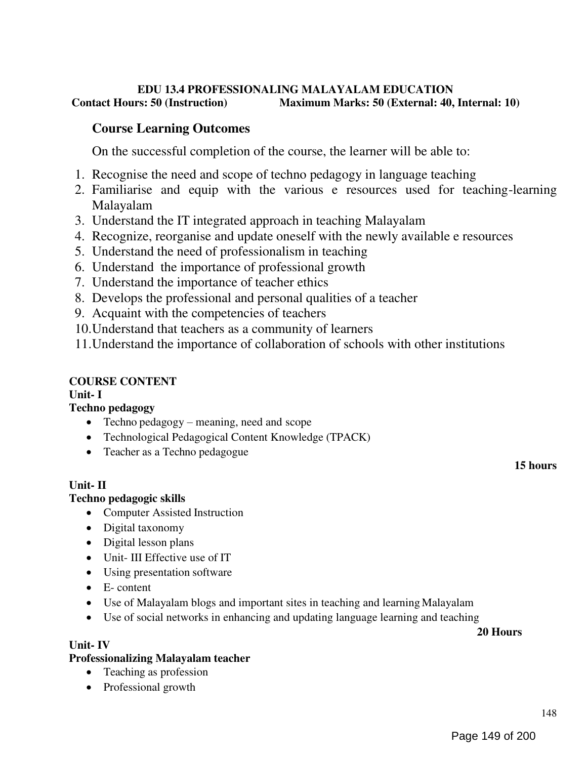**EDU 13.4 PROFESSIONALING MALAYALAM EDUCATION**

**Contact Hours: 50 (Instruction)** **Maximum Marks: 50 (External: 40, Internal: 10)**

## Course Learning Outcomes

On the successful completion of the course, the learner will be able to:

1. Recognise the need and scope of techno pedagogy in language teaching
2. Familiarise and equip with the various e resources used for teaching-learning Malayalam
3. Understand the IT integrated approach in teaching Malayalam
4. Recognize, reorganise and update oneself with the newly available e resources
5. Understand the need of professionalism in teaching
6. Understand the importance of professional growth
7. Understand the importance of teacher ethics
8. Develops the professional and personal qualities of a teacher
9. Acquaint with the competencies of teachers
10. Understand that teachers as a community of learners
11. Understand the importance of collaboration of schools with other institutions

**COURSE CONTENT**

**Unit- I**

**Techno pedagogy**

- Techno pedagogy – meaning, need and scope
- Technological Pedagogical Content Knowledge (TPACK)
- Teacher as a Techno pedagogue

**15 hours**

**Unit- II**

**Techno pedagogic skills**

- Computer Assisted Instruction
- Digital taxonomy
- Digital lesson plans
- Unit- III Effective use of IT
- Using presentation software
- E- content
- Use of Malayalam blogs and important sites in teaching and learning Malayalam
- Use of social networks in enhancing and updating language learning and teaching

**20 Hours**

**Unit- IV**

**Professionalizing Malayalam teacher**

- Teaching as profession
- Professional growth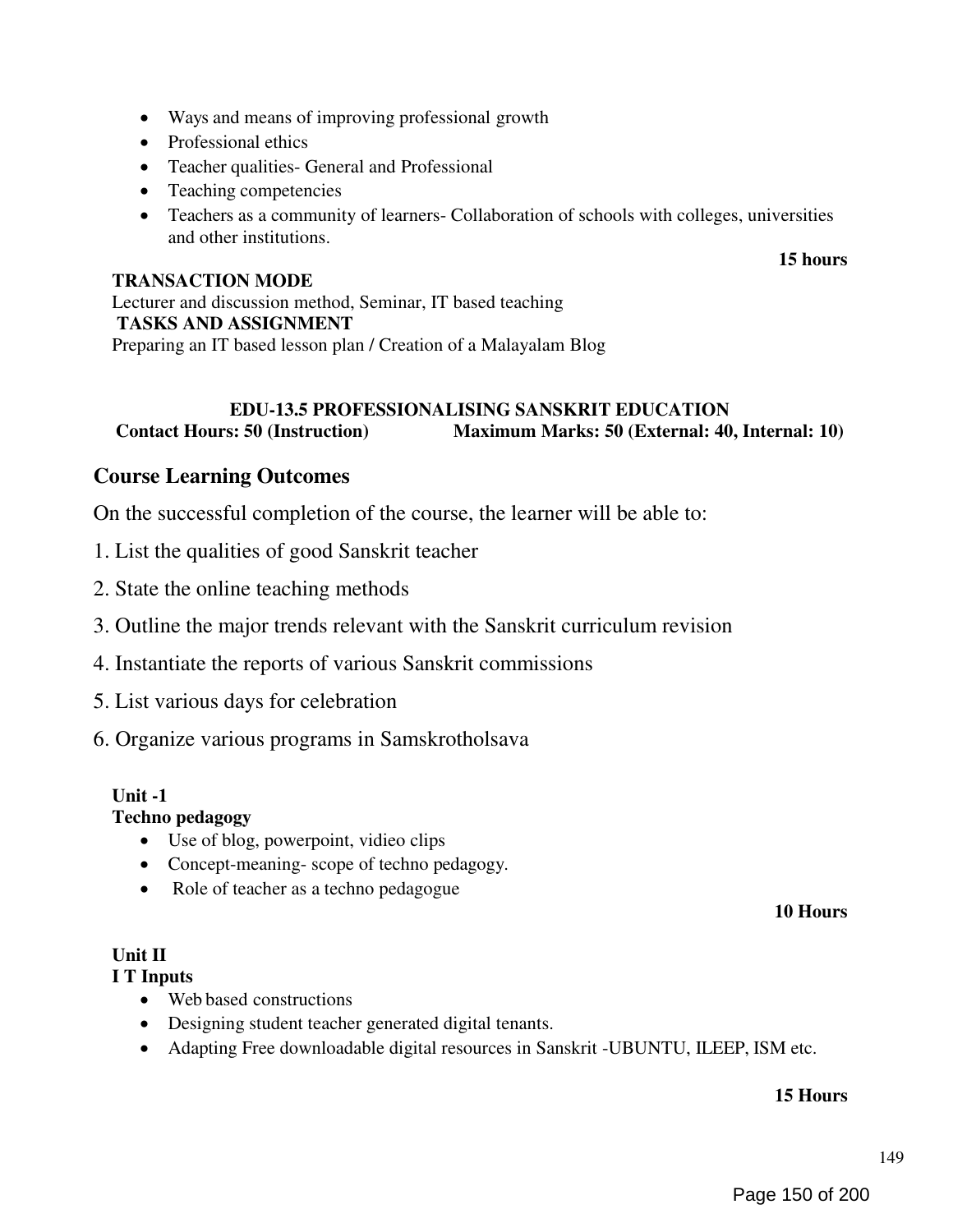- Ways and means of improving professional growth
- Professional ethics
- Teacher qualities- General and Professional
- Teaching competencies
- Teachers as a community of learners- Collaboration of schools with colleges, universities and other institutions.

**15 hours**

**TRANSACTION MODE**

Lecturer and discussion method, Seminar, IT based teaching

**TASKS AND ASSIGNMENT**

Preparing an IT based lesson plan / Creation of a Malayalam Blog

## EDU-13.5 PROFESSIONALISING SANSKRIT EDUCATION

**Contact Hours: 50 (Instruction)** **Maximum Marks: 50 (External: 40, Internal: 10)**

## Course Learning Outcomes

On the successful completion of the course, the learner will be able to:

1. List the qualities of good Sanskrit teacher
2. State the online teaching methods
3. Outline the major trends relevant with the Sanskrit curriculum revision
4. Instantiate the reports of various Sanskrit commissions
5. List various days for celebration
6. Organize various programs in Samskrotholsava

**Unit -1**

**Techno pedagogy**

- Use of blog, powerpoint, vidieo clips
- Concept-meaning- scope of techno pedagogy.
- Role of teacher as a techno pedagogue

**10 Hours**

**Unit II**

**I T Inputs**

- Web based constructions
- Designing student teacher generated digital tenants.
- Adapting Free downloadable digital resources in Sanskrit -UBUNTU, ILEEP, ISM etc.

**15 Hours**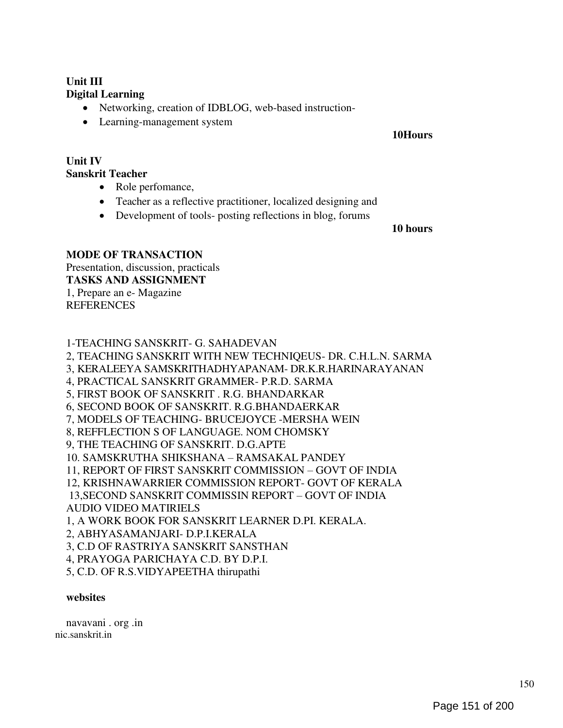**Unit III**
**Digital Learning**

- Networking, creation of IDBLOG, web-based instruction-
- Learning-management system

**10Hours**

**Unit IV**
**Sanskrit Teacher**

- Role perfomance,
- Teacher as a reflective practitioner, localized designing and
- Development of tools- posting reflections in blog, forums

**10 hours**

**MODE OF TRANSACTION**

Presentation, discussion, practicals

**TASKS AND ASSIGNMENT**

1, Prepare an e- Magazine

REFERENCES

1-TEACHING SANSKRIT- G. SAHADEVAN
2, TEACHING SANSKRIT WITH NEW TECHNIQEUS- DR. C.H.L.N. SARMA
3, KERALEEYA SAMSKRITHADHYAPANAM- DR.K.R.HARINARAYANAN
4, PRACTICAL SANSKRIT GRAMMER- P.R.D. SARMA
5, FIRST BOOK OF SANSKRIT . R.G. BHANDARKAR
6, SECOND BOOK OF SANSKRIT. R.G.BHANDAERKAR
7, MODELS OF TEACHING- BRUCEJOYCE -MERSHA WEIN
8, REFFLECTION S OF LANGUAGE. NOM CHOMSKY
9, THE TEACHING OF SANSKRIT. D.G.APTE
10. SAMSKRUTHA SHIKSHANA – RAMSAKAL PANDEY
11, REPORT OF FIRST SANSKRIT COMMISSION – GOVT OF INDIA
12, KRISHNAWARRIER COMMISSION REPORT- GOVT OF KERALA
13,SECOND SANSKRIT COMMISSIN REPORT – GOVT OF INDIA

AUDIO VIDEO MATIRIELS

1, A WORK BOOK FOR SANSKRIT LEARNER D.PI. KERALA.
2, ABHYASAMANJARI- D.P.I.KERALA
3, C.D OF RASTRIYA SANSKRIT SANSTHAN
4, PRAYOGA PARICHAYA C.D. BY D.P.I.
5, C.D. OF R.S.VIDYAPEETHA thirupathi

**websites**

navavani . org .in
nic.sanskrit.in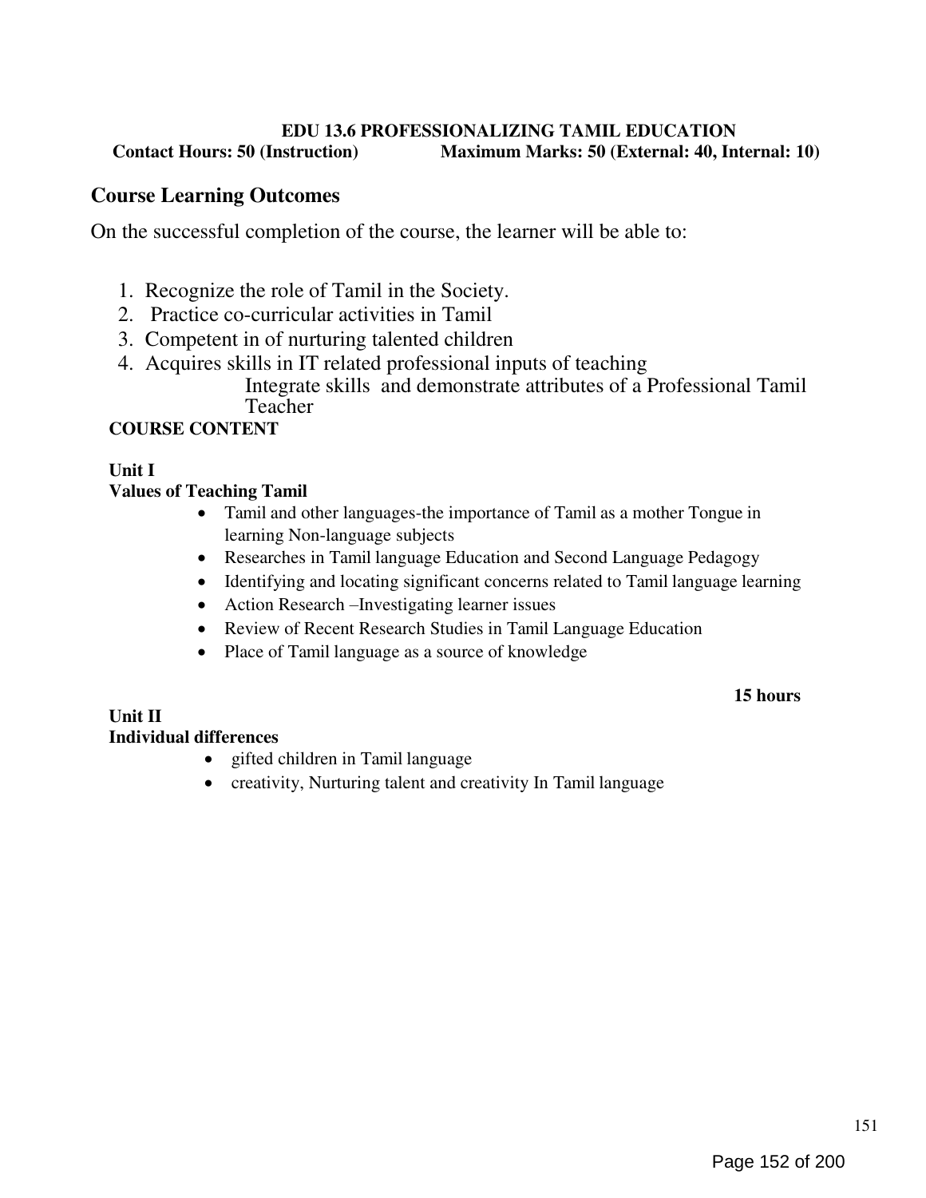**EDU 13.6 PROFESSIONALIZING TAMIL EDUCATION**

**Contact Hours: 50 (Instruction)** **Maximum Marks: 50 (External: 40, Internal: 10)**

## Course Learning Outcomes

On the successful completion of the course, the learner will be able to:

1. Recognize the role of Tamil in the Society.
2. Practice co-curricular activities in Tamil
3. Competent in of nurturing talented children
4. Acquires skills in IT related professional inputs of teaching
   Integrate skills and demonstrate attributes of a Professional Tamil Teacher

**COURSE CONTENT**

**Unit I**

**Values of Teaching Tamil**

- Tamil and other languages-the importance of Tamil as a mother Tongue in learning Non-language subjects
- Researches in Tamil language Education and Second Language Pedagogy
- Identifying and locating significant concerns related to Tamil language learning
- Action Research –Investigating learner issues
- Review of Recent Research Studies in Tamil Language Education
- Place of Tamil language as a source of knowledge

**15 hours**

**Unit II**

**Individual differences**

- gifted children in Tamil language
- creativity, Nurturing talent and creativity In Tamil language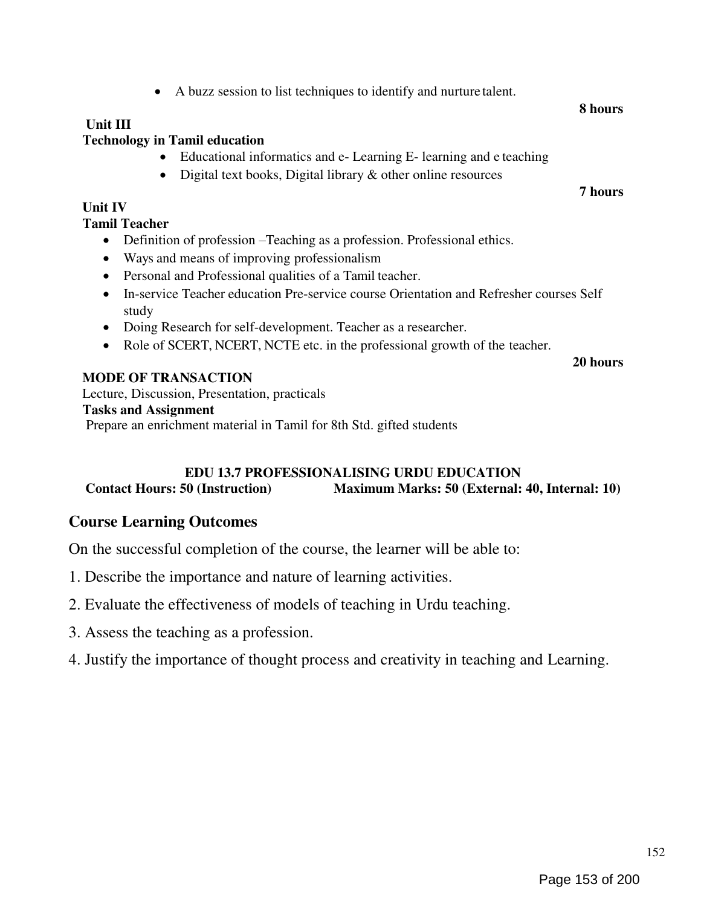- A buzz session to list techniques to identify and nurture talent.

**8 hours**

**Unit III**

**Technology in Tamil education**

- Educational informatics and e- Learning E- learning and e teaching
- Digital text books, Digital library & other online resources

**7 hours**

**Unit IV**

**Tamil Teacher**

- Definition of profession –Teaching as a profession. Professional ethics.
- Ways and means of improving professionalism
- Personal and Professional qualities of a Tamil teacher.
- In-service Teacher education Pre-service course Orientation and Refresher courses Self study
- Doing Research for self-development. Teacher as a researcher.
- Role of SCERT, NCERT, NCTE etc. in the professional growth of the teacher.

**20 hours**

**MODE OF TRANSACTION**

Lecture, Discussion, Presentation, practicals

**Tasks and Assignment**

Prepare an enrichment material in Tamil for 8th Std. gifted students

## EDU 13.7 PROFESSIONALISING URDU EDUCATION

**Contact Hours: 50 (Instruction)** **Maximum Marks: 50 (External: 40, Internal: 10)**

## Course Learning Outcomes

On the successful completion of the course, the learner will be able to:

1. Describe the importance and nature of learning activities.
2. Evaluate the effectiveness of models of teaching in Urdu teaching.
3. Assess the teaching as a profession.
4. Justify the importance of thought process and creativity in teaching and Learning.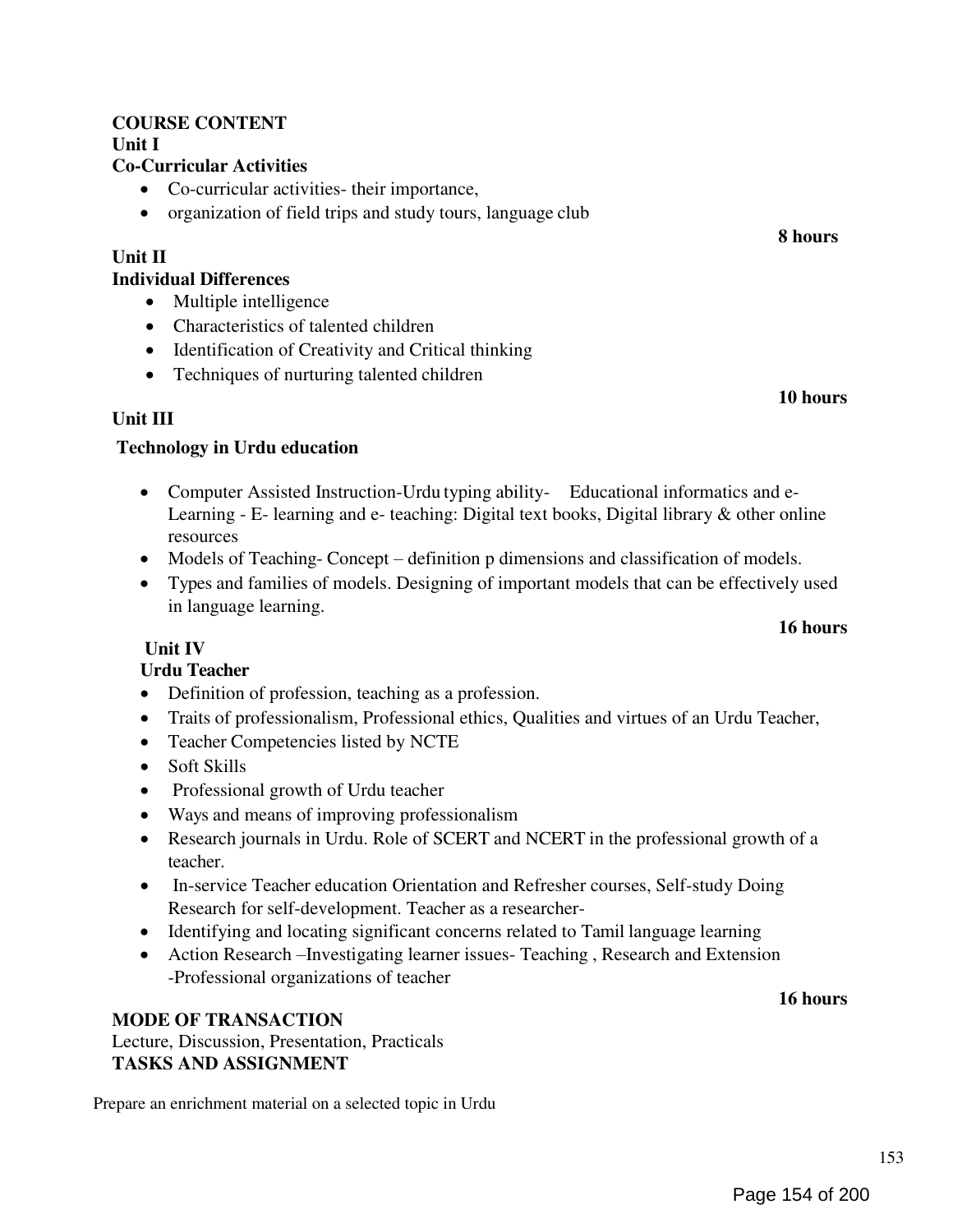**COURSE CONTENT**

**Unit I**

**Co-Curricular Activities**

- Co-curricular activities- their importance,
- organization of field trips and study tours, language club

**8 hours**

**Unit II**

**Individual Differences**

- Multiple intelligence
- Characteristics of talented children
- Identification of Creativity and Critical thinking
- Techniques of nurturing talented children

**10 hours**

**Unit III**

**Technology in Urdu education**

- Computer Assisted Instruction-Urdu typing ability- Educational informatics and e-Learning - E- learning and e- teaching: Digital text books, Digital library & other online resources
- Models of Teaching- Concept – definition p dimensions and classification of models.
- Types and families of models. Designing of important models that can be effectively used in language learning.

**16 hours**

**Unit IV**

**Urdu Teacher**

- Definition of profession, teaching as a profession.
- Traits of professionalism, Professional ethics, Qualities and virtues of an Urdu Teacher,
- Teacher Competencies listed by NCTE
- Soft Skills
- Professional growth of Urdu teacher
- Ways and means of improving professionalism
- Research journals in Urdu. Role of SCERT and NCERT in the professional growth of a teacher.
- In-service Teacher education Orientation and Refresher courses, Self-study Doing Research for self-development. Teacher as a researcher-
- Identifying and locating significant concerns related to Tamil language learning
- Action Research –Investigating learner issues- Teaching , Research and Extension -Professional organizations of teacher

**16 hours**

**MODE OF TRANSACTION**

Lecture, Discussion, Presentation, Practicals

**TASKS AND ASSIGNMENT**

Prepare an enrichment material on a selected topic in Urdu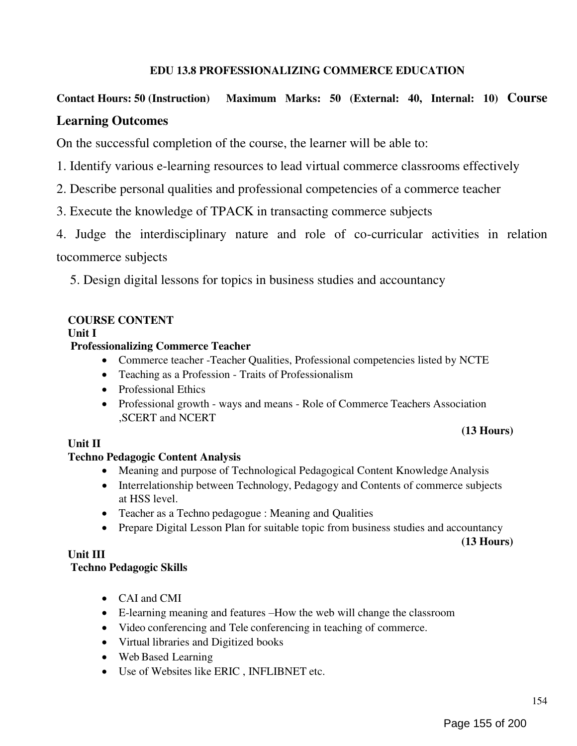**EDU 13.8 PROFESSIONALIZING COMMERCE EDUCATION**

**Contact Hours: 50 (Instruction) Maximum Marks: 50 (External: 40, Internal: 10)**

## Course Learning Outcomes

On the successful completion of the course, the learner will be able to:

1. Identify various e-learning resources to lead virtual commerce classrooms effectively
2. Describe personal qualities and professional competencies of a commerce teacher
3. Execute the knowledge of TPACK in transacting commerce subjects
4. Judge the interdisciplinary nature and role of co-curricular activities in relation tocommerce subjects
5. Design digital lessons for topics in business studies and accountancy

**COURSE CONTENT**

**Unit I**

**Professionalizing Commerce Teacher**

- Commerce teacher -Teacher Qualities, Professional competencies listed by NCTE
- Teaching as a Profession - Traits of Professionalism
- Professional Ethics
- Professional growth - ways and means - Role of Commerce Teachers Association ,SCERT and NCERT

**(13 Hours)**

**Unit II**

**Techno Pedagogic Content Analysis**

- Meaning and purpose of Technological Pedagogical Content Knowledge Analysis
- Interrelationship between Technology, Pedagogy and Contents of commerce subjects at HSS level.
- Teacher as a Techno pedagogue : Meaning and Qualities
- Prepare Digital Lesson Plan for suitable topic from business studies and accountancy

**(13 Hours)**

**Unit III**

**Techno Pedagogic Skills**

- CAI and CMI
- E-learning meaning and features –How the web will change the classroom
- Video conferencing and Tele conferencing in teaching of commerce.
- Virtual libraries and Digitized books
- Web Based Learning
- Use of Websites like ERIC , INFLIBNET etc.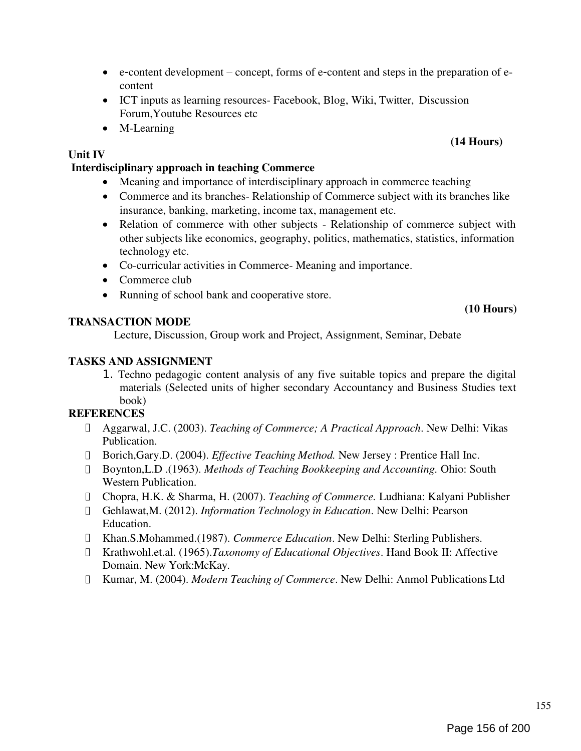- e-content development – concept, forms of e-content and steps in the preparation of e-content
- ICT inputs as learning resources- Facebook, Blog, Wiki, Twitter, Discussion Forum,Youtube Resources etc
- M-Learning

**(14 Hours)**

**Unit IV**

**Interdisciplinary approach in teaching Commerce**

- Meaning and importance of interdisciplinary approach in commerce teaching
- Commerce and its branches- Relationship of Commerce subject with its branches like insurance, banking, marketing, income tax, management etc.
- Relation of commerce with other subjects - Relationship of commerce subject with other subjects like economics, geography, politics, mathematics, statistics, information technology etc.
- Co-curricular activities in Commerce- Meaning and importance.
- Commerce club
- Running of school bank and cooperative store.

**(10 Hours)**

**TRANSACTION MODE**

Lecture, Discussion, Group work and Project, Assignment, Seminar, Debate

**TASKS AND ASSIGNMENT**

1. Techno pedagogic content analysis of any five suitable topics and prepare the digital materials (Selected units of higher secondary Accountancy and Business Studies text book)

**REFERENCES**

- Aggarwal, J.C. (2003). *Teaching of Commerce; A Practical Approach*. New Delhi: Vikas Publication.
- Borich,Gary.D. (2004). *Effective Teaching Method.* New Jersey : Prentice Hall Inc.
- Boynton,L.D .(1963). *Methods of Teaching Bookkeeping and Accounting.* Ohio: South Western Publication.
- Chopra, H.K. & Sharma, H. (2007). *Teaching of Commerce.* Ludhiana: Kalyani Publisher
- Gehlawat,M. (2012). *Information Technology in Education*. New Delhi: Pearson Education.
- Khan.S.Mohammed.(1987). *Commerce Education*. New Delhi: Sterling Publishers.
- Krathwohl.et.al. (1965).*Taxonomy of Educational Objectives*. Hand Book II: Affective Domain. New York:McKay.
- Kumar, M. (2004). *Modern Teaching of Commerce*. New Delhi: Anmol Publications Ltd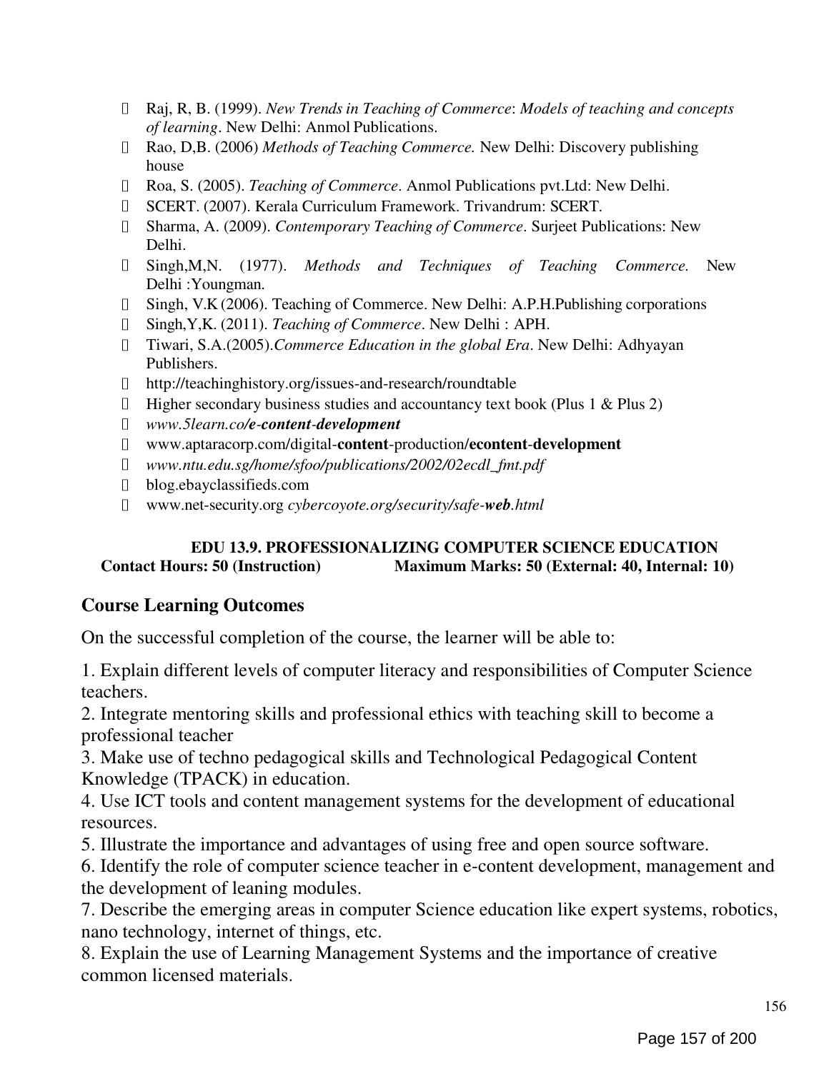- Raj, R, B. (1999). *New Trends in Teaching of Commerce*: *Models of teaching and concepts of learning*. New Delhi: Anmol Publications.
- Rao, D,B. (2006) *Methods of Teaching Commerce.* New Delhi: Discovery publishing house
- Roa, S. (2005). *Teaching of Commerce*. Anmol Publications pvt.Ltd: New Delhi.
- SCERT. (2007). Kerala Curriculum Framework. Trivandrum: SCERT.
- Sharma, A. (2009). *Contemporary Teaching of Commerce*. Surjeet Publications: New Delhi.
- Singh,M,N. (1977). *Methods and Techniques of Teaching Commerce.* New Delhi :Youngman.
- Singh, V.K (2006). Teaching of Commerce. New Delhi: A.P.H.Publishing corporations
- Singh,Y,K. (2011). *Teaching of Commerce*. New Delhi : APH.
- Tiwari, S.A.(2005).*Commerce Education in the global Era*. New Delhi: Adhyayan Publishers.
- http://teachinghistory.org/issues-and-research/roundtable
- Higher secondary business studies and accountancy text book (Plus 1 & Plus 2)
- *www.5learn.co/**e-content-development***
- www.aptaracorp.com/digital-**content**-production/**econtent**-**development**
- *www.ntu.edu.sg/home/sfoo/publications/2002/02ecdl_fmt.pdf*
- blog.ebayclassifieds.com
- www.net-security.org *cybercoyote.org/security/safe-**web**.html*

**EDU 13.9. PROFESSIONALIZING COMPUTER SCIENCE EDUCATION**

**Contact Hours: 50 (Instruction) Maximum Marks: 50 (External: 40, Internal: 10)**

## Course Learning Outcomes

On the successful completion of the course, the learner will be able to:

1. Explain different levels of computer literacy and responsibilities of Computer Science teachers.
2. Integrate mentoring skills and professional ethics with teaching skill to become a professional teacher
3. Make use of techno pedagogical skills and Technological Pedagogical Content Knowledge (TPACK) in education.
4. Use ICT tools and content management systems for the development of educational resources.
5. Illustrate the importance and advantages of using free and open source software.
6. Identify the role of computer science teacher in e-content development, management and the development of leaning modules.
7. Describe the emerging areas in computer Science education like expert systems, robotics, nano technology, internet of things, etc.
8. Explain the use of Learning Management Systems and the importance of creative common licensed materials.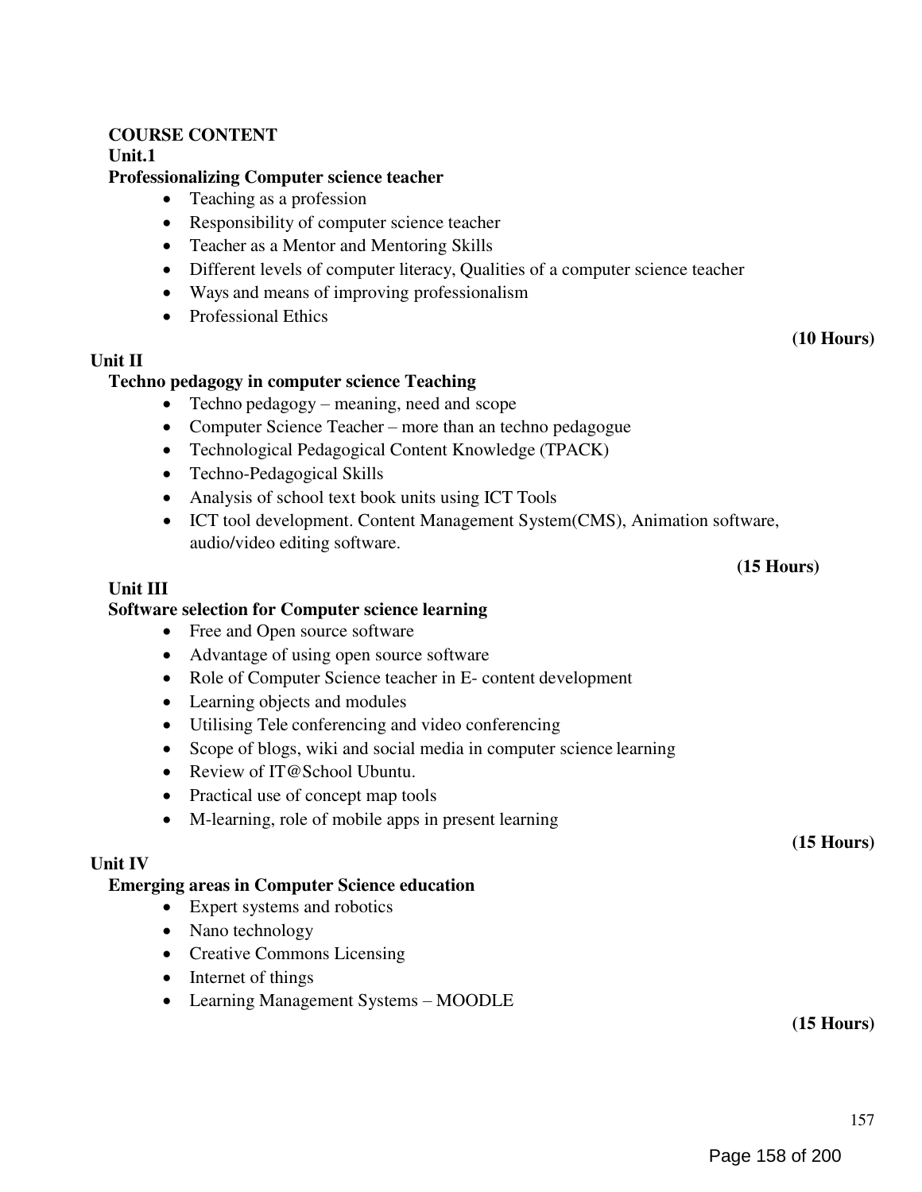**COURSE CONTENT**

**Unit.1**

**Professionalizing Computer science teacher**

- Teaching as a profession
- Responsibility of computer science teacher
- Teacher as a Mentor and Mentoring Skills
- Different levels of computer literacy, Qualities of a computer science teacher
- Ways and means of improving professionalism
- Professional Ethics

**(10 Hours)**

**Unit II**

**Techno pedagogy in computer science Teaching**

- Techno pedagogy – meaning, need and scope
- Computer Science Teacher – more than an techno pedagogue
- Technological Pedagogical Content Knowledge (TPACK)
- Techno-Pedagogical Skills
- Analysis of school text book units using ICT Tools
- ICT tool development. Content Management System(CMS), Animation software, audio/video editing software.

**(15 Hours)**

**Unit III**

**Software selection for Computer science learning**

- Free and Open source software
- Advantage of using open source software
- Role of Computer Science teacher in E- content development
- Learning objects and modules
- Utilising Tele conferencing and video conferencing
- Scope of blogs, wiki and social media in computer science learning
- Review of IT@School Ubuntu.
- Practical use of concept map tools
- M-learning, role of mobile apps in present learning

**(15 Hours)**

**Unit IV**

**Emerging areas in Computer Science education**

- Expert systems and robotics
- Nano technology
- Creative Commons Licensing
- Internet of things
- Learning Management Systems – MOODLE

**(15 Hours)**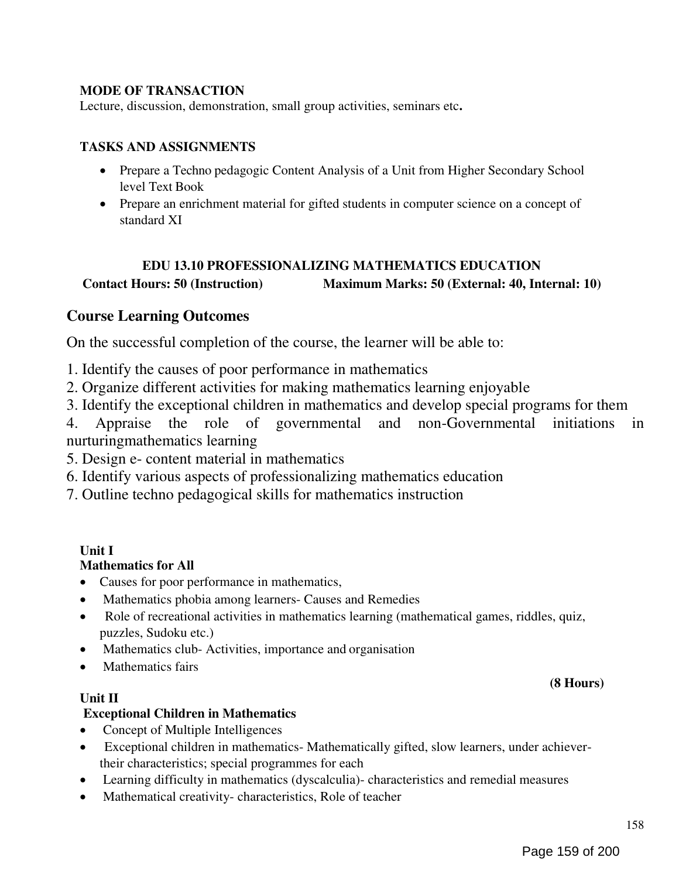**MODE OF TRANSACTION**

Lecture, discussion, demonstration, small group activities, seminars etc**.**

**TASKS AND ASSIGNMENTS**

- Prepare a Techno pedagogic Content Analysis of a Unit from Higher Secondary School level Text Book
- Prepare an enrichment material for gifted students in computer science on a concept of standard XI

## EDU 13.10 PROFESSIONALIZING MATHEMATICS EDUCATION

**Contact Hours: 50 (Instruction)** **Maximum Marks: 50 (External: 40, Internal: 10)**

## Course Learning Outcomes

On the successful completion of the course, the learner will be able to:

1. Identify the causes of poor performance in mathematics
2. Organize different activities for making mathematics learning enjoyable
3. Identify the exceptional children in mathematics and develop special programs for them
4. Appraise the role of governmental and non-Governmental initiations in nurturingmathematics learning
5. Design e- content material in mathematics
6. Identify various aspects of professionalizing mathematics education
7. Outline techno pedagogical skills for mathematics instruction

**Unit I**

**Mathematics for All**

- Causes for poor performance in mathematics,
- Mathematics phobia among learners- Causes and Remedies
- Role of recreational activities in mathematics learning (mathematical games, riddles, quiz, puzzles, Sudoku etc.)
- Mathematics club- Activities, importance and organisation
- Mathematics fairs

**(8 Hours)**

**Unit II**

**Exceptional Children in Mathematics**

- Concept of Multiple Intelligences
- Exceptional children in mathematics- Mathematically gifted, slow learners, under achiever- their characteristics; special programmes for each
- Learning difficulty in mathematics (dyscalculia)- characteristics and remedial measures
- Mathematical creativity- characteristics, Role of teacher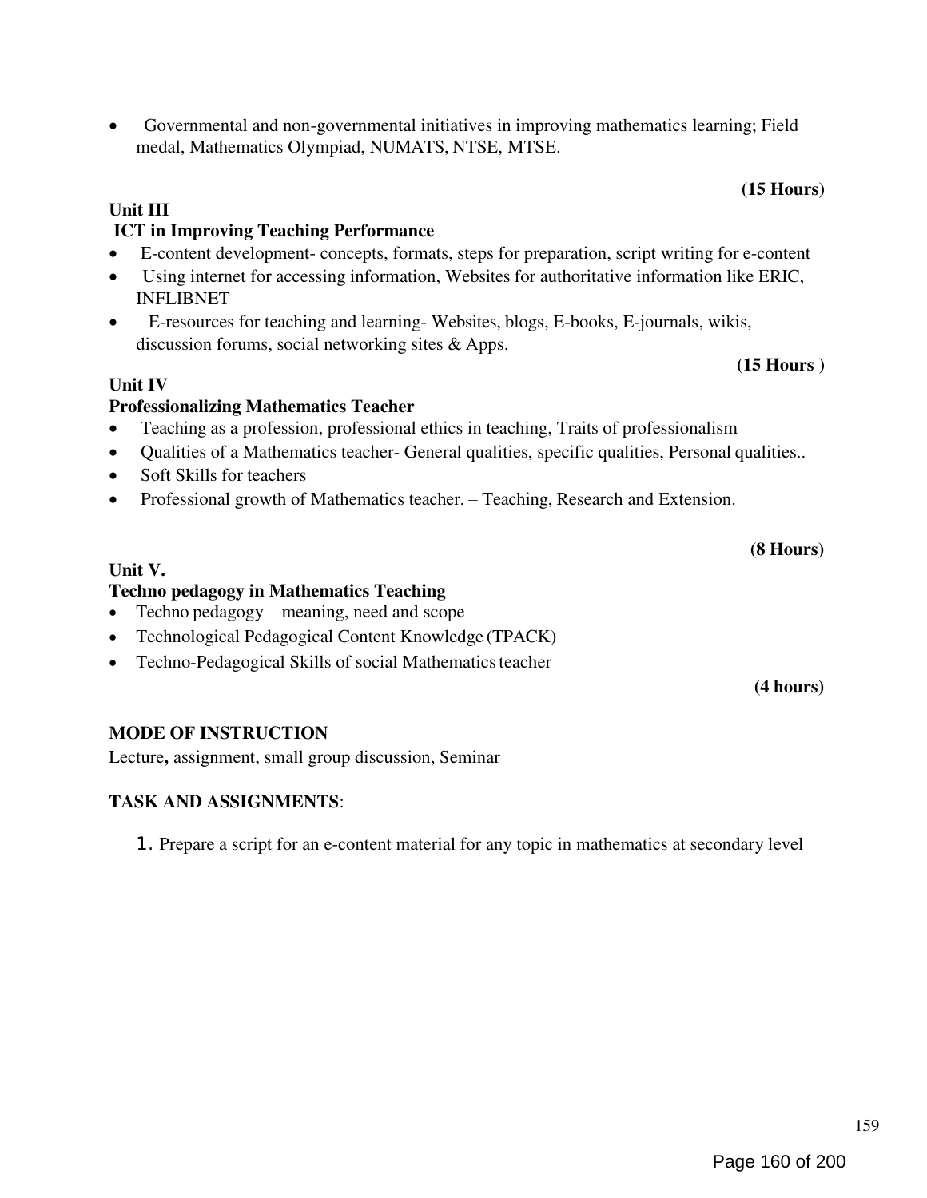- Governmental and non-governmental initiatives in improving mathematics learning; Field medal, Mathematics Olympiad, NUMATS, NTSE, MTSE.

**(15 Hours)**

**Unit III**

**ICT in Improving Teaching Performance**

- E-content development- concepts, formats, steps for preparation, script writing for e-content
- Using internet for accessing information, Websites for authoritative information like ERIC, INFLIBNET
- E-resources for teaching and learning- Websites, blogs, E-books, E-journals, wikis, discussion forums, social networking sites & Apps.

**(15 Hours )**

**Unit IV**

**Professionalizing Mathematics Teacher**

- Teaching as a profession, professional ethics in teaching, Traits of professionalism
- Qualities of a Mathematics teacher- General qualities, specific qualities, Personal qualities..
- Soft Skills for teachers
- Professional growth of Mathematics teacher. – Teaching, Research and Extension.

**(8 Hours)**

**Unit V.**

**Techno pedagogy in Mathematics Teaching**

- Techno pedagogy – meaning, need and scope
- Technological Pedagogical Content Knowledge (TPACK)
- Techno-Pedagogical Skills of social Mathematics teacher

**(4 hours)**

**MODE OF INSTRUCTION**

Lecture**,** assignment, small group discussion, Seminar

**TASK AND ASSIGNMENTS**:

1. Prepare a script for an e-content material for any topic in mathematics at secondary level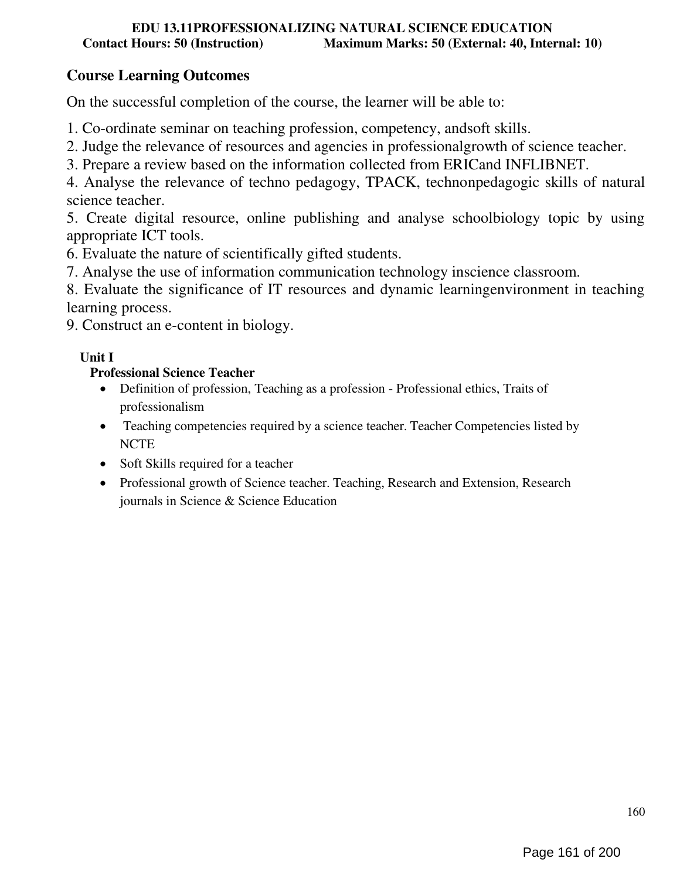**EDU 13.11PROFESSIONALIZING NATURAL SCIENCE EDUCATION**

**Contact Hours: 50 (Instruction) Maximum Marks: 50 (External: 40, Internal: 10)**

## Course Learning Outcomes

On the successful completion of the course, the learner will be able to:

1. Co-ordinate seminar on teaching profession, competency, andsoft skills.
2. Judge the relevance of resources and agencies in professionalgrowth of science teacher.
3. Prepare a review based on the information collected from ERICand INFLIBNET.
4. Analyse the relevance of techno pedagogy, TPACK, technonpedagogic skills of natural science teacher.
5. Create digital resource, online publishing and analyse schoolbiology topic by using appropriate ICT tools.
6. Evaluate the nature of scientifically gifted students.
7. Analyse the use of information communication technology inscience classroom.
8. Evaluate the significance of IT resources and dynamic learningenvironment in teaching learning process.
9. Construct an e-content in biology.

**Unit I**

**Professional Science Teacher**

- Definition of profession, Teaching as a profession - Professional ethics, Traits of professionalism
- Teaching competencies required by a science teacher. Teacher Competencies listed by NCTE
- Soft Skills required for a teacher
- Professional growth of Science teacher. Teaching, Research and Extension, Research journals in Science & Science Education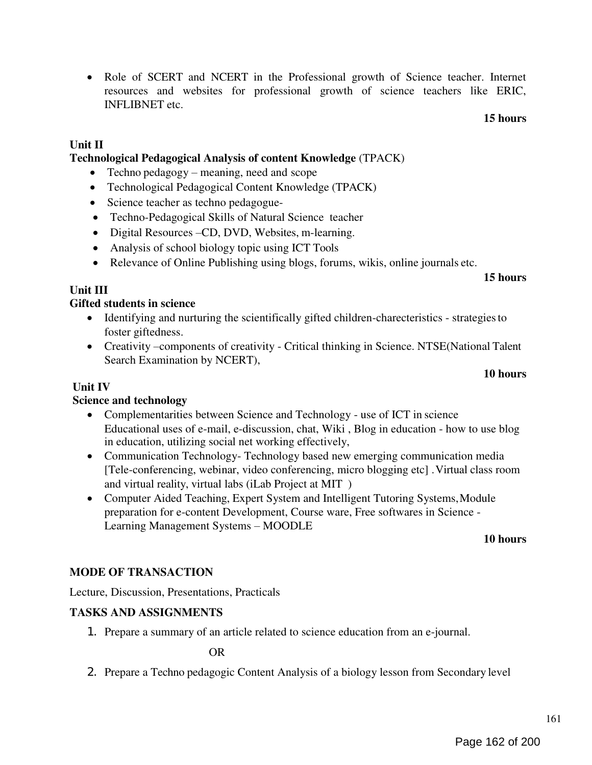- Role of SCERT and NCERT in the Professional growth of Science teacher. Internet resources and websites for professional growth of science teachers like ERIC, INFLIBNET etc.

**15 hours**

**Unit II**

**Technological Pedagogical Analysis of content Knowledge** (TPACK)

- Techno pedagogy – meaning, need and scope
- Technological Pedagogical Content Knowledge (TPACK)
- Science teacher as techno pedagogue-
- Techno-Pedagogical Skills of Natural Science teacher
- Digital Resources –CD, DVD, Websites, m-learning.
- Analysis of school biology topic using ICT Tools
- Relevance of Online Publishing using blogs, forums, wikis, online journals etc.

**15 hours**

**Unit III**

**Gifted students in science**

- Identifying and nurturing the scientifically gifted children-charecteristics - strategies to foster giftedness.
- Creativity –components of creativity - Critical thinking in Science. NTSE(National Talent Search Examination by NCERT),

**10 hours**

**Unit IV**

**Science and technology**

- Complementarities between Science and Technology - use of ICT in science Educational uses of e-mail, e-discussion, chat, Wiki , Blog in education - how to use blog in education, utilizing social net working effectively,
- Communication Technology- Technology based new emerging communication media [Tele-conferencing, webinar, video conferencing, micro blogging etc] .Virtual class room and virtual reality, virtual labs (iLab Project at MIT )
- Computer Aided Teaching, Expert System and Intelligent Tutoring Systems, Module preparation for e-content Development, Course ware, Free softwares in Science - Learning Management Systems – MOODLE

**10 hours**

**MODE OF TRANSACTION**

Lecture, Discussion, Presentations, Practicals

**TASKS AND ASSIGNMENTS**

1. Prepare a summary of an article related to science education from an e-journal.

   OR

2. Prepare a Techno pedagogic Content Analysis of a biology lesson from Secondary level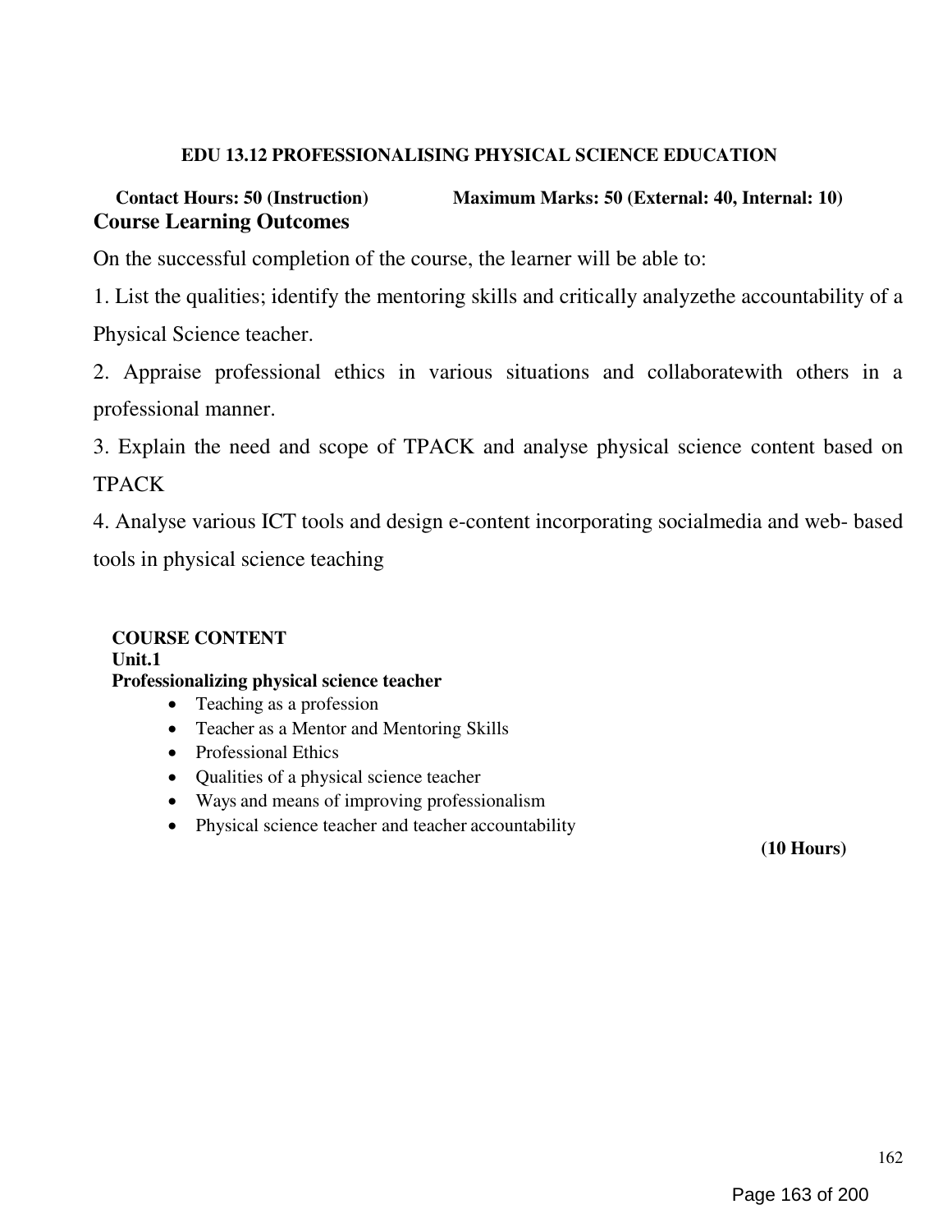**EDU 13.12 PROFESSIONALISING PHYSICAL SCIENCE EDUCATION**

**Contact Hours: 50 (Instruction)** **Maximum Marks: 50 (External: 40, Internal: 10)**

## Course Learning Outcomes

On the successful completion of the course, the learner will be able to:

1. List the qualities; identify the mentoring skills and critically analyzethe accountability of a Physical Science teacher.
2. Appraise professional ethics in various situations and collaboratewith others in a professional manner.
3. Explain the need and scope of TPACK and analyse physical science content based on TPACK
4. Analyse various ICT tools and design e-content incorporating socialmedia and web- based tools in physical science teaching

**COURSE CONTENT**

**Unit.1**

**Professionalizing physical science teacher**

- Teaching as a profession
- Teacher as a Mentor and Mentoring Skills
- Professional Ethics
- Qualities of a physical science teacher
- Ways and means of improving professionalism
- Physical science teacher and teacher accountability

**(10 Hours)**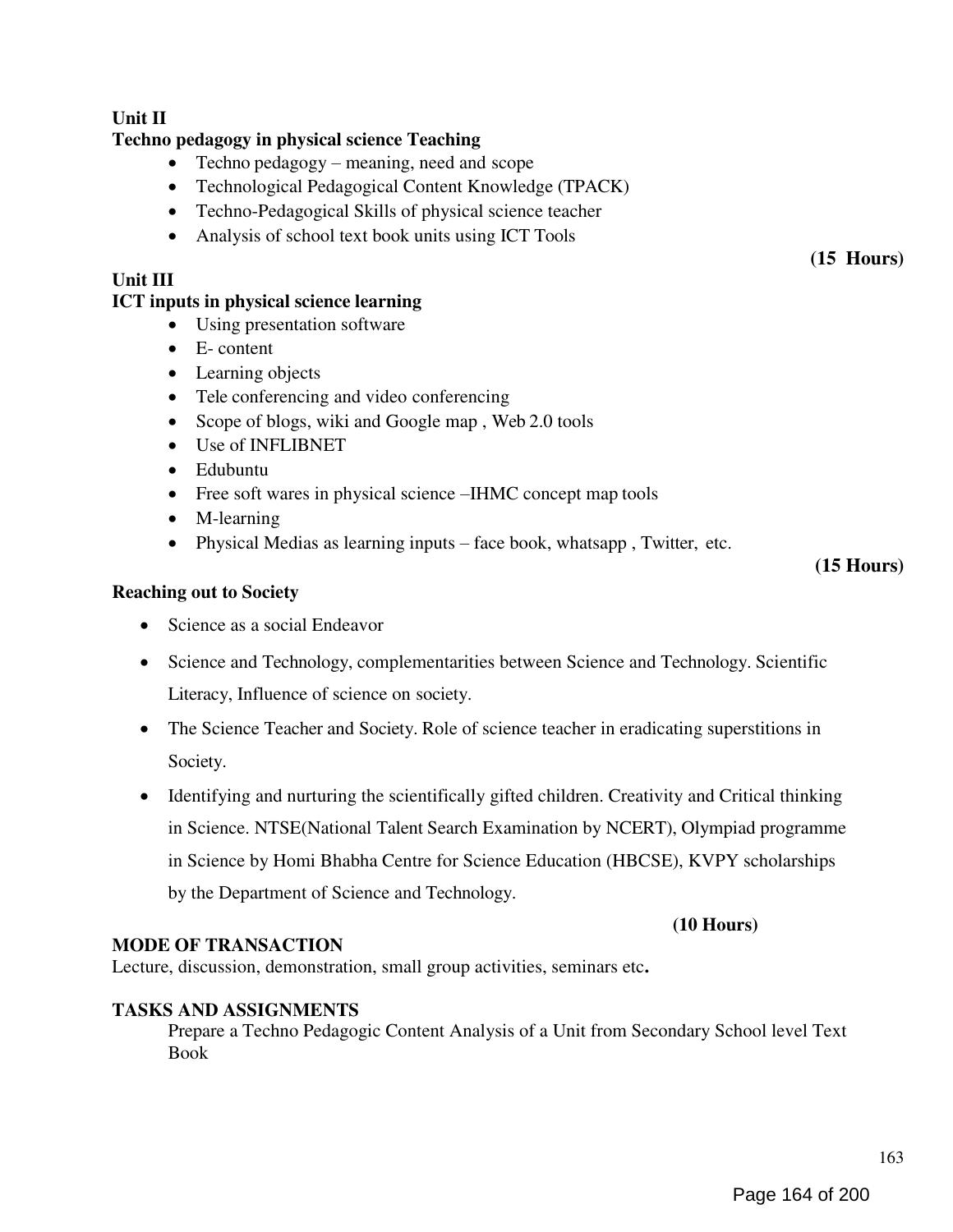**Unit II**

**Techno pedagogy in physical science Teaching**

- Techno pedagogy – meaning, need and scope
- Technological Pedagogical Content Knowledge (TPACK)
- Techno-Pedagogical Skills of physical science teacher
- Analysis of school text book units using ICT Tools

**(15 Hours)**

**Unit III**

**ICT inputs in physical science learning**

- Using presentation software
- E- content
- Learning objects
- Tele conferencing and video conferencing
- Scope of blogs, wiki and Google map , Web 2.0 tools
- Use of INFLIBNET
- Edubuntu
- Free soft wares in physical science –IHMC concept map tools
- M-learning
- Physical Medias as learning inputs – face book, whatsapp , Twitter, etc.

**(15 Hours)**

**Reaching out to Society**

- Science as a social Endeavor
- Science and Technology, complementarities between Science and Technology. Scientific Literacy, Influence of science on society.
- The Science Teacher and Society. Role of science teacher in eradicating superstitions in Society.
- Identifying and nurturing the scientifically gifted children. Creativity and Critical thinking in Science. NTSE(National Talent Search Examination by NCERT), Olympiad programme in Science by Homi Bhabha Centre for Science Education (HBCSE), KVPY scholarships by the Department of Science and Technology.

**(10 Hours)**

**MODE OF TRANSACTION**

Lecture, discussion, demonstration, small group activities, seminars etc**.**

**TASKS AND ASSIGNMENTS**

Prepare a Techno Pedagogic Content Analysis of a Unit from Secondary School level Text Book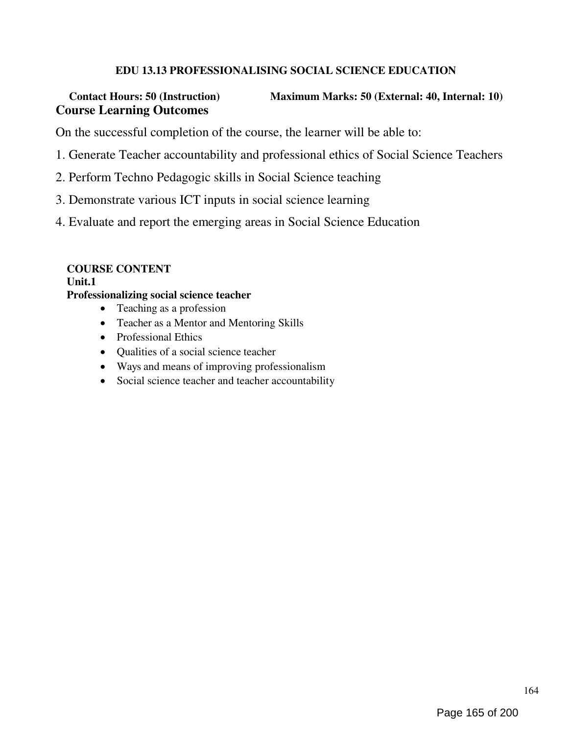## EDU 13.13 PROFESSIONALISING SOCIAL SCIENCE EDUCATION

**Contact Hours: 50 (Instruction)** **Maximum Marks: 50 (External: 40, Internal: 10)**

### Course Learning Outcomes

On the successful completion of the course, the learner will be able to:

1. Generate Teacher accountability and professional ethics of Social Science Teachers
2. Perform Techno Pedagogic skills in Social Science teaching
3. Demonstrate various ICT inputs in social science learning
4. Evaluate and report the emerging areas in Social Science Education

### COURSE CONTENT

**Unit.1**

**Professionalizing social science teacher**

- Teaching as a profession
- Teacher as a Mentor and Mentoring Skills
- Professional Ethics
- Qualities of a social science teacher
- Ways and means of improving professionalism
- Social science teacher and teacher accountability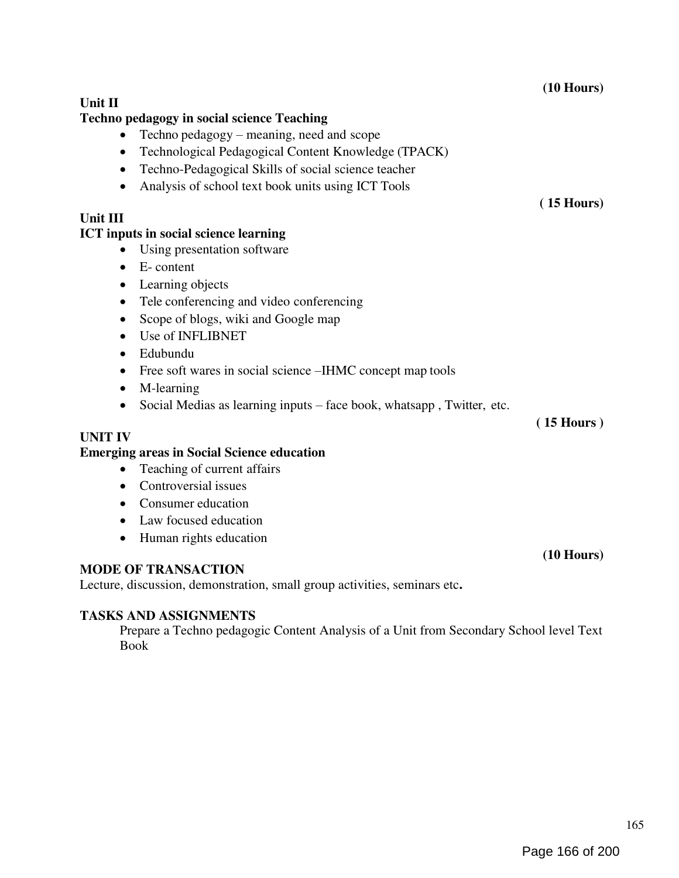**(10 Hours)**

**Unit II**

**Techno pedagogy in social science Teaching**

- Techno pedagogy – meaning, need and scope
- Technological Pedagogical Content Knowledge (TPACK)
- Techno-Pedagogical Skills of social science teacher
- Analysis of school text book units using ICT Tools

**( 15 Hours)**

**Unit III**

**ICT inputs in social science learning**

- Using presentation software
- E- content
- Learning objects
- Tele conferencing and video conferencing
- Scope of blogs, wiki and Google map
- Use of INFLIBNET
- Edubundu
- Free soft wares in social science –IHMC concept map tools
- M-learning
- Social Medias as learning inputs – face book, whatsapp , Twitter, etc.

**( 15 Hours )**

**UNIT IV**

**Emerging areas in Social Science education**

- Teaching of current affairs
- Controversial issues
- Consumer education
- Law focused education
- Human rights education

**(10 Hours)**

**MODE OF TRANSACTION**

Lecture, discussion, demonstration, small group activities, seminars etc**.**

**TASKS AND ASSIGNMENTS**

Prepare a Techno pedagogic Content Analysis of a Unit from Secondary School level Text Book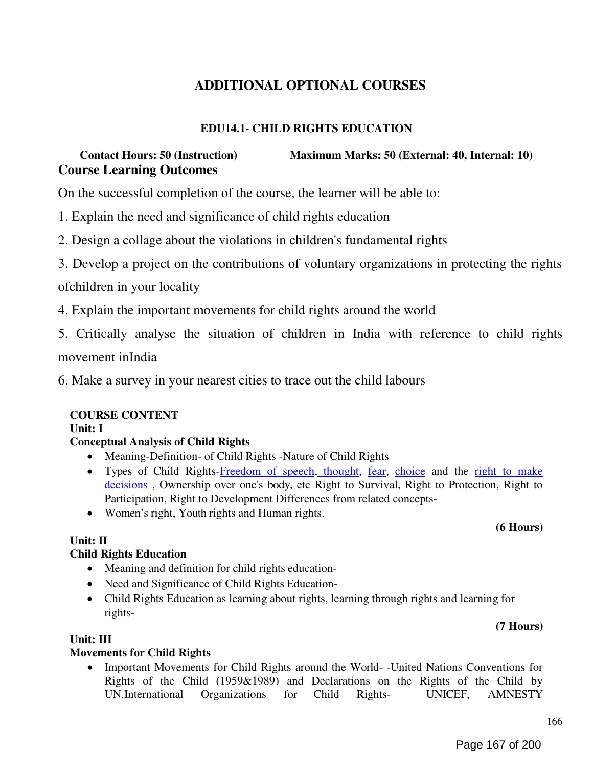# ADDITIONAL OPTIONAL COURSES

## EDU14.1- CHILD RIGHTS EDUCATION

**Contact Hours: 50 (Instruction)** **Maximum Marks: 50 (External: 40, Internal: 10)**

### Course Learning Outcomes

On the successful completion of the course, the learner will be able to:

1. Explain the need and significance of child rights education
2. Design a collage about the violations in children's fundamental rights
3. Develop a project on the contributions of voluntary organizations in protecting the rights ofchildren in your locality
4. Explain the important movements for child rights around the world
5. Critically analyse the situation of children in India with reference to child rights movement inIndia
6. Make a survey in your nearest cities to trace out the child labours

### COURSE CONTENT

**Unit: I**

**Conceptual Analysis of Child Rights**

- Meaning-Definition- of Child Rights -Nature of Child Rights
- Types of Child Rights-Freedom of speech, thought, fear, choice and the right to make decisions , Ownership over one's body, etc Right to Survival, Right to Protection, Right to Participation, Right to Development Differences from related concepts-
- Women's right, Youth rights and Human rights.

**(6 Hours)**

**Unit: II**

**Child Rights Education**

- Meaning and definition for child rights education-
- Need and Significance of Child Rights Education-
- Child Rights Education as learning about rights, learning through rights and learning for rights-

**(7 Hours)**

**Unit: III**

**Movements for Child Rights**

- Important Movements for Child Rights around the World- -United Nations Conventions for Rights of the Child (1959&1989) and Declarations on the Rights of the Child by UN.International Organizations for Child Rights- UNICEF, AMNESTY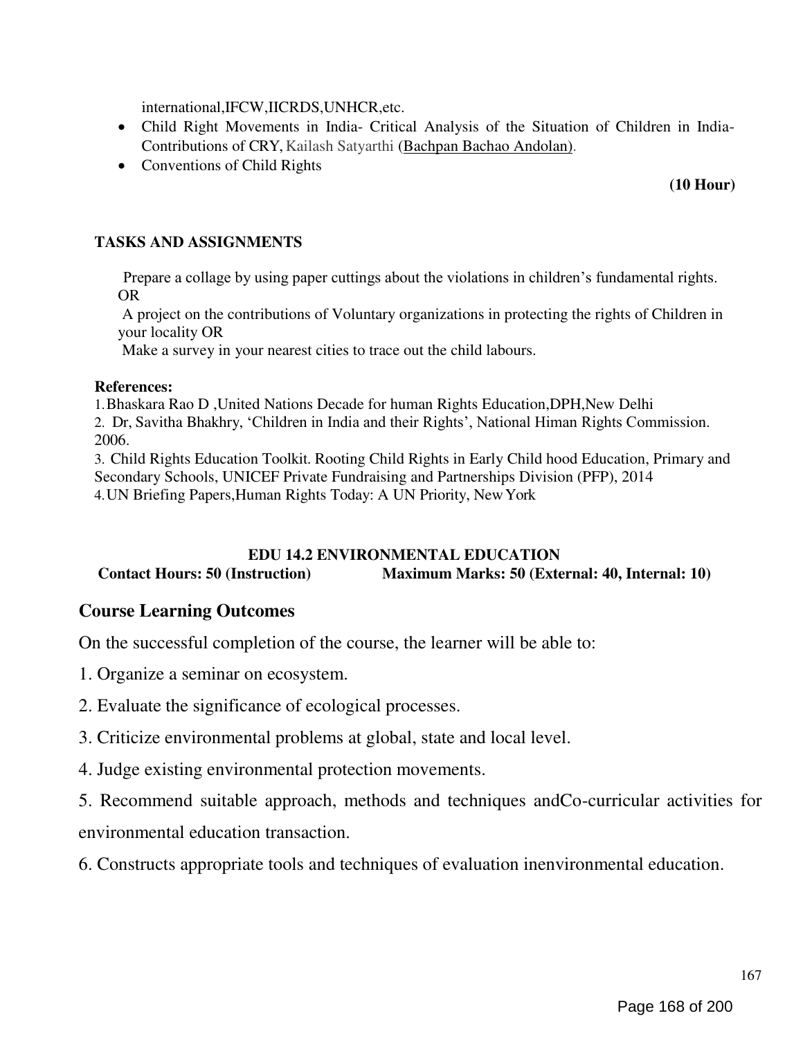international,IFCW,IICRDS,UNHCR,etc.

- Child Right Movements in India- Critical Analysis of the Situation of Children in India- Contributions of CRY, Kailash Satyarthi (Bachpan Bachao Andolan).
- Conventions of Child Rights

**(10 Hour)**

**TASKS AND ASSIGNMENTS**

Prepare a collage by using paper cuttings about the violations in children's fundamental rights.
OR
A project on the contributions of Voluntary organizations in protecting the rights of Children in your locality OR
Make a survey in your nearest cities to trace out the child labours.

**References:**

1. Bhaskara Rao D ,United Nations Decade for human Rights Education,DPH,New Delhi
2. Dr, Savitha Bhakhry, 'Children in India and their Rights', National Himan Rights Commission. 2006.
3. Child Rights Education Toolkit. Rooting Child Rights in Early Child hood Education, Primary and Secondary Schools, UNICEF Private Fundraising and Partnerships Division (PFP), 2014
4. UN Briefing Papers,Human Rights Today: A UN Priority, New York

**EDU 14.2 ENVIRONMENTAL EDUCATION**

**Contact Hours: 50 (Instruction)** **Maximum Marks: 50 (External: 40, Internal: 10)**

## Course Learning Outcomes

On the successful completion of the course, the learner will be able to:

1. Organize a seminar on ecosystem.
2. Evaluate the significance of ecological processes.
3. Criticize environmental problems at global, state and local level.
4. Judge existing environmental protection movements.
5. Recommend suitable approach, methods and techniques andCo-curricular activities for environmental education transaction.
6. Constructs appropriate tools and techniques of evaluation inenvironmental education.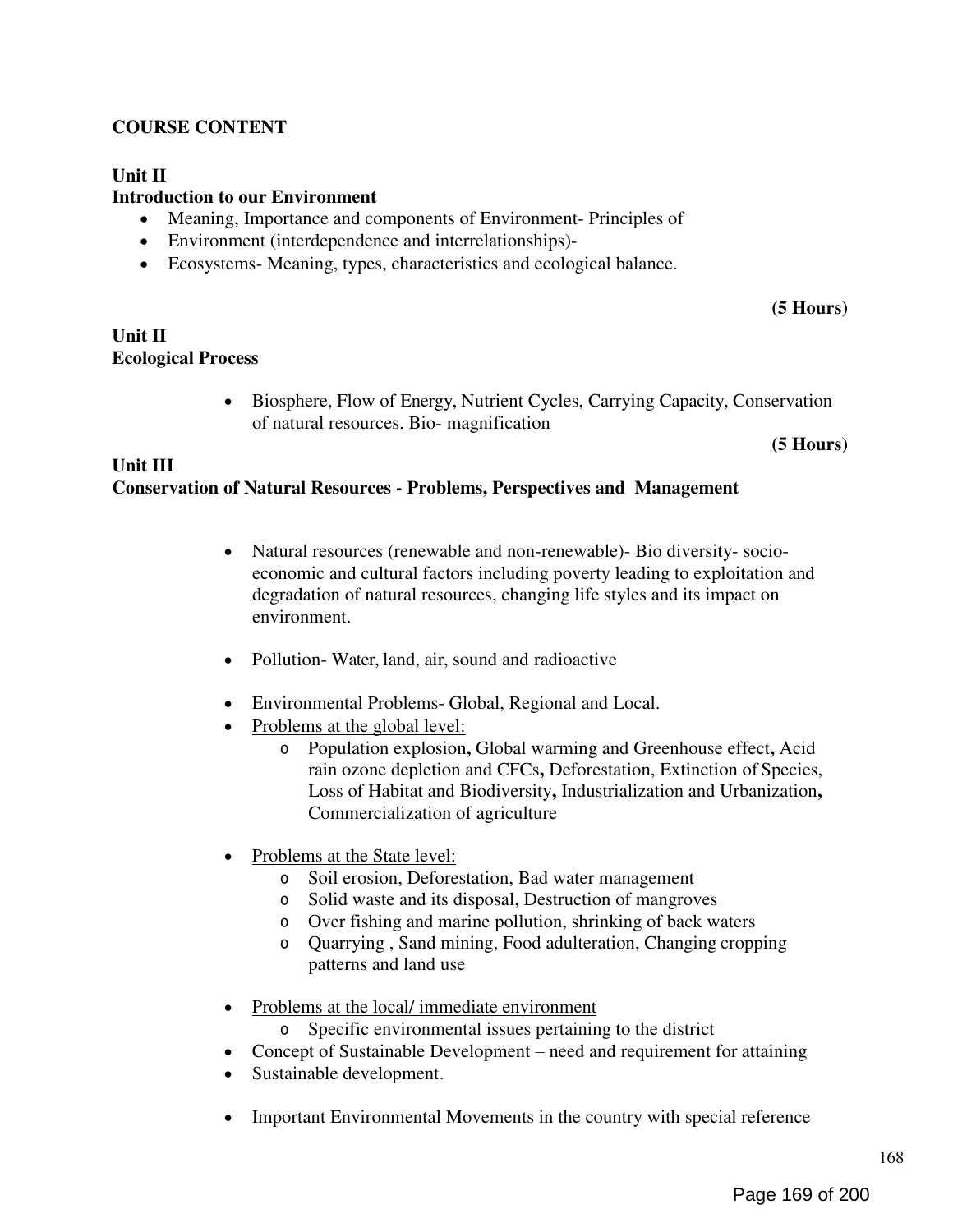**COURSE CONTENT**

**Unit II**
**Introduction to our Environment**

- Meaning, Importance and components of Environment- Principles of
- Environment (interdependence and interrelationships)-
- Ecosystems- Meaning, types, characteristics and ecological balance.

**(5 Hours)**

**Unit II**
**Ecological Process**

- Biosphere, Flow of Energy, Nutrient Cycles, Carrying Capacity, Conservation of natural resources. Bio- magnification

**(5 Hours)**

**Unit III**
**Conservation of Natural Resources - Problems, Perspectives and Management**

- Natural resources (renewable and non-renewable)- Bio diversity- socio-economic and cultural factors including poverty leading to exploitation and degradation of natural resources, changing life styles and its impact on environment.

- Pollution- Water, land, air, sound and radioactive

- Environmental Problems- Global, Regional and Local.
- <u>Problems at the global level:</u>
    - Population explosion**,** Global warming and Greenhouse effect**,** Acid rain ozone depletion and CFCs**,** Deforestation, Extinction of Species, Loss of Habitat and Biodiversity**,** Industrialization and Urbanization**,** Commercialization of agriculture

- <u>Problems at the State level:</u>
    - Soil erosion, Deforestation, Bad water management
    - Solid waste and its disposal, Destruction of mangroves
    - Over fishing and marine pollution, shrinking of back waters
    - Quarrying , Sand mining, Food adulteration, Changing cropping patterns and land use

- <u>Problems at the local/ immediate environment</u>
    - Specific environmental issues pertaining to the district
- Concept of Sustainable Development – need and requirement for attaining
- Sustainable development.

- Important Environmental Movements in the country with special reference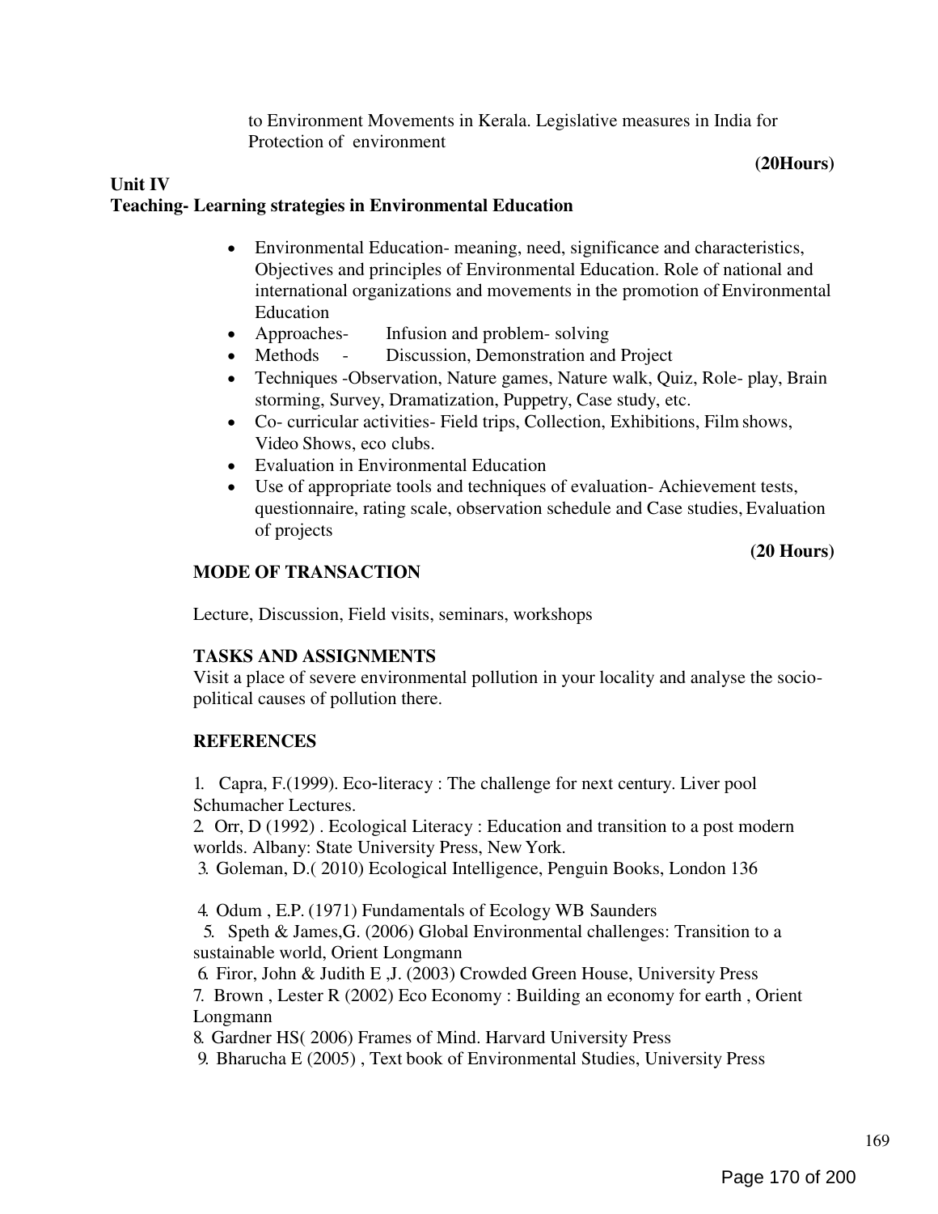to Environment Movements in Kerala. Legislative measures in India for Protection of environment

**(20Hours)**

**Unit IV**
**Teaching- Learning strategies in Environmental Education**

- Environmental Education- meaning, need, significance and characteristics, Objectives and principles of Environmental Education. Role of national and international organizations and movements in the promotion of Environmental Education
- Approaches- Infusion and problem- solving
- Methods - Discussion, Demonstration and Project
- Techniques -Observation, Nature games, Nature walk, Quiz, Role- play, Brain storming, Survey, Dramatization, Puppetry, Case study, etc.
- Co- curricular activities- Field trips, Collection, Exhibitions, Film shows, Video Shows, eco clubs.
- Evaluation in Environmental Education
- Use of appropriate tools and techniques of evaluation- Achievement tests, questionnaire, rating scale, observation schedule and Case studies, Evaluation of projects

**(20 Hours)**

**MODE OF TRANSACTION**

Lecture, Discussion, Field visits, seminars, workshops

**TASKS AND ASSIGNMENTS**

Visit a place of severe environmental pollution in your locality and analyse the socio-political causes of pollution there.

**REFERENCES**

1. Capra, F.(1999). Eco-literacy : The challenge for next century. Liver pool Schumacher Lectures.
2. Orr, D (1992) . Ecological Literacy : Education and transition to a post modern worlds. Albany: State University Press, New York.
3. Goleman, D.( 2010) Ecological Intelligence, Penguin Books, London 136
4. Odum , E.P. (1971) Fundamentals of Ecology WB Saunders
5. Speth & James,G. (2006) Global Environmental challenges: Transition to a sustainable world, Orient Longmann
6. Firor, John & Judith E ,J. (2003) Crowded Green House, University Press
7. Brown , Lester R (2002) Eco Economy : Building an economy for earth , Orient Longmann
8. Gardner HS( 2006) Frames of Mind. Harvard University Press
9. Bharucha E (2005) , Text book of Environmental Studies, University Press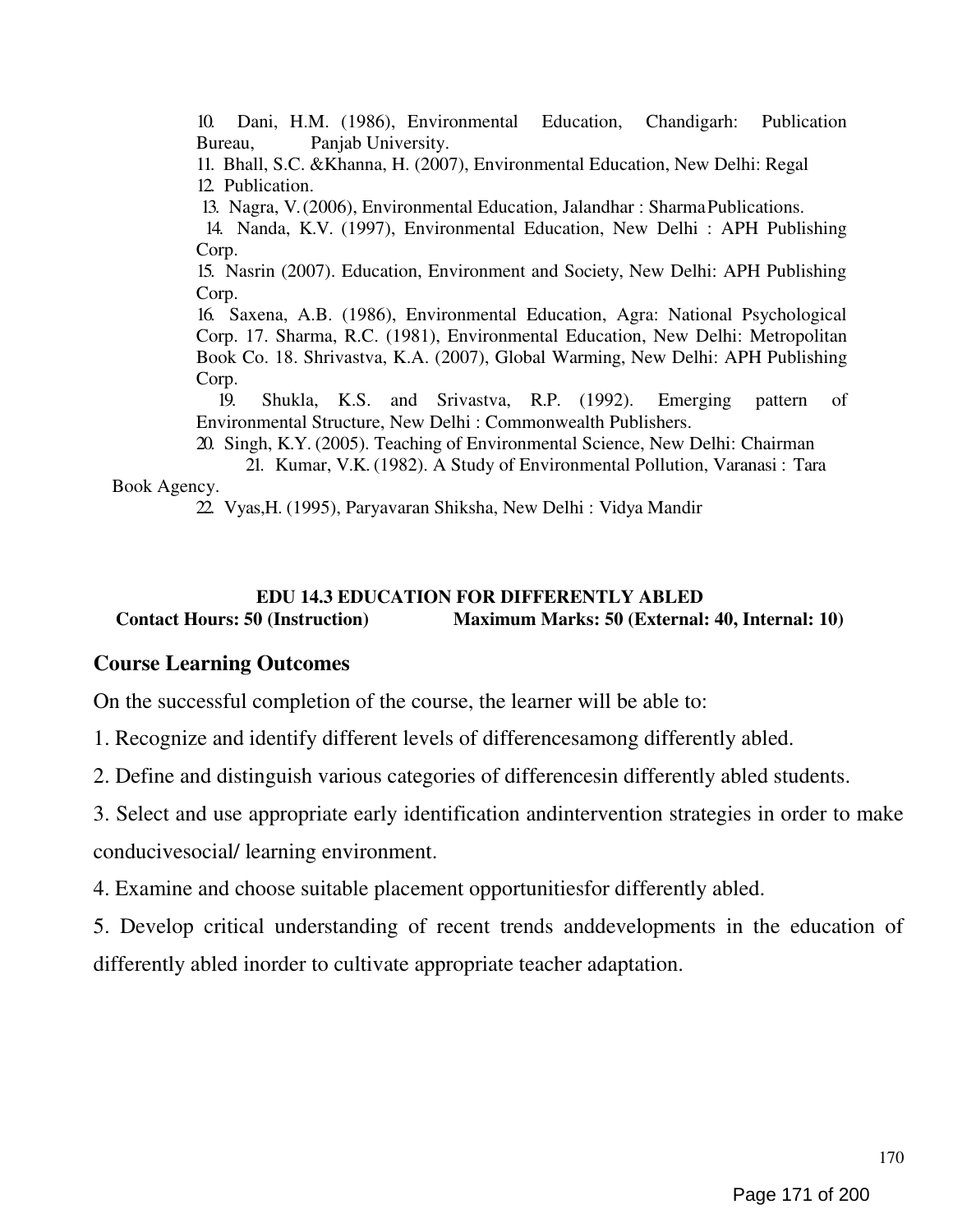10. Dani, H.M. (1986), Environmental Education, Chandigarh: Publication Bureau, Panjab University.
11. Bhall, S.C. &Khanna, H. (2007), Environmental Education, New Delhi: Regal
12. Publication.
13. Nagra, V. (2006), Environmental Education, Jalandhar : Sharma Publications.
14. Nanda, K.V. (1997), Environmental Education, New Delhi : APH Publishing Corp.
15. Nasrin (2007). Education, Environment and Society, New Delhi: APH Publishing Corp.
16. Saxena, A.B. (1986), Environmental Education, Agra: National Psychological Corp. 17. Sharma, R.C. (1981), Environmental Education, New Delhi: Metropolitan Book Co. 18. Shrivastva, K.A. (2007), Global Warming, New Delhi: APH Publishing Corp.
19. Shukla, K.S. and Srivastva, R.P. (1992). Emerging pattern of Environmental Structure, New Delhi : Commonwealth Publishers.
20. Singh, K.Y. (2005). Teaching of Environmental Science, New Delhi: Chairman
21. Kumar, V.K. (1982). A Study of Environmental Pollution, Varanasi : Tara Book Agency.
22. Vyas,H. (1995), Paryavaran Shiksha, New Delhi : Vidya Mandir

**EDU 14.3 EDUCATION FOR DIFFERENTLY ABLED**

**Contact Hours: 50 (Instruction) Maximum Marks: 50 (External: 40, Internal: 10)**

## Course Learning Outcomes

On the successful completion of the course, the learner will be able to:

1. Recognize and identify different levels of differencesamong differently abled.
2. Define and distinguish various categories of differencesin differently abled students.
3. Select and use appropriate early identification andintervention strategies in order to make conducivesocial/ learning environment.
4. Examine and choose suitable placement opportunitiesfor differently abled.
5. Develop critical understanding of recent trends anddevelopments in the education of differently abled inorder to cultivate appropriate teacher adaptation.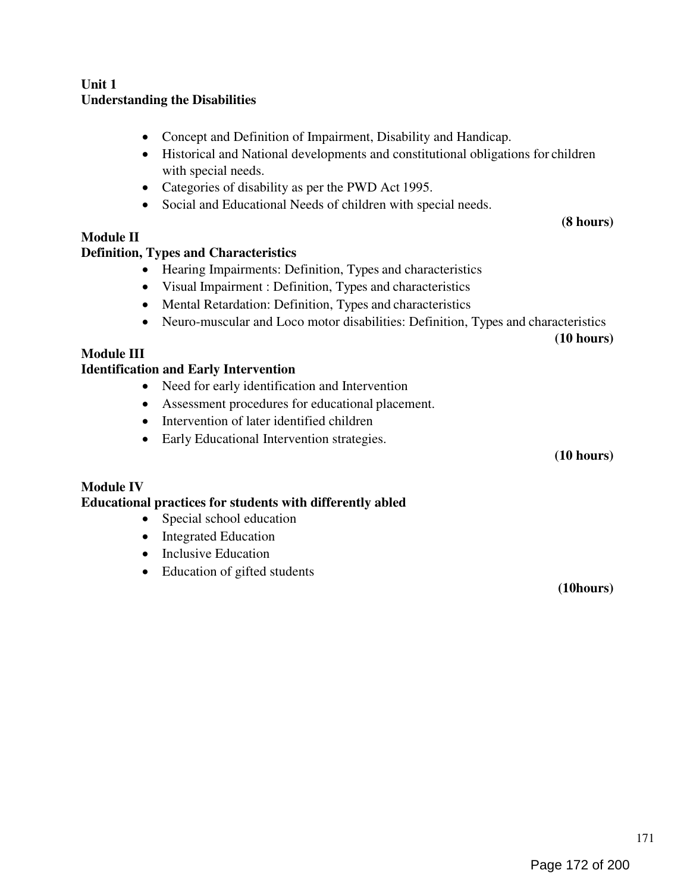**Unit 1**
**Understanding the Disabilities**

- Concept and Definition of Impairment, Disability and Handicap.
- Historical and National developments and constitutional obligations for children with special needs.
- Categories of disability as per the PWD Act 1995.
- Social and Educational Needs of children with special needs.

**(8 hours)**

**Module II**
**Definition, Types and Characteristics**

- Hearing Impairments: Definition, Types and characteristics
- Visual Impairment : Definition, Types and characteristics
- Mental Retardation: Definition, Types and characteristics
- Neuro-muscular and Loco motor disabilities: Definition, Types and characteristics

**(10 hours)**

**Module III**
**Identification and Early Intervention**

- Need for early identification and Intervention
- Assessment procedures for educational placement.
- Intervention of later identified children
- Early Educational Intervention strategies.

**(10 hours)**

**Module IV**
**Educational practices for students with differently abled**

- Special school education
- Integrated Education
- Inclusive Education
- Education of gifted students

**(10hours)**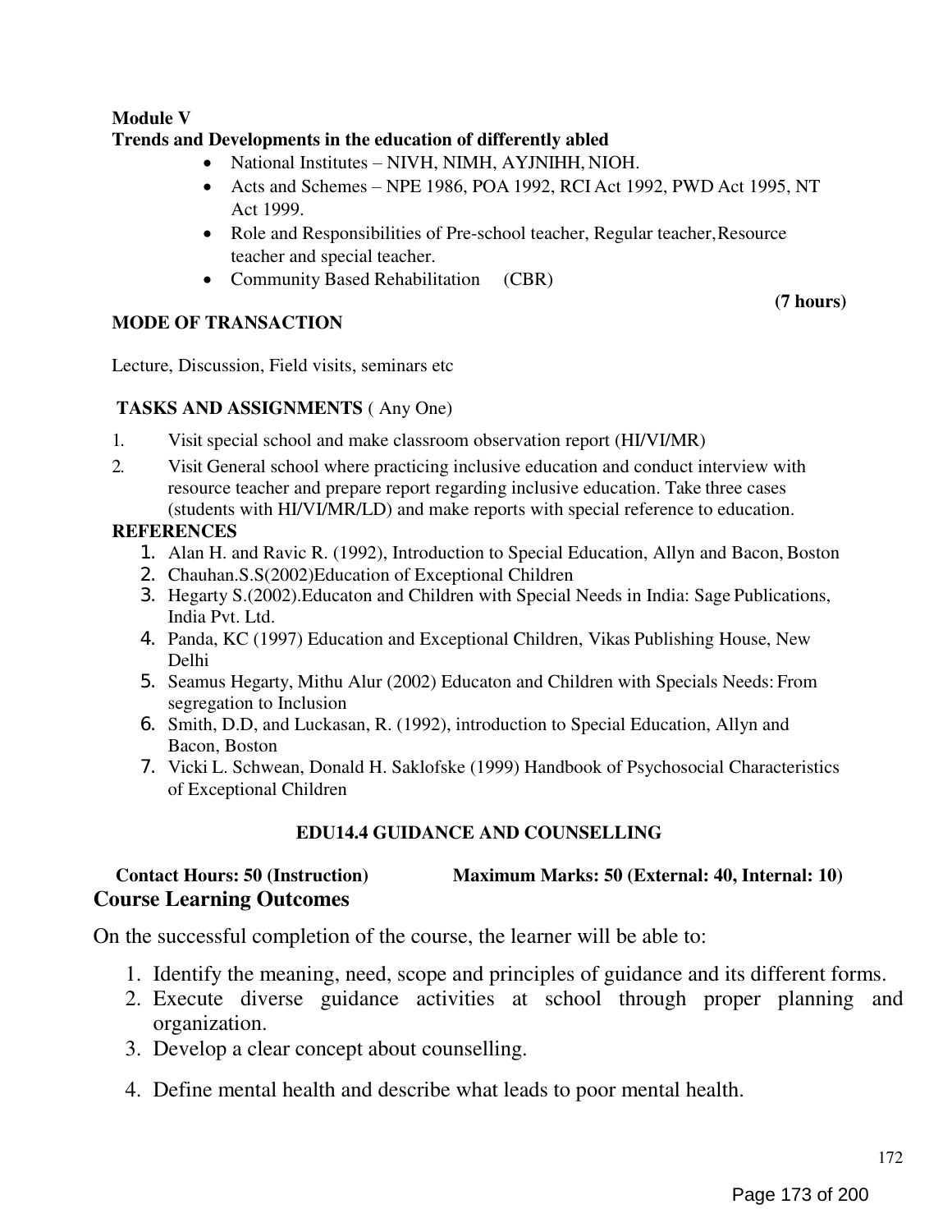**Module V**

**Trends and Developments in the education of differently abled**

- National Institutes – NIVH, NIMH, AYJNIHH, NIOH.
- Acts and Schemes – NPE 1986, POA 1992, RCI Act 1992, PWD Act 1995, NT Act 1999.
- Role and Responsibilities of Pre-school teacher, Regular teacher, Resource teacher and special teacher.
- Community Based Rehabilitation (CBR)

**(7 hours)**

**MODE OF TRANSACTION**

Lecture, Discussion, Field visits, seminars etc

**TASKS AND ASSIGNMENTS** ( Any One)

1. Visit special school and make classroom observation report (HI/VI/MR)
2. Visit General school where practicing inclusive education and conduct interview with resource teacher and prepare report regarding inclusive education. Take three cases (students with HI/VI/MR/LD) and make reports with special reference to education.

**REFERENCES**

1. Alan H. and Ravic R. (1992), Introduction to Special Education, Allyn and Bacon, Boston
2. Chauhan.S.S(2002)Education of Exceptional Children
3. Hegarty S.(2002).Educaton and Children with Special Needs in India: Sage Publications, India Pvt. Ltd.
4. Panda, KC (1997) Education and Exceptional Children, Vikas Publishing House, New Delhi
5. Seamus Hegarty, Mithu Alur (2002) Educaton and Children with Specials Needs: From segregation to Inclusion
6. Smith, D.D, and Luckasan, R. (1992), introduction to Special Education, Allyn and Bacon, Boston
7. Vicki L. Schwean, Donald H. Saklofske (1999) Handbook of Psychosocial Characteristics of Exceptional Children

## EDU14.4 GUIDANCE AND COUNSELLING

**Contact Hours: 50 (Instruction)** **Maximum Marks: 50 (External: 40, Internal: 10)**

### Course Learning Outcomes

On the successful completion of the course, the learner will be able to:

1. Identify the meaning, need, scope and principles of guidance and its different forms.
2. Execute diverse guidance activities at school through proper planning and organization.
3. Develop a clear concept about counselling.
4. Define mental health and describe what leads to poor mental health.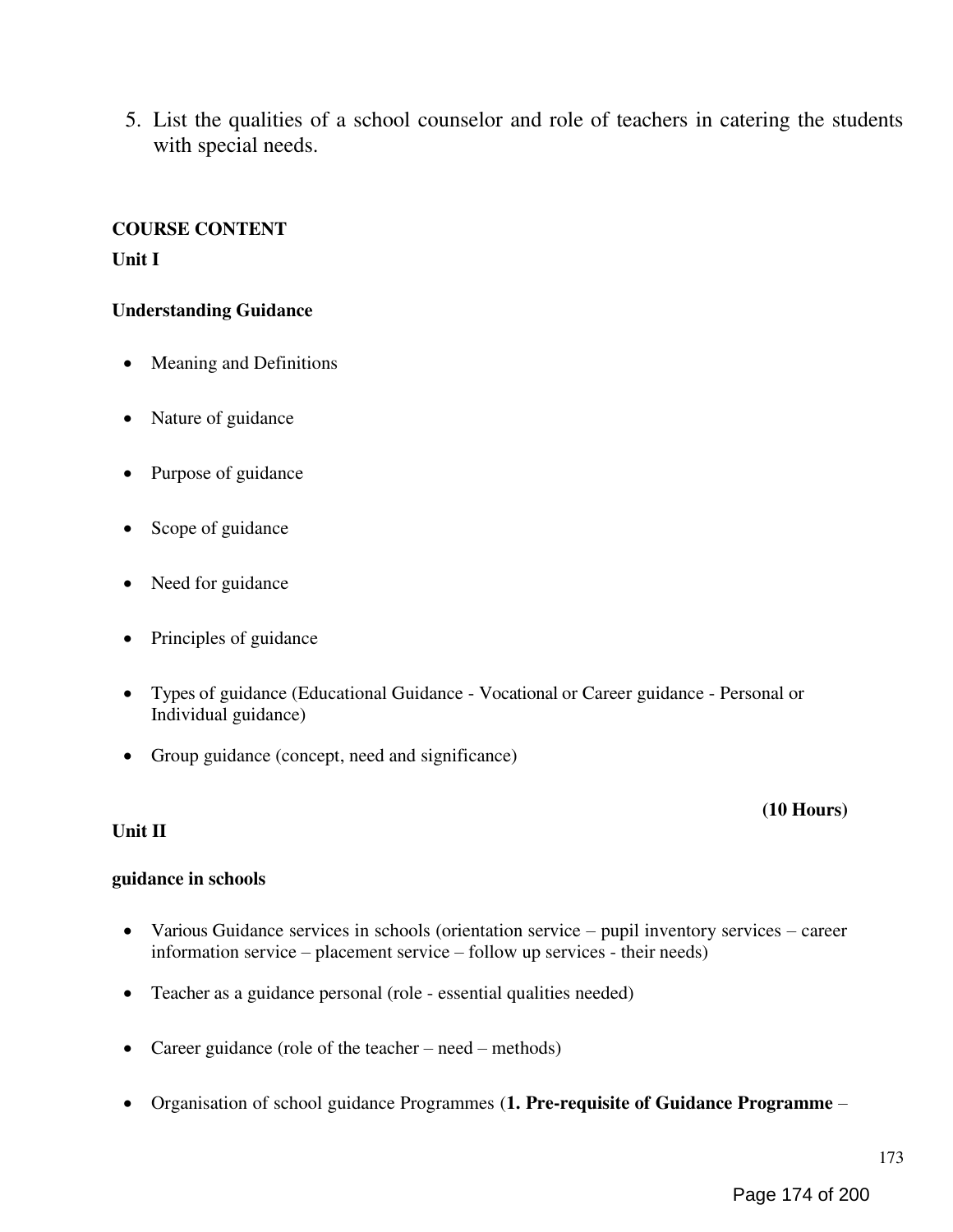5. List the qualities of a school counselor and role of teachers in catering the students with special needs.

**COURSE CONTENT**

**Unit I**

**Understanding Guidance**

- Meaning and Definitions
- Nature of guidance
- Purpose of guidance
- Scope of guidance
- Need for guidance
- Principles of guidance
- Types of guidance (Educational Guidance - Vocational or Career guidance - Personal or Individual guidance)
- Group guidance (concept, need and significance)

**(10 Hours)**

**Unit II**

**guidance in schools**

- Various Guidance services in schools (orientation service – pupil inventory services – career information service – placement service – follow up services - their needs)
- Teacher as a guidance personal (role - essential qualities needed)
- Career guidance (role of the teacher – need – methods)
- Organisation of school guidance Programmes (**1. Pre-requisite of Guidance Programme** –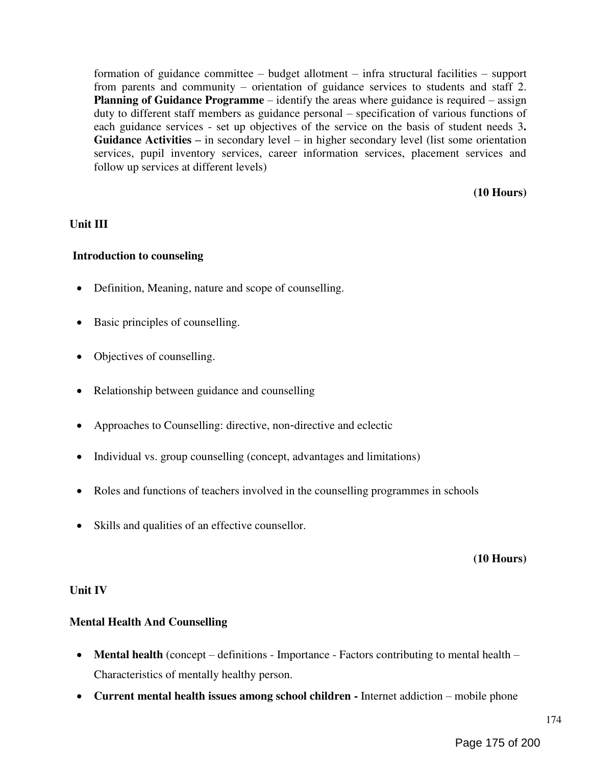formation of guidance committee – budget allotment – infra structural facilities – support from parents and community – orientation of guidance services to students and staff 2. **Planning of Guidance Programme** – identify the areas where guidance is required – assign duty to different staff members as guidance personal – specification of various functions of each guidance services - set up objectives of the service on the basis of student needs 3**. Guidance Activities –** in secondary level – in higher secondary level (list some orientation services, pupil inventory services, career information services, placement services and follow up services at different levels)

**(10 Hours)**

**Unit III**

**Introduction to counseling**

- Definition, Meaning, nature and scope of counselling.
- Basic principles of counselling.
- Objectives of counselling.
- Relationship between guidance and counselling
- Approaches to Counselling: directive, non-directive and eclectic
- Individual vs. group counselling (concept, advantages and limitations)
- Roles and functions of teachers involved in the counselling programmes in schools
- Skills and qualities of an effective counsellor.

**(10 Hours)**

**Unit IV**

**Mental Health And Counselling**

- **Mental health** (concept – definitions - Importance - Factors contributing to mental health – Characteristics of mentally healthy person.
- **Current mental health issues among school children -** Internet addiction – mobile phone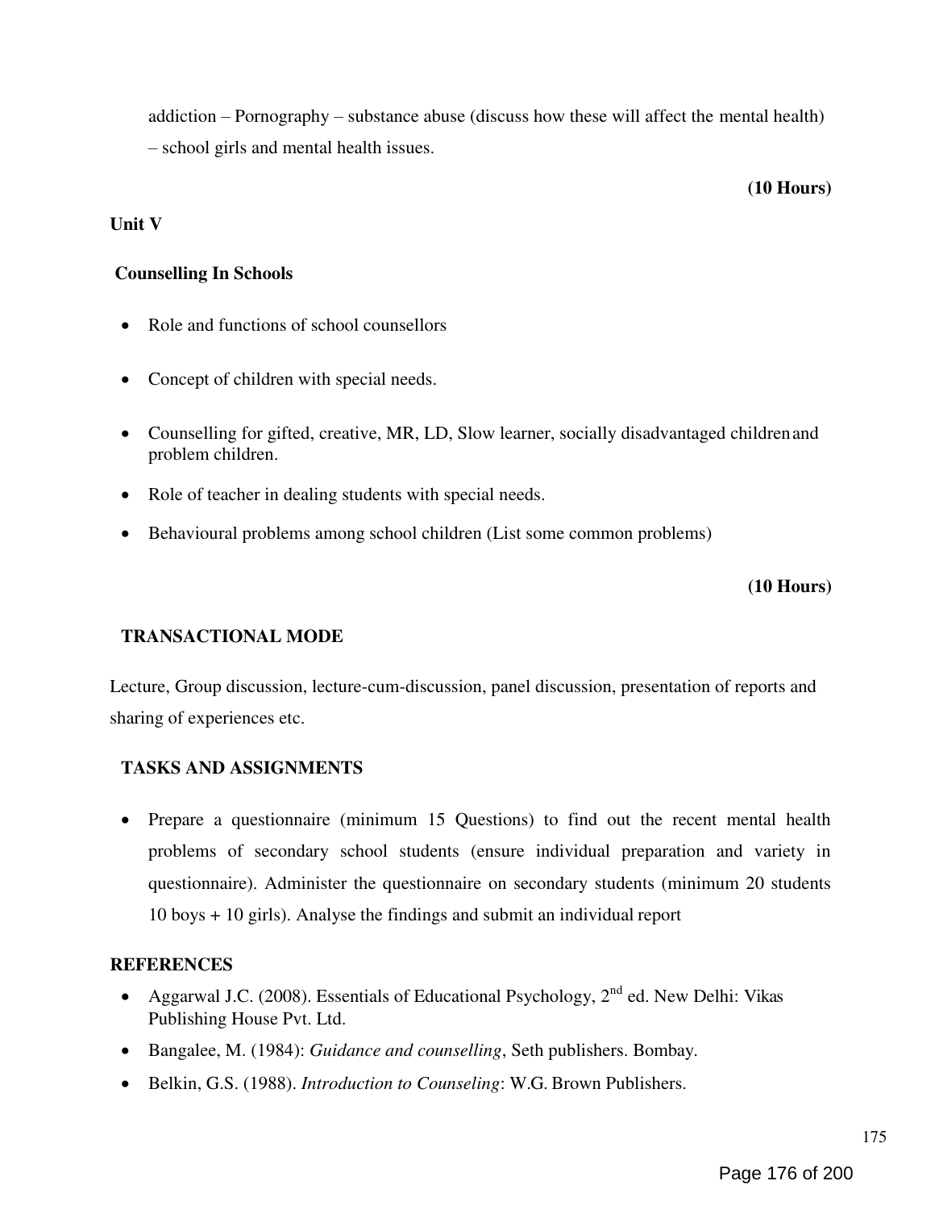addiction – Pornography – substance abuse (discuss how these will affect the mental health) – school girls and mental health issues.

**(10 Hours)**

**Unit V**

**Counselling In Schools**

- Role and functions of school counsellors
- Concept of children with special needs.
- Counselling for gifted, creative, MR, LD, Slow learner, socially disadvantaged children and problem children.
- Role of teacher in dealing students with special needs.
- Behavioural problems among school children (List some common problems)

**(10 Hours)**

**TRANSACTIONAL MODE**

Lecture, Group discussion, lecture-cum-discussion, panel discussion, presentation of reports and sharing of experiences etc.

**TASKS AND ASSIGNMENTS**

- Prepare a questionnaire (minimum 15 Questions) to find out the recent mental health problems of secondary school students (ensure individual preparation and variety in questionnaire). Administer the questionnaire on secondary students (minimum 20 students 10 boys + 10 girls). Analyse the findings and submit an individual report

**REFERENCES**

- Aggarwal J.C. (2008). Essentials of Educational Psychology, 2nd ed. New Delhi: Vikas Publishing House Pvt. Ltd.
- Bangalee, M. (1984): *Guidance and counselling*, Seth publishers. Bombay.
- Belkin, G.S. (1988). *Introduction to Counseling*: W.G. Brown Publishers.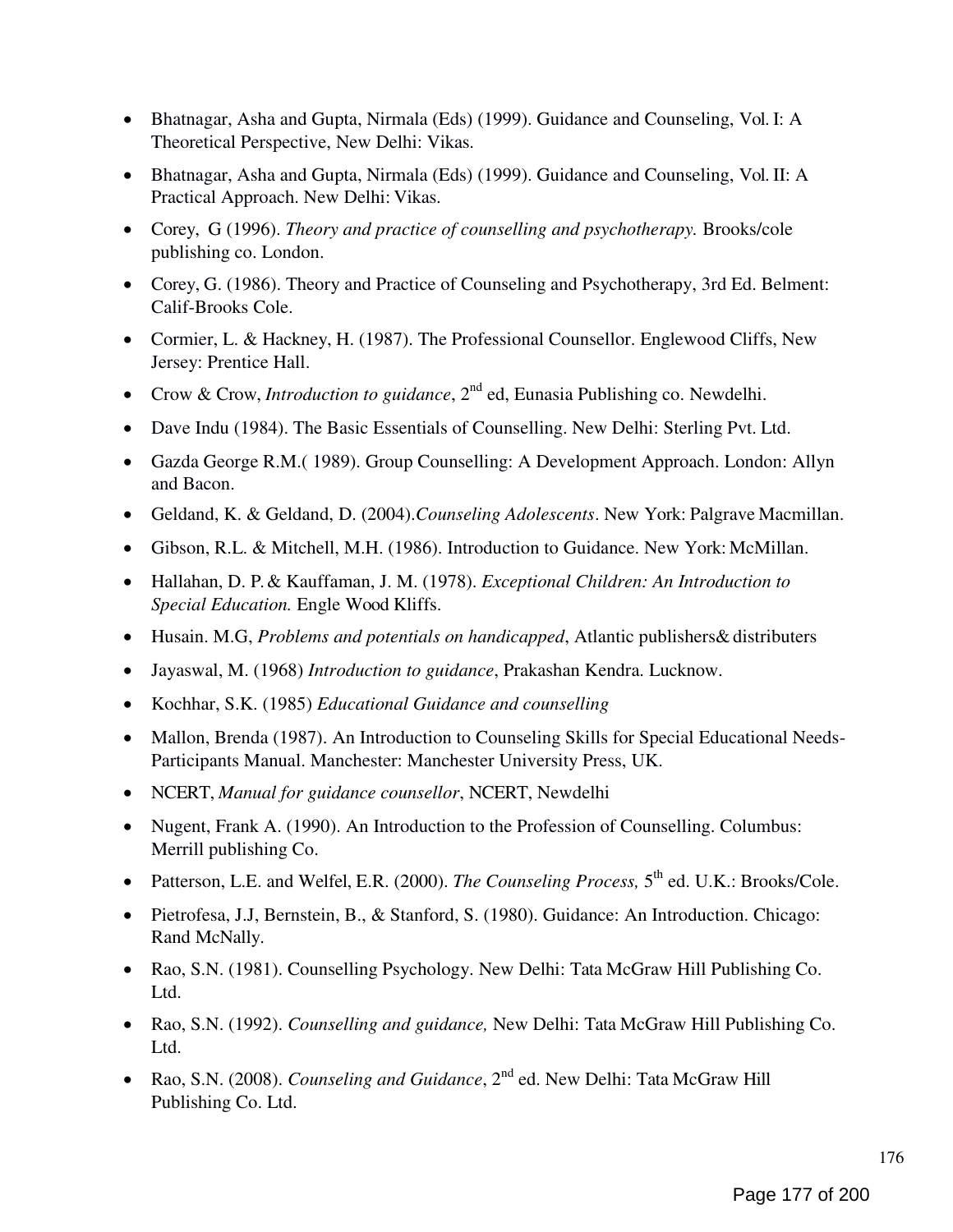- Bhatnagar, Asha and Gupta, Nirmala (Eds) (1999). Guidance and Counseling, Vol. I: A Theoretical Perspective, New Delhi: Vikas.
- Bhatnagar, Asha and Gupta, Nirmala (Eds) (1999). Guidance and Counseling, Vol. II: A Practical Approach. New Delhi: Vikas.
- Corey, G (1996). *Theory and practice of counselling and psychotherapy.* Brooks/cole publishing co. London.
- Corey, G. (1986). Theory and Practice of Counseling and Psychotherapy, 3rd Ed. Belment: Calif-Brooks Cole.
- Cormier, L. & Hackney, H. (1987). The Professional Counsellor. Englewood Cliffs, New Jersey: Prentice Hall.
- Crow & Crow, *Introduction to guidance*, 2nd ed, Eunasia Publishing co. Newdelhi.
- Dave Indu (1984). The Basic Essentials of Counselling. New Delhi: Sterling Pvt. Ltd.
- Gazda George R.M.( 1989). Group Counselling: A Development Approach. London: Allyn and Bacon.
- Geldand, K. & Geldand, D. (2004).*Counseling Adolescents*. New York: Palgrave Macmillan.
- Gibson, R.L. & Mitchell, M.H. (1986). Introduction to Guidance. New York: McMillan.
- Hallahan, D. P. & Kauffaman, J. M. (1978). *Exceptional Children: An Introduction to Special Education.* Engle Wood Kliffs.
- Husain. M.G, *Problems and potentials on handicapped*, Atlantic publishers& distributers
- Jayaswal, M. (1968) *Introduction to guidance*, Prakashan Kendra. Lucknow.
- Kochhar, S.K. (1985) *Educational Guidance and counselling*
- Mallon, Brenda (1987). An Introduction to Counseling Skills for Special Educational Needs-Participants Manual. Manchester: Manchester University Press, UK.
- NCERT, *Manual for guidance counsellor*, NCERT, Newdelhi
- Nugent, Frank A. (1990). An Introduction to the Profession of Counselling. Columbus: Merrill publishing Co.
- Patterson, L.E. and Welfel, E.R. (2000). *The Counseling Process,* 5th ed. U.K.: Brooks/Cole.
- Pietrofesa, J.J, Bernstein, B., & Stanford, S. (1980). Guidance: An Introduction. Chicago: Rand McNally.
- Rao, S.N. (1981). Counselling Psychology. New Delhi: Tata McGraw Hill Publishing Co. Ltd.
- Rao, S.N. (1992). *Counselling and guidance,* New Delhi: Tata McGraw Hill Publishing Co. Ltd.
- Rao, S.N. (2008). *Counseling and Guidance*, 2nd ed. New Delhi: Tata McGraw Hill Publishing Co. Ltd.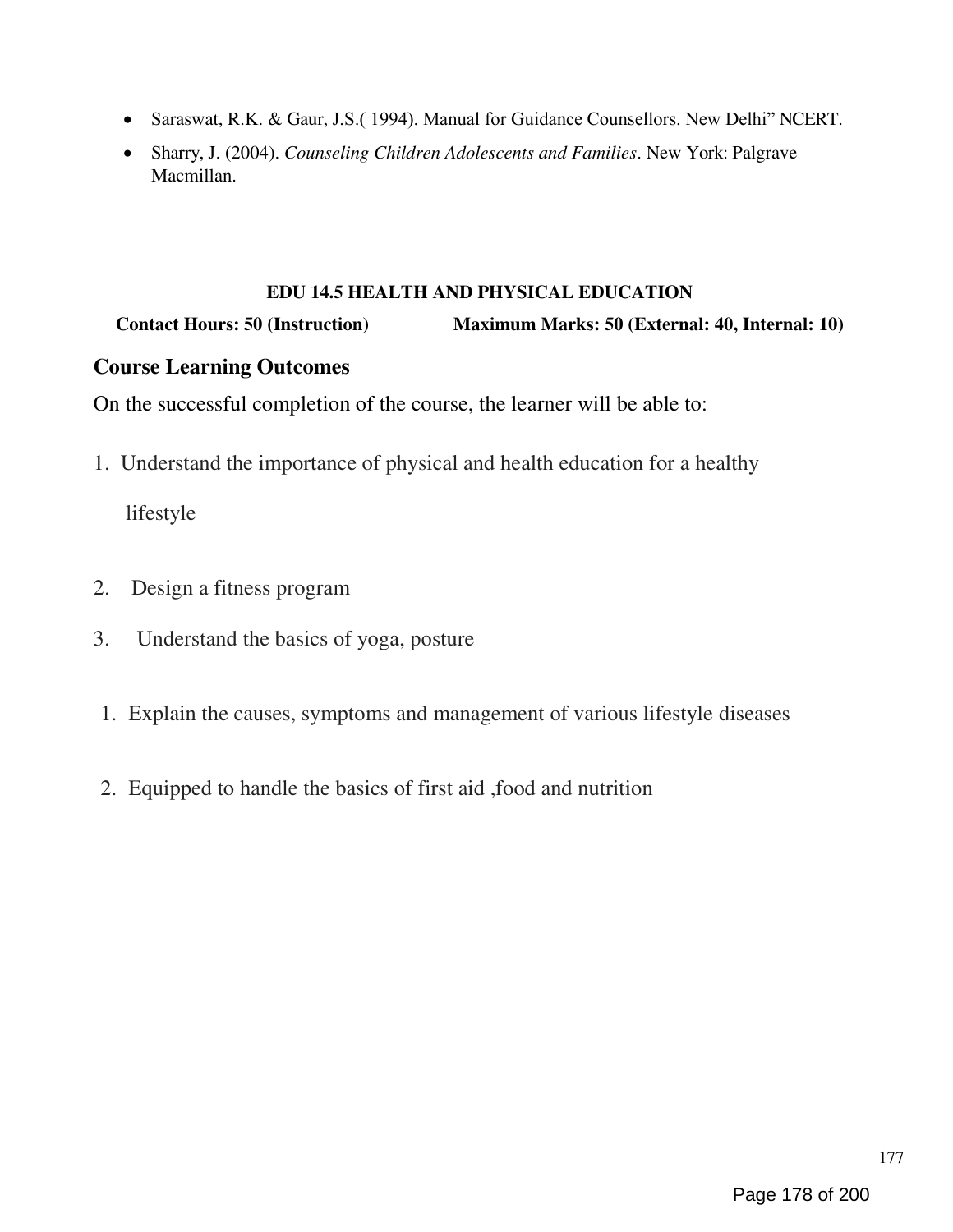- Saraswat, R.K. & Gaur, J.S.( 1994). Manual for Guidance Counsellors. New Delhi" NCERT.
- Sharry, J. (2004). *Counseling Children Adolescents and Families*. New York: Palgrave Macmillan.

**EDU 14.5 HEALTH AND PHYSICAL EDUCATION**

**Contact Hours: 50 (Instruction)** **Maximum Marks: 50 (External: 40, Internal: 10)**

## Course Learning Outcomes

On the successful completion of the course, the learner will be able to:

1. Understand the importance of physical and health education for a healthy lifestyle
2. Design a fitness program
3. Understand the basics of yoga, posture

1. Explain the causes, symptoms and management of various lifestyle diseases
2. Equipped to handle the basics of first aid ,food and nutrition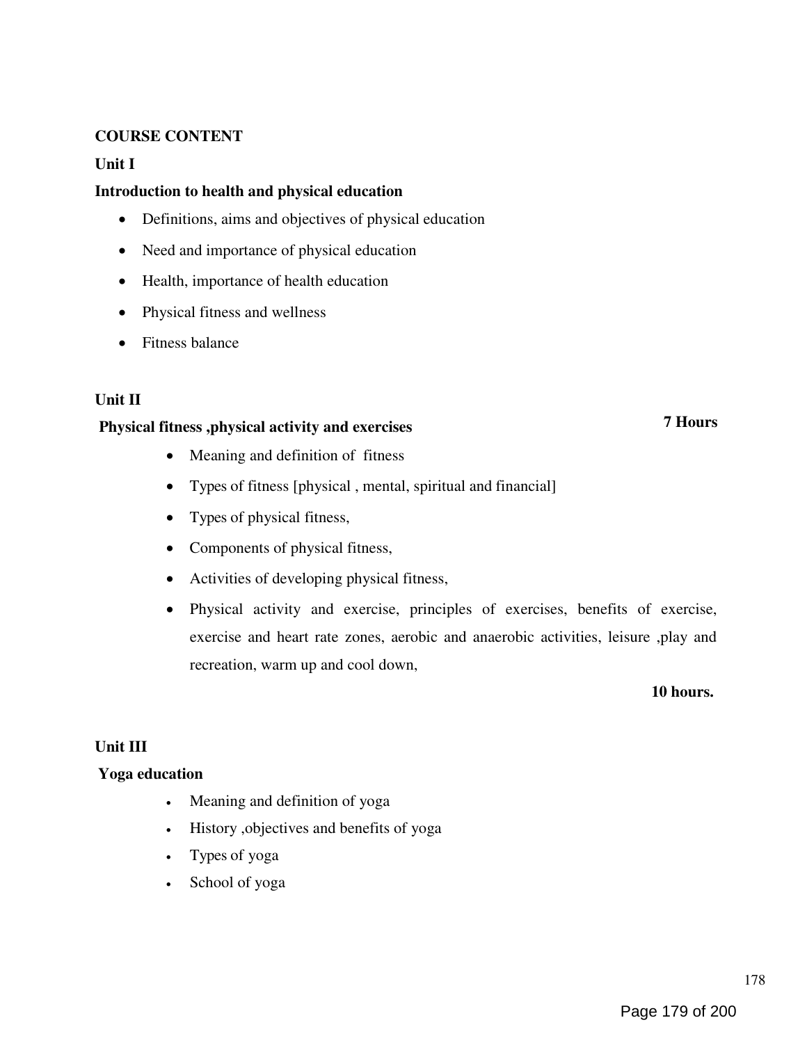**COURSE CONTENT**

**Unit I**

**Introduction to health and physical education**

- Definitions, aims and objectives of physical education
- Need and importance of physical education
- Health, importance of health education
- Physical fitness and wellness
- Fitness balance

**Unit II**

**Physical fitness ,physical activity and exercises** **7 Hours**

- Meaning and definition of fitness
- Types of fitness [physical , mental, spiritual and financial]
- Types of physical fitness,
- Components of physical fitness,
- Activities of developing physical fitness,
- Physical activity and exercise, principles of exercises, benefits of exercise, exercise and heart rate zones, aerobic and anaerobic activities, leisure ,play and recreation, warm up and cool down,

**10 hours.**

**Unit III**

**Yoga education**

- Meaning and definition of yoga
- History ,objectives and benefits of yoga
- Types of yoga
- School of yoga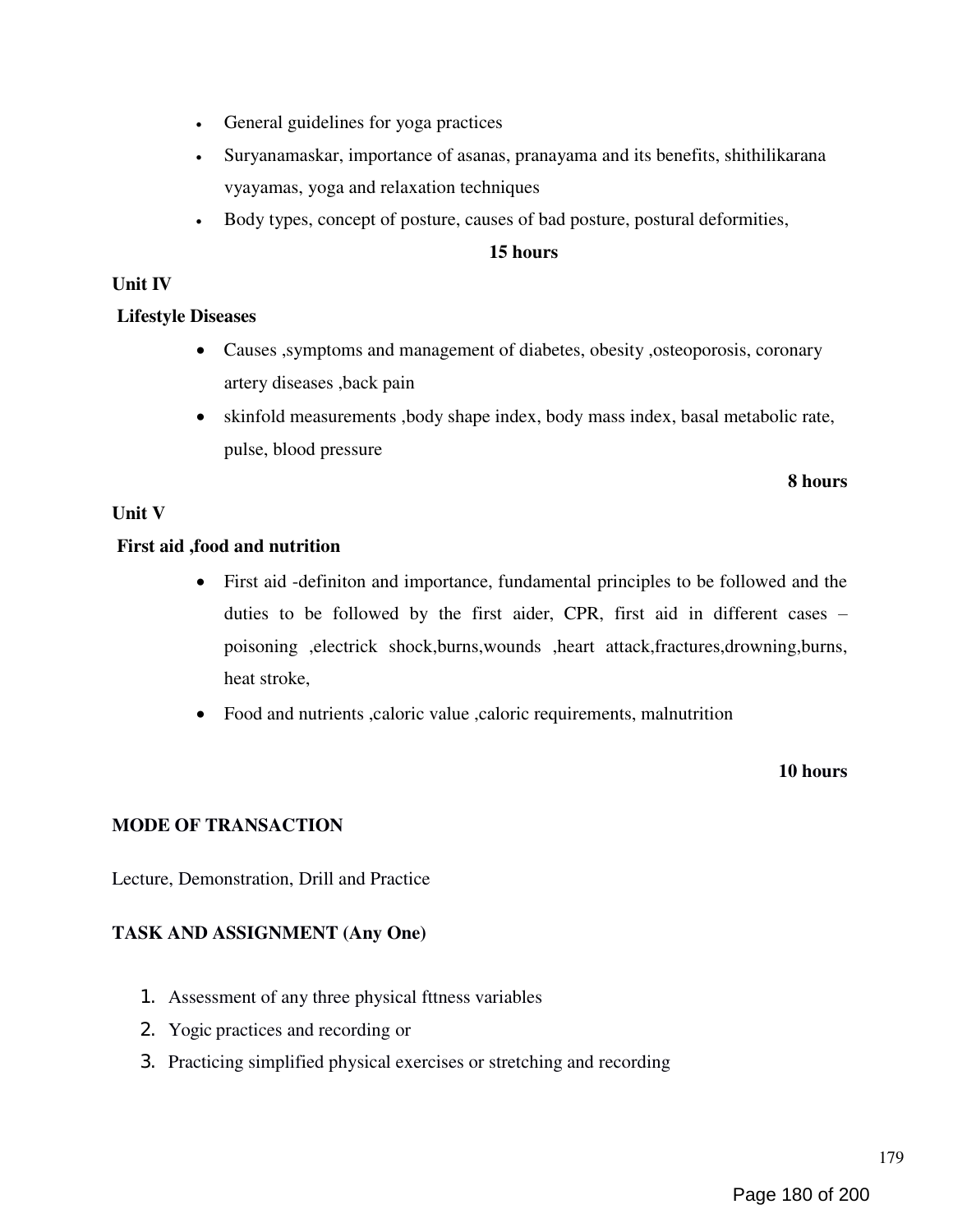- General guidelines for yoga practices
- Suryanamaskar, importance of asanas, pranayama and its benefits, shithilikarana vyayamas, yoga and relaxation techniques
- Body types, concept of posture, causes of bad posture, postural deformities,

**15 hours**

**Unit IV**

**Lifestyle Diseases**

- Causes ,symptoms and management of diabetes, obesity ,osteoporosis, coronary artery diseases ,back pain
- skinfold measurements ,body shape index, body mass index, basal metabolic rate, pulse, blood pressure

**8 hours**

**Unit V**

**First aid ,food and nutrition**

- First aid -definiton and importance, fundamental principles to be followed and the duties to be followed by the first aider, CPR, first aid in different cases – poisoning ,electrick shock,burns,wounds ,heart attack,fractures,drowning,burns, heat stroke,
- Food and nutrients ,caloric value ,caloric requirements, malnutrition

**10 hours**

**MODE OF TRANSACTION**

Lecture, Demonstration, Drill and Practice

**TASK AND ASSIGNMENT (Any One)**

1. Assessment of any three physical fttness variables
2. Yogic practices and recording or
3. Practicing simplified physical exercises or stretching and recording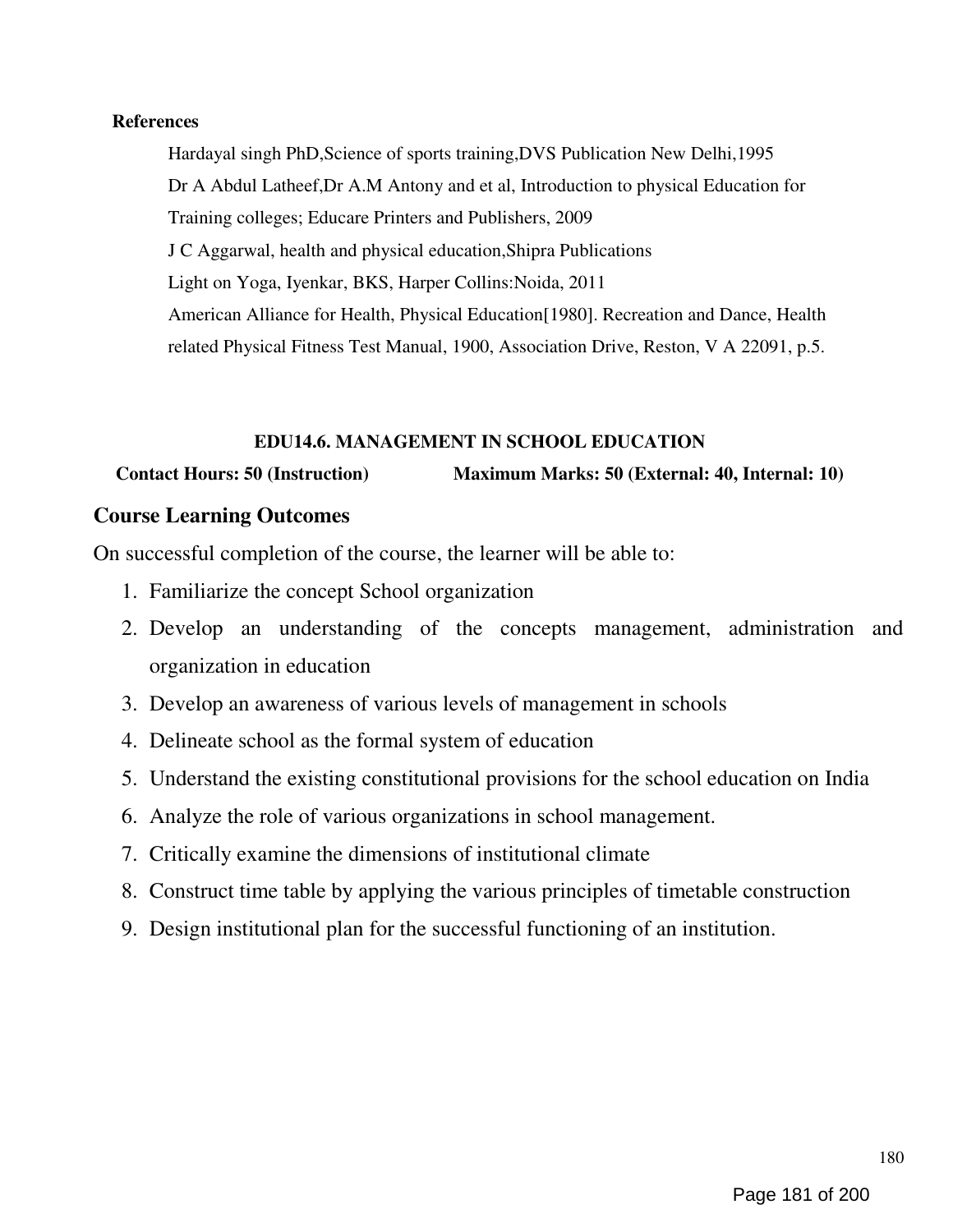**References**

Hardayal singh PhD,Science of sports training,DVS Publication New Delhi,1995

Dr A Abdul Latheef,Dr A.M Antony and et al, Introduction to physical Education for Training colleges; Educare Printers and Publishers, 2009

J C Aggarwal, health and physical education,Shipra Publications

Light on Yoga, Iyenkar, BKS, Harper Collins:Noida, 2011

American Alliance for Health, Physical Education[1980]. Recreation and Dance, Health related Physical Fitness Test Manual, 1900, Association Drive, Reston, V A 22091, p.5.

### EDU14.6. MANAGEMENT IN SCHOOL EDUCATION

**Contact Hours: 50 (Instruction)** **Maximum Marks: 50 (External: 40, Internal: 10)**

## Course Learning Outcomes

On successful completion of the course, the learner will be able to:

1. Familiarize the concept School organization
2. Develop an understanding of the concepts management, administration and organization in education
3. Develop an awareness of various levels of management in schools
4. Delineate school as the formal system of education
5. Understand the existing constitutional provisions for the school education on India
6. Analyze the role of various organizations in school management.
7. Critically examine the dimensions of institutional climate
8. Construct time table by applying the various principles of timetable construction
9. Design institutional plan for the successful functioning of an institution.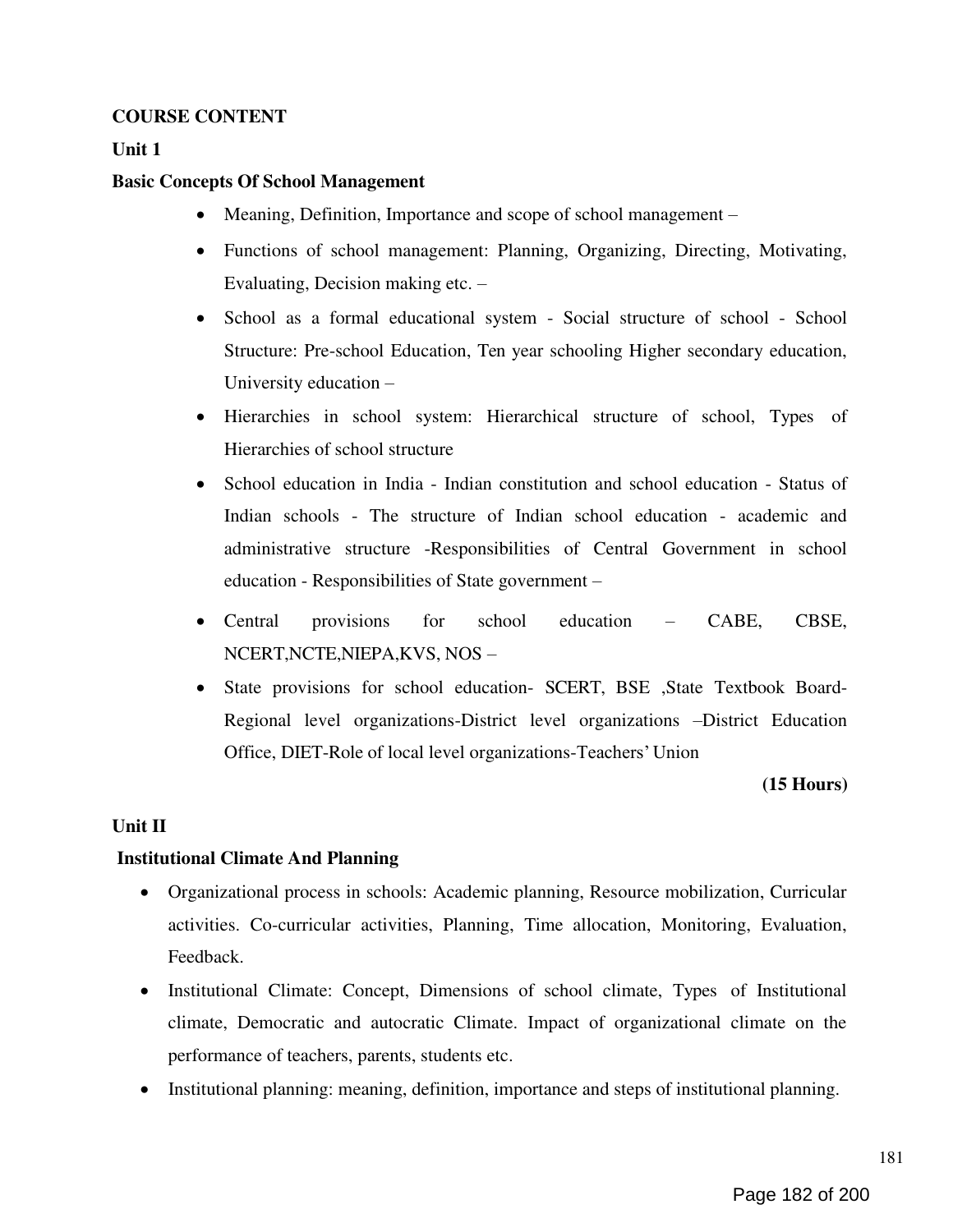**COURSE CONTENT**

**Unit 1**

**Basic Concepts Of School Management**

- Meaning, Definition, Importance and scope of school management –
- Functions of school management: Planning, Organizing, Directing, Motivating, Evaluating, Decision making etc. –
- School as a formal educational system - Social structure of school - School Structure: Pre-school Education, Ten year schooling Higher secondary education, University education –
- Hierarchies in school system: Hierarchical structure of school, Types of Hierarchies of school structure
- School education in India - Indian constitution and school education - Status of Indian schools - The structure of Indian school education - academic and administrative structure -Responsibilities of Central Government in school education - Responsibilities of State government –
- Central provisions for school education – CABE, CBSE, NCERT,NCTE,NIEPA,KVS, NOS –
- State provisions for school education- SCERT, BSE ,State Textbook Board-Regional level organizations-District level organizations –District Education Office, DIET-Role of local level organizations-Teachers' Union

**(15 Hours)**

**Unit II**

**Institutional Climate And Planning**

- Organizational process in schools: Academic planning, Resource mobilization, Curricular activities. Co-curricular activities, Planning, Time allocation, Monitoring, Evaluation, Feedback.
- Institutional Climate: Concept, Dimensions of school climate, Types of Institutional climate, Democratic and autocratic Climate. Impact of organizational climate on the performance of teachers, parents, students etc.
- Institutional planning: meaning, definition, importance and steps of institutional planning.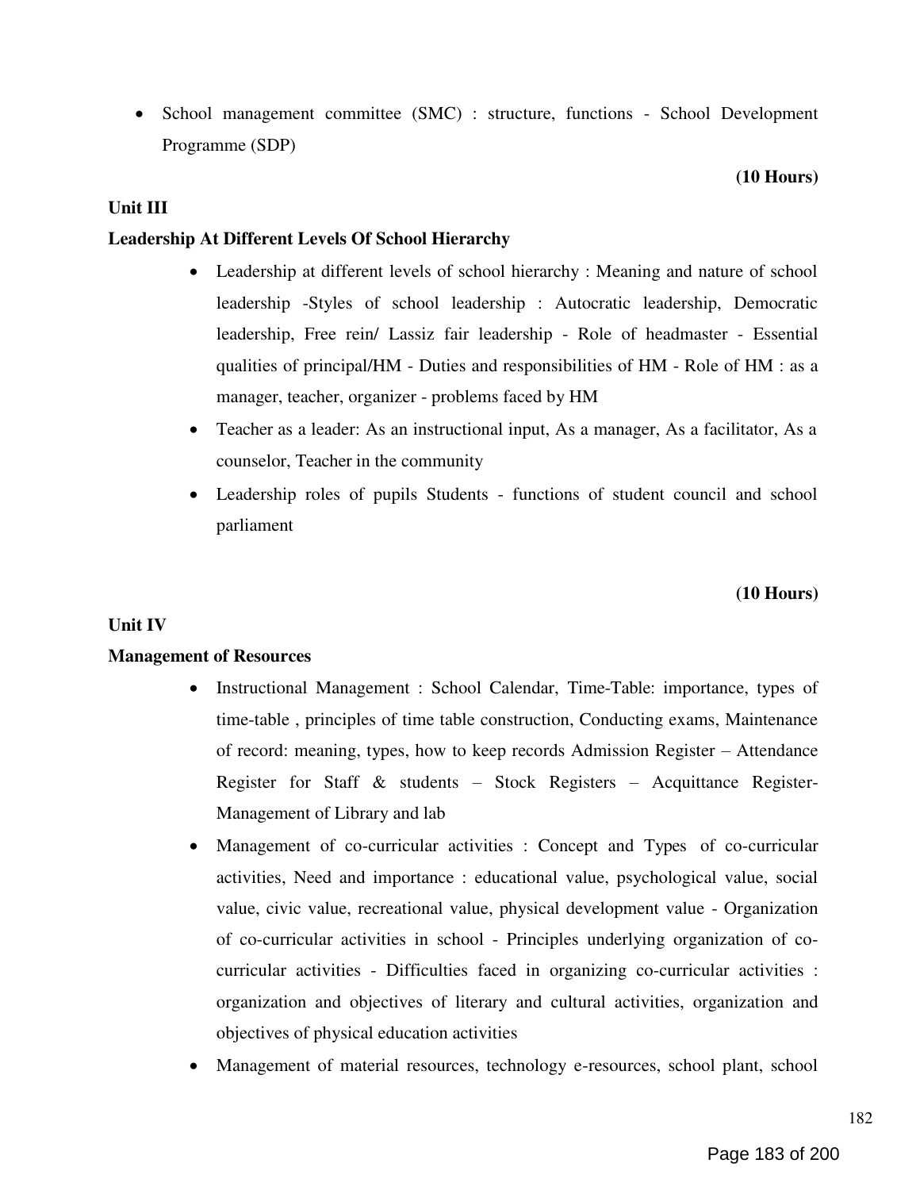- School management committee (SMC) : structure, functions - School Development Programme (SDP)

**(10 Hours)**

**Unit III**

**Leadership At Different Levels Of School Hierarchy**

- Leadership at different levels of school hierarchy : Meaning and nature of school leadership -Styles of school leadership : Autocratic leadership, Democratic leadership, Free rein/ Lassiz fair leadership - Role of headmaster - Essential qualities of principal/HM - Duties and responsibilities of HM - Role of HM : as a manager, teacher, organizer - problems faced by HM
- Teacher as a leader: As an instructional input, As a manager, As a facilitator, As a counselor, Teacher in the community
- Leadership roles of pupils Students - functions of student council and school parliament

**(10 Hours)**

**Unit IV**

**Management of Resources**

- Instructional Management : School Calendar, Time-Table: importance, types of time-table , principles of time table construction, Conducting exams, Maintenance of record: meaning, types, how to keep records Admission Register – Attendance Register for Staff & students – Stock Registers – Acquittance Register-Management of Library and lab
- Management of co-curricular activities : Concept and Types of co-curricular activities, Need and importance : educational value, psychological value, social value, civic value, recreational value, physical development value - Organization of co-curricular activities in school - Principles underlying organization of co-curricular activities - Difficulties faced in organizing co-curricular activities : organization and objectives of literary and cultural activities, organization and objectives of physical education activities
- Management of material resources, technology e-resources, school plant, school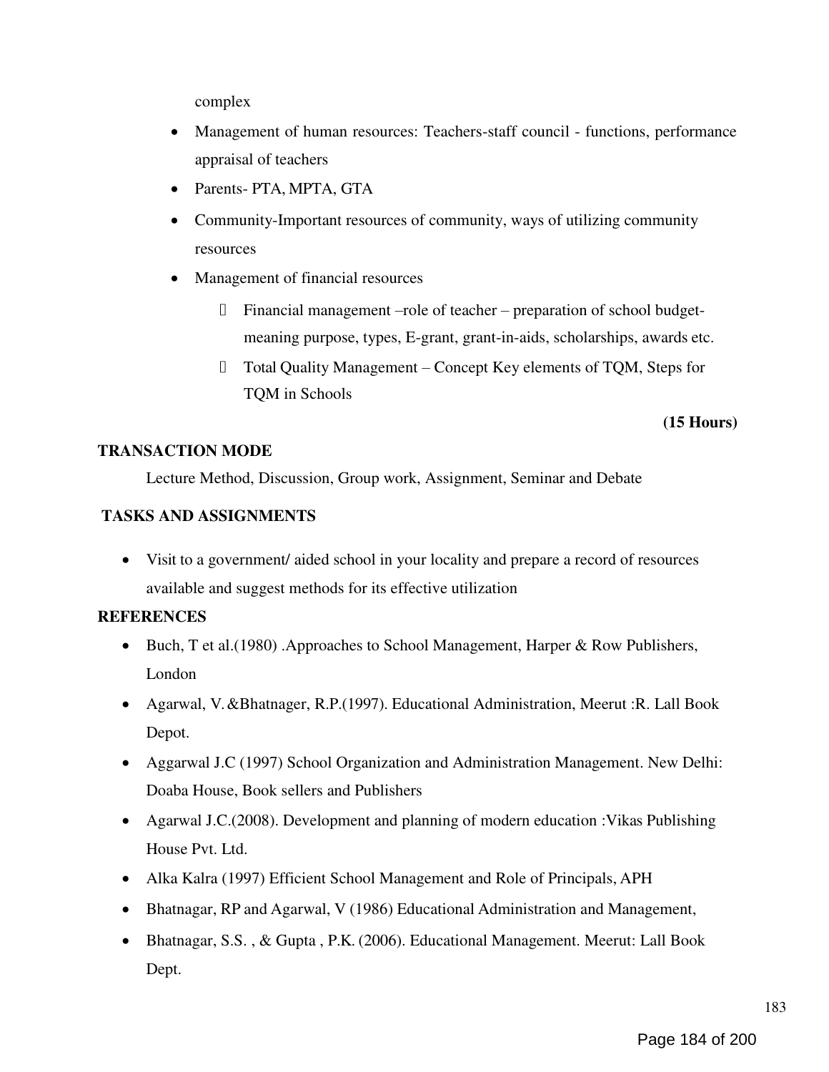complex

- Management of human resources: Teachers-staff council - functions, performance appraisal of teachers
- Parents- PTA, MPTA, GTA
- Community-Important resources of community, ways of utilizing community resources
- Management of financial resources
    - Financial management –role of teacher – preparation of school budget- meaning purpose, types, E-grant, grant-in-aids, scholarships, awards etc.
    - Total Quality Management – Concept Key elements of TQM, Steps for TQM in Schools

**(15 Hours)**

**TRANSACTION MODE**

Lecture Method, Discussion, Group work, Assignment, Seminar and Debate

**TASKS AND ASSIGNMENTS**

- Visit to a government/ aided school in your locality and prepare a record of resources available and suggest methods for its effective utilization

**REFERENCES**

- Buch, T et al.(1980) .Approaches to School Management, Harper & Row Publishers, London
- Agarwal, V. &Bhatnager, R.P.(1997). Educational Administration, Meerut :R. Lall Book Depot.
- Aggarwal J.C (1997) School Organization and Administration Management. New Delhi: Doaba House, Book sellers and Publishers
- Agarwal J.C.(2008). Development and planning of modern education :Vikas Publishing House Pvt. Ltd.
- Alka Kalra (1997) Efficient School Management and Role of Principals, APH
- Bhatnagar, RP and Agarwal, V (1986) Educational Administration and Management,
- Bhatnagar, S.S. , & Gupta , P.K. (2006). Educational Management. Meerut: Lall Book Dept.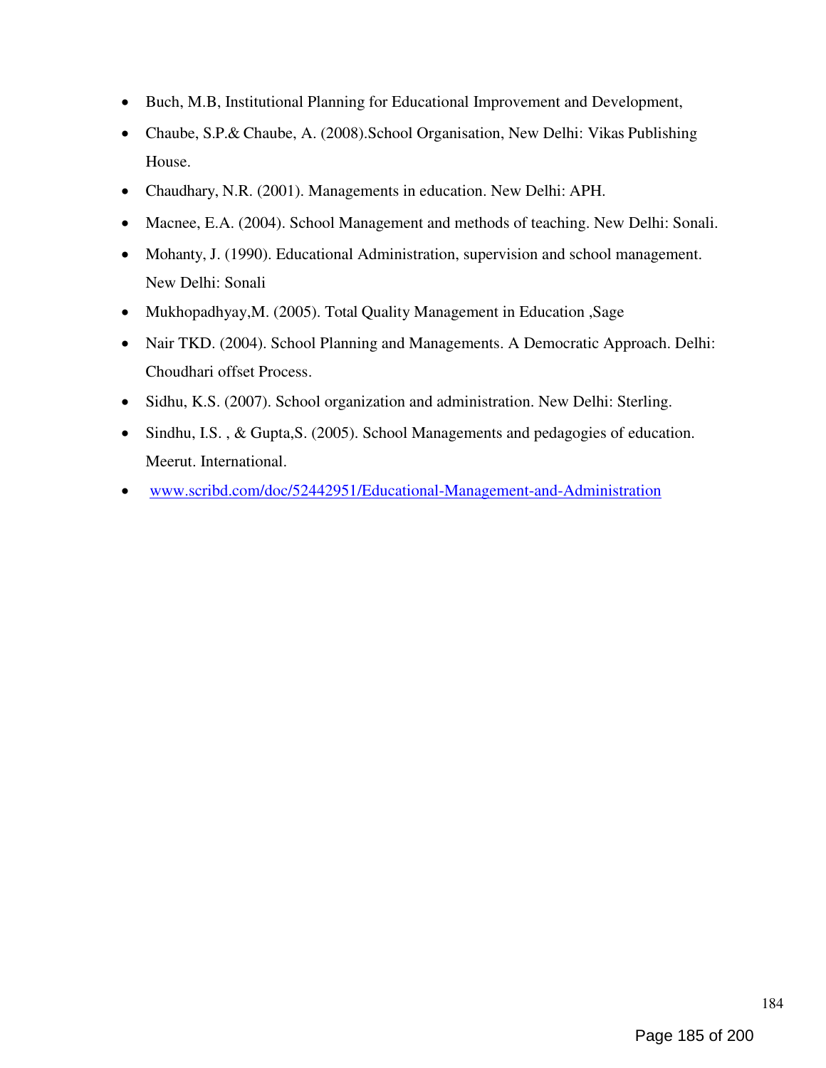- Buch, M.B, Institutional Planning for Educational Improvement and Development,
- Chaube, S.P.& Chaube, A. (2008).School Organisation, New Delhi: Vikas Publishing House.
- Chaudhary, N.R. (2001). Managements in education. New Delhi: APH.
- Macnee, E.A. (2004). School Management and methods of teaching. New Delhi: Sonali.
- Mohanty, J. (1990). Educational Administration, supervision and school management. New Delhi: Sonali
- Mukhopadhyay,M. (2005). Total Quality Management in Education ,Sage
- Nair TKD. (2004). School Planning and Managements. A Democratic Approach. Delhi: Choudhari offset Process.
- Sidhu, K.S. (2007). School organization and administration. New Delhi: Sterling.
- Sindhu, I.S. , & Gupta,S. (2005). School Managements and pedagogies of education. Meerut. International.
- [www.scribd.com/doc/52442951/Educational-Management-and-Administration](http://www.scribd.com/doc/52442951/Educational-Management-and-Administration)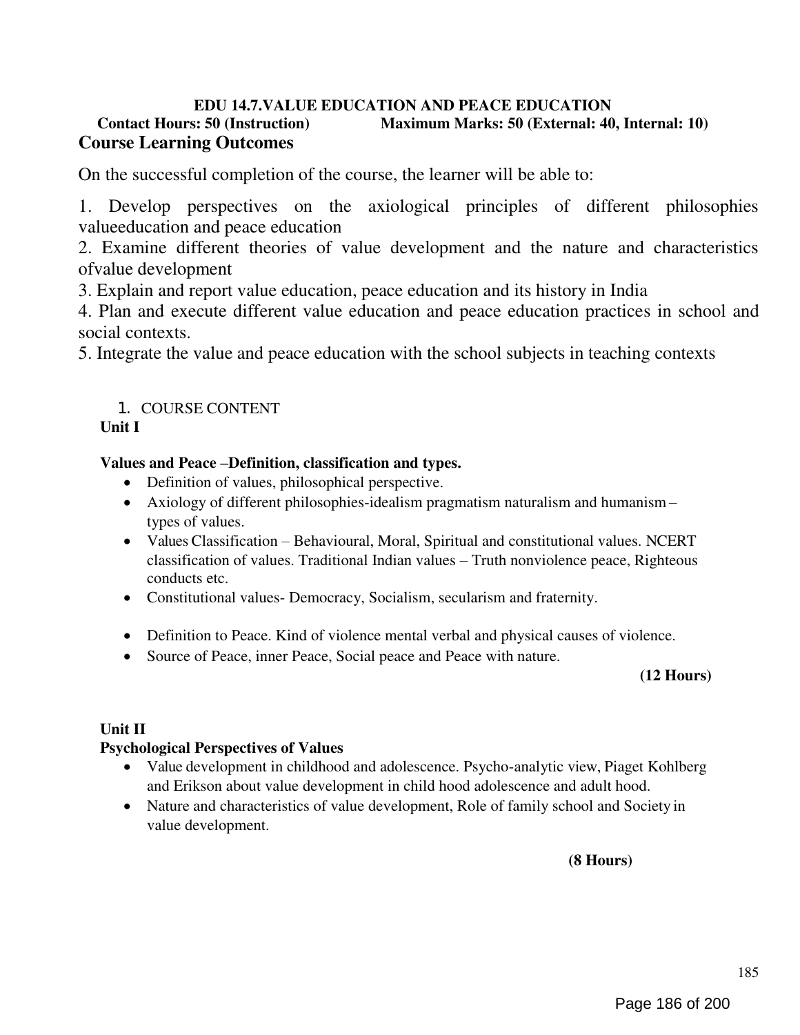**EDU 14.7.VALUE EDUCATION AND PEACE EDUCATION**

**Contact Hours: 50 (Instruction) Maximum Marks: 50 (External: 40, Internal: 10)**

## Course Learning Outcomes

On the successful completion of the course, the learner will be able to:

1. Develop perspectives on the axiological principles of different philosophies valueeducation and peace education
2. Examine different theories of value development and the nature and characteristics ofvalue development
3. Explain and report value education, peace education and its history in India
4. Plan and execute different value education and peace education practices in school and social contexts.
5. Integrate the value and peace education with the school subjects in teaching contexts

1. COURSE CONTENT

**Unit I**

**Values and Peace –Definition, classification and types.**

- Definition of values, philosophical perspective.
- Axiology of different philosophies-idealism pragmatism naturalism and humanism – types of values.
- Values Classification – Behavioural, Moral, Spiritual and constitutional values. NCERT classification of values. Traditional Indian values – Truth nonviolence peace, Righteous conducts etc.
- Constitutional values- Democracy, Socialism, secularism and fraternity.
- Definition to Peace. Kind of violence mental verbal and physical causes of violence.
- Source of Peace, inner Peace, Social peace and Peace with nature.

**(12 Hours)**

**Unit II**

**Psychological Perspectives of Values**

- Value development in childhood and adolescence. Psycho-analytic view, Piaget Kohlberg and Erikson about value development in child hood adolescence and adult hood.
- Nature and characteristics of value development, Role of family school and Society in value development.

**(8 Hours)**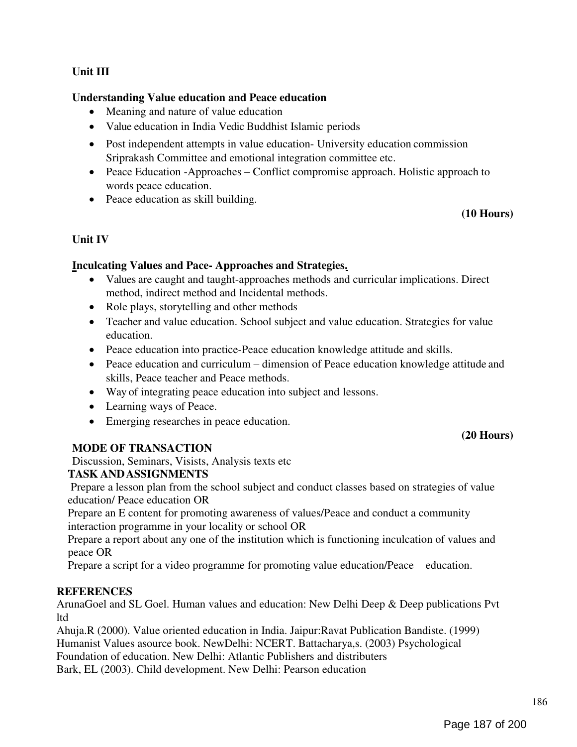**Unit III**

**Understanding Value education and Peace education**

- Meaning and nature of value education
- Value education in India Vedic Buddhist Islamic periods
- Post independent attempts in value education- University education commission Sriprakash Committee and emotional integration committee etc.
- Peace Education -Approaches – Conflict compromise approach. Holistic approach to words peace education.
- Peace education as skill building.

**(10 Hours)**

**Unit IV**

**Inculcating Values and Pace- Approaches and Strategies.**

- Values are caught and taught-approaches methods and curricular implications. Direct method, indirect method and Incidental methods.
- Role plays, storytelling and other methods
- Teacher and value education. School subject and value education. Strategies for value education.
- Peace education into practice-Peace education knowledge attitude and skills.
- Peace education and curriculum – dimension of Peace education knowledge attitude and skills, Peace teacher and Peace methods.
- Way of integrating peace education into subject and lessons.
- Learning ways of Peace.
- Emerging researches in peace education.

**(20 Hours)**

**MODE OF TRANSACTION**

Discussion, Seminars, Visists, Analysis texts etc

**TASK AND ASSIGNMENTS**

Prepare a lesson plan from the school subject and conduct classes based on strategies of value education/ Peace education OR

Prepare an E content for promoting awareness of values/Peace and conduct a community interaction programme in your locality or school OR

Prepare a report about any one of the institution which is functioning inculcation of values and peace OR

Prepare a script for a video programme for promoting value education/Peace education.

**REFERENCES**

ArunaGoel and SL Goel. Human values and education: New Delhi Deep & Deep publications Pvt ltd

Ahuja.R (2000). Value oriented education in India. Jaipur:Ravat Publication Bandiste. (1999) Humanist Values asource book. NewDelhi: NCERT. Battacharya,s. (2003) Psychological Foundation of education. New Delhi: Atlantic Publishers and distributers

Bark, EL (2003). Child development. New Delhi: Pearson education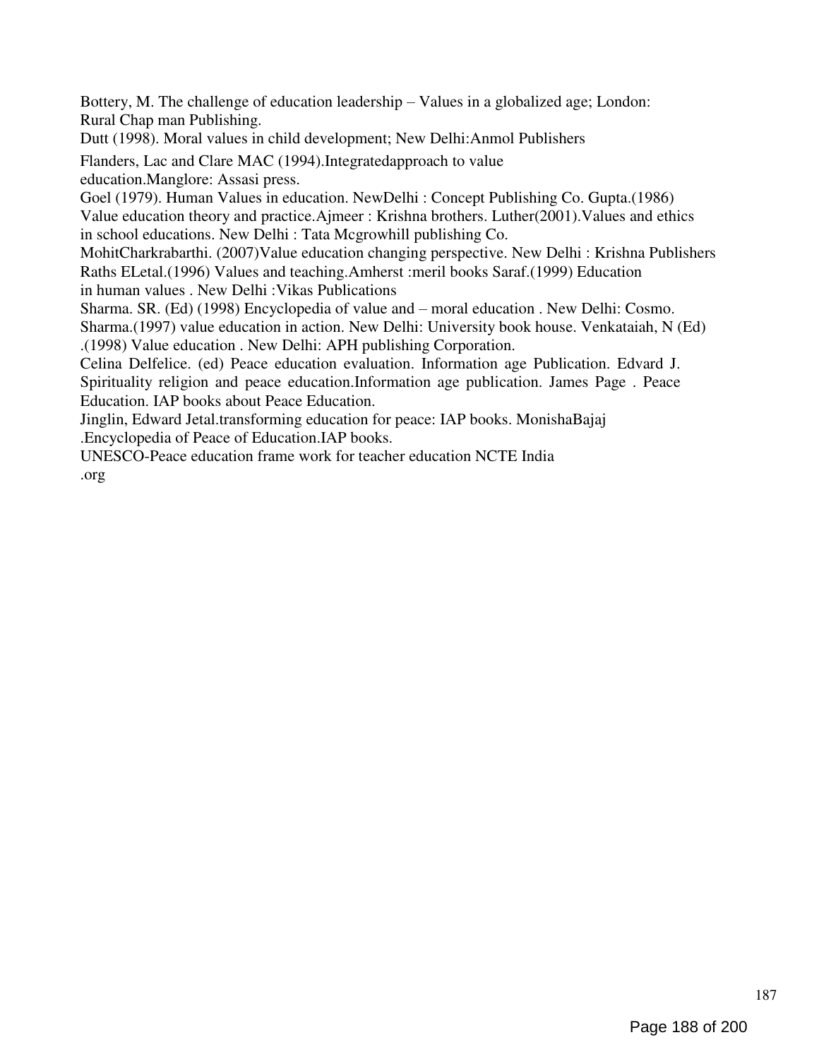Bottery, M. The challenge of education leadership – Values in a globalized age; London: Rural Chap man Publishing.

Dutt (1998). Moral values in child development; New Delhi:Anmol Publishers

Flanders, Lac and Clare MAC (1994).Integratedapproach to value education.Manglore: Assasi press.

Goel (1979). Human Values in education. NewDelhi : Concept Publishing Co. Gupta.(1986) Value education theory and practice.Ajmeer : Krishna brothers. Luther(2001).Values and ethics in school educations. New Delhi : Tata Mcgrowhill publishing Co.

MohitCharkrabarthi. (2007)Value education changing perspective. New Delhi : Krishna Publishers Raths ELetal.(1996) Values and teaching.Amherst :meril books Saraf.(1999) Education in human values . New Delhi :Vikas Publications

Sharma. SR. (Ed) (1998) Encyclopedia of value and – moral education . New Delhi: Cosmo. Sharma.(1997) value education in action. New Delhi: University book house. Venkataiah, N (Ed) .(1998) Value education . New Delhi: APH publishing Corporation.

Celina Delfelice. (ed) Peace education evaluation. Information age Publication. Edvard J. Spirituality religion and peace education.Information age publication. James Page . Peace Education. IAP books about Peace Education.

Jinglin, Edward Jetal.transforming education for peace: IAP books. MonishaBajaj .Encyclopedia of Peace of Education.IAP books.

UNESCO-Peace education frame work for teacher education NCTE India .org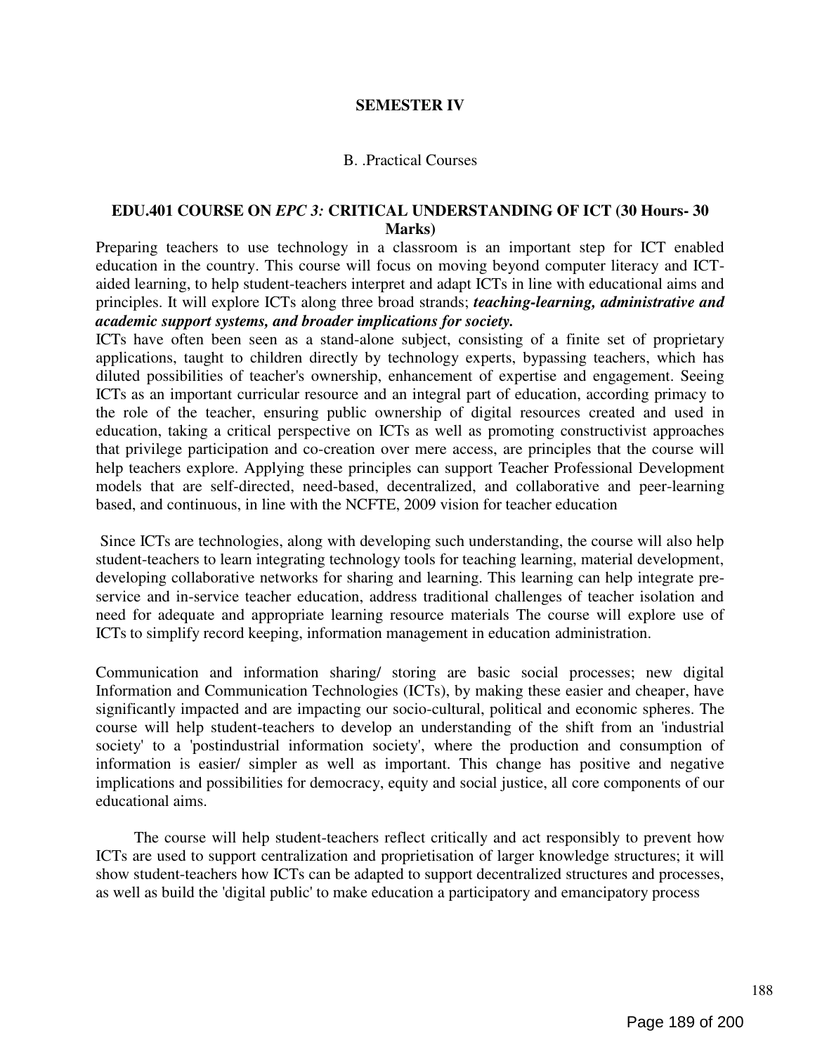## SEMESTER IV

B. .Practical Courses

### EDU.401 COURSE ON *EPC 3:* CRITICAL UNDERSTANDING OF ICT (30 Hours- 30 Marks)

Preparing teachers to use technology in a classroom is an important step for ICT enabled education in the country. This course will focus on moving beyond computer literacy and ICT-aided learning, to help student-teachers interpret and adapt ICTs in line with educational aims and principles. It will explore ICTs along three broad strands; ***teaching-learning, administrative and academic support systems, and broader implications for society.***

ICTs have often been seen as a stand-alone subject, consisting of a finite set of proprietary applications, taught to children directly by technology experts, bypassing teachers, which has diluted possibilities of teacher's ownership, enhancement of expertise and engagement. Seeing ICTs as an important curricular resource and an integral part of education, according primacy to the role of the teacher, ensuring public ownership of digital resources created and used in education, taking a critical perspective on ICTs as well as promoting constructivist approaches that privilege participation and co-creation over mere access, are principles that the course will help teachers explore. Applying these principles can support Teacher Professional Development models that are self-directed, need-based, decentralized, and collaborative and peer-learning based, and continuous, in line with the NCFTE, 2009 vision for teacher education

Since ICTs are technologies, along with developing such understanding, the course will also help student-teachers to learn integrating technology tools for teaching learning, material development, developing collaborative networks for sharing and learning. This learning can help integrate pre-service and in-service teacher education, address traditional challenges of teacher isolation and need for adequate and appropriate learning resource materials The course will explore use of ICTs to simplify record keeping, information management in education administration.

Communication and information sharing/ storing are basic social processes; new digital Information and Communication Technologies (ICTs), by making these easier and cheaper, have significantly impacted and are impacting our socio-cultural, political and economic spheres. The course will help student-teachers to develop an understanding of the shift from an 'industrial society' to a 'postindustrial information society', where the production and consumption of information is easier/ simpler as well as important. This change has positive and negative implications and possibilities for democracy, equity and social justice, all core components of our educational aims.

The course will help student-teachers reflect critically and act responsibly to prevent how ICTs are used to support centralization and proprietisation of larger knowledge structures; it will show student-teachers how ICTs can be adapted to support decentralized structures and processes, as well as build the 'digital public' to make education a participatory and emancipatory process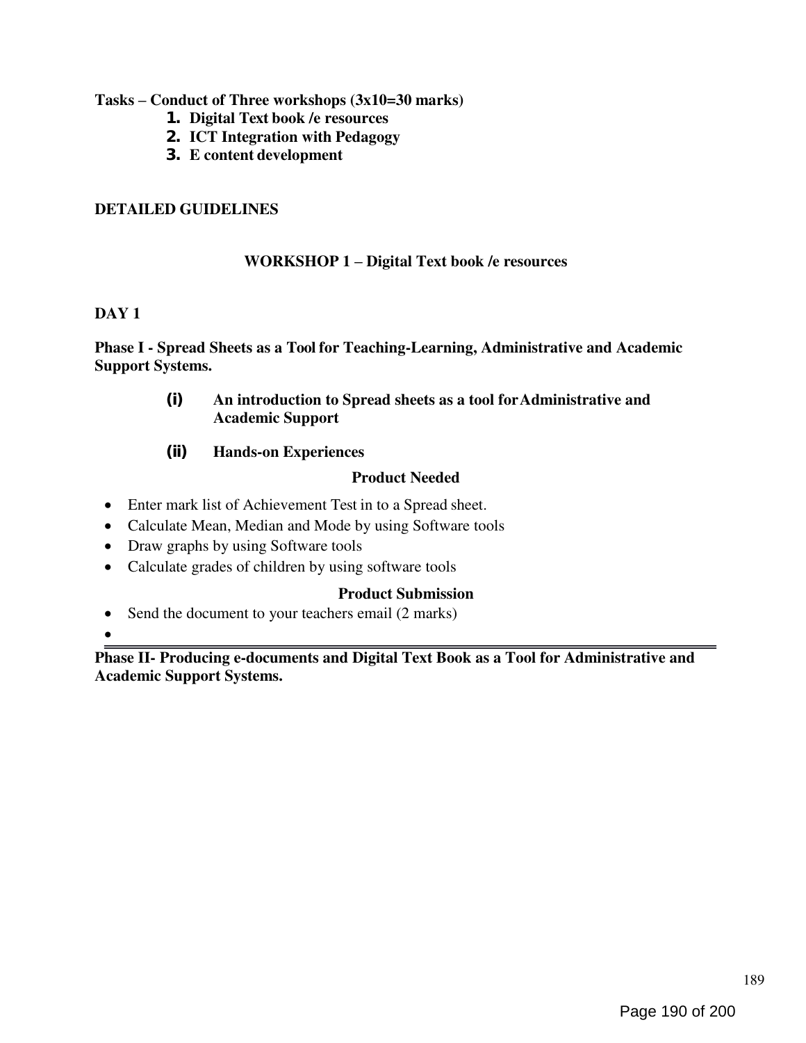**Tasks – Conduct of Three workshops (3x10=30 marks)**

1. **Digital Text book /e resources**
2. **ICT Integration with Pedagogy**
3. **E content development**

**DETAILED GUIDELINES**

**WORKSHOP 1 – Digital Text book /e resources**

**DAY 1**

**Phase I - Spread Sheets as a Tool for Teaching-Learning, Administrative and Academic Support Systems.**

**(i)** **An introduction to Spread sheets as a tool for Administrative and Academic Support**

**(ii)** **Hands-on Experiences**

**Product Needed**

- Enter mark list of Achievement Test in to a Spread sheet.
- Calculate Mean, Median and Mode by using Software tools
- Draw graphs by using Software tools
- Calculate grades of children by using software tools

**Product Submission**

- Send the document to your teachers email (2 marks)
-

---

**Phase II- Producing e-documents and Digital Text Book as a Tool for Administrative and Academic Support Systems.**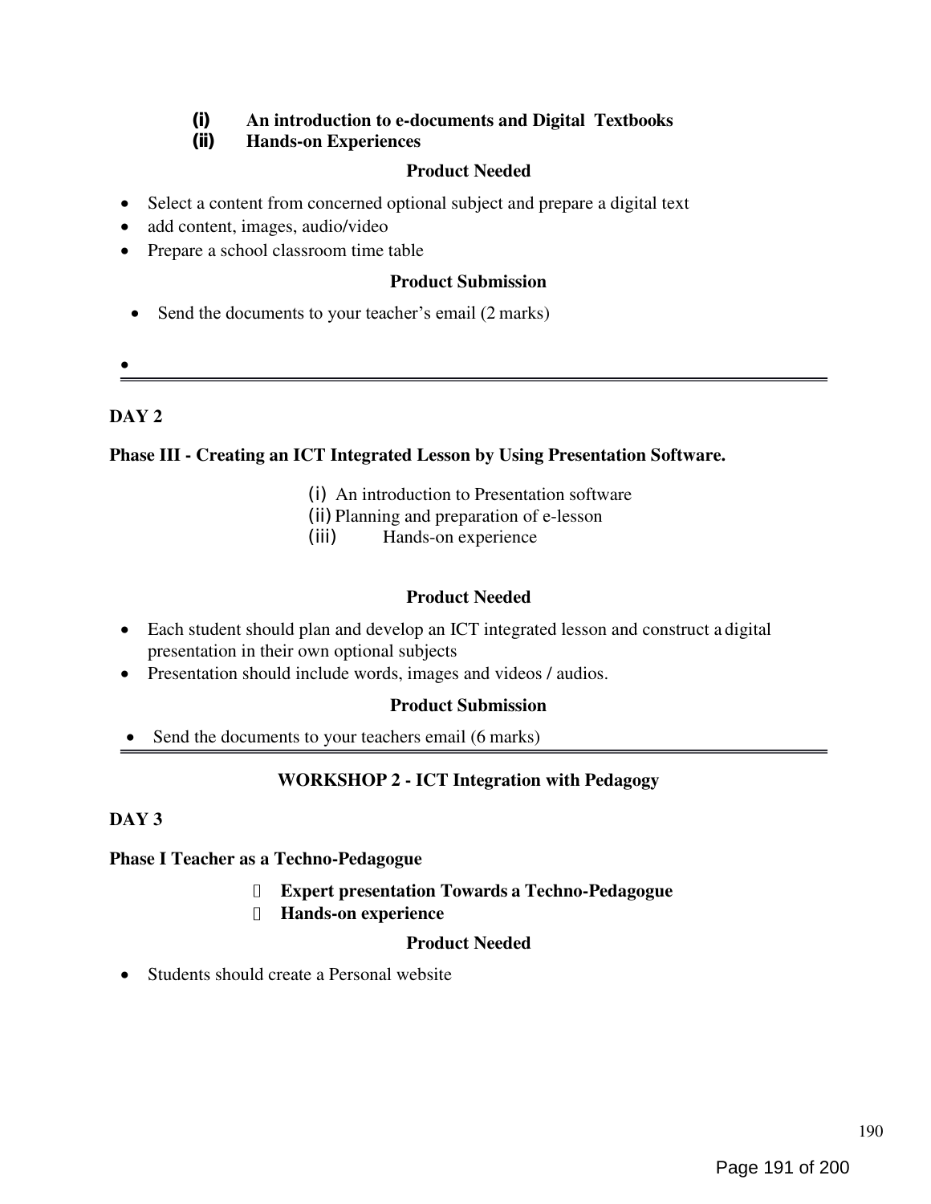(i) **An introduction to e-documents and Digital Textbooks**
(ii) **Hands-on Experiences**

**Product Needed**

- Select a content from concerned optional subject and prepare a digital text
- add content, images, audio/video
- Prepare a school classroom time table

**Product Submission**

- Send the documents to your teacher's email (2 marks)

---

**DAY 2**

**Phase III - Creating an ICT Integrated Lesson by Using Presentation Software.**

(i) An introduction to Presentation software
(ii) Planning and preparation of e-lesson
(iii) Hands-on experience

**Product Needed**

- Each student should plan and develop an ICT integrated lesson and construct a digital presentation in their own optional subjects
- Presentation should include words, images and videos / audios.

**Product Submission**

- Send the documents to your teachers email (6 marks)

---

**WORKSHOP 2 - ICT Integration with Pedagogy**

**DAY 3**

**Phase I Teacher as a Techno-Pedagogue**

- **Expert presentation Towards a Techno-Pedagogue**
- **Hands-on experience**

**Product Needed**

- Students should create a Personal website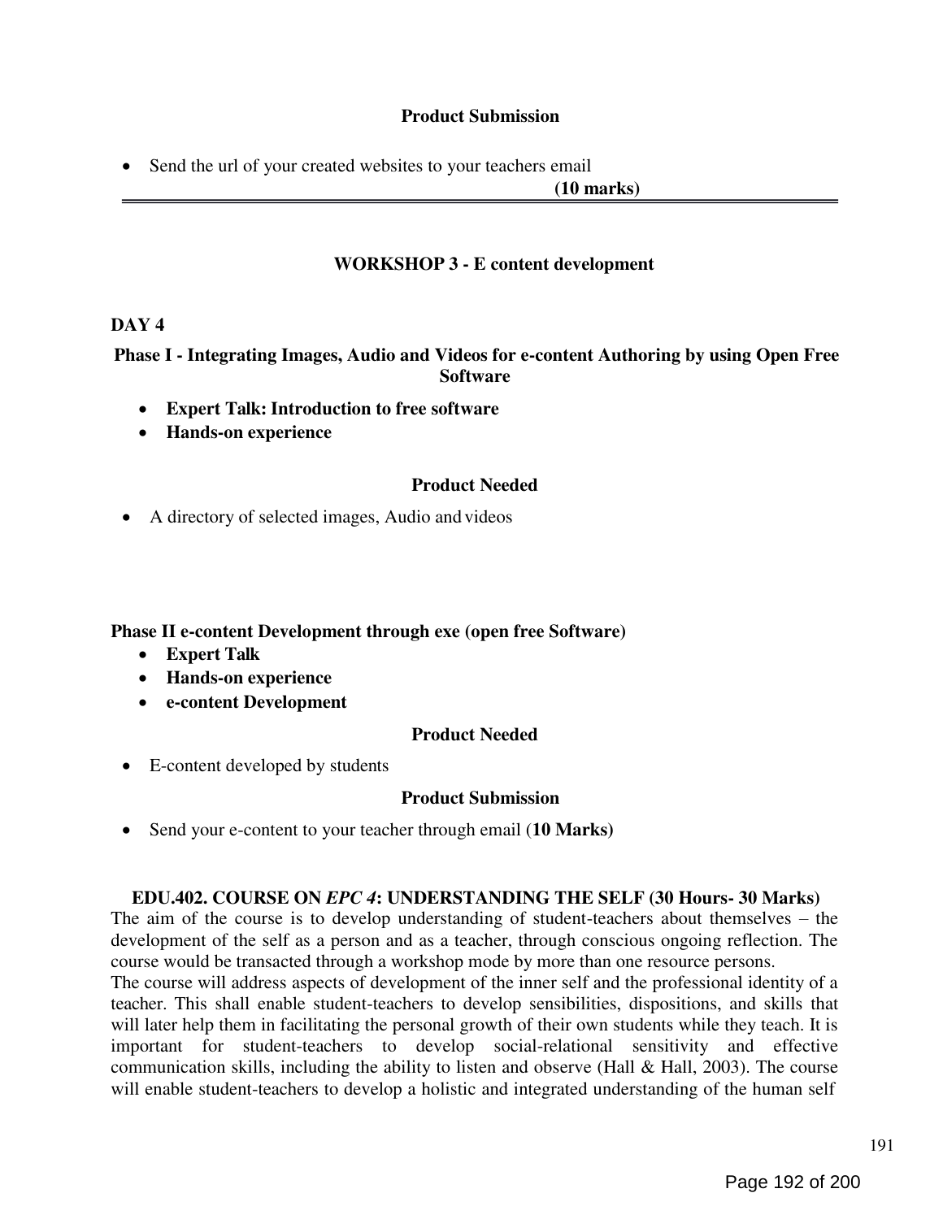**Product Submission**

- Send the url of your created websites to your teachers email

**(10 marks)**

---

### WORKSHOP 3 - E content development

**DAY 4**

**Phase I - Integrating Images, Audio and Videos for e-content Authoring by using Open Free Software**

- **Expert Talk: Introduction to free software**
- **Hands-on experience**

**Product Needed**

- A directory of selected images, Audio and videos

**Phase II e-content Development through exe (open free Software)**

- **Expert Talk**
- **Hands-on experience**
- **e-content Development**

**Product Needed**

- E-content developed by students

**Product Submission**

- Send your e-content to your teacher through email (**10 Marks)**

### EDU.402. COURSE ON *EPC 4*: UNDERSTANDING THE SELF (30 Hours- 30 Marks)

The aim of the course is to develop understanding of student-teachers about themselves – the development of the self as a person and as a teacher, through conscious ongoing reflection. The course would be transacted through a workshop mode by more than one resource persons.

The course will address aspects of development of the inner self and the professional identity of a teacher. This shall enable student-teachers to develop sensibilities, dispositions, and skills that will later help them in facilitating the personal growth of their own students while they teach. It is important for student-teachers to develop social-relational sensitivity and effective communication skills, including the ability to listen and observe (Hall & Hall, 2003). The course will enable student-teachers to develop a holistic and integrated understanding of the human self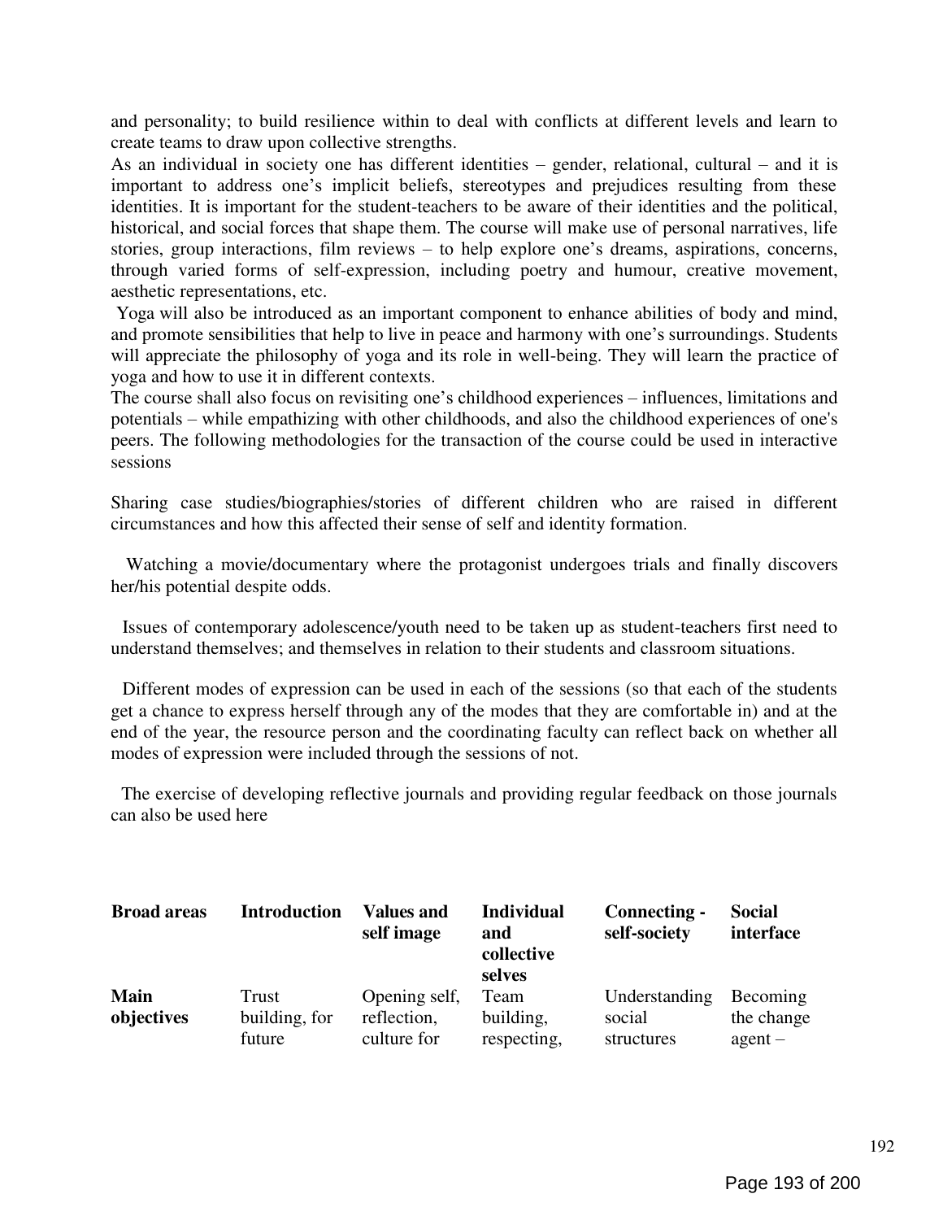and personality; to build resilience within to deal with conflicts at different levels and learn to create teams to draw upon collective strengths.

As an individual in society one has different identities – gender, relational, cultural – and it is important to address one's implicit beliefs, stereotypes and prejudices resulting from these identities. It is important for the student-teachers to be aware of their identities and the political, historical, and social forces that shape them. The course will make use of personal narratives, life stories, group interactions, film reviews – to help explore one's dreams, aspirations, concerns, through varied forms of self-expression, including poetry and humour, creative movement, aesthetic representations, etc.

Yoga will also be introduced as an important component to enhance abilities of body and mind, and promote sensibilities that help to live in peace and harmony with one's surroundings. Students will appreciate the philosophy of yoga and its role in well-being. They will learn the practice of yoga and how to use it in different contexts.

The course shall also focus on revisiting one's childhood experiences – influences, limitations and potentials – while empathizing with other childhoods, and also the childhood experiences of one's peers. The following methodologies for the transaction of the course could be used in interactive sessions

Sharing case studies/biographies/stories of different children who are raised in different circumstances and how this affected their sense of self and identity formation.

Watching a movie/documentary where the protagonist undergoes trials and finally discovers her/his potential despite odds.

Issues of contemporary adolescence/youth need to be taken up as student-teachers first need to understand themselves; and themselves in relation to their students and classroom situations.

Different modes of expression can be used in each of the sessions (so that each of the students get a chance to express herself through any of the modes that they are comfortable in) and at the end of the year, the resource person and the coordinating faculty can reflect back on whether all modes of expression were included through the sessions of not.

The exercise of developing reflective journals and providing regular feedback on those journals can also be used here

| **Broad areas** | **Introduction** | **Values and self image** | **Individual and collective selves** | **Connecting - self-society** | **Social interface** |
|---|---|---|---|---|---|
| **Main objectives** | Trust building, for future | Opening self, reflection, culture for | Team building, respecting, | Understanding social structures | Becoming the change agent – |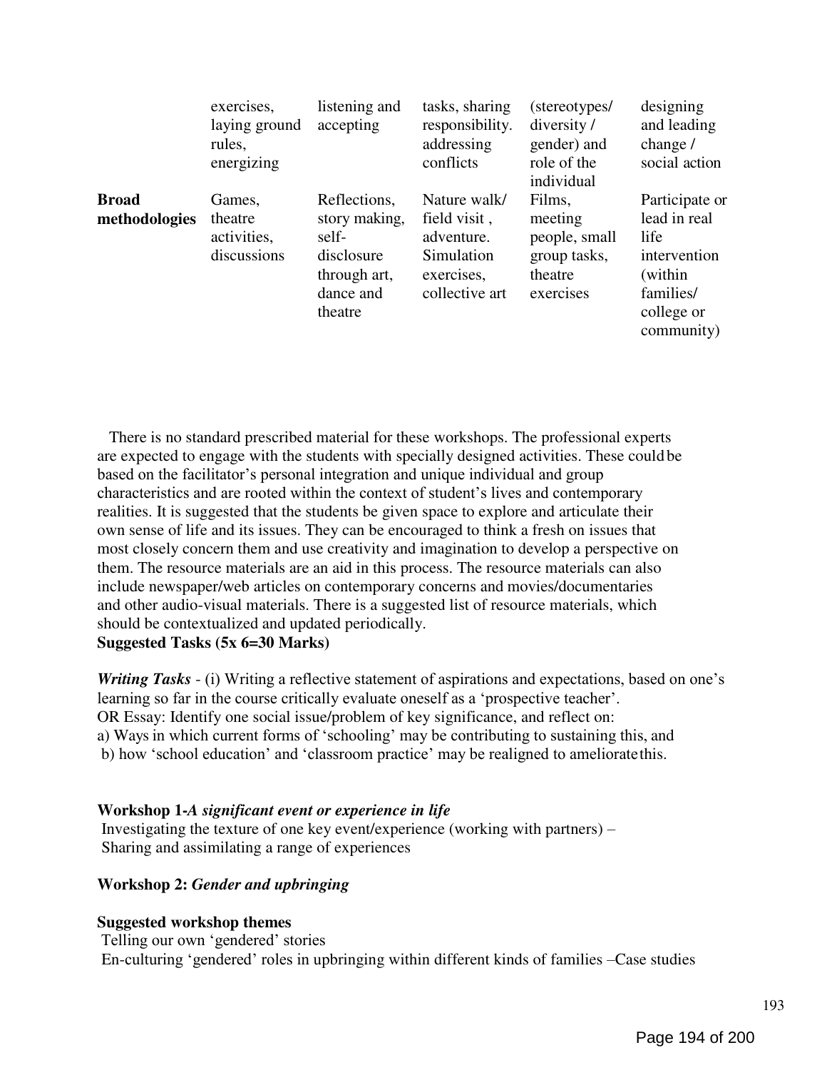| | exercises, laying ground rules, energizing | listening and accepting | tasks, sharing responsibility. addressing conflicts | (stereotypes/ diversity / gender) and role of the individual | designing and leading change / social action |
|---|---|---|---|---|---|
| **Broad methodologies** | Games, theatre activities, discussions | Reflections, story making, self-disclosure through art, dance and theatre | Nature walk/ field visit , adventure. Simulation exercises, collective art | Films, meeting people, small group tasks, theatre exercises | Participate or lead in real life intervention (within families/ college or community) |

There is no standard prescribed material for these workshops. The professional experts are expected to engage with the students with specially designed activities. These could be based on the facilitator's personal integration and unique individual and group characteristics and are rooted within the context of student's lives and contemporary realities. It is suggested that the students be given space to explore and articulate their own sense of life and its issues. They can be encouraged to think a fresh on issues that most closely concern them and use creativity and imagination to develop a perspective on them. The resource materials are an aid in this process. The resource materials can also include newspaper/web articles on contemporary concerns and movies/documentaries and other audio-visual materials. There is a suggested list of resource materials, which should be contextualized and updated periodically.

**Suggested Tasks (5x 6=30 Marks)**

***Writing Tasks*** - (i) Writing a reflective statement of aspirations and expectations, based on one's learning so far in the course critically evaluate oneself as a 'prospective teacher'.
OR Essay: Identify one social issue/problem of key significance, and reflect on:
a) Ways in which current forms of 'schooling' may be contributing to sustaining this, and
b) how 'school education' and 'classroom practice' may be realigned to ameliorate this.

**Workshop 1-*A significant event or experience in life***

Investigating the texture of one key event/experience (working with partners) –
Sharing and assimilating a range of experiences

**Workshop 2: *Gender and upbringing***

**Suggested workshop themes**

Telling our own 'gendered' stories
En-culturing 'gendered' roles in upbringing within different kinds of families –Case studies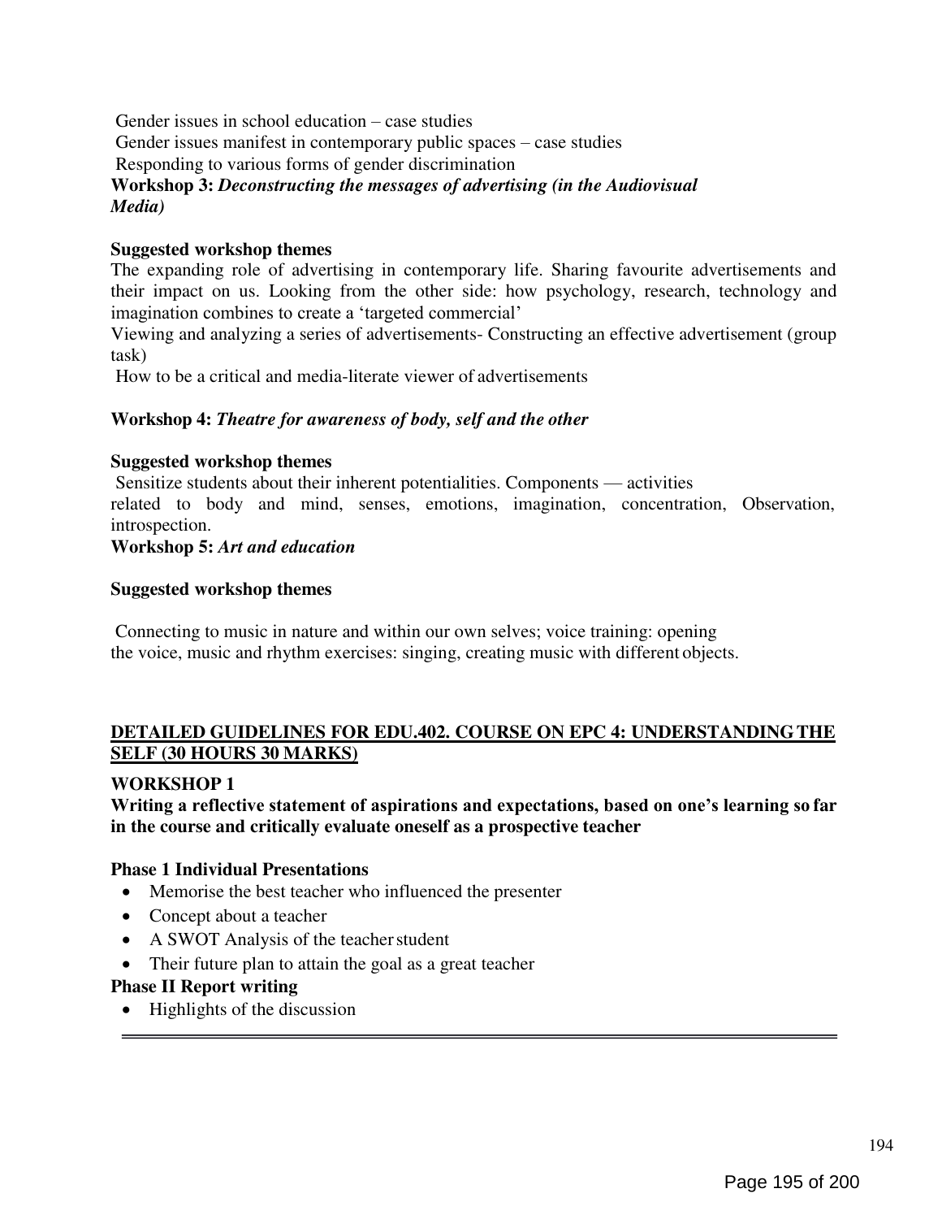Gender issues in school education – case studies

Gender issues manifest in contemporary public spaces – case studies

Responding to various forms of gender discrimination

**Workshop 3:** ***Deconstructing the messages of advertising (in the Audiovisual Media)***

**Suggested workshop themes**

The expanding role of advertising in contemporary life. Sharing favourite advertisements and their impact on us. Looking from the other side: how psychology, research, technology and imagination combines to create a 'targeted commercial'

Viewing and analyzing a series of advertisements- Constructing an effective advertisement (group task)

How to be a critical and media-literate viewer of advertisements

**Workshop 4:** ***Theatre for awareness of body, self and the other***

**Suggested workshop themes**

Sensitize students about their inherent potentialities. Components — activities related to body and mind, senses, emotions, imagination, concentration, Observation, introspection.

**Workshop 5:** ***Art and education***

**Suggested workshop themes**

Connecting to music in nature and within our own selves; voice training: opening the voice, music and rhythm exercises: singing, creating music with different objects.

## DETAILED GUIDELINES FOR EDU.402. COURSE ON EPC 4: UNDERSTANDING THE SELF (30 HOURS 30 MARKS)

### WORKSHOP 1

**Writing a reflective statement of aspirations and expectations, based on one's learning so far in the course and critically evaluate oneself as a prospective teacher**

**Phase 1 Individual Presentations**

- Memorise the best teacher who influenced the presenter
- Concept about a teacher
- A SWOT Analysis of the teacher student
- Their future plan to attain the goal as a great teacher

**Phase II Report writing**

- Highlights of the discussion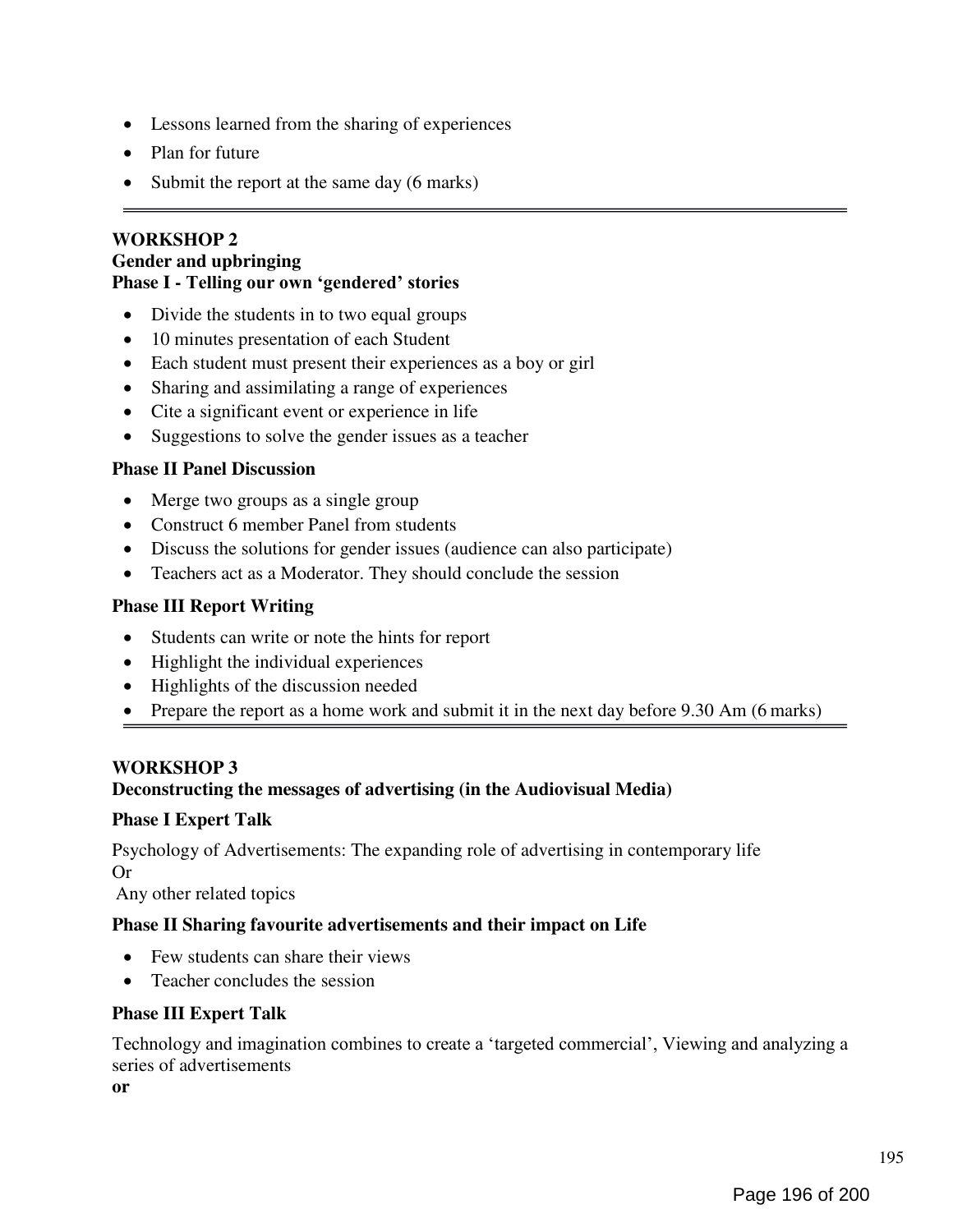- Lessons learned from the sharing of experiences
- Plan for future
- Submit the report at the same day (6 marks)

---

**WORKSHOP 2**
**Gender and upbringing**
**Phase I - Telling our own 'gendered' stories**

- Divide the students in to two equal groups
- 10 minutes presentation of each Student
- Each student must present their experiences as a boy or girl
- Sharing and assimilating a range of experiences
- Cite a significant event or experience in life
- Suggestions to solve the gender issues as a teacher

**Phase II Panel Discussion**

- Merge two groups as a single group
- Construct 6 member Panel from students
- Discuss the solutions for gender issues (audience can also participate)
- Teachers act as a Moderator. They should conclude the session

**Phase III Report Writing**

- Students can write or note the hints for report
- Highlight the individual experiences
- Highlights of the discussion needed
- Prepare the report as a home work and submit it in the next day before 9.30 Am (6 marks)

---

**WORKSHOP 3**
**Deconstructing the messages of advertising (in the Audiovisual Media)**

**Phase I Expert Talk**

Psychology of Advertisements: The expanding role of advertising in contemporary life
Or
Any other related topics

**Phase II Sharing favourite advertisements and their impact on Life**

- Few students can share their views
- Teacher concludes the session

**Phase III Expert Talk**

Technology and imagination combines to create a 'targeted commercial', Viewing and analyzing a series of advertisements
**or**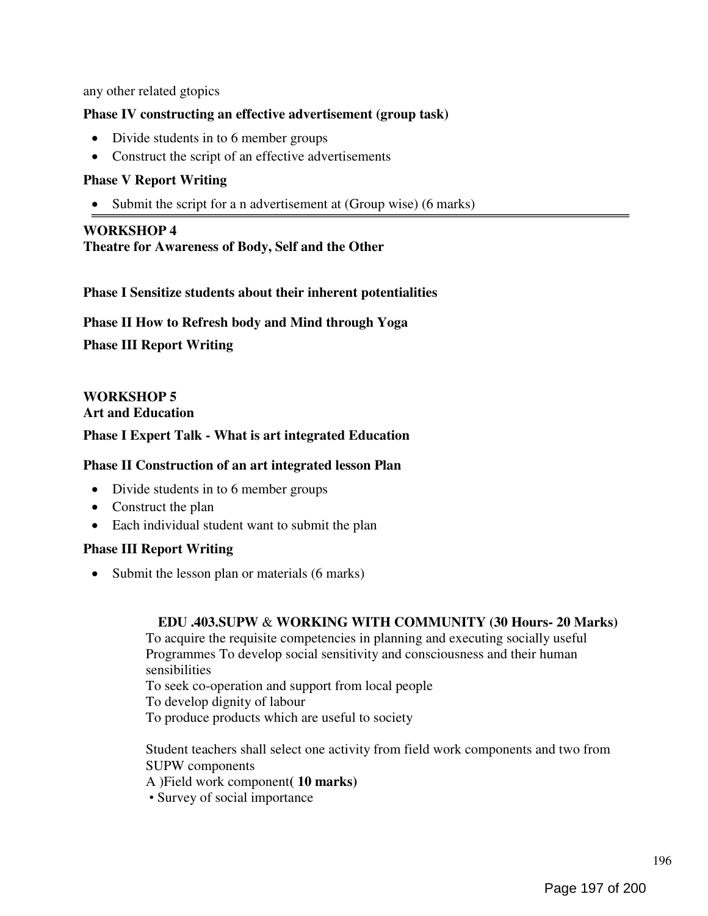any other related gtopics

**Phase IV constructing an effective advertisement (group task)**

- Divide students in to 6 member groups
- Construct the script of an effective advertisements

**Phase V Report Writing**

- Submit the script for a n advertisement at (Group wise) (6 marks)

---

**WORKSHOP 4**
**Theatre for Awareness of Body, Self and the Other**

**Phase I Sensitize students about their inherent potentialities**

**Phase II How to Refresh body and Mind through Yoga**

**Phase III Report Writing**

**WORKSHOP 5**
**Art and Education**

**Phase I Expert Talk - What is art integrated Education**

**Phase II Construction of an art integrated lesson Plan**

- Divide students in to 6 member groups
- Construct the plan
- Each individual student want to submit the plan

**Phase III Report Writing**

- Submit the lesson plan or materials (6 marks)

**EDU .403.SUPW & WORKING WITH COMMUNITY (30 Hours- 20 Marks)**

To acquire the requisite competencies in planning and executing socially useful Programmes To develop social sensitivity and consciousness and their human sensibilities

To seek co-operation and support from local people

To develop dignity of labour

To produce products which are useful to society

Student teachers shall select one activity from field work components and two from SUPW components

A )Field work component( **10 marks)**

• Survey of social importance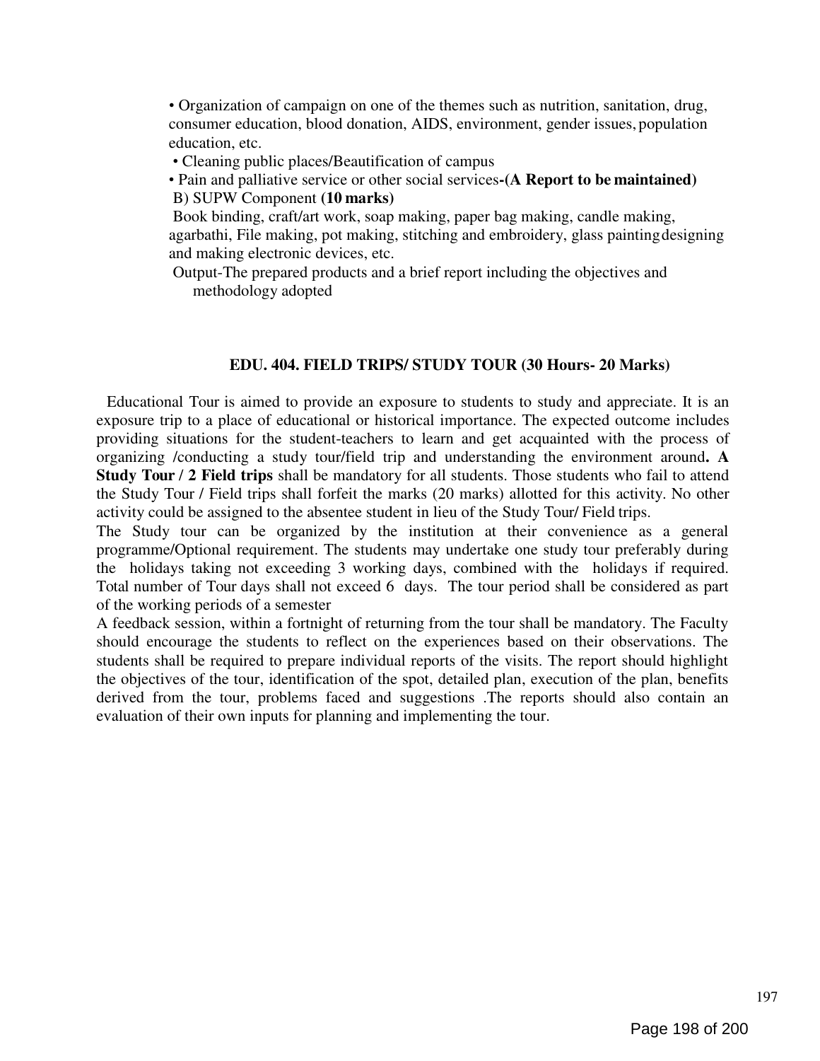- Organization of campaign on one of the themes such as nutrition, sanitation, drug, consumer education, blood donation, AIDS, environment, gender issues, population education, etc.
- Cleaning public places/Beautification of campus
- Pain and palliative service or other social services**-(A Report to be maintained)**

B) SUPW Component **(10 marks)**

Book binding, craft/art work, soap making, paper bag making, candle making, agarbathi, File making, pot making, stitching and embroidery, glass painting designing and making electronic devices, etc.

Output-The prepared products and a brief report including the objectives and methodology adopted

## EDU. 404. FIELD TRIPS/ STUDY TOUR (30 Hours- 20 Marks)

Educational Tour is aimed to provide an exposure to students to study and appreciate. It is an exposure trip to a place of educational or historical importance. The expected outcome includes providing situations for the student-teachers to learn and get acquainted with the process of organizing /conducting a study tour/field trip and understanding the environment around**. A Study Tour / 2 Field trips** shall be mandatory for all students. Those students who fail to attend the Study Tour / Field trips shall forfeit the marks (20 marks) allotted for this activity. No other activity could be assigned to the absentee student in lieu of the Study Tour/ Field trips.

The Study tour can be organized by the institution at their convenience as a general programme/Optional requirement. The students may undertake one study tour preferably during the holidays taking not exceeding 3 working days, combined with the holidays if required. Total number of Tour days shall not exceed 6 days. The tour period shall be considered as part of the working periods of a semester

A feedback session, within a fortnight of returning from the tour shall be mandatory. The Faculty should encourage the students to reflect on the experiences based on their observations. The students shall be required to prepare individual reports of the visits. The report should highlight the objectives of the tour, identification of the spot, detailed plan, execution of the plan, benefits derived from the tour, problems faced and suggestions .The reports should also contain an evaluation of their own inputs for planning and implementing the tour.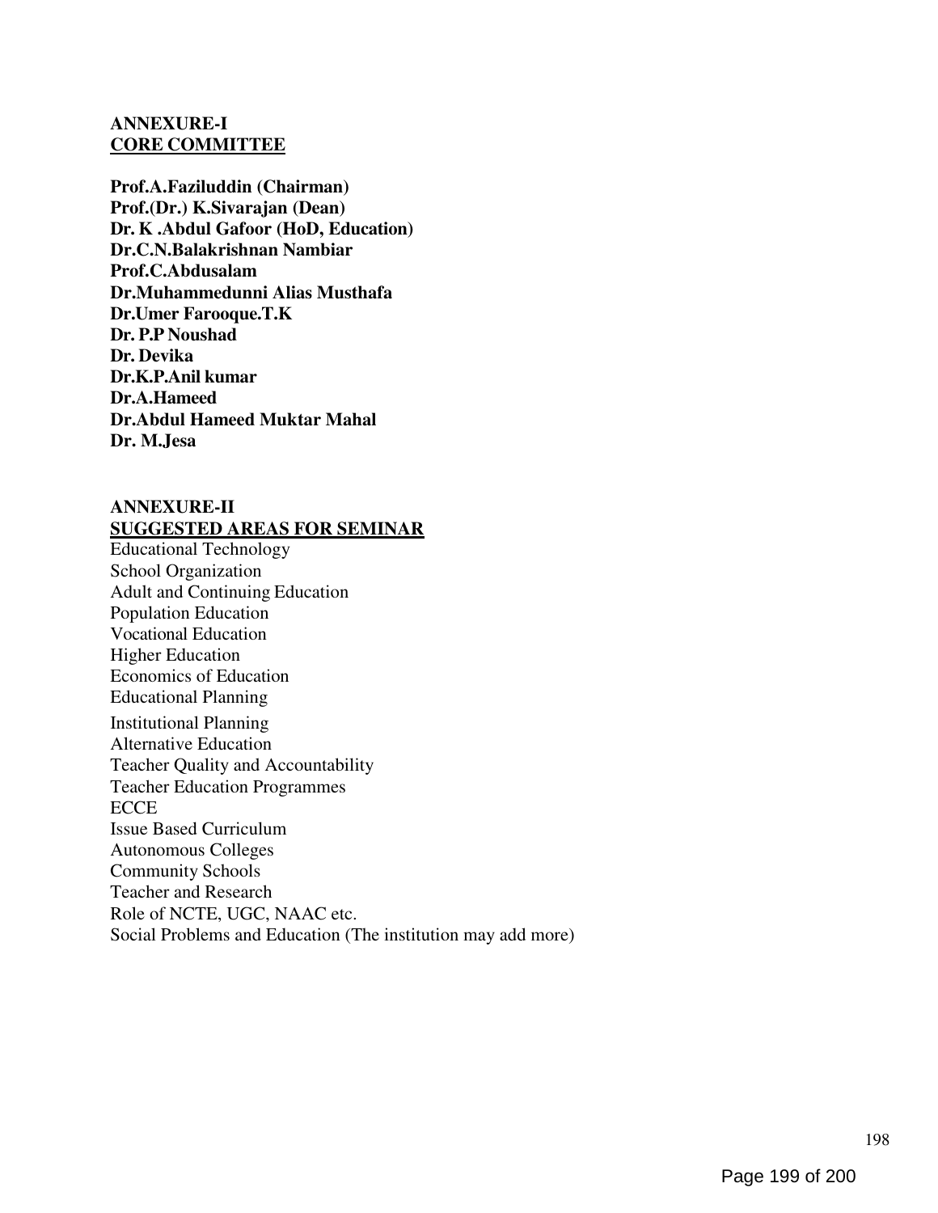**ANNEXURE-I**
**<u>CORE COMMITTEE</u>**

**Prof.A.Faziluddin (Chairman)**
**Prof.(Dr.) K.Sivarajan (Dean)**
**Dr. K .Abdul Gafoor (HoD, Education)**
**Dr.C.N.Balakrishnan Nambiar**
**Prof.C.Abdusalam**
**Dr.Muhammedunni Alias Musthafa**
**Dr.Umer Farooque.T.K**
**Dr. P.P Noushad**
**Dr. Devika**
**Dr.K.P.Anil kumar**
**Dr.A.Hameed**
**Dr.Abdul Hameed Muktar Mahal**
**Dr. M.Jesa**

**ANNEXURE-II**
**<u>SUGGESTED AREAS FOR SEMINAR</u>**

Educational Technology
School Organization
Adult and Continuing Education
Population Education
Vocational Education
Higher Education
Economics of Education
Educational Planning
Institutional Planning
Alternative Education
Teacher Quality and Accountability
Teacher Education Programmes
ECCE
Issue Based Curriculum
Autonomous Colleges
Community Schools
Teacher and Research
Role of NCTE, UGC, NAAC etc.
Social Problems and Education (The institution may add more)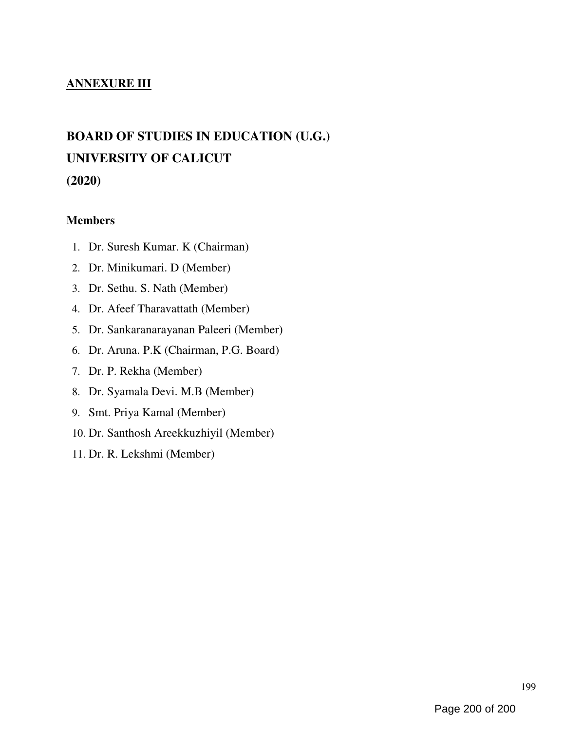**ANNEXURE III**

# BOARD OF STUDIES IN EDUCATION (U.G.)
# UNIVERSITY OF CALICUT
# (2020)

**Members**

1. Dr. Suresh Kumar. K (Chairman)
2. Dr. Minikumari. D (Member)
3. Dr. Sethu. S. Nath (Member)
4. Dr. Afeef Tharavattath (Member)
5. Dr. Sankaranarayanan Paleeri (Member)
6. Dr. Aruna. P.K (Chairman, P.G. Board)
7. Dr. P. Rekha (Member)
8. Dr. Syamala Devi. M.B (Member)
9. Smt. Priya Kamal (Member)
10. Dr. Santhosh Areekkuzhiyil (Member)
11. Dr. R. Lekshmi (Member)